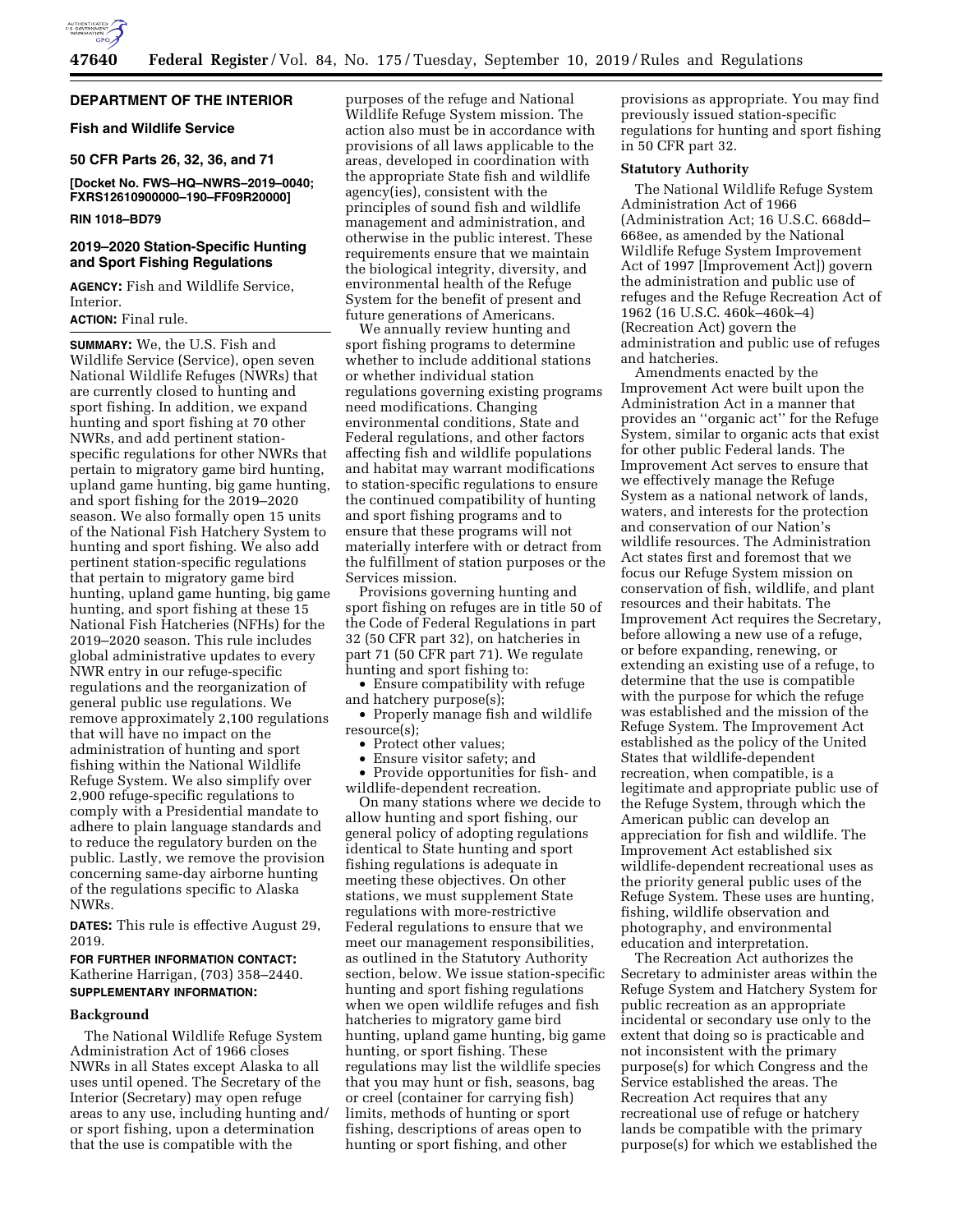**DEPARTMENT OF THE INTERIOR**

**Fish and Wildlife Service**

**50 CFR Parts 26, 32, 36, and 71**

**[Docket No. FWS–HQ–NWRS–2019–0040; FXRS12610900000–190–FF09R20000]**

**RIN 1018–BD79**

## 2019–2020 Station-Specific Hunting and Sport Fishing Regulations

**AGENCY:** Fish and Wildlife Service, Interior.

**ACTION:** Final rule.

**SUMMARY:** We, the U.S. Fish and Wildlife Service (Service), open seven National Wildlife Refuges (NWRs) that are currently closed to hunting and sport fishing. In addition, we expand hunting and sport fishing at 70 other NWRs, and add pertinent station-specific regulations for other NWRs that pertain to migratory game bird hunting, upland game hunting, big game hunting, and sport fishing for the 2019–2020 season. We also formally open 15 units of the National Fish Hatchery System to hunting and sport fishing. We also add pertinent station-specific regulations that pertain to migratory game bird hunting, upland game hunting, big game hunting, and sport fishing at these 15 National Fish Hatcheries (NFHs) for the 2019–2020 season. This rule includes global administrative updates to every NWR entry in our refuge-specific regulations and the reorganization of general public use regulations. We remove approximately 2,100 regulations that will have no impact on the administration of hunting and sport fishing within the National Wildlife Refuge System. We also simplify over 2,900 refuge-specific regulations to comply with a Presidential mandate to adhere to plain language standards and to reduce the regulatory burden on the public. Lastly, we remove the provision concerning same-day airborne hunting of the regulations specific to Alaska NWRs.

**DATES:** This rule is effective August 29, 2019.

**FOR FURTHER INFORMATION CONTACT:** Katherine Harrigan, (703) 358–2440.

**SUPPLEMENTARY INFORMATION:**

### Background

The National Wildlife Refuge System Administration Act of 1966 closes NWRs in all States except Alaska to all uses until opened. The Secretary of the Interior (Secretary) may open refuge areas to any use, including hunting and/or sport fishing, upon a determination that the use is compatible with the purposes of the refuge and National Wildlife Refuge System mission. The action also must be in accordance with provisions of all laws applicable to the areas, developed in coordination with the appropriate State fish and wildlife agency(ies), consistent with the principles of sound fish and wildlife management and administration, and otherwise in the public interest. These requirements ensure that we maintain the biological integrity, diversity, and environmental health of the Refuge System for the benefit of present and future generations of Americans.

We annually review hunting and sport fishing programs to determine whether to include additional stations or whether individual station regulations governing existing programs need modifications. Changing environmental conditions, State and Federal regulations, and other factors affecting fish and wildlife populations and habitat may warrant modifications to station-specific regulations to ensure the continued compatibility of hunting and sport fishing programs and to ensure that these programs will not materially interfere with or detract from the fulfillment of station purposes or the Services mission.

Provisions governing hunting and sport fishing on refuges are in title 50 of the Code of Federal Regulations in part 32 (50 CFR part 32), on hatcheries in part 71 (50 CFR part 71). We regulate hunting and sport fishing to:

- Ensure compatibility with refuge and hatchery purpose(s);
- Properly manage fish and wildlife resource(s);
- Protect other values;
- Ensure visitor safety; and
- Provide opportunities for fish- and wildlife-dependent recreation.

On many stations where we decide to allow hunting and sport fishing, our general policy of adopting regulations identical to State hunting and sport fishing regulations is adequate in meeting these objectives. On other stations, we must supplement State regulations with more-restrictive Federal regulations to ensure that we meet our management responsibilities, as outlined in the Statutory Authority section, below. We issue station-specific hunting and sport fishing regulations when we open wildlife refuges and fish hatcheries to migratory game bird hunting, upland game hunting, big game hunting, or sport fishing. These regulations may list the wildlife species that you may hunt or fish, seasons, bag or creel (container for carrying fish) limits, methods of hunting or sport fishing, descriptions of areas open to hunting or sport fishing, and other provisions as appropriate. You may find previously issued station-specific regulations for hunting and sport fishing in 50 CFR part 32.

### Statutory Authority

The National Wildlife Refuge System Administration Act of 1966 (Administration Act; 16 U.S.C. 668dd–668ee, as amended by the National Wildlife Refuge System Improvement Act of 1997 [Improvement Act]) govern the administration and public use of refuges and the Refuge Recreation Act of 1962 (16 U.S.C. 460k–460k–4) (Recreation Act) govern the administration and public use of refuges and hatcheries.

Amendments enacted by the Improvement Act were built upon the Administration Act in a manner that provides an "organic act" for the Refuge System, similar to organic acts that exist for other public Federal lands. The Improvement Act serves to ensure that we effectively manage the Refuge System as a national network of lands, waters, and interests for the protection and conservation of our Nation's wildlife resources. The Administration Act states first and foremost that we focus our Refuge System mission on conservation of fish, wildlife, and plant resources and their habitats. The Improvement Act requires the Secretary, before allowing a new use of a refuge, or before expanding, renewing, or extending an existing use of a refuge, to determine that the use is compatible with the purpose for which the refuge was established and the mission of the Refuge System. The Improvement Act established as the policy of the United States that wildlife-dependent recreation, when compatible, is a legitimate and appropriate public use of the Refuge System, through which the American public can develop an appreciation for fish and wildlife. The Improvement Act established six wildlife-dependent recreational uses as the priority general public uses of the Refuge System. These uses are hunting, fishing, wildlife observation and photography, and environmental education and interpretation.

The Recreation Act authorizes the Secretary to administer areas within the Refuge System and Hatchery System for public recreation as an appropriate incidental or secondary use only to the extent that doing so is practicable and not inconsistent with the primary purpose(s) for which Congress and the Service established the areas. The Recreation Act requires that any recreational use of refuge or hatchery lands be compatible with the primary purpose(s) for which we established the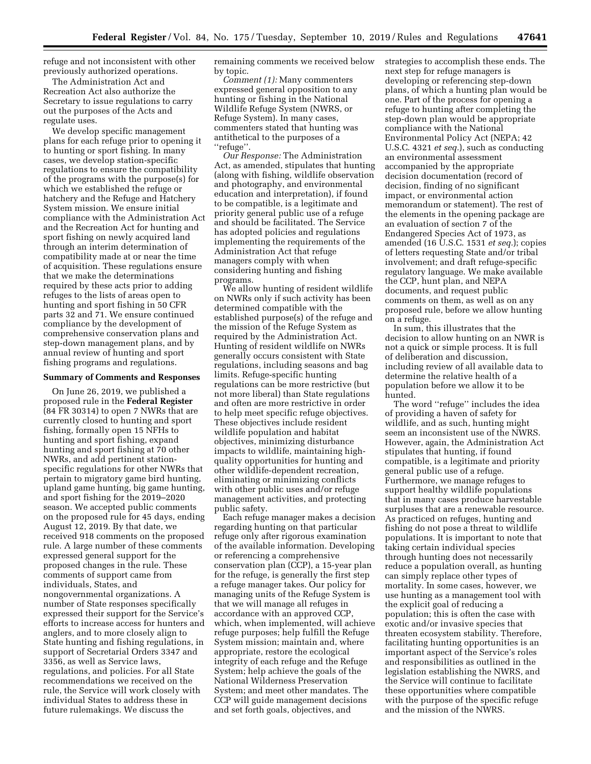refuge and not inconsistent with other previously authorized operations.

The Administration Act and Recreation Act also authorize the Secretary to issue regulations to carry out the purposes of the Acts and regulate uses.

We develop specific management plans for each refuge prior to opening it to hunting or sport fishing. In many cases, we develop station-specific regulations to ensure the compatibility of the programs with the purpose(s) for which we established the refuge or hatchery and the Refuge and Hatchery System mission. We ensure initial compliance with the Administration Act and the Recreation Act for hunting and sport fishing on newly acquired land through an interim determination of compatibility made at or near the time of acquisition. These regulations ensure that we make the determinations required by these acts prior to adding refuges to the lists of areas open to hunting and sport fishing in 50 CFR parts 32 and 71. We ensure continued compliance by the development of comprehensive conservation plans and step-down management plans, and by annual review of hunting and sport fishing programs and regulations.

**Summary of Comments and Responses**

On June 26, 2019, we published a proposed rule in the **Federal Register** (84 FR 30314) to open 7 NWRs that are currently closed to hunting and sport fishing, formally open 15 NFHs to hunting and sport fishing, expand hunting and sport fishing at 70 other NWRs, and add pertinent station-specific regulations for other NWRs that pertain to migratory game bird hunting, upland game hunting, big game hunting, and sport fishing for the 2019–2020 season. We accepted public comments on the proposed rule for 45 days, ending August 12, 2019. By that date, we received 918 comments on the proposed rule. A large number of these comments expressed general support for the proposed changes in the rule. These comments of support came from individuals, States, and nongovernmental organizations. A number of State responses specifically expressed their support for the Service's efforts to increase access for hunters and anglers, and to more closely align to State hunting and fishing regulations, in support of Secretarial Orders 3347 and 3356, as well as Service laws, regulations, and policies. For all State recommendations we received on the rule, the Service will work closely with individual States to address these in future rulemakings. We discuss the remaining comments we received below by topic.

*Comment (1):* Many commenters expressed general opposition to any hunting or fishing in the National Wildlife Refuge System (NWRS, or Refuge System). In many cases, commenters stated that hunting was antithetical to the purposes of a ''refuge''.

*Our Response:* The Administration Act, as amended, stipulates that hunting (along with fishing, wildlife observation and photography, and environmental education and interpretation), if found to be compatible, is a legitimate and priority general public use of a refuge and should be facilitated. The Service has adopted policies and regulations implementing the requirements of the Administration Act that refuge managers comply with when considering hunting and fishing programs.

We allow hunting of resident wildlife on NWRs only if such activity has been determined compatible with the established purpose(s) of the refuge and the mission of the Refuge System as required by the Administration Act. Hunting of resident wildlife on NWRs generally occurs consistent with State regulations, including seasons and bag limits. Refuge-specific hunting regulations can be more restrictive (but not more liberal) than State regulations and often are more restrictive in order to help meet specific refuge objectives. These objectives include resident wildlife population and habitat objectives, minimizing disturbance impacts to wildlife, maintaining high-quality opportunities for hunting and other wildlife-dependent recreation, eliminating or minimizing conflicts with other public uses and/or refuge management activities, and protecting public safety.

Each refuge manager makes a decision regarding hunting on that particular refuge only after rigorous examination of the available information. Developing or referencing a comprehensive conservation plan (CCP), a 15-year plan for the refuge, is generally the first step a refuge manager takes. Our policy for managing units of the Refuge System is that we will manage all refuges in accordance with an approved CCP, which, when implemented, will achieve refuge purposes; help fulfill the Refuge System mission; maintain and, where appropriate, restore the ecological integrity of each refuge and the Refuge System; help achieve the goals of the National Wilderness Preservation System; and meet other mandates. The CCP will guide management decisions and set forth goals, objectives, and strategies to accomplish these ends. The next step for refuge managers is developing or referencing step-down plans, of which a hunting plan would be one. Part of the process for opening a refuge to hunting after completing the step-down plan would be appropriate compliance with the National Environmental Policy Act (NEPA; 42 U.S.C. 4321 *et seq.*), such as conducting an environmental assessment accompanied by the appropriate decision documentation (record of decision, finding of no significant impact, or environmental action memorandum or statement). The rest of the elements in the opening package are an evaluation of section 7 of the Endangered Species Act of 1973, as amended (16 U.S.C. 1531 *et seq.*); copies of letters requesting State and/or tribal involvement; and draft refuge-specific regulatory language. We make available the CCP, hunt plan, and NEPA documents, and request public comments on them, as well as on any proposed rule, before we allow hunting on a refuge.

In sum, this illustrates that the decision to allow hunting on an NWR is not a quick or simple process. It is full of deliberation and discussion, including review of all available data to determine the relative health of a population before we allow it to be hunted.

The word ''refuge'' includes the idea of providing a haven of safety for wildlife, and as such, hunting might seem an inconsistent use of the NWRS. However, again, the Administration Act stipulates that hunting, if found compatible, is a legitimate and priority general public use of a refuge. Furthermore, we manage refuges to support healthy wildlife populations that in many cases produce harvestable surpluses that are a renewable resource. As practiced on refuges, hunting and fishing do not pose a threat to wildlife populations. It is important to note that taking certain individual species through hunting does not necessarily reduce a population overall, as hunting can simply replace other types of mortality. In some cases, however, we use hunting as a management tool with the explicit goal of reducing a population; this is often the case with exotic and/or invasive species that threaten ecosystem stability. Therefore, facilitating hunting opportunities is an important aspect of the Service's roles and responsibilities as outlined in the legislation establishing the NWRS, and the Service will continue to facilitate these opportunities where compatible with the purpose of the specific refuge and the mission of the NWRS.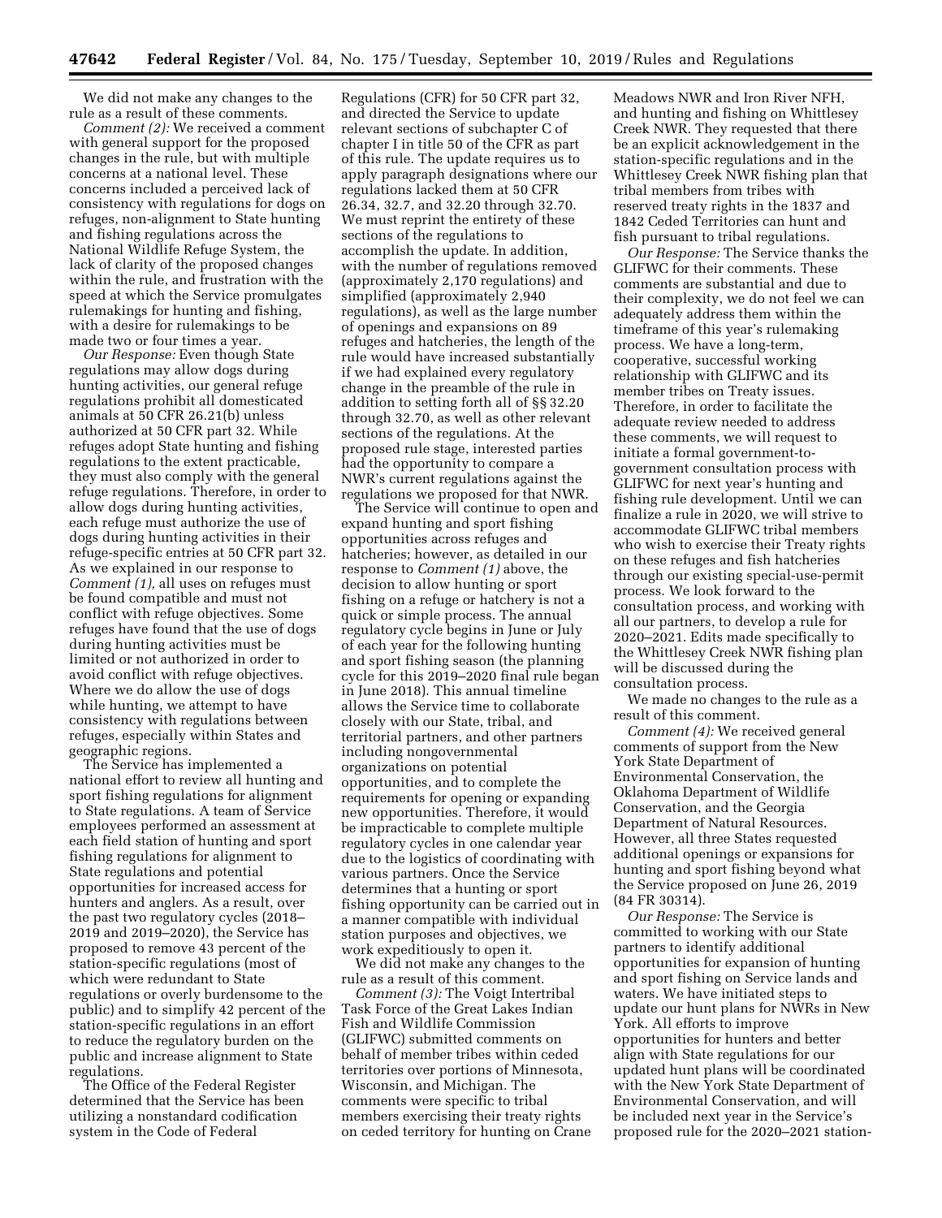We did not make any changes to the rule as a result of these comments.

*Comment (2):* We received a comment with general support for the proposed changes in the rule, but with multiple concerns at a national level. These concerns included a perceived lack of consistency with regulations for dogs on refuges, non-alignment to State hunting and fishing regulations across the National Wildlife Refuge System, the lack of clarity of the proposed changes within the rule, and frustration with the speed at which the Service promulgates rulemakings for hunting and fishing, with a desire for rulemakings to be made two or four times a year.

*Our Response:* Even though State regulations may allow dogs during hunting activities, our general refuge regulations prohibit all domesticated animals at 50 CFR 26.21(b) unless authorized at 50 CFR part 32. While refuges adopt State hunting and fishing regulations to the extent practicable, they must also comply with the general refuge regulations. Therefore, in order to allow dogs during hunting activities, each refuge must authorize the use of dogs during hunting activities in their refuge-specific entries at 50 CFR part 32. As we explained in our response to *Comment (1),* all uses on refuges must be found compatible and must not conflict with refuge objectives. Some refuges have found that the use of dogs during hunting activities must be limited or not authorized in order to avoid conflict with refuge objectives. Where we do allow the use of dogs while hunting, we attempt to have consistency with regulations between refuges, especially within States and geographic regions.

The Service has implemented a national effort to review all hunting and sport fishing regulations for alignment to State regulations. A team of Service employees performed an assessment at each field station of hunting and sport fishing regulations for alignment to State regulations and potential opportunities for increased access for hunters and anglers. As a result, over the past two regulatory cycles (2018–2019 and 2019–2020), the Service has proposed to remove 43 percent of the station-specific regulations (most of which were redundant to State regulations or overly burdensome to the public) and to simplify 42 percent of the station-specific regulations in an effort to reduce the regulatory burden on the public and increase alignment to State regulations.

The Office of the Federal Register determined that the Service has been utilizing a nonstandard codification system in the Code of Federal Regulations (CFR) for 50 CFR part 32, and directed the Service to update relevant sections of subchapter C of chapter I in title 50 of the CFR as part of this rule. The update requires us to apply paragraph designations where our regulations lacked them at 50 CFR 26.34, 32.7, and 32.20 through 32.70. We must reprint the entirety of these sections of the regulations to accomplish the update. In addition, with the number of regulations removed (approximately 2,170 regulations) and simplified (approximately 2,940 regulations), as well as the large number of openings and expansions on 89 refuges and hatcheries, the length of the rule would have increased substantially if we had explained every regulatory change in the preamble of the rule in addition to setting forth all of §§ 32.20 through 32.70, as well as other relevant sections of the regulations. At the proposed rule stage, interested parties had the opportunity to compare a NWR's current regulations against the regulations we proposed for that NWR.

The Service will continue to open and expand hunting and sport fishing opportunities across refuges and hatcheries; however, as detailed in our response to *Comment (1)* above, the decision to allow hunting or sport fishing on a refuge or hatchery is not a quick or simple process. The annual regulatory cycle begins in June or July of each year for the following hunting and sport fishing season (the planning cycle for this 2019–2020 final rule began in June 2018). This annual timeline allows the Service time to collaborate closely with our State, tribal, and territorial partners, and other partners including nongovernmental organizations on potential opportunities, and to complete the requirements for opening or expanding new opportunities. Therefore, it would be impracticable to complete multiple regulatory cycles in one calendar year due to the logistics of coordinating with various partners. Once the Service determines that a hunting or sport fishing opportunity can be carried out in a manner compatible with individual station purposes and objectives, we work expeditiously to open it.

We did not make any changes to the rule as a result of this comment.

*Comment (3):* The Voigt Intertribal Task Force of the Great Lakes Indian Fish and Wildlife Commission (GLIFWC) submitted comments on behalf of member tribes within ceded territories over portions of Minnesota, Wisconsin, and Michigan. The comments were specific to tribal members exercising their treaty rights on ceded territory for hunting on Crane Meadows NWR and Iron River NFH, and hunting and fishing on Whittlesey Creek NWR. They requested that there be an explicit acknowledgement in the station-specific regulations and in the Whittlesey Creek NWR fishing plan that tribal members from tribes with reserved treaty rights in the 1837 and 1842 Ceded Territories can hunt and fish pursuant to tribal regulations.

*Our Response:* The Service thanks the GLIFWC for their comments. These comments are substantial and due to their complexity, we do not feel we can adequately address them within the timeframe of this year's rulemaking process. We have a long-term, cooperative, successful working relationship with GLIFWC and its member tribes on Treaty issues. Therefore, in order to facilitate the adequate review needed to address these comments, we will request to initiate a formal government-to-government consultation process with GLIFWC for next year's hunting and fishing rule development. Until we can finalize a rule in 2020, we will strive to accommodate GLIFWC tribal members who wish to exercise their Treaty rights on these refuges and fish hatcheries through our existing special-use-permit process. We look forward to the consultation process, and working with all our partners, to develop a rule for 2020–2021. Edits made specifically to the Whittlesey Creek NWR fishing plan will be discussed during the consultation process.

We made no changes to the rule as a result of this comment.

*Comment (4):* We received general comments of support from the New York State Department of Environmental Conservation, the Oklahoma Department of Wildlife Conservation, and the Georgia Department of Natural Resources. However, all three States requested additional openings or expansions for hunting and sport fishing beyond what the Service proposed on June 26, 2019 (84 FR 30314).

*Our Response:* The Service is committed to working with our State partners to identify additional opportunities for expansion of hunting and sport fishing on Service lands and waters. We have initiated steps to update our hunt plans for NWRs in New York. All efforts to improve opportunities for hunters and better align with State regulations for our updated hunt plans will be coordinated with the New York State Department of Environmental Conservation, and will be included next year in the Service's proposed rule for the 2020–2021 station-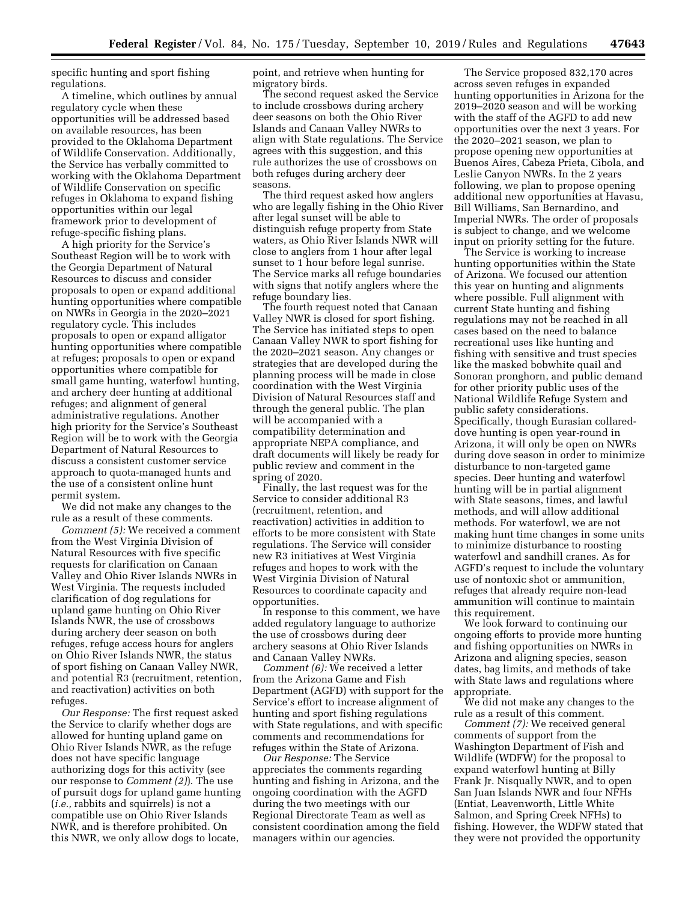specific hunting and sport fishing regulations.

A timeline, which outlines by annual regulatory cycle when these opportunities will be addressed based on available resources, has been provided to the Oklahoma Department of Wildlife Conservation. Additionally, the Service has verbally committed to working with the Oklahoma Department of Wildlife Conservation on specific refuges in Oklahoma to expand fishing opportunities within our legal framework prior to development of refuge-specific fishing plans.

A high priority for the Service's Southeast Region will be to work with the Georgia Department of Natural Resources to discuss and consider proposals to open or expand additional hunting opportunities where compatible on NWRs in Georgia in the 2020–2021 regulatory cycle. This includes proposals to open or expand alligator hunting opportunities where compatible at refuges; proposals to open or expand opportunities where compatible for small game hunting, waterfowl hunting, and archery deer hunting at additional refuges; and alignment of general administrative regulations. Another high priority for the Service's Southeast Region will be to work with the Georgia Department of Natural Resources to discuss a consistent customer service approach to quota-managed hunts and the use of a consistent online hunt permit system.

We did not make any changes to the rule as a result of these comments.

*Comment (5):* We received a comment from the West Virginia Division of Natural Resources with five specific requests for clarification on Canaan Valley and Ohio River Islands NWRs in West Virginia. The requests included clarification of dog regulations for upland game hunting on Ohio River Islands NWR, the use of crossbows during archery deer season on both refuges, refuge access hours for anglers on Ohio River Islands NWR, the status of sport fishing on Canaan Valley NWR, and potential R3 (recruitment, retention, and reactivation) activities on both refuges.

*Our Response:* The first request asked the Service to clarify whether dogs are allowed for hunting upland game on Ohio River Islands NWR, as the refuge does not have specific language authorizing dogs for this activity (see our response to *Comment (2)*). The use of pursuit dogs for upland game hunting (*i.e.,* rabbits and squirrels) is not a compatible use on Ohio River Islands NWR, and is therefore prohibited. On this NWR, we only allow dogs to locate, point, and retrieve when hunting for migratory birds.

The second request asked the Service to include crossbows during archery deer seasons on both the Ohio River Islands and Canaan Valley NWRs to align with State regulations. The Service agrees with this suggestion, and this rule authorizes the use of crossbows on both refuges during archery deer seasons.

The third request asked how anglers who are legally fishing in the Ohio River after legal sunset will be able to distinguish refuge property from State waters, as Ohio River Islands NWR will close to anglers from 1 hour after legal sunset to 1 hour before legal sunrise. The Service marks all refuge boundaries with signs that notify anglers where the refuge boundary lies.

The fourth request noted that Canaan Valley NWR is closed for sport fishing. The Service has initiated steps to open Canaan Valley NWR to sport fishing for the 2020–2021 season. Any changes or strategies that are developed during the planning process will be made in close coordination with the West Virginia Division of Natural Resources staff and through the general public. The plan will be accompanied with a compatibility determination and appropriate NEPA compliance, and draft documents will likely be ready for public review and comment in the spring of 2020.

Finally, the last request was for the Service to consider additional R3 (recruitment, retention, and reactivation) activities in addition to efforts to be more consistent with State regulations. The Service will consider new R3 initiatives at West Virginia refuges and hopes to work with the West Virginia Division of Natural Resources to coordinate capacity and opportunities.

In response to this comment, we have added regulatory language to authorize the use of crossbows during deer archery seasons at Ohio River Islands and Canaan Valley NWRs.

*Comment (6):* We received a letter from the Arizona Game and Fish Department (AGFD) with support for the Service's effort to increase alignment of hunting and sport fishing regulations with State regulations, and with specific comments and recommendations for refuges within the State of Arizona.

*Our Response:* The Service appreciates the comments regarding hunting and fishing in Arizona, and the ongoing coordination with the AGFD during the two meetings with our Regional Directorate Team as well as consistent coordination among the field managers within our agencies.

The Service proposed 832,170 acres across seven refuges in expanded hunting opportunities in Arizona for the 2019–2020 season and will be working with the staff of the AGFD to add new opportunities over the next 3 years. For the 2020–2021 season, we plan to propose opening new opportunities at Buenos Aires, Cabeza Prieta, Cibola, and Leslie Canyon NWRs. In the 2 years following, we plan to propose opening additional new opportunities at Havasu, Bill Williams, San Bernardino, and Imperial NWRs. The order of proposals is subject to change, and we welcome input on priority setting for the future.

The Service is working to increase hunting opportunities within the State of Arizona. We focused our attention this year on hunting and alignments where possible. Full alignment with current State hunting and fishing regulations may not be reached in all cases based on the need to balance recreational uses like hunting and fishing with sensitive and trust species like the masked bobwhite quail and Sonoran pronghorn, and public demand for other priority public uses of the National Wildlife Refuge System and public safety considerations. Specifically, though Eurasian collared-dove hunting is open year-round in Arizona, it will only be open on NWRs during dove season in order to minimize disturbance to non-targeted game species. Deer hunting and waterfowl hunting will be in partial alignment with State seasons, times, and lawful methods, and will allow additional methods. For waterfowl, we are not making hunt time changes in some units to minimize disturbance to roosting waterfowl and sandhill cranes. As for AGFD's request to include the voluntary use of nontoxic shot or ammunition, refuges that already require non-lead ammunition will continue to maintain this requirement.

We look forward to continuing our ongoing efforts to provide more hunting and fishing opportunities on NWRs in Arizona and aligning species, season dates, bag limits, and methods of take with State laws and regulations where appropriate.

We did not make any changes to the rule as a result of this comment.

*Comment (7):* We received general comments of support from the Washington Department of Fish and Wildlife (WDFW) for the proposal to expand waterfowl hunting at Billy Frank Jr. Nisqually NWR, and to open San Juan Islands NWR and four NFHs (Entiat, Leavenworth, Little White Salmon, and Spring Creek NFHs) to fishing. However, the WDFW stated that they were not provided the opportunity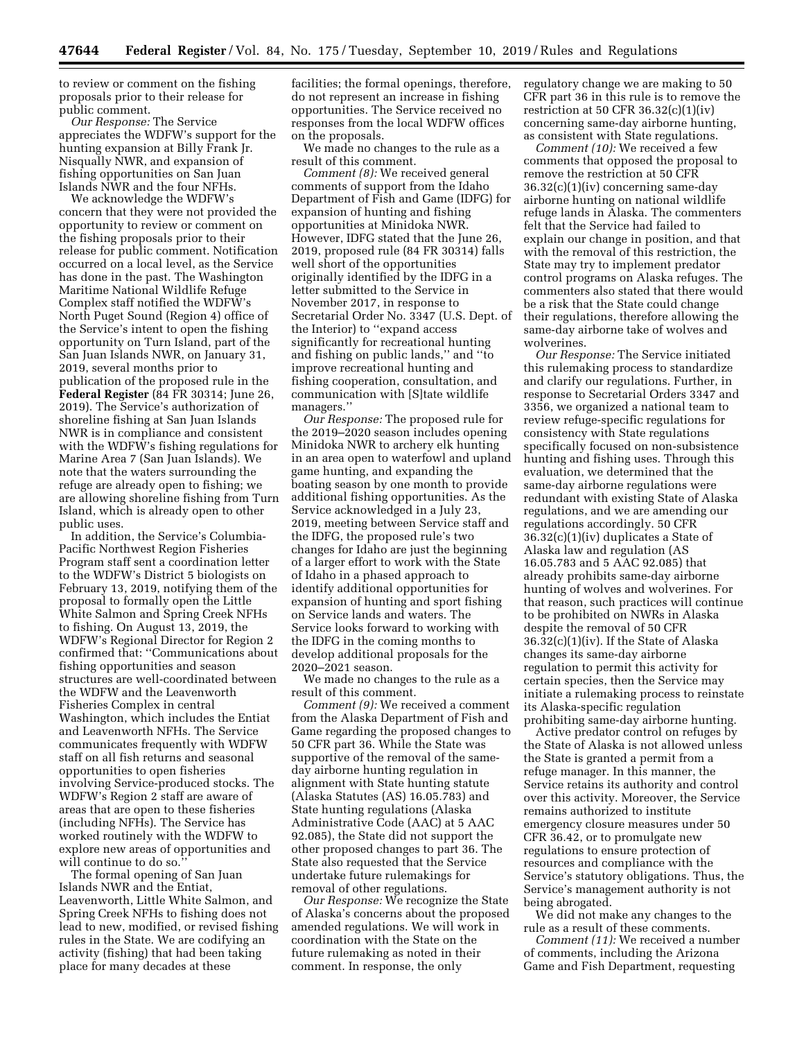to review or comment on the fishing proposals prior to their release for public comment.

*Our Response:* The Service appreciates the WDFW's support for the hunting expansion at Billy Frank Jr. Nisqually NWR, and expansion of fishing opportunities on San Juan Islands NWR and the four NFHs.

We acknowledge the WDFW's concern that they were not provided the opportunity to review or comment on the fishing proposals prior to their release for public comment. Notification occurred on a local level, as the Service has done in the past. The Washington Maritime National Wildlife Refuge Complex staff notified the WDFW's North Puget Sound (Region 4) office of the Service's intent to open the fishing opportunity on Turn Island, part of the San Juan Islands NWR, on January 31, 2019, several months prior to publication of the proposed rule in the **Federal Register** (84 FR 30314; June 26, 2019). The Service's authorization of shoreline fishing at San Juan Islands NWR is in compliance and consistent with the WDFW's fishing regulations for Marine Area 7 (San Juan Islands). We note that the waters surrounding the refuge are already open to fishing; we are allowing shoreline fishing from Turn Island, which is already open to other public uses.

In addition, the Service's Columbia-Pacific Northwest Region Fisheries Program staff sent a coordination letter to the WDFW's District 5 biologists on February 13, 2019, notifying them of the proposal to formally open the Little White Salmon and Spring Creek NFHs to fishing. On August 13, 2019, the WDFW's Regional Director for Region 2 confirmed that: ''Communications about fishing opportunities and season structures are well-coordinated between the WDFW and the Leavenworth Fisheries Complex in central Washington, which includes the Entiat and Leavenworth NFHs. The Service communicates frequently with WDFW staff on all fish returns and seasonal opportunities to open fisheries involving Service-produced stocks. The WDFW's Region 2 staff are aware of areas that are open to these fisheries (including NFHs). The Service has worked routinely with the WDFW to explore new areas of opportunities and will continue to do so.''

The formal opening of San Juan Islands NWR and the Entiat, Leavenworth, Little White Salmon, and Spring Creek NFHs to fishing does not lead to new, modified, or revised fishing rules in the State. We are codifying an activity (fishing) that had been taking place for many decades at these facilities; the formal openings, therefore, do not represent an increase in fishing opportunities. The Service received no responses from the local WDFW offices on the proposals.

We made no changes to the rule as a result of this comment.

*Comment (8):* We received general comments of support from the Idaho Department of Fish and Game (IDFG) for expansion of hunting and fishing opportunities at Minidoka NWR. However, IDFG stated that the June 26, 2019, proposed rule (84 FR 30314) falls well short of the opportunities originally identified by the IDFG in a letter submitted to the Service in November 2017, in response to Secretarial Order No. 3347 (U.S. Dept. of the Interior) to ''expand access significantly for recreational hunting and fishing on public lands,'' and ''to improve recreational hunting and fishing cooperation, consultation, and communication with [S]tate wildlife managers.''

*Our Response:* The proposed rule for the 2019–2020 season includes opening Minidoka NWR to archery elk hunting in an area open to waterfowl and upland game hunting, and expanding the boating season by one month to provide additional fishing opportunities. As the Service acknowledged in a July 23, 2019, meeting between Service staff and the IDFG, the proposed rule's two changes for Idaho are just the beginning of a larger effort to work with the State of Idaho in a phased approach to identify additional opportunities for expansion of hunting and sport fishing on Service lands and waters. The Service looks forward to working with the IDFG in the coming months to develop additional proposals for the 2020–2021 season.

We made no changes to the rule as a result of this comment.

*Comment (9):* We received a comment from the Alaska Department of Fish and Game regarding the proposed changes to 50 CFR part 36. While the State was supportive of the removal of the same-day airborne hunting regulation in alignment with State hunting statute (Alaska Statutes (AS) 16.05.783) and State hunting regulations (Alaska Administrative Code (AAC) at 5 AAC 92.085), the State did not support the other proposed changes to part 36. The State also requested that the Service undertake future rulemakings for removal of other regulations.

*Our Response:* We recognize the State of Alaska's concerns about the proposed amended regulations. We will work in coordination with the State on the future rulemaking as noted in their comment. In response, the only regulatory change we are making to 50 CFR part 36 in this rule is to remove the restriction at 50 CFR 36.32(c)(1)(iv) concerning same-day airborne hunting, as consistent with State regulations.

*Comment (10):* We received a few comments that opposed the proposal to remove the restriction at 50 CFR 36.32(c)(1)(iv) concerning same-day airborne hunting on national wildlife refuge lands in Alaska. The commenters felt that the Service had failed to explain our change in position, and that with the removal of this restriction, the State may try to implement predator control programs on Alaska refuges. The commenters also stated that there would be a risk that the State could change their regulations, therefore allowing the same-day airborne take of wolves and wolverines.

*Our Response:* The Service initiated this rulemaking process to standardize and clarify our regulations. Further, in response to Secretarial Orders 3347 and 3356, we organized a national team to review refuge-specific regulations for consistency with State regulations specifically focused on non-subsistence hunting and fishing uses. Through this evaluation, we determined that the same-day airborne regulations were redundant with existing State of Alaska regulations, and we are amending our regulations accordingly. 50 CFR 36.32(c)(1)(iv) duplicates a State of Alaska law and regulation (AS 16.05.783 and 5 AAC 92.085) that already prohibits same-day airborne hunting of wolves and wolverines. For that reason, such practices will continue to be prohibited on NWRs in Alaska despite the removal of 50 CFR 36.32(c)(1)(iv). If the State of Alaska changes its same-day airborne regulation to permit this activity for certain species, then the Service may initiate a rulemaking process to reinstate its Alaska-specific regulation prohibiting same-day airborne hunting.

Active predator control on refuges by the State of Alaska is not allowed unless the State is granted a permit from a refuge manager. In this manner, the Service retains its authority and control over this activity. Moreover, the Service remains authorized to institute emergency closure measures under 50 CFR 36.42, or to promulgate new regulations to ensure protection of resources and compliance with the Service's statutory obligations. Thus, the Service's management authority is not being abrogated.

We did not make any changes to the rule as a result of these comments.

*Comment (11):* We received a number of comments, including the Arizona Game and Fish Department, requesting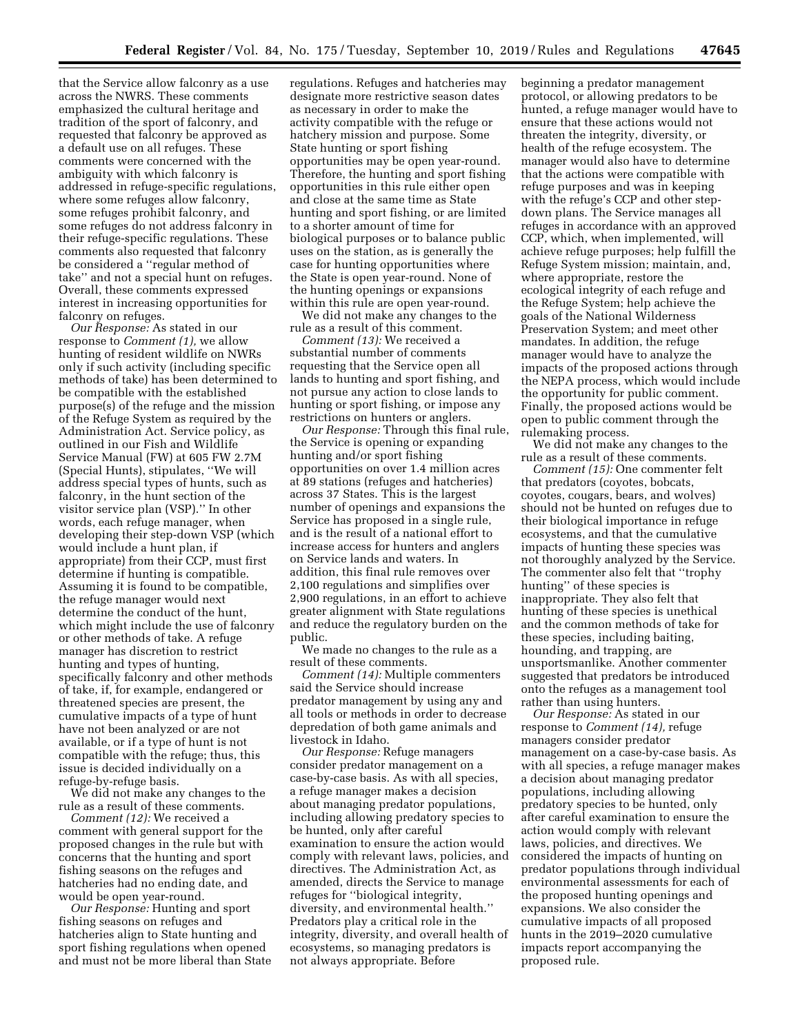that the Service allow falconry as a use across the NWRS. These comments emphasized the cultural heritage and tradition of the sport of falconry, and requested that falconry be approved as a default use on all refuges. These comments were concerned with the ambiguity with which falconry is addressed in refuge-specific regulations, where some refuges allow falconry, some refuges prohibit falconry, and some refuges do not address falconry in their refuge-specific regulations. These comments also requested that falconry be considered a ''regular method of take'' and not a special hunt on refuges. Overall, these comments expressed interest in increasing opportunities for falconry on refuges.

*Our Response:* As stated in our response to *Comment (1),* we allow hunting of resident wildlife on NWRs only if such activity (including specific methods of take) has been determined to be compatible with the established purpose(s) of the refuge and the mission of the Refuge System as required by the Administration Act. Service policy, as outlined in our Fish and Wildlife Service Manual (FW) at 605 FW 2.7M (Special Hunts), stipulates, ''We will address special types of hunts, such as falconry, in the hunt section of the visitor service plan (VSP).'' In other words, each refuge manager, when developing their step-down VSP (which would include a hunt plan, if appropriate) from their CCP, must first determine if hunting is compatible. Assuming it is found to be compatible, the refuge manager would next determine the conduct of the hunt, which might include the use of falconry or other methods of take. A refuge manager has discretion to restrict hunting and types of hunting, specifically falconry and other methods of take, if, for example, endangered or threatened species are present, the cumulative impacts of a type of hunt have not been analyzed or are not available, or if a type of hunt is not compatible with the refuge; thus, this issue is decided individually on a refuge-by-refuge basis.

We did not make any changes to the rule as a result of these comments.

*Comment (12):* We received a comment with general support for the proposed changes in the rule but with concerns that the hunting and sport fishing seasons on the refuges and hatcheries had no ending date, and would be open year-round.

*Our Response:* Hunting and sport fishing seasons on refuges and hatcheries align to State hunting and sport fishing regulations when opened and must not be more liberal than State regulations. Refuges and hatcheries may designate more restrictive season dates as necessary in order to make the activity compatible with the refuge or hatchery mission and purpose. Some State hunting or sport fishing opportunities may be open year-round. Therefore, the hunting and sport fishing opportunities in this rule either open and close at the same time as State hunting and sport fishing, or are limited to a shorter amount of time for biological purposes or to balance public uses on the station, as is generally the case for hunting opportunities where the State is open year-round. None of the hunting openings or expansions within this rule are open year-round.

We did not make any changes to the rule as a result of this comment.

*Comment (13):* We received a substantial number of comments requesting that the Service open all lands to hunting and sport fishing, and not pursue any action to close lands to hunting or sport fishing, or impose any restrictions on hunters or anglers.

*Our Response:* Through this final rule, the Service is opening or expanding hunting and/or sport fishing opportunities on over 1.4 million acres at 89 stations (refuges and hatcheries) across 37 States. This is the largest number of openings and expansions the Service has proposed in a single rule, and is the result of a national effort to increase access for hunters and anglers on Service lands and waters. In addition, this final rule removes over 2,100 regulations and simplifies over 2,900 regulations, in an effort to achieve greater alignment with State regulations and reduce the regulatory burden on the public.

We made no changes to the rule as a result of these comments.

*Comment (14):* Multiple commenters said the Service should increase predator management by using any and all tools or methods in order to decrease depredation of both game animals and livestock in Idaho.

*Our Response:* Refuge managers consider predator management on a case-by-case basis. As with all species, a refuge manager makes a decision about managing predator populations, including allowing predatory species to be hunted, only after careful examination to ensure the action would comply with relevant laws, policies, and directives. The Administration Act, as amended, directs the Service to manage refuges for ''biological integrity, diversity, and environmental health.'' Predators play a critical role in the integrity, diversity, and overall health of ecosystems, so managing predators is not always appropriate. Before beginning a predator management protocol, or allowing predators to be hunted, a refuge manager would have to ensure that these actions would not threaten the integrity, diversity, or health of the refuge ecosystem. The manager would also have to determine that the actions were compatible with refuge purposes and was in keeping with the refuge's CCP and other step-down plans. The Service manages all refuges in accordance with an approved CCP, which, when implemented, will achieve refuge purposes; help fulfill the Refuge System mission; maintain, and, where appropriate, restore the ecological integrity of each refuge and the Refuge System; help achieve the goals of the National Wilderness Preservation System; and meet other mandates. In addition, the refuge manager would have to analyze the impacts of the proposed actions through the NEPA process, which would include the opportunity for public comment. Finally, the proposed actions would be open to public comment through the rulemaking process.

We did not make any changes to the rule as a result of these comments.

*Comment (15):* One commenter felt that predators (coyotes, bobcats, coyotes, cougars, bears, and wolves) should not be hunted on refuges due to their biological importance in refuge ecosystems, and that the cumulative impacts of hunting these species was not thoroughly analyzed by the Service. The commenter also felt that ''trophy hunting'' of these species is inappropriate. They also felt that hunting of these species is unethical and the common methods of take for these species, including baiting, hounding, and trapping, are unsportsmanlike. Another commenter suggested that predators be introduced onto the refuges as a management tool rather than using hunters.

*Our Response:* As stated in our response to *Comment (14),* refuge managers consider predator management on a case-by-case basis. As with all species, a refuge manager makes a decision about managing predator populations, including allowing predatory species to be hunted, only after careful examination to ensure the action would comply with relevant laws, policies, and directives. We considered the impacts of hunting on predator populations through individual environmental assessments for each of the proposed hunting openings and expansions. We also consider the cumulative impacts of all proposed hunts in the 2019–2020 cumulative impacts report accompanying the proposed rule.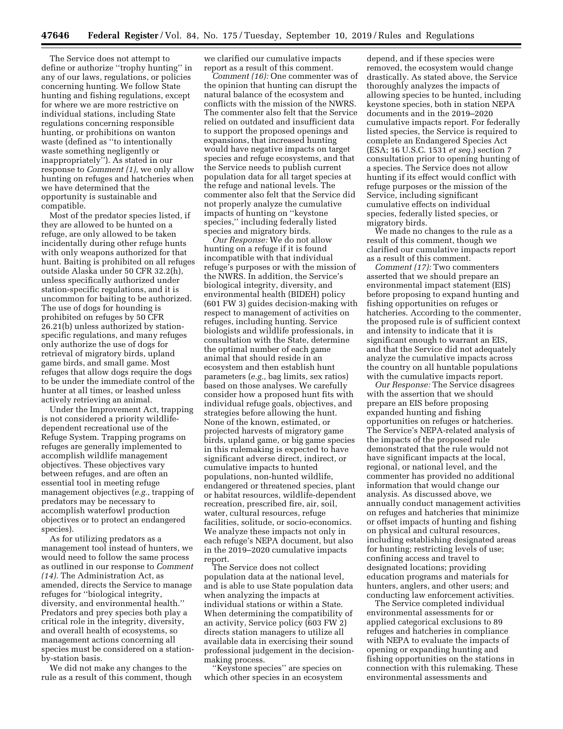The Service does not attempt to define or authorize ''trophy hunting'' in any of our laws, regulations, or policies concerning hunting. We follow State hunting and fishing regulations, except for where we are more restrictive on individual stations, including State regulations concerning responsible hunting, or prohibitions on wanton waste (defined as ''to intentionally waste something negligently or inappropriately''). As stated in our response to *Comment (1),* we only allow hunting on refuges and hatcheries when we have determined that the opportunity is sustainable and compatible.

Most of the predator species listed, if they are allowed to be hunted on a refuge, are only allowed to be taken incidentally during other refuge hunts with only weapons authorized for that hunt. Baiting is prohibited on all refuges outside Alaska under 50 CFR 32.2(h), unless specifically authorized under station-specific regulations, and it is uncommon for baiting to be authorized. The use of dogs for hounding is prohibited on refuges by 50 CFR 26.21(b) unless authorized by station-specific regulations, and many refuges only authorize the use of dogs for retrieval of migratory birds, upland game birds, and small game. Most refuges that allow dogs require the dogs to be under the immediate control of the hunter at all times, or leashed unless actively retrieving an animal.

Under the Improvement Act, trapping is not considered a priority wildlife-dependent recreational use of the Refuge System. Trapping programs on refuges are generally implemented to accomplish wildlife management objectives. These objectives vary between refuges, and are often an essential tool in meeting refuge management objectives (*e.g.,* trapping of predators may be necessary to accomplish waterfowl production objectives or to protect an endangered species).

As for utilizing predators as a management tool instead of hunters, we would need to follow the same process as outlined in our response to *Comment (14).* The Administration Act, as amended, directs the Service to manage refuges for ''biological integrity, diversity, and environmental health.'' Predators and prey species both play a critical role in the integrity, diversity, and overall health of ecosystems, so management actions concerning all species must be considered on a station-by-station basis.

We did not make any changes to the rule as a result of this comment, though we clarified our cumulative impacts report as a result of this comment.

*Comment (16):* One commenter was of the opinion that hunting can disrupt the natural balance of the ecosystem and conflicts with the mission of the NWRS. The commenter also felt that the Service relied on outdated and insufficient data to support the proposed openings and expansions, that increased hunting would have negative impacts on target species and refuge ecosystems, and that the Service needs to publish current population data for all target species at the refuge and national levels. The commenter also felt that the Service did not properly analyze the cumulative impacts of hunting on ''keystone species,'' including federally listed species and migratory birds.

*Our Response:* We do not allow hunting on a refuge if it is found incompatible with that individual refuge's purposes or with the mission of the NWRS. In addition, the Service's biological integrity, diversity, and environmental health (BIDEH) policy (601 FW 3) guides decision-making with respect to management of activities on refuges, including hunting. Service biologists and wildlife professionals, in consultation with the State, determine the optimal number of each game animal that should reside in an ecosystem and then establish hunt parameters (*e.g.,* bag limits, sex ratios) based on those analyses. We carefully consider how a proposed hunt fits with individual refuge goals, objectives, and strategies before allowing the hunt. None of the known, estimated, or projected harvests of migratory game birds, upland game, or big game species in this rulemaking is expected to have significant adverse direct, indirect, or cumulative impacts to hunted populations, non-hunted wildlife, endangered or threatened species, plant or habitat resources, wildlife-dependent recreation, prescribed fire, air, soil, water, cultural resources, refuge facilities, solitude, or socio-economics. We analyze these impacts not only in each refuge's NEPA document, but also in the 2019–2020 cumulative impacts report.

The Service does not collect population data at the national level, and is able to use State population data when analyzing the impacts at individual stations or within a State. When determining the compatibility of an activity, Service policy (603 FW 2) directs station managers to utilize all available data in exercising their sound professional judgement in the decision-making process.

''Keystone species'' are species on which other species in an ecosystem depend, and if these species were removed, the ecosystem would change drastically. As stated above, the Service thoroughly analyzes the impacts of allowing species to be hunted, including keystone species, both in station NEPA documents and in the 2019–2020 cumulative impacts report. For federally listed species, the Service is required to complete an Endangered Species Act (ESA; 16 U.S.C. 1531 *et seq.*) section 7 consultation prior to opening hunting of a species. The Service does not allow hunting if its effect would conflict with refuge purposes or the mission of the Service, including significant cumulative effects on individual species, federally listed species, or migratory birds.

We made no changes to the rule as a result of this comment, though we clarified our cumulative impacts report as a result of this comment.

*Comment (17):* Two commenters asserted that we should prepare an environmental impact statement (EIS) before proposing to expand hunting and fishing opportunities on refuges or hatcheries. According to the commenter, the proposed rule is of sufficient context and intensity to indicate that it is significant enough to warrant an EIS, and that the Service did not adequately analyze the cumulative impacts across the country on all huntable populations with the cumulative impacts report.

*Our Response:* The Service disagrees with the assertion that we should prepare an EIS before proposing expanded hunting and fishing opportunities on refuges or hatcheries. The Service's NEPA-related analysis of the impacts of the proposed rule demonstrated that the rule would not have significant impacts at the local, regional, or national level, and the commenter has provided no additional information that would change our analysis. As discussed above, we annually conduct management activities on refuges and hatcheries that minimize or offset impacts of hunting and fishing on physical and cultural resources, including establishing designated areas for hunting; restricting levels of use; confining access and travel to designated locations; providing education programs and materials for hunters, anglers, and other users; and conducting law enforcement activities.

The Service completed individual environmental assessments for or applied categorical exclusions to 89 refuges and hatcheries in compliance with NEPA to evaluate the impacts of opening or expanding hunting and fishing opportunities on the stations in connection with this rulemaking. These environmental assessments and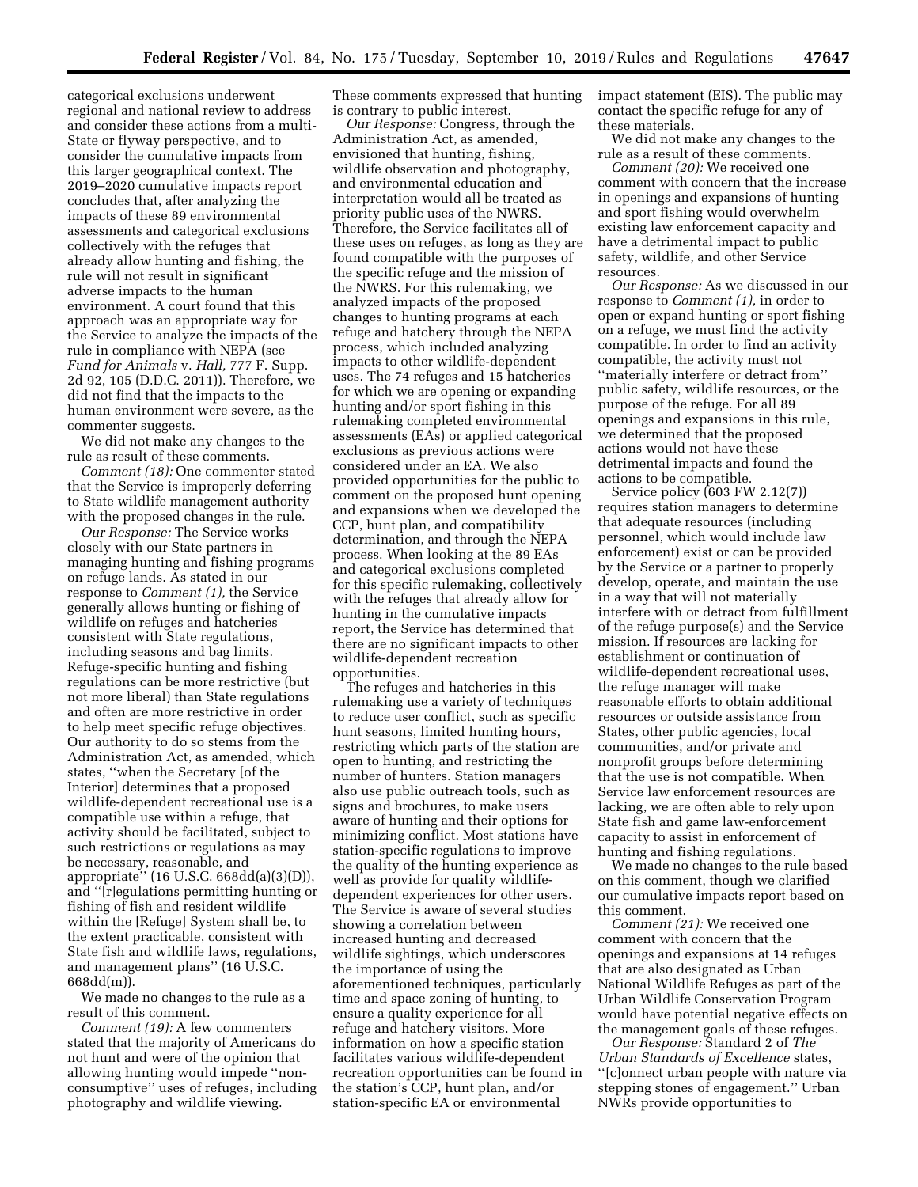categorical exclusions underwent regional and national review to address and consider these actions from a multi-State or flyway perspective, and to consider the cumulative impacts from this larger geographical context. The 2019–2020 cumulative impacts report concludes that, after analyzing the impacts of these 89 environmental assessments and categorical exclusions collectively with the refuges that already allow hunting and fishing, the rule will not result in significant adverse impacts to the human environment. A court found that this approach was an appropriate way for the Service to analyze the impacts of the rule in compliance with NEPA (see *Fund for Animals* v. *Hall,* 777 F. Supp. 2d 92, 105 (D.D.C. 2011)). Therefore, we did not find that the impacts to the human environment were severe, as the commenter suggests.

We did not make any changes to the rule as result of these comments.

*Comment (18):* One commenter stated that the Service is improperly deferring to State wildlife management authority with the proposed changes in the rule.

*Our Response:* The Service works closely with our State partners in managing hunting and fishing programs on refuge lands. As stated in our response to *Comment (1),* the Service generally allows hunting or fishing of wildlife on refuges and hatcheries consistent with State regulations, including seasons and bag limits. Refuge-specific hunting and fishing regulations can be more restrictive (but not more liberal) than State regulations and often are more restrictive in order to help meet specific refuge objectives. Our authority to do so stems from the Administration Act, as amended, which states, "when the Secretary [of the Interior] determines that a proposed wildlife-dependent recreational use is a compatible use within a refuge, that activity should be facilitated, subject to such restrictions or regulations as may be necessary, reasonable, and appropriate" (16 U.S.C. 668dd(a)(3)(D)), and "[r]egulations permitting hunting or fishing of fish and resident wildlife within the [Refuge] System shall be, to the extent practicable, consistent with State fish and wildlife laws, regulations, and management plans" (16 U.S.C. 668dd(m)).

We made no changes to the rule as a result of this comment.

*Comment (19):* A few commenters stated that the majority of Americans do not hunt and were of the opinion that allowing hunting would impede "non-consumptive" uses of refuges, including photography and wildlife viewing. These comments expressed that hunting is contrary to public interest.

*Our Response:* Congress, through the Administration Act, as amended, envisioned that hunting, fishing, wildlife observation and photography, and environmental education and interpretation would all be treated as priority public uses of the NWRS. Therefore, the Service facilitates all of these uses on refuges, as long as they are found compatible with the purposes of the specific refuge and the mission of the NWRS. For this rulemaking, we analyzed impacts of the proposed changes to hunting programs at each refuge and hatchery through the NEPA process, which included analyzing impacts to other wildlife-dependent uses. The 74 refuges and 15 hatcheries for which we are opening or expanding hunting and/or sport fishing in this rulemaking completed environmental assessments (EAs) or applied categorical exclusions as previous actions were considered under an EA. We also provided opportunities for the public to comment on the proposed hunt opening and expansions when we developed the CCP, hunt plan, and compatibility determination, and through the NEPA process. When looking at the 89 EAs and categorical exclusions completed for this specific rulemaking, collectively with the refuges that already allow for hunting in the cumulative impacts report, the Service has determined that there are no significant impacts to other wildlife-dependent recreation opportunities.

The refuges and hatcheries in this rulemaking use a variety of techniques to reduce user conflict, such as specific hunt seasons, limited hunting hours, restricting which parts of the station are open to hunting, and restricting the number of hunters. Station managers also use public outreach tools, such as signs and brochures, to make users aware of hunting and their options for minimizing conflict. Most stations have station-specific regulations to improve the quality of the hunting experience as well as provide for quality wildlife-dependent experiences for other users. The Service is aware of several studies showing a correlation between increased hunting and decreased wildlife sightings, which underscores the importance of using the aforementioned techniques, particularly time and space zoning of hunting, to ensure a quality experience for all refuge and hatchery visitors. More information on how a specific station facilitates various wildlife-dependent recreation opportunities can be found in the station's CCP, hunt plan, and/or station-specific EA or environmental impact statement (EIS). The public may contact the specific refuge for any of these materials.

We did not make any changes to the rule as a result of these comments.

*Comment (20):* We received one comment with concern that the increase in openings and expansions of hunting and sport fishing would overwhelm existing law enforcement capacity and have a detrimental impact to public safety, wildlife, and other Service resources.

*Our Response:* As we discussed in our response to *Comment (1),* in order to open or expand hunting or sport fishing on a refuge, we must find the activity compatible. In order to find an activity compatible, the activity must not "materially interfere or detract from" public safety, wildlife resources, or the purpose of the refuge. For all 89 openings and expansions in this rule, we determined that the proposed actions would not have these detrimental impacts and found the actions to be compatible.

Service policy (603 FW 2.12(7)) requires station managers to determine that adequate resources (including personnel, which would include law enforcement) exist or can be provided by the Service or a partner to properly develop, operate, and maintain the use in a way that will not materially interfere with or detract from fulfillment of the refuge purpose(s) and the Service mission. If resources are lacking for establishment or continuation of wildlife-dependent recreational uses, the refuge manager will make reasonable efforts to obtain additional resources or outside assistance from States, other public agencies, local communities, and/or private and nonprofit groups before determining that the use is not compatible. When Service law enforcement resources are lacking, we are often able to rely upon State fish and game law-enforcement capacity to assist in enforcement of hunting and fishing regulations.

We made no changes to the rule based on this comment, though we clarified our cumulative impacts report based on this comment.

*Comment (21):* We received one comment with concern that the openings and expansions at 14 refuges that are also designated as Urban National Wildlife Refuges as part of the Urban Wildlife Conservation Program would have potential negative effects on the management goals of these refuges.

*Our Response:* Standard 2 of *The Urban Standards of Excellence* states, "[c]onnect urban people with nature via stepping stones of engagement." Urban NWRs provide opportunities to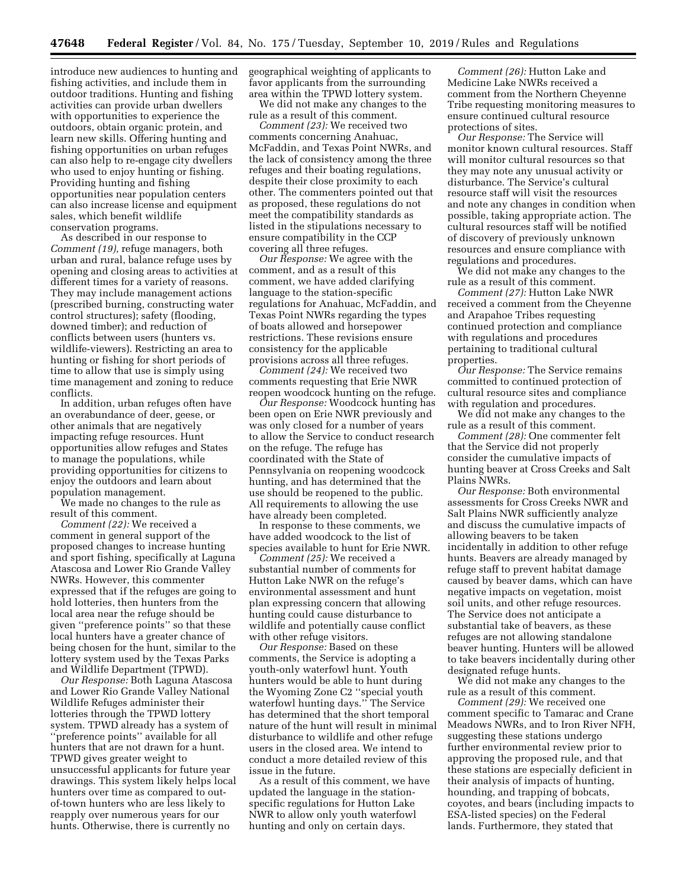introduce new audiences to hunting and fishing activities, and include them in outdoor traditions. Hunting and fishing activities can provide urban dwellers with opportunities to experience the outdoors, obtain organic protein, and learn new skills. Offering hunting and fishing opportunities on urban refuges can also help to re-engage city dwellers who used to enjoy hunting or fishing. Providing hunting and fishing opportunities near population centers can also increase license and equipment sales, which benefit wildlife conservation programs.

As described in our response to *Comment (19),* refuge managers, both urban and rural, balance refuge uses by opening and closing areas to activities at different times for a variety of reasons. They may include management actions (prescribed burning, constructing water control structures); safety (flooding, downed timber); and reduction of conflicts between users (hunters vs. wildlife-viewers). Restricting an area to hunting or fishing for short periods of time to allow that use is simply using time management and zoning to reduce conflicts.

In addition, urban refuges often have an overabundance of deer, geese, or other animals that are negatively impacting refuge resources. Hunt opportunities allow refuges and States to manage the populations, while providing opportunities for citizens to enjoy the outdoors and learn about population management.

We made no changes to the rule as result of this comment.

*Comment (22):* We received a comment in general support of the proposed changes to increase hunting and sport fishing, specifically at Laguna Atascosa and Lower Rio Grande Valley NWRs. However, this commenter expressed that if the refuges are going to hold lotteries, then hunters from the local area near the refuge should be given ''preference points'' so that these local hunters have a greater chance of being chosen for the hunt, similar to the lottery system used by the Texas Parks and Wildlife Department (TPWD).

*Our Response:* Both Laguna Atascosa and Lower Rio Grande Valley National Wildlife Refuges administer their lotteries through the TPWD lottery system. TPWD already has a system of ''preference points'' available for all hunters that are not drawn for a hunt. TPWD gives greater weight to unsuccessful applicants for future year drawings. This system likely helps local hunters over time as compared to out-of-town hunters who are less likely to reapply over numerous years for our hunts. Otherwise, there is currently no geographical weighting of applicants to favor applicants from the surrounding area within the TPWD lottery system.

We did not make any changes to the rule as a result of this comment.

*Comment (23):* We received two comments concerning Anahuac, McFaddin, and Texas Point NWRs, and the lack of consistency among the three refuges and their boating regulations, despite their close proximity to each other. The commenters pointed out that as proposed, these regulations do not meet the compatibility standards as listed in the stipulations necessary to ensure compatibility in the CCP covering all three refuges.

*Our Response:* We agree with the comment, and as a result of this comment, we have added clarifying language to the station-specific regulations for Anahuac, McFaddin, and Texas Point NWRs regarding the types of boats allowed and horsepower restrictions. These revisions ensure consistency for the applicable provisions across all three refuges.

*Comment (24):* We received two comments requesting that Erie NWR reopen woodcock hunting on the refuge.

*Our Response:* Woodcock hunting has been open on Erie NWR previously and was only closed for a number of years to allow the Service to conduct research on the refuge. The refuge has coordinated with the State of Pennsylvania on reopening woodcock hunting, and has determined that the use should be reopened to the public. All requirements to allowing the use have already been completed.

In response to these comments, we have added woodcock to the list of species available to hunt for Erie NWR.

*Comment (25):* We received a substantial number of comments for Hutton Lake NWR on the refuge's environmental assessment and hunt plan expressing concern that allowing hunting could cause disturbance to wildlife and potentially cause conflict with other refuge visitors.

*Our Response:* Based on these comments, the Service is adopting a youth-only waterfowl hunt. Youth hunters would be able to hunt during the Wyoming Zone C2 ''special youth waterfowl hunting days.'' The Service has determined that the short temporal nature of the hunt will result in minimal disturbance to wildlife and other refuge users in the closed area. We intend to conduct a more detailed review of this issue in the future.

As a result of this comment, we have updated the language in the station-specific regulations for Hutton Lake NWR to allow only youth waterfowl hunting and only on certain days.

*Comment (26):* Hutton Lake and Medicine Lake NWRs received a comment from the Northern Cheyenne Tribe requesting monitoring measures to ensure continued cultural resource protections of sites.

*Our Response:* The Service will monitor known cultural resources. Staff will monitor cultural resources so that they may note any unusual activity or disturbance. The Service's cultural resource staff will visit the resources and note any changes in condition when possible, taking appropriate action. The cultural resources staff will be notified of discovery of previously unknown resources and ensure compliance with regulations and procedures.

We did not make any changes to the rule as a result of this comment.

*Comment (27):* Hutton Lake NWR received a comment from the Cheyenne and Arapahoe Tribes requesting continued protection and compliance with regulations and procedures pertaining to traditional cultural properties.

*Our Response:* The Service remains committed to continued protection of cultural resource sites and compliance with regulation and procedures.

We did not make any changes to the rule as a result of this comment.

*Comment (28):* One commenter felt that the Service did not properly consider the cumulative impacts of hunting beaver at Cross Creeks and Salt Plains NWRs.

*Our Response:* Both environmental assessments for Cross Creeks NWR and Salt Plains NWR sufficiently analyze and discuss the cumulative impacts of allowing beavers to be taken incidentally in addition to other refuge hunts. Beavers are already managed by refuge staff to prevent habitat damage caused by beaver dams, which can have negative impacts on vegetation, moist soil units, and other refuge resources. The Service does not anticipate a substantial take of beavers, as these refuges are not allowing standalone beaver hunting. Hunters will be allowed to take beavers incidentally during other designated refuge hunts.

We did not make any changes to the rule as a result of this comment.

*Comment (29):* We received one comment specific to Tamarac and Crane Meadows NWRs, and to Iron River NFH, suggesting these stations undergo further environmental review prior to approving the proposed rule, and that these stations are especially deficient in their analysis of impacts of hunting, hounding, and trapping of bobcats, coyotes, and bears (including impacts to ESA-listed species) on the Federal lands. Furthermore, they stated that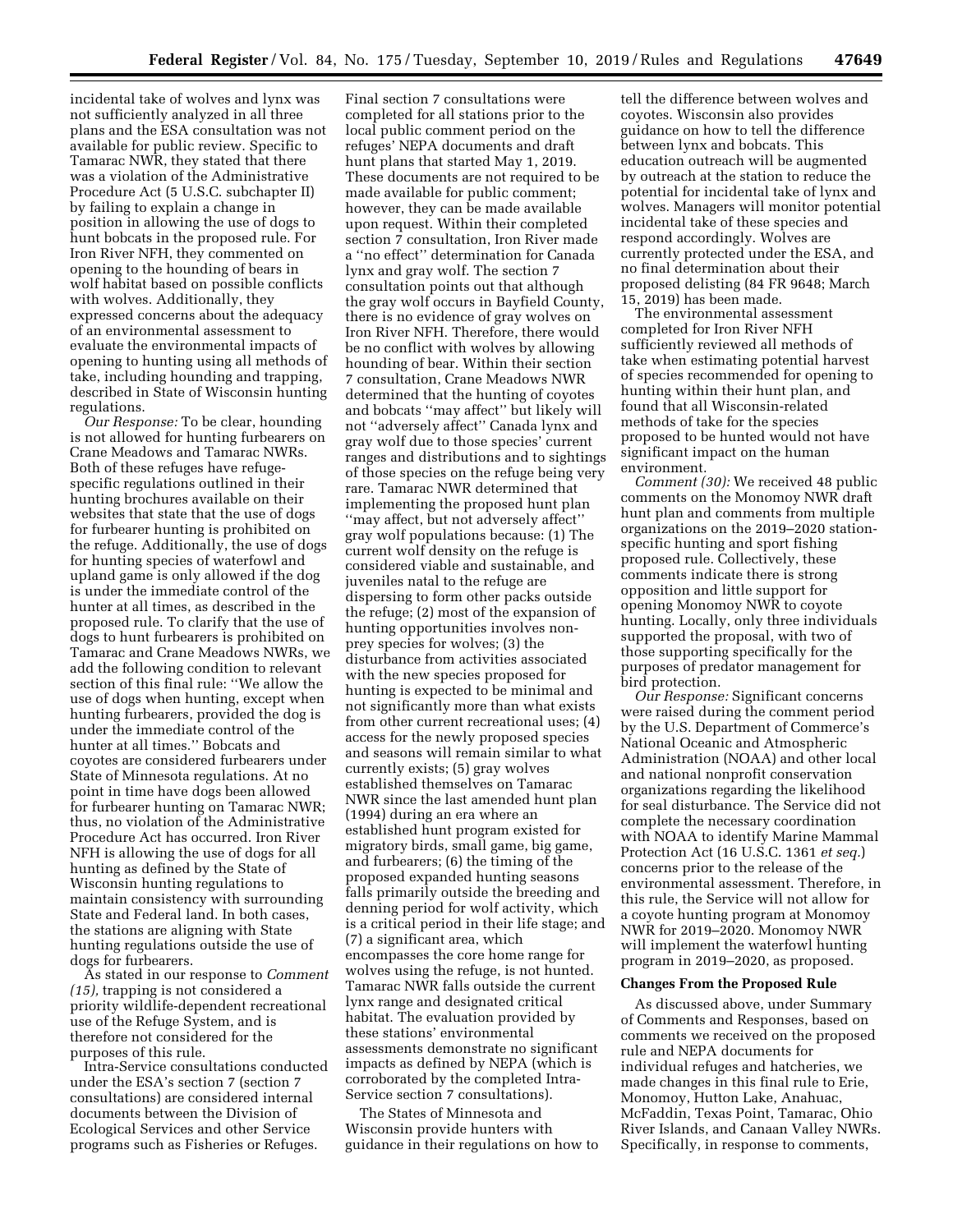incidental take of wolves and lynx was not sufficiently analyzed in all three plans and the ESA consultation was not available for public review. Specific to Tamarac NWR, they stated that there was a violation of the Administrative Procedure Act (5 U.S.C. subchapter II) by failing to explain a change in position in allowing the use of dogs to hunt bobcats in the proposed rule. For Iron River NFH, they commented on opening to the hounding of bears in wolf habitat based on possible conflicts with wolves. Additionally, they expressed concerns about the adequacy of an environmental assessment to evaluate the environmental impacts of opening to hunting using all methods of take, including hounding and trapping, described in State of Wisconsin hunting regulations.

*Our Response:* To be clear, hounding is not allowed for hunting furbearers on Crane Meadows and Tamarac NWRs. Both of these refuges have refuge-specific regulations outlined in their hunting brochures available on their websites that state that the use of dogs for furbearer hunting is prohibited on the refuge. Additionally, the use of dogs for hunting species of waterfowl and upland game is only allowed if the dog is under the immediate control of the hunter at all times, as described in the proposed rule. To clarify that the use of dogs to hunt furbearers is prohibited on Tamarac and Crane Meadows NWRs, we add the following condition to relevant section of this final rule: "We allow the use of dogs when hunting, except when hunting furbearers, provided the dog is under the immediate control of the hunter at all times." Bobcats and coyotes are considered furbearers under State of Minnesota regulations. At no point in time have dogs been allowed for furbearer hunting on Tamarac NWR; thus, no violation of the Administrative Procedure Act has occurred. Iron River NFH is allowing the use of dogs for all hunting as defined by the State of Wisconsin hunting regulations to maintain consistency with surrounding State and Federal land. In both cases, the stations are aligning with State hunting regulations outside the use of dogs for furbearers.

As stated in our response to *Comment (15),* trapping is not considered a priority wildlife-dependent recreational use of the Refuge System, and is therefore not considered for the purposes of this rule.

Intra-Service consultations conducted under the ESA's section 7 (section 7 consultations) are considered internal documents between the Division of Ecological Services and other Service programs such as Fisheries or Refuges. Final section 7 consultations were completed for all stations prior to the local public comment period on the refuges' NEPA documents and draft hunt plans that started May 1, 2019. These documents are not required to be made available for public comment; however, they can be made available upon request. Within their completed section 7 consultation, Iron River made a "no effect" determination for Canada lynx and gray wolf. The section 7 consultation points out that although the gray wolf occurs in Bayfield County, there is no evidence of gray wolves on Iron River NFH. Therefore, there would be no conflict with wolves by allowing hounding of bear. Within their section 7 consultation, Crane Meadows NWR determined that the hunting of coyotes and bobcats "may affect" but likely will not "adversely affect" Canada lynx and gray wolf due to those species' current ranges and distributions and to sightings of those species on the refuge being very rare. Tamarac NWR determined that implementing the proposed hunt plan "may affect, but not adversely affect" gray wolf populations because: (1) The current wolf density on the refuge is considered viable and sustainable, and juveniles natal to the refuge are dispersing to form other packs outside the refuge; (2) most of the expansion of hunting opportunities involves non-prey species for wolves; (3) the disturbance from activities associated with the new species proposed for hunting is expected to be minimal and not significantly more than what exists from other current recreational uses; (4) access for the newly proposed species and seasons will remain similar to what currently exists; (5) gray wolves established themselves on Tamarac NWR since the last amended hunt plan (1994) during an era where an established hunt program existed for migratory birds, small game, big game, and furbearers; (6) the timing of the proposed expanded hunting seasons falls primarily outside the breeding and denning period for wolf activity, which is a critical period in their life stage; and (7) a significant area, which encompasses the core home range for wolves using the refuge, is not hunted. Tamarac NWR falls outside the current lynx range and designated critical habitat. The evaluation provided by these stations' environmental assessments demonstrate no significant impacts as defined by NEPA (which is corroborated by the completed Intra-Service section 7 consultations).

The States of Minnesota and Wisconsin provide hunters with guidance in their regulations on how to tell the difference between wolves and coyotes. Wisconsin also provides guidance on how to tell the difference between lynx and bobcats. This education outreach will be augmented by outreach at the station to reduce the potential for incidental take of lynx and wolves. Managers will monitor potential incidental take of these species and respond accordingly. Wolves are currently protected under the ESA, and no final determination about their proposed delisting (84 FR 9648; March 15, 2019) has been made.

The environmental assessment completed for Iron River NFH sufficiently reviewed all methods of take when estimating potential harvest of species recommended for opening to hunting within their hunt plan, and found that all Wisconsin-related methods of take for the species proposed to be hunted would not have significant impact on the human environment.

*Comment (30):* We received 48 public comments on the Monomoy NWR draft hunt plan and comments from multiple organizations on the 2019–2020 station-specific hunting and sport fishing proposed rule. Collectively, these comments indicate there is strong opposition and little support for opening Monomoy NWR to coyote hunting. Locally, only three individuals supported the proposal, with two of those supporting specifically for the purposes of predator management for bird protection.

*Our Response:* Significant concerns were raised during the comment period by the U.S. Department of Commerce's National Oceanic and Atmospheric Administration (NOAA) and other local and national nonprofit conservation organizations regarding the likelihood for seal disturbance. The Service did not complete the necessary coordination with NOAA to identify Marine Mammal Protection Act (16 U.S.C. 1361 *et seq.*) concerns prior to the release of the environmental assessment. Therefore, in this rule, the Service will not allow for a coyote hunting program at Monomoy NWR for 2019–2020. Monomoy NWR will implement the waterfowl hunting program in 2019–2020, as proposed.

## Changes From the Proposed Rule

As discussed above, under Summary of Comments and Responses, based on comments we received on the proposed rule and NEPA documents for individual refuges and hatcheries, we made changes in this final rule to Erie, Monomoy, Hutton Lake, Anahuac, McFaddin, Texas Point, Tamarac, Ohio River Islands, and Canaan Valley NWRs. Specifically, in response to comments,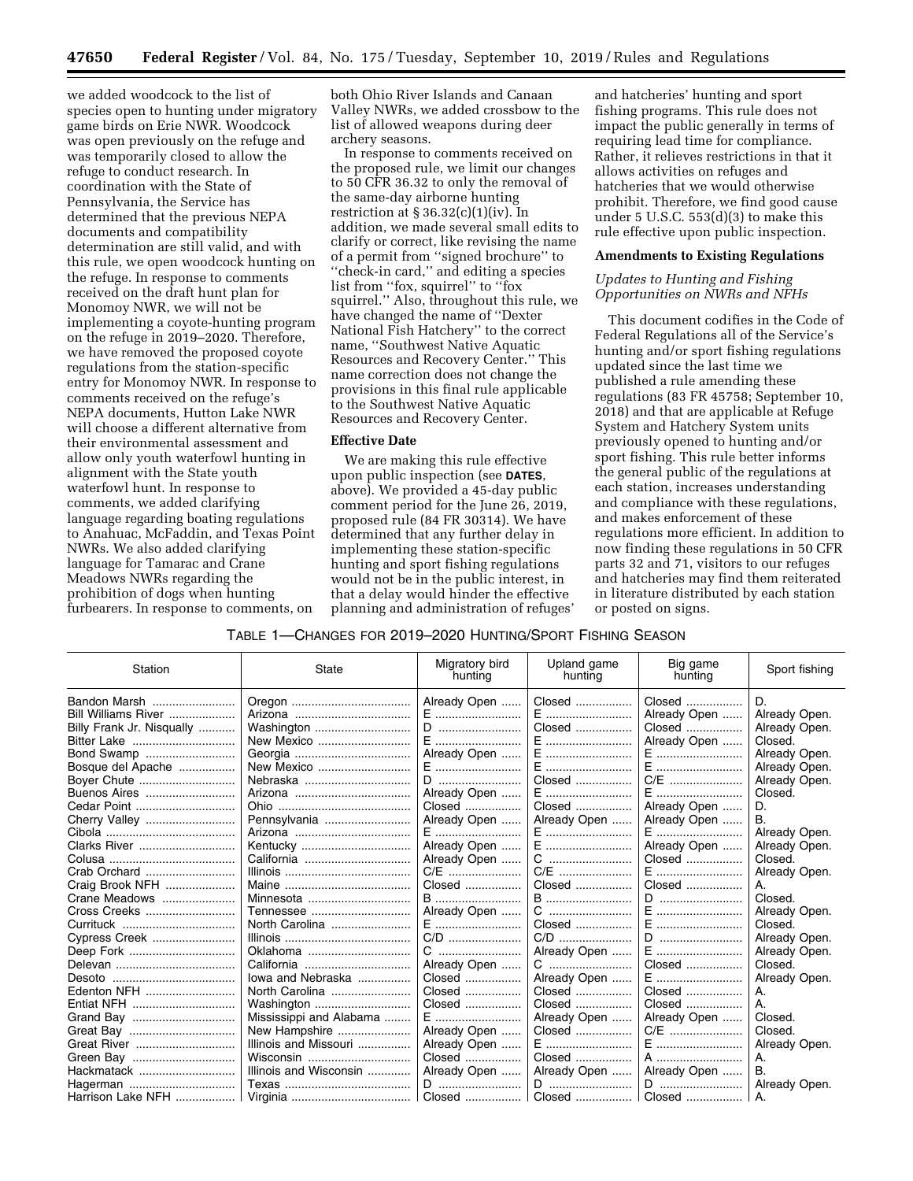we added woodcock to the list of species open to hunting under migratory game birds on Erie NWR. Woodcock was open previously on the refuge and was temporarily closed to allow the refuge to conduct research. In coordination with the State of Pennsylvania, the Service has determined that the previous NEPA documents and compatibility determination are still valid, and with this rule, we open woodcock hunting on the refuge. In response to comments received on the draft hunt plan for Monomoy NWR, we will not be implementing a coyote-hunting program on the refuge in 2019–2020. Therefore, we have removed the proposed coyote regulations from the station-specific entry for Monomoy NWR. In response to comments received on the refuge's NEPA documents, Hutton Lake NWR will choose a different alternative from their environmental assessment and allow only youth waterfowl hunting in alignment with the State youth waterfowl hunt. In response to comments, we added clarifying language regarding boating regulations to Anahuac, McFaddin, and Texas Point NWRs. We also added clarifying language for Tamarac and Crane Meadows NWRs regarding the prohibition of dogs when hunting furbearers. In response to comments, on both Ohio River Islands and Canaan Valley NWRs, we added crossbow to the list of allowed weapons during deer archery seasons.

In response to comments received on the proposed rule, we limit our changes to 50 CFR 36.32 to only the removal of the same-day airborne hunting restriction at § 36.32(c)(1)(iv). In addition, we made several small edits to clarify or correct, like revising the name of a permit from ''signed brochure'' to ''check-in card,'' and editing a species list from ''fox, squirrel'' to ''fox squirrel.'' Also, throughout this rule, we have changed the name of ''Dexter National Fish Hatchery'' to the correct name, ''Southwest Native Aquatic Resources and Recovery Center.'' This name correction does not change the provisions in this final rule applicable to the Southwest Native Aquatic Resources and Recovery Center.

**Effective Date**

We are making this rule effective upon public inspection (see **DATES**, above). We provided a 45-day public comment period for the June 26, 2019, proposed rule (84 FR 30314). We have determined that any further delay in implementing these station-specific hunting and sport fishing regulations would not be in the public interest, in that a delay would hinder the effective planning and administration of refuges' and hatcheries' hunting and sport fishing programs. This rule does not impact the public generally in terms of requiring lead time for compliance. Rather, it relieves restrictions in that it allows activities on refuges and hatcheries that we would otherwise prohibit. Therefore, we find good cause under 5 U.S.C. 553(d)(3) to make this rule effective upon public inspection.

**Amendments to Existing Regulations**

*Updates to Hunting and Fishing Opportunities on NWRs and NFHs*

This document codifies in the Code of Federal Regulations all of the Service's hunting and/or sport fishing regulations updated since the last time we published a rule amending these regulations (83 FR 45758; September 10, 2018) and that are applicable at Refuge System and Hatchery System units previously opened to hunting and/or sport fishing. This rule better informs the general public of the regulations at each station, increases understanding and compliance with these regulations, and makes enforcement of these regulations more efficient. In addition to now finding these regulations in 50 CFR parts 32 and 71, visitors to our refuges and hatcheries may find them reiterated in literature distributed by each station or posted on signs.

TABLE 1—CHANGES FOR 2019–2020 HUNTING/SPORT FISHING SEASON

| Station | State | Migratory bird hunting | Upland game hunting | Big game hunting | Sport fishing |
|---|---|---|---|---|---|
| Bandon Marsh | Oregon | Already Open | Closed | Closed | D. |
| Bill Williams River | Arizona | E | E | Already Open | Already Open. |
| Billy Frank Jr. Nisqually | Washington | D | Closed | Closed | Already Open. |
| Bitter Lake | New Mexico | E | E | Already Open | Closed. |
| Bond Swamp | Georgia | Already Open | E | E | Already Open. |
| Bosque del Apache | New Mexico | E | E | E | Already Open. |
| Boyer Chute | Nebraska | D | Closed | C/E | Already Open. |
| Buenos Aires | Arizona | Already Open | E | E | Closed. |
| Cedar Point | Ohio | Closed | Closed | Already Open | D. |
| Cherry Valley | Pennsylvania | Already Open | Already Open | Already Open | B. |
| Cibola | Arizona | E | E | E | Already Open. |
| Clarks River | Kentucky | Already Open | E | Already Open | Already Open. |
| Colusa | California | Already Open | C | Closed | Closed. |
| Crab Orchard | Illinois | C/E | C/E | E | Already Open. |
| Craig Brook NFH | Maine | Closed | Closed | Closed | A. |
| Crane Meadows | Minnesota | B | B | D | Closed. |
| Cross Creeks | Tennessee | Already Open | C | E | Already Open. |
| Currituck | North Carolina | E | Closed | E | Closed. |
| Cypress Creek | Illinois | C/D | C/D | D | Already Open. |
| Deep Fork | Oklahoma | C | Already Open | E | Already Open. |
| Delevan | California | Already Open | C | Closed | Closed. |
| Desoto | Iowa and Nebraska | Closed | Already Open | E | Already Open. |
| Edenton NFH | North Carolina | Closed | Closed | Closed | A. |
| Entiat NFH | Washington | Closed | Closed | Closed | A. |
| Grand Bay | Mississippi and Alabama | E | Already Open | Already Open | Closed. |
| Great Bay | New Hampshire | Already Open | Closed | C/E | Closed. |
| Great River | Illinois and Missouri | Already Open | E | E | Already Open. |
| Green Bay | Wisconsin | Closed | Closed | A | A. |
| Hackmatack | Illinois and Wisconsin | Already Open | Already Open | Already Open | B. |
| Hagerman | Texas | D | D | D | Already Open. |
| Harrison Lake NFH | Virginia | Closed | Closed | Closed | A. |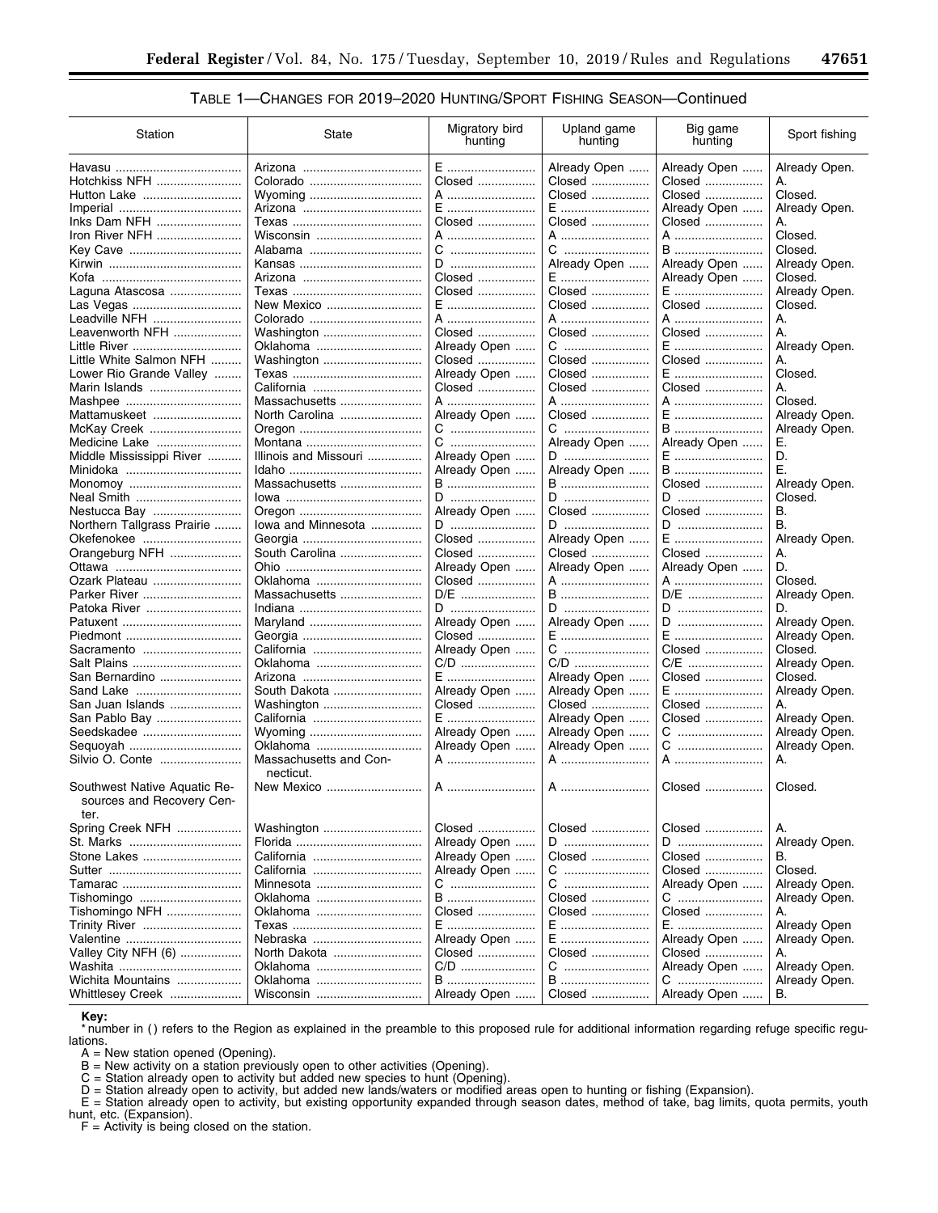### TABLE 1—CHANGES FOR 2019–2020 HUNTING/SPORT FISHING SEASON—Continued

| Station | State | Migratory bird hunting | Upland game hunting | Big game hunting | Sport fishing |
|---|---|---|---|---|---|
| Havasu | Arizona | E | Already Open | Already Open | Already Open. |
| Hotchkiss NFH | Colorado | Closed | Closed | Closed | A. |
| Hutton Lake | Wyoming | A | Closed | Closed | Closed. |
| Imperial | Arizona | E | E | Already Open | Already Open. |
| Inks Dam NFH | Texas | Closed | Closed | Closed | A. |
| Iron River NFH | Wisconsin | A | A | A | Closed. |
| Key Cave | Alabama | C | C | B | Closed. |
| Kirwin | Kansas | D | Already Open | Already Open | Already Open. |
| Kofa | Arizona | Closed | E | Already Open | Closed. |
| Laguna Atascosa | Texas | Closed | Closed | E | Already Open. |
| Las Vegas | New Mexico | E | Closed | Closed | Closed. |
| Leadville NFH | Colorado | A | A | A | A. |
| Leavenworth NFH | Washington | Closed | Closed | Closed | A. |
| Little River | Oklahoma | Already Open | C | E | Already Open. |
| Little White Salmon NFH | Washington | Closed | Closed | Closed | A. |
| Lower Rio Grande Valley | Texas | Already Open | Closed | E | Closed. |
| Marin Islands | California | Closed | Closed | Closed | A. |
| Mashpee | Massachusetts | A | A | A | Closed. |
| Mattamuskeet | North Carolina | Already Open | Closed | E | Already Open. |
| McKay Creek | Oregon | C | C | B | Already Open. |
| Medicine Lake | Montana | C | Already Open | Already Open | E. |
| Middle Mississippi River | Illinois and Missouri | Already Open | D | E | D. |
| Minidoka | Idaho | Already Open | Already Open | B | E. |
| Monomoy | Massachusetts | B | B | Closed | Already Open. |
| Neal Smith | Iowa | D | D | D | Closed. |
| Nestucca Bay | Oregon | Already Open | Closed | Closed | B. |
| Northern Tallgrass Prairie | Iowa and Minnesota | D | D | D | B. |
| Okefenokee | Georgia | Closed | Already Open | E | Already Open. |
| Orangeburg NFH | South Carolina | Closed | Closed | Closed | A. |
| Ottawa | Ohio | Already Open | Already Open | Already Open | D. |
| Ozark Plateau | Oklahoma | Closed | A | A | Closed. |
| Parker River | Massachusetts | D/E | B | D/E | Already Open. |
| Patoka River | Indiana | D | D | D | D. |
| Patuxent | Maryland | Already Open | Already Open | D | Already Open. |
| Piedmont | Georgia | Closed | E | E | Already Open. |
| Sacramento | California | Already Open | C | Closed | Closed. |
| Salt Plains | Oklahoma | C/D | C/D | C/E | Already Open. |
| San Bernardino | Arizona | E | Already Open | Closed | Closed. |
| Sand Lake | South Dakota | Already Open | Already Open | E | Already Open. |
| San Juan Islands | Washington | Closed | Closed | Closed | A. |
| San Pablo Bay | California | E | Already Open | Closed | Already Open. |
| Seedskadee | Wyoming | Already Open | Already Open | C | Already Open. |
| Sequoyah | Oklahoma | Already Open | Already Open | C | Already Open. |
| Silvio O. Conte | Massachusetts and Connecticut. | A | A | A | A. |
| Southwest Native Aquatic Resources and Recovery Center. | New Mexico | A | A | Closed | Closed. |
| Spring Creek NFH | Washington | Closed | Closed | Closed | A. |
| St. Marks | Florida | Already Open | D | D | Already Open. |
| Stone Lakes | California | Already Open | Closed | Closed | B. |
| Sutter | California | Already Open | C | Closed | Closed. |
| Tamarac | Minnesota | C | C | Already Open | Already Open. |
| Tishomingo | Oklahoma | B | Closed | C | Already Open. |
| Tishomingo NFH | Oklahoma | Closed | Closed | Closed | A. |
| Trinity River | Texas | E | E | E. | Already Open |
| Valentine | Nebraska | Already Open | E | Already Open | Already Open. |
| Valley City NFH (6) | North Dakota | Closed | Closed | Closed | A. |
| Washita | Oklahoma | C/D | C | Already Open | Already Open. |
| Wichita Mountains | Oklahoma | B | B | C | Already Open. |
| Whittlesey Creek | Wisconsin | Already Open | Closed | Already Open | B. |

**Key:**

* number in ( ) refers to the Region as explained in the preamble to this proposed rule for additional information regarding refuge specific regulations.

A = New station opened (Opening).

B = New activity on a station previously open to other activities (Opening).

C = Station already open to activity but added new species to hunt (Opening).

D = Station already open to activity, but added new lands/waters or modified areas open to hunting or fishing (Expansion).

E = Station already open to activity, but existing opportunity expanded through season dates, method of take, bag limits, quota permits, youth hunt, etc. (Expansion).

F = Activity is being closed on the station.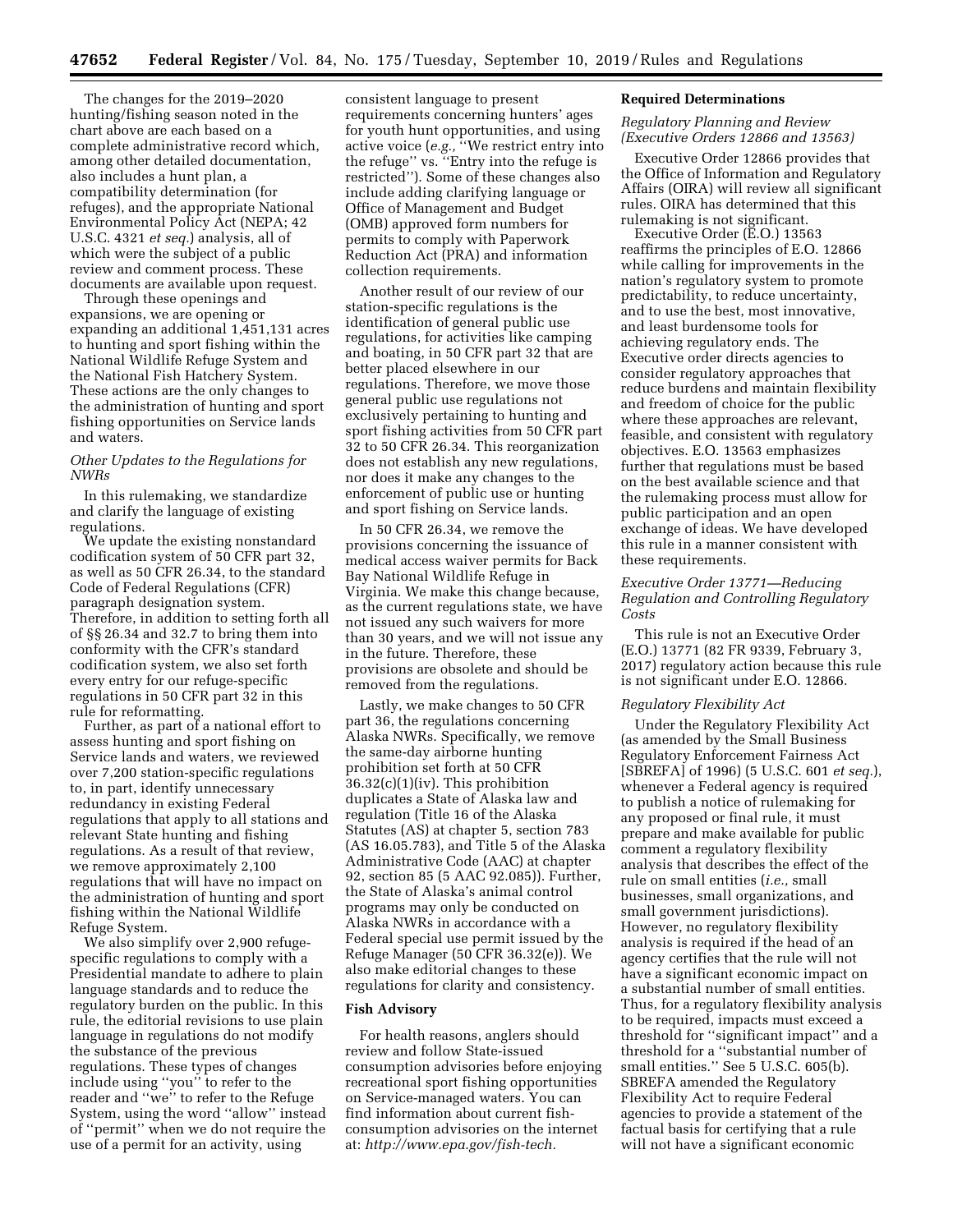The changes for the 2019–2020 hunting/fishing season noted in the chart above are each based on a complete administrative record which, among other detailed documentation, also includes a hunt plan, a compatibility determination (for refuges), and the appropriate National Environmental Policy Act (NEPA; 42 U.S.C. 4321 *et seq.*) analysis, all of which were the subject of a public review and comment process. These documents are available upon request.

Through these openings and expansions, we are opening or expanding an additional 1,451,131 acres to hunting and sport fishing within the National Wildlife Refuge System and the National Fish Hatchery System. These actions are the only changes to the administration of hunting and sport fishing opportunities on Service lands and waters.

### *Other Updates to the Regulations for NWRs*

In this rulemaking, we standardize and clarify the language of existing regulations.

We update the existing nonstandard codification system of 50 CFR part 32, as well as 50 CFR 26.34, to the standard Code of Federal Regulations (CFR) paragraph designation system. Therefore, in addition to setting forth all of §§ 26.34 and 32.7 to bring them into conformity with the CFR's standard codification system, we also set forth every entry for our refuge-specific regulations in 50 CFR part 32 in this rule for reformatting.

Further, as part of a national effort to assess hunting and sport fishing on Service lands and waters, we reviewed over 7,200 station-specific regulations to, in part, identify unnecessary redundancy in existing Federal regulations that apply to all stations and relevant State hunting and fishing regulations. As a result of that review, we remove approximately 2,100 regulations that will have no impact on the administration of hunting and sport fishing within the National Wildlife Refuge System.

We also simplify over 2,900 refuge-specific regulations to comply with a Presidential mandate to adhere to plain language standards and to reduce the regulatory burden on the public. In this rule, the editorial revisions to use plain language in regulations do not modify the substance of the previous regulations. These types of changes include using "you" to refer to the reader and "we" to refer to the Refuge System, using the word "allow" instead of "permit" when we do not require the use of a permit for an activity, using consistent language to present requirements concerning hunters' ages for youth hunt opportunities, and using active voice (*e.g.,* "We restrict entry into the refuge" vs. "Entry into the refuge is restricted"). Some of these changes also include adding clarifying language or Office of Management and Budget (OMB) approved form numbers for permits to comply with Paperwork Reduction Act (PRA) and information collection requirements.

Another result of our review of our station-specific regulations is the identification of general public use regulations, for activities like camping and boating, in 50 CFR part 32 that are better placed elsewhere in our regulations. Therefore, we move those general public use regulations not exclusively pertaining to hunting and sport fishing activities from 50 CFR part 32 to 50 CFR 26.34. This reorganization does not establish any new regulations, nor does it make any changes to the enforcement of public use or hunting and sport fishing on Service lands.

In 50 CFR 26.34, we remove the provisions concerning the issuance of medical access waiver permits for Back Bay National Wildlife Refuge in Virginia. We make this change because, as the current regulations state, we have not issued any such waivers for more than 30 years, and we will not issue any in the future. Therefore, these provisions are obsolete and should be removed from the regulations.

Lastly, we make changes to 50 CFR part 36, the regulations concerning Alaska NWRs. Specifically, we remove the same-day airborne hunting prohibition set forth at 50 CFR 36.32(c)(1)(iv). This prohibition duplicates a State of Alaska law and regulation (Title 16 of the Alaska Statutes (AS) at chapter 5, section 783 (AS 16.05.783), and Title 5 of the Alaska Administrative Code (AAC) at chapter 92, section 85 (5 AAC 92.085)). Further, the State of Alaska's animal control programs may only be conducted on Alaska NWRs in accordance with a Federal special use permit issued by the Refuge Manager (50 CFR 36.32(e)). We also make editorial changes to these regulations for clarity and consistency.

## Fish Advisory

For health reasons, anglers should review and follow State-issued consumption advisories before enjoying recreational sport fishing opportunities on Service-managed waters. You can find information about current fish-consumption advisories on the internet at: *http://www.epa.gov/fish-tech.*

## Required Determinations

### *Regulatory Planning and Review (Executive Orders 12866 and 13563)*

Executive Order 12866 provides that the Office of Information and Regulatory Affairs (OIRA) will review all significant rules. OIRA has determined that this rulemaking is not significant.

Executive Order (E.O.) 13563 reaffirms the principles of E.O. 12866 while calling for improvements in the nation's regulatory system to promote predictability, to reduce uncertainty, and to use the best, most innovative, and least burdensome tools for achieving regulatory ends. The Executive order directs agencies to consider regulatory approaches that reduce burdens and maintain flexibility and freedom of choice for the public where these approaches are relevant, feasible, and consistent with regulatory objectives. E.O. 13563 emphasizes further that regulations must be based on the best available science and that the rulemaking process must allow for public participation and an open exchange of ideas. We have developed this rule in a manner consistent with these requirements.

### *Executive Order 13771—Reducing Regulation and Controlling Regulatory Costs*

This rule is not an Executive Order (E.O.) 13771 (82 FR 9339, February 3, 2017) regulatory action because this rule is not significant under E.O. 12866.

### *Regulatory Flexibility Act*

Under the Regulatory Flexibility Act (as amended by the Small Business Regulatory Enforcement Fairness Act [SBREFA] of 1996) (5 U.S.C. 601 *et seq.*), whenever a Federal agency is required to publish a notice of rulemaking for any proposed or final rule, it must prepare and make available for public comment a regulatory flexibility analysis that describes the effect of the rule on small entities (*i.e.,* small businesses, small organizations, and small government jurisdictions). However, no regulatory flexibility analysis is required if the head of an agency certifies that the rule will not have a significant economic impact on a substantial number of small entities. Thus, for a regulatory flexibility analysis to be required, impacts must exceed a threshold for "significant impact" and a threshold for a "substantial number of small entities." See 5 U.S.C. 605(b). SBREFA amended the Regulatory Flexibility Act to require Federal agencies to provide a statement of the factual basis for certifying that a rule will not have a significant economic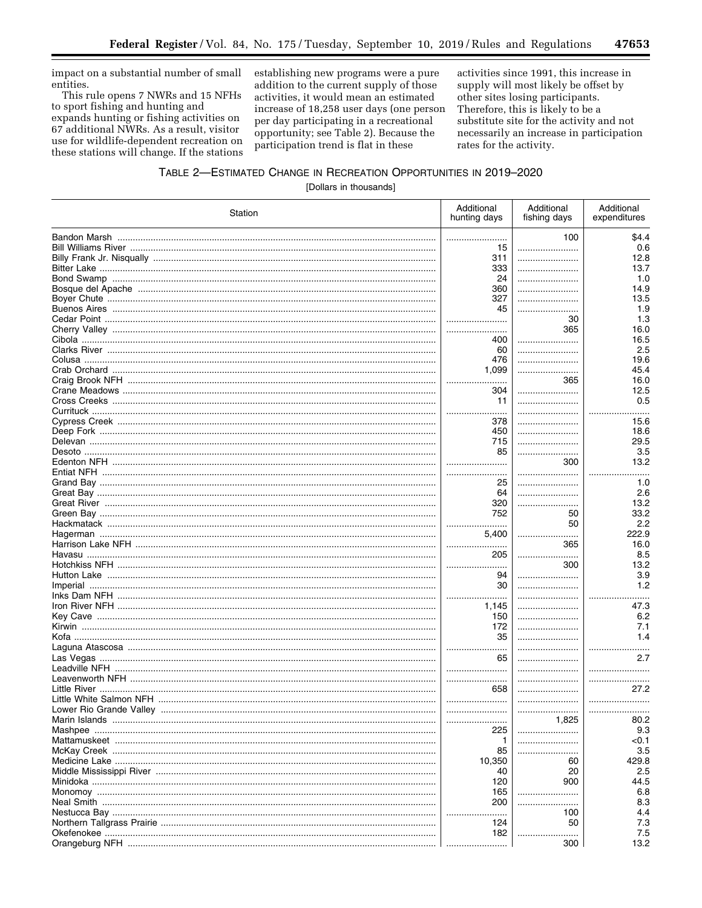impact on a substantial number of small entities.

This rule opens 7 NWRs and 15 NFHs to sport fishing and hunting and expands hunting or fishing activities on 67 additional NWRs. As a result, visitor use for wildlife-dependent recreation on these stations will change. If the stations establishing new programs were a pure addition to the current supply of those activities, it would mean an estimated increase of 18,258 user days (one person per day participating in a recreational opportunity; see Table 2). Because the participation trend is flat in these activities since 1991, this increase in supply will most likely be offset by other sites losing participants. Therefore, this is likely to be a substitute site for the activity and not necessarily an increase in participation rates for the activity.

TABLE 2—ESTIMATED CHANGE IN RECREATION OPPORTUNITIES IN 2019–2020

[Dollars in thousands]

| Station | Additional hunting days | Additional fishing days | Additional expenditures |
|---|---|---|---|
| Bandon Marsh | | 100 | $4.4 |
| Bill Williams River | 15 | | 0.6 |
| Billy Frank Jr. Nisqually | 311 | | 12.8 |
| Bitter Lake | 333 | | 13.7 |
| Bond Swamp | 24 | | 1.0 |
| Bosque del Apache | 360 | | 14.9 |
| Boyer Chute | 327 | | 13.5 |
| Buenos Aires | 45 | | 1.9 |
| Cedar Point | | 30 | 1.3 |
| Cherry Valley | | 365 | 16.0 |
| Cibola | 400 | | 16.5 |
| Clarks River | 60 | | 2.5 |
| Colusa | 476 | | 19.6 |
| Crab Orchard | 1,099 | | 45.4 |
| Craig Brook NFH | | 365 | 16.0 |
| Crane Meadows | 304 | | 12.5 |
| Cross Creeks | 11 | | 0.5 |
| Currituck | | | |
| Cypress Creek | 378 | | 15.6 |
| Deep Fork | 450 | | 18.6 |
| Delevan | 715 | | 29.5 |
| Desoto | 85 | | 3.5 |
| Edenton NFH | | 300 | 13.2 |
| Entiat NFH | | | |
| Grand Bay | 25 | | 1.0 |
| Great Bay | 64 | | 2.6 |
| Great River | 320 | | 13.2 |
| Green Bay | 752 | 50 | 33.2 |
| Hackmatack | | 50 | 2.2 |
| Hagerman | 5,400 | | 222.9 |
| Harrison Lake NFH | | 365 | 16.0 |
| Havasu | 205 | | 8.5 |
| Hotchkiss NFH | | 300 | 13.2 |
| Hutton Lake | 94 | | 3.9 |
| Imperial | 30 | | 1.2 |
| Inks Dam NFH | | | |
| Iron River NFH | 1,145 | | 47.3 |
| Key Cave | 150 | | 6.2 |
| Kirwin | 172 | | 7.1 |
| Kofa | 35 | | 1.4 |
| Laguna Atascosa | | | |
| Las Vegas | 65 | | 2.7 |
| Leadville NFH | | | |
| Leavenworth NFH | | | |
| Little River | 658 | | 27.2 |
| Little White Salmon NFH | | | |
| Lower Rio Grande Valley | | | |
| Marin Islands | | 1,825 | 80.2 |
| Mashpee | 225 | | 9.3 |
| Mattamuskeet | 1 | | <0.1 |
| McKay Creek | 85 | | 3.5 |
| Medicine Lake | 10,350 | 60 | 429.8 |
| Middle Mississippi River | 40 | 20 | 2.5 |
| Minidoka | 120 | 900 | 44.5 |
| Monomoy | 165 | | 6.8 |
| Neal Smith | 200 | | 8.3 |
| Nestucca Bay | | 100 | 4.4 |
| Northern Tallgrass Prairie | 124 | 50 | 7.3 |
| Okefenokee | 182 | | 7.5 |
| Orangeburg NFH | | 300 | 13.2 |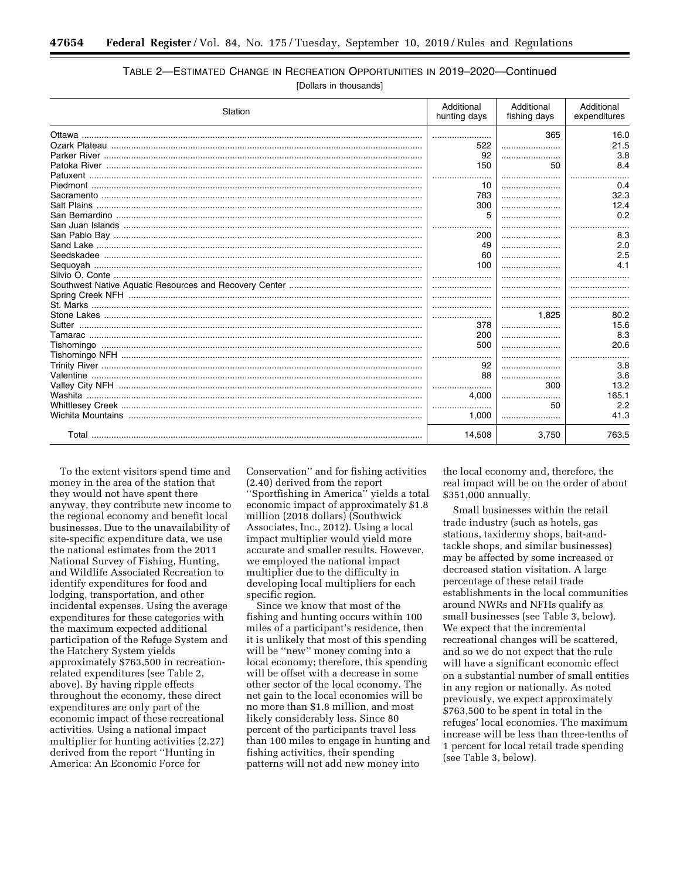TABLE 2—ESTIMATED CHANGE IN RECREATION OPPORTUNITIES IN 2019–2020—Continued

[Dollars in thousands]

| Station | Additional hunting days | Additional fishing days | Additional expenditures |
|---|---|---|---|
| Ottawa | | 365 | 16.0 |
| Ozark Plateau | 522 | | 21.5 |
| Parker River | 92 | | 3.8 |
| Patoka River | 150 | 50 | 8.4 |
| Patuxent | | | |
| Piedmont | 10 | | 0.4 |
| Sacramento | 783 | | 32.3 |
| Salt Plains | 300 | | 12.4 |
| San Bernardino | 5 | | 0.2 |
| San Juan Islands | | | |
| San Pablo Bay | 200 | | 8.3 |
| Sand Lake | 49 | | 2.0 |
| Seedskadee | 60 | | 2.5 |
| Sequoyah | 100 | | 4.1 |
| Silvio O. Conte | | | |
| Southwest Native Aquatic Resources and Recovery Center | | | |
| Spring Creek NFH | | | |
| St. Marks | | | |
| Stone Lakes | | 1,825 | 80.2 |
| Sutter | 378 | | 15.6 |
| Tamarac | 200 | | 8.3 |
| Tishomingo | 500 | | 20.6 |
| Tishomingo NFH | | | |
| Trinity River | 92 | | 3.8 |
| Valentine | 88 | | 3.6 |
| Valley City NFH | | 300 | 13.2 |
| Washita | 4,000 | | 165.1 |
| Whittlesey Creek | | 50 | 2.2 |
| Wichita Mountains | 1,000 | | 41.3 |
| Total | 14,508 | 3,750 | 763.5 |

To the extent visitors spend time and money in the area of the station that they would not have spent there anyway, they contribute new income to the regional economy and benefit local businesses. Due to the unavailability of site-specific expenditure data, we use the national estimates from the 2011 National Survey of Fishing, Hunting, and Wildlife Associated Recreation to identify expenditures for food and lodging, transportation, and other incidental expenses. Using the average expenditures for these categories with the maximum expected additional participation of the Refuge System and the Hatchery System yields approximately $763,500 in recreation-related expenditures (see Table 2, above). By having ripple effects throughout the economy, these direct expenditures are only part of the economic impact of these recreational activities. Using a national impact multiplier for hunting activities (2.27) derived from the report ''Hunting in America: An Economic Force for Conservation'' and for fishing activities (2.40) derived from the report ''Sportfishing in America'' yields a total economic impact of approximately $1.8 million (2018 dollars) (Southwick Associates, Inc., 2012). Using a local impact multiplier would yield more accurate and smaller results. However, we employed the national impact multiplier due to the difficulty in developing local multipliers for each specific region.

Since we know that most of the fishing and hunting occurs within 100 miles of a participant's residence, then it is unlikely that most of this spending will be ''new'' money coming into a local economy; therefore, this spending will be offset with a decrease in some other sector of the local economy. The net gain to the local economies will be no more than $1.8 million, and most likely considerably less. Since 80 percent of the participants travel less than 100 miles to engage in hunting and fishing activities, their spending patterns will not add new money into the local economy and, therefore, the real impact will be on the order of about $351,000 annually.

Small businesses within the retail trade industry (such as hotels, gas stations, taxidermy shops, bait-and-tackle shops, and similar businesses) may be affected by some increased or decreased station visitation. A large percentage of these retail trade establishments in the local communities around NWRs and NFHs qualify as small businesses (see Table 3, below). We expect that the incremental recreational changes will be scattered, and so we do not expect that the rule will have a significant economic effect on a substantial number of small entities in any region or nationally. As noted previously, we expect approximately $763,500 to be spent in total in the refuges' local economies. The maximum increase will be less than three-tenths of 1 percent for local retail trade spending (see Table 3, below).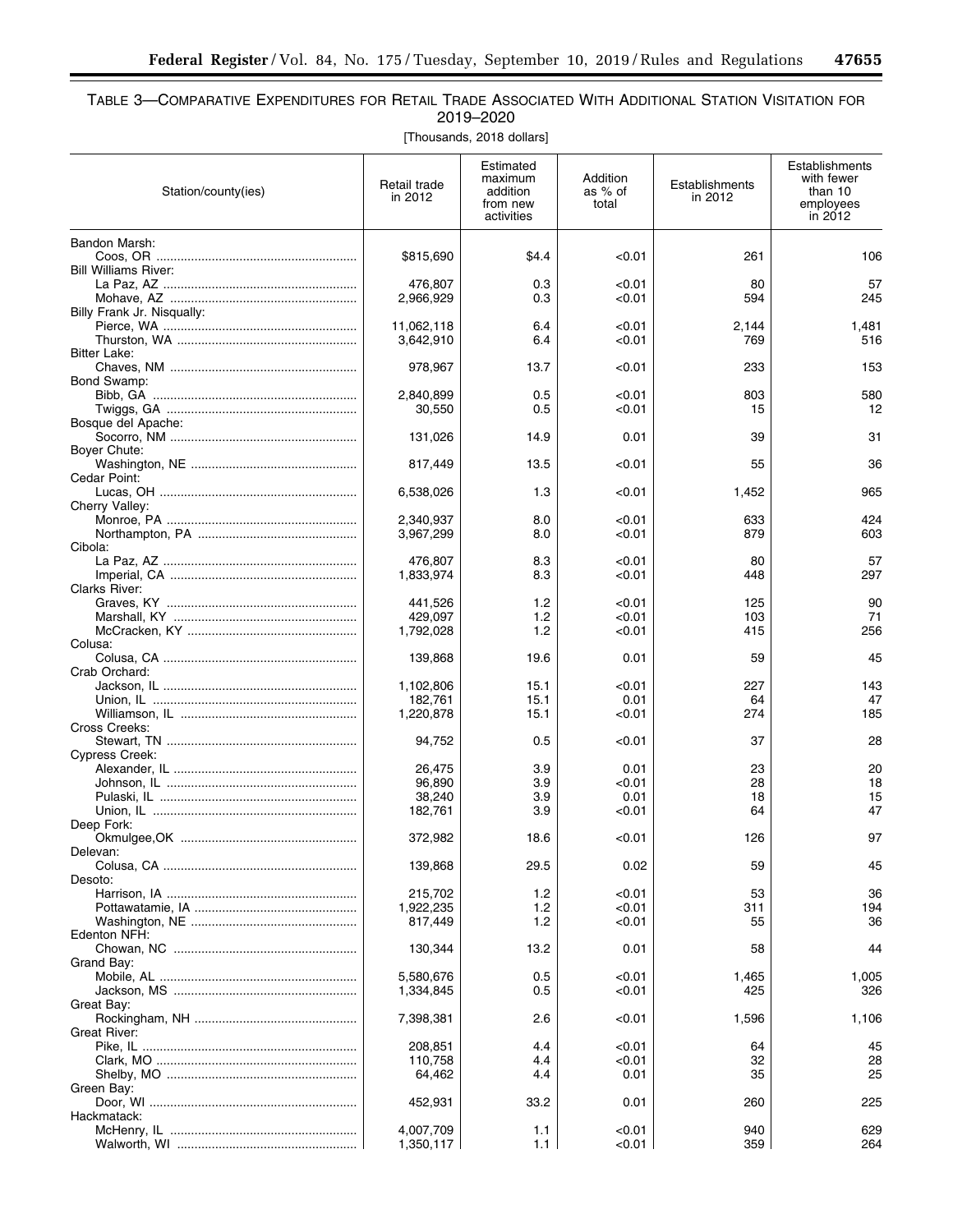TABLE 3—COMPARATIVE EXPENDITURES FOR RETAIL TRADE ASSOCIATED WITH ADDITIONAL STATION VISITATION FOR 2019–2020

[Thousands, 2018 dollars]

| Station/county(ies) | Retail trade in 2012 | Estimated maximum addition from new activities | Addition as % of total | Establishments in 2012 | Establishments with fewer than 10 employees in 2012 |
|---|---|---|---|---|---|
| Bandon Marsh: | | | | | |
| Coos, OR | $815,690 | $4.4 | <0.01 | 261 | 106 |
| Bill Williams River: | | | | | |
| La Paz, AZ | 476,807 | 0.3 | <0.01 | 80 | 57 |
| Mohave, AZ | 2,966,929 | 0.3 | <0.01 | 594 | 245 |
| Billy Frank Jr. Nisqually: | | | | | |
| Pierce, WA | 11,062,118 | 6.4 | <0.01 | 2,144 | 1,481 |
| Thurston, WA | 3,642,910 | 6.4 | <0.01 | 769 | 516 |
| Bitter Lake: | | | | | |
| Chaves, NM | 978,967 | 13.7 | <0.01 | 233 | 153 |
| Bond Swamp: | | | | | |
| Bibb, GA | 2,840,899 | 0.5 | <0.01 | 803 | 580 |
| Twiggs, GA | 30,550 | 0.5 | <0.01 | 15 | 12 |
| Bosque del Apache: | | | | | |
| Socorro, NM | 131,026 | 14.9 | 0.01 | 39 | 31 |
| Boyer Chute: | | | | | |
| Washington, NE | 817,449 | 13.5 | <0.01 | 55 | 36 |
| Cedar Point: | | | | | |
| Lucas, OH | 6,538,026 | 1.3 | <0.01 | 1,452 | 965 |
| Cherry Valley: | | | | | |
| Monroe, PA | 2,340,937 | 8.0 | <0.01 | 633 | 424 |
| Northampton, PA | 3,967,299 | 8.0 | <0.01 | 879 | 603 |
| Cibola: | | | | | |
| La Paz, AZ | 476,807 | 8.3 | <0.01 | 80 | 57 |
| Imperial, CA | 1,833,974 | 8.3 | <0.01 | 448 | 297 |
| Clarks River: | | | | | |
| Graves, KY | 441,526 | 1.2 | <0.01 | 125 | 90 |
| Marshall, KY | 429,097 | 1.2 | <0.01 | 103 | 71 |
| McCracken, KY | 1,792,028 | 1.2 | <0.01 | 415 | 256 |
| Colusa: | | | | | |
| Colusa, CA | 139,868 | 19.6 | 0.01 | 59 | 45 |
| Crab Orchard: | | | | | |
| Jackson, IL | 1,102,806 | 15.1 | <0.01 | 227 | 143 |
| Union, IL | 182,761 | 15.1 | 0.01 | 64 | 47 |
| Williamson, IL | 1,220,878 | 15.1 | <0.01 | 274 | 185 |
| Cross Creeks: | | | | | |
| Stewart, TN | 94,752 | 0.5 | <0.01 | 37 | 28 |
| Cypress Creek: | | | | | |
| Alexander, IL | 26,475 | 3.9 | 0.01 | 23 | 20 |
| Johnson, IL | 96,890 | 3.9 | <0.01 | 28 | 18 |
| Pulaski, IL | 38,240 | 3.9 | 0.01 | 18 | 15 |
| Union, IL | 182,761 | 3.9 | <0.01 | 64 | 47 |
| Deep Fork: | | | | | |
| Okmulgee,OK | 372,982 | 18.6 | <0.01 | 126 | 97 |
| Delevan: | | | | | |
| Colusa, CA | 139,868 | 29.5 | 0.02 | 59 | 45 |
| Desoto: | | | | | |
| Harrison, IA | 215,702 | 1.2 | <0.01 | 53 | 36 |
| Pottawatamie, IA | 1,922,235 | 1.2 | <0.01 | 311 | 194 |
| Washington, NE | 817,449 | 1.2 | <0.01 | 55 | 36 |
| Edenton NFH: | | | | | |
| Chowan, NC | 130,344 | 13.2 | 0.01 | 58 | 44 |
| Grand Bay: | | | | | |
| Mobile, AL | 5,580,676 | 0.5 | <0.01 | 1,465 | 1,005 |
| Jackson, MS | 1,334,845 | 0.5 | <0.01 | 425 | 326 |
| Great Bay: | | | | | |
| Rockingham, NH | 7,398,381 | 2.6 | <0.01 | 1,596 | 1,106 |
| Great River: | | | | | |
| Pike, IL | 208,851 | 4.4 | <0.01 | 64 | 45 |
| Clark, MO | 110,758 | 4.4 | <0.01 | 32 | 28 |
| Shelby, MO | 64,462 | 4.4 | 0.01 | 35 | 25 |
| Green Bay: | | | | | |
| Door, WI | 452,931 | 33.2 | 0.01 | 260 | 225 |
| Hackmatack: | | | | | |
| McHenry, IL | 4,007,709 | 1.1 | <0.01 | 940 | 629 |
| Walworth, WI | 1,350,117 | 1.1 | <0.01 | 359 | 264 |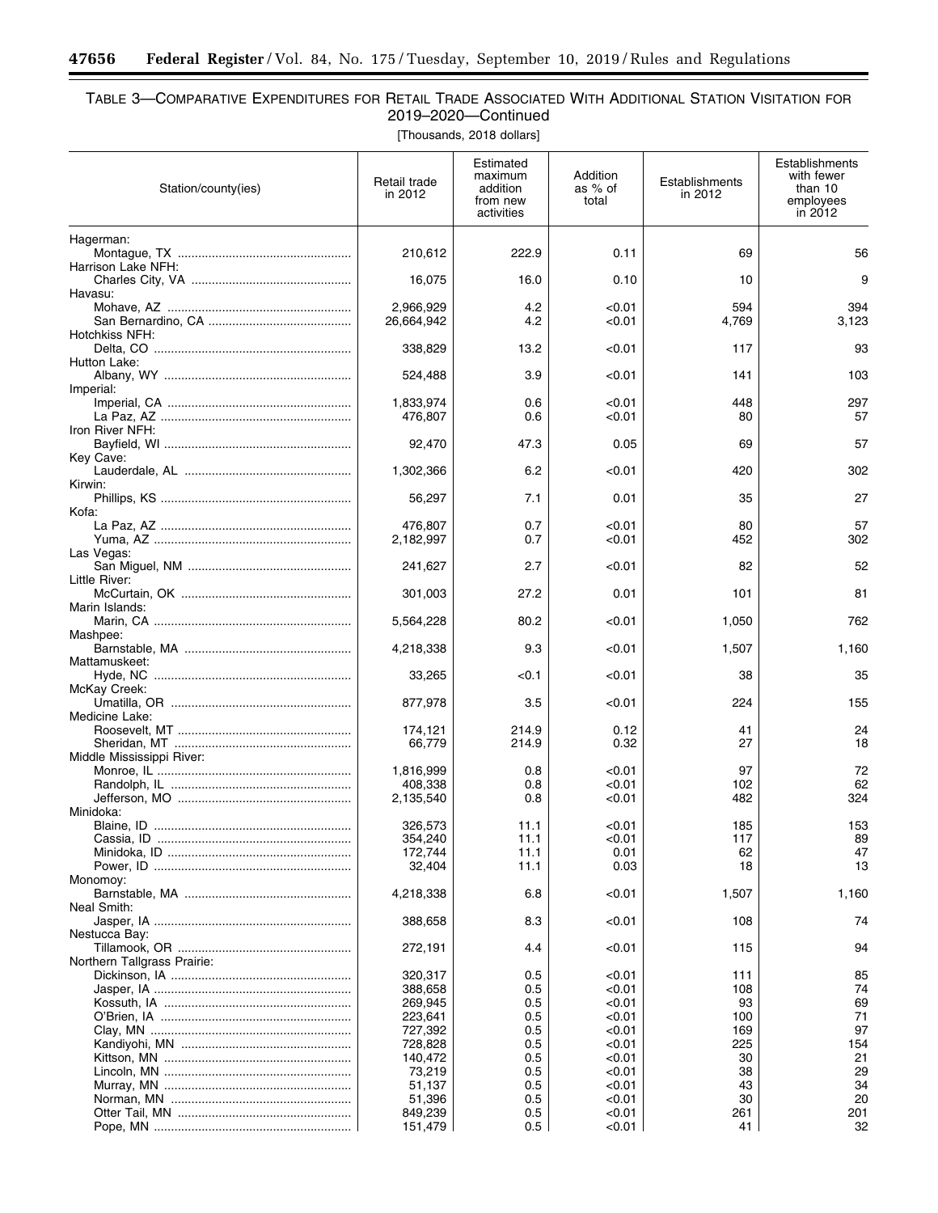TABLE 3—COMPARATIVE EXPENDITURES FOR RETAIL TRADE ASSOCIATED WITH ADDITIONAL STATION VISITATION FOR 2019–2020—Continued

[Thousands, 2018 dollars]

| Station/county(ies) | Retail trade in 2012 | Estimated maximum addition from new activities | Addition as % of total | Establishments in 2012 | Establishments with fewer than 10 employees in 2012 |
|---|---|---|---|---|---|
| Hagerman: | | | | | |
| Montague, TX | 210,612 | 222.9 | 0.11 | 69 | 56 |
| Harrison Lake NFH: | | | | | |
| Charles City, VA | 16,075 | 16.0 | 0.10 | 10 | 9 |
| Havasu: | | | | | |
| Mohave, AZ | 2,966,929 | 4.2 | <0.01 | 594 | 394 |
| San Bernardino, CA | 26,664,942 | 4.2 | <0.01 | 4,769 | 3,123 |
| Hotchkiss NFH: | | | | | |
| Delta, CO | 338,829 | 13.2 | <0.01 | 117 | 93 |
| Hutton Lake: | | | | | |
| Albany, WY | 524,488 | 3.9 | <0.01 | 141 | 103 |
| Imperial: | | | | | |
| Imperial, CA | 1,833,974 | 0.6 | <0.01 | 448 | 297 |
| La Paz, AZ | 476,807 | 0.6 | <0.01 | 80 | 57 |
| Iron River NFH: | | | | | |
| Bayfield, WI | 92,470 | 47.3 | 0.05 | 69 | 57 |
| Key Cave: | | | | | |
| Lauderdale, AL | 1,302,366 | 6.2 | <0.01 | 420 | 302 |
| Kirwin: | | | | | |
| Phillips, KS | 56,297 | 7.1 | 0.01 | 35 | 27 |
| Kofa: | | | | | |
| La Paz, AZ | 476,807 | 0.7 | <0.01 | 80 | 57 |
| Yuma, AZ | 2,182,997 | 0.7 | <0.01 | 452 | 302 |
| Las Vegas: | | | | | |
| San Miguel, NM | 241,627 | 2.7 | <0.01 | 82 | 52 |
| Little River: | | | | | |
| McCurtain, OK | 301,003 | 27.2 | 0.01 | 101 | 81 |
| Marin Islands: | | | | | |
| Marin, CA | 5,564,228 | 80.2 | <0.01 | 1,050 | 762 |
| Mashpee: | | | | | |
| Barnstable, MA | 4,218,338 | 9.3 | <0.01 | 1,507 | 1,160 |
| Mattamuskeet: | | | | | |
| Hyde, NC | 33,265 | <0.1 | <0.01 | 38 | 35 |
| McKay Creek: | | | | | |
| Umatilla, OR | 877,978 | 3.5 | <0.01 | 224 | 155 |
| Medicine Lake: | | | | | |
| Roosevelt, MT | 174,121 | 214.9 | 0.12 | 41 | 24 |
| Sheridan, MT | 66,779 | 214.9 | 0.32 | 27 | 18 |
| Middle Mississippi River: | | | | | |
| Monroe, IL | 1,816,999 | 0.8 | <0.01 | 97 | 72 |
| Randolph, IL | 408,338 | 0.8 | <0.01 | 102 | 62 |
| Jefferson, MO | 2,135,540 | 0.8 | <0.01 | 482 | 324 |
| Minidoka: | | | | | |
| Blaine, ID | 326,573 | 11.1 | <0.01 | 185 | 153 |
| Cassia, ID | 354,240 | 11.1 | <0.01 | 117 | 89 |
| Minidoka, ID | 172,744 | 11.1 | 0.01 | 62 | 47 |
| Power, ID | 32,404 | 11.1 | 0.03 | 18 | 13 |
| Monomoy: | | | | | |
| Barnstable, MA | 4,218,338 | 6.8 | <0.01 | 1,507 | 1,160 |
| Neal Smith: | | | | | |
| Jasper, IA | 388,658 | 8.3 | <0.01 | 108 | 74 |
| Nestucca Bay: | | | | | |
| Tillamook, OR | 272,191 | 4.4 | <0.01 | 115 | 94 |
| Northern Tallgrass Prairie: | | | | | |
| Dickinson, IA | 320,317 | 0.5 | <0.01 | 111 | 85 |
| Jasper, IA | 388,658 | 0.5 | <0.01 | 108 | 74 |
| Kossuth, IA | 269,945 | 0.5 | <0.01 | 93 | 69 |
| O'Brien, IA | 223,641 | 0.5 | <0.01 | 100 | 71 |
| Clay, MN | 727,392 | 0.5 | <0.01 | 169 | 97 |
| Kandiyohi, MN | 728,828 | 0.5 | <0.01 | 225 | 154 |
| Kittson, MN | 140,472 | 0.5 | <0.01 | 30 | 21 |
| Lincoln, MN | 73,219 | 0.5 | <0.01 | 38 | 29 |
| Murray, MN | 51,137 | 0.5 | <0.01 | 43 | 34 |
| Norman, MN | 51,396 | 0.5 | <0.01 | 30 | 20 |
| Otter Tail, MN | 849,239 | 0.5 | <0.01 | 261 | 201 |
| Pope, MN | 151,479 | 0.5 | <0.01 | 41 | 32 |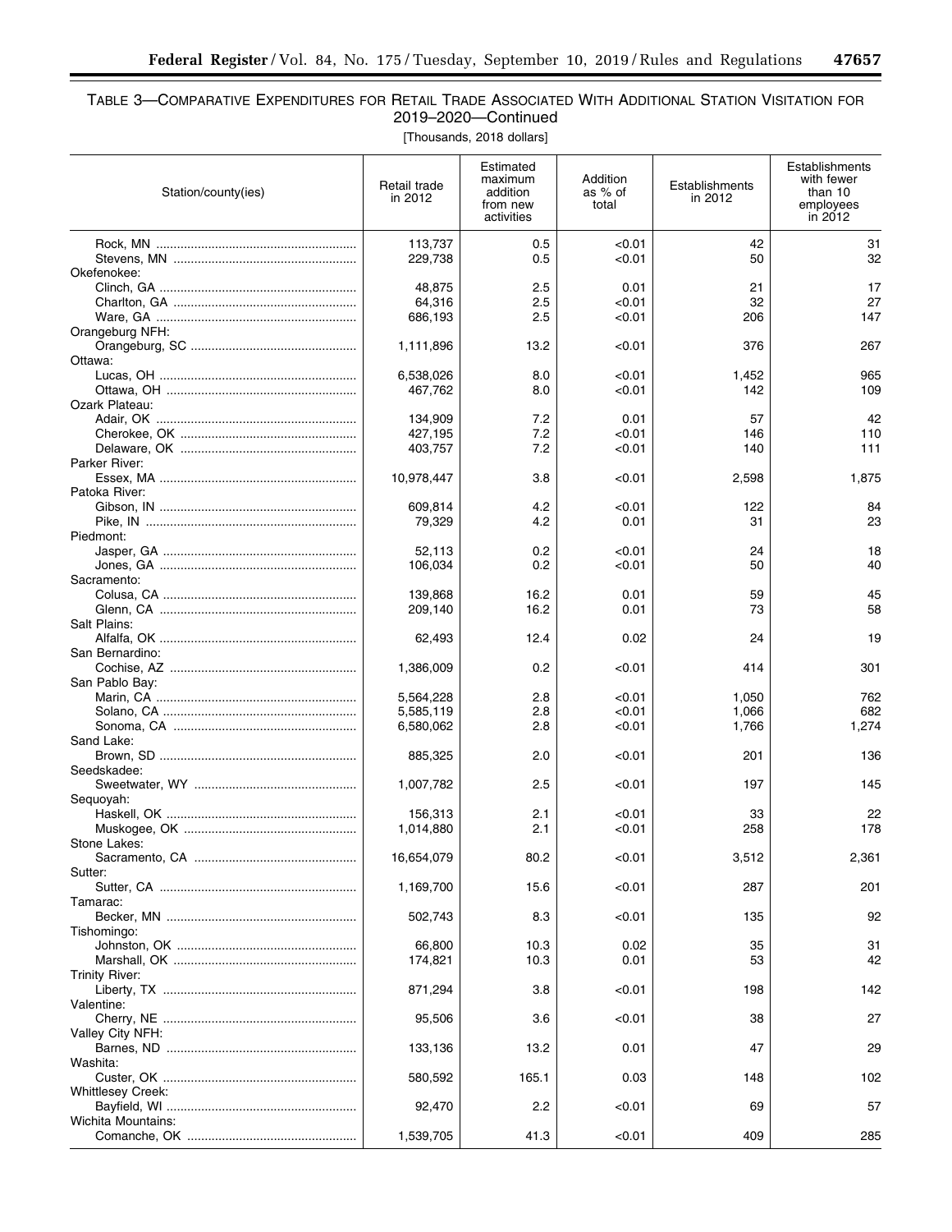TABLE 3—COMPARATIVE EXPENDITURES FOR RETAIL TRADE ASSOCIATED WITH ADDITIONAL STATION VISITATION FOR 2019–2020—Continued

[Thousands, 2018 dollars]

| Station/county(ies) | Retail trade in 2012 | Estimated maximum addition from new activities | Addition as % of total | Establishments in 2012 | Establishments with fewer than 10 employees in 2012 |
|---|---|---|---|---|---|
| Rock, MN | 113,737 | 0.5 | <0.01 | 42 | 31 |
| Stevens, MN | 229,738 | 0.5 | <0.01 | 50 | 32 |
| Okefenokee: | | | | | |
| Clinch, GA | 48,875 | 2.5 | 0.01 | 21 | 17 |
| Charlton, GA | 64,316 | 2.5 | <0.01 | 32 | 27 |
| Ware, GA | 686,193 | 2.5 | <0.01 | 206 | 147 |
| Orangeburg NFH: | | | | | |
| Orangeburg, SC | 1,111,896 | 13.2 | <0.01 | 376 | 267 |
| Ottawa: | | | | | |
| Lucas, OH | 6,538,026 | 8.0 | <0.01 | 1,452 | 965 |
| Ottawa, OH | 467,762 | 8.0 | <0.01 | 142 | 109 |
| Ozark Plateau: | | | | | |
| Adair, OK | 134,909 | 7.2 | 0.01 | 57 | 42 |
| Cherokee, OK | 427,195 | 7.2 | <0.01 | 146 | 110 |
| Delaware, OK | 403,757 | 7.2 | <0.01 | 140 | 111 |
| Parker River: | | | | | |
| Essex, MA | 10,978,447 | 3.8 | <0.01 | 2,598 | 1,875 |
| Patoka River: | | | | | |
| Gibson, IN | 609,814 | 4.2 | <0.01 | 122 | 84 |
| Pike, IN | 79,329 | 4.2 | 0.01 | 31 | 23 |
| Piedmont: | | | | | |
| Jasper, GA | 52,113 | 0.2 | <0.01 | 24 | 18 |
| Jones, GA | 106,034 | 0.2 | <0.01 | 50 | 40 |
| Sacramento: | | | | | |
| Colusa, CA | 139,868 | 16.2 | 0.01 | 59 | 45 |
| Glenn, CA | 209,140 | 16.2 | 0.01 | 73 | 58 |
| Salt Plains: | | | | | |
| Alfalfa, OK | 62,493 | 12.4 | 0.02 | 24 | 19 |
| San Bernardino: | | | | | |
| Cochise, AZ | 1,386,009 | 0.2 | <0.01 | 414 | 301 |
| San Pablo Bay: | | | | | |
| Marin, CA | 5,564,228 | 2.8 | <0.01 | 1,050 | 762 |
| Solano, CA | 5,585,119 | 2.8 | <0.01 | 1,066 | 682 |
| Sonoma, CA | 6,580,062 | 2.8 | <0.01 | 1,766 | 1,274 |
| Sand Lake: | | | | | |
| Brown, SD | 885,325 | 2.0 | <0.01 | 201 | 136 |
| Seedskadee: | | | | | |
| Sweetwater, WY | 1,007,782 | 2.5 | <0.01 | 197 | 145 |
| Sequoyah: | | | | | |
| Haskell, OK | 156,313 | 2.1 | <0.01 | 33 | 22 |
| Muskogee, OK | 1,014,880 | 2.1 | <0.01 | 258 | 178 |
| Stone Lakes: | | | | | |
| Sacramento, CA | 16,654,079 | 80.2 | <0.01 | 3,512 | 2,361 |
| Sutter: | | | | | |
| Sutter, CA | 1,169,700 | 15.6 | <0.01 | 287 | 201 |
| Tamarac: | | | | | |
| Becker, MN | 502,743 | 8.3 | <0.01 | 135 | 92 |
| Tishomingo: | | | | | |
| Johnston, OK | 66,800 | 10.3 | 0.02 | 35 | 31 |
| Marshall, OK | 174,821 | 10.3 | 0.01 | 53 | 42 |
| Trinity River: | | | | | |
| Liberty, TX | 871,294 | 3.8 | <0.01 | 198 | 142 |
| Valentine: | | | | | |
| Cherry, NE | 95,506 | 3.6 | <0.01 | 38 | 27 |
| Valley City NFH: | | | | | |
| Barnes, ND | 133,136 | 13.2 | 0.01 | 47 | 29 |
| Washita: | | | | | |
| Custer, OK | 580,592 | 165.1 | 0.03 | 148 | 102 |
| Whittlesey Creek: | | | | | |
| Bayfield, WI | 92,470 | 2.2 | <0.01 | 69 | 57 |
| Wichita Mountains: | | | | | |
| Comanche, OK | 1,539,705 | 41.3 | <0.01 | 409 | 285 |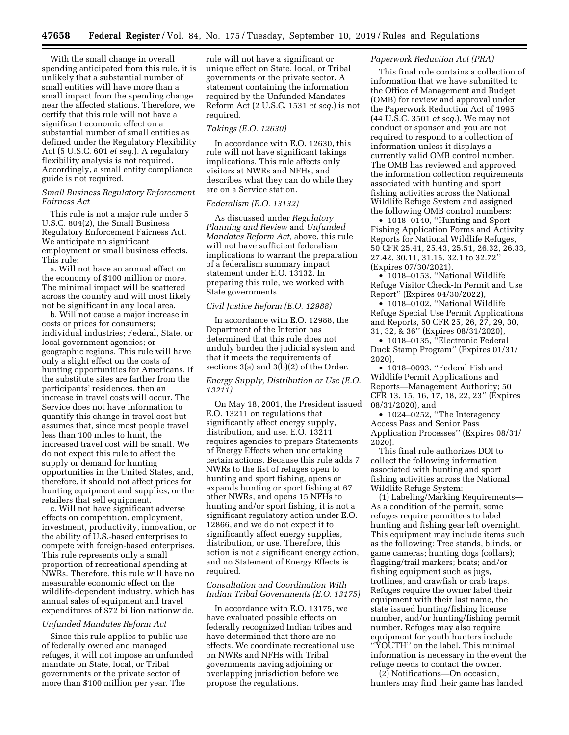With the small change in overall spending anticipated from this rule, it is unlikely that a substantial number of small entities will have more than a small impact from the spending change near the affected stations. Therefore, we certify that this rule will not have a significant economic effect on a substantial number of small entities as defined under the Regulatory Flexibility Act (5 U.S.C. 601 *et seq.*). A regulatory flexibility analysis is not required. Accordingly, a small entity compliance guide is not required.

*Small Business Regulatory Enforcement Fairness Act*

This rule is not a major rule under 5 U.S.C. 804(2), the Small Business Regulatory Enforcement Fairness Act. We anticipate no significant employment or small business effects. This rule:

a. Will not have an annual effect on the economy of $100 million or more. The minimal impact will be scattered across the country and will most likely not be significant in any local area.

b. Will not cause a major increase in costs or prices for consumers; individual industries; Federal, State, or local government agencies; or geographic regions. This rule will have only a slight effect on the costs of hunting opportunities for Americans. If the substitute sites are farther from the participants' residences, then an increase in travel costs will occur. The Service does not have information to quantify this change in travel cost but assumes that, since most people travel less than 100 miles to hunt, the increased travel cost will be small. We do not expect this rule to affect the supply or demand for hunting opportunities in the United States, and, therefore, it should not affect prices for hunting equipment and supplies, or the retailers that sell equipment.

c. Will not have significant adverse effects on competition, employment, investment, productivity, innovation, or the ability of U.S.-based enterprises to compete with foreign-based enterprises. This rule represents only a small proportion of recreational spending at NWRs. Therefore, this rule will have no measurable economic effect on the wildlife-dependent industry, which has annual sales of equipment and travel expenditures of $72 billion nationwide.

*Unfunded Mandates Reform Act*

Since this rule applies to public use of federally owned and managed refuges, it will not impose an unfunded mandate on State, local, or Tribal governments or the private sector of more than $100 million per year. The rule will not have a significant or unique effect on State, local, or Tribal governments or the private sector. A statement containing the information required by the Unfunded Mandates Reform Act (2 U.S.C. 1531 *et seq.*) is not required.

*Takings (E.O. 12630)*

In accordance with E.O. 12630, this rule will not have significant takings implications. This rule affects only visitors at NWRs and NFHs, and describes what they can do while they are on a Service station.

*Federalism (E.O. 13132)*

As discussed under *Regulatory Planning and Review* and *Unfunded Mandates Reform Act,* above, this rule will not have sufficient federalism implications to warrant the preparation of a federalism summary impact statement under E.O. 13132. In preparing this rule, we worked with State governments.

*Civil Justice Reform (E.O. 12988)*

In accordance with E.O. 12988, the Department of the Interior has determined that this rule does not unduly burden the judicial system and that it meets the requirements of sections 3(a) and 3(b)(2) of the Order.

*Energy Supply, Distribution or Use (E.O. 13211)*

On May 18, 2001, the President issued E.O. 13211 on regulations that significantly affect energy supply, distribution, and use. E.O. 13211 requires agencies to prepare Statements of Energy Effects when undertaking certain actions. Because this rule adds 7 NWRs to the list of refuges open to hunting and sport fishing, opens or expands hunting or sport fishing at 67 other NWRs, and opens 15 NFHs to hunting and/or sport fishing, it is not a significant regulatory action under E.O. 12866, and we do not expect it to significantly affect energy supplies, distribution, or use. Therefore, this action is not a significant energy action, and no Statement of Energy Effects is required.

*Consultation and Coordination With Indian Tribal Governments (E.O. 13175)*

In accordance with E.O. 13175, we have evaluated possible effects on federally recognized Indian tribes and have determined that there are no effects. We coordinate recreational use on NWRs and NFHs with Tribal governments having adjoining or overlapping jurisdiction before we propose the regulations.

*Paperwork Reduction Act (PRA)*

This final rule contains a collection of information that we have submitted to the Office of Management and Budget (OMB) for review and approval under the Paperwork Reduction Act of 1995 (44 U.S.C. 3501 *et seq.*). We may not conduct or sponsor and you are not required to respond to a collection of information unless it displays a currently valid OMB control number. The OMB has reviewed and approved the information collection requirements associated with hunting and sport fishing activities across the National Wildlife Refuge System and assigned the following OMB control numbers:

- 1018–0140, ''Hunting and Sport Fishing Application Forms and Activity Reports for National Wildlife Refuges, 50 CFR 25.41, 25.43, 25.51, 26.32, 26.33, 27.42, 30.11, 31.15, 32.1 to 32.72'' (Expires 07/30/2021),
- 1018–0153, ''National Wildlife Refuge Visitor Check-In Permit and Use Report'' (Expires 04/30/2022),
- 1018–0102, ''National Wildlife Refuge Special Use Permit Applications and Reports, 50 CFR 25, 26, 27, 29, 30, 31, 32, & 36'' (Expires 08/31/2020),
- 1018–0135, ''Electronic Federal Duck Stamp Program'' (Expires 01/31/2020),
- 1018–0093, ''Federal Fish and Wildlife Permit Applications and Reports—Management Authority; 50 CFR 13, 15, 16, 17, 18, 22, 23'' (Expires 08/31/2020), and
- 1024–0252, ''The Interagency Access Pass and Senior Pass Application Processes'' (Expires 08/31/2020).

This final rule authorizes DOI to collect the following information associated with hunting and sport fishing activities across the National Wildlife Refuge System:

(1) Labeling/Marking Requirements—As a condition of the permit, some refuges require permittees to label hunting and fishing gear left overnight. This equipment may include items such as the following: Tree stands, blinds, or game cameras; hunting dogs (collars); flagging/trail markers; boats; and/or fishing equipment such as jugs, trotlines, and crawfish or crab traps. Refuges require the owner label their equipment with their last name, the state issued hunting/fishing license number, and/or hunting/fishing permit number. Refuges may also require equipment for youth hunters include ''YOUTH'' on the label. This minimal information is necessary in the event the refuge needs to contact the owner.

(2) Notifications—On occasion, hunters may find their game has landed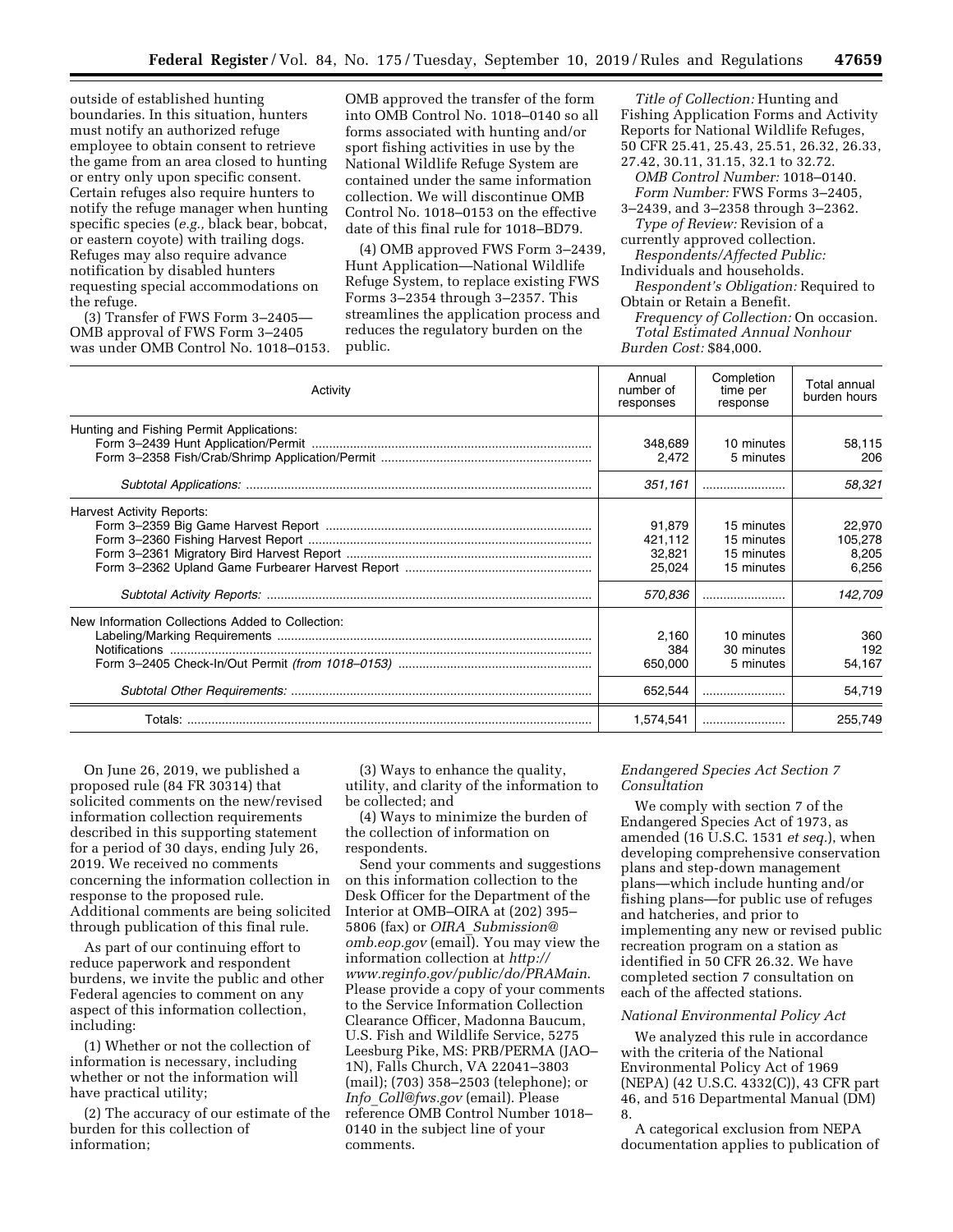outside of established hunting boundaries. In this situation, hunters must notify an authorized refuge employee to obtain consent to retrieve the game from an area closed to hunting or entry only upon specific consent. Certain refuges also require hunters to notify the refuge manager when hunting specific species (*e.g.,* black bear, bobcat, or eastern coyote) with trailing dogs. Refuges may also require advance notification by disabled hunters requesting special accommodations on the refuge.

(3) Transfer of FWS Form 3–2405—OMB approval of FWS Form 3–2405 was under OMB Control No. 1018–0153. OMB approved the transfer of the form into OMB Control No. 1018–0140 so all forms associated with hunting and/or sport fishing activities in use by the National Wildlife Refuge System are contained under the same information collection. We will discontinue OMB Control No. 1018–0153 on the effective date of this final rule for 1018–BD79.

(4) OMB approved FWS Form 3–2439, Hunt Application—National Wildlife Refuge System, to replace existing FWS Forms 3–2354 through 3–2357. This streamlines the application process and reduces the regulatory burden on the public.

*Title of Collection:* Hunting and Fishing Application Forms and Activity Reports for National Wildlife Refuges, 50 CFR 25.41, 25.43, 25.51, 26.32, 26.33, 27.42, 30.11, 31.15, 32.1 to 32.72.

*OMB Control Number:* 1018–0140.

*Form Number:* FWS Forms 3–2405, 3–2439, and 3–2358 through 3–2362.

*Type of Review:* Revision of a currently approved collection.

*Respondents/Affected Public:* Individuals and households.

*Respondent's Obligation:* Required to Obtain or Retain a Benefit.

*Frequency of Collection:* On occasion.

*Total Estimated Annual Nonhour Burden Cost:* $84,000.

| Activity | Annual number of responses | Completion time per response | Total annual burden hours |
|---|---|---|---|
| Hunting and Fishing Permit Applications: | | | |
| Form 3–2439 Hunt Application/Permit | 348,689 | 10 minutes | 58,115 |
| Form 3–2358 Fish/Crab/Shrimp Application/Permit | 2,472 | 5 minutes | 206 |
| *Subtotal Applications:* | *351,161* | | *58,321* |
| Harvest Activity Reports: | | | |
| Form 3–2359 Big Game Harvest Report | 91,879 | 15 minutes | 22,970 |
| Form 3–2360 Fishing Harvest Report | 421,112 | 15 minutes | 105,278 |
| Form 3–2361 Migratory Bird Harvest Report | 32,821 | 15 minutes | 8,205 |
| Form 3–2362 Upland Game Furbearer Harvest Report | 25,024 | 15 minutes | 6,256 |
| *Subtotal Activity Reports:* | *570,836* | | *142,709* |
| New Information Collections Added to Collection: | | | |
| Labeling/Marking Requirements | 2,160 | 10 minutes | 360 |
| Notifications | 384 | 30 minutes | 192 |
| Form 3–2405 Check-In/Out Permit *(from 1018–0153)* | 650,000 | 5 minutes | 54,167 |
| *Subtotal Other Requirements:* | 652,544 | | 54,719 |
| Totals: | 1,574,541 | | 255,749 |

On June 26, 2019, we published a proposed rule (84 FR 30314) that solicited comments on the new/revised information collection requirements described in this supporting statement for a period of 30 days, ending July 26, 2019. We received no comments concerning the information collection in response to the proposed rule. Additional comments are being solicited through publication of this final rule.

As part of our continuing effort to reduce paperwork and respondent burdens, we invite the public and other Federal agencies to comment on any aspect of this information collection, including:

(1) Whether or not the collection of information is necessary, including whether or not the information will have practical utility;

(2) The accuracy of our estimate of the burden for this collection of information;

(3) Ways to enhance the quality, utility, and clarity of the information to be collected; and

(4) Ways to minimize the burden of the collection of information on respondents.

Send your comments and suggestions on this information collection to the Desk Officer for the Department of the Interior at OMB–OIRA at (202) 395–5806 (fax) or *OIRA_Submission@omb.eop.gov* (email). You may view the information collection at *http://www.reginfo.gov/public/do/PRAMain*. Please provide a copy of your comments to the Service Information Collection Clearance Officer, Madonna Baucum, U.S. Fish and Wildlife Service, 5275 Leesburg Pike, MS: PRB/PERMA (JAO–1N), Falls Church, VA 22041–3803 (mail); (703) 358–2503 (telephone); or *Info_Coll@fws.gov* (email). Please reference OMB Control Number 1018–0140 in the subject line of your comments.

### *Endangered Species Act Section 7 Consultation*

We comply with section 7 of the Endangered Species Act of 1973, as amended (16 U.S.C. 1531 *et seq.*), when developing comprehensive conservation plans and step-down management plans—which include hunting and/or fishing plans—for public use of refuges and hatcheries, and prior to implementing any new or revised public recreation program on a station as identified in 50 CFR 26.32. We have completed section 7 consultation on each of the affected stations.

### *National Environmental Policy Act*

We analyzed this rule in accordance with the criteria of the National Environmental Policy Act of 1969 (NEPA) (42 U.S.C. 4332(C)), 43 CFR part 46, and 516 Departmental Manual (DM) 8.

A categorical exclusion from NEPA documentation applies to publication of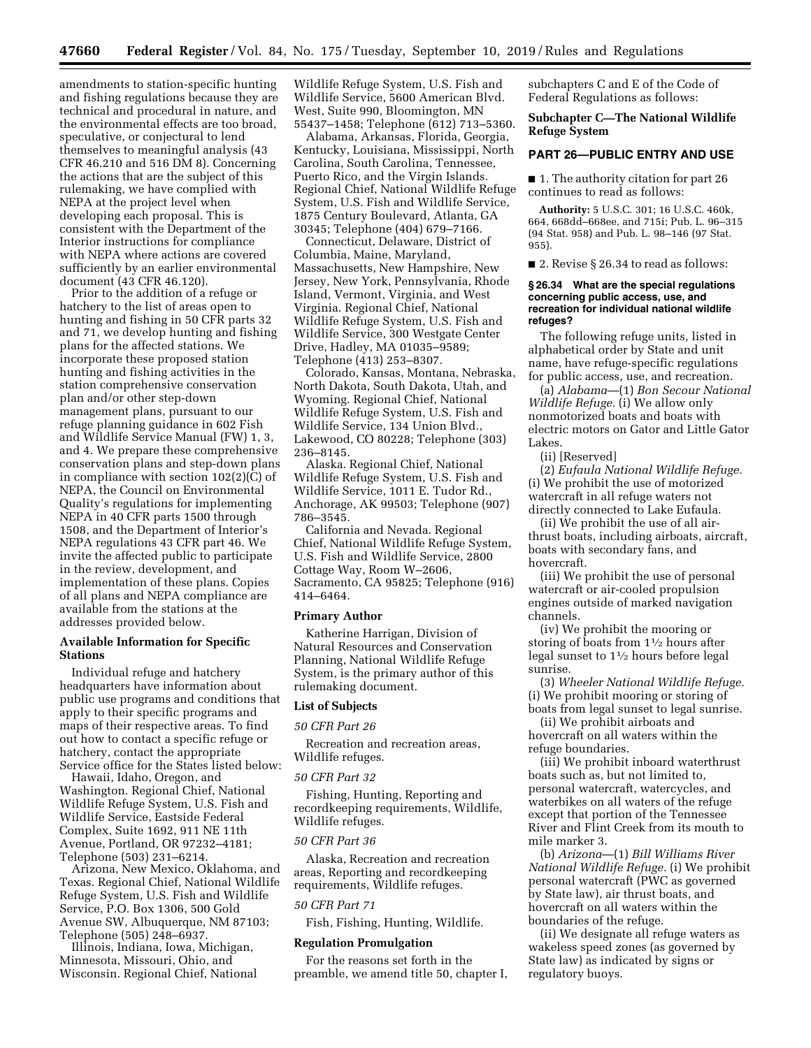amendments to station-specific hunting and fishing regulations because they are technical and procedural in nature, and the environmental effects are too broad, speculative, or conjectural to lend themselves to meaningful analysis (43 CFR 46.210 and 516 DM 8). Concerning the actions that are the subject of this rulemaking, we have complied with NEPA at the project level when developing each proposal. This is consistent with the Department of the Interior instructions for compliance with NEPA where actions are covered sufficiently by an earlier environmental document (43 CFR 46.120).

Prior to the addition of a refuge or hatchery to the list of areas open to hunting and fishing in 50 CFR parts 32 and 71, we develop hunting and fishing plans for the affected stations. We incorporate these proposed station hunting and fishing activities in the station comprehensive conservation plan and/or other step-down management plans, pursuant to our refuge planning guidance in 602 Fish and Wildlife Service Manual (FW) 1, 3, and 4. We prepare these comprehensive conservation plans and step-down plans in compliance with section 102(2)(C) of NEPA, the Council on Environmental Quality's regulations for implementing NEPA in 40 CFR parts 1500 through 1508, and the Department of Interior's NEPA regulations 43 CFR part 46. We invite the affected public to participate in the review, development, and implementation of these plans. Copies of all plans and NEPA compliance are available from the stations at the addresses provided below.

### Available Information for Specific Stations

Individual refuge and hatchery headquarters have information about public use programs and conditions that apply to their specific programs and maps of their respective areas. To find out how to contact a specific refuge or hatchery, contact the appropriate Service office for the States listed below:

Hawaii, Idaho, Oregon, and Washington. Regional Chief, National Wildlife Refuge System, U.S. Fish and Wildlife Service, Eastside Federal Complex, Suite 1692, 911 NE 11th Avenue, Portland, OR 97232–4181; Telephone (503) 231–6214.

Arizona, New Mexico, Oklahoma, and Texas. Regional Chief, National Wildlife Refuge System, U.S. Fish and Wildlife Service, P.O. Box 1306, 500 Gold Avenue SW, Albuquerque, NM 87103; Telephone (505) 248–6937.

Illinois, Indiana, Iowa, Michigan, Minnesota, Missouri, Ohio, and Wisconsin. Regional Chief, National Wildlife Refuge System, U.S. Fish and Wildlife Service, 5600 American Blvd. West, Suite 990, Bloomington, MN 55437–1458; Telephone (612) 713–5360.

Alabama, Arkansas, Florida, Georgia, Kentucky, Louisiana, Mississippi, North Carolina, South Carolina, Tennessee, Puerto Rico, and the Virgin Islands. Regional Chief, National Wildlife Refuge System, U.S. Fish and Wildlife Service, 1875 Century Boulevard, Atlanta, GA 30345; Telephone (404) 679–7166.

Connecticut, Delaware, District of Columbia, Maine, Maryland, Massachusetts, New Hampshire, New Jersey, New York, Pennsylvania, Rhode Island, Vermont, Virginia, and West Virginia. Regional Chief, National Wildlife Refuge System, U.S. Fish and Wildlife Service, 300 Westgate Center Drive, Hadley, MA 01035–9589; Telephone (413) 253–8307.

Colorado, Kansas, Montana, Nebraska, North Dakota, South Dakota, Utah, and Wyoming. Regional Chief, National Wildlife Refuge System, U.S. Fish and Wildlife Service, 134 Union Blvd., Lakewood, CO 80228; Telephone (303) 236–8145.

Alaska. Regional Chief, National Wildlife Refuge System, U.S. Fish and Wildlife Service, 1011 E. Tudor Rd., Anchorage, AK 99503; Telephone (907) 786–3545.

California and Nevada. Regional Chief, National Wildlife Refuge System, U.S. Fish and Wildlife Service, 2800 Cottage Way, Room W–2606, Sacramento, CA 95825; Telephone (916) 414–6464.

### Primary Author

Katherine Harrigan, Division of Natural Resources and Conservation Planning, National Wildlife Refuge System, is the primary author of this rulemaking document.

### List of Subjects

*50 CFR Part 26*

Recreation and recreation areas, Wildlife refuges.

*50 CFR Part 32*

Fishing, Hunting, Reporting and recordkeeping requirements, Wildlife, Wildlife refuges.

*50 CFR Part 36*

Alaska, Recreation and recreation areas, Reporting and recordkeeping requirements, Wildlife refuges.

*50 CFR Part 71*

Fish, Fishing, Hunting, Wildlife.

### Regulation Promulgation

For the reasons set forth in the preamble, we amend title 50, chapter I, subchapters C and E of the Code of Federal Regulations as follows:

### Subchapter C—The National Wildlife Refuge System

## PART 26—PUBLIC ENTRY AND USE

■ 1. The authority citation for part 26 continues to read as follows:

**Authority:** 5 U.S.C. 301; 16 U.S.C. 460k, 664, 668dd–668ee, and 715i; Pub. L. 96–315 (94 Stat. 958) and Pub. L. 98–146 (97 Stat. 955).

■ 2. Revise § 26.34 to read as follows:

#### § 26.34 What are the special regulations concerning public access, use, and recreation for individual national wildlife refuges?

The following refuge units, listed in alphabetical order by State and unit name, have refuge-specific regulations for public access, use, and recreation.

(a) *Alabama*—(1) *Bon Secour National Wildlife Refuge.* (i) We allow only nonmotorized boats and boats with electric motors on Gator and Little Gator Lakes.

(ii) [Reserved]

(2) *Eufaula National Wildlife Refuge.* (i) We prohibit the use of motorized watercraft in all refuge waters not directly connected to Lake Eufaula.

(ii) We prohibit the use of all air-thrust boats, including airboats, aircraft, boats with secondary fans, and hovercraft.

(iii) We prohibit the use of personal watercraft or air-cooled propulsion engines outside of marked navigation channels.

(iv) We prohibit the mooring or storing of boats from 1½ hours after legal sunset to 1½ hours before legal sunrise.

(3) *Wheeler National Wildlife Refuge.* (i) We prohibit mooring or storing of boats from legal sunset to legal sunrise.

(ii) We prohibit airboats and hovercraft on all waters within the refuge boundaries.

(iii) We prohibit inboard waterthrust boats such as, but not limited to, personal watercraft, watercycles, and waterbikes on all waters of the refuge except that portion of the Tennessee River and Flint Creek from its mouth to mile marker 3.

(b) *Arizona*—(1) *Bill Williams River National Wildlife Refuge.* (i) We prohibit personal watercraft (PWC as governed by State law), air thrust boats, and hovercraft on all waters within the boundaries of the refuge.

(ii) We designate all refuge waters as wakeless speed zones (as governed by State law) as indicated by signs or regulatory buoys.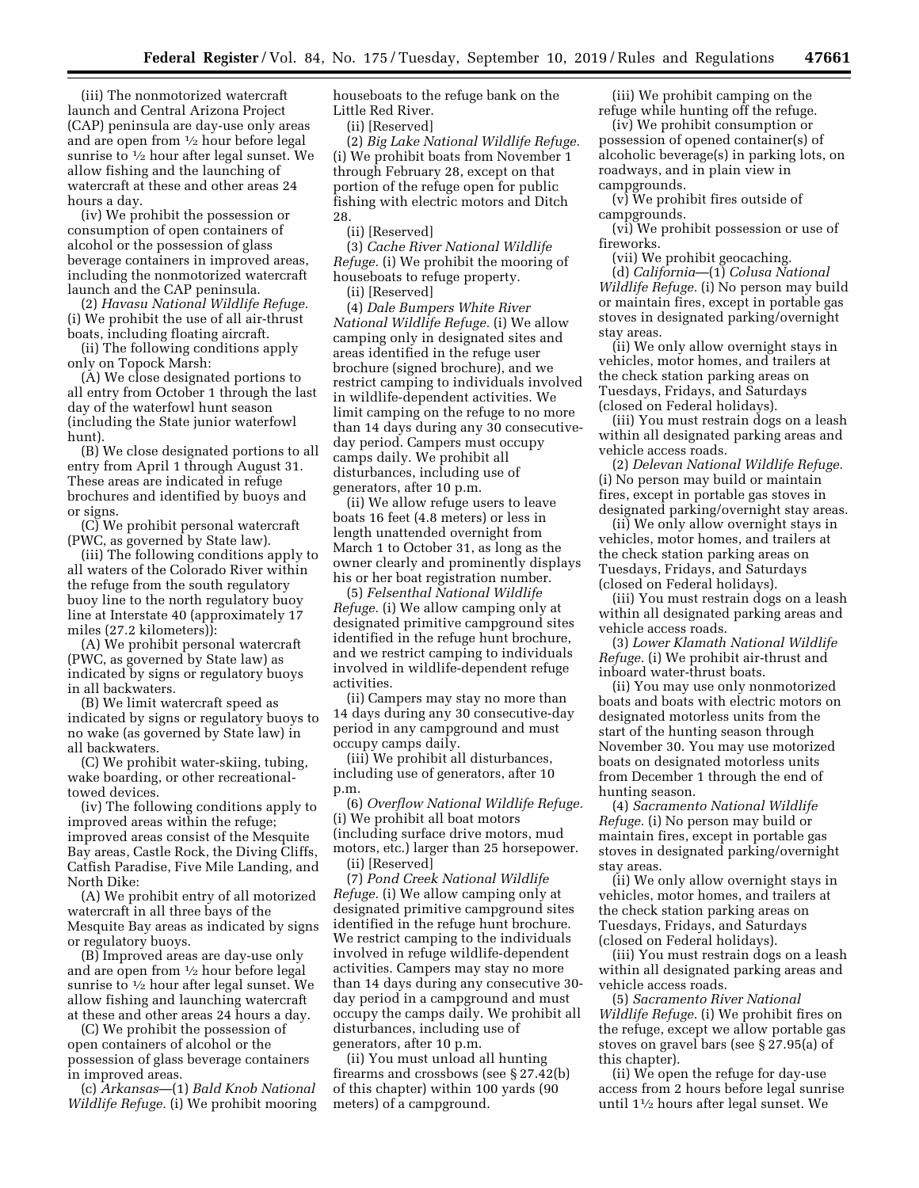(iii) The nonmotorized watercraft launch and Central Arizona Project (CAP) peninsula are day-use only areas and are open from ½ hour before legal sunrise to ½ hour after legal sunset. We allow fishing and the launching of watercraft at these and other areas 24 hours a day.

(iv) We prohibit the possession or consumption of open containers of alcohol or the possession of glass beverage containers in improved areas, including the nonmotorized watercraft launch and the CAP peninsula.

(2) *Havasu National Wildlife Refuge.* (i) We prohibit the use of all air-thrust boats, including floating aircraft.

(ii) The following conditions apply only on Topock Marsh:

(A) We close designated portions to all entry from October 1 through the last day of the waterfowl hunt season (including the State junior waterfowl hunt).

(B) We close designated portions to all entry from April 1 through August 31. These areas are indicated in refuge brochures and identified by buoys and or signs.

(C) We prohibit personal watercraft (PWC, as governed by State law).

(iii) The following conditions apply to all waters of the Colorado River within the refuge from the south regulatory buoy line to the north regulatory buoy line at Interstate 40 (approximately 17 miles (27.2 kilometers)):

(A) We prohibit personal watercraft (PWC, as governed by State law) as indicated by signs or regulatory buoys in all backwaters.

(B) We limit watercraft speed as indicated by signs or regulatory buoys to no wake (as governed by State law) in all backwaters.

(C) We prohibit water-skiing, tubing, wake boarding, or other recreational-towed devices.

(iv) The following conditions apply to improved areas within the refuge; improved areas consist of the Mesquite Bay areas, Castle Rock, the Diving Cliffs, Catfish Paradise, Five Mile Landing, and North Dike:

(A) We prohibit entry of all motorized watercraft in all three bays of the Mesquite Bay areas as indicated by signs or regulatory buoys.

(B) Improved areas are day-use only and are open from ½ hour before legal sunrise to ½ hour after legal sunset. We allow fishing and launching watercraft at these and other areas 24 hours a day.

(C) We prohibit the possession of open containers of alcohol or the possession of glass beverage containers in improved areas.

(c) *Arkansas*—(1) *Bald Knob National Wildlife Refuge.* (i) We prohibit mooring houseboats to the refuge bank on the Little Red River.

(ii) [Reserved]

(2) *Big Lake National Wildlife Refuge.* (i) We prohibit boats from November 1 through February 28, except on that portion of the refuge open for public fishing with electric motors and Ditch 28.

(ii) [Reserved]

(3) *Cache River National Wildlife Refuge.* (i) We prohibit the mooring of houseboats to refuge property.

(ii) [Reserved]

(4) *Dale Bumpers White River National Wildlife Refuge.* (i) We allow camping only in designated sites and areas identified in the refuge user brochure (signed brochure), and we restrict camping to individuals involved in wildlife-dependent activities. We limit camping on the refuge to no more than 14 days during any 30 consecutive-day period. Campers must occupy camps daily. We prohibit all disturbances, including use of generators, after 10 p.m.

(ii) We allow refuge users to leave boats 16 feet (4.8 meters) or less in length unattended overnight from March 1 to October 31, as long as the owner clearly and prominently displays his or her boat registration number.

(5) *Felsenthal National Wildlife Refuge.* (i) We allow camping only at designated primitive campground sites identified in the refuge hunt brochure, and we restrict camping to individuals involved in wildlife-dependent refuge activities.

(ii) Campers may stay no more than 14 days during any 30 consecutive-day period in any campground and must occupy camps daily.

(iii) We prohibit all disturbances, including use of generators, after 10 p.m.

(6) *Overflow National Wildlife Refuge.* (i) We prohibit all boat motors (including surface drive motors, mud motors, etc.) larger than 25 horsepower.

(ii) [Reserved]

(7) *Pond Creek National Wildlife Refuge.* (i) We allow camping only at designated primitive campground sites identified in the refuge hunt brochure. We restrict camping to the individuals involved in refuge wildlife-dependent activities. Campers may stay no more than 14 days during any consecutive 30-day period in a campground and must occupy the camps daily. We prohibit all disturbances, including use of generators, after 10 p.m.

(ii) You must unload all hunting firearms and crossbows (see § 27.42(b) of this chapter) within 100 yards (90 meters) of a campground.

(iii) We prohibit camping on the refuge while hunting off the refuge.

(iv) We prohibit consumption or possession of opened container(s) of alcoholic beverage(s) in parking lots, on roadways, and in plain view in campgrounds.

(v) We prohibit fires outside of campgrounds.

(vi) We prohibit possession or use of fireworks.

(vii) We prohibit geocaching.

(d) *California*—(1) *Colusa National Wildlife Refuge.* (i) No person may build or maintain fires, except in portable gas stoves in designated parking/overnight stay areas.

(ii) We only allow overnight stays in vehicles, motor homes, and trailers at the check station parking areas on Tuesdays, Fridays, and Saturdays (closed on Federal holidays).

(iii) You must restrain dogs on a leash within all designated parking areas and vehicle access roads.

(2) *Delevan National Wildlife Refuge.* (i) No person may build or maintain fires, except in portable gas stoves in designated parking/overnight stay areas.

(ii) We only allow overnight stays in vehicles, motor homes, and trailers at the check station parking areas on Tuesdays, Fridays, and Saturdays (closed on Federal holidays).

(iii) You must restrain dogs on a leash within all designated parking areas and vehicle access roads.

(3) *Lower Klamath National Wildlife Refuge.* (i) We prohibit air-thrust and inboard water-thrust boats.

(ii) You may use only nonmotorized boats and boats with electric motors on designated motorless units from the start of the hunting season through November 30. You may use motorized boats on designated motorless units from December 1 through the end of hunting season.

(4) *Sacramento National Wildlife Refuge.* (i) No person may build or maintain fires, except in portable gas stoves in designated parking/overnight stay areas.

(ii) We only allow overnight stays in vehicles, motor homes, and trailers at the check station parking areas on Tuesdays, Fridays, and Saturdays (closed on Federal holidays).

(iii) You must restrain dogs on a leash within all designated parking areas and vehicle access roads.

(5) *Sacramento River National Wildlife Refuge.* (i) We prohibit fires on the refuge, except we allow portable gas stoves on gravel bars (see § 27.95(a) of this chapter).

(ii) We open the refuge for day-use access from 2 hours before legal sunrise until 1½ hours after legal sunset. We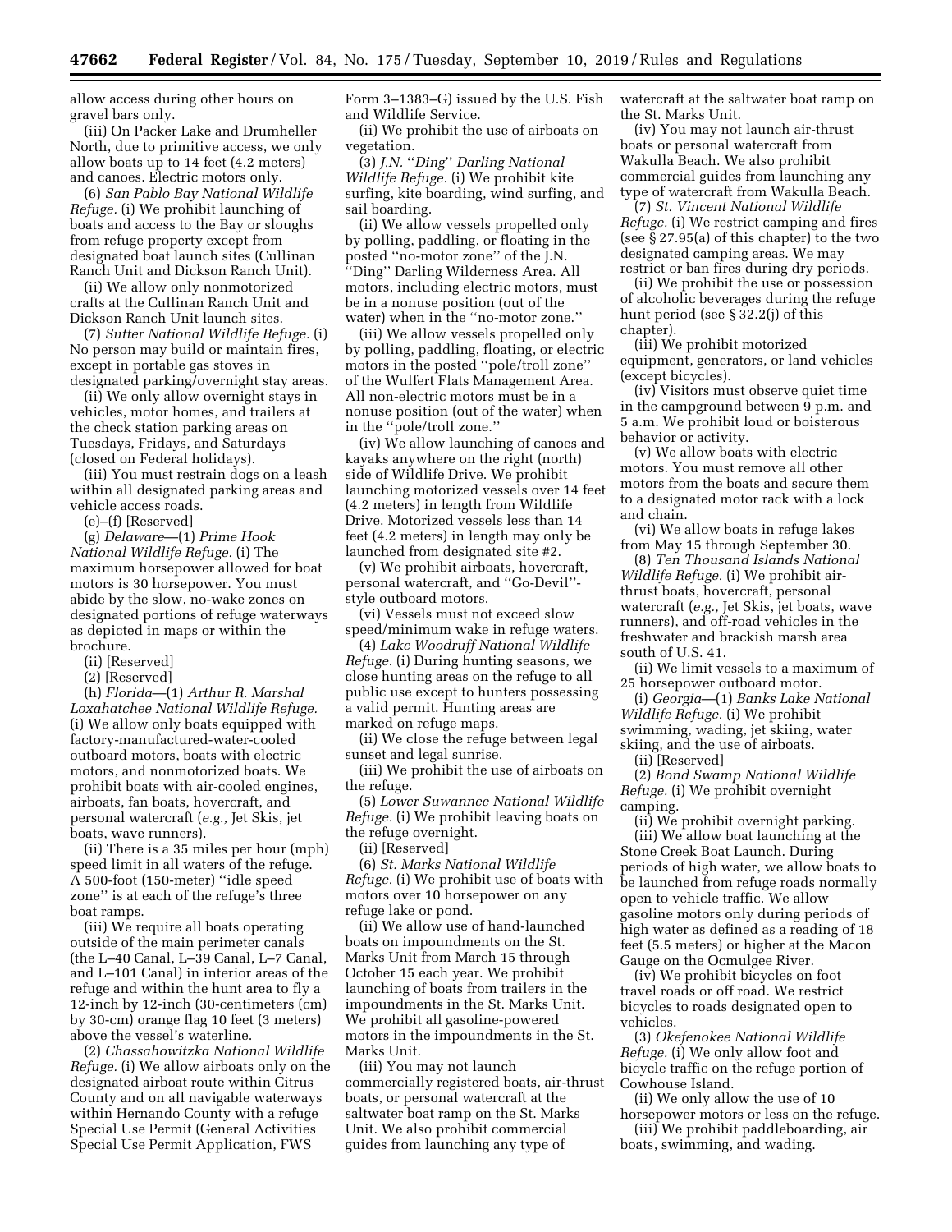allow access during other hours on gravel bars only.

(iii) On Packer Lake and Drumheller North, due to primitive access, we only allow boats up to 14 feet (4.2 meters) and canoes. Electric motors only.

(6) *San Pablo Bay National Wildlife Refuge.* (i) We prohibit launching of boats and access to the Bay or sloughs from refuge property except from designated boat launch sites (Cullinan Ranch Unit and Dickson Ranch Unit).

(ii) We allow only nonmotorized crafts at the Cullinan Ranch Unit and Dickson Ranch Unit launch sites.

(7) *Sutter National Wildlife Refuge.* (i) No person may build or maintain fires, except in portable gas stoves in designated parking/overnight stay areas.

(ii) We only allow overnight stays in vehicles, motor homes, and trailers at the check station parking areas on Tuesdays, Fridays, and Saturdays (closed on Federal holidays).

(iii) You must restrain dogs on a leash within all designated parking areas and vehicle access roads.

(e)–(f) [Reserved]

(g) *Delaware*—(1) *Prime Hook National Wildlife Refuge.* (i) The maximum horsepower allowed for boat motors is 30 horsepower. You must abide by the slow, no-wake zones on designated portions of refuge waterways as depicted in maps or within the brochure.

(ii) [Reserved]

(2) [Reserved]

(h) *Florida*—(1) *Arthur R. Marshal Loxahatchee National Wildlife Refuge.* (i) We allow only boats equipped with factory-manufactured-water-cooled outboard motors, boats with electric motors, and nonmotorized boats. We prohibit boats with air-cooled engines, airboats, fan boats, hovercraft, and personal watercraft (*e.g.,* Jet Skis, jet boats, wave runners).

(ii) There is a 35 miles per hour (mph) speed limit in all waters of the refuge. A 500-foot (150-meter) ''idle speed zone'' is at each of the refuge's three boat ramps.

(iii) We require all boats operating outside of the main perimeter canals (the L–40 Canal, L–39 Canal, L–7 Canal, and L–101 Canal) in interior areas of the refuge and within the hunt area to fly a 12-inch by 12-inch (30-centimeters (cm) by 30-cm) orange flag 10 feet (3 meters) above the vessel's waterline.

(2) *Chassahowitzka National Wildlife Refuge.* (i) We allow airboats only on the designated airboat route within Citrus County and on all navigable waterways within Hernando County with a refuge Special Use Permit (General Activities Special Use Permit Application, FWS Form 3–1383–G) issued by the U.S. Fish and Wildlife Service.

(ii) We prohibit the use of airboats on vegetation.

(3) *J.N. ''Ding'' Darling National Wildlife Refuge.* (i) We prohibit kite surfing, kite boarding, wind surfing, and sail boarding.

(ii) We allow vessels propelled only by polling, paddling, or floating in the posted ''no-motor zone'' of the J.N. ''Ding'' Darling Wilderness Area. All motors, including electric motors, must be in a nonuse position (out of the water) when in the ''no-motor zone.''

(iii) We allow vessels propelled only by polling, paddling, floating, or electric motors in the posted ''pole/troll zone'' of the Wulfert Flats Management Area. All non-electric motors must be in a nonuse position (out of the water) when in the ''pole/troll zone.''

(iv) We allow launching of canoes and kayaks anywhere on the right (north) side of Wildlife Drive. We prohibit launching motorized vessels over 14 feet (4.2 meters) in length from Wildlife Drive. Motorized vessels less than 14 feet (4.2 meters) in length may only be launched from designated site #2.

(v) We prohibit airboats, hovercraft, personal watercraft, and ''Go-Devil''-style outboard motors.

(vi) Vessels must not exceed slow speed/minimum wake in refuge waters.

(4) *Lake Woodruff National Wildlife Refuge.* (i) During hunting seasons, we close hunting areas on the refuge to all public use except to hunters possessing a valid permit. Hunting areas are marked on refuge maps.

(ii) We close the refuge between legal sunset and legal sunrise.

(iii) We prohibit the use of airboats on the refuge.

(5) *Lower Suwannee National Wildlife Refuge.* (i) We prohibit leaving boats on the refuge overnight.

(ii) [Reserved]

(6) *St. Marks National Wildlife Refuge.* (i) We prohibit use of boats with motors over 10 horsepower on any refuge lake or pond.

(ii) We allow use of hand-launched boats on impoundments on the St. Marks Unit from March 15 through October 15 each year. We prohibit launching of boats from trailers in the impoundments in the St. Marks Unit. We prohibit all gasoline-powered motors in the impoundments in the St. Marks Unit.

(iii) You may not launch commercially registered boats, air-thrust boats, or personal watercraft at the saltwater boat ramp on the St. Marks Unit. We also prohibit commercial guides from launching any type of watercraft at the saltwater boat ramp on the St. Marks Unit.

(iv) You may not launch air-thrust boats or personal watercraft from Wakulla Beach. We also prohibit commercial guides from launching any type of watercraft from Wakulla Beach.

(7) *St. Vincent National Wildlife Refuge.* (i) We restrict camping and fires (see § 27.95(a) of this chapter) to the two designated camping areas. We may restrict or ban fires during dry periods.

(ii) We prohibit the use or possession of alcoholic beverages during the refuge hunt period (see § 32.2(j) of this chapter).

(iii) We prohibit motorized equipment, generators, or land vehicles (except bicycles).

(iv) Visitors must observe quiet time in the campground between 9 p.m. and 5 a.m. We prohibit loud or boisterous behavior or activity.

(v) We allow boats with electric motors. You must remove all other motors from the boats and secure them to a designated motor rack with a lock and chain.

(vi) We allow boats in refuge lakes from May 15 through September 30.

(8) *Ten Thousand Islands National Wildlife Refuge.* (i) We prohibit air-thrust boats, hovercraft, personal watercraft (*e.g.,* Jet Skis, jet boats, wave runners), and off-road vehicles in the freshwater and brackish marsh area south of U.S. 41.

(ii) We limit vessels to a maximum of 25 horsepower outboard motor.

(i) *Georgia*—(1) *Banks Lake National Wildlife Refuge.* (i) We prohibit swimming, wading, jet skiing, water skiing, and the use of airboats.

(ii) [Reserved]

(2) *Bond Swamp National Wildlife Refuge.* (i) We prohibit overnight camping.

(ii) We prohibit overnight parking.

(iii) We allow boat launching at the Stone Creek Boat Launch. During periods of high water, we allow boats to be launched from refuge roads normally open to vehicle traffic. We allow gasoline motors only during periods of high water as defined as a reading of 18 feet (5.5 meters) or higher at the Macon Gauge on the Ocmulgee River.

(iv) We prohibit bicycles on foot travel roads or off road. We restrict bicycles to roads designated open to vehicles.

(3) *Okefenokee National Wildlife Refuge.* (i) We only allow foot and bicycle traffic on the refuge portion of Cowhouse Island.

(ii) We only allow the use of 10 horsepower motors or less on the refuge.

(iii) We prohibit paddleboarding, air boats, swimming, and wading.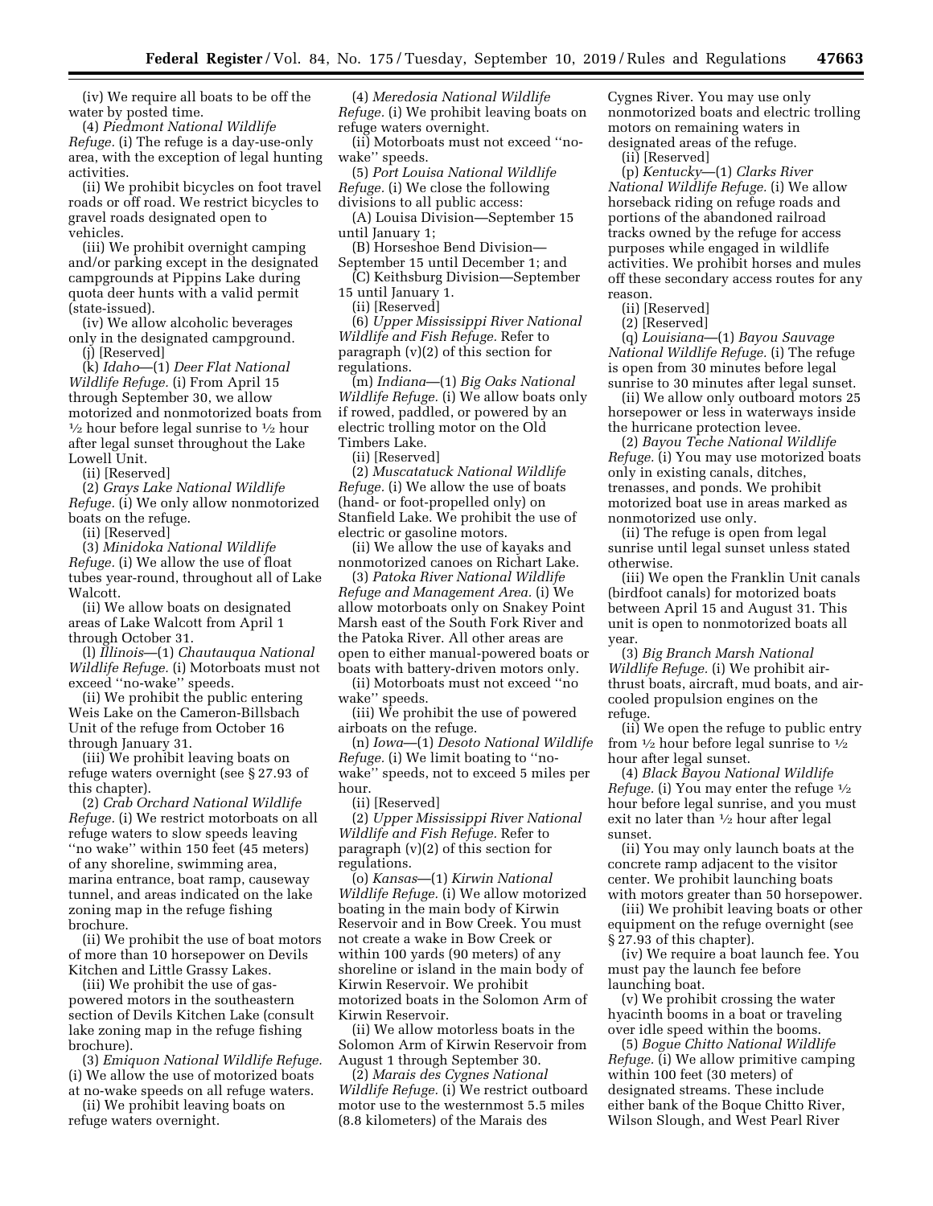(iv) We require all boats to be off the water by posted time.

(4) *Piedmont National Wildlife Refuge.* (i) The refuge is a day-use-only area, with the exception of legal hunting activities.

(ii) We prohibit bicycles on foot travel roads or off road. We restrict bicycles to gravel roads designated open to vehicles.

(iii) We prohibit overnight camping and/or parking except in the designated campgrounds at Pippins Lake during quota deer hunts with a valid permit (state-issued).

(iv) We allow alcoholic beverages only in the designated campground.

(j) [Reserved]

(k) *Idaho*—(1) *Deer Flat National Wildlife Refuge.* (i) From April 15 through September 30, we allow motorized and nonmotorized boats from ½ hour before legal sunrise to ½ hour after legal sunset throughout the Lake Lowell Unit.

(ii) [Reserved]

(2) *Grays Lake National Wildlife Refuge.* (i) We only allow nonmotorized boats on the refuge.

(ii) [Reserved]

(3) *Minidoka National Wildlife Refuge.* (i) We allow the use of float tubes year-round, throughout all of Lake Walcott.

(ii) We allow boats on designated areas of Lake Walcott from April 1 through October 31.

(l) *Illinois*—(1) *Chautauqua National Wildlife Refuge.* (i) Motorboats must not exceed ''no-wake'' speeds.

(ii) We prohibit the public entering Weis Lake on the Cameron-Billsbach Unit of the refuge from October 16 through January 31.

(iii) We prohibit leaving boats on refuge waters overnight (see § 27.93 of this chapter).

(2) *Crab Orchard National Wildlife Refuge.* (i) We restrict motorboats on all refuge waters to slow speeds leaving ''no wake'' within 150 feet (45 meters) of any shoreline, swimming area, marina entrance, boat ramp, causeway tunnel, and areas indicated on the lake zoning map in the refuge fishing brochure.

(ii) We prohibit the use of boat motors of more than 10 horsepower on Devils Kitchen and Little Grassy Lakes.

(iii) We prohibit the use of gas-powered motors in the southeastern section of Devils Kitchen Lake (consult lake zoning map in the refuge fishing brochure).

(3) *Emiquon National Wildlife Refuge.* (i) We allow the use of motorized boats at no-wake speeds on all refuge waters.

(ii) We prohibit leaving boats on refuge waters overnight.

(4) *Meredosia National Wildlife Refuge.* (i) We prohibit leaving boats on refuge waters overnight.

(ii) Motorboats must not exceed ''no-wake'' speeds.

(5) *Port Louisa National Wildlife Refuge.* (i) We close the following divisions to all public access:

(A) Louisa Division—September 15 until January 1;

(B) Horseshoe Bend Division—September 15 until December 1; and

(C) Keithsburg Division—September 15 until January 1.

(ii) [Reserved]

(6) *Upper Mississippi River National Wildlife and Fish Refuge.* Refer to paragraph (v)(2) of this section for regulations.

(m) *Indiana*—(1) *Big Oaks National Wildlife Refuge.* (i) We allow boats only if rowed, paddled, or powered by an electric trolling motor on the Old Timbers Lake.

(ii) [Reserved]

(2) *Muscatatuck National Wildlife Refuge.* (i) We allow the use of boats (hand- or foot-propelled only) on Stanfield Lake. We prohibit the use of electric or gasoline motors.

(ii) We allow the use of kayaks and nonmotorized canoes on Richart Lake.

(3) *Patoka River National Wildlife Refuge and Management Area.* (i) We allow motorboats only on Snakey Point Marsh east of the South Fork River and the Patoka River. All other areas are open to either manual-powered boats or boats with battery-driven motors only.

(ii) Motorboats must not exceed ''no wake'' speeds.

(iii) We prohibit the use of powered airboats on the refuge.

(n) *Iowa*—(1) *Desoto National Wildlife Refuge.* (i) We limit boating to ''no-wake'' speeds, not to exceed 5 miles per hour.

(ii) [Reserved]

(2) *Upper Mississippi River National Wildlife and Fish Refuge.* Refer to paragraph (v)(2) of this section for regulations.

(o) *Kansas*—(1) *Kirwin National Wildlife Refuge.* (i) We allow motorized boating in the main body of Kirwin Reservoir and in Bow Creek. You must not create a wake in Bow Creek or within 100 yards (90 meters) of any shoreline or island in the main body of Kirwin Reservoir. We prohibit motorized boats in the Solomon Arm of Kirwin Reservoir.

(ii) We allow motorless boats in the Solomon Arm of Kirwin Reservoir from August 1 through September 30.

(2) *Marais des Cygnes National Wildlife Refuge.* (i) We restrict outboard motor use to the westernmost 5.5 miles (8.8 kilometers) of the Marais des Cygnes River. You may use only nonmotorized boats and electric trolling motors on remaining waters in designated areas of the refuge.

(ii) [Reserved]

(p) *Kentucky*—(1) *Clarks River National Wildlife Refuge.* (i) We allow horseback riding on refuge roads and portions of the abandoned railroad tracks owned by the refuge for access purposes while engaged in wildlife activities. We prohibit horses and mules off these secondary access routes for any reason.

(ii) [Reserved]

(2) [Reserved]

(q) *Louisiana*—(1) *Bayou Sauvage National Wildlife Refuge.* (i) The refuge is open from 30 minutes before legal sunrise to 30 minutes after legal sunset.

(ii) We allow only outboard motors 25 horsepower or less in waterways inside the hurricane protection levee.

(2) *Bayou Teche National Wildlife Refuge.* (i) You may use motorized boats only in existing canals, ditches, trenasses, and ponds. We prohibit motorized boat use in areas marked as nonmotorized use only.

(ii) The refuge is open from legal sunrise until legal sunset unless stated otherwise.

(iii) We open the Franklin Unit canals (birdfoot canals) for motorized boats between April 15 and August 31. This unit is open to nonmotorized boats all year.

(3) *Big Branch Marsh National Wildlife Refuge.* (i) We prohibit air-thrust boats, aircraft, mud boats, and air-cooled propulsion engines on the refuge.

(ii) We open the refuge to public entry from ½ hour before legal sunrise to ½ hour after legal sunset.

(4) *Black Bayou National Wildlife Refuge.* (i) You may enter the refuge ½ hour before legal sunrise, and you must exit no later than ½ hour after legal sunset.

(ii) You may only launch boats at the concrete ramp adjacent to the visitor center. We prohibit launching boats with motors greater than 50 horsepower.

(iii) We prohibit leaving boats or other equipment on the refuge overnight (see § 27.93 of this chapter).

(iv) We require a boat launch fee. You must pay the launch fee before launching boat.

(v) We prohibit crossing the water hyacinth booms in a boat or traveling over idle speed within the booms.

(5) *Bogue Chitto National Wildlife Refuge.* (i) We allow primitive camping within 100 feet (30 meters) of designated streams. These include either bank of the Boque Chitto River, Wilson Slough, and West Pearl River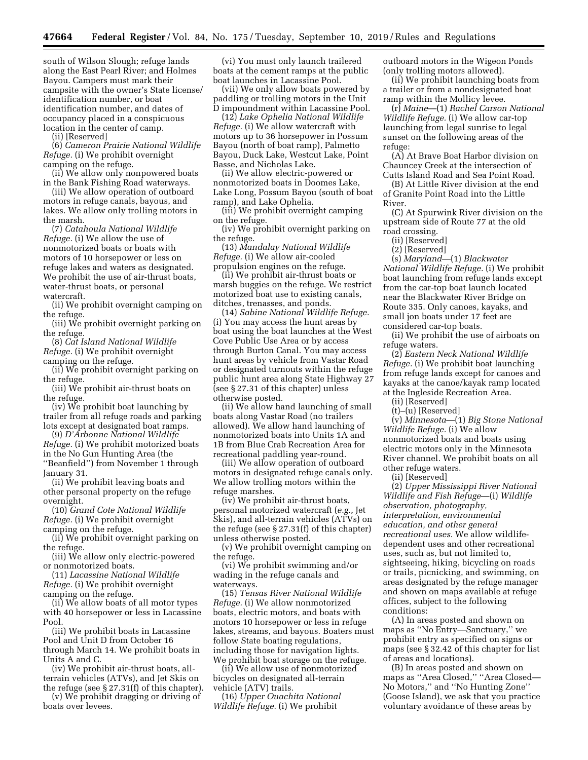south of Wilson Slough; refuge lands along the East Pearl River; and Holmes Bayou. Campers must mark their campsite with the owner's State license/identification number, or boat identification number, and dates of occupancy placed in a conspicuous location in the center of camp.

(ii) [Reserved]

(6) *Cameron Prairie National Wildlife Refuge.* (i) We prohibit overnight camping on the refuge.

(ii) We allow only nonpowered boats in the Bank Fishing Road waterways.

(iii) We allow operation of outboard motors in refuge canals, bayous, and lakes. We allow only trolling motors in the marsh.

(7) *Catahoula National Wildlife Refuge.* (i) We allow the use of nonmotorized boats or boats with motors of 10 horsepower or less on refuge lakes and waters as designated. We prohibit the use of air-thrust boats, water-thrust boats, or personal watercraft.

(ii) We prohibit overnight camping on the refuge.

(iii) We prohibit overnight parking on the refuge.

(8) *Cat Island National Wildlife Refuge.* (i) We prohibit overnight camping on the refuge.

(ii) We prohibit overnight parking on the refuge.

(iii) We prohibit air-thrust boats on the refuge.

(iv) We prohibit boat launching by trailer from all refuge roads and parking lots except at designated boat ramps.

(9) *D'Arbonne National Wildlife Refuge.* (i) We prohibit motorized boats in the No Gun Hunting Area (the "Beanfield") from November 1 through January 31.

(ii) We prohibit leaving boats and other personal property on the refuge overnight.

(10) *Grand Cote National Wildlife Refuge.* (i) We prohibit overnight camping on the refuge.

(ii) We prohibit overnight parking on the refuge.

(iii) We allow only electric-powered or nonmotorized boats.

(11) *Lacassine National Wildlife Refuge.* (i) We prohibit overnight camping on the refuge.

(ii) We allow boats of all motor types with 40 horsepower or less in Lacassine Pool.

(iii) We prohibit boats in Lacassine Pool and Unit D from October 16 through March 14. We prohibit boats in Units A and C.

(iv) We prohibit air-thrust boats, all-terrain vehicles (ATVs), and Jet Skis on the refuge (see § 27.31(f) of this chapter).

(v) We prohibit dragging or driving of boats over levees.

(vi) You must only launch trailered boats at the cement ramps at the public boat launches in Lacassine Pool.

(vii) We only allow boats powered by paddling or trolling motors in the Unit D impoundment within Lacassine Pool.

(12) *Lake Ophelia National Wildlife Refuge.* (i) We allow watercraft with motors up to 36 horsepower in Possum Bayou (north of boat ramp), Palmetto Bayou, Duck Lake, Westcut Lake, Point Basse, and Nicholas Lake.

(ii) We allow electric-powered or nonmotorized boats in Doomes Lake, Lake Long, Possum Bayou (south of boat ramp), and Lake Ophelia.

(iii) We prohibit overnight camping on the refuge.

(iv) We prohibit overnight parking on the refuge.

(13) *Mandalay National Wildlife Refuge.* (i) We allow air-cooled propulsion engines on the refuge.

(ii) We prohibit air-thrust boats or marsh buggies on the refuge. We restrict motorized boat use to existing canals, ditches, trenasses, and ponds.

(14) *Sabine National Wildlife Refuge.* (i) You may access the hunt areas by boat using the boat launches at the West Cove Public Use Area or by access through Burton Canal. You may access hunt areas by vehicle from Vastar Road or designated turnouts within the refuge public hunt area along State Highway 27 (see § 27.31 of this chapter) unless otherwise posted.

(ii) We allow hand launching of small boats along Vastar Road (no trailers allowed). We allow hand launching of nonmotorized boats into Units 1A and 1B from Blue Crab Recreation Area for recreational paddling year-round.

(iii) We allow operation of outboard motors in designated refuge canals only. We allow trolling motors within the refuge marshes.

(iv) We prohibit air-thrust boats, personal motorized watercraft (*e.g.,* Jet Skis), and all-terrain vehicles (ATVs) on the refuge (see § 27.31(f) of this chapter) unless otherwise posted.

(v) We prohibit overnight camping on the refuge.

(vi) We prohibit swimming and/or wading in the refuge canals and waterways.

(15) *Tensas River National Wildlife Refuge.* (i) We allow nonmotorized boats, electric motors, and boats with motors 10 horsepower or less in refuge lakes, streams, and bayous. Boaters must follow State boating regulations, including those for navigation lights. We prohibit boat storage on the refuge.

(ii) We allow use of nonmotorized bicycles on designated all-terrain vehicle (ATV) trails.

(16) *Upper Ouachita National Wildlife Refuge.* (i) We prohibit outboard motors in the Wigeon Ponds (only trolling motors allowed).

(ii) We prohibit launching boats from a trailer or from a nondesignated boat ramp within the Mollicy levee.

(r) *Maine*—(1) *Rachel Carson National Wildlife Refuge.* (i) We allow car-top launching from legal sunrise to legal sunset on the following areas of the refuge:

(A) At Brave Boat Harbor division on Chauncey Creek at the intersection of Cutts Island Road and Sea Point Road.

(B) At Little River division at the end of Granite Point Road into the Little River.

(C) At Spurwink River division on the upstream side of Route 77 at the old road crossing.

(ii) [Reserved]

(2) [Reserved]

(s) *Maryland*—(1) *Blackwater National Wildlife Refuge.* (i) We prohibit boat launching from refuge lands except from the car-top boat launch located near the Blackwater River Bridge on Route 335. Only canoes, kayaks, and small jon boats under 17 feet are considered car-top boats.

(ii) We prohibit the use of airboats on refuge waters.

(2) *Eastern Neck National Wildlife Refuge.* (i) We prohibit boat launching from refuge lands except for canoes and kayaks at the canoe/kayak ramp located at the Ingleside Recreation Area.

(ii) [Reserved]

(t)–(u) [Reserved]

(v) *Minnesota*—(1) *Big Stone National Wildlife Refuge.* (i) We allow nonmotorized boats and boats using electric motors only in the Minnesota River channel. We prohibit boats on all other refuge waters.

(ii) [Reserved]

(2) *Upper Mississippi River National Wildlife and Fish Refuge*—(i) *Wildlife observation, photography, interpretation, environmental education, and other general recreational uses.* We allow wildlife-dependent uses and other recreational uses, such as, but not limited to, sightseeing, hiking, bicycling on roads or trails, picnicking, and swimming, on areas designated by the refuge manager and shown on maps available at refuge offices, subject to the following conditions:

(A) In areas posted and shown on maps as "No Entry—Sanctuary," we prohibit entry as specified on signs or maps (see § 32.42 of this chapter for list of areas and locations).

(B) In areas posted and shown on maps as "Area Closed," "Area Closed—No Motors," and "No Hunting Zone" (Goose Island), we ask that you practice voluntary avoidance of these areas by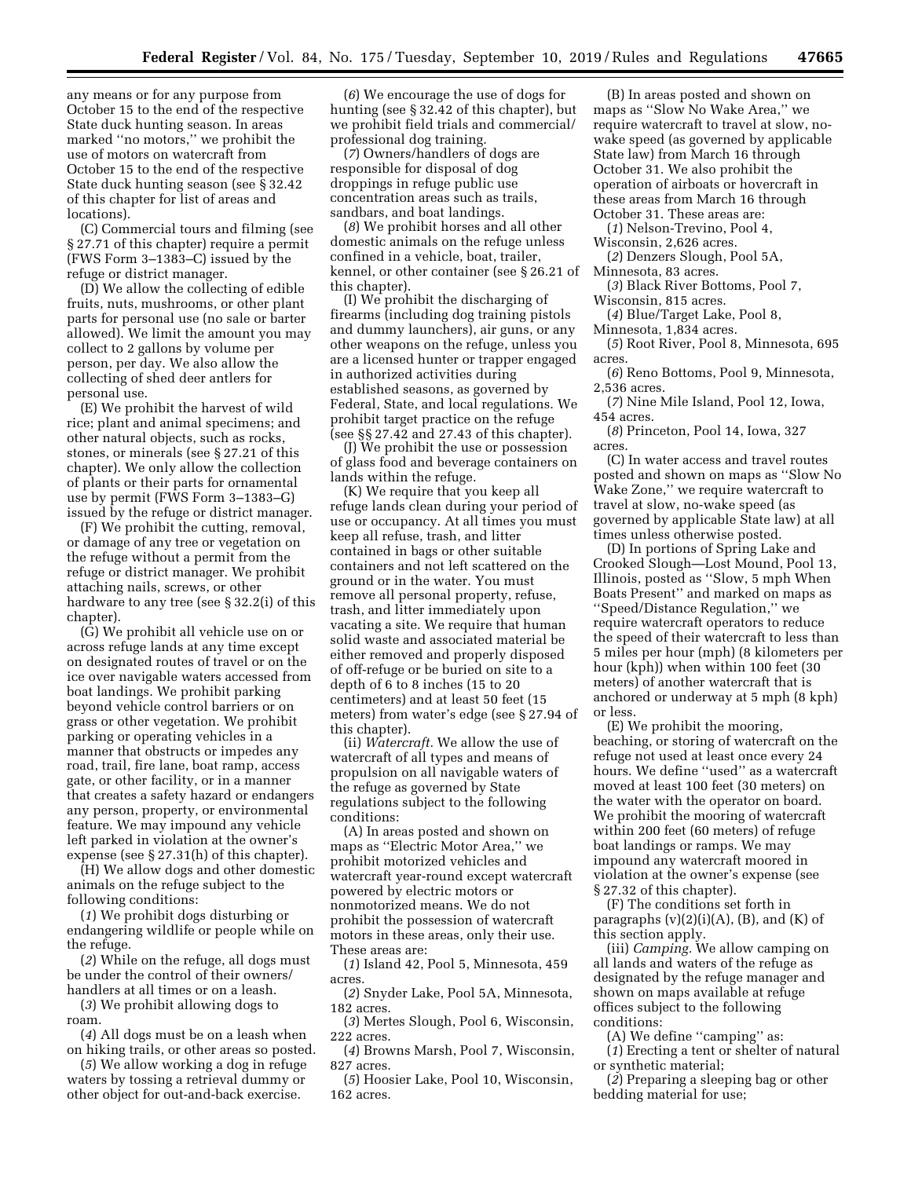any means or for any purpose from October 15 to the end of the respective State duck hunting season. In areas marked ''no motors,'' we prohibit the use of motors on watercraft from October 15 to the end of the respective State duck hunting season (see § 32.42 of this chapter for list of areas and locations).

(C) Commercial tours and filming (see § 27.71 of this chapter) require a permit (FWS Form 3–1383–C) issued by the refuge or district manager.

(D) We allow the collecting of edible fruits, nuts, mushrooms, or other plant parts for personal use (no sale or barter allowed). We limit the amount you may collect to 2 gallons by volume per person, per day. We also allow the collecting of shed deer antlers for personal use.

(E) We prohibit the harvest of wild rice; plant and animal specimens; and other natural objects, such as rocks, stones, or minerals (see § 27.21 of this chapter). We only allow the collection of plants or their parts for ornamental use by permit (FWS Form 3–1383–G) issued by the refuge or district manager.

(F) We prohibit the cutting, removal, or damage of any tree or vegetation on the refuge without a permit from the refuge or district manager. We prohibit attaching nails, screws, or other hardware to any tree (see § 32.2(i) of this chapter).

(G) We prohibit all vehicle use on or across refuge lands at any time except on designated routes of travel or on the ice over navigable waters accessed from boat landings. We prohibit parking beyond vehicle control barriers or on grass or other vegetation. We prohibit parking or operating vehicles in a manner that obstructs or impedes any road, trail, fire lane, boat ramp, access gate, or other facility, or in a manner that creates a safety hazard or endangers any person, property, or environmental feature. We may impound any vehicle left parked in violation at the owner's expense (see § 27.31(h) of this chapter).

(H) We allow dogs and other domestic animals on the refuge subject to the following conditions:

(*1*) We prohibit dogs disturbing or endangering wildlife or people while on the refuge.

(*2*) While on the refuge, all dogs must be under the control of their owners/handlers at all times or on a leash.

(*3*) We prohibit allowing dogs to roam.

(*4*) All dogs must be on a leash when on hiking trails, or other areas so posted.

(*5*) We allow working a retrieval dog in refuge waters by tossing a retrieval dummy or other object for out-and-back exercise.

(*6*) We encourage the use of dogs for hunting (see § 32.42 of this chapter), but we prohibit field trials and commercial/professional dog training.

(*7*) Owners/handlers of dogs are responsible for disposal of dog droppings in refuge public use concentration areas such as trails, sandbars, and boat landings.

(*8*) We prohibit horses and all other domestic animals on the refuge unless confined in a vehicle, boat, trailer, kennel, or other container (see § 26.21 of this chapter).

(I) We prohibit the discharging of firearms (including dog training pistols and dummy launchers), air guns, or any other weapons on the refuge, unless you are a licensed hunter or trapper engaged in authorized activities during established seasons, as governed by Federal, State, and local regulations. We prohibit target practice on the refuge (see §§ 27.42 and 27.43 of this chapter).

(J) We prohibit the use or possession of glass food and beverage containers on lands within the refuge.

(K) We require that you keep all refuge lands clean during your period of use or occupancy. At all times you must keep all refuse, trash, and litter contained in bags or other suitable containers and not left scattered on the ground or in the water. You must remove all personal property, refuse, trash, and litter immediately upon vacating a site. We require that human solid waste and associated material be either removed and properly disposed of off-refuge or be buried on site to a depth of 6 to 8 inches (15 to 20 centimeters) and at least 50 feet (15 meters) from water's edge (see § 27.94 of this chapter).

(ii) *Watercraft.* We allow the use of watercraft of all types and means of propulsion on all navigable waters of the refuge as governed by State regulations subject to the following conditions:

(A) In areas posted and shown on maps as ''Electric Motor Area,'' we prohibit motorized vehicles and watercraft year-round except watercraft powered by electric motors or nonmotorized means. We do not prohibit the possession of watercraft motors in these areas, only their use. These areas are:

(*1*) Island 42, Pool 5, Minnesota, 459 acres.

(*2*) Snyder Lake, Pool 5A, Minnesota, 182 acres.

(*3*) Mertes Slough, Pool 6, Wisconsin, 222 acres.

(*4*) Browns Marsh, Pool 7, Wisconsin, 827 acres.

(*5*) Hoosier Lake, Pool 10, Wisconsin, 162 acres.

(B) In areas posted and shown on maps as ''Slow No Wake Area,'' we require watercraft to travel at slow, no-wake speed (as governed by applicable State law) from March 16 through October 31. We also prohibit the operation of airboats or hovercraft in these areas from March 16 through October 31. These areas are:

(*1*) Nelson-Trevino, Pool 4, Wisconsin, 2,626 acres.

(*2*) Denzers Slough, Pool 5A, Minnesota, 83 acres.

(*3*) Black River Bottoms, Pool 7, Wisconsin, 815 acres.

(*4*) Blue/Target Lake, Pool 8, Minnesota, 1,834 acres.

(*5*) Root River, Pool 8, Minnesota, 695 acres.

(*6*) Reno Bottoms, Pool 9, Minnesota, 2,536 acres.

(*7*) Nine Mile Island, Pool 12, Iowa, 454 acres.

(*8*) Princeton, Pool 14, Iowa, 327 acres.

(C) In water access and travel routes posted and shown on maps as ''Slow No Wake Zone,'' we require watercraft to travel at slow, no-wake speed (as governed by applicable State law) at all times unless otherwise posted.

(D) In portions of Spring Lake and Crooked Slough—Lost Mound, Pool 13, Illinois, posted as ''Slow, 5 mph When Boats Present'' and marked on maps as ''Speed/Distance Regulation,'' we require watercraft operators to reduce the speed of their watercraft to less than 5 miles per hour (mph) (8 kilometers per hour (kph)) when within 100 feet (30 meters) of another watercraft that is anchored or underway at 5 mph (8 kph) or less.

(E) We prohibit the mooring, beaching, or storing of watercraft on the refuge not used at least once every 24 hours. We define ''used'' as a watercraft moved at least 100 feet (30 meters) on the water with the operator on board. We prohibit the mooring of watercraft within 200 feet (60 meters) of refuge boat landings or ramps. We may impound any watercraft moored in violation at the owner's expense (see § 27.32 of this chapter).

(F) The conditions set forth in paragraphs (v)(2)(i)(A), (B), and (K) of this section apply.

(iii) *Camping.* We allow camping on all lands and waters of the refuge as designated by the refuge manager and shown on maps available at refuge offices subject to the following conditions:

(A) We define ''camping'' as:

(*1*) Erecting a tent or shelter of natural or synthetic material;

(*2*) Preparing a sleeping bag or other bedding material for use;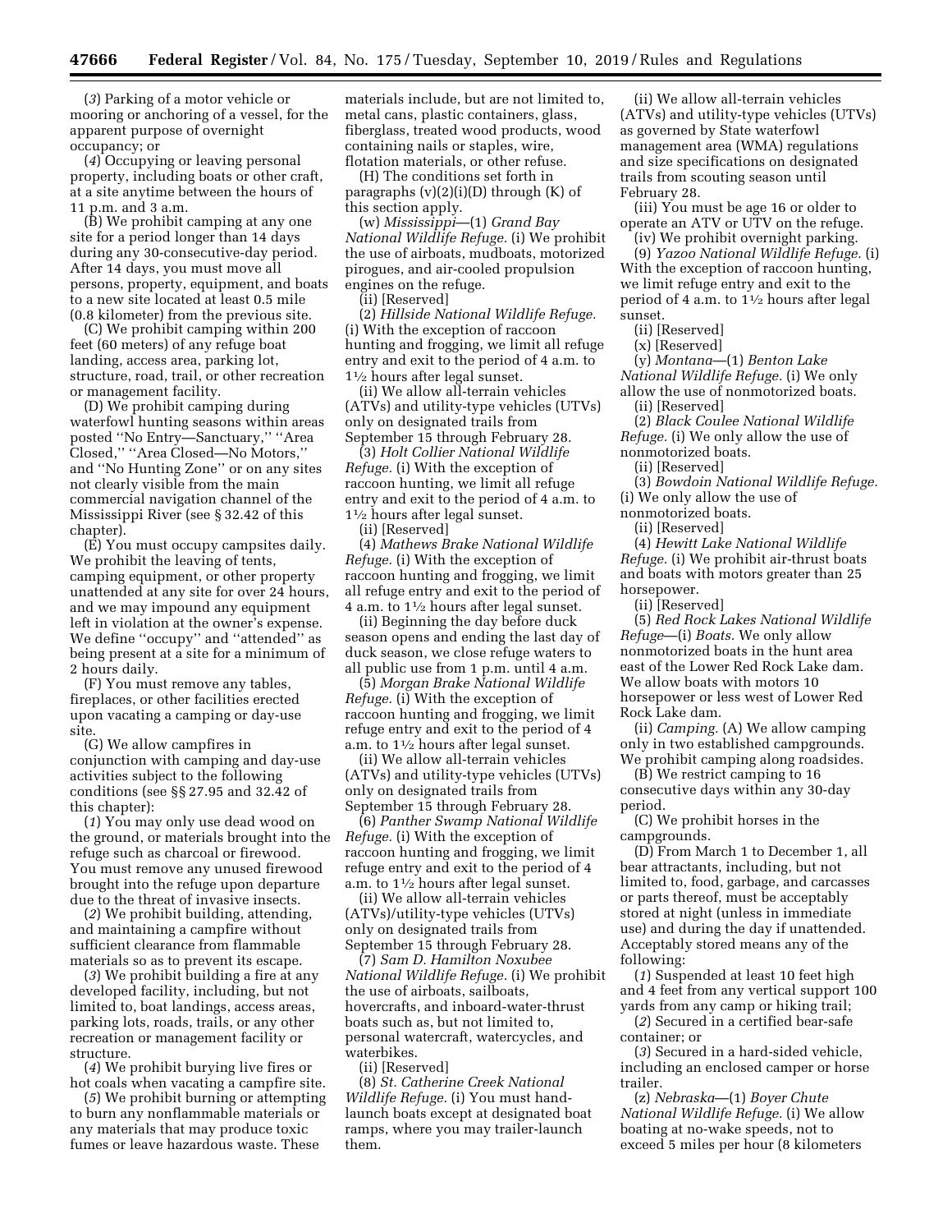(*3*) Parking of a motor vehicle or mooring or anchoring of a vessel, for the apparent purpose of overnight occupancy; or

(*4*) Occupying or leaving personal property, including boats or other craft, at a site anytime between the hours of 11 p.m. and 3 a.m.

(B) We prohibit camping at any one site for a period longer than 14 days during any 30-consecutive-day period. After 14 days, you must move all persons, property, equipment, and boats to a new site located at least 0.5 mile (0.8 kilometer) from the previous site.

(C) We prohibit camping within 200 feet (60 meters) of any refuge boat landing, access area, parking lot, structure, road, trail, or other recreation or management facility.

(D) We prohibit camping during waterfowl hunting seasons within areas posted ''No Entry—Sanctuary,'' ''Area Closed,'' ''Area Closed—No Motors,'' and ''No Hunting Zone'' or on any sites not clearly visible from the main commercial navigation channel of the Mississippi River (see § 32.42 of this chapter).

(E) You must occupy campsites daily. We prohibit the leaving of tents, camping equipment, or other property unattended at any site for over 24 hours, and we may impound any equipment left in violation at the owner's expense. We define ''occupy'' and ''attended'' as being present at a site for a minimum of 2 hours daily.

(F) You must remove any tables, fireplaces, or other facilities erected upon vacating a camping or day-use site.

(G) We allow campfires in conjunction with camping and day-use activities subject to the following conditions (see §§ 27.95 and 32.42 of this chapter):

(*1*) You may only use dead wood on the ground, or materials brought into the refuge such as charcoal or firewood. You must remove any unused firewood brought into the refuge upon departure due to the threat of invasive insects.

(*2*) We prohibit building, attending, and maintaining a campfire without sufficient clearance from flammable materials so as to prevent its escape.

(*3*) We prohibit building a fire at any developed facility, including, but not limited to, boat landings, access areas, parking lots, roads, trails, or any other recreation or management facility or structure.

(*4*) We prohibit burying live fires or hot coals when vacating a campfire site.

(*5*) We prohibit burning or attempting to burn any nonflammable materials or any materials that may produce toxic fumes or leave hazardous waste. These materials include, but are not limited to, metal cans, plastic containers, glass, fiberglass, treated wood products, wood containing nails or staples, wire, flotation materials, or other refuse.

(H) The conditions set forth in paragraphs (v)(2)(i)(D) through (K) of this section apply.

(w) *Mississippi*—(1) *Grand Bay National Wildlife Refuge.* (i) We prohibit the use of airboats, mudboats, motorized pirogues, and air-cooled propulsion engines on the refuge.

(ii) [Reserved]

(2) *Hillside National Wildlife Refuge.* (i) With the exception of raccoon hunting and frogging, we limit all refuge entry and exit to the period of 4 a.m. to 1½ hours after legal sunset.

(ii) We allow all-terrain vehicles (ATVs) and utility-type vehicles (UTVs) only on designated trails from September 15 through February 28.

(3) *Holt Collier National Wildlife Refuge.* (i) With the exception of raccoon hunting, we limit all refuge entry and exit to the period of 4 a.m. to 1½ hours after legal sunset.

(ii) [Reserved]

(4) *Mathews Brake National Wildlife Refuge.* (i) With the exception of raccoon hunting and frogging, we limit all refuge entry and exit to the period of 4 a.m. to 1½ hours after legal sunset.

(ii) Beginning the day before duck season opens and ending the last day of duck season, we close refuge waters to all public use from 1 p.m. until 4 a.m.

(5) *Morgan Brake National Wildlife Refuge.* (i) With the exception of raccoon hunting and frogging, we limit refuge entry and exit to the period of 4 a.m. to 1½ hours after legal sunset.

(ii) We allow all-terrain vehicles (ATVs) and utility-type vehicles (UTVs) only on designated trails from September 15 through February 28.

(6) *Panther Swamp National Wildlife Refuge.* (i) With the exception of raccoon hunting and frogging, we limit refuge entry and exit to the period of 4 a.m. to 1½ hours after legal sunset.

(ii) We allow all-terrain vehicles (ATVs)/utility-type vehicles (UTVs) only on designated trails from September 15 through February 28.

(7) *Sam D. Hamilton Noxubee National Wildlife Refuge.* (i) We prohibit the use of airboats, sailboats, hovercrafts, and inboard-water-thrust boats such as, but not limited to, personal watercraft, watercycles, and waterbikes.

(ii) [Reserved]

(8) *St. Catherine Creek National Wildlife Refuge.* (i) You must hand-launch boats except at designated boat ramps, where you may trailer-launch them.

(ii) We allow all-terrain vehicles (ATVs) and utility-type vehicles (UTVs) as governed by State waterfowl management area (WMA) regulations and size specifications on designated trails from scouting season until February 28.

(iii) You must be age 16 or older to operate an ATV or UTV on the refuge.

(iv) We prohibit overnight parking.

(9) *Yazoo National Wildlife Refuge.* (i) With the exception of raccoon hunting, we limit refuge entry and exit to the period of 4 a.m. to 1½ hours after legal sunset.

(ii) [Reserved]

(x) [Reserved]

(y) *Montana*—(1) *Benton Lake National Wildlife Refuge.* (i) We only allow the use of nonmotorized boats.

(ii) [Reserved]

(2) *Black Coulee National Wildlife Refuge.* (i) We only allow the use of nonmotorized boats.

(ii) [Reserved]

(3) *Bowdoin National Wildlife Refuge.* (i) We only allow the use of nonmotorized boats.

(ii) [Reserved]

(4) *Hewitt Lake National Wildlife Refuge.* (i) We prohibit air-thrust boats and boats with motors greater than 25 horsepower.

(ii) [Reserved]

(5) *Red Rock Lakes National Wildlife Refuge*—(i) *Boats.* We only allow nonmotorized boats in the hunt area east of the Lower Red Rock Lake dam. We allow boats with motors 10 horsepower or less west of Lower Red Rock Lake dam.

(ii) *Camping.* (A) We allow camping only in two established campgrounds. We prohibit camping along roadsides.

(B) We restrict camping to 16 consecutive days within any 30-day period.

(C) We prohibit horses in the campgrounds.

(D) From March 1 to December 1, all bear attractants, including, but not limited to, food, garbage, and carcasses or parts thereof, must be acceptably stored at night (unless in immediate use) and during the day if unattended. Acceptably stored means any of the following:

(*1*) Suspended at least 10 feet high and 4 feet from any vertical support 100 yards from any camp or hiking trail;

(*2*) Secured in a certified bear-safe container; or

(*3*) Secured in a hard-sided vehicle, including an enclosed camper or horse trailer.

(z) *Nebraska*—(1) *Boyer Chute National Wildlife Refuge.* (i) We allow boating at no-wake speeds, not to exceed 5 miles per hour (8 kilometers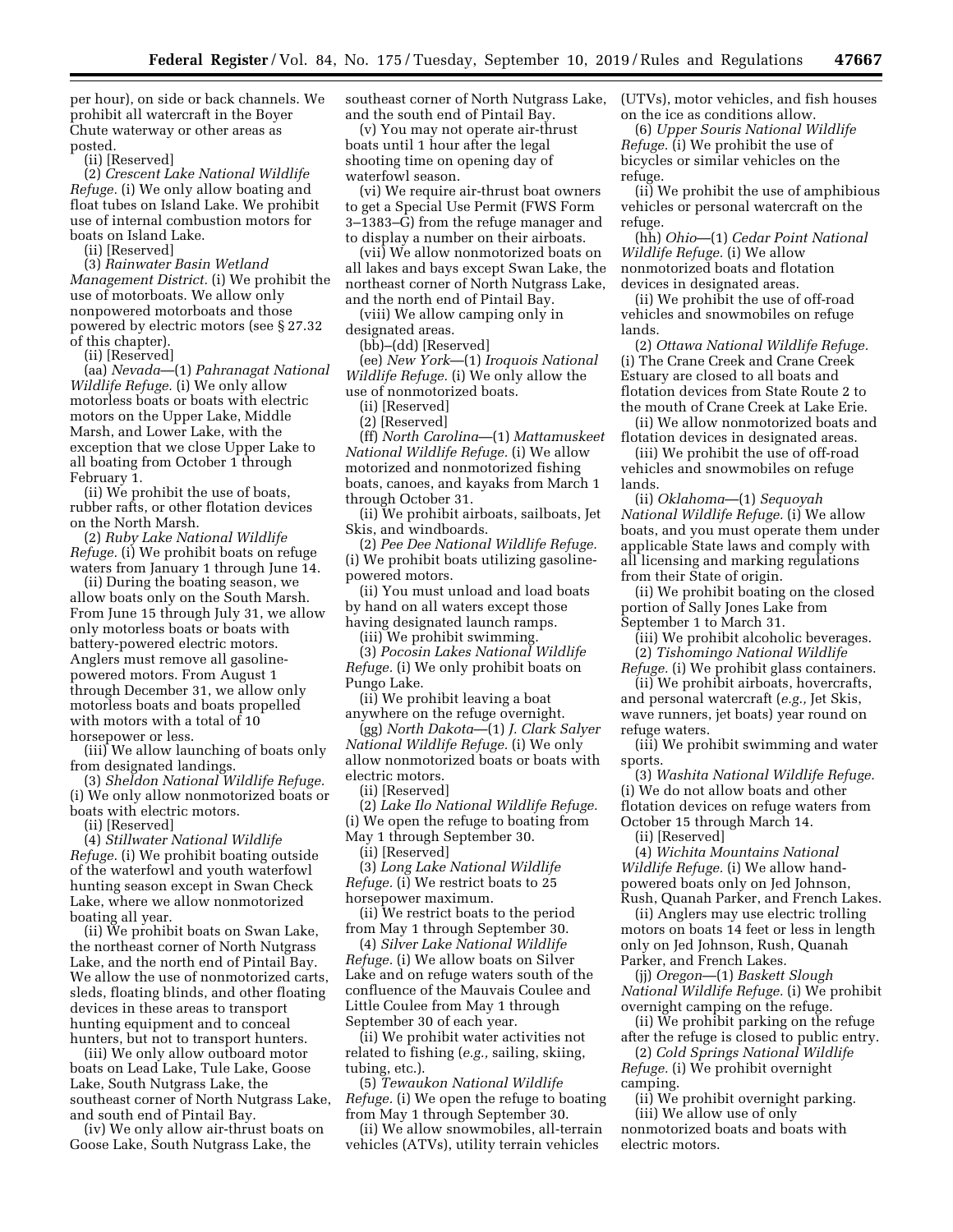per hour), on side or back channels. We prohibit all watercraft in the Boyer Chute waterway or other areas as posted.

(ii) [Reserved]

(2) *Crescent Lake National Wildlife Refuge.* (i) We only allow boating and float tubes on Island Lake. We prohibit use of internal combustion motors for boats on Island Lake.

(ii) [Reserved]

(3) *Rainwater Basin Wetland Management District.* (i) We prohibit the use of motorboats. We allow only nonpowered motorboats and those powered by electric motors (see § 27.32 of this chapter).

(ii) [Reserved]

(aa) *Nevada*—(1) *Pahranagat National Wildlife Refuge.* (i) We only allow motorless boats or boats with electric motors on the Upper Lake, Middle Marsh, and Lower Lake, with the exception that we close Upper Lake to all boating from October 1 through February 1.

(ii) We prohibit the use of boats, rubber rafts, or other flotation devices on the North Marsh.

(2) *Ruby Lake National Wildlife Refuge.* (i) We prohibit boats on refuge waters from January 1 through June 14.

(ii) During the boating season, we allow boats only on the South Marsh. From June 15 through July 31, we allow only motorless boats or boats with battery-powered electric motors. Anglers must remove all gasoline-powered motors. From August 1 through December 31, we allow only motorless boats and boats propelled with motors with a total of 10 horsepower or less.

(iii) We allow launching of boats only from designated landings.

(3) *Sheldon National Wildlife Refuge.* (i) We only allow nonmotorized boats or boats with electric motors.

(ii) [Reserved]

(4) *Stillwater National Wildlife Refuge.* (i) We prohibit boating outside of the waterfowl and youth waterfowl hunting season except in Swan Check Lake, where we allow nonmotorized boating all year.

(ii) We prohibit boats on Swan Lake, the northeast corner of North Nutgrass Lake, and the north end of Pintail Bay. We allow the use of nonmotorized carts, sleds, floating blinds, and other floating devices in these areas to transport hunting equipment and to conceal hunters, but not to transport hunters.

(iii) We only allow outboard motor boats on Lead Lake, Tule Lake, Goose Lake, South Nutgrass Lake, the southeast corner of North Nutgrass Lake, and south end of Pintail Bay.

(iv) We only allow air-thrust boats on Goose Lake, South Nutgrass Lake, the southeast corner of North Nutgrass Lake, and the south end of Pintail Bay.

(v) You may not operate air-thrust boats until 1 hour after the legal shooting time on opening day of waterfowl season.

(vi) We require air-thrust boat owners to get a Special Use Permit (FWS Form 3–1383–G) from the refuge manager and to display a number on their airboats.

(vii) We allow nonmotorized boats on all lakes and bays except Swan Lake, the northeast corner of North Nutgrass Lake, and the north end of Pintail Bay.

(viii) We allow camping only in designated areas.

(bb)–(dd) [Reserved]

(ee) *New York*—(1) *Iroquois National Wildlife Refuge.* (i) We only allow the use of nonmotorized boats.

(ii) [Reserved]

(2) [Reserved]

(ff) *North Carolina*—(1) *Mattamuskeet National Wildlife Refuge.* (i) We allow motorized and nonmotorized fishing boats, canoes, and kayaks from March 1 through October 31.

(ii) We prohibit airboats, sailboats, Jet Skis, and windboards.

(2) *Pee Dee National Wildlife Refuge.* (i) We prohibit boats utilizing gasoline-powered motors.

(ii) You must unload and load boats by hand on all waters except those having designated launch ramps.

(iii) We prohibit swimming.

(3) *Pocosin Lakes National Wildlife Refuge.* (i) We only prohibit boats on Pungo Lake.

(ii) We prohibit leaving a boat anywhere on the refuge overnight.

(gg) *North Dakota*—(1) *J. Clark Salyer National Wildlife Refuge.* (i) We only allow nonmotorized boats or boats with electric motors.

(ii) [Reserved]

(2) *Lake Ilo National Wildlife Refuge.* (i) We open the refuge to boating from May 1 through September 30.

(ii) [Reserved]

(3) *Long Lake National Wildlife Refuge.* (i) We restrict boats to 25 horsepower maximum.

(ii) We restrict boats to the period from May 1 through September 30.

(4) *Silver Lake National Wildlife Refuge.* (i) We allow boats on Silver Lake and on refuge waters south of the confluence of the Mauvais Coulee and Little Coulee from May 1 through September 30 of each year.

(ii) We prohibit water activities not related to fishing (*e.g.,* sailing, skiing, tubing, etc.).

(5) *Tewaukon National Wildlife Refuge.* (i) We open the refuge to boating from May 1 through September 30.

(ii) We allow snowmobiles, all-terrain vehicles (ATVs), utility terrain vehicles (UTVs), motor vehicles, and fish houses on the ice as conditions allow.

(6) *Upper Souris National Wildlife Refuge.* (i) We prohibit the use of bicycles or similar vehicles on the refuge.

(ii) We prohibit the use of amphibious vehicles or personal watercraft on the refuge.

(hh) *Ohio*—(1) *Cedar Point National Wildlife Refuge.* (i) We allow nonmotorized boats and flotation devices in designated areas.

(ii) We prohibit the use of off-road vehicles and snowmobiles on refuge lands.

(2) *Ottawa National Wildlife Refuge.* (i) The Crane Creek and Crane Creek Estuary are closed to all boats and flotation devices from State Route 2 to the mouth of Crane Creek at Lake Erie.

(ii) We allow nonmotorized boats and flotation devices in designated areas.

(iii) We prohibit the use of off-road vehicles and snowmobiles on refuge lands.

(ii) *Oklahoma*—(1) *Sequoyah National Wildlife Refuge.* (i) We allow boats, and you must operate them under applicable State laws and comply with all licensing and marking regulations from their State of origin.

(ii) We prohibit boating on the closed portion of Sally Jones Lake from September 1 to March 31.

(iii) We prohibit alcoholic beverages.

(2) *Tishomingo National Wildlife Refuge.* (i) We prohibit glass containers.

(ii) We prohibit airboats, hovercrafts, and personal watercraft (*e.g.,* Jet Skis, wave runners, jet boats) year round on refuge waters.

(iii) We prohibit swimming and water sports.

(3) *Washita National Wildlife Refuge.* (i) We do not allow boats and other flotation devices on refuge waters from October 15 through March 14.

(ii) [Reserved]

(4) *Wichita Mountains National Wildlife Refuge.* (i) We allow hand-powered boats only on Jed Johnson, Rush, Quanah Parker, and French Lakes.

(ii) Anglers may use electric trolling motors on boats 14 feet or less in length only on Jed Johnson, Rush, Quanah Parker, and French Lakes.

(jj) *Oregon*—(1) *Baskett Slough National Wildlife Refuge.* (i) We prohibit overnight camping on the refuge.

(ii) We prohibit parking on the refuge after the refuge is closed to public entry.

(2) *Cold Springs National Wildlife Refuge.* (i) We prohibit overnight camping.

(ii) We prohibit overnight parking.

(iii) We allow use of only nonmotorized boats and boats with electric motors.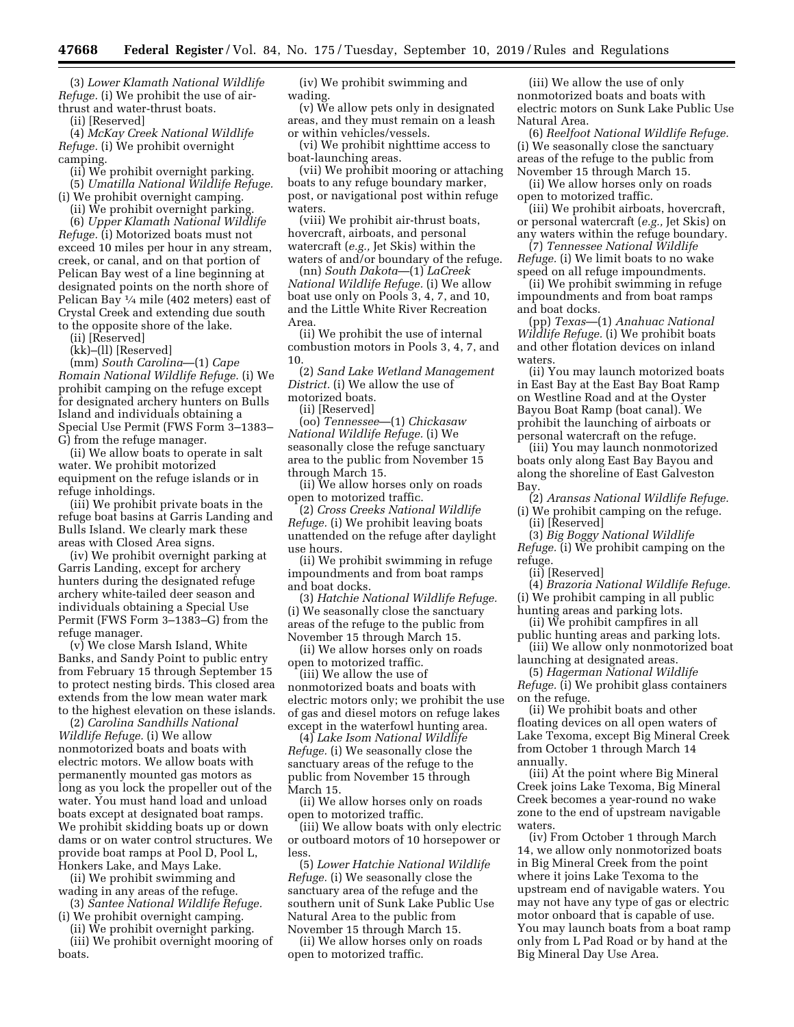(3) *Lower Klamath National Wildlife Refuge.* (i) We prohibit the use of air-thrust and water-thrust boats.

(ii) [Reserved]

(4) *McKay Creek National Wildlife Refuge.* (i) We prohibit overnight camping.

(ii) We prohibit overnight parking.

(5) *Umatilla National Wildlife Refuge.* (i) We prohibit overnight camping.

(ii) We prohibit overnight parking.

(6) *Upper Klamath National Wildlife Refuge.* (i) Motorized boats must not exceed 10 miles per hour in any stream, creek, or canal, and on that portion of Pelican Bay west of a line beginning at designated points on the north shore of Pelican Bay ¼ mile (402 meters) east of Crystal Creek and extending due south to the opposite shore of the lake.

(ii) [Reserved]

(kk)–(ll) [Reserved]

(mm) *South Carolina*—(1) *Cape Romain National Wildlife Refuge.* (i) We prohibit camping on the refuge except for designated archery hunters on Bulls Island and individuals obtaining a Special Use Permit (FWS Form 3–1383–G) from the refuge manager.

(ii) We allow boats to operate in salt water. We prohibit motorized equipment on the refuge islands or in refuge inholdings.

(iii) We prohibit private boats in the refuge boat basins at Garris Landing and Bulls Island. We clearly mark these areas with Closed Area signs.

(iv) We prohibit overnight parking at Garris Landing, except for archery hunters during the designated refuge archery white-tailed deer season and individuals obtaining a Special Use Permit (FWS Form 3–1383–G) from the refuge manager.

(v) We close Marsh Island, White Banks, and Sandy Point to public entry from February 15 through September 15 to protect nesting birds. This closed area extends from the low mean water mark to the highest elevation on these islands.

(2) *Carolina Sandhills National Wildlife Refuge.* (i) We allow nonmotorized boats and boats with electric motors. We allow boats with permanently mounted gas motors as long as you lock the propeller out of the water. You must hand load and unload boats except at designated boat ramps. We prohibit skidding boats up or down dams or on water control structures. We provide boat ramps at Pool D, Pool L, Honkers Lake, and Mays Lake.

(ii) We prohibit swimming and wading in any areas of the refuge.

(3) *Santee National Wildlife Refuge.* (i) We prohibit overnight camping.

(ii) We prohibit overnight parking.

(iii) We prohibit overnight mooring of boats.

(iv) We prohibit swimming and wading.

(v) We allow pets only in designated areas, and they must remain on a leash or within vehicles/vessels.

(vi) We prohibit nighttime access to boat-launching areas.

(vii) We prohibit mooring or attaching boats to any refuge boundary marker, post, or navigational post within refuge waters.

(viii) We prohibit air-thrust boats, hovercraft, airboats, and personal watercraft (*e.g.,* Jet Skis) within the waters of and/or boundary of the refuge.

(nn) *South Dakota*—(1) *LaCreek National Wildlife Refuge.* (i) We allow boat use only on Pools 3, 4, 7, and 10, and the Little White River Recreation Area.

(ii) We prohibit the use of internal combustion motors in Pools 3, 4, 7, and 10.

(2) *Sand Lake Wetland Management District.* (i) We allow the use of motorized boats.

(ii) [Reserved]

(oo) *Tennessee*—(1) *Chickasaw National Wildlife Refuge.* (i) We seasonally close the refuge sanctuary area to the public from November 15 through March 15.

(ii) We allow horses only on roads open to motorized traffic.

(2) *Cross Creeks National Wildlife Refuge.* (i) We prohibit leaving boats unattended on the refuge after daylight use hours.

(ii) We prohibit swimming in refuge impoundments and from boat ramps and boat docks.

(3) *Hatchie National Wildlife Refuge.* (i) We seasonally close the sanctuary areas of the refuge to the public from November 15 through March 15.

(ii) We allow horses only on roads open to motorized traffic.

(iii) We allow the use of nonmotorized boats and boats with electric motors only; we prohibit the use of gas and diesel motors on refuge lakes except in the waterfowl hunting area.

(4) *Lake Isom National Wildlife Refuge.* (i) We seasonally close the sanctuary areas of the refuge to the public from November 15 through March 15.

(ii) We allow horses only on roads open to motorized traffic.

(iii) We allow boats with only electric or outboard motors of 10 horsepower or less.

(5) *Lower Hatchie National Wildlife Refuge.* (i) We seasonally close the sanctuary area of the refuge and the southern unit of Sunk Lake Public Use Natural Area to the public from November 15 through March 15.

(ii) We allow horses only on roads open to motorized traffic.

(iii) We allow the use of only nonmotorized boats and boats with electric motors on Sunk Lake Public Use Natural Area.

(6) *Reelfoot National Wildlife Refuge.* (i) We seasonally close the sanctuary areas of the refuge to the public from November 15 through March 15.

(ii) We allow horses only on roads open to motorized traffic.

(iii) We prohibit airboats, hovercraft, or personal watercraft (*e.g.,* Jet Skis) on any waters within the refuge boundary.

(7) *Tennessee National Wildlife Refuge.* (i) We limit boats to no wake speed on all refuge impoundments.

(ii) We prohibit swimming in refuge impoundments and from boat ramps and boat docks.

(pp) *Texas*—(1) *Anahuac National Wildlife Refuge.* (i) We prohibit boats and other flotation devices on inland waters.

(ii) You may launch motorized boats in East Bay at the East Bay Boat Ramp on Westline Road and at the Oyster Bayou Boat Ramp (boat canal). We prohibit the launching of airboats or personal watercraft on the refuge.

(iii) You may launch nonmotorized boats only along East Bay Bayou and along the shoreline of East Galveston Bay.

(2) *Aransas National Wildlife Refuge.* (i) We prohibit camping on the refuge.

(ii) [Reserved]

(3) *Big Boggy National Wildlife Refuge.* (i) We prohibit camping on the refuge.

(ii) [Reserved]

(4) *Brazoria National Wildlife Refuge.* (i) We prohibit camping in all public hunting areas and parking lots.

(ii) We prohibit campfires in all public hunting areas and parking lots.

(iii) We allow only nonmotorized boat launching at designated areas.

(5) *Hagerman National Wildlife Refuge.* (i) We prohibit glass containers on the refuge.

(ii) We prohibit boats and other floating devices on all open waters of Lake Texoma, except Big Mineral Creek from October 1 through March 14 annually.

(iii) At the point where Big Mineral Creek joins Lake Texoma, Big Mineral Creek becomes a year-round no wake zone to the end of upstream navigable waters.

(iv) From October 1 through March 14, we allow only nonmotorized boats in Big Mineral Creek from the point where it joins Lake Texoma to the upstream end of navigable waters. You may not have any type of gas or electric motor onboard that is capable of use. You may launch boats from a boat ramp only from L Pad Road or by hand at the Big Mineral Day Use Area.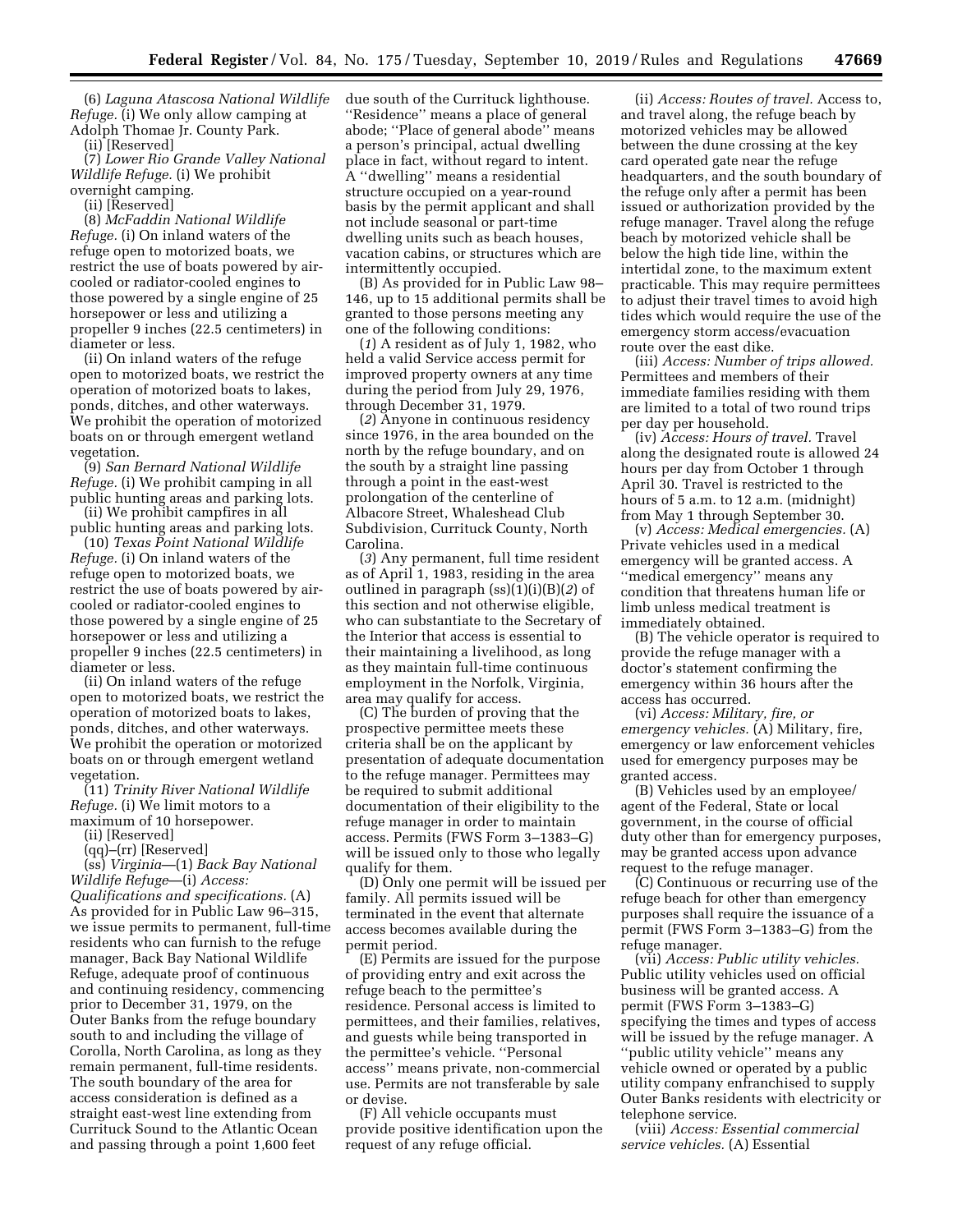(6) *Laguna Atascosa National Wildlife Refuge.* (i) We only allow camping at Adolph Thomae Jr. County Park.

(ii) [Reserved]

(7) *Lower Rio Grande Valley National Wildlife Refuge.* (i) We prohibit overnight camping.

(ii) [Reserved]

(8) *McFaddin National Wildlife Refuge.* (i) On inland waters of the refuge open to motorized boats, we restrict the use of boats powered by air-cooled or radiator-cooled engines to those powered by a single engine of 25 horsepower or less and utilizing a propeller 9 inches (22.5 centimeters) in diameter or less.

(ii) On inland waters of the refuge open to motorized boats, we restrict the operation of motorized boats to lakes, ponds, ditches, and other waterways. We prohibit the operation of motorized boats on or through emergent wetland vegetation.

(9) *San Bernard National Wildlife Refuge.* (i) We prohibit camping in all public hunting areas and parking lots.

(ii) We prohibit campfires in all public hunting areas and parking lots.

(10) *Texas Point National Wildlife Refuge.* (i) On inland waters of the refuge open to motorized boats, we restrict the use of boats powered by air-cooled or radiator-cooled engines to those powered by a single engine of 25 horsepower or less and utilizing a propeller 9 inches (22.5 centimeters) in diameter or less.

(ii) On inland waters of the refuge open to motorized boats, we restrict the operation of motorized boats to lakes, ponds, ditches, and other waterways. We prohibit the operation or motorized boats on or through emergent wetland vegetation.

(11) *Trinity River National Wildlife Refuge.* (i) We limit motors to a maximum of 10 horsepower.

(ii) [Reserved]

(qq)–(rr) [Reserved]

(ss) *Virginia*—(1) *Back Bay National Wildlife Refuge*—(i) *Access: Qualifications and specifications.* (A) As provided for in Public Law 96–315, we issue permits to permanent, full-time residents who can furnish to the refuge manager, Back Bay National Wildlife Refuge, adequate proof of continuous and continuing residency, commencing prior to December 31, 1979, on the Outer Banks from the refuge boundary south to and including the village of Corolla, North Carolina, as long as they remain permanent, full-time residents. The south boundary of the area for access consideration is defined as a straight east-west line extending from Currituck Sound to the Atlantic Ocean and passing through a point 1,600 feet due south of the Currituck lighthouse. ''Residence'' means a place of general abode; ''Place of general abode'' means a person's principal, actual dwelling place in fact, without regard to intent. A ''dwelling'' means a residential structure occupied on a year-round basis by the permit applicant and shall not include seasonal or part-time dwelling units such as beach houses, vacation cabins, or structures which are intermittently occupied.

(B) As provided for in Public Law 98–146, up to 15 additional permits shall be granted to those persons meeting any one of the following conditions:

(*1*) A resident as of July 1, 1982, who held a valid Service access permit for improved property owners at any time during the period from July 29, 1976, through December 31, 1979.

(*2*) Anyone in continuous residency since 1976, in the area bounded on the north by the refuge boundary, and on the south by a straight line passing through a point in the east-west prolongation of the centerline of Albacore Street, Whaleshead Club Subdivision, Currituck County, North Carolina.

(*3*) Any permanent, full time resident as of April 1, 1983, residing in the area outlined in paragraph (ss)(1)(i)(B)(*2*) of this section and not otherwise eligible, who can substantiate to the Secretary of the Interior that access is essential to their maintaining a livelihood, as long as they maintain full-time continuous employment in the Norfolk, Virginia, area may qualify for access.

(C) The burden of proving that the prospective permittee meets these criteria shall be on the applicant by presentation of adequate documentation to the refuge manager. Permittees may be required to submit additional documentation of their eligibility to the refuge manager in order to maintain access. Permits (FWS Form 3–1383–G) will be issued only to those who legally qualify for them.

(D) Only one permit will be issued per family. All permits issued will be terminated in the event that alternate access becomes available during the permit period.

(E) Permits are issued for the purpose of providing entry and exit across the refuge beach to the permittee's residence. Personal access is limited to permittees, and their families, relatives, and guests while being transported in the permittee's vehicle. ''Personal access'' means private, non-commercial use. Permits are not transferable by sale or devise.

(F) All vehicle occupants must provide positive identification upon the request of any refuge official.

(ii) *Access: Routes of travel.* Access to, and travel along, the refuge beach by motorized vehicles may be allowed between the dune crossing at the key card operated gate near the refuge headquarters, and the south boundary of the refuge only after a permit has been issued or authorization provided by the refuge manager. Travel along the refuge beach by motorized vehicle shall be below the high tide line, within the intertidal zone, to the maximum extent practicable. This may require permittees to adjust their travel times to avoid high tides which would require the use of the emergency storm access/evacuation route over the east dike.

(iii) *Access: Number of trips allowed.* Permittees and members of their immediate families residing with them are limited to a total of two round trips per day per household.

(iv) *Access: Hours of travel.* Travel along the designated route is allowed 24 hours per day from October 1 through April 30. Travel is restricted to the hours of 5 a.m. to 12 a.m. (midnight) from May 1 through September 30.

(v) *Access: Medical emergencies.* (A) Private vehicles used in a medical emergency will be granted access. A ''medical emergency'' means any condition that threatens human life or limb unless medical treatment is immediately obtained.

(B) The vehicle operator is required to provide the refuge manager with a doctor's statement confirming the emergency within 36 hours after the access has occurred.

(vi) *Access: Military, fire, or emergency vehicles.* (A) Military, fire, emergency or law enforcement vehicles used for emergency purposes may be granted access.

(B) Vehicles used by an employee/agent of the Federal, State or local government, in the course of official duty other than for emergency purposes, may be granted access upon advance request to the refuge manager.

(C) Continuous or recurring use of the refuge beach for other than emergency purposes shall require the issuance of a permit (FWS Form 3–1383–G) from the refuge manager.

(vii) *Access: Public utility vehicles.* Public utility vehicles used on official business will be granted access. A permit (FWS Form 3–1383–G) specifying the times and types of access will be issued by the refuge manager. A ''public utility vehicle'' means any vehicle owned or operated by a public utility company enfranchised to supply Outer Banks residents with electricity or telephone service.

(viii) *Access: Essential commercial service vehicles.* (A) Essential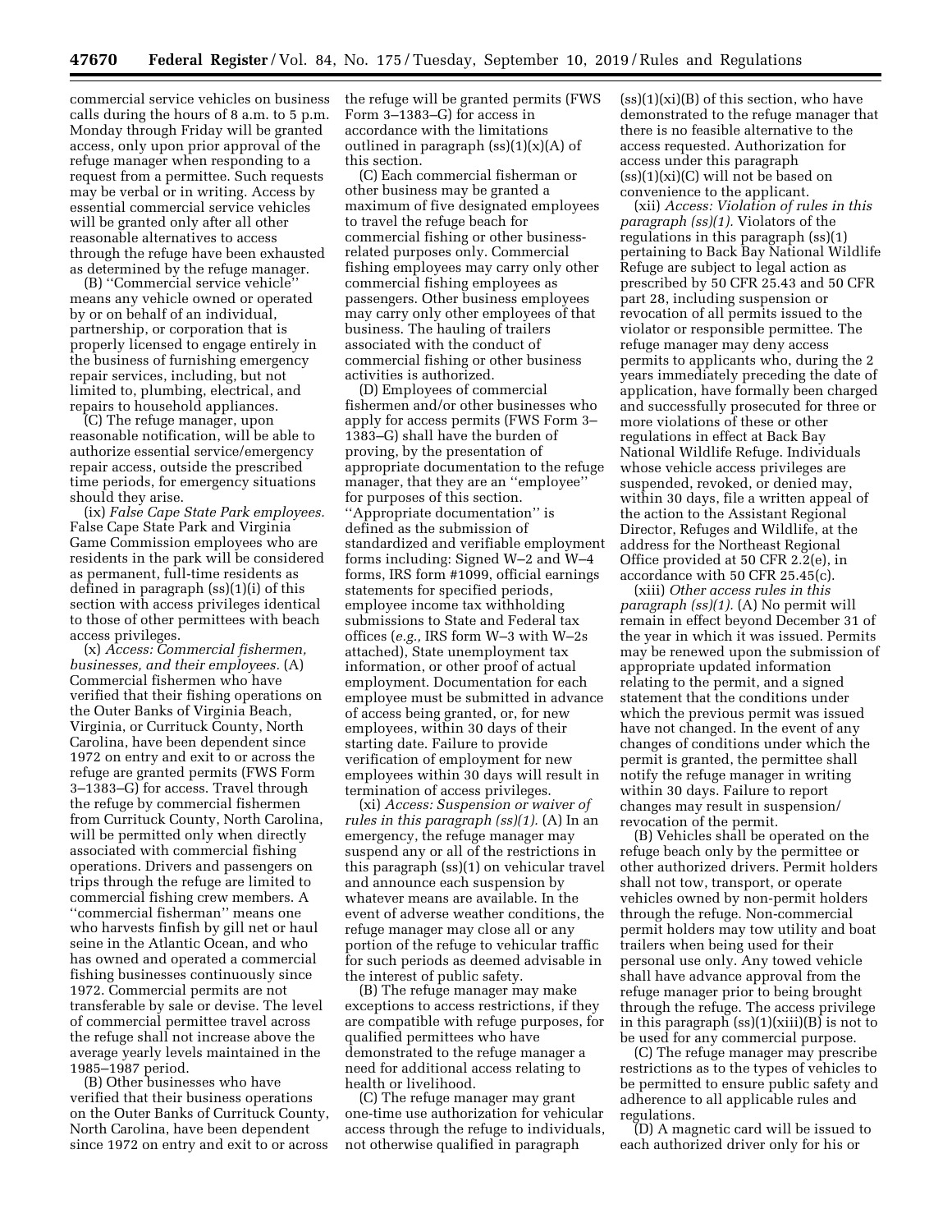commercial service vehicles on business calls during the hours of 8 a.m. to 5 p.m. Monday through Friday will be granted access, only upon prior approval of the refuge manager when responding to a request from a permittee. Such requests may be verbal or in writing. Access by essential commercial service vehicles will be granted only after all other reasonable alternatives to access through the refuge have been exhausted as determined by the refuge manager.

(B) ''Commercial service vehicle'' means any vehicle owned or operated by or on behalf of an individual, partnership, or corporation that is properly licensed to engage entirely in the business of furnishing emergency repair services, including, but not limited to, plumbing, electrical, and repairs to household appliances.

(C) The refuge manager, upon reasonable notification, will be able to authorize essential service/emergency repair access, outside the prescribed time periods, for emergency situations should they arise.

(ix) *False Cape State Park employees.* False Cape State Park and Virginia Game Commission employees who are residents in the park will be considered as permanent, full-time residents as defined in paragraph (ss)(1)(i) of this section with access privileges identical to those of other permittees with beach access privileges.

(x) *Access: Commercial fishermen, businesses, and their employees.* (A) Commercial fishermen who have verified that their fishing operations on the Outer Banks of Virginia Beach, Virginia, or Currituck County, North Carolina, have been dependent since 1972 on entry and exit to or across the refuge are granted permits (FWS Form 3–1383–G) for access. Travel through the refuge by commercial fishermen from Currituck County, North Carolina, will be permitted only when directly associated with commercial fishing operations. Drivers and passengers on trips through the refuge are limited to commercial fishing crew members. A ''commercial fisherman'' means one who harvests finfish by gill net or haul seine in the Atlantic Ocean, and who has owned and operated a commercial fishing businesses continuously since 1972. Commercial permits are not transferable by sale or devise. The level of commercial permittee travel across the refuge shall not increase above the average yearly levels maintained in the 1985–1987 period.

(B) Other businesses who have verified that their business operations on the Outer Banks of Currituck County, North Carolina, have been dependent since 1972 on entry and exit to or across the refuge will be granted permits (FWS Form 3–1383–G) for access in accordance with the limitations outlined in paragraph (ss)(1)(x)(A) of this section.

(C) Each commercial fisherman or other business may be granted a maximum of five designated employees to travel the refuge beach for commercial fishing or other business-related purposes only. Commercial fishing employees may carry only other commercial fishing employees as passengers. Other business employees may carry only other employees of that business. The hauling of trailers associated with the conduct of commercial fishing or other business activities is authorized.

(D) Employees of commercial fishermen and/or other businesses who apply for access permits (FWS Form 3–1383–G) shall have the burden of proving, by the presentation of appropriate documentation to the refuge manager, that they are an ''employee'' for purposes of this section. ''Appropriate documentation'' is defined as the submission of standardized and verifiable employment forms including: Signed W–2 and W–4 forms, IRS form #1099, official earnings statements for specified periods, employee income tax withholding submissions to State and Federal tax offices (*e.g.,* IRS form W–3 with W–2s attached), State unemployment tax information, or other proof of actual employment. Documentation for each employee must be submitted in advance of access being granted, or, for new employees, within 30 days of their starting date. Failure to provide verification of employment for new employees within 30 days will result in termination of access privileges.

(xi) *Access: Suspension or waiver of rules in this paragraph (ss)(1).* (A) In an emergency, the refuge manager may suspend any or all of the restrictions in this paragraph (ss)(1) on vehicular travel and announce each suspension by whatever means are available. In the event of adverse weather conditions, the refuge manager may close all or any portion of the refuge to vehicular traffic for such periods as deemed advisable in the interest of public safety.

(B) The refuge manager may make exceptions to access restrictions, if they are compatible with refuge purposes, for qualified permittees who have demonstrated to the refuge manager a need for additional access relating to health or livelihood.

(C) The refuge manager may grant one-time use authorization for vehicular access through the refuge to individuals, not otherwise qualified in paragraph (ss)(1)(xi)(B) of this section, who have demonstrated to the refuge manager that there is no feasible alternative to the access requested. Authorization for access under this paragraph (ss)(1)(xi)(C) will not be based on convenience to the applicant.

(xii) *Access: Violation of rules in this paragraph (ss)(1).* Violators of the regulations in this paragraph (ss)(1) pertaining to Back Bay National Wildlife Refuge are subject to legal action as prescribed by 50 CFR 25.43 and 50 CFR part 28, including suspension or revocation of all permits issued to the violator or responsible permittee. The refuge manager may deny access permits to applicants who, during the 2 years immediately preceding the date of application, have formally been charged and successfully prosecuted for three or more violations of these or other regulations in effect at Back Bay National Wildlife Refuge. Individuals whose vehicle access privileges are suspended, revoked, or denied may, within 30 days, file a written appeal of the action to the Assistant Regional Director, Refuges and Wildlife, at the address for the Northeast Regional Office provided at 50 CFR 2.2(e), in accordance with 50 CFR 25.45(c).

(xiii) *Other access rules in this paragraph (ss)(1).* (A) No permit will remain in effect beyond December 31 of the year in which it was issued. Permits may be renewed upon the submission of appropriate updated information relating to the permit, and a signed statement that the conditions under which the previous permit was issued have not changed. In the event of any changes of conditions under which the permit is granted, the permittee shall notify the refuge manager in writing within 30 days. Failure to report changes may result in suspension/revocation of the permit.

(B) Vehicles shall be operated on the refuge beach only by the permittee or other authorized drivers. Permit holders shall not tow, transport, or operate vehicles owned by non-permit holders through the refuge. Non-commercial permit holders may tow utility and boat trailers when being used for their personal use only. Any towed vehicle shall have advance approval from the refuge manager prior to being brought through the refuge. The access privilege in this paragraph (ss)(1)(xiii)(B) is not to be used for any commercial purpose.

(C) The refuge manager may prescribe restrictions as to the types of vehicles to be permitted to ensure public safety and adherence to all applicable rules and regulations.

(D) A magnetic card will be issued to each authorized driver only for his or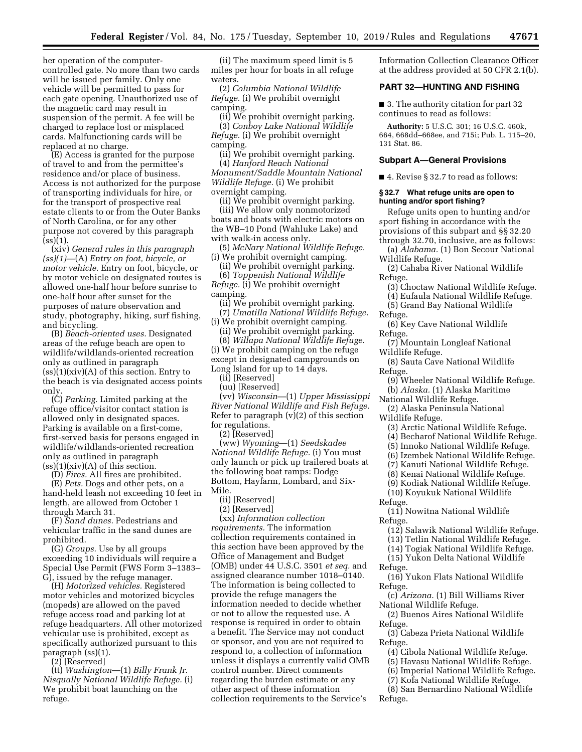her operation of the computer-controlled gate. No more than two cards will be issued per family. Only one vehicle will be permitted to pass for each gate opening. Unauthorized use of the magnetic card may result in suspension of the permit. A fee will be charged to replace lost or misplaced cards. Malfunctioning cards will be replaced at no charge.

(E) Access is granted for the purpose of travel to and from the permittee's residence and/or place of business. Access is not authorized for the purpose of transporting individuals for hire, or for the transport of prospective real estate clients to or from the Outer Banks of North Carolina, or for any other purpose not covered by this paragraph (ss)(1).

(xiv) *General rules in this paragraph (ss)(1)*—(A) *Entry on foot, bicycle, or motor vehicle.* Entry on foot, bicycle, or by motor vehicle on designated routes is allowed one-half hour before sunrise to one-half hour after sunset for the purposes of nature observation and study, photography, hiking, surf fishing, and bicycling.

(B) *Beach-oriented uses.* Designated areas of the refuge beach are open to wildlife/wildlands-oriented recreation only as outlined in paragraph (ss)(1)(xiv)(A) of this section. Entry to the beach is via designated access points only.

(C) *Parking.* Limited parking at the refuge office/visitor contact station is allowed only in designated spaces. Parking is available on a first-come, first-served basis for persons engaged in wildlife/wildlands-oriented recreation only as outlined in paragraph (ss)(1)(xiv)(A) of this section.

(D) *Fires.* All fires are prohibited.

(E) *Pets.* Dogs and other pets, on a hand-held leash not exceeding 10 feet in length, are allowed from October 1 through March 31.

(F) *Sand dunes.* Pedestrians and vehicular traffic in the sand dunes are prohibited.

(G) *Groups.* Use by all groups exceeding 10 individuals will require a Special Use Permit (FWS Form 3–1383–G), issued by the refuge manager.

(H) *Motorized vehicles.* Registered motor vehicles and motorized bicycles (mopeds) are allowed on the paved refuge access road and parking lot at refuge headquarters. All other motorized vehicular use is prohibited, except as specifically authorized pursuant to this paragraph (ss)(1).

(2) [Reserved]

(tt) *Washington*—(1) *Billy Frank Jr. Nisqually National Wildlife Refuge.* (i) We prohibit boat launching on the refuge.

(ii) The maximum speed limit is 5 miles per hour for boats in all refuge waters.

(2) *Columbia National Wildlife Refuge.* (i) We prohibit overnight camping.

(ii) We prohibit overnight parking.

(3) *Conboy Lake National Wildlife Refuge.* (i) We prohibit overnight camping.

(ii) We prohibit overnight parking.

(4) *Hanford Reach National Monument/Saddle Mountain National Wildlife Refuge.* (i) We prohibit overnight camping.

(ii) We prohibit overnight parking.

(iii) We allow only nonmotorized boats and boats with electric motors on the WB–10 Pond (Wahluke Lake) and with walk-in access only.

(5) *McNary National Wildlife Refuge.* (i) We prohibit overnight camping.

(ii) We prohibit overnight parking.

(6) *Toppenish National Wildlife Refuge.* (i) We prohibit overnight camping.

(ii) We prohibit overnight parking.

(7) *Umatilla National Wildlife Refuge.* (i) We prohibit overnight camping.

(ii) We prohibit overnight parking.

(8) *Willapa National Wildlife Refuge.* (i) We prohibit camping on the refuge except in designated campgrounds on Long Island for up to 14 days.

(ii) [Reserved]

(uu) [Reserved]

(vv) *Wisconsin*—(1) *Upper Mississippi River National Wildlife and Fish Refuge.* Refer to paragraph (v)(2) of this section for regulations.

(2) [Reserved]

(ww) *Wyoming*—(1) *Seedskadee National Wildlife Refuge.* (i) You must only launch or pick up trailered boats at the following boat ramps: Dodge Bottom, Hayfarm, Lombard, and Six-Mile.

(ii) [Reserved]

(2) [Reserved]

(xx) *Information collection requirements.* The information collection requirements contained in this section have been approved by the Office of Management and Budget (OMB) under 44 U.S.C. 3501 *et seq.* and assigned clearance number 1018–0140. The information is being collected to provide the refuge managers the information needed to decide whether or not to allow the requested use. A response is required in order to obtain a benefit. The Service may not conduct or sponsor, and you are not required to respond to, a collection of information unless it displays a currently valid OMB control number. Direct comments regarding the burden estimate or any other aspect of these information collection requirements to the Service's Information Collection Clearance Officer at the address provided at 50 CFR 2.1(b).

## PART 32—HUNTING AND FISHING

■ 3. The authority citation for part 32 continues to read as follows:

**Authority:** 5 U.S.C. 301; 16 U.S.C. 460k, 664, 668dd–668ee, and 715i; Pub. L. 115–20, 131 Stat. 86.

### Subpart A—General Provisions

■ 4. Revise § 32.7 to read as follows:

#### § 32.7 What refuge units are open to hunting and/or sport fishing?

Refuge units open to hunting and/or sport fishing in accordance with the provisions of this subpart and §§ 32.20 through 32.70, inclusive, are as follows:

(a) *Alabama.* (1) Bon Secour National Wildlife Refuge.

(2) Cahaba River National Wildlife Refuge.

(3) Choctaw National Wildlife Refuge.

(4) Eufaula National Wildlife Refuge.

(5) Grand Bay National Wildlife Refuge.

(6) Key Cave National Wildlife Refuge.

(7) Mountain Longleaf National Wildlife Refuge.

(8) Sauta Cave National Wildlife Refuge.

(9) Wheeler National Wildlife Refuge.

(b) *Alaska.* (1) Alaska Maritime National Wildlife Refuge.

(2) Alaska Peninsula National Wildlife Refuge.

(3) Arctic National Wildlife Refuge.

(4) Becharof National Wildlife Refuge.

(5) Innoko National Wildlife Refuge.

(6) Izembek National Wildlife Refuge.

(7) Kanuti National Wildlife Refuge.

(8) Kenai National Wildlife Refuge.

(9) Kodiak National Wildlife Refuge.

(10) Koyukuk National Wildlife Refuge.

(11) Nowitna National Wildlife Refuge.

(12) Salawik National Wildlife Refuge.

(13) Tetlin National Wildlife Refuge.

(14) Togiak National Wildlife Refuge.

(15) Yukon Delta National Wildlife Refuge.

(16) Yukon Flats National Wildlife Refuge.

(c) *Arizona.* (1) Bill Williams River National Wildlife Refuge.

(2) Buenos Aires National Wildlife Refuge.

(3) Cabeza Prieta National Wildlife Refuge.

(4) Cibola National Wildlife Refuge.

(5) Havasu National Wildlife Refuge.

(6) Imperial National Wildlife Refuge.

(7) Kofa National Wildlife Refuge.

(8) San Bernardino National Wildlife Refuge.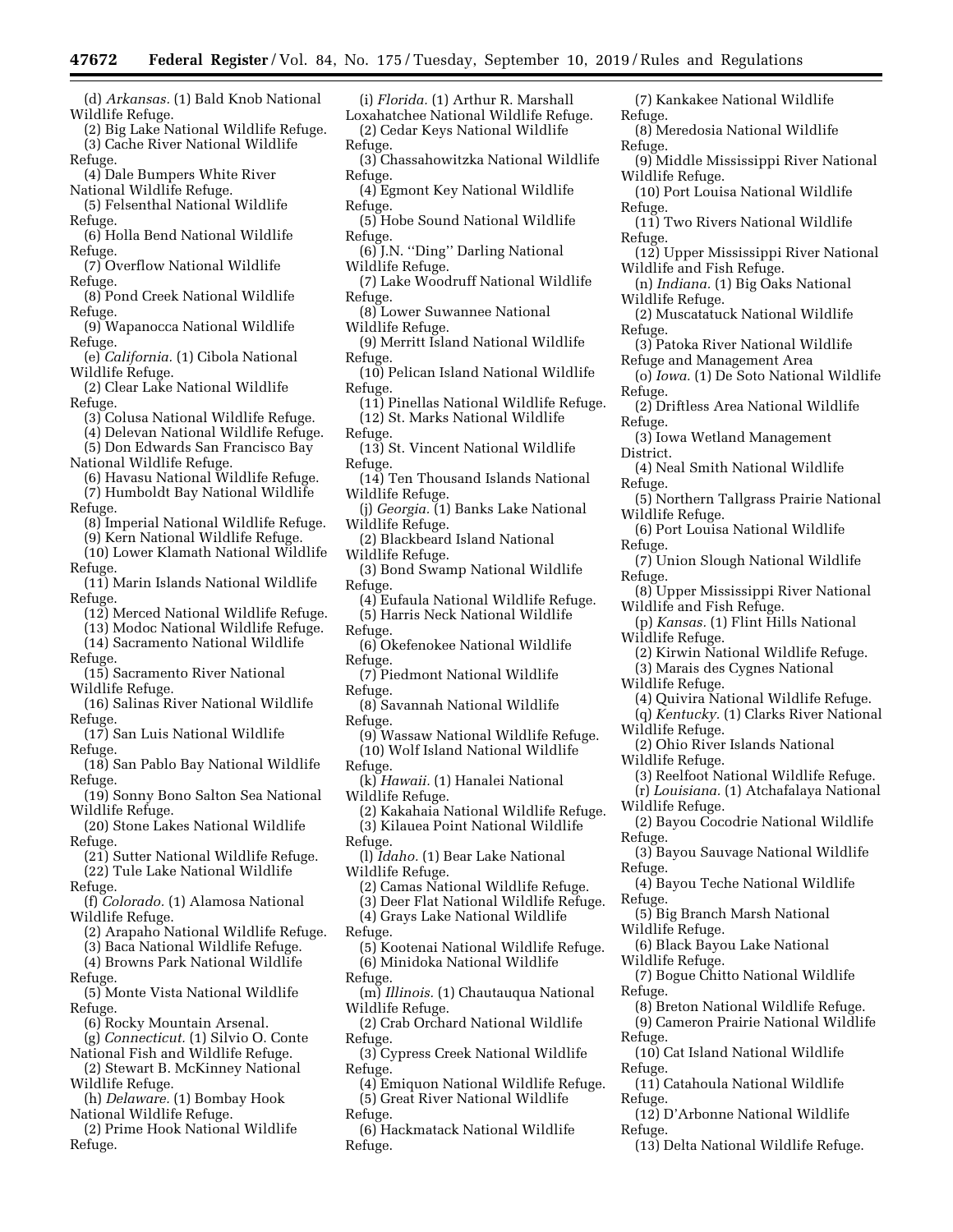(d) *Arkansas.* (1) Bald Knob National Wildlife Refuge.

(2) Big Lake National Wildlife Refuge.

(3) Cache River National Wildlife Refuge.

(4) Dale Bumpers White River National Wildlife Refuge.

(5) Felsenthal National Wildlife Refuge.

(6) Holla Bend National Wildlife Refuge.

(7) Overflow National Wildlife Refuge.

(8) Pond Creek National Wildlife Refuge.

(9) Wapanocca National Wildlife Refuge.

(e) *California.* (1) Cibola National Wildlife Refuge.

(2) Clear Lake National Wildlife Refuge.

(3) Colusa National Wildlife Refuge.

(4) Delevan National Wildlife Refuge.

(5) Don Edwards San Francisco Bay National Wildlife Refuge.

(6) Havasu National Wildlife Refuge.

(7) Humboldt Bay National Wildlife Refuge.

(8) Imperial National Wildlife Refuge.

(9) Kern National Wildlife Refuge.

(10) Lower Klamath National Wildlife Refuge.

(11) Marin Islands National Wildlife Refuge.

(12) Merced National Wildlife Refuge.

(13) Modoc National Wildlife Refuge.

(14) Sacramento National Wildlife Refuge.

(15) Sacramento River National Wildlife Refuge.

(16) Salinas River National Wildlife Refuge.

(17) San Luis National Wildlife Refuge.

(18) San Pablo Bay National Wildlife Refuge.

(19) Sonny Bono Salton Sea National Wildlife Refuge.

(20) Stone Lakes National Wildlife Refuge.

(21) Sutter National Wildlife Refuge.

(22) Tule Lake National Wildlife Refuge.

(f) *Colorado.* (1) Alamosa National Wildlife Refuge.

(2) Arapaho National Wildlife Refuge.

(3) Baca National Wildlife Refuge.

(4) Browns Park National Wildlife Refuge.

(5) Monte Vista National Wildlife Refuge.

(6) Rocky Mountain Arsenal.

(g) *Connecticut.* (1) Silvio O. Conte National Fish and Wildlife Refuge.

(2) Stewart B. McKinney National Wildlife Refuge.

(h) *Delaware.* (1) Bombay Hook National Wildlife Refuge.

(2) Prime Hook National Wildlife Refuge.

(i) *Florida.* (1) Arthur R. Marshall Loxahatchee National Wildlife Refuge.

(2) Cedar Keys National Wildlife Refuge.

(3) Chassahowitzka National Wildlife Refuge.

(4) Egmont Key National Wildlife Refuge.

(5) Hobe Sound National Wildlife Refuge.

(6) J.N. ''Ding'' Darling National Wildlife Refuge.

(7) Lake Woodruff National Wildlife Refuge.

(8) Lower Suwannee National Wildlife Refuge.

(9) Merritt Island National Wildlife Refuge.

(10) Pelican Island National Wildlife Refuge.

(11) Pinellas National Wildlife Refuge.

(12) St. Marks National Wildlife Refuge.

(13) St. Vincent National Wildlife Refuge.

(14) Ten Thousand Islands National Wildlife Refuge.

(j) *Georgia.* (1) Banks Lake National Wildlife Refuge.

(2) Blackbeard Island National Wildlife Refuge.

(3) Bond Swamp National Wildlife Refuge.

(4) Eufaula National Wildlife Refuge.

(5) Harris Neck National Wildlife Refuge.

(6) Okefenokee National Wildlife Refuge.

(7) Piedmont National Wildlife Refuge.

(8) Savannah National Wildlife Refuge.

(9) Wassaw National Wildlife Refuge.

(10) Wolf Island National Wildlife Refuge.

(k) *Hawaii.* (1) Hanalei National Wildlife Refuge.

(2) Kakahaia National Wildlife Refuge.

(3) Kilauea Point National Wildlife Refuge.

(l) *Idaho.* (1) Bear Lake National Wildlife Refuge.

(2) Camas National Wildlife Refuge.

(3) Deer Flat National Wildlife Refuge.

(4) Grays Lake National Wildlife Refuge.

(5) Kootenai National Wildlife Refuge.

(6) Minidoka National Wildlife Refuge.

(m) *Illinois.* (1) Chautauqua National Wildlife Refuge.

(2) Crab Orchard National Wildlife Refuge.

(3) Cypress Creek National Wildlife Refuge.

(4) Emiquon National Wildlife Refuge.

(5) Great River National Wildlife Refuge.

(6) Hackmatack National Wildlife Refuge.

(7) Kankakee National Wildlife Refuge.

(8) Meredosia National Wildlife Refuge.

(9) Middle Mississippi River National Wildlife Refuge.

(10) Port Louisa National Wildlife Refuge.

(11) Two Rivers National Wildlife Refuge.

(12) Upper Mississippi River National Wildlife and Fish Refuge.

(n) *Indiana.* (1) Big Oaks National Wildlife Refuge.

(2) Muscatatuck National Wildlife Refuge.

(3) Patoka River National Wildlife Refuge and Management Area

(o) *Iowa.* (1) De Soto National Wildlife Refuge.

(2) Driftless Area National Wildlife Refuge.

(3) Iowa Wetland Management District.

(4) Neal Smith National Wildlife Refuge.

(5) Northern Tallgrass Prairie National Wildlife Refuge.

(6) Port Louisa National Wildlife Refuge.

(7) Union Slough National Wildlife Refuge.

(8) Upper Mississippi River National Wildlife and Fish Refuge.

(p) *Kansas.* (1) Flint Hills National Wildlife Refuge.

(2) Kirwin National Wildlife Refuge.

(3) Marais des Cygnes National Wildlife Refuge.

(4) Quivira National Wildlife Refuge.

(q) *Kentucky.* (1) Clarks River National Wildlife Refuge.

(2) Ohio River Islands National Wildlife Refuge.

(3) Reelfoot National Wildlife Refuge.

(r) *Louisiana.* (1) Atchafalaya National Wildlife Refuge.

(2) Bayou Cocodrie National Wildlife Refuge.

(3) Bayou Sauvage National Wildlife Refuge.

(4) Bayou Teche National Wildlife Refuge.

(5) Big Branch Marsh National Wildlife Refuge.

(6) Black Bayou Lake National Wildlife Refuge.

(7) Bogue Chitto National Wildlife Refuge.

(8) Breton National Wildlife Refuge.

(9) Cameron Prairie National Wildlife Refuge.

(10) Cat Island National Wildlife Refuge.

(11) Catahoula National Wildlife Refuge.

(12) D'Arbonne National Wildlife Refuge.

(13) Delta National Wildlife Refuge.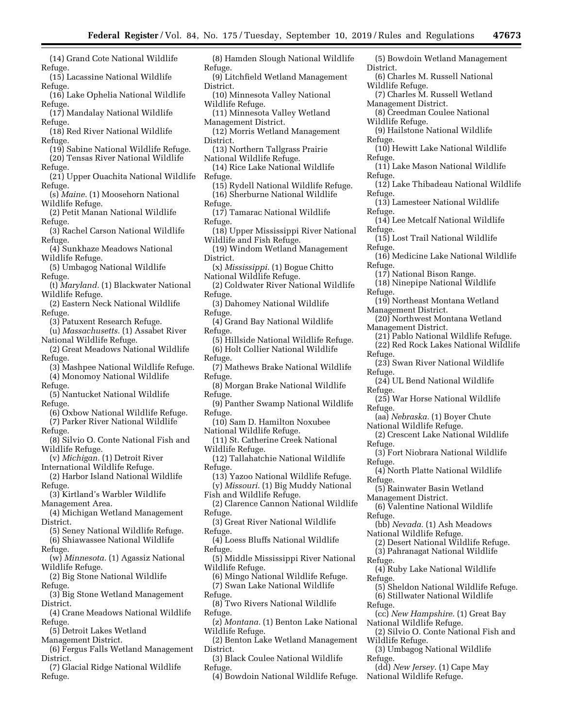(14) Grand Cote National Wildlife Refuge.

(15) Lacassine National Wildlife Refuge.

(16) Lake Ophelia National Wildlife Refuge.

(17) Mandalay National Wildlife Refuge.

(18) Red River National Wildlife Refuge.

(19) Sabine National Wildlife Refuge.

(20) Tensas River National Wildlife Refuge.

(21) Upper Ouachita National Wildlife Refuge.

(s) *Maine.* (1) Moosehorn National Wildlife Refuge.

(2) Petit Manan National Wildlife Refuge.

(3) Rachel Carson National Wildlife Refuge.

(4) Sunkhaze Meadows National Wildlife Refuge.

(5) Umbagog National Wildlife Refuge.

(t) *Maryland.* (1) Blackwater National Wildlife Refuge.

(2) Eastern Neck National Wildlife Refuge.

(3) Patuxent Research Refuge.

(u) *Massachusetts.* (1) Assabet River National Wildlife Refuge.

(2) Great Meadows National Wildlife Refuge.

(3) Mashpee National Wildlife Refuge.

(4) Monomoy National Wildlife Refuge.

(5) Nantucket National Wildlife Refuge.

(6) Oxbow National Wildlife Refuge.

(7) Parker River National Wildlife Refuge.

(8) Silvio O. Conte National Fish and Wildlife Refuge.

(v) *Michigan.* (1) Detroit River International Wildlife Refuge.

(2) Harbor Island National Wildlife Refuge.

(3) Kirtland's Warbler Wildlife Management Area.

(4) Michigan Wetland Management District.

(5) Seney National Wildlife Refuge.

(6) Shiawassee National Wildlife Refuge.

(w) *Minnesota.* (1) Agassiz National Wildlife Refuge.

(2) Big Stone National Wildlife Refuge.

(3) Big Stone Wetland Management District.

(4) Crane Meadows National Wildlife Refuge.

(5) Detroit Lakes Wetland Management District.

(6) Fergus Falls Wetland Management District.

(7) Glacial Ridge National Wildlife Refuge.

(8) Hamden Slough National Wildlife Refuge.

(9) Litchfield Wetland Management District.

(10) Minnesota Valley National Wildlife Refuge.

(11) Minnesota Valley Wetland Management District.

(12) Morris Wetland Management District.

(13) Northern Tallgrass Prairie National Wildlife Refuge.

(14) Rice Lake National Wildlife Refuge.

(15) Rydell National Wildlife Refuge.

(16) Sherburne National Wildlife Refuge.

(17) Tamarac National Wildlife Refuge.

(18) Upper Mississippi River National Wildlife and Fish Refuge.

(19) Windom Wetland Management District.

(x) *Mississippi.* (1) Bogue Chitto National Wildlife Refuge.

(2) Coldwater River National Wildlife Refuge.

(3) Dahomey National Wildlife Refuge.

(4) Grand Bay National Wildlife Refuge.

(5) Hillside National Wildlife Refuge.

(6) Holt Collier National Wildlife Refuge.

(7) Mathews Brake National Wildlife Refuge.

(8) Morgan Brake National Wildlife Refuge.

(9) Panther Swamp National Wildlife Refuge.

(10) Sam D. Hamilton Noxubee National Wildlife Refuge.

(11) St. Catherine Creek National Wildlife Refuge.

(12) Tallahatchie National Wildlife Refuge.

(13) Yazoo National Wildlife Refuge.

(y) *Missouri.* (1) Big Muddy National Fish and Wildlife Refuge.

(2) Clarence Cannon National Wildlife Refuge.

(3) Great River National Wildlife Refuge.

(4) Loess Bluffs National Wildlife Refuge.

(5) Middle Mississippi River National Wildlife Refuge.

(6) Mingo National Wildlife Refuge.

(7) Swan Lake National Wildlife Refuge.

(8) Two Rivers National Wildlife Refuge.

(z) *Montana.* (1) Benton Lake National Wildlife Refuge.

(2) Benton Lake Wetland Management District.

(3) Black Coulee National Wildlife Refuge.

(4) Bowdoin National Wildlife Refuge.

(5) Bowdoin Wetland Management District.

(6) Charles M. Russell National Wildlife Refuge.

(7) Charles M. Russell Wetland Management District.

(8) Creedman Coulee National Wildlife Refuge.

(9) Hailstone National Wildlife Refuge.

(10) Hewitt Lake National Wildlife Refuge.

(11) Lake Mason National Wildlife Refuge.

(12) Lake Thibadeau National Wildlife Refuge.

(13) Lamesteer National Wildlife Refuge.

(14) Lee Metcalf National Wildlife Refuge.

(15) Lost Trail National Wildlife Refuge.

(16) Medicine Lake National Wildlife Refuge.

(17) National Bison Range.

(18) Ninepipe National Wildlife Refuge.

(19) Northeast Montana Wetland Management District.

(20) Northwest Montana Wetland Management District.

(21) Pablo National Wildlife Refuge.

(22) Red Rock Lakes National Wildlife Refuge.

(23) Swan River National Wildlife Refuge.

(24) UL Bend National Wildlife Refuge.

(25) War Horse National Wildlife Refuge.

(aa) *Nebraska.* (1) Boyer Chute National Wildlife Refuge.

(2) Crescent Lake National Wildlife Refuge.

(3) Fort Niobrara National Wildlife Refuge.

(4) North Platte National Wildlife Refuge.

(5) Rainwater Basin Wetland Management District.

(6) Valentine National Wildlife Refuge.

(bb) *Nevada.* (1) Ash Meadows National Wildlife Refuge.

(2) Desert National Wildlife Refuge.

(3) Pahranagat National Wildlife Refuge.

(4) Ruby Lake National Wildlife Refuge.

(5) Sheldon National Wildlife Refuge.

(6) Stillwater National Wildlife Refuge.

(cc) *New Hampshire.* (1) Great Bay National Wildlife Refuge.

(2) Silvio O. Conte National Fish and Wildlife Refuge.

(3) Umbagog National Wildlife Refuge.

(dd) *New Jersey.* (1) Cape May National Wildlife Refuge.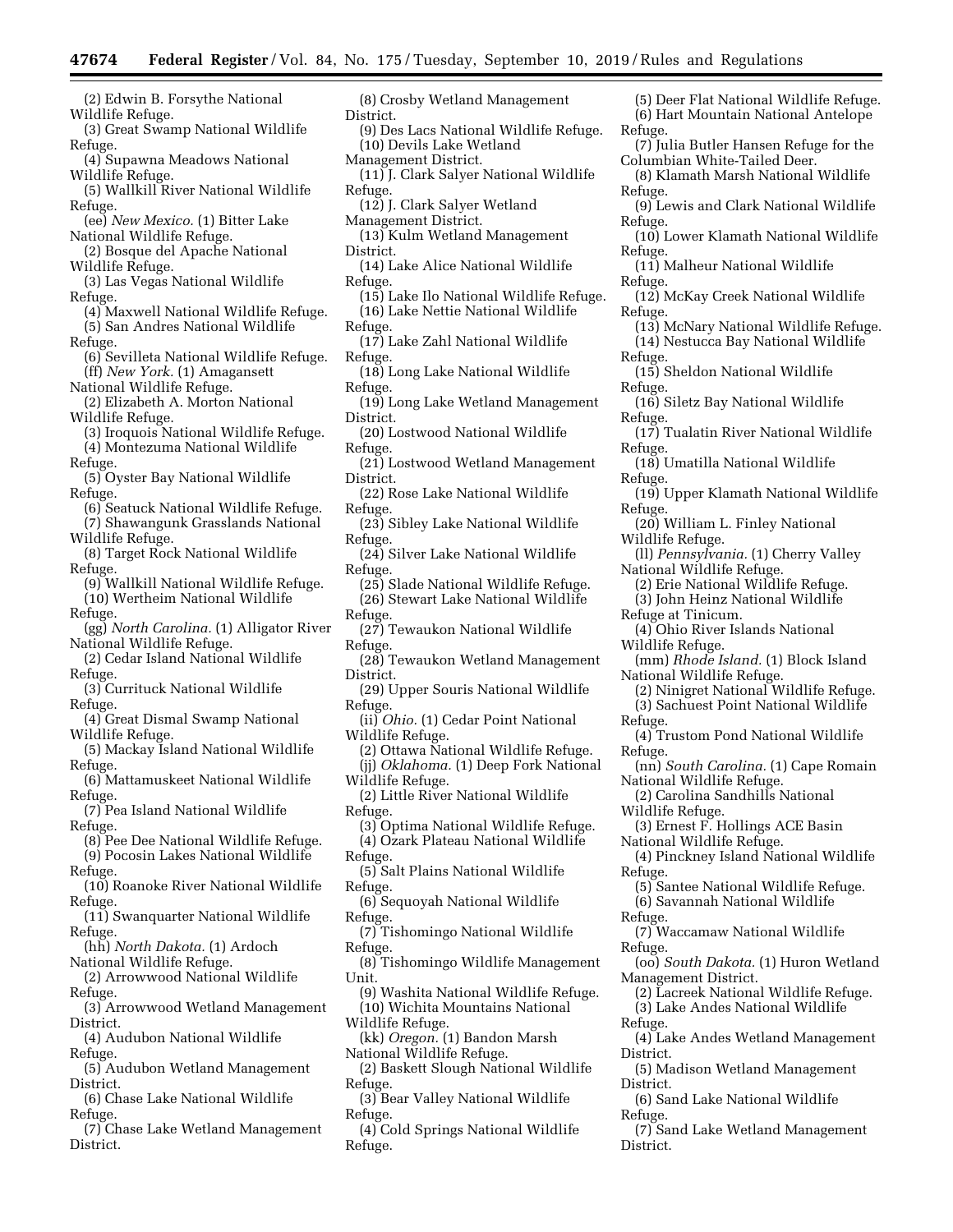(2) Edwin B. Forsythe National Wildlife Refuge.

(3) Great Swamp National Wildlife Refuge.

(4) Supawna Meadows National Wildlife Refuge.

(5) Wallkill River National Wildlife Refuge.

(ee) *New Mexico.* (1) Bitter Lake National Wildlife Refuge.

(2) Bosque del Apache National Wildlife Refuge.

(3) Las Vegas National Wildlife Refuge.

(4) Maxwell National Wildlife Refuge.

(5) San Andres National Wildlife Refuge.

(6) Sevilleta National Wildlife Refuge.

(ff) *New York.* (1) Amagansett National Wildlife Refuge.

(2) Elizabeth A. Morton National Wildlife Refuge.

(3) Iroquois National Wildlife Refuge.

(4) Montezuma National Wildlife Refuge.

(5) Oyster Bay National Wildlife Refuge.

(6) Seatuck National Wildlife Refuge.

(7) Shawangunk Grasslands National Wildlife Refuge.

(8) Target Rock National Wildlife Refuge.

(9) Wallkill National Wildlife Refuge.

(10) Wertheim National Wildlife Refuge.

(gg) *North Carolina.* (1) Alligator River National Wildlife Refuge.

(2) Cedar Island National Wildlife Refuge.

(3) Currituck National Wildlife Refuge.

(4) Great Dismal Swamp National Wildlife Refuge.

(5) Mackay Island National Wildlife Refuge.

(6) Mattamuskeet National Wildlife Refuge.

(7) Pea Island National Wildlife Refuge.

(8) Pee Dee National Wildlife Refuge.

(9) Pocosin Lakes National Wildlife Refuge.

(10) Roanoke River National Wildlife Refuge.

(11) Swanquarter National Wildlife Refuge.

(hh) *North Dakota.* (1) Ardoch National Wildlife Refuge.

(2) Arrowwood National Wildlife Refuge.

(3) Arrowwood Wetland Management District.

(4) Audubon National Wildlife Refuge.

(5) Audubon Wetland Management District.

(6) Chase Lake National Wildlife Refuge.

(7) Chase Lake Wetland Management District.

(8) Crosby Wetland Management District.

(9) Des Lacs National Wildlife Refuge.

(10) Devils Lake Wetland Management District.

(11) J. Clark Salyer National Wildlife Refuge.

(12) J. Clark Salyer Wetland Management District.

(13) Kulm Wetland Management District.

(14) Lake Alice National Wildlife Refuge.

(15) Lake Ilo National Wildlife Refuge.

(16) Lake Nettie National Wildlife Refuge.

(17) Lake Zahl National Wildlife Refuge.

(18) Long Lake National Wildlife Refuge.

(19) Long Lake Wetland Management District.

(20) Lostwood National Wildlife Refuge.

(21) Lostwood Wetland Management District.

(22) Rose Lake National Wildlife Refuge.

(23) Sibley Lake National Wildlife Refuge.

(24) Silver Lake National Wildlife Refuge.

(25) Slade National Wildlife Refuge.

(26) Stewart Lake National Wildlife Refuge.

(27) Tewaukon National Wildlife Refuge.

(28) Tewaukon Wetland Management District.

(29) Upper Souris National Wildlife Refuge.

(ii) *Ohio.* (1) Cedar Point National Wildlife Refuge.

(2) Ottawa National Wildlife Refuge.

(jj) *Oklahoma.* (1) Deep Fork National Wildlife Refuge.

(2) Little River National Wildlife Refuge.

(3) Optima National Wildlife Refuge.

(4) Ozark Plateau National Wildlife Refuge.

(5) Salt Plains National Wildlife Refuge.

(6) Sequoyah National Wildlife Refuge.

(7) Tishomingo National Wildlife Refuge.

(8) Tishomingo Wildlife Management Unit.

(9) Washita National Wildlife Refuge.

(10) Wichita Mountains National Wildlife Refuge.

(kk) *Oregon.* (1) Bandon Marsh National Wildlife Refuge.

(2) Baskett Slough National Wildlife Refuge.

(3) Bear Valley National Wildlife Refuge.

(4) Cold Springs National Wildlife Refuge.

(5) Deer Flat National Wildlife Refuge.

(6) Hart Mountain National Antelope Refuge.

(7) Julia Butler Hansen Refuge for the Columbian White-Tailed Deer.

(8) Klamath Marsh National Wildlife Refuge.

(9) Lewis and Clark National Wildlife Refuge.

(10) Lower Klamath National Wildlife Refuge.

(11) Malheur National Wildlife Refuge.

(12) McKay Creek National Wildlife Refuge.

(13) McNary National Wildlife Refuge.

(14) Nestucca Bay National Wildlife Refuge.

(15) Sheldon National Wildlife Refuge.

(16) Siletz Bay National Wildlife Refuge.

(17) Tualatin River National Wildlife Refuge.

(18) Umatilla National Wildlife Refuge.

(19) Upper Klamath National Wildlife Refuge.

(20) William L. Finley National Wildlife Refuge.

(ll) *Pennsylvania.* (1) Cherry Valley National Wildlife Refuge.

(2) Erie National Wildlife Refuge.

(3) John Heinz National Wildlife Refuge at Tinicum.

(4) Ohio River Islands National Wildlife Refuge.

(mm) *Rhode Island.* (1) Block Island National Wildlife Refuge.

(2) Ninigret National Wildlife Refuge.

(3) Sachuest Point National Wildlife Refuge.

(4) Trustom Pond National Wildlife Refuge.

(nn) *South Carolina.* (1) Cape Romain National Wildlife Refuge.

(2) Carolina Sandhills National Wildlife Refuge.

(3) Ernest F. Hollings ACE Basin National Wildlife Refuge.

(4) Pinckney Island National Wildlife Refuge.

(5) Santee National Wildlife Refuge.

(6) Savannah National Wildlife Refuge.

(7) Waccamaw National Wildlife Refuge.

(oo) *South Dakota.* (1) Huron Wetland Management District.

(2) Lacreek National Wildlife Refuge.

(3) Lake Andes National Wildlife Refuge.

(4) Lake Andes Wetland Management District.

(5) Madison Wetland Management District.

(6) Sand Lake National Wildlife Refuge.

(7) Sand Lake Wetland Management District.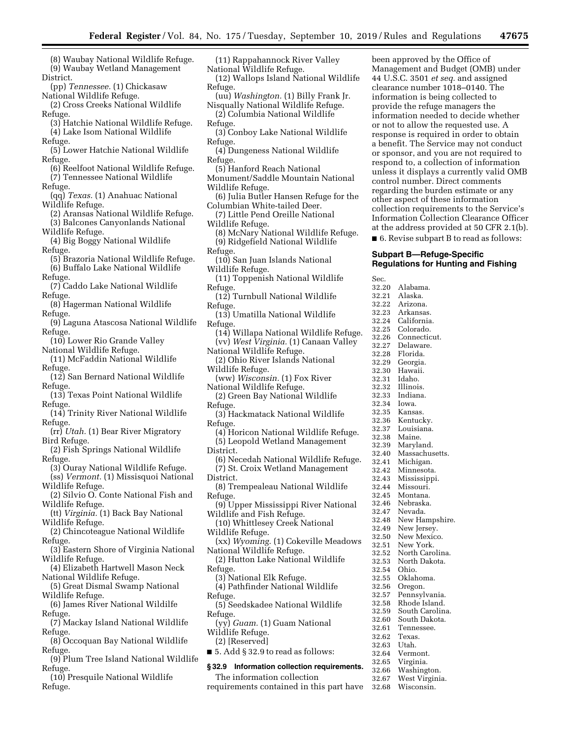(8) Waubay National Wildlife Refuge.

(9) Waubay Wetland Management District.

(pp) *Tennessee.* (1) Chickasaw National Wildlife Refuge.

(2) Cross Creeks National Wildlife Refuge.

(3) Hatchie National Wildlife Refuge.

(4) Lake Isom National Wildlife Refuge.

(5) Lower Hatchie National Wildlife Refuge.

(6) Reelfoot National Wildlife Refuge.

(7) Tennessee National Wildlife Refuge.

(qq) *Texas.* (1) Anahuac National Wildlife Refuge.

(2) Aransas National Wildlife Refuge.

(3) Balcones Canyonlands National Wildlife Refuge.

(4) Big Boggy National Wildlife Refuge.

(5) Brazoria National Wildlife Refuge.

(6) Buffalo Lake National Wildlife Refuge.

(7) Caddo Lake National Wildlife Refuge.

(8) Hagerman National Wildlife Refuge.

(9) Laguna Atascosa National Wildlife Refuge.

(10) Lower Rio Grande Valley National Wildlife Refuge.

(11) McFaddin National Wildlife Refuge.

(12) San Bernard National Wildlife Refuge.

(13) Texas Point National Wildlife Refuge.

(14) Trinity River National Wildlife Refuge.

(rr) *Utah.* (1) Bear River Migratory Bird Refuge.

(2) Fish Springs National Wildlife Refuge.

(3) Ouray National Wildlife Refuge.

(ss) *Vermont.* (1) Missisquoi National Wildlife Refuge.

(2) Silvio O. Conte National Fish and Wildlife Refuge.

(tt) *Virginia.* (1) Back Bay National Wildlife Refuge.

(2) Chincoteague National Wildlife Refuge.

(3) Eastern Shore of Virginia National Wildlife Refuge.

(4) Elizabeth Hartwell Mason Neck National Wildlife Refuge.

(5) Great Dismal Swamp National Wildlife Refuge.

(6) James River National Wildilfe Refuge.

(7) Mackay Island National Wildlife Refuge.

(8) Occoquan Bay National Wildlife Refuge.

(9) Plum Tree Island National Wildlife Refuge.

(10) Presquile National Wildlife Refuge.

(11) Rappahannock River Valley National Wildlife Refuge.

(12) Wallops Island National Wildlife Refuge.

(uu) *Washington.* (1) Billy Frank Jr. Nisqually National Wildlife Refuge.

(2) Columbia National Wildlife Refuge.

(3) Conboy Lake National Wildlife Refuge.

(4) Dungeness National Wildlife Refuge.

(5) Hanford Reach National Monument/Saddle Mountain National Wildlife Refuge.

(6) Julia Butler Hansen Refuge for the Columbian White-tailed Deer.

(7) Little Pend Oreille National Wildlife Refuge.

(8) McNary National Wildlife Refuge.

(9) Ridgefield National Wildlife Refuge.

(10) San Juan Islands National Wildlife Refuge.

(11) Toppenish National Wildlife Refuge.

(12) Turnbull National Wildlife Refuge.

(13) Umatilla National Wildlife Refuge.

(14) Willapa National Wildlife Refuge.

(vv) *West Virginia.* (1) Canaan Valley National Wildlife Refuge.

(2) Ohio River Islands National Wildlife Refuge.

(ww) *Wisconsin.* (1) Fox River National Wildlife Refuge.

(2) Green Bay National Wildlife Refuge.

(3) Hackmatack National Wildlife Refuge.

(4) Horicon National Wildlife Refuge.

(5) Leopold Wetland Management District.

(6) Necedah National Wildlife Refuge.

(7) St. Croix Wetland Management District.

(8) Trempealeau National Wildlife Refuge.

(9) Upper Mississippi River National Wildlife and Fish Refuge.

(10) Whittlesey Creek National Wildlife Refuge.

(xx) *Wyoming.* (1) Cokeville Meadows National Wildlife Refuge.

(2) Hutton Lake National Wildlife Refuge.

(3) National Elk Refuge.

(4) Pathfinder National Wildlife Refuge.

(5) Seedskadee National Wildlife Refuge.

(yy) *Guam.* (1) Guam National Wildlife Refuge.

(2) [Reserved]

■ 5. Add § 32.9 to read as follows:

**§ 32.9 Information collection requirements.**

The information collection requirements contained in this part have been approved by the Office of Management and Budget (OMB) under 44 U.S.C. 3501 *et seq.* and assigned clearance number 1018–0140. The information is being collected to provide the refuge managers the information needed to decide whether or not to allow the requested use. A response is required in order to obtain a benefit. The Service may not conduct or sponsor, and you are not required to respond to, a collection of information unless it displays a currently valid OMB control number. Direct comments regarding the burden estimate or any other aspect of these information collection requirements to the Service's Information Collection Clearance Officer at the address provided at 50 CFR 2.1(b).

■ 6. Revise subpart B to read as follows:

## Subpart B—Refuge-Specific Regulations for Hunting and Fishing

Sec.
32.20 Alabama.
32.21 Alaska.
32.22 Arizona.
32.23 Arkansas.
32.24 California.
32.25 Colorado.
32.26 Connecticut.
32.27 Delaware.
32.28 Florida.
32.29 Georgia.
32.30 Hawaii.
32.31 Idaho.
32.32 Illinois.
32.33 Indiana.
32.34 Iowa.
32.35 Kansas.
32.36 Kentucky.
32.37 Louisiana.
32.38 Maine.
32.39 Maryland.
32.40 Massachusetts.
32.41 Michigan.
32.42 Minnesota.
32.43 Mississippi.
32.44 Missouri.
32.45 Montana.
32.46 Nebraska.
32.47 Nevada.
32.48 New Hampshire.
32.49 New Jersey.
32.50 New Mexico.
32.51 New York.
32.52 North Carolina.
32.53 North Dakota.
32.54 Ohio.
32.55 Oklahoma.
32.56 Oregon.
32.57 Pennsylvania.
32.58 Rhode Island.
32.59 South Carolina.
32.60 South Dakota.
32.61 Tennessee.
32.62 Texas.
32.63 Utah.
32.64 Vermont.
32.65 Virginia.
32.66 Washington.
32.67 West Virginia.
32.68 Wisconsin.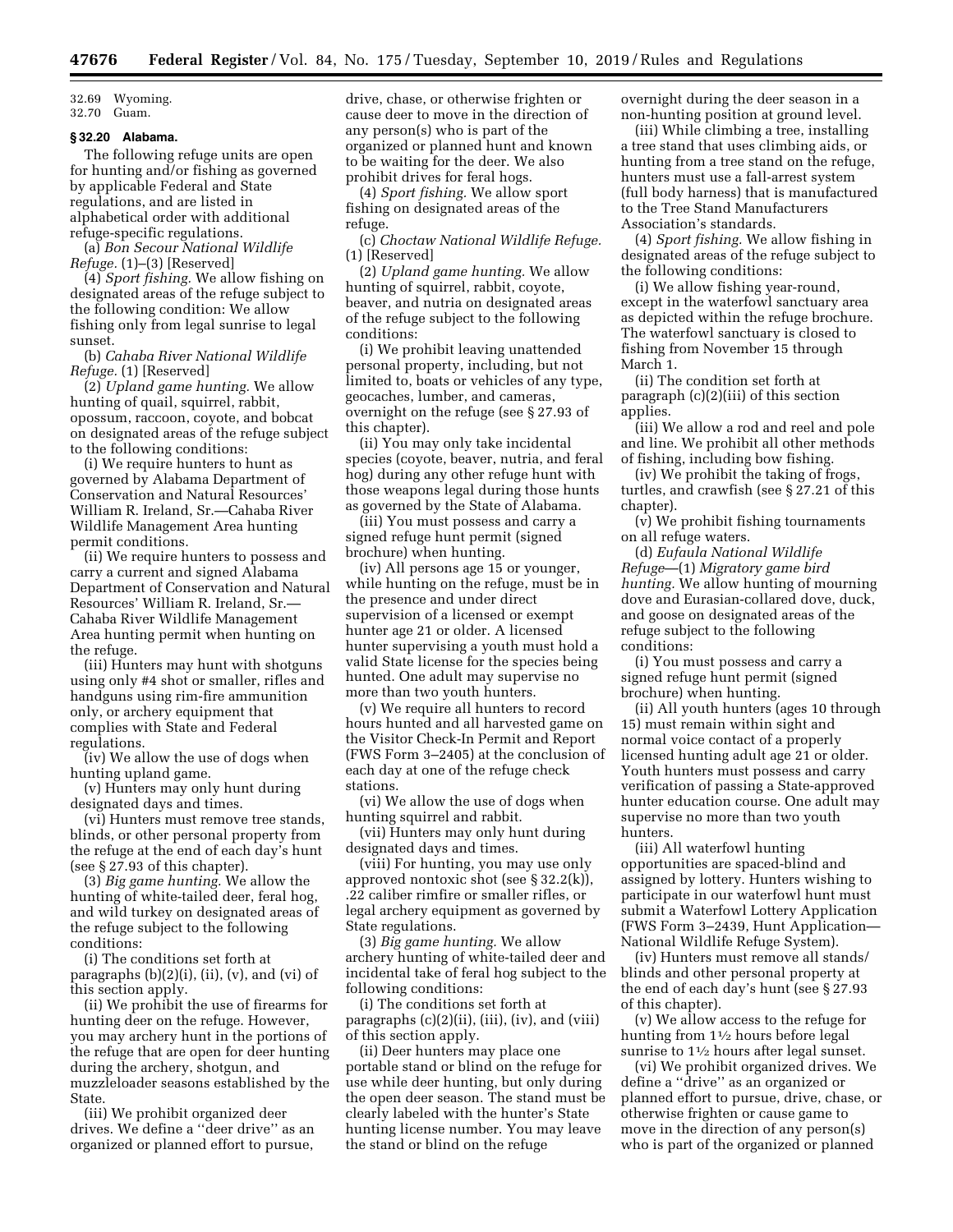32.69 Wyoming.
32.70 Guam.

## § 32.20 Alabama.

The following refuge units are open for hunting and/or fishing as governed by applicable Federal and State regulations, and are listed in alphabetical order with additional refuge-specific regulations.

(a) *Bon Secour National Wildlife Refuge.* (1)–(3) [Reserved]

(4) *Sport fishing.* We allow fishing on designated areas of the refuge subject to the following condition: We allow fishing only from legal sunrise to legal sunset.

(b) *Cahaba River National Wildlife Refuge.* (1) [Reserved]

(2) *Upland game hunting.* We allow hunting of quail, squirrel, rabbit, opossum, raccoon, coyote, and bobcat on designated areas of the refuge subject to the following conditions:

(i) We require hunters to hunt as governed by Alabama Department of Conservation and Natural Resources' William R. Ireland, Sr.—Cahaba River Wildlife Management Area hunting permit conditions.

(ii) We require hunters to possess and carry a current and signed Alabama Department of Conservation and Natural Resources' William R. Ireland, Sr.—Cahaba River Wildlife Management Area hunting permit when hunting on the refuge.

(iii) Hunters may hunt with shotguns using only #4 shot or smaller, rifles and handguns using rim-fire ammunition only, or archery equipment that complies with State and Federal regulations.

(iv) We allow the use of dogs when hunting upland game.

(v) Hunters may only hunt during designated days and times.

(vi) Hunters must remove tree stands, blinds, or other personal property from the refuge at the end of each day's hunt (see § 27.93 of this chapter).

(3) *Big game hunting.* We allow the hunting of white-tailed deer, feral hog, and wild turkey on designated areas of the refuge subject to the following conditions:

(i) The conditions set forth at paragraphs (b)(2)(i), (ii), (v), and (vi) of this section apply.

(ii) We prohibit the use of firearms for hunting deer on the refuge. However, you may archery hunt in the portions of the refuge that are open for deer hunting during the archery, shotgun, and muzzleloader seasons established by the State.

(iii) We prohibit organized deer drives. We define a "deer drive" as an organized or planned effort to pursue, drive, chase, or otherwise frighten or cause deer to move in the direction of any person(s) who is part of the organized or planned hunt and known to be waiting for the deer. We also prohibit drives for feral hogs.

(4) *Sport fishing.* We allow sport fishing on designated areas of the refuge.

(c) *Choctaw National Wildlife Refuge.* (1) [Reserved]

(2) *Upland game hunting.* We allow hunting of squirrel, rabbit, coyote, beaver, and nutria on designated areas of the refuge subject to the following conditions:

(i) We prohibit leaving unattended personal property, including, but not limited to, boats or vehicles of any type, geocaches, lumber, and cameras, overnight on the refuge (see § 27.93 of this chapter).

(ii) You may only take incidental species (coyote, beaver, nutria, and feral hog) during any other refuge hunt with those weapons legal during those hunts as governed by the State of Alabama.

(iii) You must possess and carry a signed refuge hunt permit (signed brochure) when hunting.

(iv) All persons age 15 or younger, while hunting on the refuge, must be in the presence and under direct supervision of a licensed or exempt hunter age 21 or older. A licensed hunter supervising a youth must hold a valid State license for the species being hunted. One adult may supervise no more than two youth hunters.

(v) We require all hunters to record hours hunted and all harvested game on the Visitor Check-In Permit and Report (FWS Form 3–2405) at the conclusion of each day at one of the refuge check stations.

(vi) We allow the use of dogs when hunting squirrel and rabbit.

(vii) Hunters may only hunt during designated days and times.

(viii) For hunting, you may use only approved nontoxic shot (see § 32.2(k)), .22 caliber rimfire or smaller rifles, or legal archery equipment as governed by State regulations.

(3) *Big game hunting.* We allow archery hunting of white-tailed deer and incidental take of feral hog subject to the following conditions:

(i) The conditions set forth at paragraphs (c)(2)(ii), (iii), (iv), and (viii) of this section apply.

(ii) Deer hunters may place one portable stand or blind on the refuge for use while deer hunting, but only during the open deer season. The stand must be clearly labeled with the hunter's State hunting license number. You may leave the stand or blind on the refuge overnight during the deer season in a non-hunting position at ground level.

(iii) While climbing a tree, installing a tree stand that uses climbing aids, or hunting from a tree stand on the refuge, hunters must use a fall-arrest system (full body harness) that is manufactured to the Tree Stand Manufacturers Association's standards.

(4) *Sport fishing.* We allow fishing in designated areas of the refuge subject to the following conditions:

(i) We allow fishing year-round, except in the waterfowl sanctuary area as depicted within the refuge brochure. The waterfowl sanctuary is closed to fishing from November 15 through March 1.

(ii) The condition set forth at paragraph (c)(2)(iii) of this section applies.

(iii) We allow a rod and reel and pole and line. We prohibit all other methods of fishing, including bow fishing.

(iv) We prohibit the taking of frogs, turtles, and crawfish (see § 27.21 of this chapter).

(v) We prohibit fishing tournaments on all refuge waters.

(d) *Eufaula National Wildlife Refuge*—(1) *Migratory game bird hunting.* We allow hunting of mourning dove and Eurasian-collared dove, duck, and goose on designated areas of the refuge subject to the following conditions:

(i) You must possess and carry a signed refuge hunt permit (signed brochure) when hunting.

(ii) All youth hunters (ages 10 through 15) must remain within sight and normal voice contact of a properly licensed hunting adult age 21 or older. Youth hunters must possess and carry verification of passing a State-approved hunter education course. One adult may supervise no more than two youth hunters.

(iii) All waterfowl hunting opportunities are spaced-blind and assigned by lottery. Hunters wishing to participate in our waterfowl hunt must submit a Waterfowl Lottery Application (FWS Form 3–2439, Hunt Application—National Wildlife Refuge System).

(iv) Hunters must remove all stands/blinds and other personal property at the end of each day's hunt (see § 27.93 of this chapter).

(v) We allow access to the refuge for hunting from 1½ hours before legal sunrise to 1½ hours after legal sunset.

(vi) We prohibit organized drives. We define a "drive" as an organized or planned effort to pursue, drive, chase, or otherwise frighten or cause game to move in the direction of any person(s) who is part of the organized or planned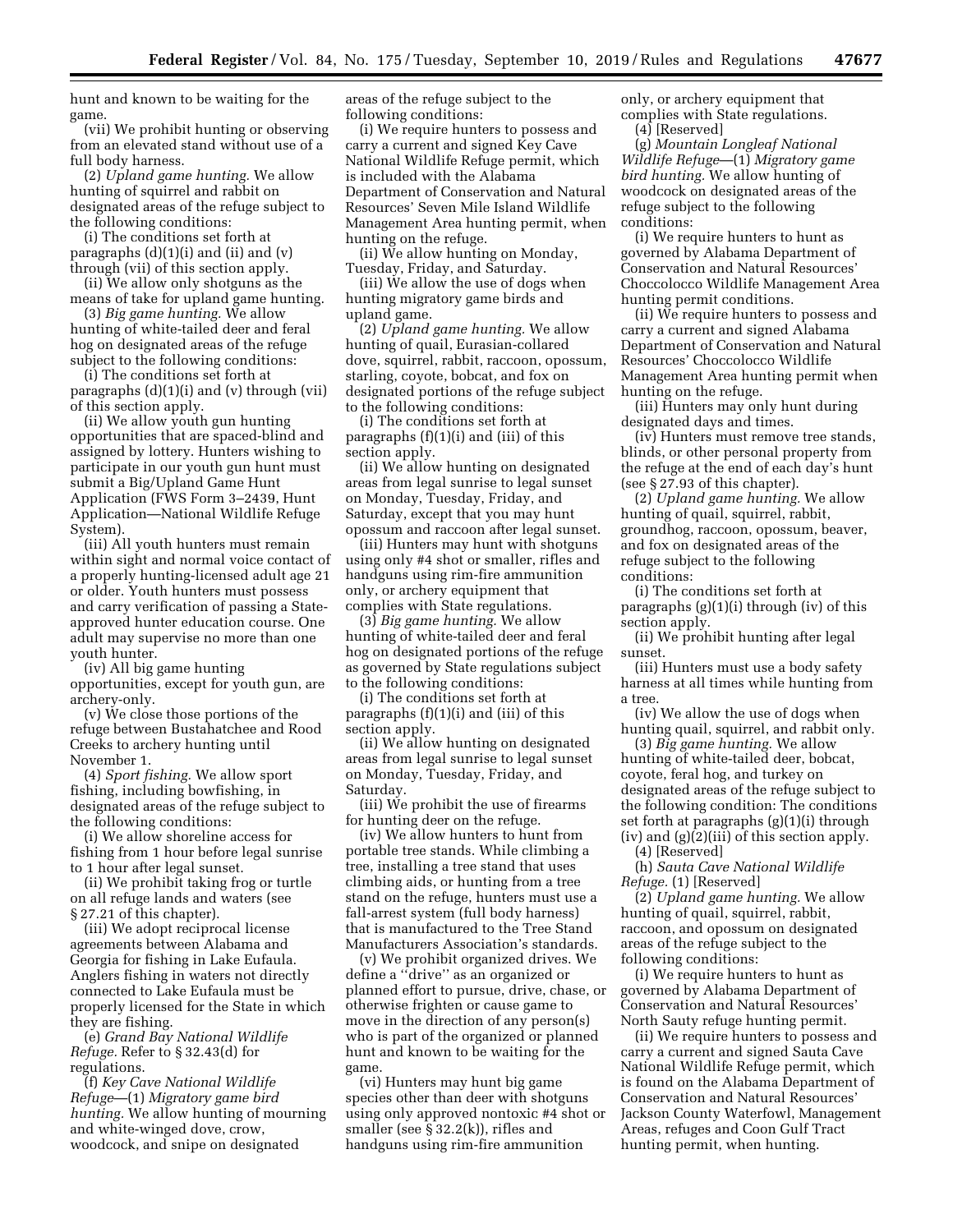hunt and known to be waiting for the game.

(vii) We prohibit hunting or observing from an elevated stand without use of a full body harness.

(2) *Upland game hunting.* We allow hunting of squirrel and rabbit on designated areas of the refuge subject to the following conditions:

(i) The conditions set forth at paragraphs (d)(1)(i) and (ii) and (v) through (vii) of this section apply.

(ii) We allow only shotguns as the means of take for upland game hunting.

(3) *Big game hunting.* We allow hunting of white-tailed deer and feral hog on designated areas of the refuge subject to the following conditions:

(i) The conditions set forth at paragraphs (d)(1)(i) and (v) through (vii) of this section apply.

(ii) We allow youth gun hunting opportunities that are spaced-blind and assigned by lottery. Hunters wishing to participate in our youth gun hunt must submit a Big/Upland Game Hunt Application (FWS Form 3–2439, Hunt Application—National Wildlife Refuge System).

(iii) All youth hunters must remain within sight and normal voice contact of a properly hunting-licensed adult age 21 or older. Youth hunters must possess and carry verification of passing a State-approved hunter education course. One adult may supervise no more than one youth hunter.

(iv) All big game hunting opportunities, except for youth gun, are archery-only.

(v) We close those portions of the refuge between Bustahatchee and Rood Creeks to archery hunting until November 1.

(4) *Sport fishing.* We allow sport fishing, including bowfishing, in designated areas of the refuge subject to the following conditions:

(i) We allow shoreline access for fishing from 1 hour before legal sunrise to 1 hour after legal sunset.

(ii) We prohibit taking frog or turtle on all refuge lands and waters (see § 27.21 of this chapter).

(iii) We adopt reciprocal license agreements between Alabama and Georgia for fishing in Lake Eufaula. Anglers fishing in waters not directly connected to Lake Eufaula must be properly licensed for the State in which they are fishing.

(e) *Grand Bay National Wildlife Refuge.* Refer to § 32.43(d) for regulations.

(f) *Key Cave National Wildlife Refuge*—(1) *Migratory game bird hunting.* We allow hunting of mourning and white-winged dove, crow, woodcock, and snipe on designated areas of the refuge subject to the following conditions:

(i) We require hunters to possess and carry a current and signed Key Cave National Wildlife Refuge permit, which is included with the Alabama Department of Conservation and Natural Resources' Seven Mile Island Wildlife Management Area hunting permit, when hunting on the refuge.

(ii) We allow hunting on Monday, Tuesday, Friday, and Saturday.

(iii) We allow the use of dogs when hunting migratory game birds and upland game.

(2) *Upland game hunting.* We allow hunting of quail, Eurasian-collared dove, squirrel, rabbit, raccoon, opossum, starling, coyote, bobcat, and fox on designated portions of the refuge subject to the following conditions:

(i) The conditions set forth at paragraphs (f)(1)(i) and (iii) of this section apply.

(ii) We allow hunting on designated areas from legal sunrise to legal sunset on Monday, Tuesday, Friday, and Saturday, except that you may hunt opossum and raccoon after legal sunset.

(iii) Hunters may hunt with shotguns using only #4 shot or smaller, rifles and handguns using rim-fire ammunition only, or archery equipment that complies with State regulations.

(3) *Big game hunting.* We allow hunting of white-tailed deer and feral hog on designated portions of the refuge as governed by State regulations subject to the following conditions:

(i) The conditions set forth at paragraphs (f)(1)(i) and (iii) of this section apply.

(ii) We allow hunting on designated areas from legal sunrise to legal sunset on Monday, Tuesday, Friday, and Saturday.

(iii) We prohibit the use of firearms for hunting deer on the refuge.

(iv) We allow hunters to hunt from portable tree stands. While climbing a tree, installing a tree stand that uses climbing aids, or hunting from a tree stand on the refuge, hunters must use a fall-arrest system (full body harness) that is manufactured to the Tree Stand Manufacturers Association's standards.

(v) We prohibit organized drives. We define a ''drive'' as an organized or planned effort to pursue, drive, chase, or otherwise frighten or cause game to move in the direction of any person(s) who is part of the organized or planned hunt and known to be waiting for the game.

(vi) Hunters may hunt big game species other than deer with shotguns using only approved nontoxic #4 shot or smaller (see § 32.2(k)), rifles and handguns using rim-fire ammunition only, or archery equipment that complies with State regulations.

(4) [Reserved]

(g) *Mountain Longleaf National Wildlife Refuge*—(1) *Migratory game bird hunting.* We allow hunting of woodcock on designated areas of the refuge subject to the following conditions:

(i) We require hunters to hunt as governed by Alabama Department of Conservation and Natural Resources' Choccolocco Wildlife Management Area hunting permit conditions.

(ii) We require hunters to possess and carry a current and signed Alabama Department of Conservation and Natural Resources' Choccolocco Wildlife Management Area hunting permit when hunting on the refuge.

(iii) Hunters may only hunt during designated days and times.

(iv) Hunters must remove tree stands, blinds, or other personal property from the refuge at the end of each day's hunt (see § 27.93 of this chapter).

(2) *Upland game hunting.* We allow hunting of quail, squirrel, rabbit, groundhog, raccoon, opossum, beaver, and fox on designated areas of the refuge subject to the following conditions:

(i) The conditions set forth at paragraphs (g)(1)(i) through (iv) of this section apply.

(ii) We prohibit hunting after legal sunset.

(iii) Hunters must use a body safety harness at all times while hunting from a tree.

(iv) We allow the use of dogs when hunting quail, squirrel, and rabbit only.

(3) *Big game hunting.* We allow hunting of white-tailed deer, bobcat, coyote, feral hog, and turkey on designated areas of the refuge subject to the following condition: The conditions set forth at paragraphs (g)(1)(i) through (iv) and (g)(2)(iii) of this section apply.

(4) [Reserved]

(h) *Sauta Cave National Wildlife Refuge.* (1) [Reserved]

(2) *Upland game hunting.* We allow hunting of quail, squirrel, rabbit, raccoon, and opossum on designated areas of the refuge subject to the following conditions:

(i) We require hunters to hunt as governed by Alabama Department of Conservation and Natural Resources' North Sauty refuge hunting permit.

(ii) We require hunters to possess and carry a current and signed Sauta Cave National Wildlife Refuge permit, which is found on the Alabama Department of Conservation and Natural Resources' Jackson County Waterfowl, Management Areas, refuges and Coon Gulf Tract hunting permit, when hunting.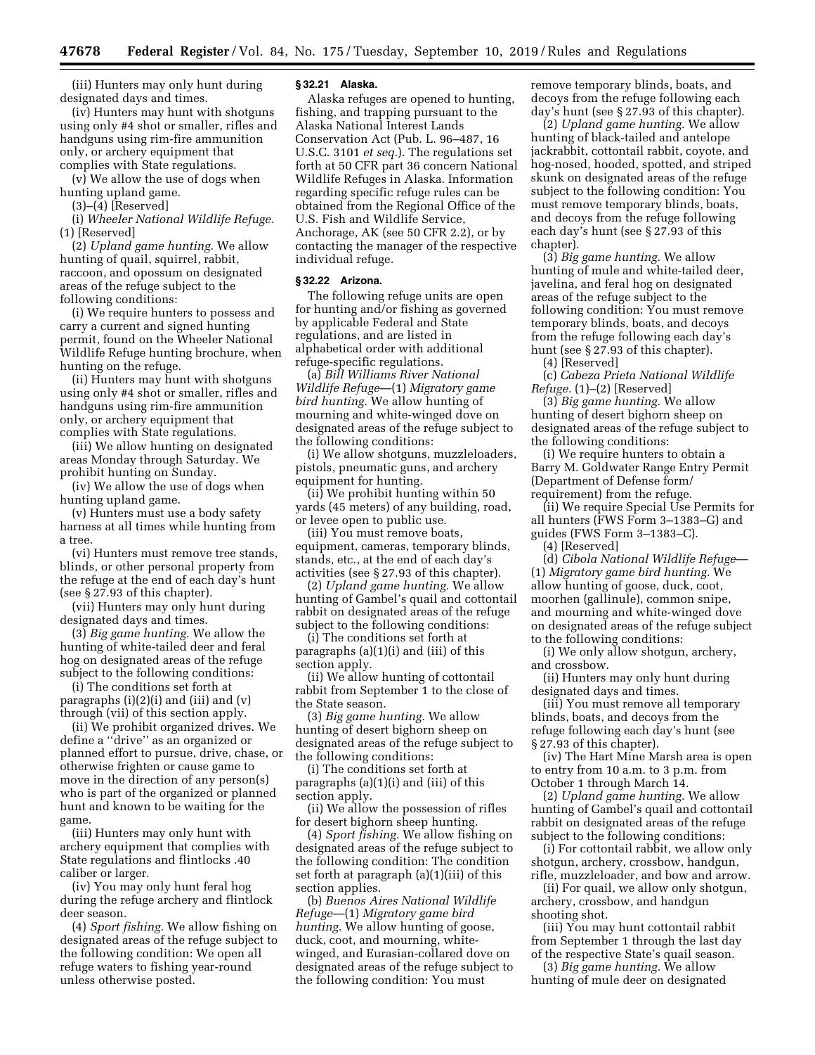(iii) Hunters may only hunt during designated days and times.

(iv) Hunters may hunt with shotguns using only #4 shot or smaller, rifles and handguns using rim-fire ammunition only, or archery equipment that complies with State regulations.

(v) We allow the use of dogs when hunting upland game.

(3)–(4) [Reserved]

(i) *Wheeler National Wildlife Refuge.* (1) [Reserved]

(2) *Upland game hunting.* We allow hunting of quail, squirrel, rabbit, raccoon, and opossum on designated areas of the refuge subject to the following conditions:

(i) We require hunters to possess and carry a current and signed hunting permit, found on the Wheeler National Wildlife Refuge hunting brochure, when hunting on the refuge.

(ii) Hunters may hunt with shotguns using only #4 shot or smaller, rifles and handguns using rim-fire ammunition only, or archery equipment that complies with State regulations.

(iii) We allow hunting on designated areas Monday through Saturday. We prohibit hunting on Sunday.

(iv) We allow the use of dogs when hunting upland game.

(v) Hunters must use a body safety harness at all times while hunting from a tree.

(vi) Hunters must remove tree stands, blinds, or other personal property from the refuge at the end of each day's hunt (see § 27.93 of this chapter).

(vii) Hunters may only hunt during designated days and times.

(3) *Big game hunting.* We allow the hunting of white-tailed deer and feral hog on designated areas of the refuge subject to the following conditions:

(i) The conditions set forth at paragraphs (i)(2)(i) and (iii) and (v) through (vii) of this section apply.

(ii) We prohibit organized drives. We define a ''drive'' as an organized or planned effort to pursue, drive, chase, or otherwise frighten or cause game to move in the direction of any person(s) who is part of the organized or planned hunt and known to be waiting for the game.

(iii) Hunters may only hunt with archery equipment that complies with State regulations and flintlocks .40 caliber or larger.

(iv) You may only hunt feral hog during the refuge archery and flintlock deer season.

(4) *Sport fishing.* We allow fishing on designated areas of the refuge subject to the following condition: We open all refuge waters to fishing year-round unless otherwise posted.

**§ 32.21 Alaska.**

Alaska refuges are opened to hunting, fishing, and trapping pursuant to the Alaska National Interest Lands Conservation Act (Pub. L. 96–487, 16 U.S.C. 3101 *et seq.*). The regulations set forth at 50 CFR part 36 concern National Wildlife Refuges in Alaska. Information regarding specific refuge rules can be obtained from the Regional Office of the U.S. Fish and Wildlife Service, Anchorage, AK (see 50 CFR 2.2), or by contacting the manager of the respective individual refuge.

**§ 32.22 Arizona.**

The following refuge units are open for hunting and/or fishing as governed by applicable Federal and State regulations, and are listed in alphabetical order with additional refuge-specific regulations.

(a) *Bill Williams River National Wildlife Refuge*—(1) *Migratory game bird hunting.* We allow hunting of mourning and white-winged dove on designated areas of the refuge subject to the following conditions:

(i) We allow shotguns, muzzleloaders, pistols, pneumatic guns, and archery equipment for hunting.

(ii) We prohibit hunting within 50 yards (45 meters) of any building, road, or levee open to public use.

(iii) You must remove boats, equipment, cameras, temporary blinds, stands, etc., at the end of each day's activities (see § 27.93 of this chapter).

(2) *Upland game hunting.* We allow hunting of Gambel's quail and cottontail rabbit on designated areas of the refuge subject to the following conditions:

(i) The conditions set forth at paragraphs (a)(1)(i) and (iii) of this section apply.

(ii) We allow hunting of cottontail rabbit from September 1 to the close of the State season.

(3) *Big game hunting.* We allow hunting of desert bighorn sheep on designated areas of the refuge subject to the following conditions:

(i) The conditions set forth at paragraphs (a)(1)(i) and (iii) of this section apply.

(ii) We allow the possession of rifles for desert bighorn sheep hunting.

(4) *Sport fishing.* We allow fishing on designated areas of the refuge subject to the following condition: The condition set forth at paragraph (a)(1)(iii) of this section applies.

(b) *Buenos Aires National Wildlife Refuge*—(1) *Migratory game bird hunting.* We allow hunting of goose, duck, coot, and mourning, white-winged, and Eurasian-collared dove on designated areas of the refuge subject to the following condition: You must remove temporary blinds, boats, and decoys from the refuge following each day's hunt (see § 27.93 of this chapter).

(2) *Upland game hunting.* We allow hunting of black-tailed and antelope jackrabbit, cottontail rabbit, coyote, and hog-nosed, hooded, spotted, and striped skunk on designated areas of the refuge subject to the following condition: You must remove temporary blinds, boats, and decoys from the refuge following each day's hunt (see § 27.93 of this chapter).

(3) *Big game hunting.* We allow hunting of mule and white-tailed deer, javelina, and feral hog on designated areas of the refuge subject to the following condition: You must remove temporary blinds, boats, and decoys from the refuge following each day's hunt (see § 27.93 of this chapter).

(4) [Reserved]

(c) *Cabeza Prieta National Wildlife Refuge.* (1)–(2) [Reserved]

(3) *Big game hunting.* We allow hunting of desert bighorn sheep on designated areas of the refuge subject to the following conditions:

(i) We require hunters to obtain a Barry M. Goldwater Range Entry Permit (Department of Defense form/requirement) from the refuge.

(ii) We require Special Use Permits for all hunters (FWS Form 3–1383–G) and guides (FWS Form 3–1383–C).

(4) [Reserved]

(d) *Cibola National Wildlife Refuge*—(1) *Migratory game bird hunting.* We allow hunting of goose, duck, coot, moorhen (gallinule), common snipe, and mourning and white-winged dove on designated areas of the refuge subject to the following conditions:

(i) We only allow shotgun, archery, and crossbow.

(ii) Hunters may only hunt during designated days and times.

(iii) You must remove all temporary blinds, boats, and decoys from the refuge following each day's hunt (see § 27.93 of this chapter).

(iv) The Hart Mine Marsh area is open to entry from 10 a.m. to 3 p.m. from October 1 through March 14.

(2) *Upland game hunting.* We allow hunting of Gambel's quail and cottontail rabbit on designated areas of the refuge subject to the following conditions:

(i) For cottontail rabbit, we allow only shotgun, archery, crossbow, handgun, rifle, muzzleloader, and bow and arrow.

(ii) For quail, we allow only shotgun, archery, crossbow, and handgun shooting shot.

(iii) You may hunt cottontail rabbit from September 1 through the last day of the respective State's quail season.

(3) *Big game hunting.* We allow hunting of mule deer on designated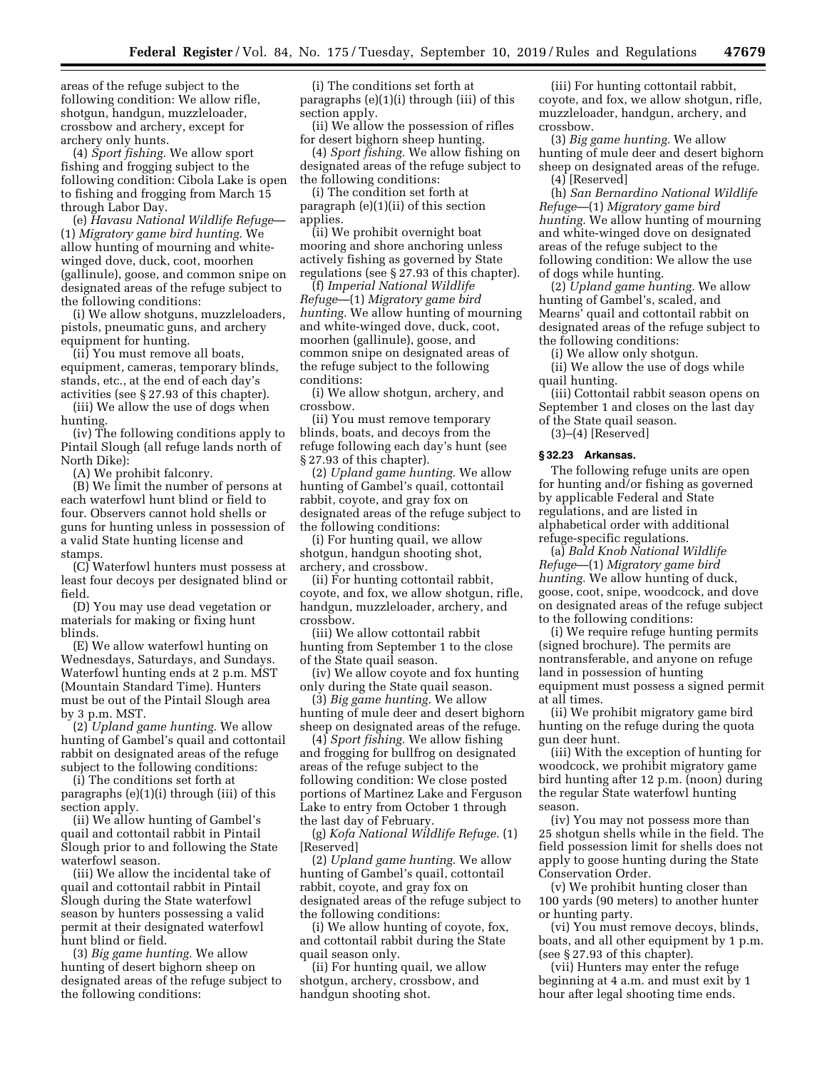areas of the refuge subject to the following condition: We allow rifle, shotgun, handgun, muzzleloader, crossbow and archery, except for archery only hunts.

(4) *Sport fishing.* We allow sport fishing and frogging subject to the following condition: Cibola Lake is open to fishing and frogging from March 15 through Labor Day.

(e) *Havasu National Wildlife Refuge*—(1) *Migratory game bird hunting.* We allow hunting of mourning and white-winged dove, duck, coot, moorhen (gallinule), goose, and common snipe on designated areas of the refuge subject to the following conditions:

(i) We allow shotguns, muzzleloaders, pistols, pneumatic guns, and archery equipment for hunting.

(ii) You must remove all boats, equipment, cameras, temporary blinds, stands, etc., at the end of each day's activities (see § 27.93 of this chapter).

(iii) We allow the use of dogs when hunting.

(iv) The following conditions apply to Pintail Slough (all refuge lands north of North Dike):

(A) We prohibit falconry.

(B) We limit the number of persons at each waterfowl hunt blind or field to four. Observers cannot hold shells or guns for hunting unless in possession of a valid State hunting license and stamps.

(C) Waterfowl hunters must possess at least four decoys per designated blind or field.

(D) You may use dead vegetation or materials for making or fixing hunt blinds.

(E) We allow waterfowl hunting on Wednesdays, Saturdays, and Sundays. Waterfowl hunting ends at 2 p.m. MST (Mountain Standard Time). Hunters must be out of the Pintail Slough area by 3 p.m. MST.

(2) *Upland game hunting.* We allow hunting of Gambel's quail and cottontail rabbit on designated areas of the refuge subject to the following conditions:

(i) The conditions set forth at paragraphs (e)(1)(i) through (iii) of this section apply.

(ii) We allow hunting of Gambel's quail and cottontail rabbit in Pintail Slough prior to and following the State waterfowl season.

(iii) We allow the incidental take of quail and cottontail rabbit in Pintail Slough during the State waterfowl season by hunters possessing a valid permit at their designated waterfowl hunt blind or field.

(3) *Big game hunting.* We allow hunting of desert bighorn sheep on designated areas of the refuge subject to the following conditions:

(i) The conditions set forth at paragraphs (e)(1)(i) through (iii) of this section apply.

(ii) We allow the possession of rifles for desert bighorn sheep hunting.

(4) *Sport fishing.* We allow fishing on designated areas of the refuge subject to the following conditions:

(i) The condition set forth at paragraph (e)(1)(ii) of this section applies.

(ii) We prohibit overnight boat mooring and shore anchoring unless actively fishing as governed by State regulations (see § 27.93 of this chapter).

(f) *Imperial National Wildlife Refuge*—(1) *Migratory game bird hunting.* We allow hunting of mourning and white-winged dove, duck, coot, moorhen (gallinule), goose, and common snipe on designated areas of the refuge subject to the following conditions:

(i) We allow shotgun, archery, and crossbow.

(ii) You must remove temporary blinds, boats, and decoys from the refuge following each day's hunt (see § 27.93 of this chapter).

(2) *Upland game hunting.* We allow hunting of Gambel's quail, cottontail rabbit, coyote, and gray fox on designated areas of the refuge subject to the following conditions:

(i) For hunting quail, we allow shotgun, handgun shooting shot, archery, and crossbow.

(ii) For hunting cottontail rabbit, coyote, and fox, we allow shotgun, rifle, handgun, muzzleloader, archery, and crossbow.

(iii) We allow cottontail rabbit hunting from September 1 to the close of the State quail season.

(iv) We allow coyote and fox hunting only during the State quail season.

(3) *Big game hunting.* We allow hunting of mule deer and desert bighorn sheep on designated areas of the refuge.

(4) *Sport fishing.* We allow fishing and frogging for bullfrog on designated areas of the refuge subject to the following condition: We close posted portions of Martinez Lake and Ferguson Lake to entry from October 1 through the last day of February.

(g) *Kofa National Wildlife Refuge.* (1) [Reserved]

(2) *Upland game hunting.* We allow hunting of Gambel's quail, cottontail rabbit, coyote, and gray fox on designated areas of the refuge subject to the following conditions:

(i) We allow hunting of coyote, fox, and cottontail rabbit during the State quail season only.

(ii) For hunting quail, we allow shotgun, archery, crossbow, and handgun shooting shot.

(iii) For hunting cottontail rabbit, coyote, and fox, we allow shotgun, rifle, muzzleloader, handgun, archery, and crossbow.

(3) *Big game hunting.* We allow hunting of mule deer and desert bighorn sheep on designated areas of the refuge.

(4) [Reserved]

(h) *San Bernardino National Wildlife Refuge*—(1) *Migratory game bird hunting.* We allow hunting of mourning and white-winged dove on designated areas of the refuge subject to the following condition: We allow the use of dogs while hunting.

(2) *Upland game hunting.* We allow hunting of Gambel's, scaled, and Mearns' quail and cottontail rabbit on designated areas of the refuge subject to the following conditions:

(i) We allow only shotgun.

(ii) We allow the use of dogs while quail hunting.

(iii) Cottontail rabbit season opens on September 1 and closes on the last day of the State quail season.

(3)–(4) [Reserved]

## § 32.23 Arkansas.

The following refuge units are open for hunting and/or fishing as governed by applicable Federal and State regulations, and are listed in alphabetical order with additional refuge-specific regulations.

(a) *Bald Knob National Wildlife Refuge*—(1) *Migratory game bird hunting.* We allow hunting of duck, goose, coot, snipe, woodcock, and dove on designated areas of the refuge subject to the following conditions:

(i) We require refuge hunting permits (signed brochure). The permits are nontransferable, and anyone on refuge land in possession of hunting equipment must possess a signed permit at all times.

(ii) We prohibit migratory game bird hunting on the refuge during the quota gun deer hunt.

(iii) With the exception of hunting for woodcock, we prohibit migratory game bird hunting after 12 p.m. (noon) during the regular State waterfowl hunting season.

(iv) You may not possess more than 25 shotgun shells while in the field. The field possession limit for shells does not apply to goose hunting during the State Conservation Order.

(v) We prohibit hunting closer than 100 yards (90 meters) to another hunter or hunting party.

(vi) You must remove decoys, blinds, boats, and all other equipment by 1 p.m. (see § 27.93 of this chapter).

(vii) Hunters may enter the refuge beginning at 4 a.m. and must exit by 1 hour after legal shooting time ends.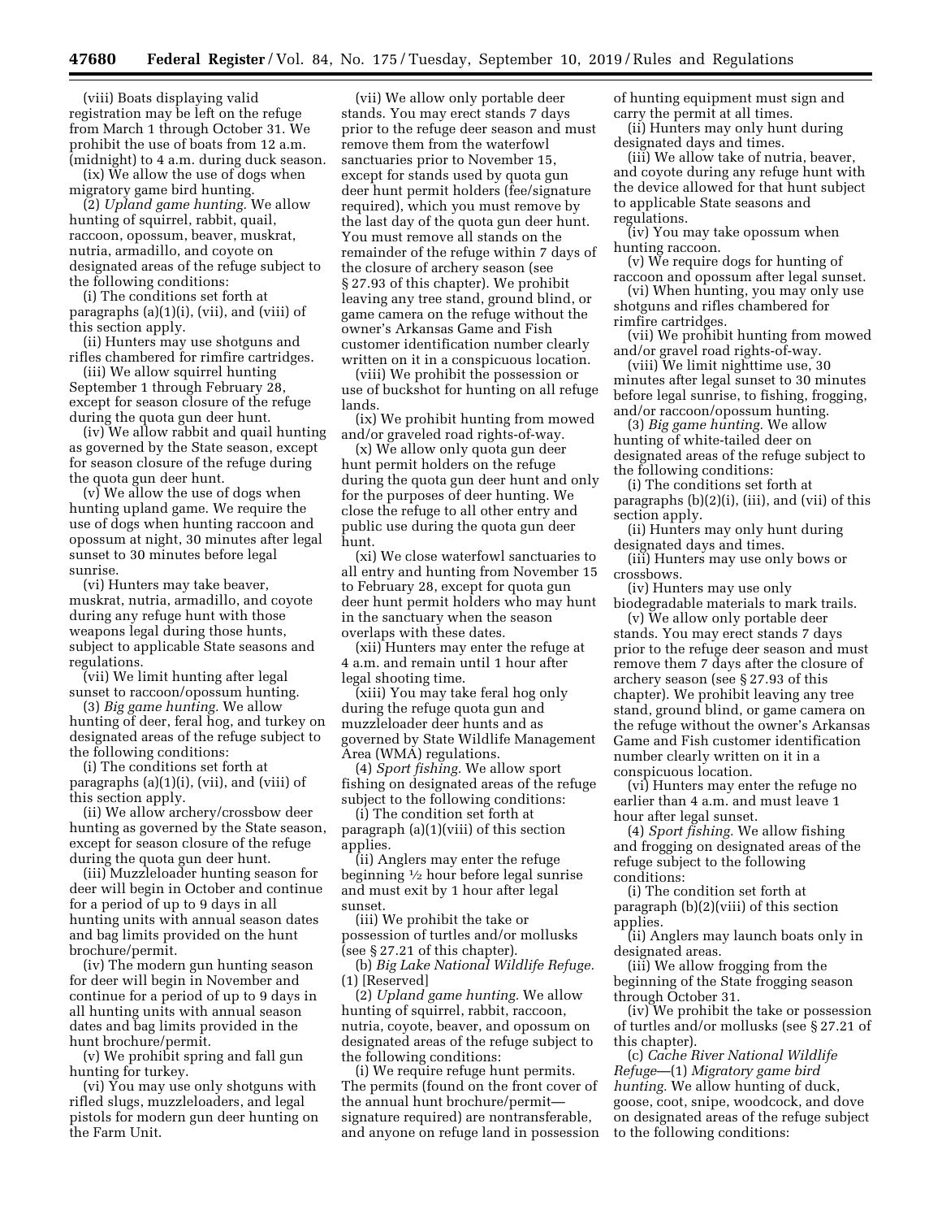(viii) Boats displaying valid registration may be left on the refuge from March 1 through October 31. We prohibit the use of boats from 12 a.m. (midnight) to 4 a.m. during duck season.

(ix) We allow the use of dogs when migratory game bird hunting.

(2) *Upland game hunting.* We allow hunting of squirrel, rabbit, quail, raccoon, opossum, beaver, muskrat, nutria, armadillo, and coyote on designated areas of the refuge subject to the following conditions:

(i) The conditions set forth at paragraphs (a)(1)(i), (vii), and (viii) of this section apply.

(ii) Hunters may use shotguns and rifles chambered for rimfire cartridges.

(iii) We allow squirrel hunting September 1 through February 28, except for season closure of the refuge during the quota gun deer hunt.

(iv) We allow rabbit and quail hunting as governed by the State season, except for season closure of the refuge during the quota gun deer hunt.

(v) We allow the use of dogs when hunting upland game. We require the use of dogs when hunting raccoon and opossum at night, 30 minutes after legal sunset to 30 minutes before legal sunrise.

(vi) Hunters may take beaver, muskrat, nutria, armadillo, and coyote during any refuge hunt with those weapons legal during those hunts, subject to applicable State seasons and regulations.

(vii) We limit hunting after legal sunset to raccoon/opossum hunting.

(3) *Big game hunting.* We allow hunting of deer, feral hog, and turkey on designated areas of the refuge subject to the following conditions:

(i) The conditions set forth at paragraphs (a)(1)(i), (vii), and (viii) of this section apply.

(ii) We allow archery/crossbow deer hunting as governed by the State season, except for season closure of the refuge during the quota gun deer hunt.

(iii) Muzzleloader hunting season for deer will begin in October and continue for a period of up to 9 days in all hunting units with annual season dates and bag limits provided on the hunt brochure/permit.

(iv) The modern gun hunting season for deer will begin in November and continue for a period of up to 9 days in all hunting units with annual season dates and bag limits provided in the hunt brochure/permit.

(v) We prohibit spring and fall gun hunting for turkey.

(vi) You may use only shotguns with rifled slugs, muzzleloaders, and legal pistols for modern gun deer hunting on the Farm Unit.

(vii) We allow only portable deer stands. You may erect stands 7 days prior to the refuge deer season and must remove them from the waterfowl sanctuaries prior to November 15, except for stands used by quota gun deer hunt permit holders (fee/signature required), which you must remove by the last day of the quota gun deer hunt. You must remove all stands on the remainder of the refuge within 7 days of the closure of archery season (see § 27.93 of this chapter). We prohibit leaving any tree stand, ground blind, or game camera on the refuge without the owner's Arkansas Game and Fish customer identification number clearly written on it in a conspicuous location.

(viii) We prohibit the possession or use of buckshot for hunting on all refuge lands.

(ix) We prohibit hunting from mowed and/or graveled road rights-of-way.

(x) We allow only quota gun deer hunt permit holders on the refuge during the quota gun deer hunt and only for the purposes of deer hunting. We close the refuge to all other entry and public use during the quota gun deer hunt.

(xi) We close waterfowl sanctuaries to all entry and hunting from November 15 to February 28, except for quota gun deer hunt permit holders who may hunt in the sanctuary when the season overlaps with these dates.

(xii) Hunters may enter the refuge at 4 a.m. and remain until 1 hour after legal shooting time.

(xiii) You may take feral hog only during the refuge quota gun and muzzleloader deer hunts and as governed by State Wildlife Management Area (WMA) regulations.

(4) *Sport fishing.* We allow sport fishing on designated areas of the refuge subject to the following conditions:

(i) The condition set forth at paragraph (a)(1)(viii) of this section applies.

(ii) Anglers may enter the refuge beginning ½ hour before legal sunrise and must exit by 1 hour after legal sunset.

(iii) We prohibit the take or possession of turtles and/or mollusks (see § 27.21 of this chapter).

(b) *Big Lake National Wildlife Refuge.* (1) [Reserved]

(2) *Upland game hunting.* We allow hunting of squirrel, rabbit, raccoon, nutria, coyote, beaver, and opossum on designated areas of the refuge subject to the following conditions:

(i) We require refuge hunt permits. The permits (found on the front cover of the annual hunt brochure/permit—signature required) are nontransferable, and anyone on refuge land in possession of hunting equipment must sign and carry the permit at all times.

(ii) Hunters may only hunt during designated days and times.

(iii) We allow take of nutria, beaver, and coyote during any refuge hunt with the device allowed for that hunt subject to applicable State seasons and regulations.

(iv) You may take opossum when hunting raccoon.

(v) We require dogs for hunting of raccoon and opossum after legal sunset.

(vi) When hunting, you may only use shotguns and rifles chambered for rimfire cartridges.

(vii) We prohibit hunting from mowed and/or gravel road rights-of-way.

(viii) We limit nighttime use, 30 minutes after legal sunset to 30 minutes before legal sunrise, to fishing, frogging, and/or raccoon/opossum hunting.

(3) *Big game hunting.* We allow hunting of white-tailed deer on designated areas of the refuge subject to the following conditions:

(i) The conditions set forth at paragraphs (b)(2)(i), (iii), and (vii) of this section apply.

(ii) Hunters may only hunt during designated days and times.

(iii) Hunters may use only bows or crossbows.

(iv) Hunters may use only biodegradable materials to mark trails.

(v) We allow only portable deer stands. You may erect stands 7 days prior to the refuge deer season and must remove them 7 days after the closure of archery season (see § 27.93 of this chapter). We prohibit leaving any tree stand, ground blind, or game camera on the refuge without the owner's Arkansas Game and Fish customer identification number clearly written on it in a conspicuous location.

(vi) Hunters may enter the refuge no earlier than 4 a.m. and must leave 1 hour after legal sunset.

(4) *Sport fishing.* We allow fishing and frogging on designated areas of the refuge subject to the following conditions:

(i) The condition set forth at paragraph (b)(2)(viii) of this section applies.

(ii) Anglers may launch boats only in designated areas.

(iii) We allow frogging from the beginning of the State frogging season through October 31.

(iv) We prohibit the take or possession of turtles and/or mollusks (see § 27.21 of this chapter).

(c) *Cache River National Wildlife Refuge*—(1) *Migratory game bird hunting.* We allow hunting of duck, goose, coot, snipe, woodcock, and dove on designated areas of the refuge subject to the following conditions: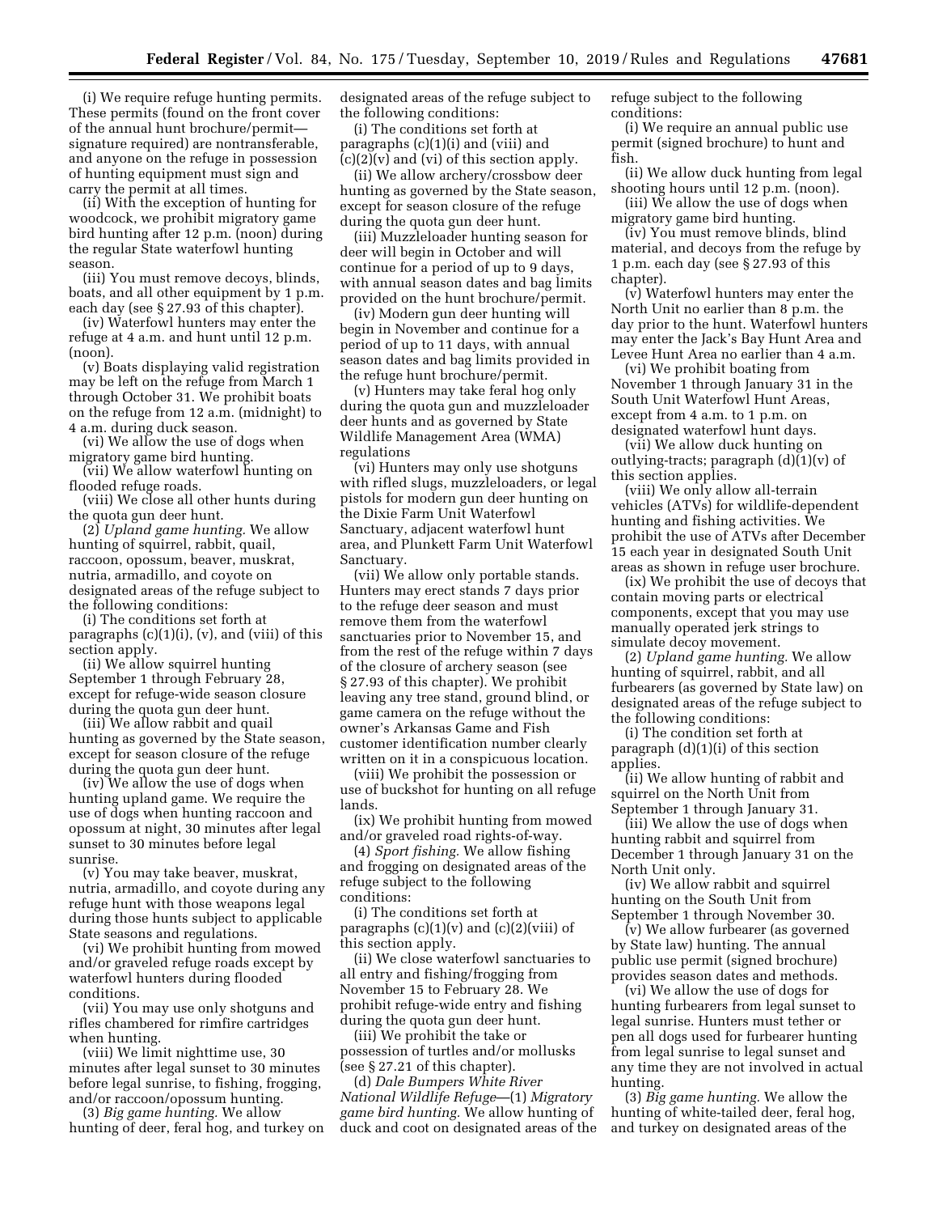(i) We require refuge hunting permits. These permits (found on the front cover of the annual hunt brochure/permit—signature required) are nontransferable, and anyone on the refuge in possession of hunting equipment must sign and carry the permit at all times.

(ii) With the exception of hunting for woodcock, we prohibit migratory game bird hunting after 12 p.m. (noon) during the regular State waterfowl hunting season.

(iii) You must remove decoys, blinds, boats, and all other equipment by 1 p.m. each day (see § 27.93 of this chapter).

(iv) Waterfowl hunters may enter the refuge at 4 a.m. and hunt until 12 p.m. (noon).

(v) Boats displaying valid registration may be left on the refuge from March 1 through October 31. We prohibit boats on the refuge from 12 a.m. (midnight) to 4 a.m. during duck season.

(vi) We allow the use of dogs when migratory game bird hunting.

(vii) We allow waterfowl hunting on flooded refuge roads.

(viii) We close all other hunts during the quota gun deer hunt.

(2) *Upland game hunting.* We allow hunting of squirrel, rabbit, quail, raccoon, opossum, beaver, muskrat, nutria, armadillo, and coyote on designated areas of the refuge subject to the following conditions:

(i) The conditions set forth at paragraphs (c)(1)(i), (v), and (viii) of this section apply.

(ii) We allow squirrel hunting September 1 through February 28, except for refuge-wide season closure during the quota gun deer hunt.

(iii) We allow rabbit and quail hunting as governed by the State season, except for season closure of the refuge during the quota gun deer hunt.

(iv) We allow the use of dogs when hunting upland game. We require the use of dogs when hunting raccoon and opossum at night, 30 minutes after legal sunset to 30 minutes before legal sunrise.

(v) You may take beaver, muskrat, nutria, armadillo, and coyote during any refuge hunt with those weapons legal during those hunts subject to applicable State seasons and regulations.

(vi) We prohibit hunting from mowed and/or graveled refuge roads except by waterfowl hunters during flooded conditions.

(vii) You may use only shotguns and rifles chambered for rimfire cartridges when hunting.

(viii) We limit nighttime use, 30 minutes after legal sunset to 30 minutes before legal sunrise, to fishing, frogging, and/or raccoon/opossum hunting.

(3) *Big game hunting.* We allow hunting of deer, feral hog, and turkey on designated areas of the refuge subject to the following conditions:

(i) The conditions set forth at paragraphs (c)(1)(i) and (viii) and (c)(2)(v) and (vi) of this section apply.

(ii) We allow archery/crossbow deer hunting as governed by the State season, except for season closure of the refuge during the quota gun deer hunt.

(iii) Muzzleloader hunting season for deer will begin in October and will continue for a period of up to 9 days, with annual season dates and bag limits provided on the hunt brochure/permit.

(iv) Modern gun deer hunting will begin in November and continue for a period of up to 11 days, with annual season dates and bag limits provided in the refuge hunt brochure/permit.

(v) Hunters may take feral hog only during the quota gun and muzzleloader deer hunts and as governed by State Wildlife Management Area (WMA) regulations

(vi) Hunters may only use shotguns with rifled slugs, muzzleloaders, or legal pistols for modern gun deer hunting on the Dixie Farm Unit Waterfowl Sanctuary, adjacent waterfowl hunt area, and Plunkett Farm Unit Waterfowl Sanctuary.

(vii) We allow only portable stands. Hunters may erect stands 7 days prior to the refuge deer season and must remove them from the waterfowl sanctuaries prior to November 15, and from the rest of the refuge within 7 days of the closure of archery season (see § 27.93 of this chapter). We prohibit leaving any tree stand, ground blind, or game camera on the refuge without the owner's Arkansas Game and Fish customer identification number clearly written on it in a conspicuous location.

(viii) We prohibit the possession or use of buckshot for hunting on all refuge lands.

(ix) We prohibit hunting from mowed and/or graveled road rights-of-way.

(4) *Sport fishing.* We allow fishing and frogging on designated areas of the refuge subject to the following conditions:

(i) The conditions set forth at paragraphs (c)(1)(v) and (c)(2)(viii) of this section apply.

(ii) We close waterfowl sanctuaries to all entry and fishing/frogging from November 15 to February 28. We prohibit refuge-wide entry and fishing during the quota gun deer hunt.

(iii) We prohibit the take or possession of turtles and/or mollusks (see § 27.21 of this chapter).

(d) *Dale Bumpers White River National Wildlife Refuge*—(1) *Migratory game bird hunting.* We allow hunting of duck and coot on designated areas of the refuge subject to the following conditions:

(i) We require an annual public use permit (signed brochure) to hunt and fish.

(ii) We allow duck hunting from legal shooting hours until 12 p.m. (noon).

(iii) We allow the use of dogs when migratory game bird hunting.

(iv) You must remove blinds, blind material, and decoys from the refuge by 1 p.m. each day (see § 27.93 of this chapter).

(v) Waterfowl hunters may enter the North Unit no earlier than 8 p.m. the day prior to the hunt. Waterfowl hunters may enter the Jack's Bay Hunt Area and Levee Hunt Area no earlier than 4 a.m.

(vi) We prohibit boating from November 1 through January 31 in the South Unit Waterfowl Hunt Areas, except from 4 a.m. to 1 p.m. on designated waterfowl hunt days.

(vii) We allow duck hunting on outlying-tracts; paragraph (d)(1)(v) of this section applies.

(viii) We only allow all-terrain vehicles (ATVs) for wildlife-dependent hunting and fishing activities. We prohibit the use of ATVs after December 15 each year in designated South Unit areas as shown in refuge user brochure.

(ix) We prohibit the use of decoys that contain moving parts or electrical components, except that you may use manually operated jerk strings to simulate decoy movement.

(2) *Upland game hunting.* We allow hunting of squirrel, rabbit, and all furbearers (as governed by State law) on designated areas of the refuge subject to the following conditions:

(i) The condition set forth at paragraph (d)(1)(i) of this section applies.

(ii) We allow hunting of rabbit and squirrel on the North Unit from September 1 through January 31.

(iii) We allow the use of dogs when hunting rabbit and squirrel from December 1 through January 31 on the North Unit only.

(iv) We allow rabbit and squirrel hunting on the South Unit from September 1 through November 30.

(v) We allow furbearer (as governed by State law) hunting. The annual public use permit (signed brochure) provides season dates and methods.

(vi) We allow the use of dogs for hunting furbearers from legal sunset to legal sunrise. Hunters must tether or pen all dogs used for furbearer hunting from legal sunrise to legal sunset and any time they are not involved in actual hunting.

(3) *Big game hunting.* We allow the hunting of white-tailed deer, feral hog, and turkey on designated areas of the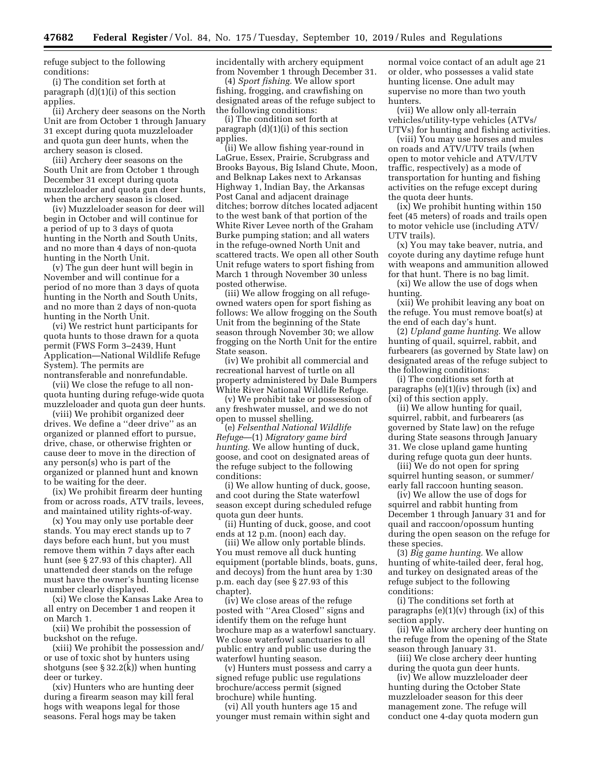refuge subject to the following conditions:

(i) The condition set forth at paragraph (d)(1)(i) of this section applies.

(ii) Archery deer seasons on the North Unit are from October 1 through January 31 except during quota muzzleloader and quota gun deer hunts, when the archery season is closed.

(iii) Archery deer seasons on the South Unit are from October 1 through December 31 except during quota muzzleloader and quota gun deer hunts, when the archery season is closed.

(iv) Muzzleloader season for deer will begin in October and will continue for a period of up to 3 days of quota hunting in the North and South Units, and no more than 4 days of non-quota hunting in the North Unit.

(v) The gun deer hunt will begin in November and will continue for a period of no more than 3 days of quota hunting in the North and South Units, and no more than 2 days of non-quota hunting in the North Unit.

(vi) We restrict hunt participants for quota hunts to those drawn for a quota permit (FWS Form 3–2439, Hunt Application—National Wildlife Refuge System). The permits are nontransferable and nonrefundable.

(vii) We close the refuge to all non-quota hunting during refuge-wide quota muzzleloader and quota gun deer hunts.

(viii) We prohibit organized deer drives. We define a ''deer drive'' as an organized or planned effort to pursue, drive, chase, or otherwise frighten or cause deer to move in the direction of any person(s) who is part of the organized or planned hunt and known to be waiting for the deer.

(ix) We prohibit firearm deer hunting from or across roads, ATV trails, levees, and maintained utility rights-of-way.

(x) You may only use portable deer stands. You may erect stands up to 7 days before each hunt, but you must remove them within 7 days after each hunt (see § 27.93 of this chapter). All unattended deer stands on the refuge must have the owner's hunting license number clearly displayed.

(xi) We close the Kansas Lake Area to all entry on December 1 and reopen it on March 1.

(xii) We prohibit the possession of buckshot on the refuge.

(xiii) We prohibit the possession and/or use of toxic shot by hunters using shotguns (see § 32.2(k)) when hunting deer or turkey.

(xiv) Hunters who are hunting deer during a firearm season may kill feral hogs with weapons legal for those seasons. Feral hogs may be taken incidentally with archery equipment from November 1 through December 31.

(4) *Sport fishing.* We allow sport fishing, frogging, and crawfishing on designated areas of the refuge subject to the following conditions:

(i) The condition set forth at paragraph (d)(1)(i) of this section applies.

(ii) We allow fishing year-round in LaGrue, Essex, Prairie, Scrubgrass and Brooks Bayous, Big Island Chute, Moon, and Belknap Lakes next to Arkansas Highway 1, Indian Bay, the Arkansas Post Canal and adjacent drainage ditches; borrow ditches located adjacent to the west bank of that portion of the White River Levee north of the Graham Burke pumping station; and all waters in the refuge-owned North Unit and scattered tracts. We open all other South Unit refuge waters to sport fishing from March 1 through November 30 unless posted otherwise.

(iii) We allow frogging on all refuge-owned waters open for sport fishing as follows: We allow frogging on the South Unit from the beginning of the State season through November 30; we allow frogging on the North Unit for the entire State season.

(iv) We prohibit all commercial and recreational harvest of turtle on all property administered by Dale Bumpers White River National Wildlife Refuge.

(v) We prohibit take or possession of any freshwater mussel, and we do not open to mussel shelling.

(e) *Felsenthal National Wildlife Refuge*—(1) *Migratory game bird hunting.* We allow hunting of duck, goose, and coot on designated areas of the refuge subject to the following conditions:

(i) We allow hunting of duck, goose, and coot during the State waterfowl season except during scheduled refuge quota gun deer hunts.

(ii) Hunting of duck, goose, and coot ends at 12 p.m. (noon) each day.

(iii) We allow only portable blinds. You must remove all duck hunting equipment (portable blinds, boats, guns, and decoys) from the hunt area by 1:30 p.m. each day (see § 27.93 of this chapter).

(iv) We close areas of the refuge posted with ''Area Closed'' signs and identify them on the refuge hunt brochure map as a waterfowl sanctuary. We close waterfowl sanctuaries to all public entry and public use during the waterfowl hunting season.

(v) Hunters must possess and carry a signed refuge public use regulations brochure/access permit (signed brochure) while hunting.

(vi) All youth hunters age 15 and younger must remain within sight and normal voice contact of an adult age 21 or older, who possesses a valid state hunting license. One adult may supervise no more than two youth hunters.

(vii) We allow only all-terrain vehicles/utility-type vehicles (ATVs/UTVs) for hunting and fishing activities.

(viii) You may use horses and mules on roads and ATV/UTV trails (when open to motor vehicle and ATV/UTV traffic, respectively) as a mode of transportation for hunting and fishing activities on the refuge except during the quota deer hunts.

(ix) We prohibit hunting within 150 feet (45 meters) of roads and trails open to motor vehicle use (including ATV/UTV trails).

(x) You may take beaver, nutria, and coyote during any daytime refuge hunt with weapons and ammunition allowed for that hunt. There is no bag limit.

(xi) We allow the use of dogs when hunting.

(xii) We prohibit leaving any boat on the refuge. You must remove boat(s) at the end of each day's hunt.

(2) *Upland game hunting.* We allow hunting of quail, squirrel, rabbit, and furbearers (as governed by State law) on designated areas of the refuge subject to the following conditions:

(i) The conditions set forth at paragraphs (e)(1)(iv) through (ix) and (xi) of this section apply.

(ii) We allow hunting for quail, squirrel, rabbit, and furbearers (as governed by State law) on the refuge during State seasons through January 31. We close upland game hunting during refuge quota gun deer hunts.

(iii) We do not open for spring squirrel hunting season, or summer/early fall raccoon hunting season.

(iv) We allow the use of dogs for squirrel and rabbit hunting from December 1 through January 31 and for quail and raccoon/opossum hunting during the open season on the refuge for these species.

(3) *Big game hunting.* We allow hunting of white-tailed deer, feral hog, and turkey on designated areas of the refuge subject to the following conditions:

(i) The conditions set forth at paragraphs (e)(1)(v) through (ix) of this section apply.

(ii) We allow archery deer hunting on the refuge from the opening of the State season through January 31.

(iii) We close archery deer hunting during the quota gun deer hunts.

(iv) We allow muzzleloader deer hunting during the October State muzzleloader season for this deer management zone. The refuge will conduct one 4-day quota modern gun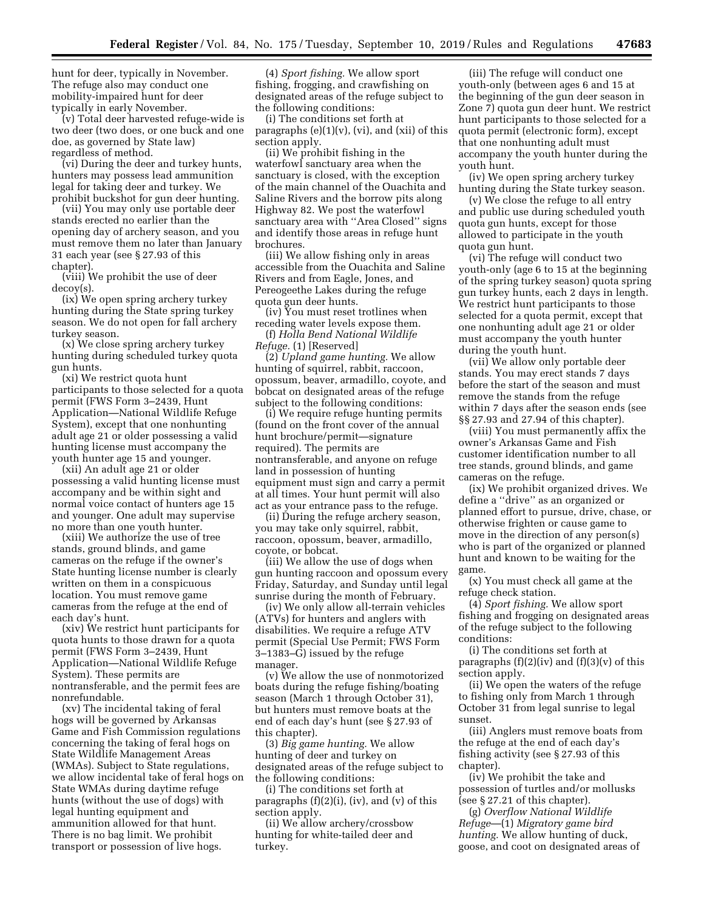hunt for deer, typically in November. The refuge also may conduct one mobility-impaired hunt for deer typically in early November.

(v) Total deer harvested refuge-wide is two deer (two does, or one buck and one doe, as governed by State law) regardless of method.

(vi) During the deer and turkey hunts, hunters may possess lead ammunition legal for taking deer and turkey. We prohibit buckshot for gun deer hunting.

(vii) You may only use portable deer stands erected no earlier than the opening day of archery season, and you must remove them no later than January 31 each year (see § 27.93 of this chapter).

(viii) We prohibit the use of deer decoy(s).

(ix) We open spring archery turkey hunting during the State spring turkey season. We do not open for fall archery turkey season.

(x) We close spring archery turkey hunting during scheduled turkey quota gun hunts.

(xi) We restrict quota hunt participants to those selected for a quota permit (FWS Form 3–2439, Hunt Application—National Wildlife Refuge System), except that one nonhunting adult age 21 or older possessing a valid hunting license must accompany the youth hunter age 15 and younger.

(xii) An adult age 21 or older possessing a valid hunting license must accompany and be within sight and normal voice contact of hunters age 15 and younger. One adult may supervise no more than one youth hunter.

(xiii) We authorize the use of tree stands, ground blinds, and game cameras on the refuge if the owner's State hunting license number is clearly written on them in a conspicuous location. You must remove game cameras from the refuge at the end of each day's hunt.

(xiv) We restrict hunt participants for quota hunts to those drawn for a quota permit (FWS Form 3–2439, Hunt Application—National Wildlife Refuge System). These permits are nontransferable, and the permit fees are nonrefundable.

(xv) The incidental taking of feral hogs will be governed by Arkansas Game and Fish Commission regulations concerning the taking of feral hogs on State Wildlife Management Areas (WMAs). Subject to State regulations, we allow incidental take of feral hogs on State WMAs during daytime refuge hunts (without the use of dogs) with legal hunting equipment and ammunition allowed for that hunt. There is no bag limit. We prohibit transport or possession of live hogs.

(4) *Sport fishing.* We allow sport fishing, frogging, and crawfishing on designated areas of the refuge subject to the following conditions:

(i) The conditions set forth at paragraphs (e)(1)(v), (vi), and (xii) of this section apply.

(ii) We prohibit fishing in the waterfowl sanctuary area when the sanctuary is closed, with the exception of the main channel of the Ouachita and Saline Rivers and the borrow pits along Highway 82. We post the waterfowl sanctuary area with ''Area Closed'' signs and identify those areas in refuge hunt brochures.

(iii) We allow fishing only in areas accessible from the Ouachita and Saline Rivers and from Eagle, Jones, and Pereogeethe Lakes during the refuge quota gun deer hunts.

(iv) You must reset trotlines when receding water levels expose them.

(f) *Holla Bend National Wildlife Refuge.* (1) [Reserved]

(2) *Upland game hunting.* We allow hunting of squirrel, rabbit, raccoon, opossum, beaver, armadillo, coyote, and bobcat on designated areas of the refuge subject to the following conditions:

(i) We require refuge hunting permits (found on the front cover of the annual hunt brochure/permit—signature required). The permits are nontransferable, and anyone on refuge land in possession of hunting equipment must sign and carry a permit at all times. Your hunt permit will also act as your entrance pass to the refuge.

(ii) During the refuge archery season, you may take only squirrel, rabbit, raccoon, opossum, beaver, armadillo, coyote, or bobcat.

(iii) We allow the use of dogs when gun hunting raccoon and opossum every Friday, Saturday, and Sunday until legal sunrise during the month of February.

(iv) We only allow all-terrain vehicles (ATVs) for hunters and anglers with disabilities. We require a refuge ATV permit (Special Use Permit; FWS Form 3–1383–G) issued by the refuge manager.

(v) We allow the use of nonmotorized boats during the refuge fishing/boating season (March 1 through October 31), but hunters must remove boats at the end of each day's hunt (see § 27.93 of this chapter).

(3) *Big game hunting.* We allow hunting of deer and turkey on designated areas of the refuge subject to the following conditions:

(i) The conditions set forth at paragraphs (f)(2)(i), (iv), and (v) of this section apply.

(ii) We allow archery/crossbow hunting for white-tailed deer and turkey.

(iii) The refuge will conduct one youth-only (between ages 6 and 15 at the beginning of the gun deer season in Zone 7) quota gun deer hunt. We restrict hunt participants to those selected for a quota permit (electronic form), except that one nonhunting adult must accompany the youth hunter during the youth hunt.

(iv) We open spring archery turkey hunting during the State turkey season.

(v) We close the refuge to all entry and public use during scheduled youth quota gun hunts, except for those allowed to participate in the youth quota gun hunt.

(vi) The refuge will conduct two youth-only (age 6 to 15 at the beginning of the spring turkey season) quota spring gun turkey hunts, each 2 days in length. We restrict hunt participants to those selected for a quota permit, except that one nonhunting adult age 21 or older must accompany the youth hunter during the youth hunt.

(vii) We allow only portable deer stands. You may erect stands 7 days before the start of the season and must remove the stands from the refuge within 7 days after the season ends (see §§ 27.93 and 27.94 of this chapter).

(viii) You must permanently affix the owner's Arkansas Game and Fish customer identification number to all tree stands, ground blinds, and game cameras on the refuge.

(ix) We prohibit organized drives. We define a ''drive'' as an organized or planned effort to pursue, drive, chase, or otherwise frighten or cause game to move in the direction of any person(s) who is part of the organized or planned hunt and known to be waiting for the game.

(x) You must check all game at the refuge check station.

(4) *Sport fishing.* We allow sport fishing and frogging on designated areas of the refuge subject to the following conditions:

(i) The conditions set forth at paragraphs (f)(2)(iv) and (f)(3)(v) of this section apply.

(ii) We open the waters of the refuge to fishing only from March 1 through October 31 from legal sunrise to legal sunset.

(iii) Anglers must remove boats from the refuge at the end of each day's fishing activity (see § 27.93 of this chapter).

(iv) We prohibit the take and possession of turtles and/or mollusks (see § 27.21 of this chapter).

(g) *Overflow National Wildlife Refuge*—(1) *Migratory game bird hunting.* We allow hunting of duck, goose, and coot on designated areas of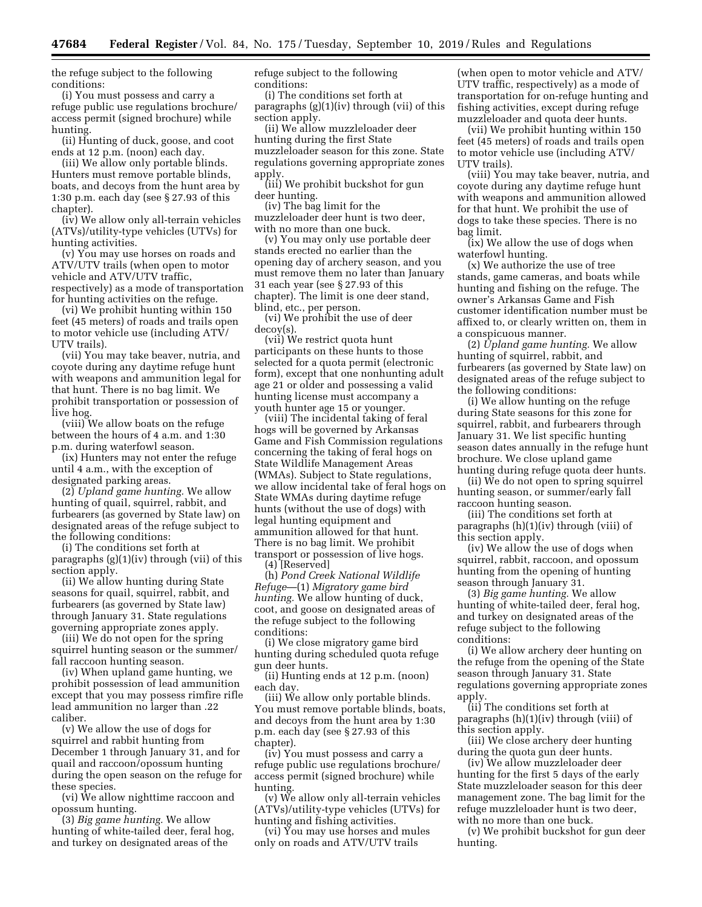the refuge subject to the following conditions:

(i) You must possess and carry a refuge public use regulations brochure/access permit (signed brochure) while hunting.

(ii) Hunting of duck, goose, and coot ends at 12 p.m. (noon) each day.

(iii) We allow only portable blinds. Hunters must remove portable blinds, boats, and decoys from the hunt area by 1:30 p.m. each day (see § 27.93 of this chapter).

(iv) We allow only all-terrain vehicles (ATVs)/utility-type vehicles (UTVs) for hunting activities.

(v) You may use horses on roads and ATV/UTV trails (when open to motor vehicle and ATV/UTV traffic, respectively) as a mode of transportation for hunting activities on the refuge.

(vi) We prohibit hunting within 150 feet (45 meters) of roads and trails open to motor vehicle use (including ATV/UTV trails).

(vii) You may take beaver, nutria, and coyote during any daytime refuge hunt with weapons and ammunition legal for that hunt. There is no bag limit. We prohibit transportation or possession of live hog.

(viii) We allow boats on the refuge between the hours of 4 a.m. and 1:30 p.m. during waterfowl season.

(ix) Hunters may not enter the refuge until 4 a.m., with the exception of designated parking areas.

(2) *Upland game hunting.* We allow hunting of quail, squirrel, rabbit, and furbearers (as governed by State law) on designated areas of the refuge subject to the following conditions:

(i) The conditions set forth at paragraphs (g)(1)(iv) through (vii) of this section apply.

(ii) We allow hunting during State seasons for quail, squirrel, rabbit, and furbearers (as governed by State law) through January 31. State regulations governing appropriate zones apply.

(iii) We do not open for the spring squirrel hunting season or the summer/fall raccoon hunting season.

(iv) When upland game hunting, we prohibit possession of lead ammunition except that you may possess rimfire rifle lead ammunition no larger than .22 caliber.

(v) We allow the use of dogs for squirrel and rabbit hunting from December 1 through January 31, and for quail and raccoon/opossum hunting during the open season on the refuge for these species.

(vi) We allow nighttime raccoon and opossum hunting.

(3) *Big game hunting.* We allow hunting of white-tailed deer, feral hog, and turkey on designated areas of the refuge subject to the following conditions:

(i) The conditions set forth at paragraphs (g)(1)(iv) through (vii) of this section apply.

(ii) We allow muzzleloader deer hunting during the first State muzzleloader season for this zone. State regulations governing appropriate zones apply.

(iii) We prohibit buckshot for gun deer hunting.

(iv) The bag limit for the muzzleloader deer hunt is two deer, with no more than one buck.

(v) You may only use portable deer stands erected no earlier than the opening day of archery season, and you must remove them no later than January 31 each year (see § 27.93 of this chapter). The limit is one deer stand, blind, etc., per person.

(vi) We prohibit the use of deer decoy(s).

(vii) We restrict quota hunt participants on these hunts to those selected for a quota permit (electronic form), except that one nonhunting adult age 21 or older and possessing a valid hunting license must accompany a youth hunter age 15 or younger.

(viii) The incidental taking of feral hogs will be governed by Arkansas Game and Fish Commission regulations concerning the taking of feral hogs on State Wildlife Management Areas (WMAs). Subject to State regulations, we allow incidental take of feral hogs on State WMAs during daytime refuge hunts (without the use of dogs) with legal hunting equipment and ammunition allowed for that hunt. There is no bag limit. We prohibit transport or possession of live hogs.

(4) [Reserved]

(h) *Pond Creek National Wildlife Refuge*—(1) *Migratory game bird hunting.* We allow hunting of duck, coot, and goose on designated areas of the refuge subject to the following conditions:

(i) We close migratory game bird hunting during scheduled quota refuge gun deer hunts.

(ii) Hunting ends at 12 p.m. (noon) each day.

(iii) We allow only portable blinds. You must remove portable blinds, boats, and decoys from the hunt area by 1:30 p.m. each day (see § 27.93 of this chapter).

(iv) You must possess and carry a refuge public use regulations brochure/access permit (signed brochure) while hunting.

(v) We allow only all-terrain vehicles (ATVs)/utility-type vehicles (UTVs) for hunting and fishing activities.

(vi) You may use horses and mules only on roads and ATV/UTV trails (when open to motor vehicle and ATV/UTV traffic, respectively) as a mode of transportation for on-refuge hunting and fishing activities, except during refuge muzzleloader and quota deer hunts.

(vii) We prohibit hunting within 150 feet (45 meters) of roads and trails open to motor vehicle use (including ATV/UTV trails).

(viii) You may take beaver, nutria, and coyote during any daytime refuge hunt with weapons and ammunition allowed for that hunt. We prohibit the use of dogs to take these species. There is no bag limit.

(ix) We allow the use of dogs when waterfowl hunting.

(x) We authorize the use of tree stands, game cameras, and boats while hunting and fishing on the refuge. The owner's Arkansas Game and Fish customer identification number must be affixed to, or clearly written on, them in a conspicuous manner.

(2) *Upland game hunting.* We allow hunting of squirrel, rabbit, and furbearers (as governed by State law) on designated areas of the refuge subject to the following conditions:

(i) We allow hunting on the refuge during State seasons for this zone for squirrel, rabbit, and furbearers through January 31. We list specific hunting season dates annually in the refuge hunt brochure. We close upland game hunting during refuge quota deer hunts.

(ii) We do not open to spring squirrel hunting season, or summer/early fall raccoon hunting season.

(iii) The conditions set forth at paragraphs (h)(1)(iv) through (viii) of this section apply.

(iv) We allow the use of dogs when squirrel, rabbit, raccoon, and opossum hunting from the opening of hunting season through January 31.

(3) *Big game hunting.* We allow hunting of white-tailed deer, feral hog, and turkey on designated areas of the refuge subject to the following conditions:

(i) We allow archery deer hunting on the refuge from the opening of the State season through January 31. State regulations governing appropriate zones apply.

(ii) The conditions set forth at paragraphs (h)(1)(iv) through (viii) of this section apply.

(iii) We close archery deer hunting during the quota gun deer hunts.

(iv) We allow muzzleloader deer hunting for the first 5 days of the early State muzzleloader season for this deer management zone. The bag limit for the refuge muzzleloader hunt is two deer, with no more than one buck.

(v) We prohibit buckshot for gun deer hunting.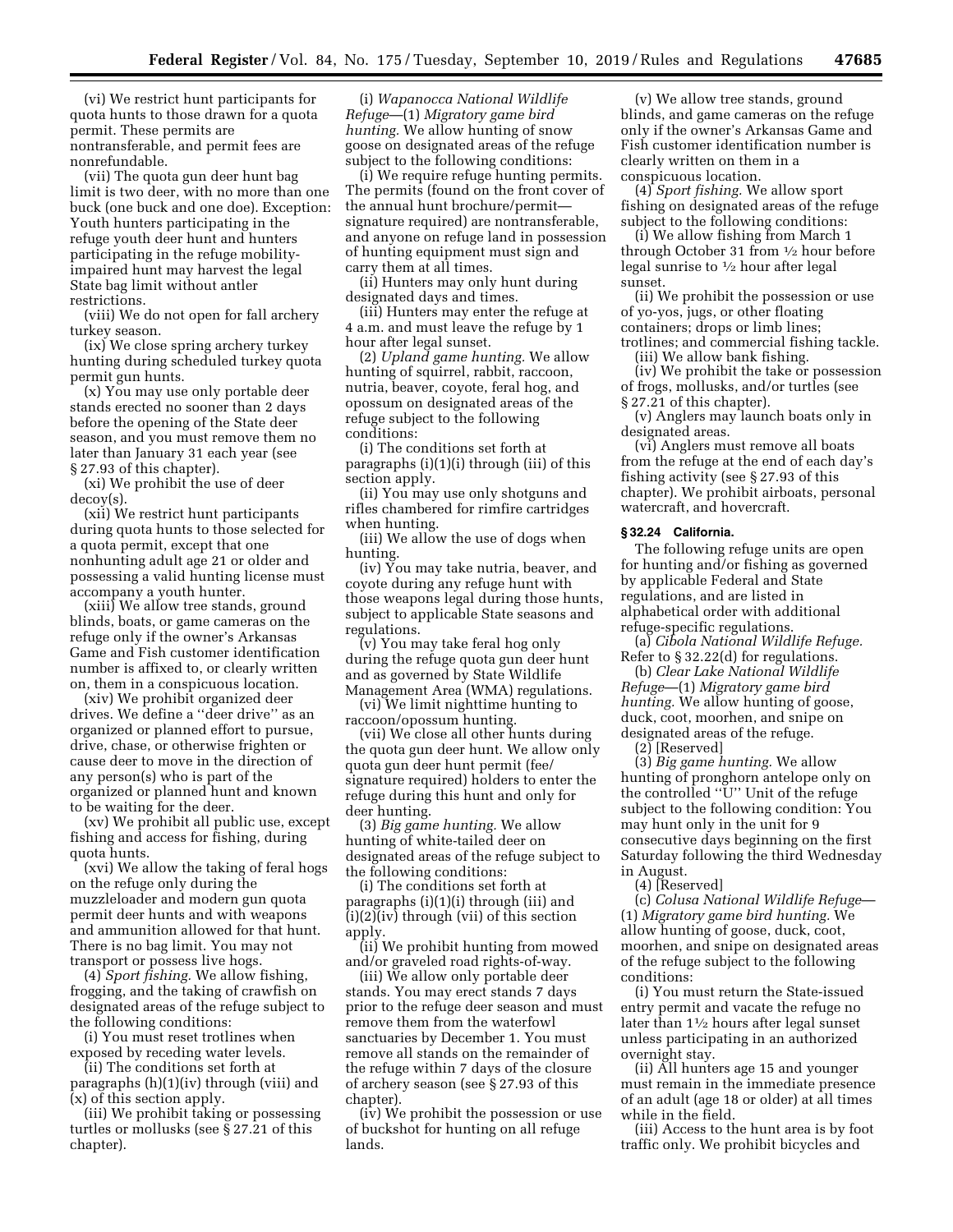(vi) We restrict hunt participants for quota hunts to those drawn for a quota permit. These permits are nontransferable, and permit fees are nonrefundable.

(vii) The quota gun deer hunt bag limit is two deer, with no more than one buck (one buck and one doe). Exception: Youth hunters participating in the refuge youth deer hunt and hunters participating in the refuge mobility-impaired hunt may harvest the legal State bag limit without antler restrictions.

(viii) We do not open for fall archery turkey season.

(ix) We close spring archery turkey hunting during scheduled turkey quota permit gun hunts.

(x) You may use only portable deer stands erected no sooner than 2 days before the opening of the State deer season, and you must remove them no later than January 31 each year (see § 27.93 of this chapter).

(xi) We prohibit the use of deer decoy(s).

(xii) We restrict hunt participants during quota hunts to those selected for a quota permit, except that one nonhunting adult age 21 or older and possessing a valid hunting license must accompany a youth hunter.

(xiii) We allow tree stands, ground blinds, boats, or game cameras on the refuge only if the owner's Arkansas Game and Fish customer identification number is affixed to, or clearly written on, them in a conspicuous location.

(xiv) We prohibit organized deer drives. We define a ''deer drive'' as an organized or planned effort to pursue, drive, chase, or otherwise frighten or cause deer to move in the direction of any person(s) who is part of the organized or planned hunt and known to be waiting for the deer.

(xv) We prohibit all public use, except fishing and access for fishing, during quota hunts.

(xvi) We allow the taking of feral hogs on the refuge only during the muzzleloader and modern gun quota permit deer hunts and with weapons and ammunition allowed for that hunt. There is no bag limit. You may not transport or possess live hogs.

(4) *Sport fishing.* We allow fishing, frogging, and the taking of crawfish on designated areas of the refuge subject to the following conditions:

(i) You must reset trotlines when exposed by receding water levels.

(ii) The conditions set forth at paragraphs (h)(1)(iv) through (viii) and (x) of this section apply.

(iii) We prohibit taking or possessing turtles or mollusks (see § 27.21 of this chapter).

(i) *Wapanocca National Wildlife Refuge*—(1) *Migratory game bird hunting.* We allow hunting of snow goose on designated areas of the refuge subject to the following conditions:

(i) We require refuge hunting permits. The permits (found on the front cover of the annual hunt brochure/permit—signature required) are nontransferable, and anyone on refuge land in possession of hunting equipment must sign and carry them at all times.

(ii) Hunters may only hunt during designated days and times.

(iii) Hunters may enter the refuge at 4 a.m. and must leave the refuge by 1 hour after legal sunset.

(2) *Upland game hunting.* We allow hunting of squirrel, rabbit, raccoon, nutria, beaver, coyote, feral hog, and opossum on designated areas of the refuge subject to the following conditions:

(i) The conditions set forth at paragraphs (i)(1)(i) through (iii) of this section apply.

(ii) You may use only shotguns and rifles chambered for rimfire cartridges when hunting.

(iii) We allow the use of dogs when hunting.

(iv) You may take nutria, beaver, and coyote during any refuge hunt with those weapons legal during those hunts, subject to applicable State seasons and regulations.

(v) You may take feral hog only during the refuge quota gun deer hunt and as governed by State Wildlife Management Area (WMA) regulations.

(vi) We limit nighttime hunting to raccoon/opossum hunting.

(vii) We close all other hunts during the quota gun deer hunt. We allow only quota gun deer hunt permit (fee/signature required) holders to enter the refuge during this hunt and only for deer hunting.

(3) *Big game hunting.* We allow hunting of white-tailed deer on designated areas of the refuge subject to the following conditions:

(i) The conditions set forth at paragraphs (i)(1)(i) through (iii) and (i)(2)(iv) through (vii) of this section apply.

(ii) We prohibit hunting from mowed and/or graveled road rights-of-way.

(iii) We allow only portable deer stands. You may erect stands 7 days prior to the refuge deer season and must remove them from the waterfowl sanctuaries by December 1. You must remove all stands on the remainder of the refuge within 7 days of the closure of archery season (see § 27.93 of this chapter).

(iv) We prohibit the possession or use of buckshot for hunting on all refuge lands.

(v) We allow tree stands, ground blinds, and game cameras on the refuge only if the owner's Arkansas Game and Fish customer identification number is clearly written on them in a conspicuous location.

(4) *Sport fishing.* We allow sport fishing on designated areas of the refuge subject to the following conditions:

(i) We allow fishing from March 1 through October 31 from ½ hour before legal sunrise to ½ hour after legal sunset.

(ii) We prohibit the possession or use of yo-yos, jugs, or other floating containers; drops or limb lines; trotlines; and commercial fishing tackle.

(iii) We allow bank fishing.

(iv) We prohibit the take or possession of frogs, mollusks, and/or turtles (see § 27.21 of this chapter).

(v) Anglers may launch boats only in designated areas.

(vi) Anglers must remove all boats from the refuge at the end of each day's fishing activity (see § 27.93 of this chapter). We prohibit airboats, personal watercraft, and hovercraft.

### § 32.24 California.

The following refuge units are open for hunting and/or fishing as governed by applicable Federal and State regulations, and are listed in alphabetical order with additional refuge-specific regulations.

(a) *Cibola National Wildlife Refuge.* Refer to § 32.22(d) for regulations.

(b) *Clear Lake National Wildlife Refuge*—(1) *Migratory game bird hunting.* We allow hunting of goose, duck, coot, moorhen, and snipe on designated areas of the refuge.

(2) [Reserved]

(3) *Big game hunting.* We allow hunting of pronghorn antelope only on the controlled ''U'' Unit of the refuge subject to the following condition: You may hunt only in the unit for 9 consecutive days beginning on the first Saturday following the third Wednesday in August.

(4) [Reserved]

(c) *Colusa National Wildlife Refuge*—(1) *Migratory game bird hunting.* We allow hunting of goose, duck, coot, moorhen, and snipe on designated areas of the refuge subject to the following conditions:

(i) You must return the State-issued entry permit and vacate the refuge no later than 1½ hours after legal sunset unless participating in an authorized overnight stay.

(ii) All hunters age 15 and younger must remain in the immediate presence of an adult (age 18 or older) at all times while in the field.

(iii) Access to the hunt area is by foot traffic only. We prohibit bicycles and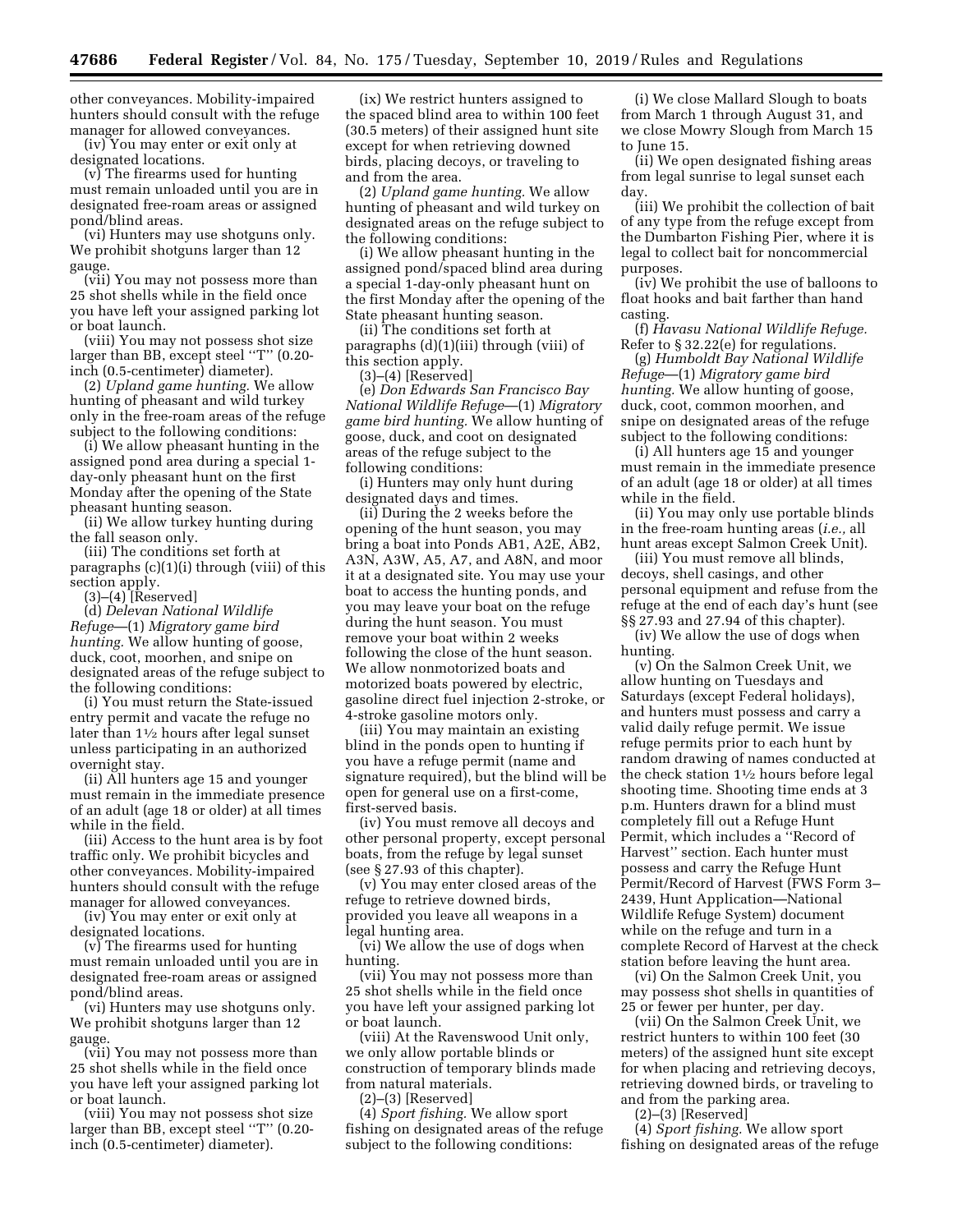other conveyances. Mobility-impaired hunters should consult with the refuge manager for allowed conveyances.

(iv) You may enter or exit only at designated locations.

(v) The firearms used for hunting must remain unloaded until you are in designated free-roam areas or assigned pond/blind areas.

(vi) Hunters may use shotguns only. We prohibit shotguns larger than 12 gauge.

(vii) You may not possess more than 25 shot shells while in the field once you have left your assigned parking lot or boat launch.

(viii) You may not possess shot size larger than BB, except steel ''T'' (0.20-inch (0.5-centimeter) diameter).

(2) *Upland game hunting.* We allow hunting of pheasant and wild turkey only in the free-roam areas of the refuge subject to the following conditions:

(i) We allow pheasant hunting in the assigned pond area during a special 1-day-only pheasant hunt on the first Monday after the opening of the State pheasant hunting season.

(ii) We allow turkey hunting during the fall season only.

(iii) The conditions set forth at paragraphs (c)(1)(i) through (viii) of this section apply.

(3)–(4) [Reserved]

(d) *Delevan National Wildlife Refuge*—(1) *Migratory game bird hunting.* We allow hunting of goose, duck, coot, moorhen, and snipe on designated areas of the refuge subject to the following conditions:

(i) You must return the State-issued entry permit and vacate the refuge no later than 1½ hours after legal sunset unless participating in an authorized overnight stay.

(ii) All hunters age 15 and younger must remain in the immediate presence of an adult (age 18 or older) at all times while in the field.

(iii) Access to the hunt area is by foot traffic only. We prohibit bicycles and other conveyances. Mobility-impaired hunters should consult with the refuge manager for allowed conveyances.

(iv) You may enter or exit only at designated locations.

(v) The firearms used for hunting must remain unloaded until you are in designated free-roam areas or assigned pond/blind areas.

(vi) Hunters may use shotguns only. We prohibit shotguns larger than 12 gauge.

(vii) You may not possess more than 25 shot shells while in the field once you have left your assigned parking lot or boat launch.

(viii) You may not possess shot size larger than BB, except steel ''T'' (0.20-inch (0.5-centimeter) diameter).

(ix) We restrict hunters assigned to the spaced blind area to within 100 feet (30.5 meters) of their assigned hunt site except for when retrieving downed birds, placing decoys, or traveling to and from the area.

(2) *Upland game hunting.* We allow hunting of pheasant and wild turkey on designated areas on the refuge subject to the following conditions:

(i) We allow pheasant hunting in the assigned pond/spaced blind area during a special 1-day-only pheasant hunt on the first Monday after the opening of the State pheasant hunting season.

(ii) The conditions set forth at paragraphs (d)(1)(iii) through (viii) of this section apply.

(3)–(4) [Reserved]

(e) *Don Edwards San Francisco Bay National Wildlife Refuge*—(1) *Migratory game bird hunting.* We allow hunting of goose, duck, and coot on designated areas of the refuge subject to the following conditions:

(i) Hunters may only hunt during designated days and times.

(ii) During the 2 weeks before the opening of the hunt season, you may bring a boat into Ponds AB1, A2E, AB2, A3N, A3W, A5, A7, and A8N, and moor it at a designated site. You may use your boat to access the hunting ponds, and you may leave your boat on the refuge during the hunt season. You must remove your boat within 2 weeks following the close of the hunt season. We allow nonmotorized boats and motorized boats powered by electric, gasoline direct fuel injection 2-stroke, or 4-stroke gasoline motors only.

(iii) You may maintain an existing blind in the ponds open to hunting if you have a refuge permit (name and signature required), but the blind will be open for general use on a first-come, first-served basis.

(iv) You must remove all decoys and other personal property, except personal boats, from the refuge by legal sunset (see § 27.93 of this chapter).

(v) You may enter closed areas of the refuge to retrieve downed birds, provided you leave all weapons in a legal hunting area.

(vi) We allow the use of dogs when hunting.

(vii) You may not possess more than 25 shot shells while in the field once you have left your assigned parking lot or boat launch.

(viii) At the Ravenswood Unit only, we only allow portable blinds or construction of temporary blinds made from natural materials.

(2)–(3) [Reserved]

(4) *Sport fishing.* We allow sport fishing on designated areas of the refuge subject to the following conditions:

(i) We close Mallard Slough to boats from March 1 through August 31, and we close Mowry Slough from March 15 to June 15.

(ii) We open designated fishing areas from legal sunrise to legal sunset each day.

(iii) We prohibit the collection of bait of any type from the refuge except from the Dumbarton Fishing Pier, where it is legal to collect bait for noncommercial purposes.

(iv) We prohibit the use of balloons to float hooks and bait farther than hand casting.

(f) *Havasu National Wildlife Refuge.* Refer to § 32.22(e) for regulations.

(g) *Humboldt Bay National Wildlife Refuge*—(1) *Migratory game bird hunting.* We allow hunting of goose, duck, coot, common moorhen, and snipe on designated areas of the refuge subject to the following conditions:

(i) All hunters age 15 and younger must remain in the immediate presence of an adult (age 18 or older) at all times while in the field.

(ii) You may only use portable blinds in the free-roam hunting areas (*i.e.,* all hunt areas except Salmon Creek Unit).

(iii) You must remove all blinds, decoys, shell casings, and other personal equipment and refuse from the refuge at the end of each day's hunt (see §§ 27.93 and 27.94 of this chapter).

(iv) We allow the use of dogs when hunting.

(v) On the Salmon Creek Unit, we allow hunting on Tuesdays and Saturdays (except Federal holidays), and hunters must possess and carry a valid daily refuge permit. We issue refuge permits prior to each hunt by random drawing of names conducted at the check station 1½ hours before legal shooting time. Shooting time ends at 3 p.m. Hunters drawn for a blind must completely fill out a Refuge Hunt Permit, which includes a ''Record of Harvest'' section. Each hunter must possess and carry the Refuge Hunt Permit/Record of Harvest (FWS Form 3–2439, Hunt Application—National Wildlife Refuge System) document while on the refuge and turn in a complete Record of Harvest at the check station before leaving the hunt area.

(vi) On the Salmon Creek Unit, you may possess shot shells in quantities of 25 or fewer per hunter, per day.

(vii) On the Salmon Creek Unit, we restrict hunters to within 100 feet (30 meters) of the assigned hunt site except for when placing and retrieving decoys, retrieving downed birds, or traveling to and from the parking area.

(2)–(3) [Reserved]

(4) *Sport fishing.* We allow sport fishing on designated areas of the refuge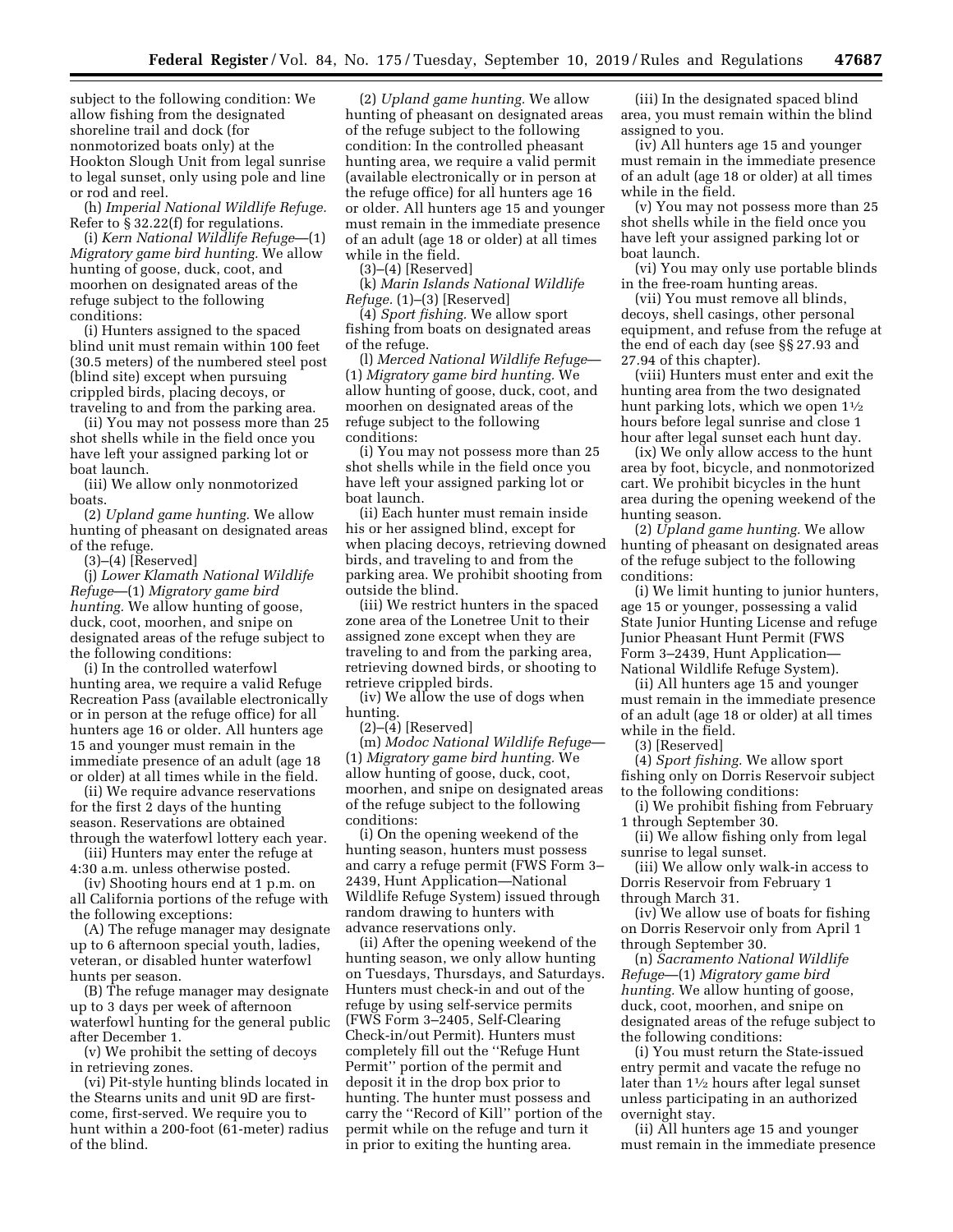subject to the following condition: We allow fishing from the designated shoreline trail and dock (for nonmotorized boats only) at the Hookton Slough Unit from legal sunrise to legal sunset, only using pole and line or rod and reel.

(h) *Imperial National Wildlife Refuge.* Refer to § 32.22(f) for regulations.

(i) *Kern National Wildlife Refuge*—(1) *Migratory game bird hunting.* We allow hunting of goose, duck, coot, and moorhen on designated areas of the refuge subject to the following conditions:

(i) Hunters assigned to the spaced blind unit must remain within 100 feet (30.5 meters) of the numbered steel post (blind site) except when pursuing crippled birds, placing decoys, or traveling to and from the parking area.

(ii) You may not possess more than 25 shot shells while in the field once you have left your assigned parking lot or boat launch.

(iii) We allow only nonmotorized boats.

(2) *Upland game hunting.* We allow hunting of pheasant on designated areas of the refuge.

(3)–(4) [Reserved]

(j) *Lower Klamath National Wildlife Refuge*—(1) *Migratory game bird hunting.* We allow hunting of goose, duck, coot, moorhen, and snipe on designated areas of the refuge subject to the following conditions:

(i) In the controlled waterfowl hunting area, we require a valid Refuge Recreation Pass (available electronically or in person at the refuge office) for all hunters age 16 or older. All hunters age 15 and younger must remain in the immediate presence of an adult (age 18 or older) at all times while in the field.

(ii) We require advance reservations for the first 2 days of the hunting season. Reservations are obtained through the waterfowl lottery each year.

(iii) Hunters may enter the refuge at 4:30 a.m. unless otherwise posted.

(iv) Shooting hours end at 1 p.m. on all California portions of the refuge with the following exceptions:

(A) The refuge manager may designate up to 6 afternoon special youth, ladies, veteran, or disabled hunter waterfowl hunts per season.

(B) The refuge manager may designate up to 3 days per week of afternoon waterfowl hunting for the general public after December 1.

(v) We prohibit the setting of decoys in retrieving zones.

(vi) Pit-style hunting blinds located in the Stearns units and unit 9D are first-come, first-served. We require you to hunt within a 200-foot (61-meter) radius of the blind.

(2) *Upland game hunting.* We allow hunting of pheasant on designated areas of the refuge subject to the following condition: In the controlled pheasant hunting area, we require a valid permit (available electronically or in person at the refuge office) for all hunters age 16 or older. All hunters age 15 and younger must remain in the immediate presence of an adult (age 18 or older) at all times while in the field.

(3)–(4) [Reserved]

(k) *Marin Islands National Wildlife Refuge.* (1)–(3) [Reserved]

(4) *Sport fishing.* We allow sport fishing from boats on designated areas of the refuge.

(l) *Merced National Wildlife Refuge*—(1) *Migratory game bird hunting.* We allow hunting of goose, duck, coot, and moorhen on designated areas of the refuge subject to the following conditions:

(i) You may not possess more than 25 shot shells while in the field once you have left your assigned parking lot or boat launch.

(ii) Each hunter must remain inside his or her assigned blind, except for when placing decoys, retrieving downed birds, and traveling to and from the parking area. We prohibit shooting from outside the blind.

(iii) We restrict hunters in the spaced zone area of the Lonetree Unit to their assigned zone except when they are traveling to and from the parking area, retrieving downed birds, or shooting to retrieve crippled birds.

(iv) We allow the use of dogs when hunting.

(2)–(4) [Reserved]

(m) *Modoc National Wildlife Refuge*—(1) *Migratory game bird hunting.* We allow hunting of goose, duck, coot, moorhen, and snipe on designated areas of the refuge subject to the following conditions:

(i) On the opening weekend of the hunting season, hunters must possess and carry a refuge permit (FWS Form 3–2439, Hunt Application—National Wildlife Refuge System) issued through random drawing to hunters with advance reservations only.

(ii) After the opening weekend of the hunting season, we only allow hunting on Tuesdays, Thursdays, and Saturdays. Hunters must check-in and out of the refuge by using self-service permits (FWS Form 3–2405, Self-Clearing Check-in/out Permit). Hunters must completely fill out the "Refuge Hunt Permit" portion of the permit and deposit it in the drop box prior to hunting. The hunter must possess and carry the "Record of Kill" portion of the permit while on the refuge and turn it in prior to exiting the hunting area.

(iii) In the designated spaced blind area, you must remain within the blind assigned to you.

(iv) All hunters age 15 and younger must remain in the immediate presence of an adult (age 18 or older) at all times while in the field.

(v) You may not possess more than 25 shot shells while in the field once you have left your assigned parking lot or boat launch.

(vi) You may only use portable blinds in the free-roam hunting areas.

(vii) You must remove all blinds, decoys, shell casings, other personal equipment, and refuse from the refuge at the end of each day (see §§ 27.93 and 27.94 of this chapter).

(viii) Hunters must enter and exit the hunting area from the two designated hunt parking lots, which we open 1½ hours before legal sunrise and close 1 hour after legal sunset each hunt day.

(ix) We only allow access to the hunt area by foot, bicycle, and nonmotorized cart. We prohibit bicycles in the hunt area during the opening weekend of the hunting season.

(2) *Upland game hunting.* We allow hunting of pheasant on designated areas of the refuge subject to the following conditions:

(i) We limit hunting to junior hunters, age 15 or younger, possessing a valid State Junior Hunting License and refuge Junior Pheasant Hunt Permit (FWS Form 3–2439, Hunt Application—National Wildlife Refuge System).

(ii) All hunters age 15 and younger must remain in the immediate presence of an adult (age 18 or older) at all times while in the field.

(3) [Reserved]

(4) *Sport fishing.* We allow sport fishing only on Dorris Reservoir subject to the following conditions:

(i) We prohibit fishing from February 1 through September 30.

(ii) We allow fishing only from legal sunrise to legal sunset.

(iii) We allow only walk-in access to Dorris Reservoir from February 1 through March 31.

(iv) We allow use of boats for fishing on Dorris Reservoir only from April 1 through September 30.

(n) *Sacramento National Wildlife Refuge*—(1) *Migratory game bird hunting.* We allow hunting of goose, duck, coot, moorhen, and snipe on designated areas of the refuge subject to the following conditions:

(i) You must return the State-issued entry permit and vacate the refuge no later than 1½ hours after legal sunset unless participating in an authorized overnight stay.

(ii) All hunters age 15 and younger must remain in the immediate presence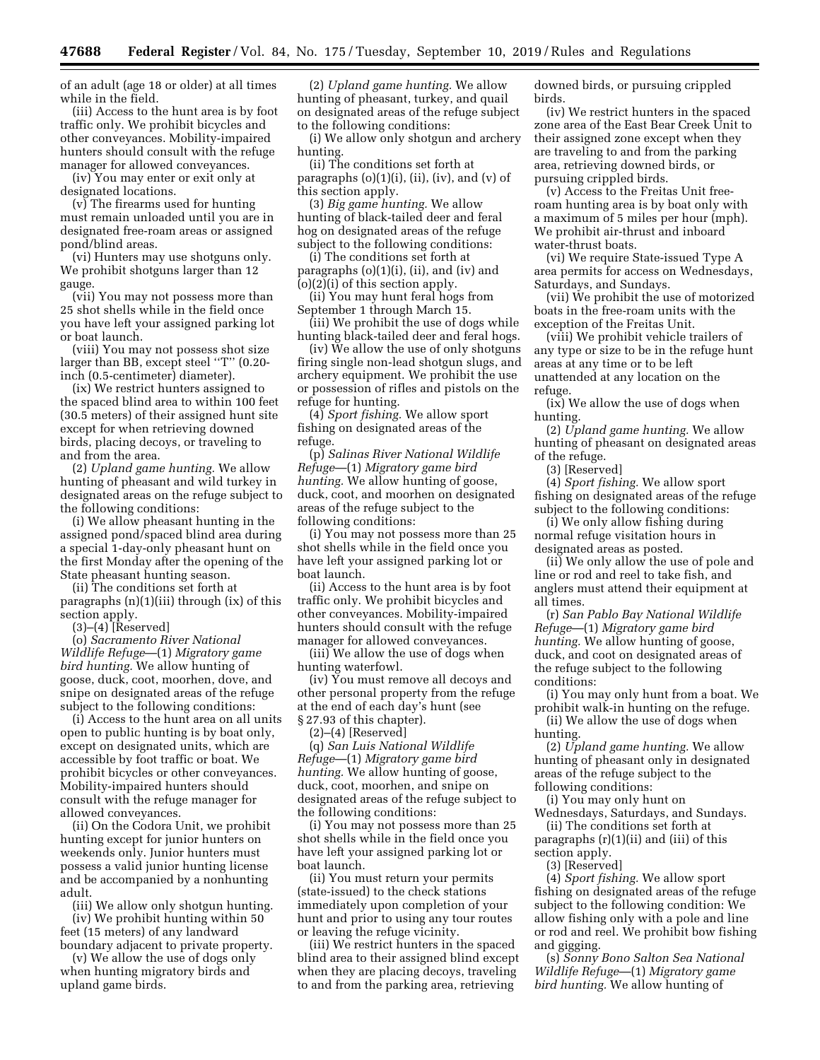of an adult (age 18 or older) at all times while in the field.

(iii) Access to the hunt area is by foot traffic only. We prohibit bicycles and other conveyances. Mobility-impaired hunters should consult with the refuge manager for allowed conveyances.

(iv) You may enter or exit only at designated locations.

(v) The firearms used for hunting must remain unloaded until you are in designated free-roam areas or assigned pond/blind areas.

(vi) Hunters may use shotguns only. We prohibit shotguns larger than 12 gauge.

(vii) You may not possess more than 25 shot shells while in the field once you have left your assigned parking lot or boat launch.

(viii) You may not possess shot size larger than BB, except steel "T" (0.20-inch (0.5-centimeter) diameter).

(ix) We restrict hunters assigned to the spaced blind area to within 100 feet (30.5 meters) of their assigned hunt site except for when retrieving downed birds, placing decoys, or traveling to and from the area.

(2) *Upland game hunting.* We allow hunting of pheasant and wild turkey in designated areas on the refuge subject to the following conditions:

(i) We allow pheasant hunting in the assigned pond/spaced blind area during a special 1-day-only pheasant hunt on the first Monday after the opening of the State pheasant hunting season.

(ii) The conditions set forth at paragraphs (n)(1)(iii) through (ix) of this section apply.

(3)–(4) [Reserved]

(o) *Sacramento River National Wildlife Refuge*—(1) *Migratory game bird hunting.* We allow hunting of goose, duck, coot, moorhen, dove, and snipe on designated areas of the refuge subject to the following conditions:

(i) Access to the hunt area on all units open to public hunting is by boat only, except on designated units, which are accessible by foot traffic or boat. We prohibit bicycles or other conveyances. Mobility-impaired hunters should consult with the refuge manager for allowed conveyances.

(ii) On the Codora Unit, we prohibit hunting except for junior hunters on weekends only. Junior hunters must possess a valid junior hunting license and be accompanied by a nonhunting adult.

(iii) We allow only shotgun hunting.

(iv) We prohibit hunting within 50 feet (15 meters) of any landward boundary adjacent to private property.

(v) We allow the use of dogs only when hunting migratory birds and upland game birds.

(2) *Upland game hunting.* We allow hunting of pheasant, turkey, and quail on designated areas of the refuge subject to the following conditions:

(i) We allow only shotgun and archery hunting.

(ii) The conditions set forth at paragraphs (o)(1)(i), (ii), (iv), and (v) of this section apply.

(3) *Big game hunting.* We allow hunting of black-tailed deer and feral hog on designated areas of the refuge subject to the following conditions:

(i) The conditions set forth at paragraphs (o)(1)(i), (ii), and (iv) and (o)(2)(i) of this section apply.

(ii) You may hunt feral hogs from September 1 through March 15.

(iii) We prohibit the use of dogs while hunting black-tailed deer and feral hogs.

(iv) We allow the use of only shotguns firing single non-lead shotgun slugs, and archery equipment. We prohibit the use or possession of rifles and pistols on the refuge for hunting.

(4) *Sport fishing.* We allow sport fishing on designated areas of the refuge.

(p) *Salinas River National Wildlife Refuge*—(1) *Migratory game bird hunting.* We allow hunting of goose, duck, coot, and moorhen on designated areas of the refuge subject to the following conditions:

(i) You may not possess more than 25 shot shells while in the field once you have left your assigned parking lot or boat launch.

(ii) Access to the hunt area is by foot traffic only. We prohibit bicycles and other conveyances. Mobility-impaired hunters should consult with the refuge manager for allowed conveyances.

(iii) We allow the use of dogs when hunting waterfowl.

(iv) You must remove all decoys and other personal property from the refuge at the end of each day's hunt (see § 27.93 of this chapter).

(2)–(4) [Reserved]

(q) *San Luis National Wildlife Refuge*—(1) *Migratory game bird hunting.* We allow hunting of goose, duck, coot, moorhen, and snipe on designated areas of the refuge subject to the following conditions:

(i) You may not possess more than 25 shot shells while in the field once you have left your assigned parking lot or boat launch.

(ii) You must return your permits (state-issued) to the check stations immediately upon completion of your hunt and prior to using any tour routes or leaving the refuge vicinity.

(iii) We restrict hunters in the spaced blind area to their assigned blind except when they are placing decoys, traveling to and from the parking area, retrieving downed birds, or pursuing crippled birds.

(iv) We restrict hunters in the spaced zone area of the East Bear Creek Unit to their assigned zone except when they are traveling to and from the parking area, retrieving downed birds, or pursuing crippled birds.

(v) Access to the Freitas Unit free-roam hunting area is by boat only with a maximum of 5 miles per hour (mph). We prohibit air-thrust and inboard water-thrust boats.

(vi) We require State-issued Type A area permits for access on Wednesdays, Saturdays, and Sundays.

(vii) We prohibit the use of motorized boats in the free-roam units with the exception of the Freitas Unit.

(viii) We prohibit vehicle trailers of any type or size to be in the refuge hunt areas at any time or to be left unattended at any location on the refuge.

(ix) We allow the use of dogs when hunting.

(2) *Upland game hunting.* We allow hunting of pheasant on designated areas of the refuge.

(3) [Reserved]

(4) *Sport fishing.* We allow sport fishing on designated areas of the refuge subject to the following conditions:

(i) We only allow fishing during normal refuge visitation hours in designated areas as posted.

(ii) We only allow the use of pole and line or rod and reel to take fish, and anglers must attend their equipment at all times.

(r) *San Pablo Bay National Wildlife Refuge*—(1) *Migratory game bird hunting.* We allow hunting of goose, duck, and coot on designated areas of the refuge subject to the following conditions:

(i) You may only hunt from a boat. We prohibit walk-in hunting on the refuge.

(ii) We allow the use of dogs when hunting.

(2) *Upland game hunting.* We allow hunting of pheasant only in designated areas of the refuge subject to the following conditions:

(i) You may only hunt on Wednesdays, Saturdays, and Sundays.

(ii) The conditions set forth at paragraphs (r)(1)(ii) and (iii) of this section apply.

(3) [Reserved]

(4) *Sport fishing.* We allow sport fishing on designated areas of the refuge subject to the following condition: We allow fishing only with a pole and line or rod and reel. We prohibit bow fishing and gigging.

(s) *Sonny Bono Salton Sea National Wildlife Refuge*—(1) *Migratory game bird hunting.* We allow hunting of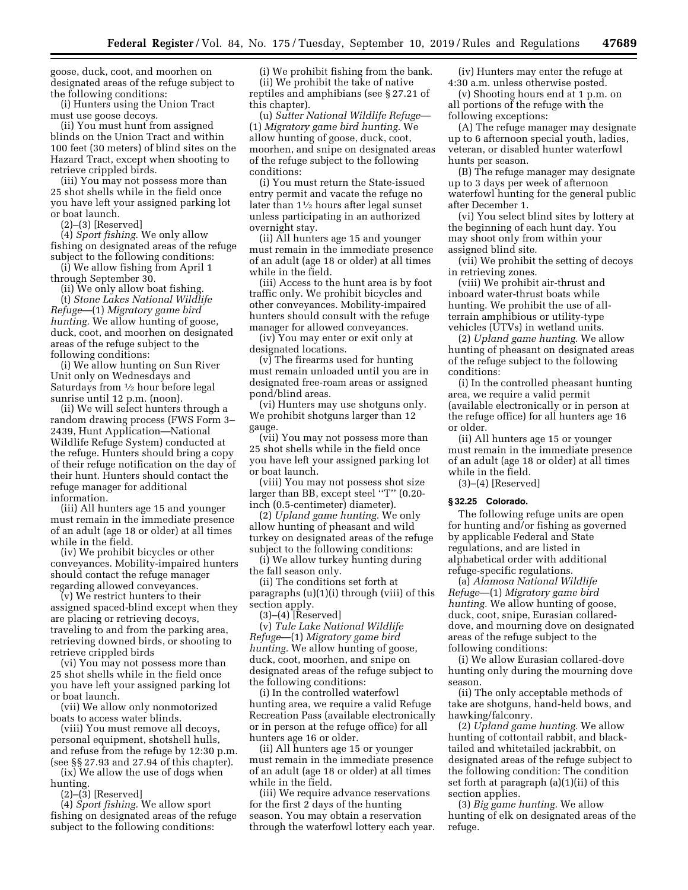goose, duck, coot, and moorhen on designated areas of the refuge subject to the following conditions:

(i) Hunters using the Union Tract must use goose decoys.

(ii) You must hunt from assigned blinds on the Union Tract and within 100 feet (30 meters) of blind sites on the Hazard Tract, except when shooting to retrieve crippled birds.

(iii) You may not possess more than 25 shot shells while in the field once you have left your assigned parking lot or boat launch.

(2)–(3) [Reserved]

(4) *Sport fishing.* We only allow fishing on designated areas of the refuge subject to the following conditions:

(i) We allow fishing from April 1 through September 30.

(ii) We only allow boat fishing.

(t) *Stone Lakes National Wildlife Refuge*—(1) *Migratory game bird hunting.* We allow hunting of goose, duck, coot, and moorhen on designated areas of the refuge subject to the following conditions:

(i) We allow hunting on Sun River Unit only on Wednesdays and Saturdays from ½ hour before legal sunrise until 12 p.m. (noon).

(ii) We will select hunters through a random drawing process (FWS Form 3–2439, Hunt Application—National Wildlife Refuge System) conducted at the refuge. Hunters should bring a copy of their refuge notification on the day of their hunt. Hunters should contact the refuge manager for additional information.

(iii) All hunters age 15 and younger must remain in the immediate presence of an adult (age 18 or older) at all times while in the field.

(iv) We prohibit bicycles or other conveyances. Mobility-impaired hunters should contact the refuge manager regarding allowed conveyances.

(v) We restrict hunters to their assigned spaced-blind except when they are placing or retrieving decoys, traveling to and from the parking area, retrieving downed birds, or shooting to retrieve crippled birds

(vi) You may not possess more than 25 shot shells while in the field once you have left your assigned parking lot or boat launch.

(vii) We allow only nonmotorized boats to access water blinds.

(viii) You must remove all decoys, personal equipment, shotshell hulls, and refuse from the refuge by 12:30 p.m. (see §§ 27.93 and 27.94 of this chapter).

(ix) We allow the use of dogs when hunting.

(2)–(3) [Reserved]

(4) *Sport fishing.* We allow sport fishing on designated areas of the refuge subject to the following conditions:

(i) We prohibit fishing from the bank.

(ii) We prohibit the take of native reptiles and amphibians (see § 27.21 of this chapter).

(u) *Sutter National Wildlife Refuge*—(1) *Migratory game bird hunting.* We allow hunting of goose, duck, coot, moorhen, and snipe on designated areas of the refuge subject to the following conditions:

(i) You must return the State-issued entry permit and vacate the refuge no later than 1½ hours after legal sunset unless participating in an authorized overnight stay.

(ii) All hunters age 15 and younger must remain in the immediate presence of an adult (age 18 or older) at all times while in the field.

(iii) Access to the hunt area is by foot traffic only. We prohibit bicycles and other conveyances. Mobility-impaired hunters should consult with the refuge manager for allowed conveyances.

(iv) You may enter or exit only at designated locations.

(v) The firearms used for hunting must remain unloaded until you are in designated free-roam areas or assigned pond/blind areas.

(vi) Hunters may use shotguns only. We prohibit shotguns larger than 12 gauge.

(vii) You may not possess more than 25 shot shells while in the field once you have left your assigned parking lot or boat launch.

(viii) You may not possess shot size larger than BB, except steel ''T'' (0.20-inch (0.5-centimeter) diameter).

(2) *Upland game hunting.* We only allow hunting of pheasant and wild turkey on designated areas of the refuge subject to the following conditions:

(i) We allow turkey hunting during the fall season only.

(ii) The conditions set forth at paragraphs (u)(1)(i) through (viii) of this section apply.

(3)–(4) [Reserved]

(v) *Tule Lake National Wildlife Refuge*—(1) *Migratory game bird hunting.* We allow hunting of goose, duck, coot, moorhen, and snipe on designated areas of the refuge subject to the following conditions:

(i) In the controlled waterfowl hunting area, we require a valid Refuge Recreation Pass (available electronically or in person at the refuge office) for all hunters age 16 or older.

(ii) All hunters age 15 or younger must remain in the immediate presence of an adult (age 18 or older) at all times while in the field.

(iii) We require advance reservations for the first 2 days of the hunting season. You may obtain a reservation through the waterfowl lottery each year.

(iv) Hunters may enter the refuge at 4:30 a.m. unless otherwise posted.

(v) Shooting hours end at 1 p.m. on all portions of the refuge with the following exceptions:

(A) The refuge manager may designate up to 6 afternoon special youth, ladies, veteran, or disabled hunter waterfowl hunts per season.

(B) The refuge manager may designate up to 3 days per week of afternoon waterfowl hunting for the general public after December 1.

(vi) You select blind sites by lottery at the beginning of each hunt day. You may shoot only from within your assigned blind site.

(vii) We prohibit the setting of decoys in retrieving zones.

(viii) We prohibit air-thrust and inboard water-thrust boats while hunting. We prohibit the use of all-terrain amphibious or utility-type vehicles (UTVs) in wetland units.

(2) *Upland game hunting.* We allow hunting of pheasant on designated areas of the refuge subject to the following conditions:

(i) In the controlled pheasant hunting area, we require a valid permit (available electronically or in person at the refuge office) for all hunters age 16 or older.

(ii) All hunters age 15 or younger must remain in the immediate presence of an adult (age 18 or older) at all times while in the field.

(3)–(4) [Reserved]

**§ 32.25 Colorado.**

The following refuge units are open for hunting and/or fishing as governed by applicable Federal and State regulations, and are listed in alphabetical order with additional refuge-specific regulations.

(a) *Alamosa National Wildlife Refuge*—(1) *Migratory game bird hunting.* We allow hunting of goose, duck, coot, snipe, Eurasian collared-dove, and mourning dove on designated areas of the refuge subject to the following conditions:

(i) We allow Eurasian collared-dove hunting only during the mourning dove season.

(ii) The only acceptable methods of take are shotguns, hand-held bows, and hawking/falconry.

(2) *Upland game hunting.* We allow hunting of cottontail rabbit, and black-tailed and whitetailed jackrabbit, on designated areas of the refuge subject to the following condition: The condition set forth at paragraph (a)(1)(ii) of this section applies.

(3) *Big game hunting.* We allow hunting of elk on designated areas of the refuge.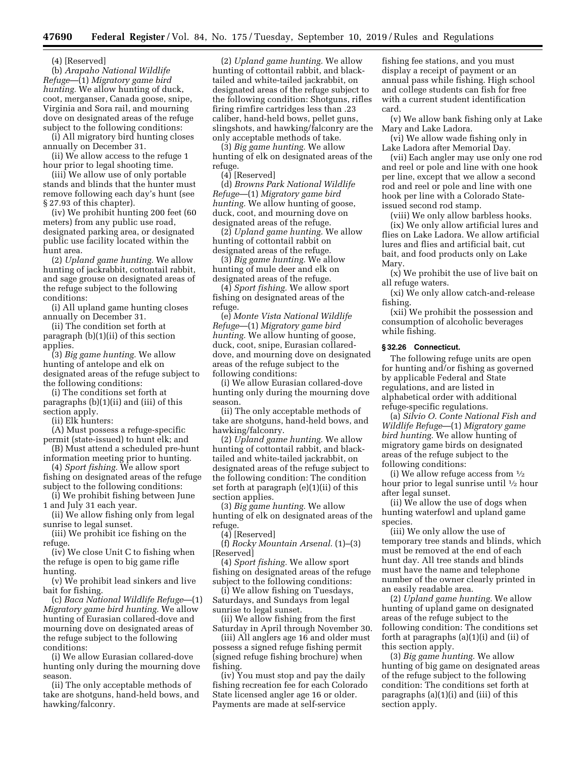(4) [Reserved]

(b) *Arapaho National Wildlife Refuge*—(1) *Migratory game bird hunting.* We allow hunting of duck, coot, merganser, Canada goose, snipe, Virginia and Sora rail, and mourning dove on designated areas of the refuge subject to the following conditions:

(i) All migratory bird hunting closes annually on December 31.

(ii) We allow access to the refuge 1 hour prior to legal shooting time.

(iii) We allow use of only portable stands and blinds that the hunter must remove following each day's hunt (see § 27.93 of this chapter).

(iv) We prohibit hunting 200 feet (60 meters) from any public use road, designated parking area, or designated public use facility located within the hunt area.

(2) *Upland game hunting.* We allow hunting of jackrabbit, cottontail rabbit, and sage grouse on designated areas of the refuge subject to the following conditions:

(i) All upland game hunting closes annually on December 31.

(ii) The condition set forth at paragraph (b)(1)(ii) of this section applies.

(3) *Big game hunting.* We allow hunting of antelope and elk on designated areas of the refuge subject to the following conditions:

(i) The conditions set forth at paragraphs (b)(1)(ii) and (iii) of this section apply.

(ii) Elk hunters:

(A) Must possess a refuge-specific permit (state-issued) to hunt elk; and

(B) Must attend a scheduled pre-hunt information meeting prior to hunting.

(4) *Sport fishing.* We allow sport fishing on designated areas of the refuge subject to the following conditions:

(i) We prohibit fishing between June 1 and July 31 each year.

(ii) We allow fishing only from legal sunrise to legal sunset.

(iii) We prohibit ice fishing on the refuge.

(iv) We close Unit C to fishing when the refuge is open to big game rifle hunting.

(v) We prohibit lead sinkers and live bait for fishing.

(c) *Baca National Wildlife Refuge*—(1) *Migratory game bird hunting.* We allow hunting of Eurasian collared-dove and mourning dove on designated areas of the refuge subject to the following conditions:

(i) We allow Eurasian collared-dove hunting only during the mourning dove season.

(ii) The only acceptable methods of take are shotguns, hand-held bows, and hawking/falconry.

(2) *Upland game hunting.* We allow hunting of cottontail rabbit, and black-tailed and white-tailed jackrabbit, on designated areas of the refuge subject to the following condition: Shotguns, rifles firing rimfire cartridges less than .23 caliber, hand-held bows, pellet guns, slingshots, and hawking/falconry are the only acceptable methods of take.

(3) *Big game hunting.* We allow hunting of elk on designated areas of the refuge.

(4) [Reserved]

(d) *Browns Park National Wildlife Refuge*—(1) *Migratory game bird hunting.* We allow hunting of goose, duck, coot, and mourning dove on designated areas of the refuge.

(2) *Upland game hunting.* We allow hunting of cottontail rabbit on designated areas of the refuge.

(3) *Big game hunting.* We allow hunting of mule deer and elk on designated areas of the refuge.

(4) *Sport fishing.* We allow sport fishing on designated areas of the refuge.

(e) *Monte Vista National Wildlife Refuge*—(1) *Migratory game bird hunting.* We allow hunting of goose, duck, coot, snipe, Eurasian collared-dove, and mourning dove on designated areas of the refuge subject to the following conditions:

(i) We allow Eurasian collared-dove hunting only during the mourning dove season.

(ii) The only acceptable methods of take are shotguns, hand-held bows, and hawking/falconry.

(2) *Upland game hunting.* We allow hunting of cottontail rabbit, and black-tailed and white-tailed jackrabbit, on designated areas of the refuge subject to the following condition: The condition set forth at paragraph (e)(1)(ii) of this section applies.

(3) *Big game hunting.* We allow hunting of elk on designated areas of the refuge.

(4) [Reserved]

(f) *Rocky Mountain Arsenal.* (1)–(3) [Reserved]

(4) *Sport fishing.* We allow sport fishing on designated areas of the refuge subject to the following conditions:

(i) We allow fishing on Tuesdays, Saturdays, and Sundays from legal sunrise to legal sunset.

(ii) We allow fishing from the first Saturday in April through November 30.

(iii) All anglers age 16 and older must possess a signed refuge fishing permit (signed refuge fishing brochure) when fishing.

(iv) You must stop and pay the daily fishing recreation fee for each Colorado State licensed angler age 16 or older. Payments are made at self-service fishing fee stations, and you must display a receipt of payment or an annual pass while fishing. High school and college students can fish for free with a current student identification card.

(v) We allow bank fishing only at Lake Mary and Lake Ladora.

(vi) We allow wade fishing only in Lake Ladora after Memorial Day.

(vii) Each angler may use only one rod and reel or pole and line with one hook per line, except that we allow a second rod and reel or pole and line with one hook per line with a Colorado State-issued second rod stamp.

(viii) We only allow barbless hooks.

(ix) We only allow artificial lures and flies on Lake Ladora. We allow artificial lures and flies and artificial bait, cut bait, and food products only on Lake Mary.

(x) We prohibit the use of live bait on all refuge waters.

(xi) We only allow catch-and-release fishing.

(xii) We prohibit the possession and consumption of alcoholic beverages while fishing.

### § 32.26 Connecticut.

The following refuge units are open for hunting and/or fishing as governed by applicable Federal and State regulations, and are listed in alphabetical order with additional refuge-specific regulations.

(a) *Silvio O. Conte National Fish and Wildlife Refuge*—(1) *Migratory game bird hunting.* We allow hunting of migratory game birds on designated areas of the refuge subject to the following conditions:

(i) We allow refuge access from ½ hour prior to legal sunrise until ½ hour after legal sunset.

(ii) We allow the use of dogs when hunting waterfowl and upland game species.

(iii) We only allow the use of temporary tree stands and blinds, which must be removed at the end of each hunt day. All tree stands and blinds must have the name and telephone number of the owner clearly printed in an easily readable area.

(2) *Upland game hunting.* We allow hunting of upland game on designated areas of the refuge subject to the following condition: The conditions set forth at paragraphs (a)(1)(i) and (ii) of this section apply.

(3) *Big game hunting.* We allow hunting of big game on designated areas of the refuge subject to the following condition: The conditions set forth at paragraphs (a)(1)(i) and (iii) of this section apply.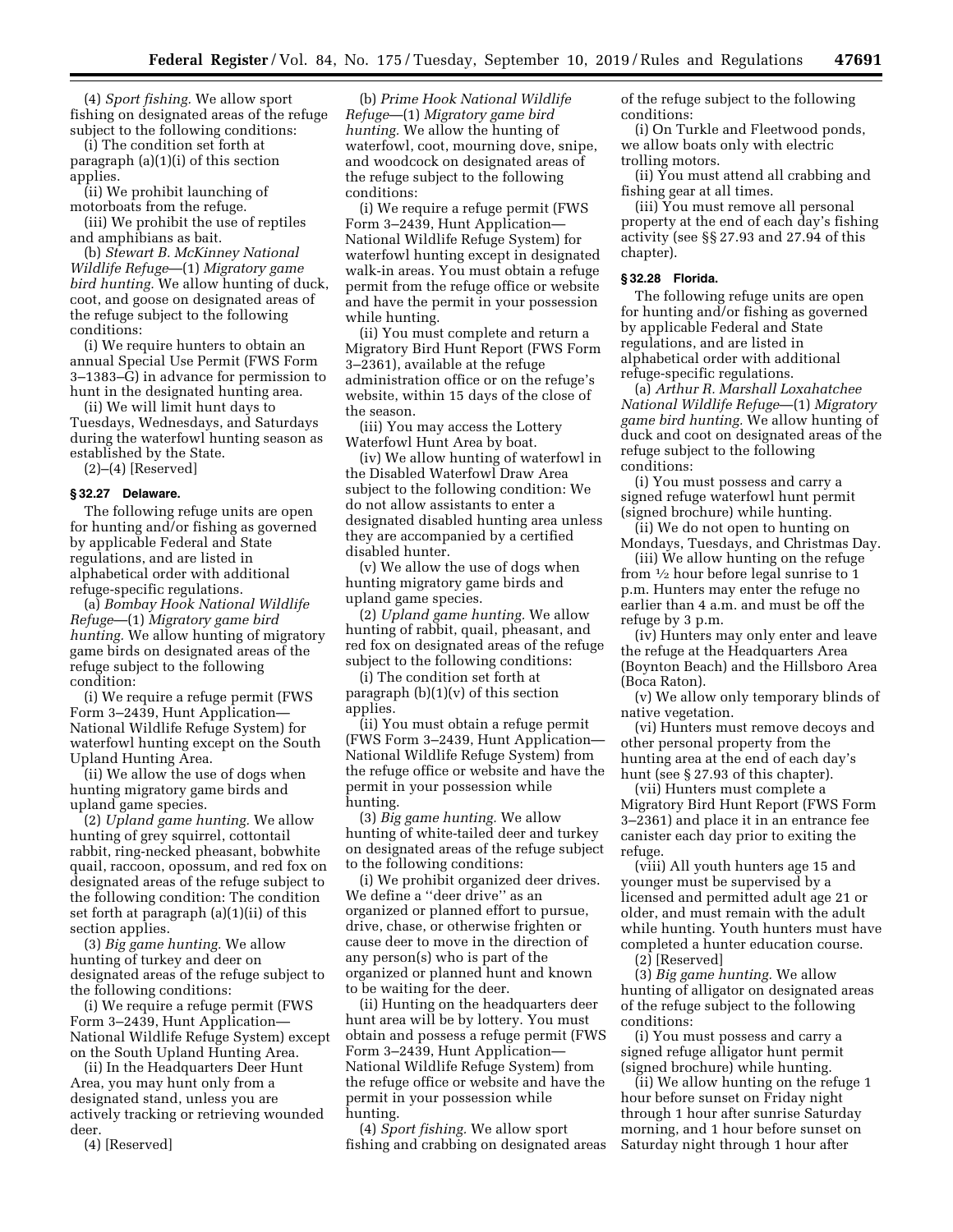(4) *Sport fishing.* We allow sport fishing on designated areas of the refuge subject to the following conditions:

(i) The condition set forth at paragraph (a)(1)(i) of this section applies.

(ii) We prohibit launching of motorboats from the refuge.

(iii) We prohibit the use of reptiles and amphibians as bait.

(b) *Stewart B. McKinney National Wildlife Refuge*—(1) *Migratory game bird hunting.* We allow hunting of duck, coot, and goose on designated areas of the refuge subject to the following conditions:

(i) We require hunters to obtain an annual Special Use Permit (FWS Form 3–1383–G) in advance for permission to hunt in the designated hunting area.

(ii) We will limit hunt days to Tuesdays, Wednesdays, and Saturdays during the waterfowl hunting season as established by the State.

(2)–(4) [Reserved]

**§ 32.27 Delaware.**

The following refuge units are open for hunting and/or fishing as governed by applicable Federal and State regulations, and are listed in alphabetical order with additional refuge-specific regulations.

(a) *Bombay Hook National Wildlife Refuge*—(1) *Migratory game bird hunting.* We allow hunting of migratory game birds on designated areas of the refuge subject to the following condition:

(i) We require a refuge permit (FWS Form 3–2439, Hunt Application—National Wildlife Refuge System) for waterfowl hunting except on the South Upland Hunting Area.

(ii) We allow the use of dogs when hunting migratory game birds and upland game species.

(2) *Upland game hunting.* We allow hunting of grey squirrel, cottontail rabbit, ring-necked pheasant, bobwhite quail, raccoon, opossum, and red fox on designated areas of the refuge subject to the following condition: The condition set forth at paragraph (a)(1)(ii) of this section applies.

(3) *Big game hunting.* We allow hunting of turkey and deer on designated areas of the refuge subject to the following conditions:

(i) We require a refuge permit (FWS Form 3–2439, Hunt Application—National Wildlife Refuge System) except on the South Upland Hunting Area.

(ii) In the Headquarters Deer Hunt Area, you may hunt only from a designated stand, unless you are actively tracking or retrieving wounded deer.

(4) [Reserved]

(b) *Prime Hook National Wildlife Refuge*—(1) *Migratory game bird hunting.* We allow the hunting of waterfowl, coot, mourning dove, snipe, and woodcock on designated areas of the refuge subject to the following conditions:

(i) We require a refuge permit (FWS Form 3–2439, Hunt Application—National Wildlife Refuge System) for waterfowl hunting except in designated walk-in areas. You must obtain a refuge permit from the refuge office or website and have the permit in your possession while hunting.

(ii) You must complete and return a Migratory Bird Hunt Report (FWS Form 3–2361), available at the refuge administration office or on the refuge's website, within 15 days of the close of the season.

(iii) You may access the Lottery Waterfowl Hunt Area by boat.

(iv) We allow hunting of waterfowl in the Disabled Waterfowl Draw Area subject to the following condition: We do not allow assistants to enter a designated disabled hunting area unless they are accompanied by a certified disabled hunter.

(v) We allow the use of dogs when hunting migratory game birds and upland game species.

(2) *Upland game hunting.* We allow hunting of rabbit, quail, pheasant, and red fox on designated areas of the refuge subject to the following conditions:

(i) The condition set forth at paragraph (b)(1)(v) of this section applies.

(ii) You must obtain a refuge permit (FWS Form 3–2439, Hunt Application—National Wildlife Refuge System) from the refuge office or website and have the permit in your possession while hunting.

(3) *Big game hunting.* We allow hunting of white-tailed deer and turkey on designated areas of the refuge subject to the following conditions:

(i) We prohibit organized deer drives. We define a ''deer drive'' as an organized or planned effort to pursue, drive, chase, or otherwise frighten or cause deer to move in the direction of any person(s) who is part of the organized or planned hunt and known to be waiting for the deer.

(ii) Hunting on the headquarters deer hunt area will be by lottery. You must obtain and possess a refuge permit (FWS Form 3–2439, Hunt Application—National Wildlife Refuge System) from the refuge office or website and have the permit in your possession while hunting.

(4) *Sport fishing.* We allow sport fishing and crabbing on designated areas of the refuge subject to the following conditions:

(i) On Turkle and Fleetwood ponds, we allow boats only with electric trolling motors.

(ii) You must attend all crabbing and fishing gear at all times.

(iii) You must remove all personal property at the end of each day's fishing activity (see §§ 27.93 and 27.94 of this chapter).

**§ 32.28 Florida.**

The following refuge units are open for hunting and/or fishing as governed by applicable Federal and State regulations, and are listed in alphabetical order with additional refuge-specific regulations.

(a) *Arthur R. Marshall Loxahatchee National Wildlife Refuge*—(1) *Migratory game bird hunting.* We allow hunting of duck and coot on designated areas of the refuge subject to the following conditions:

(i) You must possess and carry a signed refuge waterfowl hunt permit (signed brochure) while hunting.

(ii) We do not open to hunting on Mondays, Tuesdays, and Christmas Day.

(iii) We allow hunting on the refuge from ½ hour before legal sunrise to 1 p.m. Hunters may enter the refuge no earlier than 4 a.m. and must be off the refuge by 3 p.m.

(iv) Hunters may only enter and leave the refuge at the Headquarters Area (Boynton Beach) and the Hillsboro Area (Boca Raton).

(v) We allow only temporary blinds of native vegetation.

(vi) Hunters must remove decoys and other personal property from the hunting area at the end of each day's hunt (see § 27.93 of this chapter).

(vii) Hunters must complete a Migratory Bird Hunt Report (FWS Form 3–2361) and place it in an entrance fee canister each day prior to exiting the refuge.

(viii) All youth hunters age 15 and younger must be supervised by a licensed and permitted adult age 21 or older, and must remain with the adult while hunting. Youth hunters must have completed a hunter education course.

(2) [Reserved]

(3) *Big game hunting.* We allow hunting of alligator on designated areas of the refuge subject to the following conditions:

(i) You must possess and carry a signed refuge alligator hunt permit (signed brochure) while hunting.

(ii) We allow hunting on the refuge 1 hour before sunset on Friday night through 1 hour after sunrise Saturday morning, and 1 hour before sunset on Saturday night through 1 hour after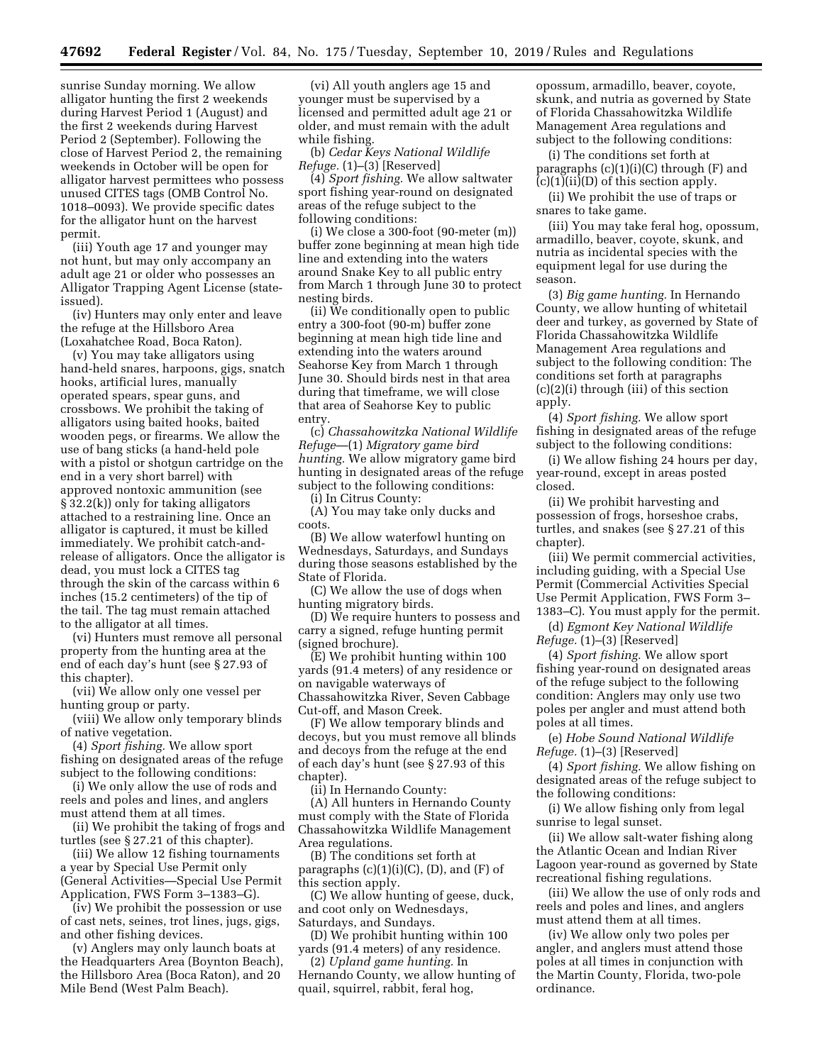sunrise Sunday morning. We allow alligator hunting the first 2 weekends during Harvest Period 1 (August) and the first 2 weekends during Harvest Period 2 (September). Following the close of Harvest Period 2, the remaining weekends in October will be open for alligator harvest permittees who possess unused CITES tags (OMB Control No. 1018–0093). We provide specific dates for the alligator hunt on the harvest permit.

(iii) Youth age 17 and younger may not hunt, but may only accompany an adult age 21 or older who possesses an Alligator Trapping Agent License (state-issued).

(iv) Hunters may only enter and leave the refuge at the Hillsboro Area (Loxahatchee Road, Boca Raton).

(v) You may take alligators using hand-held snares, harpoons, gigs, snatch hooks, artificial lures, manually operated spears, spear guns, and crossbows. We prohibit the taking of alligators using baited hooks, baited wooden pegs, or firearms. We allow the use of bang sticks (a hand-held pole with a pistol or shotgun cartridge on the end in a very short barrel) with approved nontoxic ammunition (see § 32.2(k)) only for taking alligators attached to a restraining line. Once an alligator is captured, it must be killed immediately. We prohibit catch-and-release of alligators. Once the alligator is dead, you must lock a CITES tag through the skin of the carcass within 6 inches (15.2 centimeters) of the tip of the tail. The tag must remain attached to the alligator at all times.

(vi) Hunters must remove all personal property from the hunting area at the end of each day's hunt (see § 27.93 of this chapter).

(vii) We allow only one vessel per hunting group or party.

(viii) We allow only temporary blinds of native vegetation.

(4) *Sport fishing.* We allow sport fishing on designated areas of the refuge subject to the following conditions:

(i) We only allow the use of rods and reels and poles and lines, and anglers must attend them at all times.

(ii) We prohibit the taking of frogs and turtles (see § 27.21 of this chapter).

(iii) We allow 12 fishing tournaments a year by Special Use Permit only (General Activities—Special Use Permit Application, FWS Form 3–1383–G).

(iv) We prohibit the possession or use of cast nets, seines, trot lines, jugs, gigs, and other fishing devices.

(v) Anglers may only launch boats at the Headquarters Area (Boynton Beach), the Hillsboro Area (Boca Raton), and 20 Mile Bend (West Palm Beach).

(vi) All youth anglers age 15 and younger must be supervised by a licensed and permitted adult age 21 or older, and must remain with the adult while fishing.

(b) *Cedar Keys National Wildlife Refuge.* (1)–(3) [Reserved]

(4) *Sport fishing.* We allow saltwater sport fishing year-round on designated areas of the refuge subject to the following conditions:

(i) We close a 300-foot (90-meter (m)) buffer zone beginning at mean high tide line and extending into the waters around Snake Key to all public entry from March 1 through June 30 to protect nesting birds.

(ii) We conditionally open to public entry a 300-foot (90-m) buffer zone beginning at mean high tide line and extending into the waters around Seahorse Key from March 1 through June 30. Should birds nest in that area during that timeframe, we will close that area of Seahorse Key to public entry.

(c) *Chassahowitzka National Wildlife Refuge*—(1) *Migratory game bird hunting.* We allow migratory game bird hunting in designated areas of the refuge subject to the following conditions:

(i) In Citrus County:

(A) You may take only ducks and coots.

(B) We allow waterfowl hunting on Wednesdays, Saturdays, and Sundays during those seasons established by the State of Florida.

(C) We allow the use of dogs when hunting migratory birds.

(D) We require hunters to possess and carry a signed, refuge hunting permit (signed brochure).

(E) We prohibit hunting within 100 yards (91.4 meters) of any residence or on navigable waterways of Chassahowitzka River, Seven Cabbage Cut-off, and Mason Creek.

(F) We allow temporary blinds and decoys, but you must remove all blinds and decoys from the refuge at the end of each day's hunt (see § 27.93 of this chapter).

(ii) In Hernando County:

(A) All hunters in Hernando County must comply with the State of Florida Chassahowitzka Wildlife Management Area regulations.

(B) The conditions set forth at paragraphs (c)(1)(i)(C), (D), and (F) of this section apply.

(C) We allow hunting of geese, duck, and coot only on Wednesdays, Saturdays, and Sundays.

(D) We prohibit hunting within 100 yards (91.4 meters) of any residence.

(2) *Upland game hunting.* In Hernando County, we allow hunting of quail, squirrel, rabbit, feral hog, opossum, armadillo, beaver, coyote, skunk, and nutria as governed by State of Florida Chassahowitzka Wildlife Management Area regulations and subject to the following conditions:

(i) The conditions set forth at paragraphs (c)(1)(i)(C) through (F) and (c)(1)(ii)(D) of this section apply.

(ii) We prohibit the use of traps or snares to take game.

(iii) You may take feral hog, opossum, armadillo, beaver, coyote, skunk, and nutria as incidental species with the equipment legal for use during the season.

(3) *Big game hunting.* In Hernando County, we allow hunting of whitetail deer and turkey, as governed by State of Florida Chassahowitzka Wildlife Management Area regulations and subject to the following condition: The conditions set forth at paragraphs (c)(2)(i) through (iii) of this section apply.

(4) *Sport fishing.* We allow sport fishing in designated areas of the refuge subject to the following conditions:

(i) We allow fishing 24 hours per day, year-round, except in areas posted closed.

(ii) We prohibit harvesting and possession of frogs, horseshoe crabs, turtles, and snakes (see § 27.21 of this chapter).

(iii) We permit commercial activities, including guiding, with a Special Use Permit (Commercial Activities Special Use Permit Application, FWS Form 3–1383–C). You must apply for the permit.

(d) *Egmont Key National Wildlife Refuge.* (1)–(3) [Reserved]

(4) *Sport fishing.* We allow sport fishing year-round on designated areas of the refuge subject to the following condition: Anglers may only use two poles per angler and must attend both poles at all times.

(e) *Hobe Sound National Wildlife Refuge.* (1)–(3) [Reserved]

(4) *Sport fishing.* We allow fishing on designated areas of the refuge subject to the following conditions:

(i) We allow fishing only from legal sunrise to legal sunset.

(ii) We allow salt-water fishing along the Atlantic Ocean and Indian River Lagoon year-round as governed by State recreational fishing regulations.

(iii) We allow the use of only rods and reels and poles and lines, and anglers must attend them at all times.

(iv) We allow only two poles per angler, and anglers must attend those poles at all times in conjunction with the Martin County, Florida, two-pole ordinance.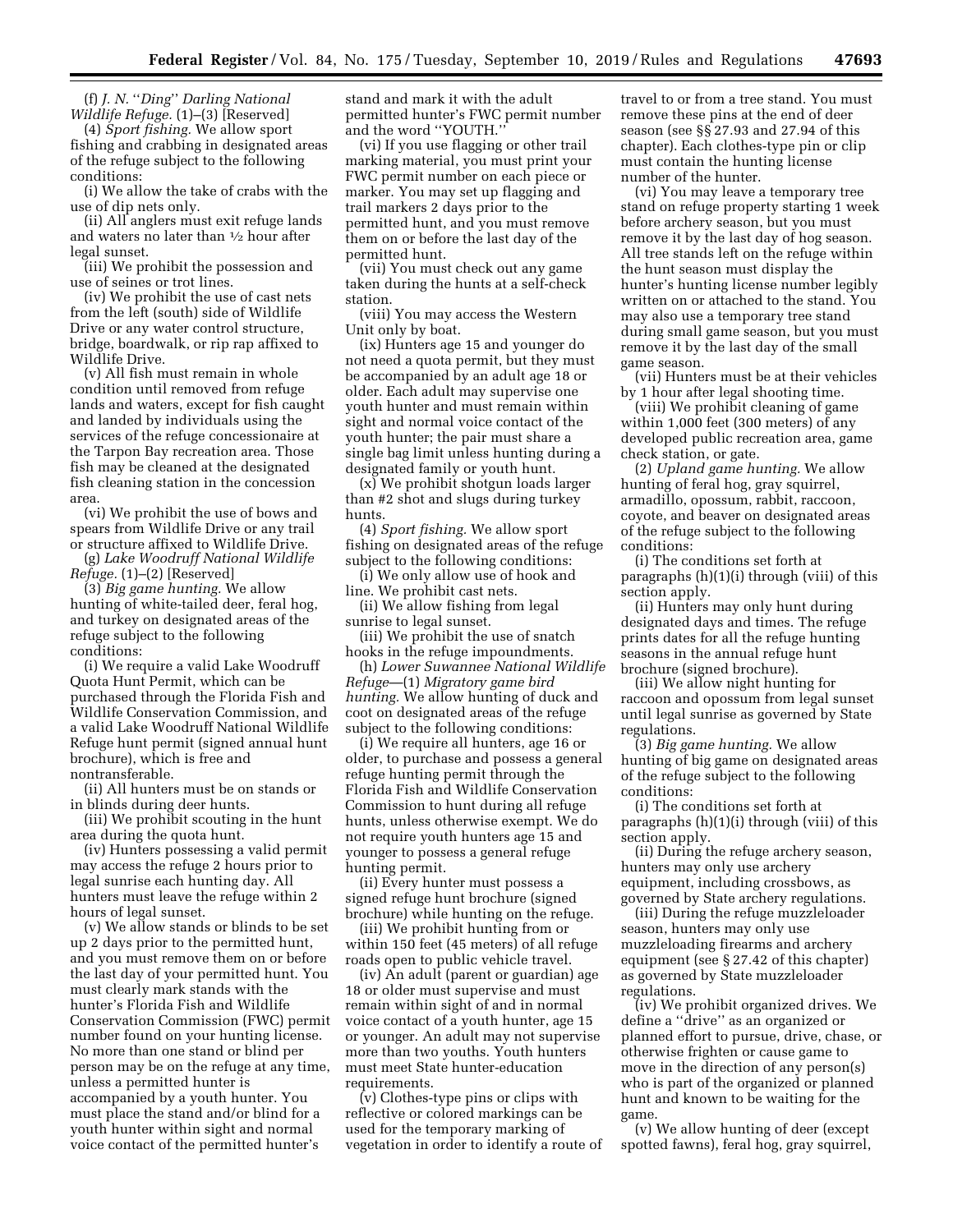(f) *J. N. "Ding" Darling National Wildlife Refuge.* (1)–(3) [Reserved]

(4) *Sport fishing.* We allow sport fishing and crabbing in designated areas of the refuge subject to the following conditions:

(i) We allow the take of crabs with the use of dip nets only.

(ii) All anglers must exit refuge lands and waters no later than ½ hour after legal sunset.

(iii) We prohibit the possession and use of seines or trot lines.

(iv) We prohibit the use of cast nets from the left (south) side of Wildlife Drive or any water control structure, bridge, boardwalk, or rip rap affixed to Wildlife Drive.

(v) All fish must remain in whole condition until removed from refuge lands and waters, except for fish caught and landed by individuals using the services of the refuge concessionaire at the Tarpon Bay recreation area. Those fish may be cleaned at the designated fish cleaning station in the concession area.

(vi) We prohibit the use of bows and spears from Wildlife Drive or any trail or structure affixed to Wildlife Drive.

(g) *Lake Woodruff National Wildlife Refuge.* (1)–(2) [Reserved]

(3) *Big game hunting.* We allow hunting of white-tailed deer, feral hog, and turkey on designated areas of the refuge subject to the following conditions:

(i) We require a valid Lake Woodruff Quota Hunt Permit, which can be purchased through the Florida Fish and Wildlife Conservation Commission, and a valid Lake Woodruff National Wildlife Refuge hunt permit (signed annual hunt brochure), which is free and nontransferable.

(ii) All hunters must be on stands or in blinds during deer hunts.

(iii) We prohibit scouting in the hunt area during the quota hunt.

(iv) Hunters possessing a valid permit may access the refuge 2 hours prior to legal sunrise each hunting day. All hunters must leave the refuge within 2 hours of legal sunset.

(v) We allow stands or blinds to be set up 2 days prior to the permitted hunt, and you must remove them on or before the last day of your permitted hunt. You must clearly mark stands with the hunter's Florida Fish and Wildlife Conservation Commission (FWC) permit number found on your hunting license. No more than one stand or blind per person may be on the refuge at any time, unless a permitted hunter is accompanied by a youth hunter. You must place the stand and/or blind for a youth hunter within sight and normal voice contact of the permitted hunter's stand and mark it with the adult permitted hunter's FWC permit number and the word "YOUTH."

(vi) If you use flagging or other trail marking material, you must print your FWC permit number on each piece or marker. You may set up flagging and trail markers 2 days prior to the permitted hunt, and you must remove them on or before the last day of the permitted hunt.

(vii) You must check out any game taken during the hunts at a self-check station.

(viii) You may access the Western Unit only by boat.

(ix) Hunters age 15 and younger do not need a quota permit, but they must be accompanied by an adult age 18 or older. Each adult may supervise one youth hunter and must remain within sight and normal voice contact of the youth hunter; the pair must share a single bag limit unless hunting during a designated family or youth hunt.

(x) We prohibit shotgun loads larger than #2 shot and slugs during turkey hunts.

(4) *Sport fishing.* We allow sport fishing on designated areas of the refuge subject to the following conditions:

(i) We only allow use of hook and line. We prohibit cast nets.

(ii) We allow fishing from legal sunrise to legal sunset.

(iii) We prohibit the use of snatch hooks in the refuge impoundments.

(h) *Lower Suwannee National Wildlife Refuge*—(1) *Migratory game bird hunting.* We allow hunting of duck and coot on designated areas of the refuge subject to the following conditions:

(i) We require all hunters, age 16 or older, to purchase and possess a general refuge hunting permit through the Florida Fish and Wildlife Conservation Commission to hunt during all refuge hunts, unless otherwise exempt. We do not require youth hunters age 15 and younger to possess a general refuge hunting permit.

(ii) Every hunter must possess a signed refuge hunt brochure (signed brochure) while hunting on the refuge.

(iii) We prohibit hunting from or within 150 feet (45 meters) of all refuge roads open to public vehicle travel.

(iv) An adult (parent or guardian) age 18 or older must supervise and must remain within sight of and in normal voice contact of a youth hunter, age 15 or younger. An adult may not supervise more than two youths. Youth hunters must meet State hunter-education requirements.

(v) Clothes-type pins or clips with reflective or colored markings can be used for the temporary marking of vegetation in order to identify a route of travel to or from a tree stand. You must remove these pins at the end of deer season (see §§ 27.93 and 27.94 of this chapter). Each clothes-type pin or clip must contain the hunting license number of the hunter.

(vi) You may leave a temporary tree stand on refuge property starting 1 week before archery season, but you must remove it by the last day of hog season. All tree stands left on the refuge within the hunt season must display the hunter's hunting license number legibly written on or attached to the stand. You may also use a temporary tree stand during small game season, but you must remove it by the last day of the small game season.

(vii) Hunters must be at their vehicles by 1 hour after legal shooting time.

(viii) We prohibit cleaning of game within 1,000 feet (300 meters) of any developed public recreation area, game check station, or gate.

(2) *Upland game hunting.* We allow hunting of feral hog, gray squirrel, armadillo, opossum, rabbit, raccoon, coyote, and beaver on designated areas of the refuge subject to the following conditions:

(i) The conditions set forth at paragraphs (h)(1)(i) through (viii) of this section apply.

(ii) Hunters may only hunt during designated days and times. The refuge prints dates for all the refuge hunting seasons in the annual refuge hunt brochure (signed brochure).

(iii) We allow night hunting for raccoon and opossum from legal sunset until legal sunrise as governed by State regulations.

(3) *Big game hunting.* We allow hunting of big game on designated areas of the refuge subject to the following conditions:

(i) The conditions set forth at paragraphs (h)(1)(i) through (viii) of this section apply.

(ii) During the refuge archery season, hunters may only use archery equipment, including crossbows, as governed by State archery regulations.

(iii) During the refuge muzzleloader season, hunters may only use muzzleloading firearms and archery equipment (see § 27.42 of this chapter) as governed by State muzzleloader regulations.

(iv) We prohibit organized drives. We define a "drive" as an organized or planned effort to pursue, drive, chase, or otherwise frighten or cause game to move in the direction of any person(s) who is part of the organized or planned hunt and known to be waiting for the game.

(v) We allow hunting of deer (except spotted fawns), feral hog, gray squirrel,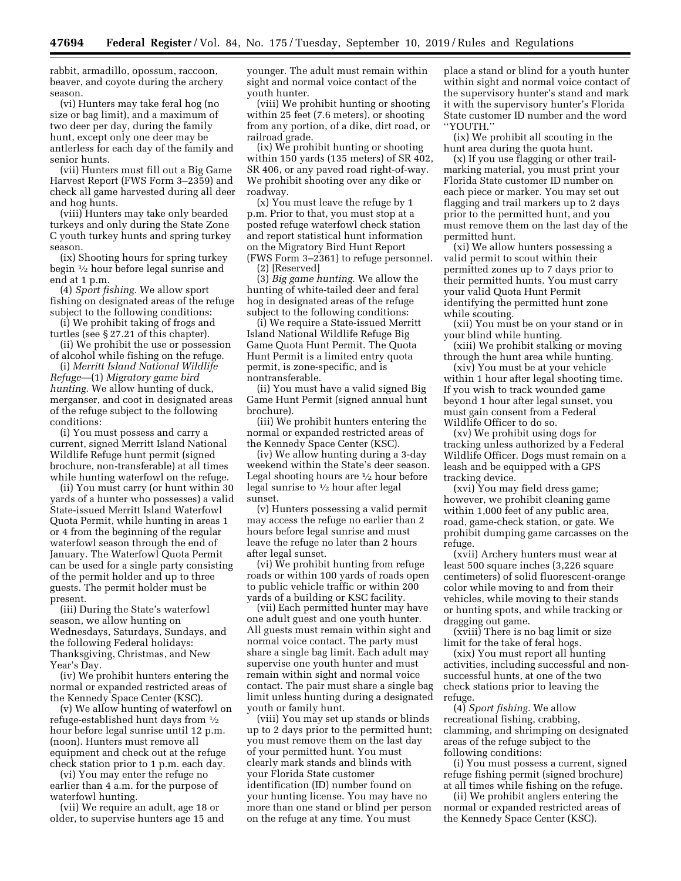rabbit, armadillo, opossum, raccoon, beaver, and coyote during the archery season.

(vi) Hunters may take feral hog (no size or bag limit), and a maximum of two deer per day, during the family hunt, except only one deer may be antlerless for each day of the family and senior hunts.

(vii) Hunters must fill out a Big Game Harvest Report (FWS Form 3–2359) and check all game harvested during all deer and hog hunts.

(viii) Hunters may take only bearded turkeys and only during the State Zone C youth turkey hunts and spring turkey season.

(ix) Shooting hours for spring turkey begin ½ hour before legal sunrise and end at 1 p.m.

(4) *Sport fishing.* We allow sport fishing on designated areas of the refuge subject to the following conditions:

(i) We prohibit taking of frogs and turtles (see § 27.21 of this chapter).

(ii) We prohibit the use or possession of alcohol while fishing on the refuge.

(i) *Merritt Island National Wildlife Refuge*—(1) *Migratory game bird hunting.* We allow hunting of duck, merganser, and coot in designated areas of the refuge subject to the following conditions:

(i) You must possess and carry a current, signed Merritt Island National Wildlife Refuge hunt permit (signed brochure, non-transferable) at all times while hunting waterfowl on the refuge.

(ii) You must carry (or hunt within 30 yards of a hunter who possesses) a valid State-issued Merritt Island Waterfowl Quota Permit, while hunting in areas 1 or 4 from the beginning of the regular waterfowl season through the end of January. The Waterfowl Quota Permit can be used for a single party consisting of the permit holder and up to three guests. The permit holder must be present.

(iii) During the State's waterfowl season, we allow hunting on Wednesdays, Saturdays, Sundays, and the following Federal holidays: Thanksgiving, Christmas, and New Year's Day.

(iv) We prohibit hunters entering the normal or expanded restricted areas of the Kennedy Space Center (KSC).

(v) We allow hunting of waterfowl on refuge-established hunt days from ½ hour before legal sunrise until 12 p.m. (noon). Hunters must remove all equipment and check out at the refuge check station prior to 1 p.m. each day.

(vi) You may enter the refuge no earlier than 4 a.m. for the purpose of waterfowl hunting.

(vii) We require an adult, age 18 or older, to supervise hunters age 15 and younger. The adult must remain within sight and normal voice contact of the youth hunter.

(viii) We prohibit hunting or shooting within 25 feet (7.6 meters), or shooting from any portion, of a dike, dirt road, or railroad grade.

(ix) We prohibit hunting or shooting within 150 yards (135 meters) of SR 402, SR 406, or any paved road right-of-way. We prohibit shooting over any dike or roadway.

(x) You must leave the refuge by 1 p.m. Prior to that, you must stop at a posted refuge waterfowl check station and report statistical hunt information on the Migratory Bird Hunt Report (FWS Form 3–2361) to refuge personnel.

(2) [Reserved]

(3) *Big game hunting.* We allow the hunting of white-tailed deer and feral hog in designated areas of the refuge subject to the following conditions:

(i) We require a State-issued Merritt Island National Wildlife Refuge Big Game Quota Hunt Permit. The Quota Hunt Permit is a limited entry quota permit, is zone-specific, and is nontransferable.

(ii) You must have a valid signed Big Game Hunt Permit (signed annual hunt brochure).

(iii) We prohibit hunters entering the normal or expanded restricted areas of the Kennedy Space Center (KSC).

(iv) We allow hunting during a 3-day weekend within the State's deer season. Legal shooting hours are ½ hour before legal sunrise to ½ hour after legal sunset.

(v) Hunters possessing a valid permit may access the refuge no earlier than 2 hours before legal sunrise and must leave the refuge no later than 2 hours after legal sunset.

(vi) We prohibit hunting from refuge roads or within 100 yards of roads open to public vehicle traffic or within 200 yards of a building or KSC facility.

(vii) Each permitted hunter may have one adult guest and one youth hunter. All guests must remain within sight and normal voice contact. The party must share a single bag limit. Each adult may supervise one youth hunter and must remain within sight and normal voice contact. The pair must share a single bag limit unless hunting during a designated youth or family hunt.

(viii) You may set up stands or blinds up to 2 days prior to the permitted hunt; you must remove them on the last day of your permitted hunt. You must clearly mark stands and blinds with your Florida State customer identification (ID) number found on your hunting license. You may have no more than one stand or blind per person on the refuge at any time. You must place a stand or blind for a youth hunter within sight and normal voice contact of the supervisory hunter's stand and mark it with the supervisory hunter's Florida State customer ID number and the word "YOUTH."

(ix) We prohibit all scouting in the hunt area during the quota hunt.

(x) If you use flagging or other trail-marking material, you must print your Florida State customer ID number on each piece or marker. You may set out flagging and trail markers up to 2 days prior to the permitted hunt, and you must remove them on the last day of the permitted hunt.

(xi) We allow hunters possessing a valid permit to scout within their permitted zones up to 7 days prior to their permitted hunts. You must carry your valid Quota Hunt Permit identifying the permitted hunt zone while scouting.

(xii) You must be on your stand or in your blind while hunting.

(xiii) We prohibit stalking or moving through the hunt area while hunting.

(xiv) You must be at your vehicle within 1 hour after legal shooting time. If you wish to track wounded game beyond 1 hour after legal sunset, you must gain consent from a Federal Wildlife Officer to do so.

(xv) We prohibit using dogs for tracking unless authorized by a Federal Wildlife Officer. Dogs must remain on a leash and be equipped with a GPS tracking device.

(xvi) You may field dress game; however, we prohibit cleaning game within 1,000 feet of any public area, road, game-check station, or gate. We prohibit dumping game carcasses on the refuge.

(xvii) Archery hunters must wear at least 500 square inches (3,226 square centimeters) of solid fluorescent-orange color while moving to and from their vehicles, while moving to their stands or hunting spots, and while tracking or dragging out game.

(xviii) There is no bag limit or size limit for the take of feral hogs.

(xix) You must report all hunting activities, including successful and non-successful hunts, at one of the two check stations prior to leaving the refuge.

(4) *Sport fishing.* We allow recreational fishing, crabbing, clamming, and shrimping on designated areas of the refuge subject to the following conditions:

(i) You must possess a current, signed refuge fishing permit (signed brochure) at all times while fishing on the refuge.

(ii) We prohibit anglers entering the normal or expanded restricted areas of the Kennedy Space Center (KSC).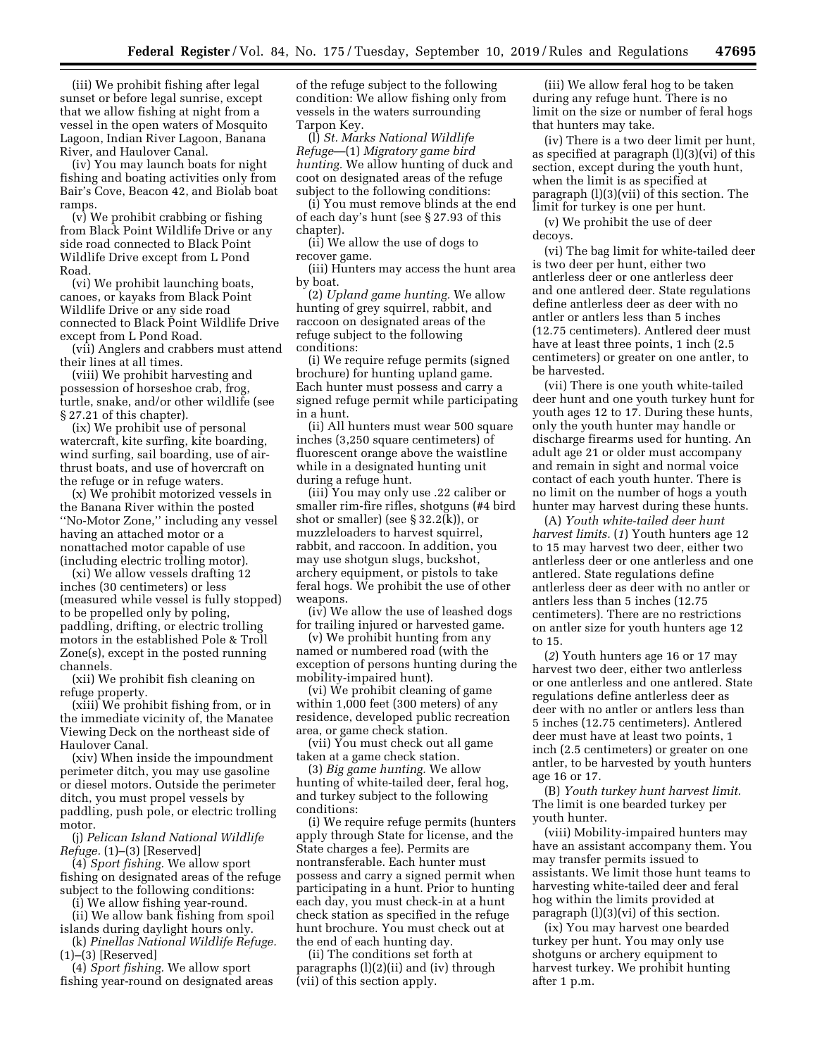(iii) We prohibit fishing after legal sunset or before legal sunrise, except that we allow fishing at night from a vessel in the open waters of Mosquito Lagoon, Indian River Lagoon, Banana River, and Haulover Canal.

(iv) You may launch boats for night fishing and boating activities only from Bair's Cove, Beacon 42, and Biolab boat ramps.

(v) We prohibit crabbing or fishing from Black Point Wildlife Drive or any side road connected to Black Point Wildlife Drive except from L Pond Road.

(vi) We prohibit launching boats, canoes, or kayaks from Black Point Wildlife Drive or any side road connected to Black Point Wildlife Drive except from L Pond Road.

(vii) Anglers and crabbers must attend their lines at all times.

(viii) We prohibit harvesting and possession of horseshoe crab, frog, turtle, snake, and/or other wildlife (see § 27.21 of this chapter).

(ix) We prohibit use of personal watercraft, kite surfing, kite boarding, wind surfing, sail boarding, use of air-thrust boats, and use of hovercraft on the refuge or in refuge waters.

(x) We prohibit motorized vessels in the Banana River within the posted ''No-Motor Zone,'' including any vessel having an attached motor or a nonattached motor capable of use (including electric trolling motor).

(xi) We allow vessels drafting 12 inches (30 centimeters) or less (measured while vessel is fully stopped) to be propelled only by poling, paddling, drifting, or electric trolling motors in the established Pole & Troll Zone(s), except in the posted running channels.

(xii) We prohibit fish cleaning on refuge property.

(xiii) We prohibit fishing from, or in the immediate vicinity of, the Manatee Viewing Deck on the northeast side of Haulover Canal.

(xiv) When inside the impoundment perimeter ditch, you may use gasoline or diesel motors. Outside the perimeter ditch, you must propel vessels by paddling, push pole, or electric trolling motor.

(j) *Pelican Island National Wildlife Refuge.* (1)–(3) [Reserved]

(4) *Sport fishing.* We allow sport fishing on designated areas of the refuge subject to the following conditions:

(i) We allow fishing year-round.

(ii) We allow bank fishing from spoil islands during daylight hours only.

(k) *Pinellas National Wildlife Refuge.* (1)–(3) [Reserved]

(4) *Sport fishing.* We allow sport fishing year-round on designated areas of the refuge subject to the following condition: We allow fishing only from vessels in the waters surrounding Tarpon Key.

(l) *St. Marks National Wildlife Refuge*—(1) *Migratory game bird hunting.* We allow hunting of duck and coot on designated areas of the refuge subject to the following conditions:

(i) You must remove blinds at the end of each day's hunt (see § 27.93 of this chapter).

(ii) We allow the use of dogs to recover game.

(iii) Hunters may access the hunt area by boat.

(2) *Upland game hunting.* We allow hunting of grey squirrel, rabbit, and raccoon on designated areas of the refuge subject to the following conditions:

(i) We require refuge permits (signed brochure) for hunting upland game. Each hunter must possess and carry a signed refuge permit while participating in a hunt.

(ii) All hunters must wear 500 square inches (3,250 square centimeters) of fluorescent orange above the waistline while in a designated hunting unit during a refuge hunt.

(iii) You may only use .22 caliber or smaller rim-fire rifles, shotguns (#4 bird shot or smaller) (see § 32.2(k)), or muzzleloaders to harvest squirrel, rabbit, and raccoon. In addition, you may use shotgun slugs, buckshot, archery equipment, or pistols to take feral hogs. We prohibit the use of other weapons.

(iv) We allow the use of leashed dogs for trailing injured or harvested game.

(v) We prohibit hunting from any named or numbered road (with the exception of persons hunting during the mobility-impaired hunt).

(vi) We prohibit cleaning of game within 1,000 feet (300 meters) of any residence, developed public recreation area, or game check station.

(vii) You must check out all game taken at a game check station.

(3) *Big game hunting.* We allow hunting of white-tailed deer, feral hog, and turkey subject to the following conditions:

(i) We require refuge permits (hunters apply through State for license, and the State charges a fee). Permits are nontransferable. Each hunter must possess and carry a signed permit when participating in a hunt. Prior to hunting each day, you must check-in at a hunt check station as specified in the refuge hunt brochure. You must check out at the end of each hunting day.

(ii) The conditions set forth at paragraphs (l)(2)(ii) and (iv) through (vii) of this section apply.

(iii) We allow feral hog to be taken during any refuge hunt. There is no limit on the size or number of feral hogs that hunters may take.

(iv) There is a two deer limit per hunt, as specified at paragraph (l)(3)(vi) of this section, except during the youth hunt, when the limit is as specified at paragraph (l)(3)(vii) of this section. The limit for turkey is one per hunt.

(v) We prohibit the use of deer decoys.

(vi) The bag limit for white-tailed deer is two deer per hunt, either two antlerless deer or one antlerless deer and one antlered deer. State regulations define antlerless deer as deer with no antler or antlers less than 5 inches (12.75 centimeters). Antlered deer must have at least three points, 1 inch (2.5 centimeters) or greater on one antler, to be harvested.

(vii) There is one youth white-tailed deer hunt and one youth turkey hunt for youth ages 12 to 17. During these hunts, only the youth hunter may handle or discharge firearms used for hunting. An adult age 21 or older must accompany and remain in sight and normal voice contact of each youth hunter. There is no limit on the number of hogs a youth hunter may harvest during these hunts.

(A) *Youth white-tailed deer hunt harvest limits.* (*1*) Youth hunters age 12 to 15 may harvest two deer, either two antlerless deer or one antlerless and one antlered. State regulations define antlerless deer as deer with no antler or antlers less than 5 inches (12.75 centimeters). There are no restrictions on antler size for youth hunters age 12 to 15.

(*2*) Youth hunters age 16 or 17 may harvest two deer, either two antlerless or one antlerless and one antlered. State regulations define antlerless deer as deer with no antler or antlers less than 5 inches (12.75 centimeters). Antlered deer must have at least two points, 1 inch (2.5 centimeters) or greater on one antler, to be harvested by youth hunters age 16 or 17.

(B) *Youth turkey hunt harvest limit.* The limit is one bearded turkey per youth hunter.

(viii) Mobility-impaired hunters may have an assistant accompany them. You may transfer permits issued to assistants. We limit those hunt teams to harvesting white-tailed deer and feral hog within the limits provided at paragraph (l)(3)(vi) of this section.

(ix) You may harvest one bearded turkey per hunt. You may only use shotguns or archery equipment to harvest turkey. We prohibit hunting after 1 p.m.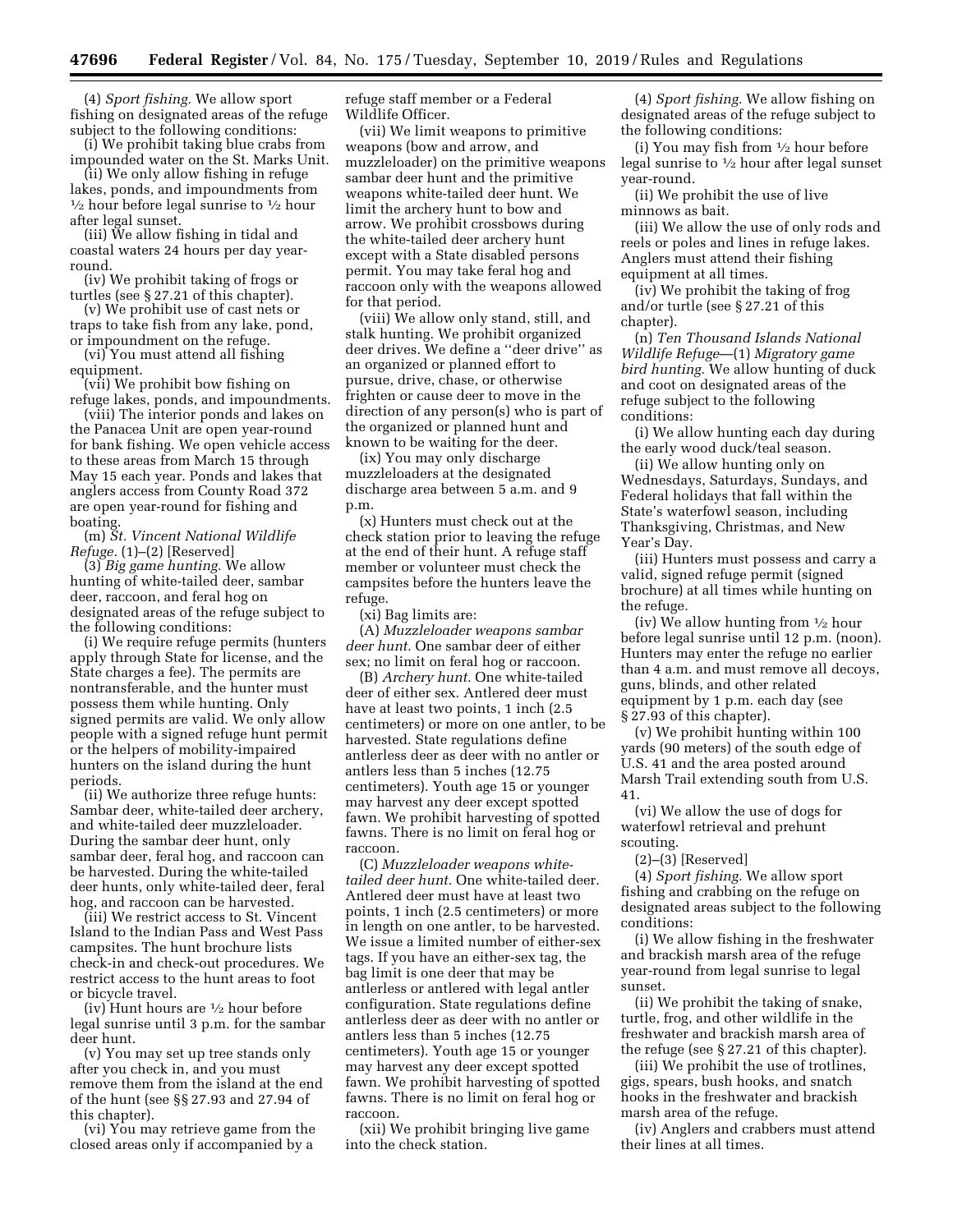(4) *Sport fishing.* We allow sport fishing on designated areas of the refuge subject to the following conditions:

(i) We prohibit taking blue crabs from impounded water on the St. Marks Unit.

(ii) We only allow fishing in refuge lakes, ponds, and impoundments from ½ hour before legal sunrise to ½ hour after legal sunset.

(iii) We allow fishing in tidal and coastal waters 24 hours per day year-round.

(iv) We prohibit taking of frogs or turtles (see § 27.21 of this chapter).

(v) We prohibit use of cast nets or traps to take fish from any lake, pond, or impoundment on the refuge.

(vi) You must attend all fishing equipment.

(vii) We prohibit bow fishing on refuge lakes, ponds, and impoundments.

(viii) The interior ponds and lakes on the Panacea Unit are open year-round for bank fishing. We open vehicle access to these areas from March 15 through May 15 each year. Ponds and lakes that anglers access from County Road 372 are open year-round for fishing and boating.

(m) *St. Vincent National Wildlife Refuge.* (1)–(2) [Reserved]

(3) *Big game hunting.* We allow hunting of white-tailed deer, sambar deer, raccoon, and feral hog on designated areas of the refuge subject to the following conditions:

(i) We require refuge permits (hunters apply through State for license, and the State charges a fee). The permits are nontransferable, and the hunter must possess them while hunting. Only signed permits are valid. We only allow people with a signed refuge hunt permit or the helpers of mobility-impaired hunters on the island during the hunt periods.

(ii) We authorize three refuge hunts: Sambar deer, white-tailed deer archery, and white-tailed deer muzzleloader. During the sambar deer hunt, only sambar deer, feral hog, and raccoon can be harvested. During the white-tailed deer hunts, only white-tailed deer, feral hog, and raccoon can be harvested.

(iii) We restrict access to St. Vincent Island to the Indian Pass and West Pass campsites. The hunt brochure lists check-in and check-out procedures. We restrict access to the hunt areas to foot or bicycle travel.

(iv) Hunt hours are ½ hour before legal sunrise until 3 p.m. for the sambar deer hunt.

(v) You may set up tree stands only after you check in, and you must remove them from the island at the end of the hunt (see §§ 27.93 and 27.94 of this chapter).

(vi) You may retrieve game from the closed areas only if accompanied by a refuge staff member or a Federal Wildlife Officer.

(vii) We limit weapons to primitive weapons (bow and arrow, and muzzleloader) on the primitive weapons sambar deer hunt and the primitive weapons white-tailed deer hunt. We limit the archery hunt to bow and arrow. We prohibit crossbows during the white-tailed deer archery hunt except with a State disabled persons permit. You may take feral hog and raccoon only with the weapons allowed for that period.

(viii) We allow only stand, still, and stalk hunting. We prohibit organized deer drives. We define a ''deer drive'' as an organized or planned effort to pursue, drive, chase, or otherwise frighten or cause deer to move in the direction of any person(s) who is part of the organized or planned hunt and known to be waiting for the deer.

(ix) You may only discharge muzzleloaders at the designated discharge area between 5 a.m. and 9 p.m.

(x) Hunters must check out at the check station prior to leaving the refuge at the end of their hunt. A refuge staff member or volunteer must check the campsites before the hunters leave the refuge.

(xi) Bag limits are:

(A) *Muzzleloader weapons sambar deer hunt.* One sambar deer of either sex; no limit on feral hog or raccoon.

(B) *Archery hunt.* One white-tailed deer of either sex. Antlered deer must have at least two points, 1 inch (2.5 centimeters) or more on one antler, to be harvested. State regulations define antlerless deer as deer with no antler or antlers less than 5 inches (12.75 centimeters). Youth age 15 or younger may harvest any deer except spotted fawn. We prohibit harvesting of spotted fawns. There is no limit on feral hog or raccoon.

(C) *Muzzleloader weapons white-tailed deer hunt.* One white-tailed deer. Antlered deer must have at least two points, 1 inch (2.5 centimeters) or more in length on one antler, to be harvested. We issue a limited number of either-sex tags. If you have an either-sex tag, the bag limit is one deer that may be antlerless or antlered with legal antler configuration. State regulations define antlerless deer as deer with no antler or antlers less than 5 inches (12.75 centimeters). Youth age 15 or younger may harvest any deer except spotted fawn. We prohibit harvesting of spotted fawns. There is no limit on feral hog or raccoon.

(xii) We prohibit bringing live game into the check station.

(4) *Sport fishing.* We allow fishing on designated areas of the refuge subject to the following conditions:

(i) You may fish from ½ hour before legal sunrise to ½ hour after legal sunset year-round.

(ii) We prohibit the use of live minnows as bait.

(iii) We allow the use of only rods and reels or poles and lines in refuge lakes. Anglers must attend their fishing equipment at all times.

(iv) We prohibit the taking of frog and/or turtle (see § 27.21 of this chapter).

(n) *Ten Thousand Islands National Wildlife Refuge*—(1) *Migratory game bird hunting.* We allow hunting of duck and coot on designated areas of the refuge subject to the following conditions:

(i) We allow hunting each day during the early wood duck/teal season.

(ii) We allow hunting only on Wednesdays, Saturdays, Sundays, and Federal holidays that fall within the State's waterfowl season, including Thanksgiving, Christmas, and New Year's Day.

(iii) Hunters must possess and carry a valid, signed refuge permit (signed brochure) at all times while hunting on the refuge.

(iv) We allow hunting from ½ hour before legal sunrise until 12 p.m. (noon). Hunters may enter the refuge no earlier than 4 a.m. and must remove all decoys, guns, blinds, and other related equipment by 1 p.m. each day (see § 27.93 of this chapter).

(v) We prohibit hunting within 100 yards (90 meters) of the south edge of U.S. 41 and the area posted around Marsh Trail extending south from U.S. 41.

(vi) We allow the use of dogs for waterfowl retrieval and prehunt scouting.

(2)–(3) [Reserved]

(4) *Sport fishing.* We allow sport fishing and crabbing on the refuge on designated areas subject to the following conditions:

(i) We allow fishing in the freshwater and brackish marsh area of the refuge year-round from legal sunrise to legal sunset.

(ii) We prohibit the taking of snake, turtle, frog, and other wildlife in the freshwater and brackish marsh area of the refuge (see § 27.21 of this chapter).

(iii) We prohibit the use of trotlines, gigs, spears, bush hooks, and snatch hooks in the freshwater and brackish marsh area of the refuge.

(iv) Anglers and crabbers must attend their lines at all times.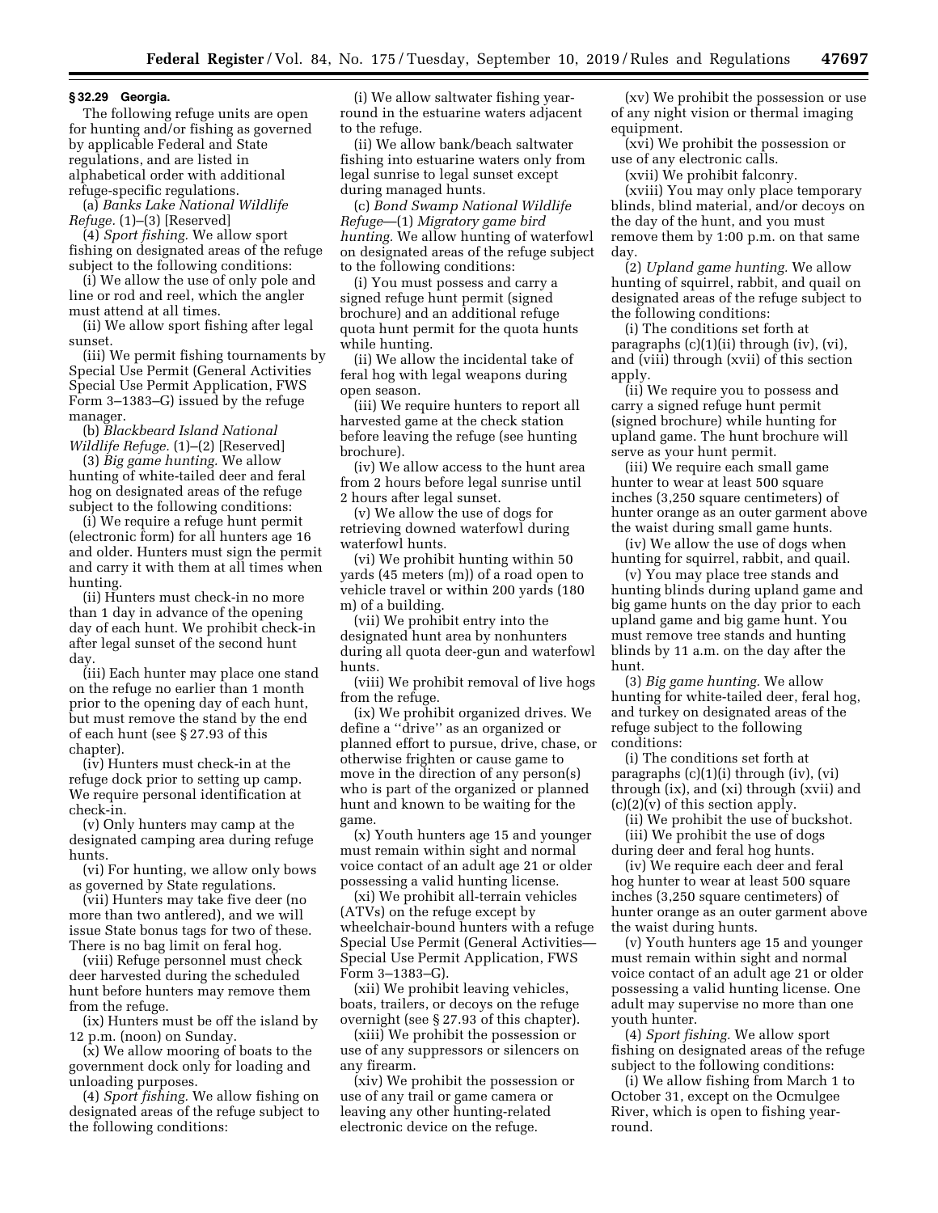**§ 32.29 Georgia.**

The following refuge units are open for hunting and/or fishing as governed by applicable Federal and State regulations, and are listed in alphabetical order with additional refuge-specific regulations.

(a) *Banks Lake National Wildlife Refuge.* (1)–(3) [Reserved]

(4) *Sport fishing.* We allow sport fishing on designated areas of the refuge subject to the following conditions:

(i) We allow the use of only pole and line or rod and reel, which the angler must attend at all times.

(ii) We allow sport fishing after legal sunset.

(iii) We permit fishing tournaments by Special Use Permit (General Activities Special Use Permit Application, FWS Form 3–1383–G) issued by the refuge manager.

(b) *Blackbeard Island National Wildlife Refuge.* (1)–(2) [Reserved]

(3) *Big game hunting.* We allow hunting of white-tailed deer and feral hog on designated areas of the refuge subject to the following conditions:

(i) We require a refuge hunt permit (electronic form) for all hunters age 16 and older. Hunters must sign the permit and carry it with them at all times when hunting.

(ii) Hunters must check-in no more than 1 day in advance of the opening day of each hunt. We prohibit check-in after legal sunset of the second hunt day.

(iii) Each hunter may place one stand on the refuge no earlier than 1 month prior to the opening day of each hunt, but must remove the stand by the end of each hunt (see § 27.93 of this chapter).

(iv) Hunters must check-in at the refuge dock prior to setting up camp. We require personal identification at check-in.

(v) Only hunters may camp at the designated camping area during refuge hunts.

(vi) For hunting, we allow only bows as governed by State regulations.

(vii) Hunters may take five deer (no more than two antlered), and we will issue State bonus tags for two of these. There is no bag limit on feral hog.

(viii) Refuge personnel must check deer harvested during the scheduled hunt before hunters may remove them from the refuge.

(ix) Hunters must be off the island by 12 p.m. (noon) on Sunday.

(x) We allow mooring of boats to the government dock only for loading and unloading purposes.

(4) *Sport fishing.* We allow fishing on designated areas of the refuge subject to the following conditions:

(i) We allow saltwater fishing year-round in the estuarine waters adjacent to the refuge.

(ii) We allow bank/beach saltwater fishing into estuarine waters only from legal sunrise to legal sunset except during managed hunts.

(c) *Bond Swamp National Wildlife Refuge*—(1) *Migratory game bird hunting.* We allow hunting of waterfowl on designated areas of the refuge subject to the following conditions:

(i) You must possess and carry a signed refuge hunt permit (signed brochure) and an additional refuge quota hunt permit for the quota hunts while hunting.

(ii) We allow the incidental take of feral hog with legal weapons during open season.

(iii) We require hunters to report all harvested game at the check station before leaving the refuge (see hunting brochure).

(iv) We allow access to the hunt area from 2 hours before legal sunrise until 2 hours after legal sunset.

(v) We allow the use of dogs for retrieving downed waterfowl during waterfowl hunts.

(vi) We prohibit hunting within 50 yards (45 meters (m)) of a road open to vehicle travel or within 200 yards (180 m) of a building.

(vii) We prohibit entry into the designated hunt area by nonhunters during all quota deer-gun and waterfowl hunts.

(viii) We prohibit removal of live hogs from the refuge.

(ix) We prohibit organized drives. We define a "drive" as an organized or planned effort to pursue, drive, chase, or otherwise frighten or cause game to move in the direction of any person(s) who is part of the organized or planned hunt and known to be waiting for the game.

(x) Youth hunters age 15 and younger must remain within sight and normal voice contact of an adult age 21 or older possessing a valid hunting license.

(xi) We prohibit all-terrain vehicles (ATVs) on the refuge except by wheelchair-bound hunters with a refuge Special Use Permit (General Activities—Special Use Permit Application, FWS Form 3–1383–G).

(xii) We prohibit leaving vehicles, boats, trailers, or decoys on the refuge overnight (see § 27.93 of this chapter).

(xiii) We prohibit the possession or use of any suppressors or silencers on any firearm.

(xiv) We prohibit the possession or use of any trail or game camera or leaving any other hunting-related electronic device on the refuge.

(xv) We prohibit the possession or use of any night vision or thermal imaging equipment.

(xvi) We prohibit the possession or use of any electronic calls.

(xvii) We prohibit falconry.

(xviii) You may only place temporary blinds, blind material, and/or decoys on the day of the hunt, and you must remove them by 1:00 p.m. on that same day.

(2) *Upland game hunting.* We allow hunting of squirrel, rabbit, and quail on designated areas of the refuge subject to the following conditions:

(i) The conditions set forth at paragraphs (c)(1)(ii) through (iv), (vi), and (viii) through (xvii) of this section apply.

(ii) We require you to possess and carry a signed refuge hunt permit (signed brochure) while hunting for upland game. The hunt brochure will serve as your hunt permit.

(iii) We require each small game hunter to wear at least 500 square inches (3,250 square centimeters) of hunter orange as an outer garment above the waist during small game hunts.

(iv) We allow the use of dogs when hunting for squirrel, rabbit, and quail.

(v) You may place tree stands and hunting blinds during upland game and big game hunts on the day prior to each upland game and big game hunt. You must remove tree stands and hunting blinds by 11 a.m. on the day after the hunt.

(3) *Big game hunting.* We allow hunting for white-tailed deer, feral hog, and turkey on designated areas of the refuge subject to the following conditions:

(i) The conditions set forth at paragraphs (c)(1)(i) through (iv), (vi) through (ix), and (xi) through (xvii) and (c)(2)(v) of this section apply.

(ii) We prohibit the use of buckshot.

(iii) We prohibit the use of dogs during deer and feral hog hunts.

(iv) We require each deer and feral hog hunter to wear at least 500 square inches (3,250 square centimeters) of hunter orange as an outer garment above the waist during hunts.

(v) Youth hunters age 15 and younger must remain within sight and normal voice contact of an adult age 21 or older possessing a valid hunting license. One adult may supervise no more than one youth hunter.

(4) *Sport fishing.* We allow sport fishing on designated areas of the refuge subject to the following conditions:

(i) We allow fishing from March 1 to October 31, except on the Ocmulgee River, which is open to fishing year-round.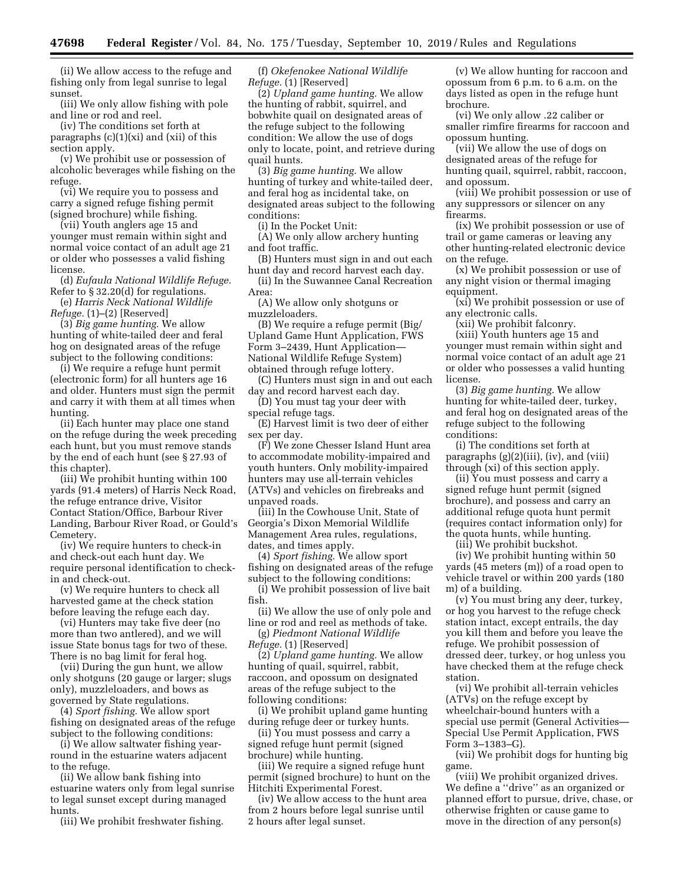(ii) We allow access to the refuge and fishing only from legal sunrise to legal sunset.

(iii) We only allow fishing with pole and line or rod and reel.

(iv) The conditions set forth at paragraphs (c)(1)(xi) and (xii) of this section apply.

(v) We prohibit use or possession of alcoholic beverages while fishing on the refuge.

(vi) We require you to possess and carry a signed refuge fishing permit (signed brochure) while fishing.

(vii) Youth anglers age 15 and younger must remain within sight and normal voice contact of an adult age 21 or older who possesses a valid fishing license.

(d) *Eufaula National Wildlife Refuge.* Refer to § 32.20(d) for regulations.

(e) *Harris Neck National Wildlife Refuge.* (1)–(2) [Reserved]

(3) *Big game hunting.* We allow hunting of white-tailed deer and feral hog on designated areas of the refuge subject to the following conditions:

(i) We require a refuge hunt permit (electronic form) for all hunters age 16 and older. Hunters must sign the permit and carry it with them at all times when hunting.

(ii) Each hunter may place one stand on the refuge during the week preceding each hunt, but you must remove stands by the end of each hunt (see § 27.93 of this chapter).

(iii) We prohibit hunting within 100 yards (91.4 meters) of Harris Neck Road, the refuge entrance drive, Visitor Contact Station/Office, Barbour River Landing, Barbour River Road, or Gould's Cemetery.

(iv) We require hunters to check-in and check-out each hunt day. We require personal identification to check-in and check-out.

(v) We require hunters to check all harvested game at the check station before leaving the refuge each day.

(vi) Hunters may take five deer (no more than two antlered), and we will issue State bonus tags for two of these. There is no bag limit for feral hog.

(vii) During the gun hunt, we allow only shotguns (20 gauge or larger; slugs only), muzzleloaders, and bows as governed by State regulations.

(4) *Sport fishing.* We allow sport fishing on designated areas of the refuge subject to the following conditions:

(i) We allow saltwater fishing year-round in the estuarine waters adjacent to the refuge.

(ii) We allow bank fishing into estuarine waters only from legal sunrise to legal sunset except during managed hunts.

(iii) We prohibit freshwater fishing.

(f) *Okefenokee National Wildlife Refuge.* (1) [Reserved]

(2) *Upland game hunting.* We allow the hunting of rabbit, squirrel, and bobwhite quail on designated areas of the refuge subject to the following condition: We allow the use of dogs only to locate, point, and retrieve during quail hunts.

(3) *Big game hunting.* We allow hunting of turkey and white-tailed deer, and feral hog as incidental take, on designated areas subject to the following conditions:

(i) In the Pocket Unit:

(A) We only allow archery hunting and foot traffic.

(B) Hunters must sign in and out each hunt day and record harvest each day.

(ii) In the Suwannee Canal Recreation Area:

(A) We allow only shotguns or muzzleloaders.

(B) We require a refuge permit (Big/Upland Game Hunt Application, FWS Form 3–2439, Hunt Application—National Wildlife Refuge System) obtained through refuge lottery.

(C) Hunters must sign in and out each day and record harvest each day.

(D) You must tag your deer with special refuge tags.

(E) Harvest limit is two deer of either sex per day.

(F) We zone Chesser Island Hunt area to accommodate mobility-impaired and youth hunters. Only mobility-impaired hunters may use all-terrain vehicles (ATVs) and vehicles on firebreaks and unpaved roads.

(iii) In the Cowhouse Unit, State of Georgia's Dixon Memorial Wildlife Management Area rules, regulations, dates, and times apply.

(4) *Sport fishing.* We allow sport fishing on designated areas of the refuge subject to the following conditions:

(i) We prohibit possession of live bait fish.

(ii) We allow the use of only pole and line or rod and reel as methods of take.

(g) *Piedmont National Wildlife Refuge.* (1) [Reserved]

(2) *Upland game hunting.* We allow hunting of quail, squirrel, rabbit, raccoon, and opossum on designated areas of the refuge subject to the following conditions:

(i) We prohibit upland game hunting during refuge deer or turkey hunts.

(ii) You must possess and carry a signed refuge hunt permit (signed brochure) while hunting.

(iii) We require a signed refuge hunt permit (signed brochure) to hunt on the Hitchiti Experimental Forest.

(iv) We allow access to the hunt area from 2 hours before legal sunrise until 2 hours after legal sunset.

(v) We allow hunting for raccoon and opossum from 6 p.m. to 6 a.m. on the days listed as open in the refuge hunt brochure.

(vi) We only allow .22 caliber or smaller rimfire firearms for raccoon and opossum hunting.

(vii) We allow the use of dogs on designated areas of the refuge for hunting quail, squirrel, rabbit, raccoon, and opossum.

(viii) We prohibit possession or use of any suppressors or silencer on any firearms.

(ix) We prohibit possession or use of trail or game cameras or leaving any other hunting-related electronic device on the refuge.

(x) We prohibit possession or use of any night vision or thermal imaging equipment.

(xi) We prohibit possession or use of any electronic calls.

(xii) We prohibit falconry.

(xiii) Youth hunters age 15 and younger must remain within sight and normal voice contact of an adult age 21 or older who possesses a valid hunting license.

(3) *Big game hunting.* We allow hunting for white-tailed deer, turkey, and feral hog on designated areas of the refuge subject to the following conditions:

(i) The conditions set forth at paragraphs (g)(2)(iii), (iv), and (viii) through (xi) of this section apply.

(ii) You must possess and carry a signed refuge hunt permit (signed brochure), and possess and carry an additional refuge quota hunt permit (requires contact information only) for the quota hunts, while hunting.

(iii) We prohibit buckshot.

(iv) We prohibit hunting within 50 yards (45 meters (m)) of a road open to vehicle travel or within 200 yards (180 m) of a building.

(v) You must bring any deer, turkey, or hog you harvest to the refuge check station intact, except entrails, the day you kill them and before you leave the refuge. We prohibit possession of dressed deer, turkey, or hog unless you have checked them at the refuge check station.

(vi) We prohibit all-terrain vehicles (ATVs) on the refuge except by wheelchair-bound hunters with a special use permit (General Activities—Special Use Permit Application, FWS Form 3–1383–G).

(vii) We prohibit dogs for hunting big game.

(viii) We prohibit organized drives. We define a ''drive'' as an organized or planned effort to pursue, drive, chase, or otherwise frighten or cause game to move in the direction of any person(s)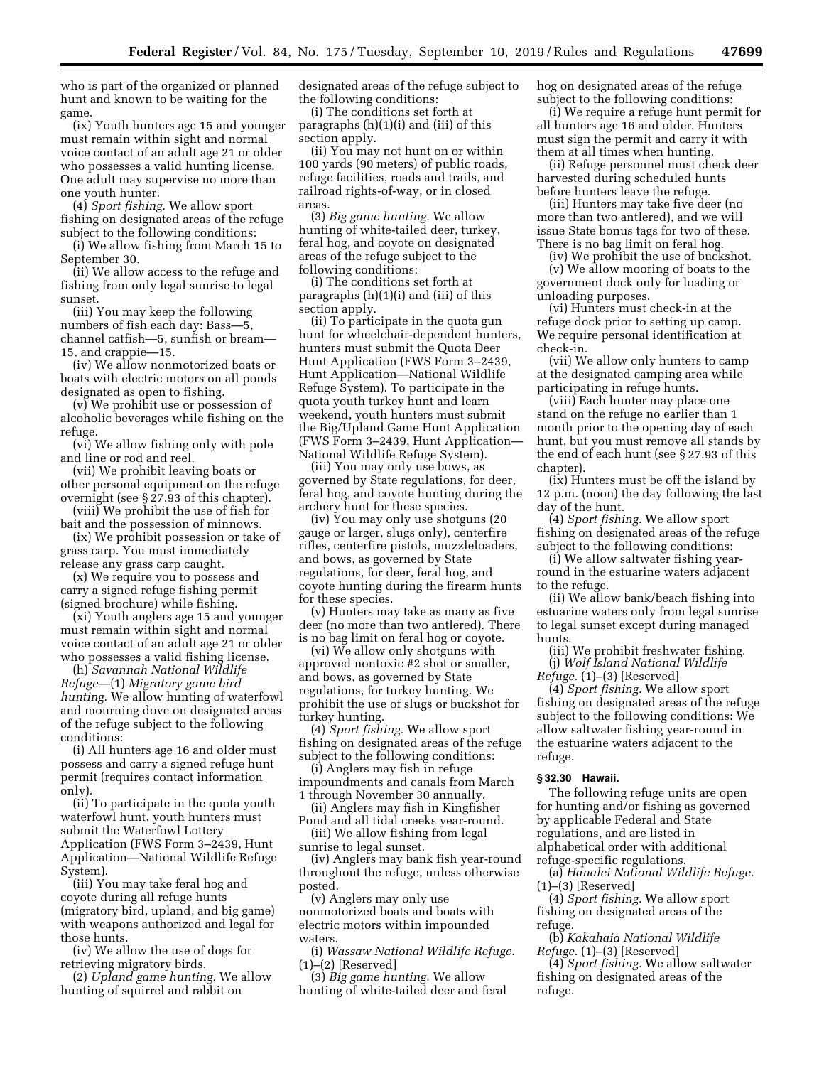who is part of the organized or planned hunt and known to be waiting for the game.

(ix) Youth hunters age 15 and younger must remain within sight and normal voice contact of an adult age 21 or older who possesses a valid hunting license. One adult may supervise no more than one youth hunter.

(4) *Sport fishing.* We allow sport fishing on designated areas of the refuge subject to the following conditions:

(i) We allow fishing from March 15 to September 30.

(ii) We allow access to the refuge and fishing from only legal sunrise to legal sunset.

(iii) You may keep the following numbers of fish each day: Bass—5, channel catfish—5, sunfish or bream—15, and crappie—15.

(iv) We allow nonmotorized boats or boats with electric motors on all ponds designated as open to fishing.

(v) We prohibit use or possession of alcoholic beverages while fishing on the refuge.

(vi) We allow fishing only with pole and line or rod and reel.

(vii) We prohibit leaving boats or other personal equipment on the refuge overnight (see § 27.93 of this chapter).

(viii) We prohibit the use of fish for bait and the possession of minnows.

(ix) We prohibit possession or take of grass carp. You must immediately release any grass carp caught.

(x) We require you to possess and carry a signed refuge fishing permit (signed brochure) while fishing.

(xi) Youth anglers age 15 and younger must remain within sight and normal voice contact of an adult age 21 or older who possesses a valid fishing license.

(h) *Savannah National Wildlife Refuge*—(1) *Migratory game bird hunting.* We allow hunting of waterfowl and mourning dove on designated areas of the refuge subject to the following conditions:

(i) All hunters age 16 and older must possess and carry a signed refuge hunt permit (requires contact information only).

(ii) To participate in the quota youth waterfowl hunt, youth hunters must submit the Waterfowl Lottery Application (FWS Form 3–2439, Hunt Application—National Wildlife Refuge System).

(iii) You may take feral hog and coyote during all refuge hunts (migratory bird, upland, and big game) with weapons authorized and legal for those hunts.

(iv) We allow the use of dogs for retrieving migratory birds.

(2) *Upland game hunting.* We allow hunting of squirrel and rabbit on designated areas of the refuge subject to the following conditions:

(i) The conditions set forth at paragraphs (h)(1)(i) and (iii) of this section apply.

(ii) You may not hunt on or within 100 yards (90 meters) of public roads, refuge facilities, roads and trails, and railroad rights-of-way, or in closed areas.

(3) *Big game hunting.* We allow hunting of white-tailed deer, turkey, feral hog, and coyote on designated areas of the refuge subject to the following conditions:

(i) The conditions set forth at paragraphs (h)(1)(i) and (iii) of this section apply.

(ii) To participate in the quota gun hunt for wheelchair-dependent hunters, hunters must submit the Quota Deer Hunt Application (FWS Form 3–2439, Hunt Application—National Wildlife Refuge System). To participate in the quota youth turkey hunt and learn weekend, youth hunters must submit the Big/Upland Game Hunt Application (FWS Form 3–2439, Hunt Application—National Wildlife Refuge System).

(iii) You may only use bows, as governed by State regulations, for deer, feral hog, and coyote hunting during the archery hunt for these species.

(iv) You may only use shotguns (20 gauge or larger, slugs only), centerfire rifles, centerfire pistols, muzzleloaders, and bows, as governed by State regulations, for deer, feral hog, and coyote hunting during the firearm hunts for these species.

(v) Hunters may take as many as five deer (no more than two antlered). There is no bag limit on feral hog or coyote.

(vi) We allow only shotguns with approved nontoxic #2 shot or smaller, and bows, as governed by State regulations, for turkey hunting. We prohibit the use of slugs or buckshot for turkey hunting.

(4) *Sport fishing.* We allow sport fishing on designated areas of the refuge subject to the following conditions:

(i) Anglers may fish in refuge impoundments and canals from March 1 through November 30 annually.

(ii) Anglers may fish in Kingfisher Pond and all tidal creeks year-round.

(iii) We allow fishing from legal sunrise to legal sunset.

(iv) Anglers may bank fish year-round throughout the refuge, unless otherwise posted.

(v) Anglers may only use nonmotorized boats and boats with electric motors within impounded waters.

(i) *Wassaw National Wildlife Refuge.* (1)–(2) [Reserved]

(3) *Big game hunting.* We allow hunting of white-tailed deer and feral hog on designated areas of the refuge subject to the following conditions:

(i) We require a refuge hunt permit for all hunters age 16 and older. Hunters must sign the permit and carry it with them at all times when hunting.

(ii) Refuge personnel must check deer harvested during scheduled hunts before hunters leave the refuge.

(iii) Hunters may take five deer (no more than two antlered), and we will issue State bonus tags for two of these. There is no bag limit on feral hog.

(iv) We prohibit the use of buckshot.

(v) We allow mooring of boats to the government dock only for loading or unloading purposes.

(vi) Hunters must check-in at the refuge dock prior to setting up camp. We require personal identification at check-in.

(vii) We allow only hunters to camp at the designated camping area while participating in refuge hunts.

(viii) Each hunter may place one stand on the refuge no earlier than 1 month prior to the opening day of each hunt, but you must remove all stands by the end of each hunt (see § 27.93 of this chapter).

(ix) Hunters must be off the island by 12 p.m. (noon) the day following the last day of the hunt.

(4) *Sport fishing.* We allow sport fishing on designated areas of the refuge subject to the following conditions:

(i) We allow saltwater fishing year-round in the estuarine waters adjacent to the refuge.

(ii) We allow bank/beach fishing into estuarine waters only from legal sunrise to legal sunset except during managed hunts.

(iii) We prohibit freshwater fishing.

(j) *Wolf Island National Wildlife Refuge.* (1)–(3) [Reserved]

(4) *Sport fishing.* We allow sport fishing on designated areas of the refuge subject to the following conditions: We allow saltwater fishing year-round in the estuarine waters adjacent to the refuge.

**§ 32.30 Hawaii.**

The following refuge units are open for hunting and/or fishing as governed by applicable Federal and State regulations, and are listed in alphabetical order with additional refuge-specific regulations.

(a) *Hanalei National Wildlife Refuge.* (1)–(3) [Reserved]

(4) *Sport fishing.* We allow sport fishing on designated areas of the refuge.

(b) *Kakahaia National Wildlife Refuge.* (1)–(3) [Reserved]

(4) *Sport fishing.* We allow saltwater fishing on designated areas of the refuge.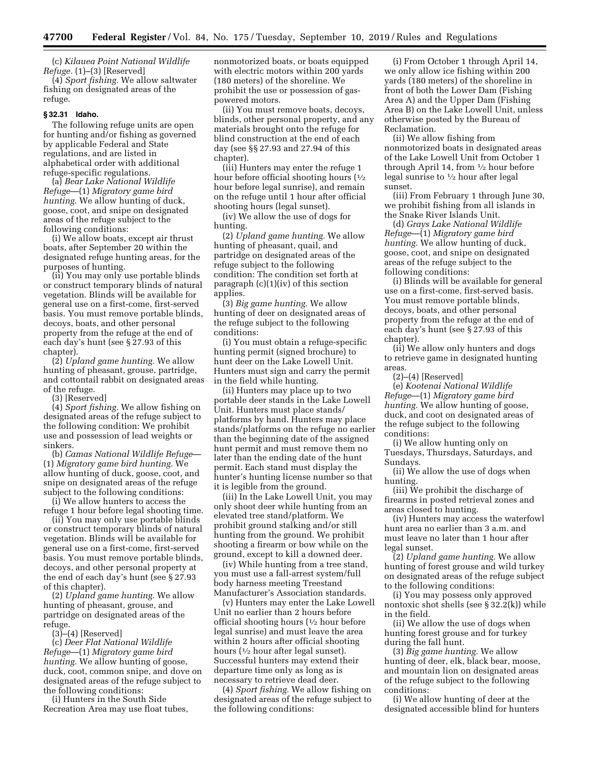(c) *Kilauea Point National Wildlife Refuge.* (1)–(3) [Reserved]

(4) *Sport fishing.* We allow saltwater fishing on designated areas of the refuge.

**§ 32.31 Idaho.**

The following refuge units are open for hunting and/or fishing as governed by applicable Federal and State regulations, and are listed in alphabetical order with additional refuge-specific regulations.

(a) *Bear Lake National Wildlife Refuge*—(1) *Migratory game bird hunting.* We allow hunting of duck, goose, coot, and snipe on designated areas of the refuge subject to the following conditions:

(i) We allow boats, except air thrust boats, after September 20 within the designated refuge hunting areas, for the purposes of hunting.

(ii) You may only use portable blinds or construct temporary blinds of natural vegetation. Blinds will be available for general use on a first-come, first-served basis. You must remove portable blinds, decoys, boats, and other personal property from the refuge at the end of each day's hunt (see § 27.93 of this chapter).

(2) *Upland game hunting.* We allow hunting of pheasant, grouse, partridge, and cottontail rabbit on designated areas of the refuge.

(3) [Reserved]

(4) *Sport fishing.* We allow fishing on designated areas of the refuge subject to the following condition: We prohibit use and possession of lead weights or sinkers.

(b) *Camas National Wildlife Refuge*—(1) *Migratory game bird hunting.* We allow hunting of duck, goose, coot, and snipe on designated areas of the refuge subject to the following conditions:

(i) We allow hunters to access the refuge 1 hour before legal shooting time.

(ii) You may only use portable blinds or construct temporary blinds of natural vegetation. Blinds will be available for general use on a first-come, first-served basis. You must remove portable blinds, decoys, and other personal property at the end of each day's hunt (see § 27.93 of this chapter).

(2) *Upland game hunting.* We allow hunting of pheasant, grouse, and partridge on designated areas of the refuge.

(3)–(4) [Reserved]

(c) *Deer Flat National Wildlife Refuge*—(1) *Migratory game bird hunting.* We allow hunting of goose, duck, coot, common snipe, and dove on designated areas of the refuge subject to the following conditions:

(i) Hunters in the South Side Recreation Area may use float tubes, nonmotorized boats, or boats equipped with electric motors within 200 yards (180 meters) of the shoreline. We prohibit the use or possession of gas-powered motors.

(ii) You must remove boats, decoys, blinds, other personal property, and any materials brought onto the refuge for blind construction at the end of each day (see §§ 27.93 and 27.94 of this chapter).

(iii) Hunters may enter the refuge 1 hour before official shooting hours (½ hour before legal sunrise), and remain on the refuge until 1 hour after official shooting hours (legal sunset).

(iv) We allow the use of dogs for hunting.

(2) *Upland game hunting.* We allow hunting of pheasant, quail, and partridge on designated areas of the refuge subject to the following condition: The condition set forth at paragraph (c)(1)(iv) of this section applies.

(3) *Big game hunting.* We allow hunting of deer on designated areas of the refuge subject to the following conditions:

(i) You must obtain a refuge-specific hunting permit (signed brochure) to hunt deer on the Lake Lowell Unit. Hunters must sign and carry the permit in the field while hunting.

(ii) Hunters may place up to two portable deer stands in the Lake Lowell Unit. Hunters must place stands/platforms by hand. Hunters may place stands/platforms on the refuge no earlier than the beginning date of the assigned hunt permit and must remove them no later than the ending date of the hunt permit. Each stand must display the hunter's hunting license number so that it is legible from the ground.

(iii) In the Lake Lowell Unit, you may only shoot deer while hunting from an elevated tree stand/platform. We prohibit ground stalking and/or still hunting from the ground. We prohibit shooting a firearm or bow while on the ground, except to kill a downed deer.

(iv) While hunting from a tree stand, you must use a fall-arrest system/full body harness meeting Treestand Manufacturer's Association standards.

(v) Hunters may enter the Lake Lowell Unit no earlier than 2 hours before official shooting hours (½ hour before legal sunrise) and must leave the area within 2 hours after official shooting hours (½ hour after legal sunset). Successful hunters may extend their departure time only as long as is necessary to retrieve dead deer.

(4) *Sport fishing.* We allow fishing on designated areas of the refuge subject to the following conditions:

(i) From October 1 through April 14, we only allow ice fishing within 200 yards (180 meters) of the shoreline in front of both the Lower Dam (Fishing Area A) and the Upper Dam (Fishing Area B) on the Lake Lowell Unit, unless otherwise posted by the Bureau of Reclamation.

(ii) We allow fishing from nonmotorized boats in designated areas of the Lake Lowell Unit from October 1 through April 14, from ½ hour before legal sunrise to ½ hour after legal sunset.

(iii) From February 1 through June 30, we prohibit fishing from all islands in the Snake River Islands Unit.

(d) *Grays Lake National Wildlife Refuge*—(1) *Migratory game bird hunting.* We allow hunting of duck, goose, coot, and snipe on designated areas of the refuge subject to the following conditions:

(i) Blinds will be available for general use on a first-come, first-served basis. You must remove portable blinds, decoys, boats, and other personal property from the refuge at the end of each day's hunt (see § 27.93 of this chapter).

(ii) We allow only hunters and dogs to retrieve game in designated hunting areas.

(2)–(4) [Reserved]

(e) *Kootenai National Wildlife Refuge*—(1) *Migratory game bird hunting.* We allow hunting of goose, duck, and coot on designated areas of the refuge subject to the following conditions:

(i) We allow hunting only on Tuesdays, Thursdays, Saturdays, and Sundays.

(ii) We allow the use of dogs when hunting.

(iii) We prohibit the discharge of firearms in posted retrieval zones and areas closed to hunting.

(iv) Hunters may access the waterfowl hunt area no earlier than 3 a.m. and must leave no later than 1 hour after legal sunset.

(2) *Upland game hunting.* We allow hunting of forest grouse and wild turkey on designated areas of the refuge subject to the following conditions:

(i) You may possess only approved nontoxic shot shells (see § 32.2(k)) while in the field.

(ii) We allow the use of dogs when hunting forest grouse and for turkey during the fall hunt.

(3) *Big game hunting.* We allow hunting of deer, elk, black bear, moose, and mountain lion on designated areas of the refuge subject to the following conditions:

(i) We allow hunting of deer at the designated accessible blind for hunters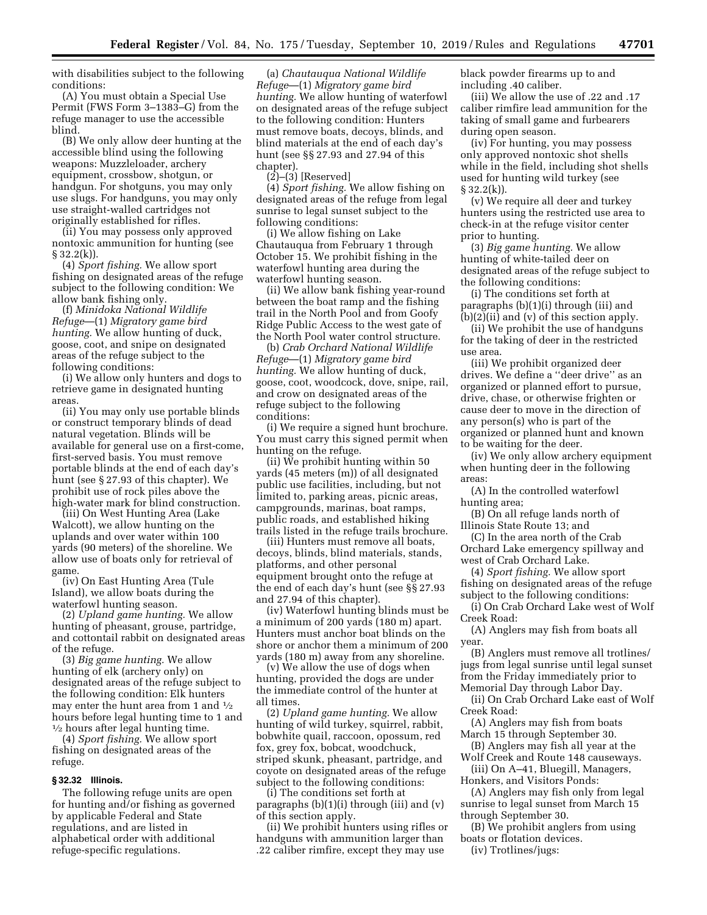with disabilities subject to the following conditions:

(A) You must obtain a Special Use Permit (FWS Form 3–1383–G) from the refuge manager to use the accessible blind.

(B) We only allow deer hunting at the accessible blind using the following weapons: Muzzleloader, archery equipment, crossbow, shotgun, or handgun. For shotguns, you may only use slugs. For handguns, you may only use straight-walled cartridges not originally established for rifles.

(ii) You may possess only approved nontoxic ammunition for hunting (see § 32.2(k)).

(4) *Sport fishing.* We allow sport fishing on designated areas of the refuge subject to the following condition: We allow bank fishing only.

(f) *Minidoka National Wildlife Refuge*—(1) *Migratory game bird hunting.* We allow hunting of duck, goose, coot, and snipe on designated areas of the refuge subject to the following conditions:

(i) We allow only hunters and dogs to retrieve game in designated hunting areas.

(ii) You may only use portable blinds or construct temporary blinds of dead natural vegetation. Blinds will be available for general use on a first-come, first-served basis. You must remove portable blinds at the end of each day's hunt (see § 27.93 of this chapter). We prohibit use of rock piles above the high-water mark for blind construction.

(iii) On West Hunting Area (Lake Walcott), we allow hunting on the uplands and over water within 100 yards (90 meters) of the shoreline. We allow use of boats only for retrieval of game.

(iv) On East Hunting Area (Tule Island), we allow boats during the waterfowl hunting season.

(2) *Upland game hunting.* We allow hunting of pheasant, grouse, partridge, and cottontail rabbit on designated areas of the refuge.

(3) *Big game hunting.* We allow hunting of elk (archery only) on designated areas of the refuge subject to the following condition: Elk hunters may enter the hunt area from 1 and ½ hours before legal hunting time to 1 and ½ hours after legal hunting time.

(4) *Sport fishing.* We allow sport fishing on designated areas of the refuge.

### § 32.32 Illinois.

The following refuge units are open for hunting and/or fishing as governed by applicable Federal and State regulations, and are listed in alphabetical order with additional refuge-specific regulations.

(a) *Chautauqua National Wildlife Refuge*—(1) *Migratory game bird hunting.* We allow hunting of waterfowl on designated areas of the refuge subject to the following condition: Hunters must remove boats, decoys, blinds, and blind materials at the end of each day's hunt (see §§ 27.93 and 27.94 of this chapter).

(2)–(3) [Reserved]

(4) *Sport fishing.* We allow fishing on designated areas of the refuge from legal sunrise to legal sunset subject to the following conditions:

(i) We allow fishing on Lake Chautauqua from February 1 through October 15. We prohibit fishing in the waterfowl hunting area during the waterfowl hunting season.

(ii) We allow bank fishing year-round between the boat ramp and the fishing trail in the North Pool and from Goofy Ridge Public Access to the west gate of the North Pool water control structure.

(b) *Crab Orchard National Wildlife Refuge*—(1) *Migratory game bird hunting.* We allow hunting of duck, goose, coot, woodcock, dove, snipe, rail, and crow on designated areas of the refuge subject to the following conditions:

(i) We require a signed hunt brochure. You must carry this signed permit when hunting on the refuge.

(ii) We prohibit hunting within 50 yards (45 meters (m)) of all designated public use facilities, including, but not limited to, parking areas, picnic areas, campgrounds, marinas, boat ramps, public roads, and established hiking trails listed in the refuge trails brochure.

(iii) Hunters must remove all boats, decoys, blinds, blind materials, stands, platforms, and other personal equipment brought onto the refuge at the end of each day's hunt (see §§ 27.93 and 27.94 of this chapter).

(iv) Waterfowl hunting blinds must be a minimum of 200 yards (180 m) apart. Hunters must anchor boat blinds on the shore or anchor them a minimum of 200 yards (180 m) away from any shoreline.

(v) We allow the use of dogs when hunting, provided the dogs are under the immediate control of the hunter at all times.

(2) *Upland game hunting.* We allow hunting of wild turkey, squirrel, rabbit, bobwhite quail, raccoon, opossum, red fox, grey fox, bobcat, woodchuck, striped skunk, pheasant, partridge, and coyote on designated areas of the refuge subject to the following conditions:

(i) The conditions set forth at paragraphs (b)(1)(i) through (iii) and (v) of this section apply.

(ii) We prohibit hunters using rifles or handguns with ammunition larger than .22 caliber rimfire, except they may use black powder firearms up to and including .40 caliber.

(iii) We allow the use of .22 and .17 caliber rimfire lead ammunition for the taking of small game and furbearers during open season.

(iv) For hunting, you may possess only approved nontoxic shot shells while in the field, including shot shells used for hunting wild turkey (see § 32.2(k)).

(v) We require all deer and turkey hunters using the restricted use area to check-in at the refuge visitor center prior to hunting.

(3) *Big game hunting.* We allow hunting of white-tailed deer on designated areas of the refuge subject to the following conditions:

(i) The conditions set forth at paragraphs (b)(1)(i) through (iii) and (b)(2)(ii) and (v) of this section apply.

(ii) We prohibit the use of handguns for the taking of deer in the restricted use area.

(iii) We prohibit organized deer drives. We define a ''deer drive'' as an organized or planned effort to pursue, drive, chase, or otherwise frighten or cause deer to move in the direction of any person(s) who is part of the organized or planned hunt and known to be waiting for the deer.

(iv) We only allow archery equipment when hunting deer in the following areas:

(A) In the controlled waterfowl hunting area;

(B) On all refuge lands north of Illinois State Route 13; and

(C) In the area north of the Crab Orchard Lake emergency spillway and west of Crab Orchard Lake.

(4) *Sport fishing.* We allow sport fishing on designated areas of the refuge subject to the following conditions:

(i) On Crab Orchard Lake west of Wolf Creek Road:

(A) Anglers may fish from boats all year.

(B) Anglers must remove all trotlines/jugs from legal sunrise until legal sunset from the Friday immediately prior to Memorial Day through Labor Day.

(ii) On Crab Orchard Lake east of Wolf Creek Road:

(A) Anglers may fish from boats March 15 through September 30.

(B) Anglers may fish all year at the Wolf Creek and Route 148 causeways.

(iii) On A–41, Bluegill, Managers, Honkers, and Visitors Ponds:

(A) Anglers may fish only from legal sunrise to legal sunset from March 15 through September 30.

(B) We prohibit anglers from using boats or flotation devices.

(iv) Trotlines/jugs: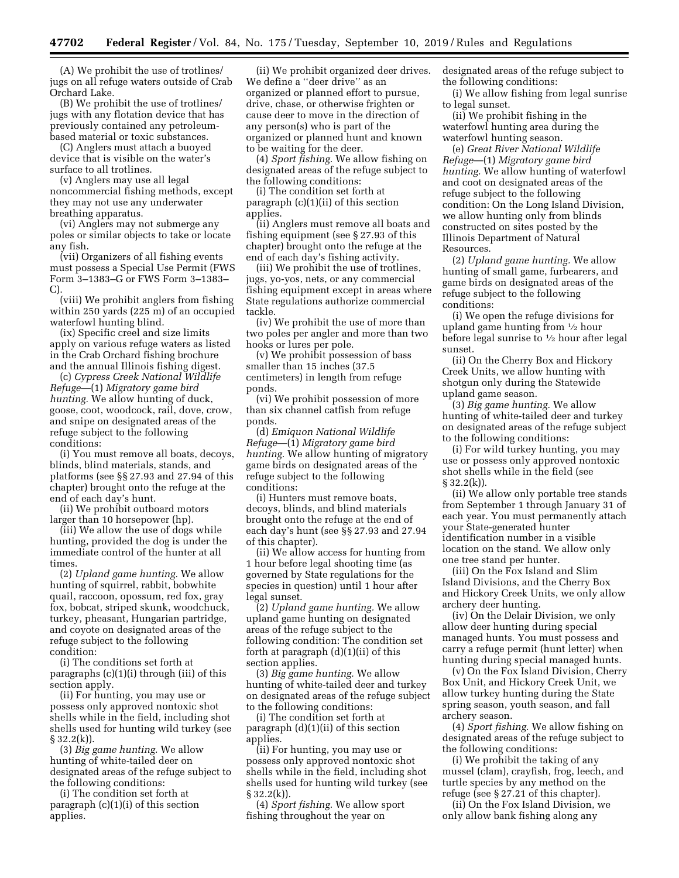(A) We prohibit the use of trotlines/jugs on all refuge waters outside of Crab Orchard Lake.

(B) We prohibit the use of trotlines/jugs with any flotation device that has previously contained any petroleum-based material or toxic substances.

(C) Anglers must attach a buoyed device that is visible on the water's surface to all trotlines.

(v) Anglers may use all legal noncommercial fishing methods, except they may not use any underwater breathing apparatus.

(vi) Anglers may not submerge any poles or similar objects to take or locate any fish.

(vii) Organizers of all fishing events must possess a Special Use Permit (FWS Form 3–1383–G or FWS Form 3–1383–C).

(viii) We prohibit anglers from fishing within 250 yards (225 m) of an occupied waterfowl hunting blind.

(ix) Specific creel and size limits apply on various refuge waters as listed in the Crab Orchard fishing brochure and the annual Illinois fishing digest.

(c) *Cypress Creek National Wildlife Refuge*—(1) *Migratory game bird hunting.* We allow hunting of duck, goose, coot, woodcock, rail, dove, crow, and snipe on designated areas of the refuge subject to the following conditions:

(i) You must remove all boats, decoys, blinds, blind materials, stands, and platforms (see §§ 27.93 and 27.94 of this chapter) brought onto the refuge at the end of each day's hunt.

(ii) We prohibit outboard motors larger than 10 horsepower (hp).

(iii) We allow the use of dogs while hunting, provided the dog is under the immediate control of the hunter at all times.

(2) *Upland game hunting.* We allow hunting of squirrel, rabbit, bobwhite quail, raccoon, opossum, red fox, gray fox, bobcat, striped skunk, woodchuck, turkey, pheasant, Hungarian partridge, and coyote on designated areas of the refuge subject to the following condition:

(i) The conditions set forth at paragraphs (c)(1)(i) through (iii) of this section apply.

(ii) For hunting, you may use or possess only approved nontoxic shot shells while in the field, including shot shells used for hunting wild turkey (see § 32.2(k)).

(3) *Big game hunting.* We allow hunting of white-tailed deer on designated areas of the refuge subject to the following conditions:

(i) The condition set forth at paragraph (c)(1)(i) of this section applies.

(ii) We prohibit organized deer drives. We define a ''deer drive'' as an organized or planned effort to pursue, drive, chase, or otherwise frighten or cause deer to move in the direction of any person(s) who is part of the organized or planned hunt and known to be waiting for the deer.

(4) *Sport fishing.* We allow fishing on designated areas of the refuge subject to the following conditions:

(i) The condition set forth at paragraph (c)(1)(ii) of this section applies.

(ii) Anglers must remove all boats and fishing equipment (see § 27.93 of this chapter) brought onto the refuge at the end of each day's fishing activity.

(iii) We prohibit the use of trotlines, jugs, yo-yos, nets, or any commercial fishing equipment except in areas where State regulations authorize commercial tackle.

(iv) We prohibit the use of more than two poles per angler and more than two hooks or lures per pole.

(v) We prohibit possession of bass smaller than 15 inches (37.5 centimeters) in length from refuge ponds.

(vi) We prohibit possession of more than six channel catfish from refuge ponds.

(d) *Emiquon National Wildlife Refuge*—(1) *Migratory game bird hunting.* We allow hunting of migratory game birds on designated areas of the refuge subject to the following conditions:

(i) Hunters must remove boats, decoys, blinds, and blind materials brought onto the refuge at the end of each day's hunt (see §§ 27.93 and 27.94 of this chapter).

(ii) We allow access for hunting from 1 hour before legal shooting time (as governed by State regulations for the species in question) until 1 hour after legal sunset.

(2) *Upland game hunting.* We allow upland game hunting on designated areas of the refuge subject to the following condition: The condition set forth at paragraph (d)(1)(ii) of this section applies.

(3) *Big game hunting.* We allow hunting of white-tailed deer and turkey on designated areas of the refuge subject to the following conditions:

(i) The condition set forth at paragraph (d)(1)(ii) of this section applies.

(ii) For hunting, you may use or possess only approved nontoxic shot shells while in the field, including shot shells used for hunting wild turkey (see § 32.2(k)).

(4) *Sport fishing.* We allow sport fishing throughout the year on designated areas of the refuge subject to the following conditions:

(i) We allow fishing from legal sunrise to legal sunset.

(ii) We prohibit fishing in the waterfowl hunting area during the waterfowl hunting season.

(e) *Great River National Wildlife Refuge*—(1) *Migratory game bird hunting.* We allow hunting of waterfowl and coot on designated areas of the refuge subject to the following condition: On the Long Island Division, we allow hunting only from blinds constructed on sites posted by the Illinois Department of Natural Resources.

(2) *Upland game hunting.* We allow hunting of small game, furbearers, and game birds on designated areas of the refuge subject to the following conditions:

(i) We open the refuge divisions for upland game hunting from ½ hour before legal sunrise to ½ hour after legal sunset.

(ii) On the Cherry Box and Hickory Creek Units, we allow hunting with shotgun only during the Statewide upland game season.

(3) *Big game hunting.* We allow hunting of white-tailed deer and turkey on designated areas of the refuge subject to the following conditions:

(i) For wild turkey hunting, you may use or possess only approved nontoxic shot shells while in the field (see § 32.2(k)).

(ii) We allow only portable tree stands from September 1 through January 31 of each year. You must permanently attach your State-generated hunter identification number in a visible location on the stand. We allow only one tree stand per hunter.

(iii) On the Fox Island and Slim Island Divisions, and the Cherry Box and Hickory Creek Units, we only allow archery deer hunting.

(iv) On the Delair Division, we only allow deer hunting during special managed hunts. You must possess and carry a refuge permit (hunt letter) when hunting during special managed hunts.

(v) On the Fox Island Division, Cherry Box Unit, and Hickory Creek Unit, we allow turkey hunting during the State spring season, youth season, and fall archery season.

(4) *Sport fishing.* We allow fishing on designated areas of the refuge subject to the following conditions:

(i) We prohibit the taking of any mussel (clam), crayfish, frog, leech, and turtle species by any method on the refuge (see § 27.21 of this chapter).

(ii) On the Fox Island Division, we only allow bank fishing along any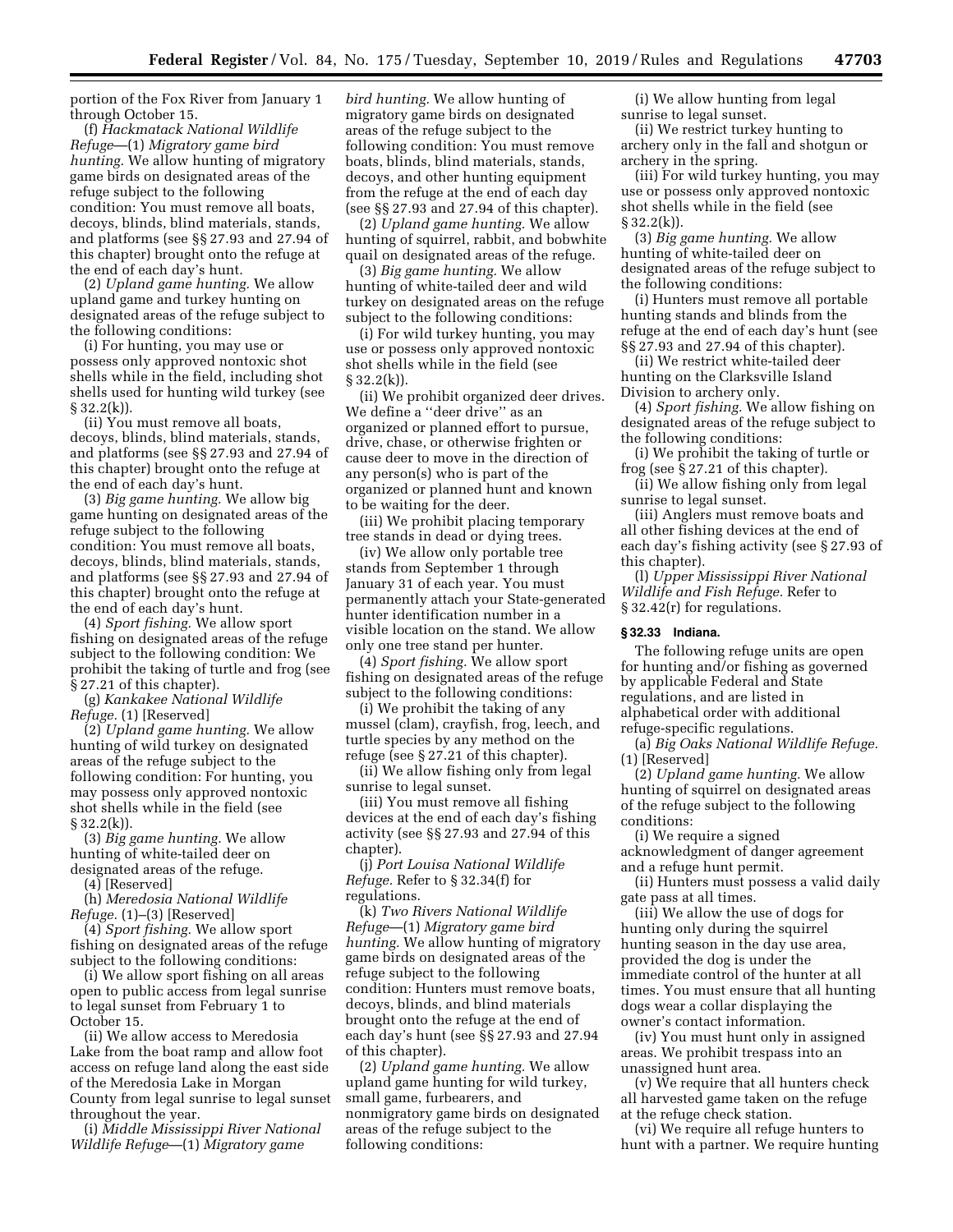portion of the Fox River from January 1 through October 15.

(f) *Hackmatack National Wildlife Refuge*—(1) *Migratory game bird hunting.* We allow hunting of migratory game birds on designated areas of the refuge subject to the following condition: You must remove all boats, decoys, blinds, blind materials, stands, and platforms (see §§ 27.93 and 27.94 of this chapter) brought onto the refuge at the end of each day's hunt.

(2) *Upland game hunting.* We allow upland game and turkey hunting on designated areas of the refuge subject to the following conditions:

(i) For hunting, you may use or possess only approved nontoxic shot shells while in the field, including shot shells used for hunting wild turkey (see § 32.2(k)).

(ii) You must remove all boats, decoys, blinds, blind materials, stands, and platforms (see §§ 27.93 and 27.94 of this chapter) brought onto the refuge at the end of each day's hunt.

(3) *Big game hunting.* We allow big game hunting on designated areas of the refuge subject to the following condition: You must remove all boats, decoys, blinds, blind materials, stands, and platforms (see §§ 27.93 and 27.94 of this chapter) brought onto the refuge at the end of each day's hunt.

(4) *Sport fishing.* We allow sport fishing on designated areas of the refuge subject to the following condition: We prohibit the taking of turtle and frog (see § 27.21 of this chapter).

(g) *Kankakee National Wildlife Refuge.* (1) [Reserved]

(2) *Upland game hunting.* We allow hunting of wild turkey on designated areas of the refuge subject to the following condition: For hunting, you may possess only approved nontoxic shot shells while in the field (see § 32.2(k)).

(3) *Big game hunting.* We allow hunting of white-tailed deer on designated areas of the refuge.

(4) [Reserved]

(h) *Meredosia National Wildlife Refuge.* (1)–(3) [Reserved]

(4) *Sport fishing.* We allow sport fishing on designated areas of the refuge subject to the following conditions:

(i) We allow sport fishing on all areas open to public access from legal sunrise to legal sunset from February 1 to October 15.

(ii) We allow access to Meredosia Lake from the boat ramp and allow foot access on refuge land along the east side of the Meredosia Lake in Morgan County from legal sunrise to legal sunset throughout the year.

(i) *Middle Mississippi River National Wildlife Refuge*—(1) *Migratory game bird hunting.* We allow hunting of migratory game birds on designated areas of the refuge subject to the following condition: You must remove boats, blinds, blind materials, stands, decoys, and other hunting equipment from the refuge at the end of each day (see §§ 27.93 and 27.94 of this chapter).

(2) *Upland game hunting.* We allow hunting of squirrel, rabbit, and bobwhite quail on designated areas of the refuge.

(3) *Big game hunting.* We allow hunting of white-tailed deer and wild turkey on designated areas on the refuge subject to the following conditions:

(i) For wild turkey hunting, you may use or possess only approved nontoxic shot shells while in the field (see § 32.2(k)).

(ii) We prohibit organized deer drives. We define a "deer drive" as an organized or planned effort to pursue, drive, chase, or otherwise frighten or cause deer to move in the direction of any person(s) who is part of the organized or planned hunt and known to be waiting for the deer.

(iii) We prohibit placing temporary tree stands in dead or dying trees.

(iv) We allow only portable tree stands from September 1 through January 31 of each year. You must permanently attach your State-generated hunter identification number in a visible location on the stand. We allow only one tree stand per hunter.

(4) *Sport fishing.* We allow sport fishing on designated areas of the refuge subject to the following conditions:

(i) We prohibit the taking of any mussel (clam), crayfish, frog, leech, and turtle species by any method on the refuge (see § 27.21 of this chapter).

(ii) We allow fishing only from legal sunrise to legal sunset.

(iii) You must remove all fishing devices at the end of each day's fishing activity (see §§ 27.93 and 27.94 of this chapter).

(j) *Port Louisa National Wildlife Refuge.* Refer to § 32.34(f) for regulations.

(k) *Two Rivers National Wildlife Refuge*—(1) *Migratory game bird hunting.* We allow hunting of migratory game birds on designated areas of the refuge subject to the following condition: Hunters must remove boats, decoys, blinds, and blind materials brought onto the refuge at the end of each day's hunt (see §§ 27.93 and 27.94 of this chapter).

(2) *Upland game hunting.* We allow upland game hunting for wild turkey, small game, furbearers, and nonmigratory game birds on designated areas of the refuge subject to the following conditions:

(i) We allow hunting from legal sunrise to legal sunset.

(ii) We restrict turkey hunting to archery only in the fall and shotgun or archery in the spring.

(iii) For wild turkey hunting, you may use or possess only approved nontoxic shot shells while in the field (see § 32.2(k)).

(3) *Big game hunting.* We allow hunting of white-tailed deer on designated areas of the refuge subject to the following conditions:

(i) Hunters must remove all portable hunting stands and blinds from the refuge at the end of each day's hunt (see §§ 27.93 and 27.94 of this chapter).

(ii) We restrict white-tailed deer hunting on the Clarksville Island Division to archery only.

(4) *Sport fishing.* We allow fishing on designated areas of the refuge subject to the following conditions:

(i) We prohibit the taking of turtle or frog (see § 27.21 of this chapter).

(ii) We allow fishing only from legal sunrise to legal sunset.

(iii) Anglers must remove boats and all other fishing devices at the end of each day's fishing activity (see § 27.93 of this chapter).

(l) *Upper Mississippi River National Wildlife and Fish Refuge.* Refer to § 32.42(r) for regulations.

**§ 32.33 Indiana.**

The following refuge units are open for hunting and/or fishing as governed by applicable Federal and State regulations, and are listed in alphabetical order with additional refuge-specific regulations.

(a) *Big Oaks National Wildlife Refuge.* (1) [Reserved]

(2) *Upland game hunting.* We allow hunting of squirrel on designated areas of the refuge subject to the following conditions:

(i) We require a signed acknowledgment of danger agreement and a refuge hunt permit.

(ii) Hunters must possess a valid daily gate pass at all times.

(iii) We allow the use of dogs for hunting only during the squirrel hunting season in the day use area, provided the dog is under the immediate control of the hunter at all times. You must ensure that all hunting dogs wear a collar displaying the owner's contact information.

(iv) You must hunt only in assigned areas. We prohibit trespass into an unassigned hunt area.

(v) We require that all hunters check all harvested game taken on the refuge at the refuge check station.

(vi) We require all refuge hunters to hunt with a partner. We require hunting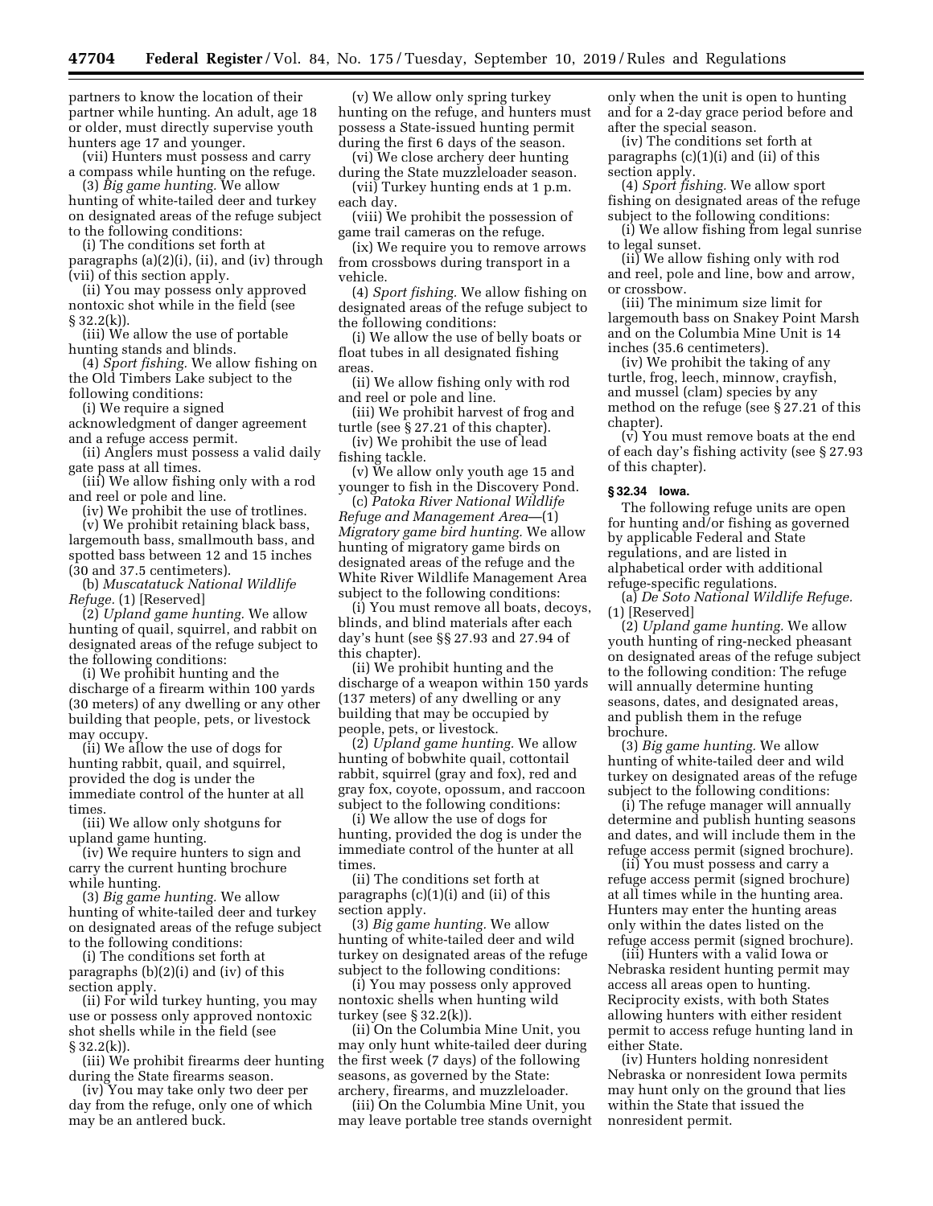partners to know the location of their partner while hunting. An adult, age 18 or older, must directly supervise youth hunters age 17 and younger.

(vii) Hunters must possess and carry a compass while hunting on the refuge.

(3) *Big game hunting.* We allow hunting of white-tailed deer and turkey on designated areas of the refuge subject to the following conditions:

(i) The conditions set forth at paragraphs (a)(2)(i), (ii), and (iv) through (vii) of this section apply.

(ii) You may possess only approved nontoxic shot while in the field (see § 32.2(k)).

(iii) We allow the use of portable hunting stands and blinds.

(4) *Sport fishing.* We allow fishing on the Old Timbers Lake subject to the following conditions:

(i) We require a signed acknowledgment of danger agreement and a refuge access permit.

(ii) Anglers must possess a valid daily gate pass at all times.

(iii) We allow fishing only with a rod and reel or pole and line.

(iv) We prohibit the use of trotlines.

(v) We prohibit retaining black bass, largemouth bass, smallmouth bass, and spotted bass between 12 and 15 inches (30 and 37.5 centimeters).

(b) *Muscatatuck National Wildlife Refuge.* (1) [Reserved]

(2) *Upland game hunting.* We allow hunting of quail, squirrel, and rabbit on designated areas of the refuge subject to the following conditions:

(i) We prohibit hunting and the discharge of a firearm within 100 yards (30 meters) of any dwelling or any other building that people, pets, or livestock may occupy.

(ii) We allow the use of dogs for hunting rabbit, quail, and squirrel, provided the dog is under the immediate control of the hunter at all times.

(iii) We allow only shotguns for upland game hunting.

(iv) We require hunters to sign and carry the current hunting brochure while hunting.

(3) *Big game hunting.* We allow hunting of white-tailed deer and turkey on designated areas of the refuge subject to the following conditions:

(i) The conditions set forth at paragraphs (b)(2)(i) and (iv) of this section apply.

(ii) For wild turkey hunting, you may use or possess only approved nontoxic shot shells while in the field (see § 32.2(k)).

(iii) We prohibit firearms deer hunting during the State firearms season.

(iv) You may take only two deer per day from the refuge, only one of which may be an antlered buck.

(v) We allow only spring turkey hunting on the refuge, and hunters must possess a State-issued hunting permit during the first 6 days of the season.

(vi) We close archery deer hunting during the State muzzleloader season.

(vii) Turkey hunting ends at 1 p.m. each day.

(viii) We prohibit the possession of game trail cameras on the refuge.

(ix) We require you to remove arrows from crossbows during transport in a vehicle.

(4) *Sport fishing.* We allow fishing on designated areas of the refuge subject to the following conditions:

(i) We allow the use of belly boats or float tubes in all designated fishing areas.

(ii) We allow fishing only with rod and reel or pole and line.

(iii) We prohibit harvest of frog and turtle (see § 27.21 of this chapter).

(iv) We prohibit the use of lead fishing tackle.

(v) We allow only youth age 15 and younger to fish in the Discovery Pond.

(c) *Patoka River National Wildlife Refuge and Management Area*—(1) *Migratory game bird hunting.* We allow hunting of migratory game birds on designated areas of the refuge and the White River Wildlife Management Area subject to the following conditions:

(i) You must remove all boats, decoys, blinds, and blind materials after each day's hunt (see §§ 27.93 and 27.94 of this chapter).

(ii) We prohibit hunting and the discharge of a weapon within 150 yards (137 meters) of any dwelling or any building that may be occupied by people, pets, or livestock.

(2) *Upland game hunting.* We allow hunting of bobwhite quail, cottontail rabbit, squirrel (gray and fox), red and gray fox, coyote, opossum, and raccoon subject to the following conditions:

(i) We allow the use of dogs for hunting, provided the dog is under the immediate control of the hunter at all times.

(ii) The conditions set forth at paragraphs (c)(1)(i) and (ii) of this section apply.

(3) *Big game hunting.* We allow hunting of white-tailed deer and wild turkey on designated areas of the refuge subject to the following conditions:

(i) You may possess only approved nontoxic shells when hunting wild turkey (see § 32.2(k)).

(ii) On the Columbia Mine Unit, you may only hunt white-tailed deer during the first week (7 days) of the following seasons, as governed by the State: archery, firearms, and muzzleloader.

(iii) On the Columbia Mine Unit, you may leave portable tree stands overnight only when the unit is open to hunting and for a 2-day grace period before and after the special season.

(iv) The conditions set forth at paragraphs (c)(1)(i) and (ii) of this section apply.

(4) *Sport fishing.* We allow sport fishing on designated areas of the refuge subject to the following conditions:

(i) We allow fishing from legal sunrise to legal sunset.

(ii) We allow fishing only with rod and reel or pole and line, bow and arrow, or crossbow.

(iii) The minimum size limit for largemouth bass on Snakey Point Marsh and on the Columbia Mine Unit is 14 inches (35.6 centimeters).

(iv) We prohibit the taking of any turtle, frog, leech, minnow, crayfish, and mussel (clam) species by any method on the refuge (see § 27.21 of this chapter).

(v) You must remove boats at the end of each day's fishing activity (see § 27.93 of this chapter).

**§ 32.34 Iowa.**

The following refuge units are open for hunting and/or fishing as governed by applicable Federal and State regulations, and are listed in alphabetical order with additional refuge-specific regulations.

(a) *De Soto National Wildlife Refuge.* (1) [Reserved]

(2) *Upland game hunting.* We allow youth hunting of ring-necked pheasant on designated areas of the refuge subject to the following condition: The refuge will annually determine hunting seasons, dates, and designated areas, and publish them in the refuge brochure.

(3) *Big game hunting.* We allow hunting of white-tailed deer and wild turkey on designated areas of the refuge subject to the following conditions:

(i) The refuge manager will annually determine and publish hunting seasons and dates, and will include them in the refuge access permit (signed brochure).

(ii) You must possess and carry a refuge access permit (signed brochure) at all times while in the hunting area. Hunters may enter the hunting areas only within the dates listed on the refuge access permit (signed brochure).

(iii) Hunters with a valid Iowa or Nebraska resident hunting permit may access all areas open to hunting. Reciprocity exists, with both States allowing hunters with either resident permit to access refuge hunting land in either State.

(iv) Hunters holding nonresident Nebraska or nonresident Iowa permits may hunt only on the ground that lies within the State that issued the nonresident permit.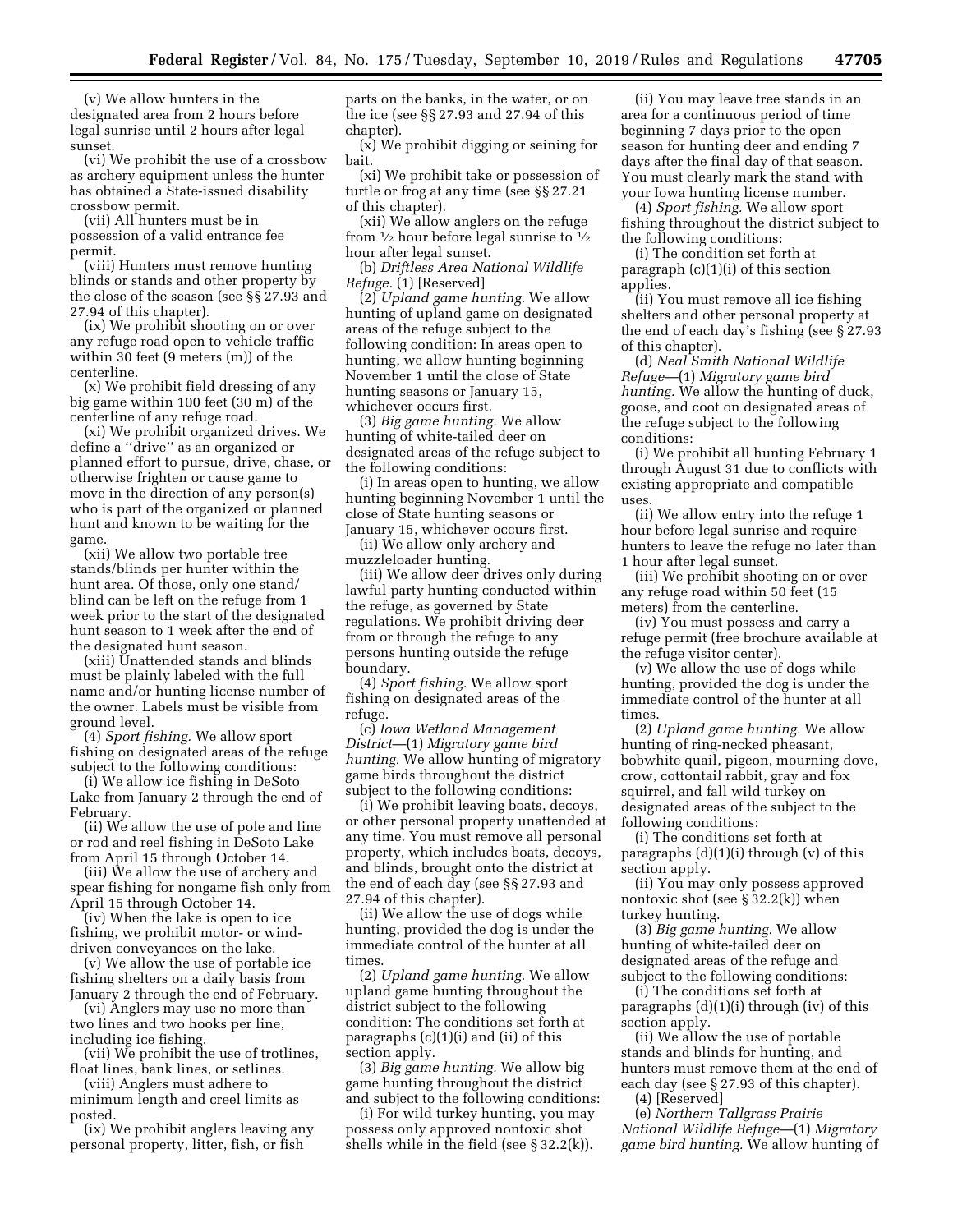(v) We allow hunters in the designated area from 2 hours before legal sunrise until 2 hours after legal sunset.

(vi) We prohibit the use of a crossbow as archery equipment unless the hunter has obtained a State-issued disability crossbow permit.

(vii) All hunters must be in possession of a valid entrance fee permit.

(viii) Hunters must remove hunting blinds or stands and other property by the close of the season (see §§ 27.93 and 27.94 of this chapter).

(ix) We prohibit shooting on or over any refuge road open to vehicle traffic within 30 feet (9 meters (m)) of the centerline.

(x) We prohibit field dressing of any big game within 100 feet (30 m) of the centerline of any refuge road.

(xi) We prohibit organized drives. We define a ''drive'' as an organized or planned effort to pursue, drive, chase, or otherwise frighten or cause game to move in the direction of any person(s) who is part of the organized or planned hunt and known to be waiting for the game.

(xii) We allow two portable tree stands/blinds per hunter within the hunt area. Of those, only one stand/blind can be left on the refuge from 1 week prior to the start of the designated hunt season to 1 week after the end of the designated hunt season.

(xiii) Unattended stands and blinds must be plainly labeled with the full name and/or hunting license number of the owner. Labels must be visible from ground level.

(4) *Sport fishing.* We allow sport fishing on designated areas of the refuge subject to the following conditions:

(i) We allow ice fishing in DeSoto Lake from January 2 through the end of February.

(ii) We allow the use of pole and line or rod and reel fishing in DeSoto Lake from April 15 through October 14.

(iii) We allow the use of archery and spear fishing for nongame fish only from April 15 through October 14.

(iv) When the lake is open to ice fishing, we prohibit motor- or wind-driven conveyances on the lake.

(v) We allow the use of portable ice fishing shelters on a daily basis from January 2 through the end of February.

(vi) Anglers may use no more than two lines and two hooks per line, including ice fishing.

(vii) We prohibit the use of trotlines, float lines, bank lines, or setlines.

(viii) Anglers must adhere to minimum length and creel limits as posted.

(ix) We prohibit anglers leaving any personal property, litter, fish, or fish parts on the banks, in the water, or on the ice (see §§ 27.93 and 27.94 of this chapter).

(x) We prohibit digging or seining for bait.

(xi) We prohibit take or possession of turtle or frog at any time (see §§ 27.21 of this chapter).

(xii) We allow anglers on the refuge from ½ hour before legal sunrise to ½ hour after legal sunset.

(b) *Driftless Area National Wildlife Refuge.* (1) [Reserved]

(2) *Upland game hunting.* We allow hunting of upland game on designated areas of the refuge subject to the following condition: In areas open to hunting, we allow hunting beginning November 1 until the close of State hunting seasons or January 15, whichever occurs first.

(3) *Big game hunting.* We allow hunting of white-tailed deer on designated areas of the refuge subject to the following conditions:

(i) In areas open to hunting, we allow hunting beginning November 1 until the close of State hunting seasons or January 15, whichever occurs first.

(ii) We allow only archery and muzzleloader hunting.

(iii) We allow deer drives only during lawful party hunting conducted within the refuge, as governed by State regulations. We prohibit driving deer from or through the refuge to any persons hunting outside the refuge boundary.

(4) *Sport fishing.* We allow sport fishing on designated areas of the refuge.

(c) *Iowa Wetland Management District*—(1) *Migratory game bird hunting.* We allow hunting of migratory game birds throughout the district subject to the following conditions:

(i) We prohibit leaving boats, decoys, or other personal property unattended at any time. You must remove all personal property, which includes boats, decoys, and blinds, brought onto the district at the end of each day (see §§ 27.93 and 27.94 of this chapter).

(ii) We allow the use of dogs while hunting, provided the dog is under the immediate control of the hunter at all times.

(2) *Upland game hunting.* We allow upland game hunting throughout the district subject to the following condition: The conditions set forth at paragraphs (c)(1)(i) and (ii) of this section apply.

(3) *Big game hunting.* We allow big game hunting throughout the district and subject to the following conditions:

(i) For wild turkey hunting, you may possess only approved nontoxic shot shells while in the field (see § 32.2(k)).

(ii) You may leave tree stands in an area for a continuous period of time beginning 7 days prior to the open season for hunting deer and ending 7 days after the final day of that season. You must clearly mark the stand with your Iowa hunting license number.

(4) *Sport fishing.* We allow sport fishing throughout the district subject to the following conditions:

(i) The condition set forth at paragraph (c)(1)(i) of this section applies.

(ii) You must remove all ice fishing shelters and other personal property at the end of each day's fishing (see § 27.93 of this chapter).

(d) *Neal Smith National Wildlife Refuge*—(1) *Migratory game bird hunting.* We allow the hunting of duck, goose, and coot on designated areas of the refuge subject to the following conditions:

(i) We prohibit all hunting February 1 through August 31 due to conflicts with existing appropriate and compatible uses.

(ii) We allow entry into the refuge 1 hour before legal sunrise and require hunters to leave the refuge no later than 1 hour after legal sunset.

(iii) We prohibit shooting on or over any refuge road within 50 feet (15 meters) from the centerline.

(iv) You must possess and carry a refuge permit (free brochure available at the refuge visitor center).

(v) We allow the use of dogs while hunting, provided the dog is under the immediate control of the hunter at all times.

(2) *Upland game hunting.* We allow hunting of ring-necked pheasant, bobwhite quail, pigeon, mourning dove, crow, cottontail rabbit, gray and fox squirrel, and fall wild turkey on designated areas of the subject to the following conditions:

(i) The conditions set forth at paragraphs (d)(1)(i) through (v) of this section apply.

(ii) You may only possess approved nontoxic shot (see § 32.2(k)) when turkey hunting.

(3) *Big game hunting.* We allow hunting of white-tailed deer on designated areas of the refuge and subject to the following conditions:

(i) The conditions set forth at paragraphs (d)(1)(i) through (iv) of this section apply.

(ii) We allow the use of portable stands and blinds for hunting, and hunters must remove them at the end of each day (see § 27.93 of this chapter).

(4) [Reserved]

(e) *Northern Tallgrass Prairie National Wildlife Refuge*—(1) *Migratory game bird hunting.* We allow hunting of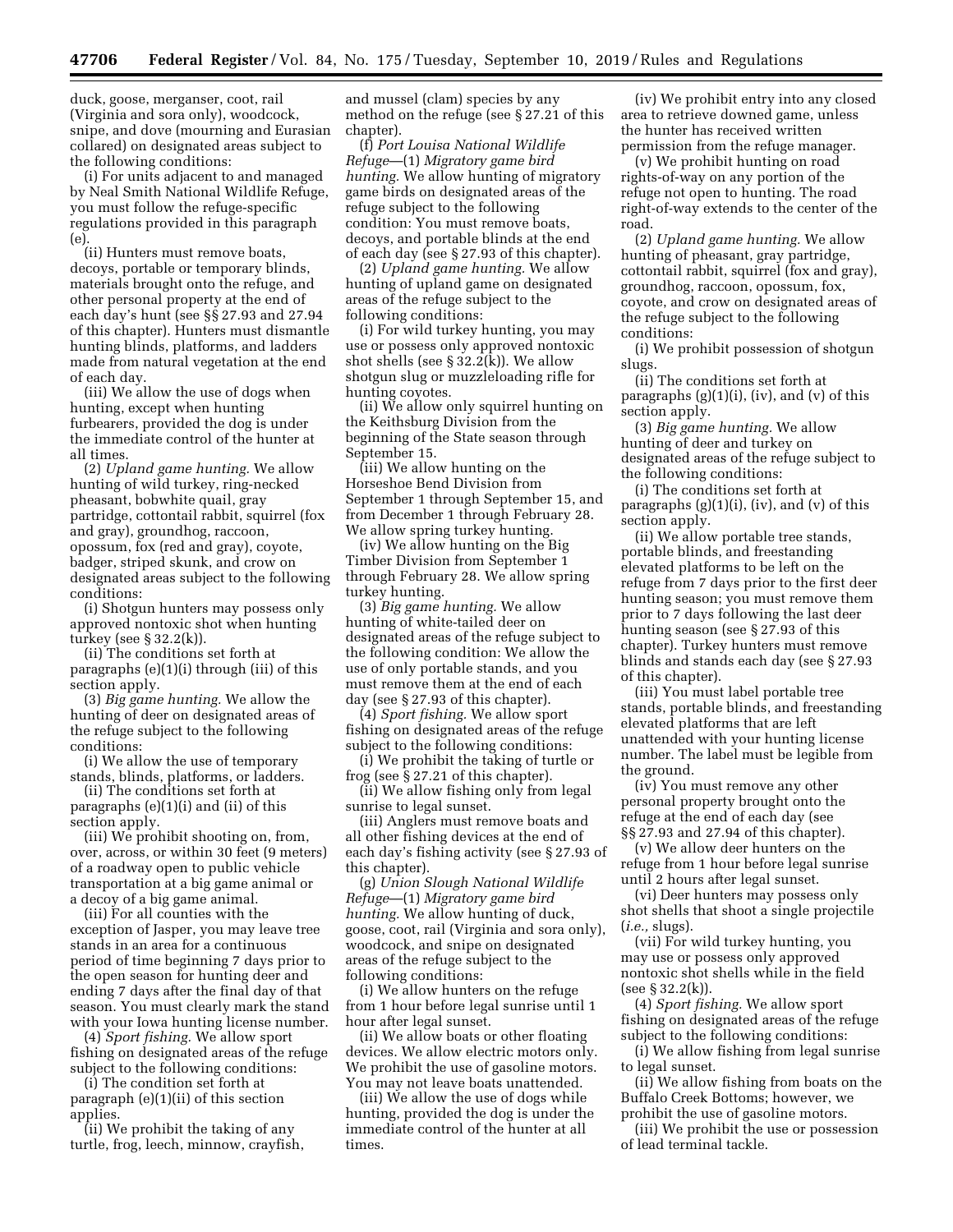duck, goose, merganser, coot, rail (Virginia and sora only), woodcock, snipe, and dove (mourning and Eurasian collared) on designated areas subject to the following conditions:

(i) For units adjacent to and managed by Neal Smith National Wildlife Refuge, you must follow the refuge-specific regulations provided in this paragraph (e).

(ii) Hunters must remove boats, decoys, portable or temporary blinds, materials brought onto the refuge, and other personal property at the end of each day's hunt (see §§ 27.93 and 27.94 of this chapter). Hunters must dismantle hunting blinds, platforms, and ladders made from natural vegetation at the end of each day.

(iii) We allow the use of dogs when hunting, except when hunting furbearers, provided the dog is under the immediate control of the hunter at all times.

(2) *Upland game hunting.* We allow hunting of wild turkey, ring-necked pheasant, bobwhite quail, gray partridge, cottontail rabbit, squirrel (fox and gray), groundhog, raccoon, opossum, fox (red and gray), coyote, badger, striped skunk, and crow on designated areas subject to the following conditions:

(i) Shotgun hunters may possess only approved nontoxic shot when hunting turkey (see § 32.2(k)).

(ii) The conditions set forth at paragraphs (e)(1)(i) through (iii) of this section apply.

(3) *Big game hunting.* We allow the hunting of deer on designated areas of the refuge subject to the following conditions:

(i) We allow the use of temporary stands, blinds, platforms, or ladders.

(ii) The conditions set forth at paragraphs (e)(1)(i) and (ii) of this section apply.

(iii) We prohibit shooting on, from, over, across, or within 30 feet (9 meters) of a roadway open to public vehicle transportation at a big game animal or a decoy of a big game animal.

(iii) For all counties with the exception of Jasper, you may leave tree stands in an area for a continuous period of time beginning 7 days prior to the open season for hunting deer and ending 7 days after the final day of that season. You must clearly mark the stand with your Iowa hunting license number.

(4) *Sport fishing.* We allow sport fishing on designated areas of the refuge subject to the following conditions:

(i) The condition set forth at paragraph (e)(1)(ii) of this section applies.

(ii) We prohibit the taking of any turtle, frog, leech, minnow, crayfish, and mussel (clam) species by any method on the refuge (see § 27.21 of this chapter).

(f) *Port Louisa National Wildlife Refuge*—(1) *Migratory game bird hunting.* We allow hunting of migratory game birds on designated areas of the refuge subject to the following condition: You must remove boats, decoys, and portable blinds at the end of each day (see § 27.93 of this chapter).

(2) *Upland game hunting.* We allow hunting of upland game on designated areas of the refuge subject to the following conditions:

(i) For wild turkey hunting, you may use or possess only approved nontoxic shot shells (see § 32.2(k)). We allow shotgun slug or muzzleloading rifle for hunting coyotes.

(ii) We allow only squirrel hunting on the Keithsburg Division from the beginning of the State season through September 15.

(iii) We allow hunting on the Horseshoe Bend Division from September 1 through September 15, and from December 1 through February 28. We allow spring turkey hunting.

(iv) We allow hunting on the Big Timber Division from September 1 through February 28. We allow spring turkey hunting.

(3) *Big game hunting.* We allow hunting of white-tailed deer on designated areas of the refuge subject to the following condition: We allow the use of only portable stands, and you must remove them at the end of each day (see § 27.93 of this chapter).

(4) *Sport fishing.* We allow sport fishing on designated areas of the refuge subject to the following conditions:

(i) We prohibit the taking of turtle or frog (see § 27.21 of this chapter).

(ii) We allow fishing only from legal sunrise to legal sunset.

(iii) Anglers must remove boats and all other fishing devices at the end of each day's fishing activity (see § 27.93 of this chapter).

(g) *Union Slough National Wildlife Refuge*—(1) *Migratory game bird hunting.* We allow hunting of duck, goose, coot, rail (Virginia and sora only), woodcock, and snipe on designated areas of the refuge subject to the following conditions:

(i) We allow hunters on the refuge from 1 hour before legal sunrise until 1 hour after legal sunset.

(ii) We allow boats or other floating devices. We allow electric motors only. We prohibit the use of gasoline motors. You may not leave boats unattended.

(iii) We allow the use of dogs while hunting, provided the dog is under the immediate control of the hunter at all times.

(iv) We prohibit entry into any closed area to retrieve downed game, unless the hunter has received written permission from the refuge manager.

(v) We prohibit hunting on road rights-of-way on any portion of the refuge not open to hunting. The road right-of-way extends to the center of the road.

(2) *Upland game hunting.* We allow hunting of pheasant, gray partridge, cottontail rabbit, squirrel (fox and gray), groundhog, raccoon, opossum, fox, coyote, and crow on designated areas of the refuge subject to the following conditions:

(i) We prohibit possession of shotgun slugs.

(ii) The conditions set forth at paragraphs (g)(1)(i), (iv), and (v) of this section apply.

(3) *Big game hunting.* We allow hunting of deer and turkey on designated areas of the refuge subject to the following conditions:

(i) The conditions set forth at paragraphs (g)(1)(i), (iv), and (v) of this section apply.

(ii) We allow portable tree stands, portable blinds, and freestanding elevated platforms to be left on the refuge from 7 days prior to the first deer hunting season; you must remove them prior to 7 days following the last deer hunting season (see § 27.93 of this chapter). Turkey hunters must remove blinds and stands each day (see § 27.93 of this chapter).

(iii) You must label portable tree stands, portable blinds, and freestanding elevated platforms that are left unattended with your hunting license number. The label must be legible from the ground.

(iv) You must remove any other personal property brought onto the refuge at the end of each day (see §§ 27.93 and 27.94 of this chapter).

(v) We allow deer hunters on the refuge from 1 hour before legal sunrise until 2 hours after legal sunset.

(vi) Deer hunters may possess only shot shells that shoot a single projectile (*i.e.,* slugs).

(vii) For wild turkey hunting, you may use or possess only approved nontoxic shot shells while in the field (see § 32.2(k)).

(4) *Sport fishing.* We allow sport fishing on designated areas of the refuge subject to the following conditions:

(i) We allow fishing from legal sunrise to legal sunset.

(ii) We allow fishing from boats on the Buffalo Creek Bottoms; however, we prohibit the use of gasoline motors.

(iii) We prohibit the use or possession of lead terminal tackle.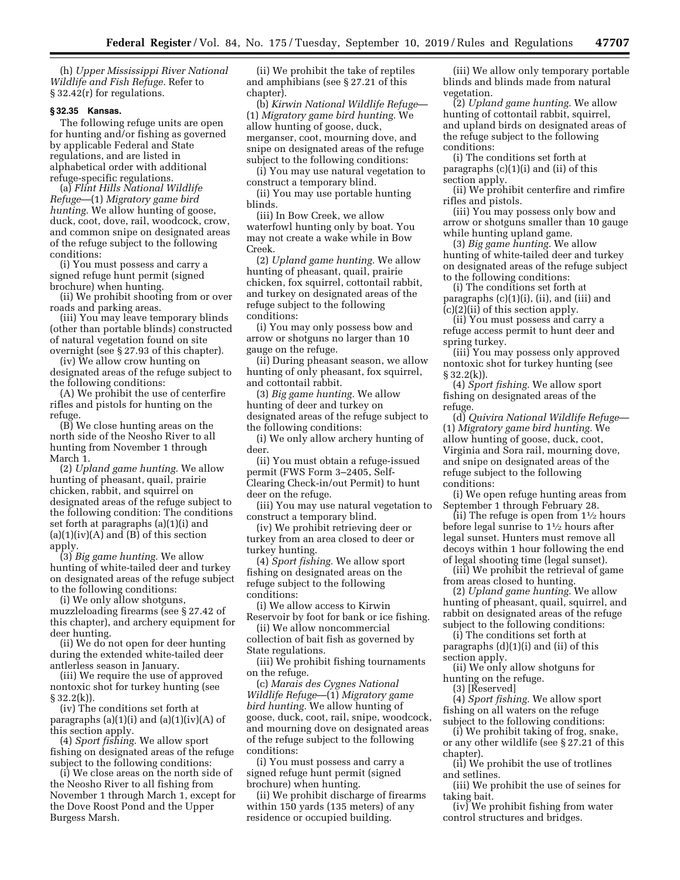(h) *Upper Mississippi River National Wildlife and Fish Refuge.* Refer to § 32.42(r) for regulations.

## § 32.35 Kansas.

The following refuge units are open for hunting and/or fishing as governed by applicable Federal and State regulations, and are listed in alphabetical order with additional refuge-specific regulations.

(a) *Flint Hills National Wildlife Refuge*—(1) *Migratory game bird hunting.* We allow hunting of goose, duck, coot, dove, rail, woodcock, crow, and common snipe on designated areas of the refuge subject to the following conditions:

(i) You must possess and carry a signed refuge hunt permit (signed brochure) when hunting.

(ii) We prohibit shooting from or over roads and parking areas.

(iii) You may leave temporary blinds (other than portable blinds) constructed of natural vegetation found on site overnight (see § 27.93 of this chapter).

(iv) We allow crow hunting on designated areas of the refuge subject to the following conditions:

(A) We prohibit the use of centerfire rifles and pistols for hunting on the refuge.

(B) We close hunting areas on the north side of the Neosho River to all hunting from November 1 through March 1.

(2) *Upland game hunting.* We allow hunting of pheasant, quail, prairie chicken, rabbit, and squirrel on designated areas of the refuge subject to the following condition: The conditions set forth at paragraphs (a)(1)(i) and (a)(1)(iv)(A) and (B) of this section apply.

(3) *Big game hunting.* We allow hunting of white-tailed deer and turkey on designated areas of the refuge subject to the following conditions:

(i) We only allow shotguns, muzzleloading firearms (see § 27.42 of this chapter), and archery equipment for deer hunting.

(ii) We do not open for deer hunting during the extended white-tailed deer antlerless season in January.

(iii) We require the use of approved nontoxic shot for turkey hunting (see § 32.2(k)).

(iv) The conditions set forth at paragraphs (a)(1)(i) and (a)(1)(iv)(A) of this section apply.

(4) *Sport fishing.* We allow sport fishing on designated areas of the refuge subject to the following conditions:

(i) We close areas on the north side of the Neosho River to all fishing from November 1 through March 1, except for the Dove Roost Pond and the Upper Burgess Marsh.

(ii) We prohibit the take of reptiles and amphibians (see § 27.21 of this chapter).

(b) *Kirwin National Wildlife Refuge*—(1) *Migratory game bird hunting.* We allow hunting of goose, duck, merganser, coot, mourning dove, and snipe on designated areas of the refuge subject to the following conditions:

(i) You may use natural vegetation to construct a temporary blind.

(ii) You may use portable hunting blinds.

(iii) In Bow Creek, we allow waterfowl hunting only by boat. You may not create a wake while in Bow Creek.

(2) *Upland game hunting.* We allow hunting of pheasant, quail, prairie chicken, fox squirrel, cottontail rabbit, and turkey on designated areas of the refuge subject to the following conditions:

(i) You may only possess bow and arrow or shotguns no larger than 10 gauge on the refuge.

(ii) During pheasant season, we allow hunting of only pheasant, fox squirrel, and cottontail rabbit.

(3) *Big game hunting.* We allow hunting of deer and turkey on designated areas of the refuge subject to the following conditions:

(i) We only allow archery hunting of deer.

(ii) You must obtain a refuge-issued permit (FWS Form 3–2405, Self-Clearing Check-in/out Permit) to hunt deer on the refuge.

(iii) You may use natural vegetation to construct a temporary blind.

(iv) We prohibit retrieving deer or turkey from an area closed to deer or turkey hunting.

(4) *Sport fishing.* We allow sport fishing on designated areas on the refuge subject to the following conditions:

(i) We allow access to Kirwin Reservoir by foot for bank or ice fishing.

(ii) We allow noncommercial collection of bait fish as governed by State regulations.

(iii) We prohibit fishing tournaments on the refuge.

(c) *Marais des Cygnes National Wildlife Refuge*—(1) *Migratory game bird hunting.* We allow hunting of goose, duck, coot, rail, snipe, woodcock, and mourning dove on designated areas of the refuge subject to the following conditions:

(i) You must possess and carry a signed refuge hunt permit (signed brochure) when hunting.

(ii) We prohibit discharge of firearms within 150 yards (135 meters) of any residence or occupied building.

(iii) We allow only temporary portable blinds and blinds made from natural vegetation.

(2) *Upland game hunting.* We allow hunting of cottontail rabbit, squirrel, and upland birds on designated areas of the refuge subject to the following conditions:

(i) The conditions set forth at paragraphs (c)(1)(i) and (ii) of this section apply.

(ii) We prohibit centerfire and rimfire rifles and pistols.

(iii) You may possess only bow and arrow or shotguns smaller than 10 gauge while hunting upland game.

(3) *Big game hunting.* We allow hunting of white-tailed deer and turkey on designated areas of the refuge subject to the following conditions:

(i) The conditions set forth at paragraphs (c)(1)(i), (ii), and (iii) and (c)(2)(ii) of this section apply.

(ii) You must possess and carry a refuge access permit to hunt deer and spring turkey.

(iii) You may possess only approved nontoxic shot for turkey hunting (see § 32.2(k)).

(4) *Sport fishing.* We allow sport fishing on designated areas of the refuge.

(d) *Quivira National Wildlife Refuge*—(1) *Migratory game bird hunting.* We allow hunting of goose, duck, coot, Virginia and Sora rail, mourning dove, and snipe on designated areas of the refuge subject to the following conditions:

(i) We open refuge hunting areas from September 1 through February 28.

(ii) The refuge is open from 1½ hours before legal sunrise to 1½ hours after legal sunset. Hunters must remove all decoys within 1 hour following the end of legal shooting time (legal sunset).

(iii) We prohibit the retrieval of game from areas closed to hunting.

(2) *Upland game hunting.* We allow hunting of pheasant, quail, squirrel, and rabbit on designated areas of the refuge subject to the following conditions:

(i) The conditions set forth at paragraphs (d)(1)(i) and (ii) of this section apply.

(ii) We only allow shotguns for hunting on the refuge.

(3) [Reserved]

(4) *Sport fishing.* We allow sport fishing on all waters on the refuge subject to the following conditions:

(i) We prohibit taking of frog, snake, or any other wildlife (see § 27.21 of this chapter).

(ii) We prohibit the use of trotlines and setlines.

(iii) We prohibit the use of seines for taking bait.

(iv) We prohibit fishing from water control structures and bridges.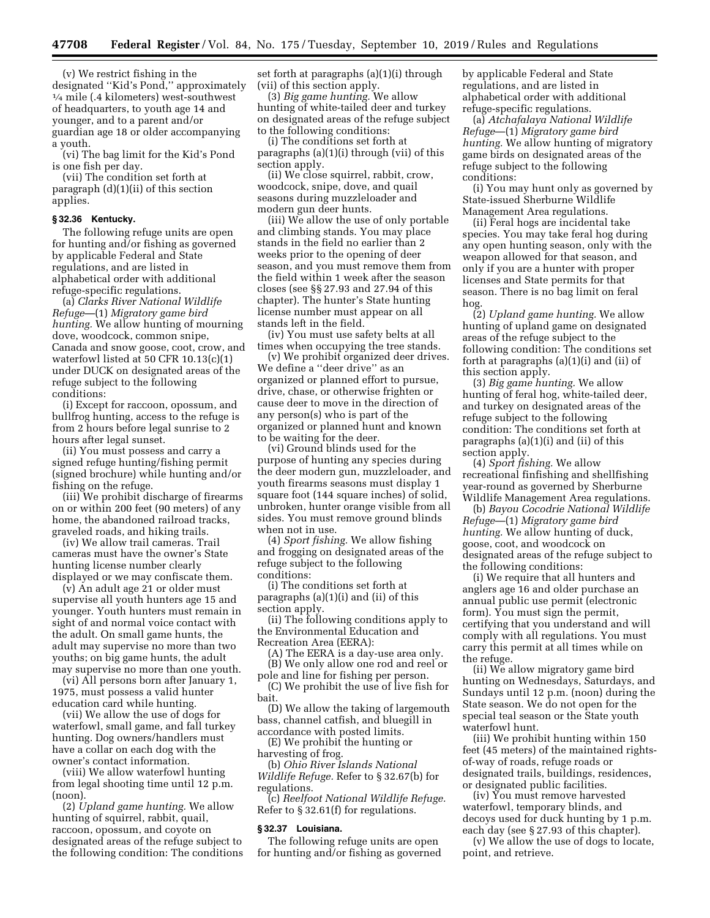(v) We restrict fishing in the designated "Kid's Pond," approximately ¼ mile (.4 kilometers) west-southwest of headquarters, to youth age 14 and younger, and to a parent and/or guardian age 18 or older accompanying a youth.

(vi) The bag limit for the Kid's Pond is one fish per day.

(vii) The condition set forth at paragraph (d)(1)(ii) of this section applies.

### § 32.36 Kentucky.

The following refuge units are open for hunting and/or fishing as governed by applicable Federal and State regulations, and are listed in alphabetical order with additional refuge-specific regulations.

(a) *Clarks River National Wildlife Refuge*—(1) *Migratory game bird hunting.* We allow hunting of mourning dove, woodcock, common snipe, Canada and snow goose, coot, crow, and waterfowl listed at 50 CFR 10.13(c)(1) under DUCK on designated areas of the refuge subject to the following conditions:

(i) Except for raccoon, opossum, and bullfrog hunting, access to the refuge is from 2 hours before legal sunrise to 2 hours after legal sunset.

(ii) You must possess and carry a signed refuge hunting/fishing permit (signed brochure) while hunting and/or fishing on the refuge.

(iii) We prohibit discharge of firearms on or within 200 feet (90 meters) of any home, the abandoned railroad tracks, graveled roads, and hiking trails.

(iv) We allow trail cameras. Trail cameras must have the owner's State hunting license number clearly displayed or we may confiscate them.

(v) An adult age 21 or older must supervise all youth hunters age 15 and younger. Youth hunters must remain in sight of and normal voice contact with the adult. On small game hunts, the adult may supervise no more than two youths; on big game hunts, the adult may supervise no more than one youth.

(vi) All persons born after January 1, 1975, must possess a valid hunter education card while hunting.

(vii) We allow the use of dogs for waterfowl, small game, and fall turkey hunting. Dog owners/handlers must have a collar on each dog with the owner's contact information.

(viii) We allow waterfowl hunting from legal shooting time until 12 p.m. (noon).

(2) *Upland game hunting.* We allow hunting of squirrel, rabbit, quail, raccoon, opossum, and coyote on designated areas of the refuge subject to the following condition: The conditions set forth at paragraphs (a)(1)(i) through (vii) of this section apply.

(3) *Big game hunting.* We allow hunting of white-tailed deer and turkey on designated areas of the refuge subject to the following conditions:

(i) The conditions set forth at paragraphs (a)(1)(i) through (vii) of this section apply.

(ii) We close squirrel, rabbit, crow, woodcock, snipe, dove, and quail seasons during muzzleloader and modern gun deer hunts.

(iii) We allow the use of only portable and climbing stands. You may place stands in the field no earlier than 2 weeks prior to the opening of deer season, and you must remove them from the field within 1 week after the season closes (see §§ 27.93 and 27.94 of this chapter). The hunter's State hunting license number must appear on all stands left in the field.

(iv) You must use safety belts at all times when occupying the tree stands.

(v) We prohibit organized deer drives. We define a "deer drive" as an organized or planned effort to pursue, drive, chase, or otherwise frighten or cause deer to move in the direction of any person(s) who is part of the organized or planned hunt and known to be waiting for the deer.

(vi) Ground blinds used for the purpose of hunting any species during the deer modern gun, muzzleloader, and youth firearms seasons must display 1 square foot (144 square inches) of solid, unbroken, hunter orange visible from all sides. You must remove ground blinds when not in use.

(4) *Sport fishing.* We allow fishing and frogging on designated areas of the refuge subject to the following conditions:

(i) The conditions set forth at paragraphs (a)(1)(i) and (ii) of this section apply.

(ii) The following conditions apply to the Environmental Education and Recreation Area (EERA):

(A) The EERA is a day-use area only.

(B) We only allow one rod and reel or pole and line for fishing per person.

(C) We prohibit the use of live fish for bait.

(D) We allow the taking of largemouth bass, channel catfish, and bluegill in accordance with posted limits.

(E) We prohibit the hunting or harvesting of frog.

(b) *Ohio River Islands National Wildlife Refuge.* Refer to § 32.67(b) for regulations.

(c) *Reelfoot National Wildlife Refuge.* Refer to § 32.61(f) for regulations.

### § 32.37 Louisiana.

The following refuge units are open for hunting and/or fishing as governed by applicable Federal and State regulations, and are listed in alphabetical order with additional refuge-specific regulations.

(a) *Atchafalaya National Wildlife Refuge*—(1) *Migratory game bird hunting.* We allow hunting of migratory game birds on designated areas of the refuge subject to the following conditions:

(i) You may hunt only as governed by State-issued Sherburne Wildlife Management Area regulations.

(ii) Feral hogs are incidental take species. You may take feral hog during any open hunting season, only with the weapon allowed for that season, and only if you are a hunter with proper licenses and State permits for that season. There is no bag limit on feral hog.

(2) *Upland game hunting.* We allow hunting of upland game on designated areas of the refuge subject to the following condition: The conditions set forth at paragraphs (a)(1)(i) and (ii) of this section apply.

(3) *Big game hunting.* We allow hunting of feral hog, white-tailed deer, and turkey on designated areas of the refuge subject to the following condition: The conditions set forth at paragraphs (a)(1)(i) and (ii) of this section apply.

(4) *Sport fishing.* We allow recreational finfishing and shellfishing year-round as governed by Sherburne Wildlife Management Area regulations.

(b) *Bayou Cocodrie National Wildlife Refuge*—(1) *Migratory game bird hunting.* We allow hunting of duck, goose, coot, and woodcock on designated areas of the refuge subject to the following conditions:

(i) We require that all hunters and anglers age 16 and older purchase an annual public use permit (electronic form). You must sign the permit, certifying that you understand and will comply with all regulations. You must carry this permit at all times while on the refuge.

(ii) We allow migratory game bird hunting on Wednesdays, Saturdays, and Sundays until 12 p.m. (noon) during the State season. We do not open for the special teal season or the State youth waterfowl hunt.

(iii) We prohibit hunting within 150 feet (45 meters) of the maintained rights-of-way of roads, refuge roads or designated trails, buildings, residences, or designated public facilities.

(iv) You must remove harvested waterfowl, temporary blinds, and decoys used for duck hunting by 1 p.m. each day (see § 27.93 of this chapter).

(v) We allow the use of dogs to locate, point, and retrieve.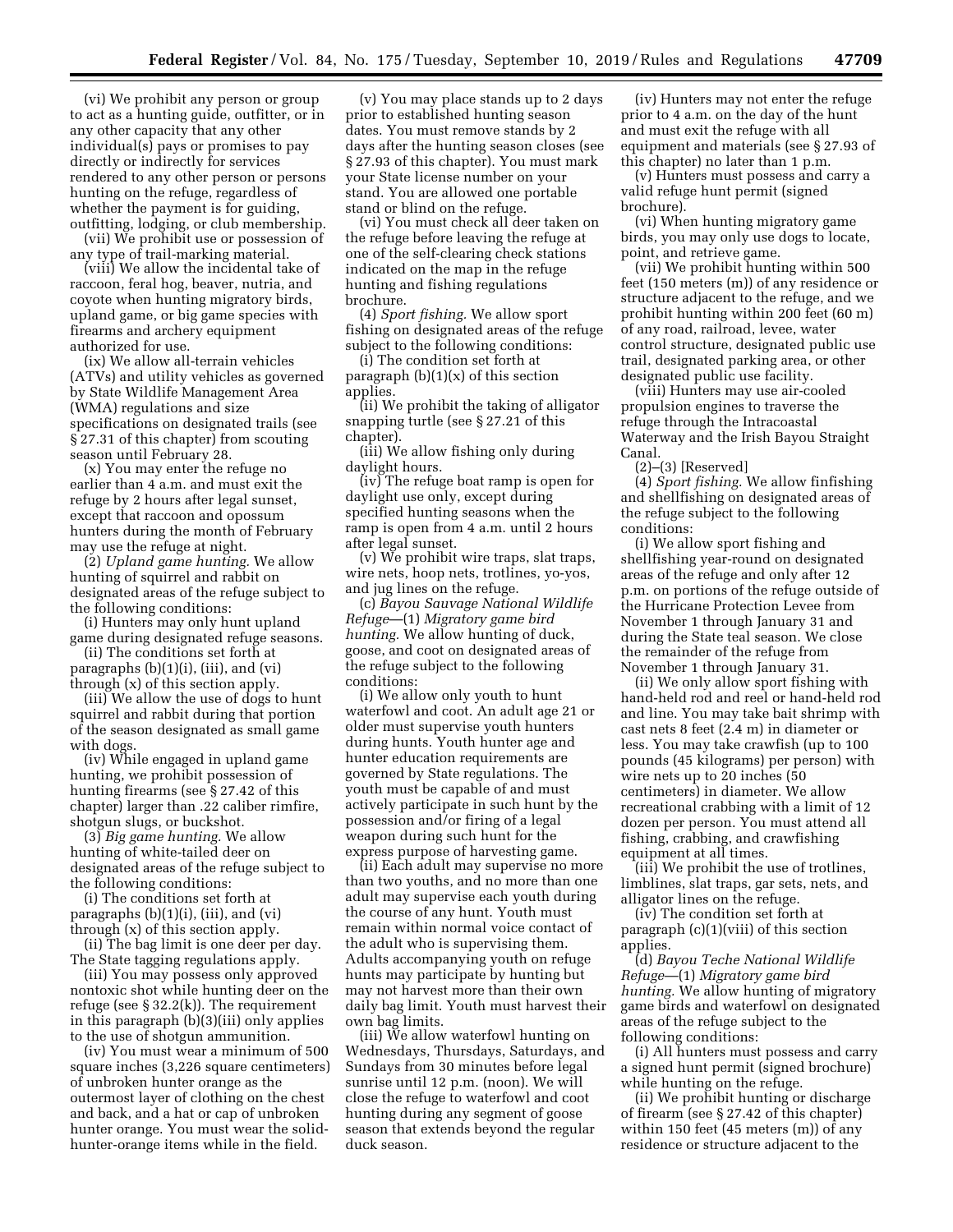(vi) We prohibit any person or group to act as a hunting guide, outfitter, or in any other capacity that any other individual(s) pays or promises to pay directly or indirectly for services rendered to any other person or persons hunting on the refuge, regardless of whether the payment is for guiding, outfitting, lodging, or club membership.

(vii) We prohibit use or possession of any type of trail-marking material.

(viii) We allow the incidental take of raccoon, feral hog, beaver, nutria, and coyote when hunting migratory birds, upland game, or big game species with firearms and archery equipment authorized for use.

(ix) We allow all-terrain vehicles (ATVs) and utility vehicles as governed by State Wildlife Management Area (WMA) regulations and size specifications on designated trails (see § 27.31 of this chapter) from scouting season until February 28.

(x) You may enter the refuge no earlier than 4 a.m. and must exit the refuge by 2 hours after legal sunset, except that raccoon and opossum hunters during the month of February may use the refuge at night.

(2) *Upland game hunting.* We allow hunting of squirrel and rabbit on designated areas of the refuge subject to the following conditions:

(i) Hunters may only hunt upland game during designated refuge seasons.

(ii) The conditions set forth at paragraphs (b)(1)(i), (iii), and (vi) through (x) of this section apply.

(iii) We allow the use of dogs to hunt squirrel and rabbit during that portion of the season designated as small game with dogs.

(iv) While engaged in upland game hunting, we prohibit possession of hunting firearms (see § 27.42 of this chapter) larger than .22 caliber rimfire, shotgun slugs, or buckshot.

(3) *Big game hunting.* We allow hunting of white-tailed deer on designated areas of the refuge subject to the following conditions:

(i) The conditions set forth at paragraphs (b)(1)(i), (iii), and (vi) through (x) of this section apply.

(ii) The bag limit is one deer per day. The State tagging regulations apply.

(iii) You may possess only approved nontoxic shot while hunting deer on the refuge (see § 32.2(k)). The requirement in this paragraph (b)(3)(iii) only applies to the use of shotgun ammunition.

(iv) You must wear a minimum of 500 square inches (3,226 square centimeters) of unbroken hunter orange as the outermost layer of clothing on the chest and back, and a hat or cap of unbroken hunter orange. You must wear the solid-hunter-orange items while in the field.

(v) You may place stands up to 2 days prior to established hunting season dates. You must remove stands by 2 days after the hunting season closes (see § 27.93 of this chapter). You must mark your State license number on your stand. You are allowed one portable stand or blind on the refuge.

(vi) You must check all deer taken on the refuge before leaving the refuge at one of the self-clearing check stations indicated on the map in the refuge hunting and fishing regulations brochure.

(4) *Sport fishing.* We allow sport fishing on designated areas of the refuge subject to the following conditions:

(i) The condition set forth at paragraph (b)(1)(x) of this section applies.

(ii) We prohibit the taking of alligator snapping turtle (see § 27.21 of this chapter).

(iii) We allow fishing only during daylight hours.

(iv) The refuge boat ramp is open for daylight use only, except during specified hunting seasons when the ramp is open from 4 a.m. until 2 hours after legal sunset.

(v) We prohibit wire traps, slat traps, wire nets, hoop nets, trotlines, yo-yos, and jug lines on the refuge.

(c) *Bayou Sauvage National Wildlife Refuge*—(1) *Migratory game bird hunting.* We allow hunting of duck, goose, and coot on designated areas of the refuge subject to the following conditions:

(i) We allow only youth to hunt waterfowl and coot. An adult age 21 or older must supervise youth hunters during hunts. Youth hunter age and hunter education requirements are governed by State regulations. The youth must be capable of and must actively participate in such hunt by the possession and/or firing of a legal weapon during such hunt for the express purpose of harvesting game.

(ii) Each adult may supervise no more than two youths, and no more than one adult may supervise each youth during the course of any hunt. Youth must remain within normal voice contact of the adult who is supervising them. Adults accompanying youth on refuge hunts may participate by hunting but may not harvest more than their own daily bag limit. Youth must harvest their own bag limits.

(iii) We allow waterfowl hunting on Wednesdays, Thursdays, Saturdays, and Sundays from 30 minutes before legal sunrise until 12 p.m. (noon). We will close the refuge to waterfowl and coot hunting during any segment of goose season that extends beyond the regular duck season.

(iv) Hunters may not enter the refuge prior to 4 a.m. on the day of the hunt and must exit the refuge with all equipment and materials (see § 27.93 of this chapter) no later than 1 p.m.

(v) Hunters must possess and carry a valid refuge hunt permit (signed brochure).

(vi) When hunting migratory game birds, you may only use dogs to locate, point, and retrieve game.

(vii) We prohibit hunting within 500 feet (150 meters (m)) of any residence or structure adjacent to the refuge, and we prohibit hunting within 200 feet (60 m) of any road, railroad, levee, water control structure, designated public use trail, designated parking area, or other designated public use facility.

(viii) Hunters may use air-cooled propulsion engines to traverse the refuge through the Intracoastal Waterway and the Irish Bayou Straight Canal.

(2)–(3) [Reserved]

(4) *Sport fishing.* We allow finfishing and shellfishing on designated areas of the refuge subject to the following conditions:

(i) We allow sport fishing and shellfishing year-round on designated areas of the refuge and only after 12 p.m. on portions of the refuge outside of the Hurricane Protection Levee from November 1 through January 31 and during the State teal season. We close the remainder of the refuge from November 1 through January 31.

(ii) We only allow sport fishing with hand-held rod and reel or hand-held rod and line. You may take bait shrimp with cast nets 8 feet (2.4 m) in diameter or less. You may take crawfish (up to 100 pounds (45 kilograms) per person) with wire nets up to 20 inches (50 centimeters) in diameter. We allow recreational crabbing with a limit of 12 dozen per person. You must attend all fishing, crabbing, and crawfishing equipment at all times.

(iii) We prohibit the use of trotlines, limblines, slat traps, gar sets, nets, and alligator lines on the refuge.

(iv) The condition set forth at paragraph (c)(1)(viii) of this section applies.

(d) *Bayou Teche National Wildlife Refuge*—(1) *Migratory game bird hunting.* We allow hunting of migratory game birds and waterfowl on designated areas of the refuge subject to the following conditions:

(i) All hunters must possess and carry a signed hunt permit (signed brochure) while hunting on the refuge.

(ii) We prohibit hunting or discharge of firearm (see § 27.42 of this chapter) within 150 feet (45 meters (m)) of any residence or structure adjacent to the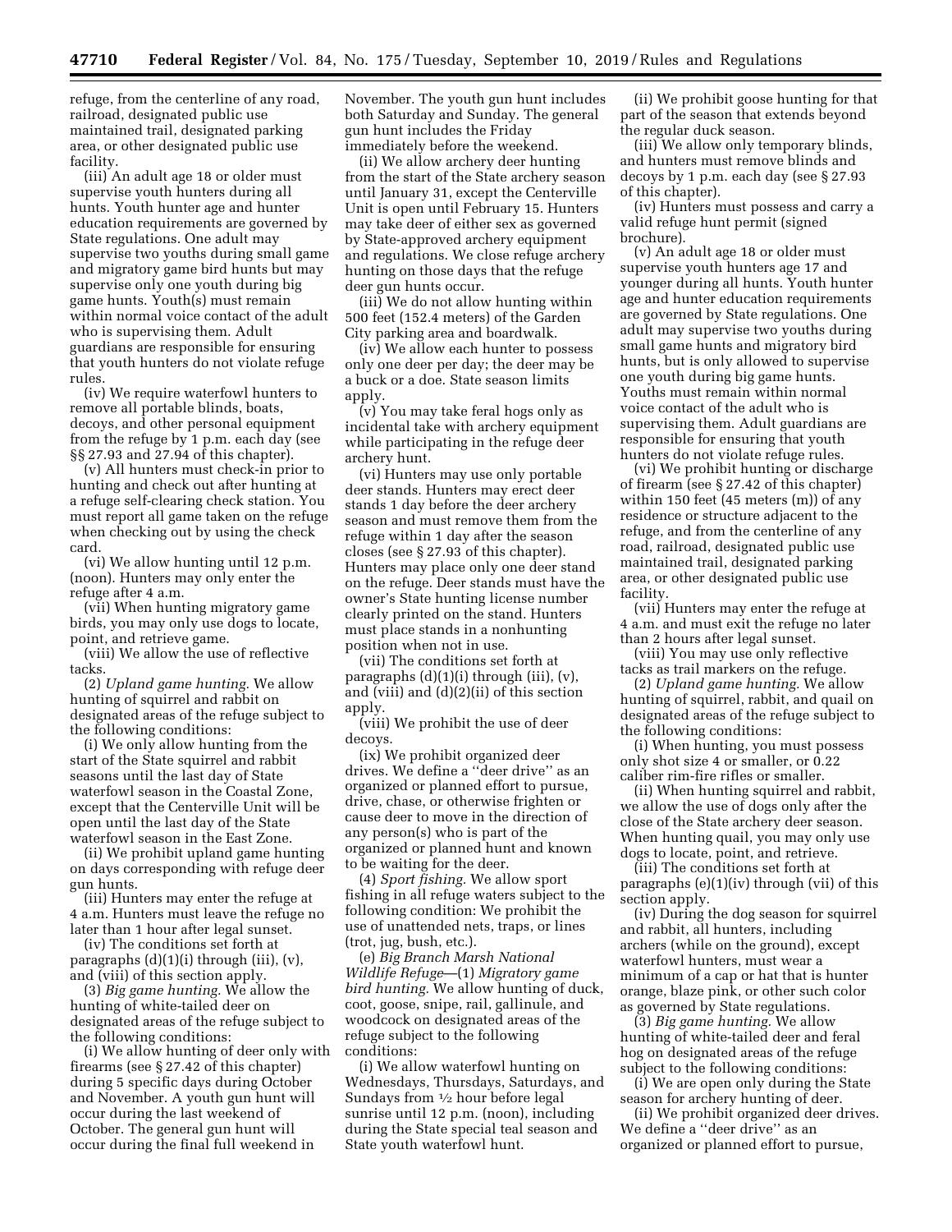refuge, from the centerline of any road, railroad, designated public use maintained trail, designated parking area, or other designated public use facility.

(iii) An adult age 18 or older must supervise youth hunters during all hunts. Youth hunter age and hunter education requirements are governed by State regulations. One adult may supervise two youths during small game and migratory game bird hunts but may supervise only one youth during big game hunts. Youth(s) must remain within normal voice contact of the adult who is supervising them. Adult guardians are responsible for ensuring that youth hunters do not violate refuge rules.

(iv) We require waterfowl hunters to remove all portable blinds, boats, decoys, and other personal equipment from the refuge by 1 p.m. each day (see §§ 27.93 and 27.94 of this chapter).

(v) All hunters must check-in prior to hunting and check out after hunting at a refuge self-clearing check station. You must report all game taken on the refuge when checking out by using the check card.

(vi) We allow hunting until 12 p.m. (noon). Hunters may only enter the refuge after 4 a.m.

(vii) When hunting migratory game birds, you may only use dogs to locate, point, and retrieve game.

(viii) We allow the use of reflective tacks.

(2) *Upland game hunting.* We allow hunting of squirrel and rabbit on designated areas of the refuge subject to the following conditions:

(i) We only allow hunting from the start of the State squirrel and rabbit seasons until the last day of State waterfowl season in the Coastal Zone, except that the Centerville Unit will be open until the last day of the State waterfowl season in the East Zone.

(ii) We prohibit upland game hunting on days corresponding with refuge deer gun hunts.

(iii) Hunters may enter the refuge at 4 a.m. Hunters must leave the refuge no later than 1 hour after legal sunset.

(iv) The conditions set forth at paragraphs (d)(1)(i) through (iii), (v), and (viii) of this section apply.

(3) *Big game hunting.* We allow the hunting of white-tailed deer on designated areas of the refuge subject to the following conditions:

(i) We allow hunting of deer only with firearms (see § 27.42 of this chapter) during 5 specific days during October and November. A youth gun hunt will occur during the last weekend of October. The general gun hunt will occur during the final full weekend in November. The youth gun hunt includes both Saturday and Sunday. The general gun hunt includes the Friday immediately before the weekend.

(ii) We allow archery deer hunting from the start of the State archery season until January 31, except the Centerville Unit is open until February 15. Hunters may take deer of either sex as governed by State-approved archery equipment and regulations. We close refuge archery hunting on those days that the refuge deer gun hunts occur.

(iii) We do not allow hunting within 500 feet (152.4 meters) of the Garden City parking area and boardwalk.

(iv) We allow each hunter to possess only one deer per day; the deer may be a buck or a doe. State season limits apply.

(v) You may take feral hogs only as incidental take with archery equipment while participating in the refuge deer archery hunt.

(vi) Hunters may use only portable deer stands. Hunters may erect deer stands 1 day before the deer archery season and must remove them from the refuge within 1 day after the season closes (see § 27.93 of this chapter). Hunters may place only one deer stand on the refuge. Deer stands must have the owner's State hunting license number clearly printed on the stand. Hunters must place stands in a nonhunting position when not in use.

(vii) The conditions set forth at paragraphs (d)(1)(i) through (iii), (v), and (viii) and (d)(2)(ii) of this section apply.

(viii) We prohibit the use of deer decoys.

(ix) We prohibit organized deer drives. We define a "deer drive" as an organized or planned effort to pursue, drive, chase, or otherwise frighten or cause deer to move in the direction of any person(s) who is part of the organized or planned hunt and known to be waiting for the deer.

(4) *Sport fishing.* We allow sport fishing in all refuge waters subject to the following condition: We prohibit the use of unattended nets, traps, or lines (trot, jug, bush, etc.).

(e) *Big Branch Marsh National Wildlife Refuge*—(1) *Migratory game bird hunting.* We allow hunting of duck, coot, goose, snipe, rail, gallinule, and woodcock on designated areas of the refuge subject to the following conditions:

(i) We allow waterfowl hunting on Wednesdays, Thursdays, Saturdays, and Sundays from ½ hour before legal sunrise until 12 p.m. (noon), including during the State special teal season and State youth waterfowl hunt.

(ii) We prohibit goose hunting for that part of the season that extends beyond the regular duck season.

(iii) We allow only temporary blinds, and hunters must remove blinds and decoys by 1 p.m. each day (see § 27.93 of this chapter).

(iv) Hunters must possess and carry a valid refuge hunt permit (signed brochure).

(v) An adult age 18 or older must supervise youth hunters age 17 and younger during all hunts. Youth hunter age and hunter education requirements are governed by State regulations. One adult may supervise two youths during small game hunts and migratory bird hunts, but is only allowed to supervise one youth during big game hunts. Youths must remain within normal voice contact of the adult who is supervising them. Adult guardians are responsible for ensuring that youth hunters do not violate refuge rules.

(vi) We prohibit hunting or discharge of firearm (see § 27.42 of this chapter) within 150 feet (45 meters (m)) of any residence or structure adjacent to the refuge, and from the centerline of any road, railroad, designated public use maintained trail, designated parking area, or other designated public use facility.

(vii) Hunters may enter the refuge at 4 a.m. and must exit the refuge no later than 2 hours after legal sunset.

(viii) You may use only reflective tacks as trail markers on the refuge.

(2) *Upland game hunting.* We allow hunting of squirrel, rabbit, and quail on designated areas of the refuge subject to the following conditions:

(i) When hunting, you must possess only shot size 4 or smaller, or 0.22 caliber rim-fire rifles or smaller.

(ii) When hunting squirrel and rabbit, we allow the use of dogs only after the close of the State archery deer season. When hunting quail, you may only use dogs to locate, point, and retrieve.

(iii) The conditions set forth at paragraphs (e)(1)(iv) through (vii) of this section apply.

(iv) During the dog season for squirrel and rabbit, all hunters, including archers (while on the ground), except waterfowl hunters, must wear a minimum of a cap or hat that is hunter orange, blaze pink, or other such color as governed by State regulations.

(3) *Big game hunting.* We allow hunting of white-tailed deer and feral hog on designated areas of the refuge subject to the following conditions:

(i) We are open only during the State season for archery hunting of deer.

(ii) We prohibit organized deer drives. We define a "deer drive" as an organized or planned effort to pursue,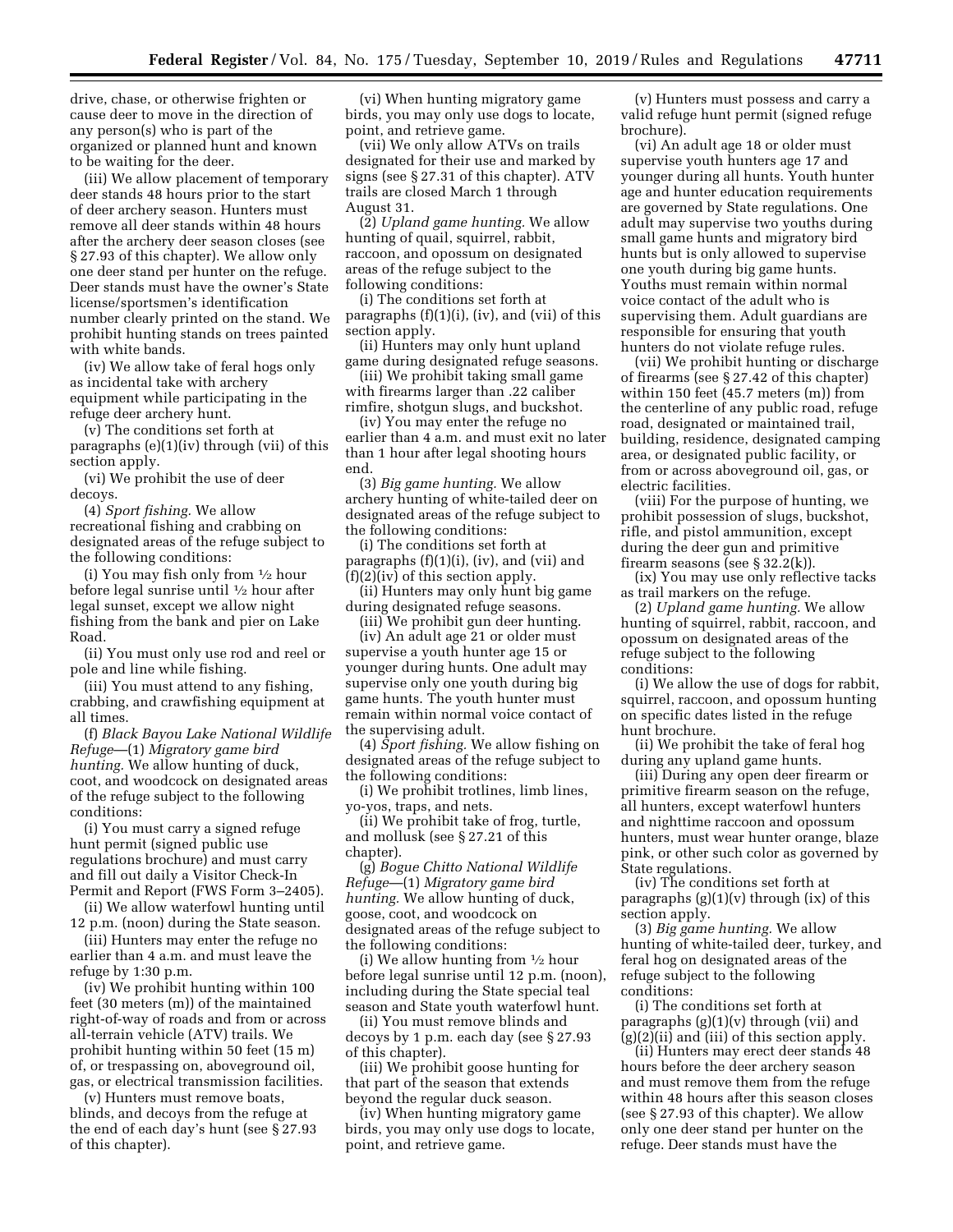drive, chase, or otherwise frighten or cause deer to move in the direction of any person(s) who is part of the organized or planned hunt and known to be waiting for the deer.

(iii) We allow placement of temporary deer stands 48 hours prior to the start of deer archery season. Hunters must remove all deer stands within 48 hours after the archery deer season closes (see § 27.93 of this chapter). We allow only one deer stand per hunter on the refuge. Deer stands must have the owner's State license/sportsmen's identification number clearly printed on the stand. We prohibit hunting stands on trees painted with white bands.

(iv) We allow take of feral hogs only as incidental take with archery equipment while participating in the refuge deer archery hunt.

(v) The conditions set forth at paragraphs (e)(1)(iv) through (vii) of this section apply.

(vi) We prohibit the use of deer decoys.

(4) *Sport fishing.* We allow recreational fishing and crabbing on designated areas of the refuge subject to the following conditions:

(i) You may fish only from ½ hour before legal sunrise until ½ hour after legal sunset, except we allow night fishing from the bank and pier on Lake Road.

(ii) You must only use rod and reel or pole and line while fishing.

(iii) You must attend to any fishing, crabbing, and crawfishing equipment at all times.

(f) *Black Bayou Lake National Wildlife Refuge*—(1) *Migratory game bird hunting.* We allow hunting of duck, coot, and woodcock on designated areas of the refuge subject to the following conditions:

(i) You must carry a signed refuge hunt permit (signed public use regulations brochure) and must carry and fill out daily a Visitor Check-In Permit and Report (FWS Form 3–2405).

(ii) We allow waterfowl hunting until 12 p.m. (noon) during the State season.

(iii) Hunters may enter the refuge no earlier than 4 a.m. and must leave the refuge by 1:30 p.m.

(iv) We prohibit hunting within 100 feet (30 meters (m)) of the maintained right-of-way of roads and from or across all-terrain vehicle (ATV) trails. We prohibit hunting within 50 feet (15 m) of, or trespassing on, aboveground oil, gas, or electrical transmission facilities.

(v) Hunters must remove boats, blinds, and decoys from the refuge at the end of each day's hunt (see § 27.93 of this chapter).

(vi) When hunting migratory game birds, you may only use dogs to locate, point, and retrieve game.

(vii) We only allow ATVs on trails designated for their use and marked by signs (see § 27.31 of this chapter). ATV trails are closed March 1 through August 31.

(2) *Upland game hunting.* We allow hunting of quail, squirrel, rabbit, raccoon, and opossum on designated areas of the refuge subject to the following conditions:

(i) The conditions set forth at paragraphs (f)(1)(i), (iv), and (vii) of this section apply.

(ii) Hunters may only hunt upland game during designated refuge seasons.

(iii) We prohibit taking small game with firearms larger than .22 caliber rimfire, shotgun slugs, and buckshot.

(iv) You may enter the refuge no earlier than 4 a.m. and must exit no later than 1 hour after legal shooting hours end.

(3) *Big game hunting.* We allow archery hunting of white-tailed deer on designated areas of the refuge subject to the following conditions:

(i) The conditions set forth at paragraphs (f)(1)(i), (iv), and (vii) and (f)(2)(iv) of this section apply.

(ii) Hunters may only hunt big game during designated refuge seasons.

(iii) We prohibit gun deer hunting.

(iv) An adult age 21 or older must supervise a youth hunter age 15 or younger during hunts. One adult may supervise only one youth during big game hunts. The youth hunter must remain within normal voice contact of the supervising adult.

(4) *Sport fishing.* We allow fishing on designated areas of the refuge subject to the following conditions:

(i) We prohibit trotlines, limb lines, yo-yos, traps, and nets.

(ii) We prohibit take of frog, turtle, and mollusk (see § 27.21 of this chapter).

(g) *Bogue Chitto National Wildlife Refuge*—(1) *Migratory game bird hunting.* We allow hunting of duck, goose, coot, and woodcock on designated areas of the refuge subject to the following conditions:

(i) We allow hunting from ½ hour before legal sunrise until 12 p.m. (noon), including during the State special teal season and State youth waterfowl hunt.

(ii) You must remove blinds and decoys by 1 p.m. each day (see § 27.93 of this chapter).

(iii) We prohibit goose hunting for that part of the season that extends beyond the regular duck season.

(iv) When hunting migratory game birds, you may only use dogs to locate, point, and retrieve game.

(v) Hunters must possess and carry a valid refuge hunt permit (signed refuge brochure).

(vi) An adult age 18 or older must supervise youth hunters age 17 and younger during all hunts. Youth hunter age and hunter education requirements are governed by State regulations. One adult may supervise two youths during small game hunts and migratory bird hunts but is only allowed to supervise one youth during big game hunts. Youths must remain within normal voice contact of the adult who is supervising them. Adult guardians are responsible for ensuring that youth hunters do not violate refuge rules.

(vii) We prohibit hunting or discharge of firearms (see § 27.42 of this chapter) within 150 feet (45.7 meters (m)) from the centerline of any public road, refuge road, designated or maintained trail, building, residence, designated camping area, or designated public facility, or from or across aboveground oil, gas, or electric facilities.

(viii) For the purpose of hunting, we prohibit possession of slugs, buckshot, rifle, and pistol ammunition, except during the deer gun and primitive firearm seasons (see § 32.2(k)).

(ix) You may use only reflective tacks as trail markers on the refuge.

(2) *Upland game hunting.* We allow hunting of squirrel, rabbit, raccoon, and opossum on designated areas of the refuge subject to the following conditions:

(i) We allow the use of dogs for rabbit, squirrel, raccoon, and opossum hunting on specific dates listed in the refuge hunt brochure.

(ii) We prohibit the take of feral hog during any upland game hunts.

(iii) During any open deer firearm or primitive firearm season on the refuge, all hunters, except waterfowl hunters and nighttime raccoon and opossum hunters, must wear hunter orange, blaze pink, or other such color as governed by State regulations.

(iv) The conditions set forth at paragraphs (g)(1)(v) through (ix) of this section apply.

(3) *Big game hunting.* We allow hunting of white-tailed deer, turkey, and feral hog on designated areas of the refuge subject to the following conditions:

(i) The conditions set forth at paragraphs (g)(1)(v) through (vii) and (g)(2)(ii) and (iii) of this section apply.

(ii) Hunters may erect deer stands 48 hours before the deer archery season and must remove them from the refuge within 48 hours after this season closes (see § 27.93 of this chapter). We allow only one deer stand per hunter on the refuge. Deer stands must have the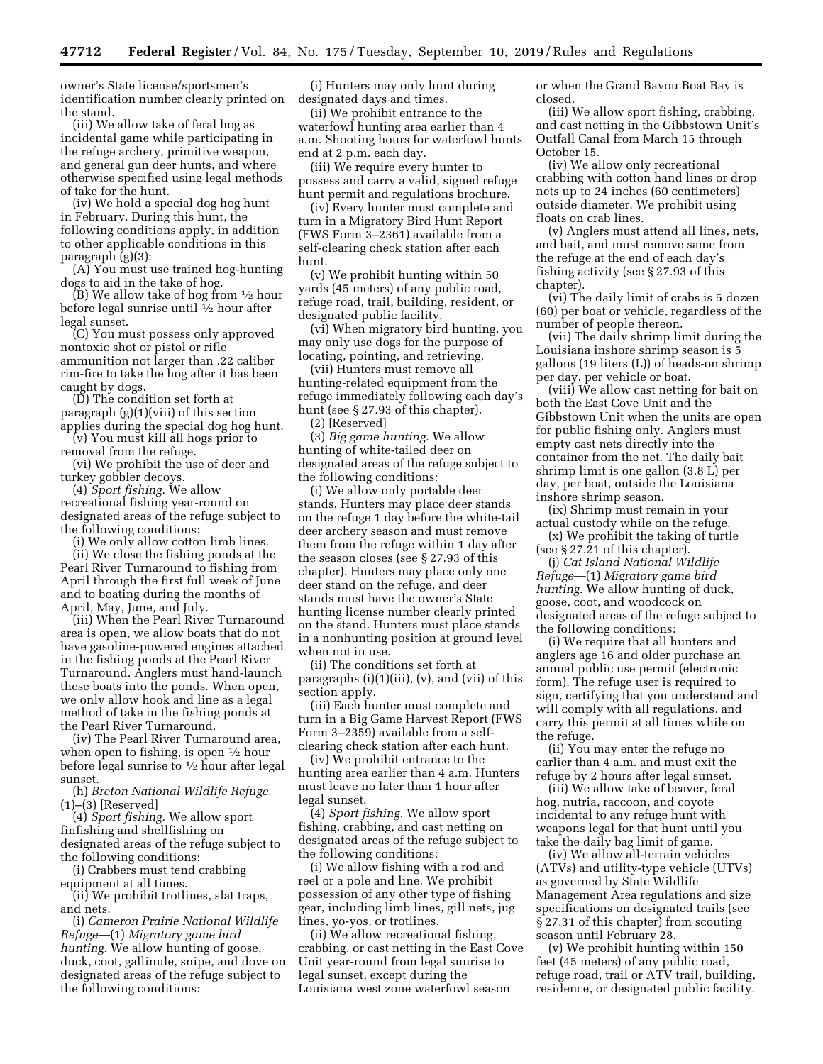owner's State license/sportsmen's identification number clearly printed on the stand.

(iii) We allow take of feral hog as incidental game while participating in the refuge archery, primitive weapon, and general gun deer hunts, and where otherwise specified using legal methods of take for the hunt.

(iv) We hold a special dog hog hunt in February. During this hunt, the following conditions apply, in addition to other applicable conditions in this paragraph (g)(3):

(A) You must use trained hog-hunting dogs to aid in the take of hog.

(B) We allow take of hog from ½ hour before legal sunrise until ½ hour after legal sunset.

(C) You must possess only approved nontoxic shot or pistol or rifle ammunition not larger than .22 caliber rim-fire to take the hog after it has been caught by dogs.

(D) The condition set forth at paragraph (g)(1)(viii) of this section applies during the special dog hog hunt.

(v) You must kill all hogs prior to removal from the refuge.

(vi) We prohibit the use of deer and turkey gobbler decoys.

(4) *Sport fishing.* We allow recreational fishing year-round on designated areas of the refuge subject to the following conditions:

(i) We only allow cotton limb lines.

(ii) We close the fishing ponds at the Pearl River Turnaround to fishing from April through the first full week of June and to boating during the months of April, May, June, and July.

(iii) When the Pearl River Turnaround area is open, we allow boats that do not have gasoline-powered engines attached in the fishing ponds at the Pearl River Turnaround. Anglers must hand-launch these boats into the ponds. When open, we only allow hook and line as a legal method of take in the fishing ponds at the Pearl River Turnaround.

(iv) The Pearl River Turnaround area, when open to fishing, is open ½ hour before legal sunrise to ½ hour after legal sunset.

(h) *Breton National Wildlife Refuge.* (1)–(3) [Reserved]

(4) *Sport fishing.* We allow sport finfishing and shellfishing on designated areas of the refuge subject to the following conditions:

(i) Crabbers must tend crabbing equipment at all times.

(ii) We prohibit trotlines, slat traps, and nets.

(i) *Cameron Prairie National Wildlife Refuge*—(1) *Migratory game bird hunting.* We allow hunting of goose, duck, coot, gallinule, snipe, and dove on designated areas of the refuge subject to the following conditions:

(i) Hunters may only hunt during designated days and times.

(ii) We prohibit entrance to the waterfowl hunting area earlier than 4 a.m. Shooting hours for waterfowl hunts end at 2 p.m. each day.

(iii) We require every hunter to possess and carry a valid, signed refuge hunt permit and regulations brochure.

(iv) Every hunter must complete and turn in a Migratory Bird Hunt Report (FWS Form 3–2361) available from a self-clearing check station after each hunt.

(v) We prohibit hunting within 50 yards (45 meters) of any public road, refuge road, trail, building, resident, or designated public facility.

(vi) When migratory bird hunting, you may only use dogs for the purpose of locating, pointing, and retrieving.

(vii) Hunters must remove all hunting-related equipment from the refuge immediately following each day's hunt (see § 27.93 of this chapter).

(2) [Reserved]

(3) *Big game hunting.* We allow hunting of white-tailed deer on designated areas of the refuge subject to the following conditions:

(i) We allow only portable deer stands. Hunters may place deer stands on the refuge 1 day before the white-tail deer archery season and must remove them from the refuge within 1 day after the season closes (see § 27.93 of this chapter). Hunters may place only one deer stand on the refuge, and deer stands must have the owner's State hunting license number clearly printed on the stand. Hunters must place stands in a nonhunting position at ground level when not in use.

(ii) The conditions set forth at paragraphs (i)(1)(iii), (v), and (vii) of this section apply.

(iii) Each hunter must complete and turn in a Big Game Harvest Report (FWS Form 3–2359) available from a self-clearing check station after each hunt.

(iv) We prohibit entrance to the hunting area earlier than 4 a.m. Hunters must leave no later than 1 hour after legal sunset.

(4) *Sport fishing.* We allow sport fishing, crabbing, and cast netting on designated areas of the refuge subject to the following conditions:

(i) We allow fishing with a rod and reel or a pole and line. We prohibit possession of any other type of fishing gear, including limb lines, gill nets, jug lines, yo-yos, or trotlines.

(ii) We allow recreational fishing, crabbing, or cast netting in the East Cove Unit year-round from legal sunrise to legal sunset, except during the Louisiana west zone waterfowl season or when the Grand Bayou Boat Bay is closed.

(iii) We allow sport fishing, crabbing, and cast netting in the Gibbstown Unit's Outfall Canal from March 15 through October 15.

(iv) We allow only recreational crabbing with cotton hand lines or drop nets up to 24 inches (60 centimeters) outside diameter. We prohibit using floats on crab lines.

(v) Anglers must attend all lines, nets, and bait, and must remove same from the refuge at the end of each day's fishing activity (see § 27.93 of this chapter).

(vi) The daily limit of crabs is 5 dozen (60) per boat or vehicle, regardless of the number of people thereon.

(vii) The daily shrimp limit during the Louisiana inshore shrimp season is 5 gallons (19 liters (L)) of heads-on shrimp per day, per vehicle or boat.

(viii) We allow cast netting for bait on both the East Cove Unit and the Gibbstown Unit when the units are open for public fishing only. Anglers must empty cast nets directly into the container from the net. The daily bait shrimp limit is one gallon (3.8 L) per day, per boat, outside the Louisiana inshore shrimp season.

(ix) Shrimp must remain in your actual custody while on the refuge.

(x) We prohibit the taking of turtle (see § 27.21 of this chapter).

(j) *Cat Island National Wildlife Refuge*—(1) *Migratory game bird hunting.* We allow hunting of duck, goose, coot, and woodcock on designated areas of the refuge subject to the following conditions:

(i) We require that all hunters and anglers age 16 and older purchase an annual public use permit (electronic form). The refuge user is required to sign, certifying that you understand and will comply with all regulations, and carry this permit at all times while on the refuge.

(ii) You may enter the refuge no earlier than 4 a.m. and must exit the refuge by 2 hours after legal sunset.

(iii) We allow take of beaver, feral hog, nutria, raccoon, and coyote incidental to any refuge hunt with weapons legal for that hunt until you take the daily bag limit of game.

(iv) We allow all-terrain vehicles (ATVs) and utility-type vehicle (UTVs) as governed by State Wildlife Management Area regulations and size specifications on designated trails (see § 27.31 of this chapter) from scouting season until February 28.

(v) We prohibit hunting within 150 feet (45 meters) of any public road, refuge road, trail or ATV trail, building, residence, or designated public facility.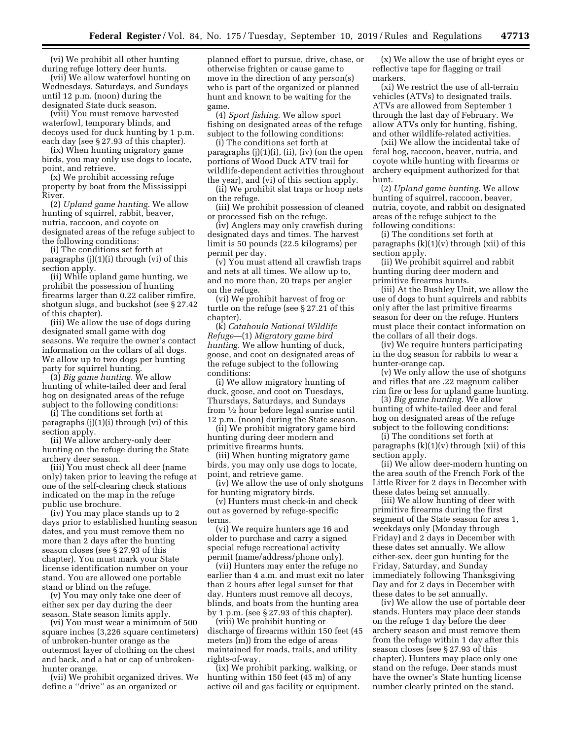(vi) We prohibit all other hunting during refuge lottery deer hunts.

(vii) We allow waterfowl hunting on Wednesdays, Saturdays, and Sundays until 12 p.m. (noon) during the designated State duck season.

(viii) You must remove harvested waterfowl, temporary blinds, and decoys used for duck hunting by 1 p.m. each day (see § 27.93 of this chapter).

(ix) When hunting migratory game birds, you may only use dogs to locate, point, and retrieve.

(x) We prohibit accessing refuge property by boat from the Mississippi River.

(2) *Upland game hunting.* We allow hunting of squirrel, rabbit, beaver, nutria, raccoon, and coyote on designated areas of the refuge subject to the following conditions:

(i) The conditions set forth at paragraphs (j)(1)(i) through (vi) of this section apply.

(ii) While upland game hunting, we prohibit the possession of hunting firearms larger than 0.22 caliber rimfire, shotgun slugs, and buckshot (see § 27.42 of this chapter).

(iii) We allow the use of dogs during designated small game with dog seasons. We require the owner's contact information on the collars of all dogs. We allow up to two dogs per hunting party for squirrel hunting.

(3) *Big game hunting.* We allow hunting of white-tailed deer and feral hog on designated areas of the refuge subject to the following conditions:

(i) The conditions set forth at paragraphs (j)(1)(i) through (vi) of this section apply.

(ii) We allow archery-only deer hunting on the refuge during the State archery deer season.

(iii) You must check all deer (name only) taken prior to leaving the refuge at one of the self-clearing check stations indicated on the map in the refuge public use brochure.

(iv) You may place stands up to 2 days prior to established hunting season dates, and you must remove them no more than 2 days after the hunting season closes (see § 27.93 of this chapter). You must mark your State license identification number on your stand. You are allowed one portable stand or blind on the refuge.

(v) You may only take one deer of either sex per day during the deer season. State season limits apply.

(vi) You must wear a minimum of 500 square inches (3,226 square centimeters) of unbroken-hunter orange as the outermost layer of clothing on the chest and back, and a hat or cap of unbroken-hunter orange.

(vii) We prohibit organized drives. We define a ''drive'' as an organized or planned effort to pursue, drive, chase, or otherwise frighten or cause game to move in the direction of any person(s) who is part of the organized or planned hunt and known to be waiting for the game.

(4) *Sport fishing.* We allow sport fishing on designated areas of the refuge subject to the following conditions:

(i) The conditions set forth at paragraphs (j)(1)(i), (ii), (iv) (on the open portions of Wood Duck ATV trail for wildlife-dependent activities throughout the year), and (vi) of this section apply.

(ii) We prohibit slat traps or hoop nets on the refuge.

(iii) We prohibit possession of cleaned or processed fish on the refuge.

(iv) Anglers may only crawfish during designated days and times. The harvest limit is 50 pounds (22.5 kilograms) per permit per day.

(v) You must attend all crawfish traps and nets at all times. We allow up to, and no more than, 20 traps per angler on the refuge.

(vi) We prohibit harvest of frog or turtle on the refuge (see § 27.21 of this chapter).

(k) *Catahoula National Wildlife Refuge*—(1) *Migratory game bird hunting.* We allow hunting of duck, goose, and coot on designated areas of the refuge subject to the following conditions:

(i) We allow migratory hunting of duck, goose, and coot on Tuesdays, Thursdays, Saturdays, and Sundays from ½ hour before legal sunrise until 12 p.m. (noon) during the State season.

(ii) We prohibit migratory game bird hunting during deer modern and primitive firearms hunts.

(iii) When hunting migratory game birds, you may only use dogs to locate, point, and retrieve game.

(iv) We allow the use of only shotguns for hunting migratory birds.

(v) Hunters must check-in and check out as governed by refuge-specific terms.

(vi) We require hunters age 16 and older to purchase and carry a signed special refuge recreational activity permit (name/address/phone only).

(vii) Hunters may enter the refuge no earlier than 4 a.m. and must exit no later than 2 hours after legal sunset for that day. Hunters must remove all decoys, blinds, and boats from the hunting area by 1 p.m. (see § 27.93 of this chapter).

(viii) We prohibit hunting or discharge of firearms within 150 feet (45 meters (m)) from the edge of areas maintained for roads, trails, and utility rights-of-way.

(ix) We prohibit parking, walking, or hunting within 150 feet (45 m) of any active oil and gas facility or equipment.

(x) We allow the use of bright eyes or reflective tape for flagging or trail markers.

(xi) We restrict the use of all-terrain vehicles (ATVs) to designated trails. ATVs are allowed from September 1 through the last day of February. We allow ATVs only for hunting, fishing, and other wildlife-related activities.

(xii) We allow the incidental take of feral hog, raccoon, beaver, nutria, and coyote while hunting with firearms or archery equipment authorized for that hunt.

(2) *Upland game hunting.* We allow hunting of squirrel, raccoon, beaver, nutria, coyote, and rabbit on designated areas of the refuge subject to the following conditions:

(i) The conditions set forth at paragraphs (k)(1)(v) through (xii) of this section apply.

(ii) We prohibit squirrel and rabbit hunting during deer modern and primitive firearms hunts.

(iii) At the Bushley Unit, we allow the use of dogs to hunt squirrels and rabbits only after the last primitive firearms season for deer on the refuge. Hunters must place their contact information on the collars of all their dogs.

(iv) We require hunters participating in the dog season for rabbits to wear a hunter-orange cap.

(v) We only allow the use of shotguns and rifles that are .22 magnum caliber rim fire or less for upland game hunting.

(3) *Big game hunting.* We allow hunting of white-tailed deer and feral hog on designated areas of the refuge subject to the following conditions:

(i) The conditions set forth at paragraphs (k)(1)(v) through (xii) of this section apply.

(ii) We allow deer-modern hunting on the area south of the French Fork of the Little River for 2 days in December with these dates being set annually.

(iii) We allow hunting of deer with primitive firearms during the first segment of the State season for area 1, weekdays only (Monday through Friday) and 2 days in December with these dates set annually. We allow either-sex, deer gun hunting for the Friday, Saturday, and Sunday immediately following Thanksgiving Day and for 2 days in December with these dates to be set annually.

(iv) We allow the use of portable deer stands. Hunters may place deer stands on the refuge 1 day before the deer archery season and must remove them from the refuge within 1 day after this season closes (see § 27.93 of this chapter). Hunters may place only one stand on the refuge. Deer stands must have the owner's State hunting license number clearly printed on the stand.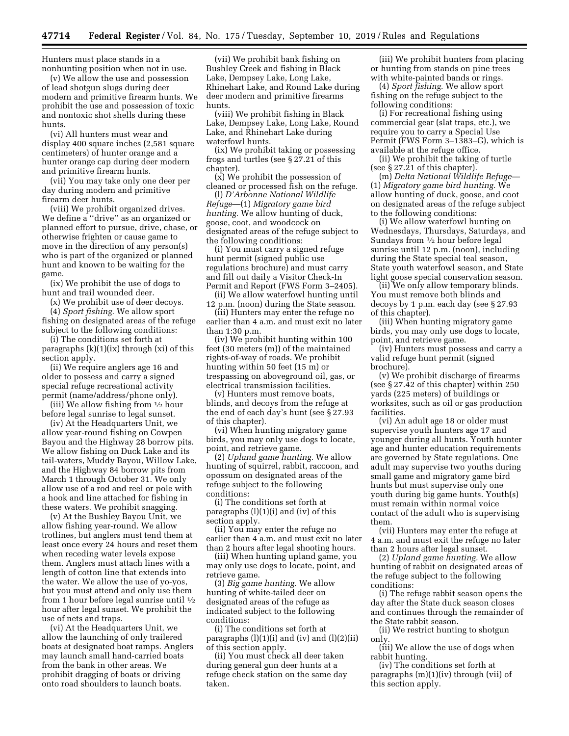Hunters must place stands in a nonhunting position when not in use.

(v) We allow the use and possession of lead shotgun slugs during deer modern and primitive firearm hunts. We prohibit the use and possession of toxic and nontoxic shot shells during these hunts.

(vi) All hunters must wear and display 400 square inches (2,581 square centimeters) of hunter orange and a hunter orange cap during deer modern and primitive firearm hunts.

(vii) You may take only one deer per day during modern and primitive firearm deer hunts.

(viii) We prohibit organized drives. We define a ''drive'' as an organized or planned effort to pursue, drive, chase, or otherwise frighten or cause game to move in the direction of any person(s) who is part of the organized or planned hunt and known to be waiting for the game.

(ix) We prohibit the use of dogs to hunt and trail wounded deer.

(x) We prohibit use of deer decoys.

(4) *Sport fishing.* We allow sport fishing on designated areas of the refuge subject to the following conditions:

(i) The conditions set forth at paragraphs (k)(1)(ix) through (xi) of this section apply.

(ii) We require anglers age 16 and older to possess and carry a signed special refuge recreational activity permit (name/address/phone only).

(iii) We allow fishing from ½ hour before legal sunrise to legal sunset.

(iv) At the Headquarters Unit, we allow year-round fishing on Cowpen Bayou and the Highway 28 borrow pits. We allow fishing on Duck Lake and its tail-waters, Muddy Bayou, Willow Lake, and the Highway 84 borrow pits from March 1 through October 31. We only allow use of a rod and reel or pole with a hook and line attached for fishing in these waters. We prohibit snagging.

(v) At the Bushley Bayou Unit, we allow fishing year-round. We allow trotlines, but anglers must tend them at least once every 24 hours and reset them when receding water levels expose them. Anglers must attach lines with a length of cotton line that extends into the water. We allow the use of yo-yos, but you must attend and only use them from 1 hour before legal sunrise until ½ hour after legal sunset. We prohibit the use of nets and traps.

(vi) At the Headquarters Unit, we allow the launching of only trailered boats at designated boat ramps. Anglers may launch small hand-carried boats from the bank in other areas. We prohibit dragging of boats or driving onto road shoulders to launch boats.

(vii) We prohibit bank fishing on Bushley Creek and fishing in Black Lake, Dempsey Lake, Long Lake, Rhinehart Lake, and Round Lake during deer modern and primitive firearms hunts.

(viii) We prohibit fishing in Black Lake, Dempsey Lake, Long Lake, Round Lake, and Rhinehart Lake during waterfowl hunts.

(ix) We prohibit taking or possessing frogs and turtles (see § 27.21 of this chapter).

(x) We prohibit the possession of cleaned or processed fish on the refuge.

(l) *D'Arbonne National Wildlife Refuge*—(1) *Migratory game bird hunting.* We allow hunting of duck, goose, coot, and woodcock on designated areas of the refuge subject to the following conditions:

(i) You must carry a signed refuge hunt permit (signed public use regulations brochure) and must carry and fill out daily a Visitor Check-In Permit and Report (FWS Form 3–2405).

(ii) We allow waterfowl hunting until 12 p.m. (noon) during the State season.

(iii) Hunters may enter the refuge no earlier than 4 a.m. and must exit no later than 1:30 p.m.

(iv) We prohibit hunting within 100 feet (30 meters (m)) of the maintained rights-of-way of roads. We prohibit hunting within 50 feet (15 m) or trespassing on aboveground oil, gas, or electrical transmission facilities.

(v) Hunters must remove boats, blinds, and decoys from the refuge at the end of each day's hunt (see § 27.93 of this chapter).

(vi) When hunting migratory game birds, you may only use dogs to locate, point, and retrieve game.

(2) *Upland game hunting.* We allow hunting of squirrel, rabbit, raccoon, and opossum on designated areas of the refuge subject to the following conditions:

(i) The conditions set forth at paragraphs (l)(1)(i) and (iv) of this section apply.

(ii) You may enter the refuge no earlier than 4 a.m. and must exit no later than 2 hours after legal shooting hours.

(iii) When hunting upland game, you may only use dogs to locate, point, and retrieve game.

(3) *Big game hunting.* We allow hunting of white-tailed deer on designated areas of the refuge as indicated subject to the following conditions:

(i) The conditions set forth at paragraphs (l)(1)(i) and (iv) and (l)(2)(ii) of this section apply.

(ii) You must check all deer taken during general gun deer hunts at a refuge check station on the same day taken.

(iii) We prohibit hunters from placing or hunting from stands on pine trees with white-painted bands or rings.

(4) *Sport fishing.* We allow sport fishing on the refuge subject to the following conditions:

(i) For recreational fishing using commercial gear (slat traps, etc.), we require you to carry a Special Use Permit (FWS Form 3–1383–G), which is available at the refuge office.

(ii) We prohibit the taking of turtle (see § 27.21 of this chapter).

(m) *Delta National Wildlife Refuge*—(1) *Migratory game bird hunting.* We allow hunting of duck, goose, and coot on designated areas of the refuge subject to the following conditions:

(i) We allow waterfowl hunting on Wednesdays, Thursdays, Saturdays, and Sundays from ½ hour before legal sunrise until 12 p.m. (noon), including during the State special teal season, State youth waterfowl season, and State light goose special conservation season.

(ii) We only allow temporary blinds. You must remove both blinds and decoys by 1 p.m. each day (see § 27.93 of this chapter).

(iii) When hunting migratory game birds, you may only use dogs to locate, point, and retrieve game.

(iv) Hunters must possess and carry a valid refuge hunt permit (signed brochure).

(v) We prohibit discharge of firearms (see § 27.42 of this chapter) within 250 yards (225 meters) of buildings or worksites, such as oil or gas production facilities.

(vi) An adult age 18 or older must supervise youth hunters age 17 and younger during all hunts. Youth hunter age and hunter education requirements are governed by State regulations. One adult may supervise two youths during small game and migratory game bird hunts but must supervise only one youth during big game hunts. Youth(s) must remain within normal voice contact of the adult who is supervising them.

(vii) Hunters may enter the refuge at 4 a.m. and must exit the refuge no later than 2 hours after legal sunset.

(2) *Upland game hunting.* We allow hunting of rabbit on designated areas of the refuge subject to the following conditions:

(i) The refuge rabbit season opens the day after the State duck season closes and continues through the remainder of the State rabbit season.

(ii) We restrict hunting to shotgun only.

(iii) We allow the use of dogs when rabbit hunting.

(iv) The conditions set forth at paragraphs (m)(1)(iv) through (vii) of this section apply.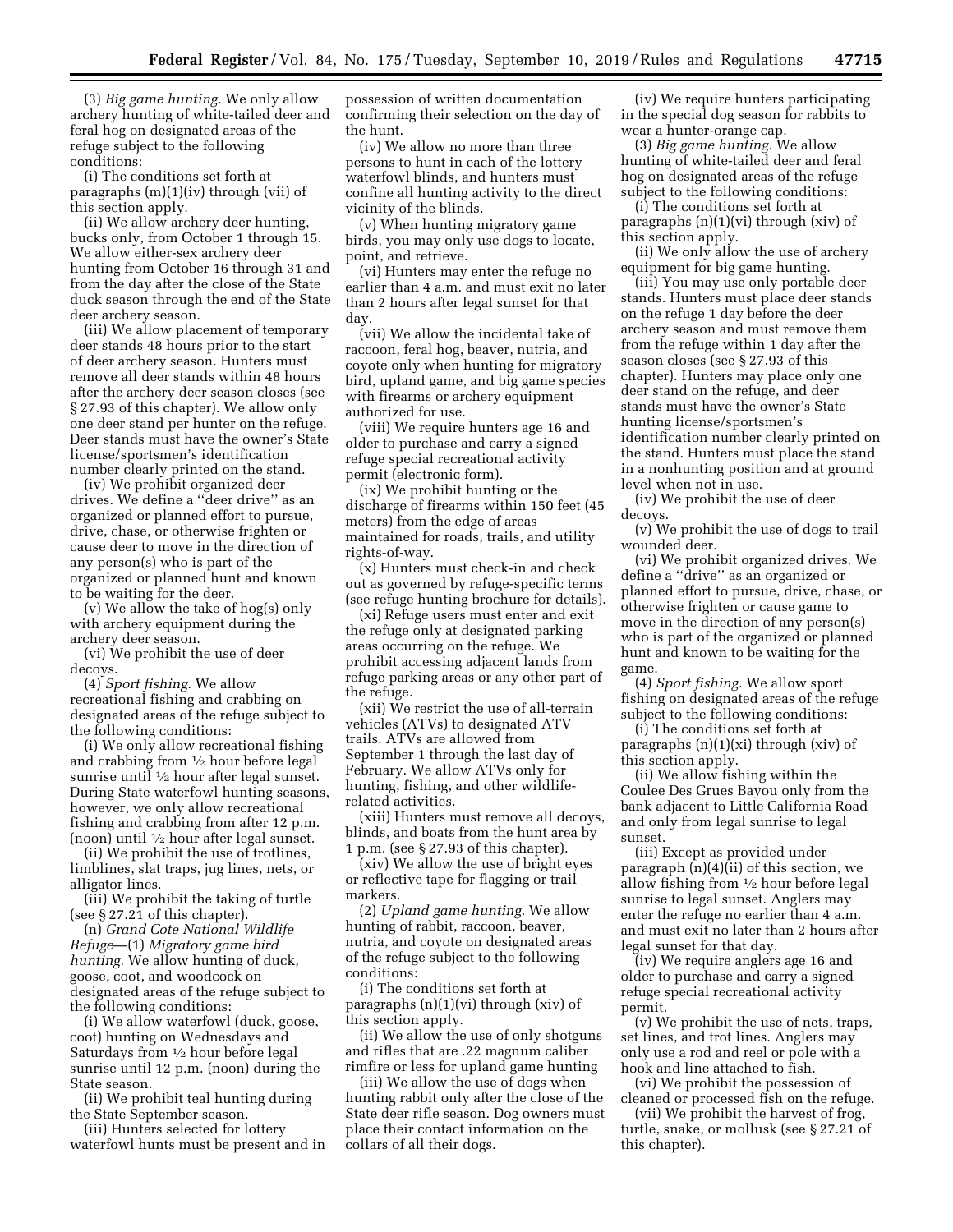(3) *Big game hunting.* We only allow archery hunting of white-tailed deer and feral hog on designated areas of the refuge subject to the following conditions:

(i) The conditions set forth at paragraphs (m)(1)(iv) through (vii) of this section apply.

(ii) We allow archery deer hunting, bucks only, from October 1 through 15. We allow either-sex archery deer hunting from October 16 through 31 and from the day after the close of the State duck season through the end of the State deer archery season.

(iii) We allow placement of temporary deer stands 48 hours prior to the start of deer archery season. Hunters must remove all deer stands within 48 hours after the archery deer season closes (see § 27.93 of this chapter). We allow only one deer stand per hunter on the refuge. Deer stands must have the owner's State license/sportsmen's identification number clearly printed on the stand.

(iv) We prohibit organized deer drives. We define a ''deer drive'' as an organized or planned effort to pursue, drive, chase, or otherwise frighten or cause deer to move in the direction of any person(s) who is part of the organized or planned hunt and known to be waiting for the deer.

(v) We allow the take of hog(s) only with archery equipment during the archery deer season.

(vi) We prohibit the use of deer decoys.

(4) *Sport fishing.* We allow recreational fishing and crabbing on designated areas of the refuge subject to the following conditions:

(i) We only allow recreational fishing and crabbing from ½ hour before legal sunrise until ½ hour after legal sunset. During State waterfowl hunting seasons, however, we only allow recreational fishing and crabbing from after 12 p.m. (noon) until ½ hour after legal sunset.

(ii) We prohibit the use of trotlines, limblines, slat traps, jug lines, nets, or alligator lines.

(iii) We prohibit the taking of turtle (see § 27.21 of this chapter).

(n) *Grand Cote National Wildlife Refuge*—(1) *Migratory game bird hunting.* We allow hunting of duck, goose, coot, and woodcock on designated areas of the refuge subject to the following conditions:

(i) We allow waterfowl (duck, goose, coot) hunting on Wednesdays and Saturdays from ½ hour before legal sunrise until 12 p.m. (noon) during the State season.

(ii) We prohibit teal hunting during the State September season.

(iii) Hunters selected for lottery waterfowl hunts must be present and in possession of written documentation confirming their selection on the day of the hunt.

(iv) We allow no more than three persons to hunt in each of the lottery waterfowl blinds, and hunters must confine all hunting activity to the direct vicinity of the blinds.

(v) When hunting migratory game birds, you may only use dogs to locate, point, and retrieve.

(vi) Hunters may enter the refuge no earlier than 4 a.m. and must exit no later than 2 hours after legal sunset for that day.

(vii) We allow the incidental take of raccoon, feral hog, beaver, nutria, and coyote only when hunting for migratory bird, upland game, and big game species with firearms or archery equipment authorized for use.

(viii) We require hunters age 16 and older to purchase and carry a signed refuge special recreational activity permit (electronic form).

(ix) We prohibit hunting or the discharge of firearms within 150 feet (45 meters) from the edge of areas maintained for roads, trails, and utility rights-of-way.

(x) Hunters must check-in and check out as governed by refuge-specific terms (see refuge hunting brochure for details).

(xi) Refuge users must enter and exit the refuge only at designated parking areas occurring on the refuge. We prohibit accessing adjacent lands from refuge parking areas or any other part of the refuge.

(xii) We restrict the use of all-terrain vehicles (ATVs) to designated ATV trails. ATVs are allowed from September 1 through the last day of February. We allow ATVs only for hunting, fishing, and other wildlife-related activities.

(xiii) Hunters must remove all decoys, blinds, and boats from the hunt area by 1 p.m. (see § 27.93 of this chapter).

(xiv) We allow the use of bright eyes or reflective tape for flagging or trail markers.

(2) *Upland game hunting.* We allow hunting of rabbit, raccoon, beaver, nutria, and coyote on designated areas of the refuge subject to the following conditions:

(i) The conditions set forth at paragraphs (n)(1)(vi) through (xiv) of this section apply.

(ii) We allow the use of only shotguns and rifles that are .22 magnum caliber rimfire or less for upland game hunting

(iii) We allow the use of dogs when hunting rabbit only after the close of the State deer rifle season. Dog owners must place their contact information on the collars of all their dogs.

(iv) We require hunters participating in the special dog season for rabbits to wear a hunter-orange cap.

(3) *Big game hunting.* We allow hunting of white-tailed deer and feral hog on designated areas of the refuge subject to the following conditions:

(i) The conditions set forth at paragraphs (n)(1)(vi) through (xiv) of this section apply.

(ii) We only allow the use of archery equipment for big game hunting.

(iii) You may use only portable deer stands. Hunters must place deer stands on the refuge 1 day before the deer archery season and must remove them from the refuge within 1 day after the season closes (see § 27.93 of this chapter). Hunters may place only one deer stand on the refuge, and deer stands must have the owner's State hunting license/sportsmen's identification number clearly printed on the stand. Hunters must place the stand in a nonhunting position and at ground level when not in use.

(iv) We prohibit the use of deer decoys.

(v) We prohibit the use of dogs to trail wounded deer.

(vi) We prohibit organized drives. We define a ''drive'' as an organized or planned effort to pursue, drive, chase, or otherwise frighten or cause game to move in the direction of any person(s) who is part of the organized or planned hunt and known to be waiting for the game.

(4) *Sport fishing.* We allow sport fishing on designated areas of the refuge subject to the following conditions:

(i) The conditions set forth at paragraphs (n)(1)(xi) through (xiv) of this section apply.

(ii) We allow fishing within the Coulee Des Grues Bayou only from the bank adjacent to Little California Road and only from legal sunrise to legal sunset.

(iii) Except as provided under paragraph (n)(4)(ii) of this section, we allow fishing from ½ hour before legal sunrise to legal sunset. Anglers may enter the refuge no earlier than 4 a.m. and must exit no later than 2 hours after legal sunset for that day.

(iv) We require anglers age 16 and older to purchase and carry a signed refuge special recreational activity permit.

(v) We prohibit the use of nets, traps, set lines, and trot lines. Anglers may only use a rod and reel or pole with a hook and line attached to fish.

(vi) We prohibit the possession of cleaned or processed fish on the refuge.

(vii) We prohibit the harvest of frog, turtle, snake, or mollusk (see § 27.21 of this chapter).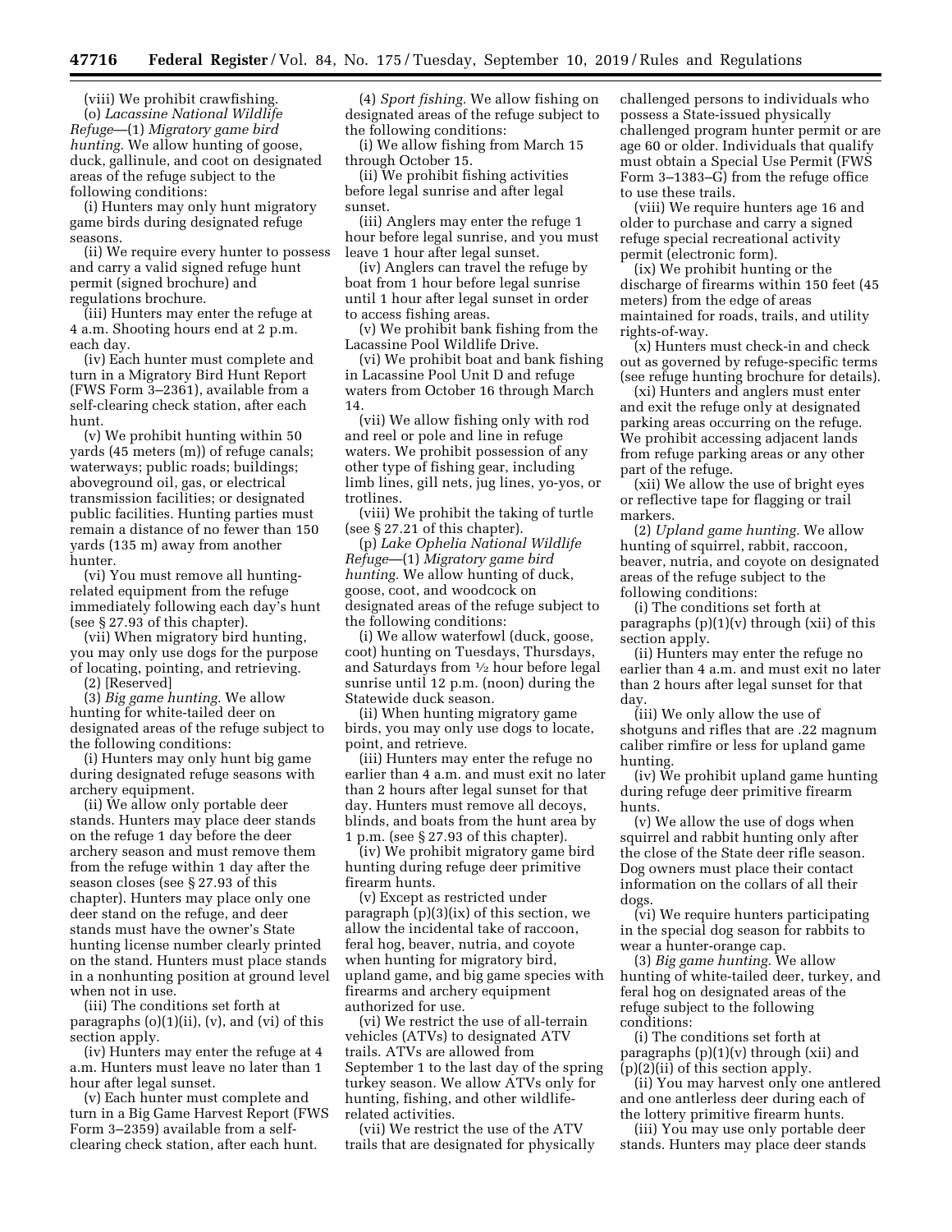(viii) We prohibit crawfishing.

(o) *Lacassine National Wildlife Refuge*—(1) *Migratory game bird hunting.* We allow hunting of goose, duck, gallinule, and coot on designated areas of the refuge subject to the following conditions:

(i) Hunters may only hunt migratory game birds during designated refuge seasons.

(ii) We require every hunter to possess and carry a valid signed refuge hunt permit (signed brochure) and regulations brochure.

(iii) Hunters may enter the refuge at 4 a.m. Shooting hours end at 2 p.m. each day.

(iv) Each hunter must complete and turn in a Migratory Bird Hunt Report (FWS Form 3–2361), available from a self-clearing check station, after each hunt.

(v) We prohibit hunting within 50 yards (45 meters (m)) of refuge canals; waterways; public roads; buildings; aboveground oil, gas, or electrical transmission facilities; or designated public facilities. Hunting parties must remain a distance of no fewer than 150 yards (135 m) away from another hunter.

(vi) You must remove all hunting-related equipment from the refuge immediately following each day's hunt (see § 27.93 of this chapter).

(vii) When migratory bird hunting, you may only use dogs for the purpose of locating, pointing, and retrieving.

(2) [Reserved]

(3) *Big game hunting.* We allow hunting for white-tailed deer on designated areas of the refuge subject to the following conditions:

(i) Hunters may only hunt big game during designated refuge seasons with archery equipment.

(ii) We allow only portable deer stands. Hunters may place deer stands on the refuge 1 day before the deer archery season and must remove them from the refuge within 1 day after the season closes (see § 27.93 of this chapter). Hunters may place only one deer stand on the refuge, and deer stands must have the owner's State hunting license number clearly printed on the stand. Hunters must place stands in a nonhunting position at ground level when not in use.

(iii) The conditions set forth at paragraphs (o)(1)(ii), (v), and (vi) of this section apply.

(iv) Hunters may enter the refuge at 4 a.m. Hunters must leave no later than 1 hour after legal sunset.

(v) Each hunter must complete and turn in a Big Game Harvest Report (FWS Form 3–2359) available from a self-clearing check station, after each hunt.

(4) *Sport fishing.* We allow fishing on designated areas of the refuge subject to the following conditions:

(i) We allow fishing from March 15 through October 15.

(ii) We prohibit fishing activities before legal sunrise and after legal sunset.

(iii) Anglers may enter the refuge 1 hour before legal sunrise, and you must leave 1 hour after legal sunset.

(iv) Anglers can travel the refuge by boat from 1 hour before legal sunrise until 1 hour after legal sunset in order to access fishing areas.

(v) We prohibit bank fishing from the Lacassine Pool Wildlife Drive.

(vi) We prohibit boat and bank fishing in Lacassine Pool Unit D and refuge waters from October 16 through March 14.

(vii) We allow fishing only with rod and reel or pole and line in refuge waters. We prohibit possession of any other type of fishing gear, including limb lines, gill nets, jug lines, yo-yos, or trotlines.

(viii) We prohibit the taking of turtle (see § 27.21 of this chapter).

(p) *Lake Ophelia National Wildlife Refuge*—(1) *Migratory game bird hunting.* We allow hunting of duck, goose, coot, and woodcock on designated areas of the refuge subject to the following conditions:

(i) We allow waterfowl (duck, goose, coot) hunting on Tuesdays, Thursdays, and Saturdays from ½ hour before legal sunrise until 12 p.m. (noon) during the Statewide duck season.

(ii) When hunting migratory game birds, you may only use dogs to locate, point, and retrieve.

(iii) Hunters may enter the refuge no earlier than 4 a.m. and must exit no later than 2 hours after legal sunset for that day. Hunters must remove all decoys, blinds, and boats from the hunt area by 1 p.m. (see § 27.93 of this chapter).

(iv) We prohibit migratory game bird hunting during refuge deer primitive firearm hunts.

(v) Except as restricted under paragraph (p)(3)(ix) of this section, we allow the incidental take of raccoon, feral hog, beaver, nutria, and coyote when hunting for migratory bird, upland game, and big game species with firearms and archery equipment authorized for use.

(vi) We restrict the use of all-terrain vehicles (ATVs) to designated ATV trails. ATVs are allowed from September 1 to the last day of the spring turkey season. We allow ATVs only for hunting, fishing, and other wildlife-related activities.

(vii) We restrict the use of the ATV trails that are designated for physically challenged persons to individuals who possess a State-issued physically challenged program hunter permit or are age 60 or older. Individuals that qualify must obtain a Special Use Permit (FWS Form 3–1383–G) from the refuge office to use these trails.

(viii) We require hunters age 16 and older to purchase and carry a signed refuge special recreational activity permit (electronic form).

(ix) We prohibit hunting or the discharge of firearms within 150 feet (45 meters) from the edge of areas maintained for roads, trails, and utility rights-of-way.

(x) Hunters must check-in and check out as governed by refuge-specific terms (see refuge hunting brochure for details).

(xi) Hunters and anglers must enter and exit the refuge only at designated parking areas occurring on the refuge. We prohibit accessing adjacent lands from refuge parking areas or any other part of the refuge.

(xii) We allow the use of bright eyes or reflective tape for flagging or trail markers.

(2) *Upland game hunting.* We allow hunting of squirrel, rabbit, raccoon, beaver, nutria, and coyote on designated areas of the refuge subject to the following conditions:

(i) The conditions set forth at paragraphs (p)(1)(v) through (xii) of this section apply.

(ii) Hunters may enter the refuge no earlier than 4 a.m. and must exit no later than 2 hours after legal sunset for that day.

(iii) We only allow the use of shotguns and rifles that are .22 magnum caliber rimfire or less for upland game hunting.

(iv) We prohibit upland game hunting during refuge deer primitive firearm hunts.

(v) We allow the use of dogs when squirrel and rabbit hunting only after the close of the State deer rifle season. Dog owners must place their contact information on the collars of all their dogs.

(vi) We require hunters participating in the special dog season for rabbits to wear a hunter-orange cap.

(3) *Big game hunting.* We allow hunting of white-tailed deer, turkey, and feral hog on designated areas of the refuge subject to the following conditions:

(i) The conditions set forth at paragraphs (p)(1)(v) through (xii) and (p)(2)(ii) of this section apply.

(ii) You may harvest only one antlered and one antlerless deer during each of the lottery primitive firearm hunts.

(iii) You may use only portable deer stands. Hunters may place deer stands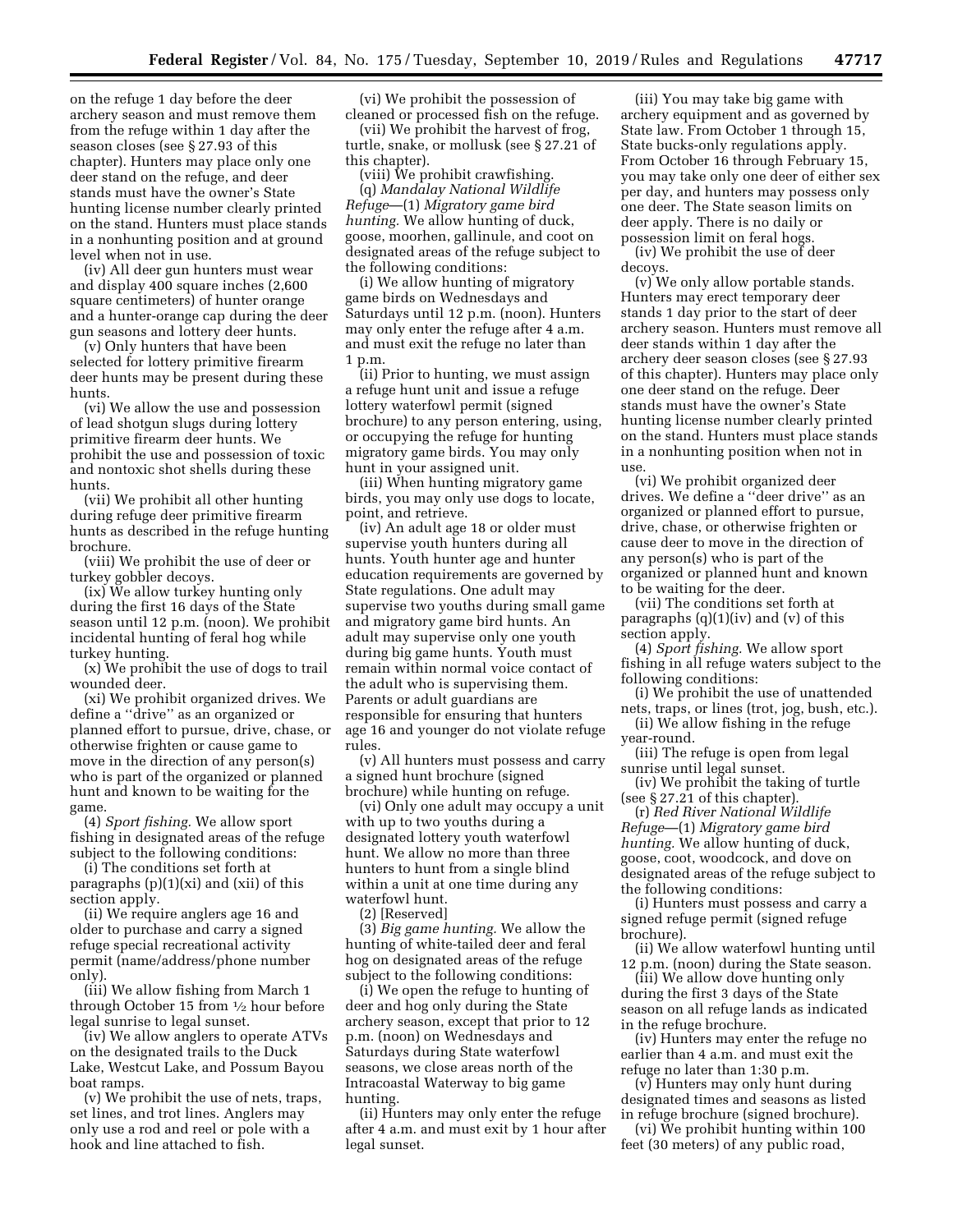on the refuge 1 day before the deer archery season and must remove them from the refuge within 1 day after the season closes (see § 27.93 of this chapter). Hunters may place only one deer stand on the refuge, and deer stands must have the owner's State hunting license number clearly printed on the stand. Hunters must place stands in a nonhunting position and at ground level when not in use.

(iv) All deer gun hunters must wear and display 400 square inches (2,600 square centimeters) of hunter orange and a hunter-orange cap during the deer gun seasons and lottery deer hunts.

(v) Only hunters that have been selected for lottery primitive firearm deer hunts may be present during these hunts.

(vi) We allow the use and possession of lead shotgun slugs during lottery primitive firearm deer hunts. We prohibit the use and possession of toxic and nontoxic shot shells during these hunts.

(vii) We prohibit all other hunting during refuge deer primitive firearm hunts as described in the refuge hunting brochure.

(viii) We prohibit the use of deer or turkey gobbler decoys.

(ix) We allow turkey hunting only during the first 16 days of the State season until 12 p.m. (noon). We prohibit incidental hunting of feral hog while turkey hunting.

(x) We prohibit the use of dogs to trail wounded deer.

(xi) We prohibit organized drives. We define a "drive" as an organized or planned effort to pursue, drive, chase, or otherwise frighten or cause game to move in the direction of any person(s) who is part of the organized or planned hunt and known to be waiting for the game.

(4) *Sport fishing.* We allow sport fishing in designated areas of the refuge subject to the following conditions:

(i) The conditions set forth at paragraphs (p)(1)(xi) and (xii) of this section apply.

(ii) We require anglers age 16 and older to purchase and carry a signed refuge special recreational activity permit (name/address/phone number only).

(iii) We allow fishing from March 1 through October 15 from ½ hour before legal sunrise to legal sunset.

(iv) We allow anglers to operate ATVs on the designated trails to the Duck Lake, Westcut Lake, and Possum Bayou boat ramps.

(v) We prohibit the use of nets, traps, set lines, and trot lines. Anglers may only use a rod and reel or pole with a hook and line attached to fish.

(vi) We prohibit the possession of cleaned or processed fish on the refuge.

(vii) We prohibit the harvest of frog, turtle, snake, or mollusk (see § 27.21 of this chapter).

(viii) We prohibit crawfishing.

(q) *Mandalay National Wildlife Refuge*—(1) *Migratory game bird hunting.* We allow hunting of duck, goose, moorhen, gallinule, and coot on designated areas of the refuge subject to the following conditions:

(i) We allow hunting of migratory game birds on Wednesdays and Saturdays until 12 p.m. (noon). Hunters may only enter the refuge after 4 a.m. and must exit the refuge no later than 1 p.m.

(ii) Prior to hunting, we must assign a refuge hunt unit and issue a refuge lottery waterfowl permit (signed brochure) to any person entering, using, or occupying the refuge for hunting migratory game birds. You may only hunt in your assigned unit.

(iii) When hunting migratory game birds, you may only use dogs to locate, point, and retrieve.

(iv) An adult age 18 or older must supervise youth hunters during all hunts. Youth hunter age and hunter education requirements are governed by State regulations. One adult may supervise two youths during small game and migratory game bird hunts. An adult may supervise only one youth during big game hunts. Youth must remain within normal voice contact of the adult who is supervising them. Parents or adult guardians are responsible for ensuring that hunters age 16 and younger do not violate refuge rules.

(v) All hunters must possess and carry a signed hunt brochure (signed brochure) while hunting on refuge.

(vi) Only one adult may occupy a unit with up to two youths during a designated lottery youth waterfowl hunt. We allow no more than three hunters to hunt from a single blind within a unit at one time during any waterfowl hunt.

(2) [Reserved]

(3) *Big game hunting.* We allow the hunting of white-tailed deer and feral hog on designated areas of the refuge subject to the following conditions:

(i) We open the refuge to hunting of deer and hog only during the State archery season, except that prior to 12 p.m. (noon) on Wednesdays and Saturdays during State waterfowl seasons, we close areas north of the Intracoastal Waterway to big game hunting.

(ii) Hunters may only enter the refuge after 4 a.m. and must exit by 1 hour after legal sunset.

(iii) You may take big game with archery equipment and as governed by State law. From October 1 through 15, State bucks-only regulations apply. From October 16 through February 15, you may take only one deer of either sex per day, and hunters may possess only one deer. The State season limits on deer apply. There is no daily or possession limit on feral hogs.

(iv) We prohibit the use of deer decoys.

(v) We only allow portable stands. Hunters may erect temporary deer stands 1 day prior to the start of deer archery season. Hunters must remove all deer stands within 1 day after the archery deer season closes (see § 27.93 of this chapter). Hunters may place only one deer stand on the refuge. Deer stands must have the owner's State hunting license number clearly printed on the stand. Hunters must place stands in a nonhunting position when not in use.

(vi) We prohibit organized deer drives. We define a "deer drive" as an organized or planned effort to pursue, drive, chase, or otherwise frighten or cause deer to move in the direction of any person(s) who is part of the organized or planned hunt and known to be waiting for the deer.

(vii) The conditions set forth at paragraphs (q)(1)(iv) and (v) of this section apply.

(4) *Sport fishing.* We allow sport fishing in all refuge waters subject to the following conditions:

(i) We prohibit the use of unattended nets, traps, or lines (trot, jog, bush, etc.).

(ii) We allow fishing in the refuge year-round.

(iii) The refuge is open from legal sunrise until legal sunset.

(iv) We prohibit the taking of turtle (see § 27.21 of this chapter).

(r) *Red River National Wildlife Refuge*—(1) *Migratory game bird hunting.* We allow hunting of duck, goose, coot, woodcock, and dove on designated areas of the refuge subject to the following conditions:

(i) Hunters must possess and carry a signed refuge permit (signed refuge brochure).

(ii) We allow waterfowl hunting until 12 p.m. (noon) during the State season.

(iii) We allow dove hunting only during the first 3 days of the State season on all refuge lands as indicated in the refuge brochure.

(iv) Hunters may enter the refuge no earlier than 4 a.m. and must exit the refuge no later than 1:30 p.m.

(v) Hunters may only hunt during designated times and seasons as listed in refuge brochure (signed brochure).

(vi) We prohibit hunting within 100 feet (30 meters) of any public road,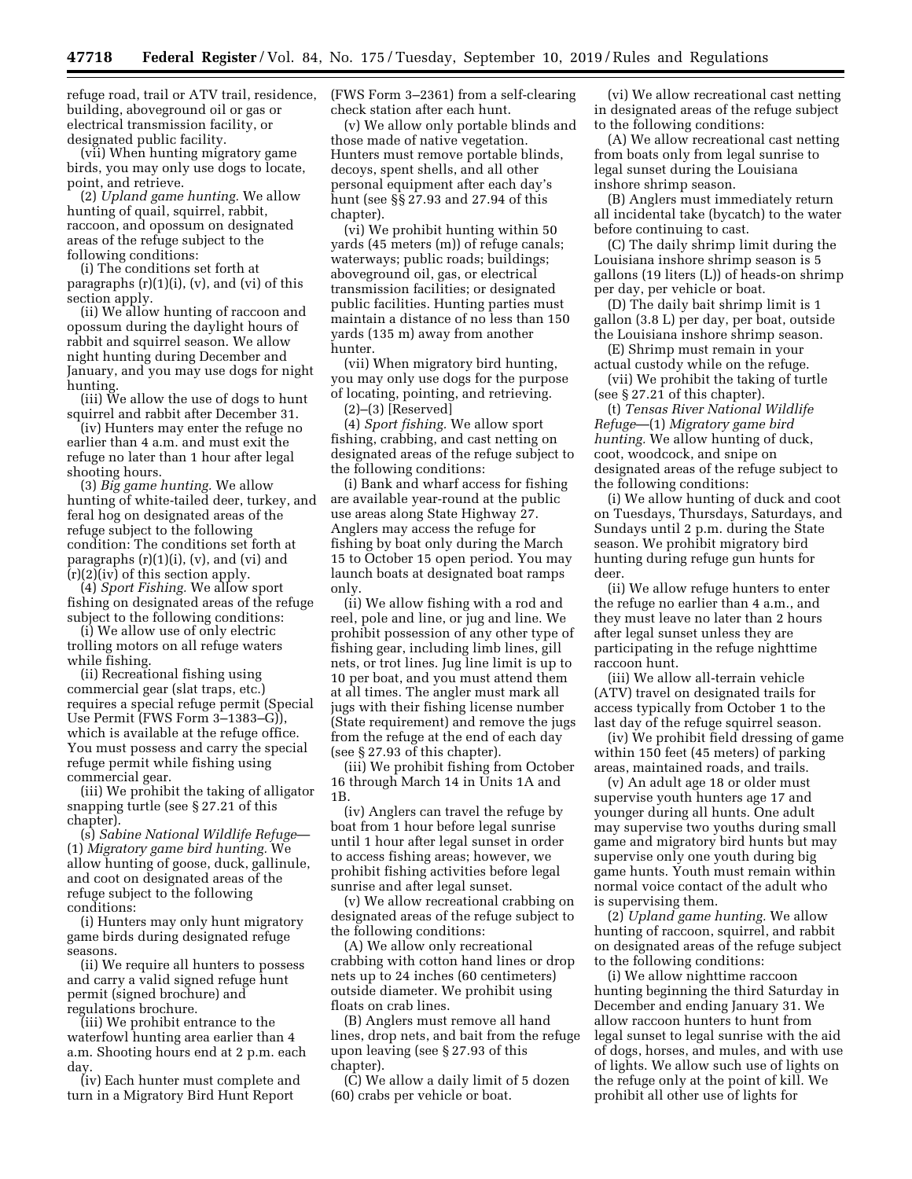refuge road, trail or ATV trail, residence, building, aboveground oil or gas or electrical transmission facility, or designated public facility.

(vii) When hunting migratory game birds, you may only use dogs to locate, point, and retrieve.

(2) *Upland game hunting.* We allow hunting of quail, squirrel, rabbit, raccoon, and opossum on designated areas of the refuge subject to the following conditions:

(i) The conditions set forth at paragraphs (r)(1)(i), (v), and (vi) of this section apply.

(ii) We allow hunting of raccoon and opossum during the daylight hours of rabbit and squirrel season. We allow night hunting during December and January, and you may use dogs for night hunting.

(iii) We allow the use of dogs to hunt squirrel and rabbit after December 31.

(iv) Hunters may enter the refuge no earlier than 4 a.m. and must exit the refuge no later than 1 hour after legal shooting hours.

(3) *Big game hunting.* We allow hunting of white-tailed deer, turkey, and feral hog on designated areas of the refuge subject to the following condition: The conditions set forth at paragraphs (r)(1)(i), (v), and (vi) and (r)(2)(iv) of this section apply.

(4) *Sport Fishing.* We allow sport fishing on designated areas of the refuge subject to the following conditions:

(i) We allow use of only electric trolling motors on all refuge waters while fishing.

(ii) Recreational fishing using commercial gear (slat traps, etc.) requires a special refuge permit (Special Use Permit (FWS Form 3–1383–G)), which is available at the refuge office. You must possess and carry the special refuge permit while fishing using commercial gear.

(iii) We prohibit the taking of alligator snapping turtle (see § 27.21 of this chapter).

(s) *Sabine National Wildlife Refuge*—(1) *Migratory game bird hunting.* We allow hunting of goose, duck, gallinule, and coot on designated areas of the refuge subject to the following conditions:

(i) Hunters may only hunt migratory game birds during designated refuge seasons.

(ii) We require all hunters to possess and carry a valid signed refuge hunt permit (signed brochure) and regulations brochure.

(iii) We prohibit entrance to the waterfowl hunting area earlier than 4 a.m. Shooting hours end at 2 p.m. each day.

(iv) Each hunter must complete and turn in a Migratory Bird Hunt Report (FWS Form 3–2361) from a self-clearing check station after each hunt.

(v) We allow only portable blinds and those made of native vegetation. Hunters must remove portable blinds, decoys, spent shells, and all other personal equipment after each day's hunt (see §§ 27.93 and 27.94 of this chapter).

(vi) We prohibit hunting within 50 yards (45 meters (m)) of refuge canals; waterways; public roads; buildings; aboveground oil, gas, or electrical transmission facilities; or designated public facilities. Hunting parties must maintain a distance of no less than 150 yards (135 m) away from another hunter.

(vii) When migratory bird hunting, you may only use dogs for the purpose of locating, pointing, and retrieving.

(2)–(3) [Reserved]

(4) *Sport fishing.* We allow sport fishing, crabbing, and cast netting on designated areas of the refuge subject to the following conditions:

(i) Bank and wharf access for fishing are available year-round at the public use areas along State Highway 27. Anglers may access the refuge for fishing by boat only during the March 15 to October 15 open period. You may launch boats at designated boat ramps only.

(ii) We allow fishing with a rod and reel, pole and line, or jug and line. We prohibit possession of any other type of fishing gear, including limb lines, gill nets, or trot lines. Jug line limit is up to 10 per boat, and you must attend them at all times. The angler must mark all jugs with their fishing license number (State requirement) and remove the jugs from the refuge at the end of each day (see § 27.93 of this chapter).

(iii) We prohibit fishing from October 16 through March 14 in Units 1A and 1B.

(iv) Anglers can travel the refuge by boat from 1 hour before legal sunrise until 1 hour after legal sunset in order to access fishing areas; however, we prohibit fishing activities before legal sunrise and after legal sunset.

(v) We allow recreational crabbing on designated areas of the refuge subject to the following conditions:

(A) We allow only recreational crabbing with cotton hand lines or drop nets up to 24 inches (60 centimeters) outside diameter. We prohibit using floats on crab lines.

(B) Anglers must remove all hand lines, drop nets, and bait from the refuge upon leaving (see § 27.93 of this chapter).

(C) We allow a daily limit of 5 dozen (60) crabs per vehicle or boat.

(vi) We allow recreational cast netting in designated areas of the refuge subject to the following conditions:

(A) We allow recreational cast netting from boats only from legal sunrise to legal sunset during the Louisiana inshore shrimp season.

(B) Anglers must immediately return all incidental take (bycatch) to the water before continuing to cast.

(C) The daily shrimp limit during the Louisiana inshore shrimp season is 5 gallons (19 liters (L)) of heads-on shrimp per day, per vehicle or boat.

(D) The daily bait shrimp limit is 1 gallon (3.8 L) per day, per boat, outside the Louisiana inshore shrimp season.

(E) Shrimp must remain in your actual custody while on the refuge.

(vii) We prohibit the taking of turtle (see § 27.21 of this chapter).

(t) *Tensas River National Wildlife Refuge*—(1) *Migratory game bird hunting.* We allow hunting of duck, coot, woodcock, and snipe on designated areas of the refuge subject to the following conditions:

(i) We allow hunting of duck and coot on Tuesdays, Thursdays, Saturdays, and Sundays until 2 p.m. during the State season. We prohibit migratory bird hunting during refuge gun hunts for deer.

(ii) We allow refuge hunters to enter the refuge no earlier than 4 a.m., and they must leave no later than 2 hours after legal sunset unless they are participating in the refuge nighttime raccoon hunt.

(iii) We allow all-terrain vehicle (ATV) travel on designated trails for access typically from October 1 to the last day of the refuge squirrel season.

(iv) We prohibit field dressing of game within 150 feet (45 meters) of parking areas, maintained roads, and trails.

(v) An adult age 18 or older must supervise youth hunters age 17 and younger during all hunts. One adult may supervise two youths during small game and migratory bird hunts but may supervise only one youth during big game hunts. Youth must remain within normal voice contact of the adult who is supervising them.

(2) *Upland game hunting.* We allow hunting of raccoon, squirrel, and rabbit on designated areas of the refuge subject to the following conditions:

(i) We allow nighttime raccoon hunting beginning the third Saturday in December and ending January 31. We allow raccoon hunters to hunt from legal sunset to legal sunrise with the aid of dogs, horses, and mules, and with use of lights. We allow such use of lights on the refuge only at the point of kill. We prohibit all other use of lights for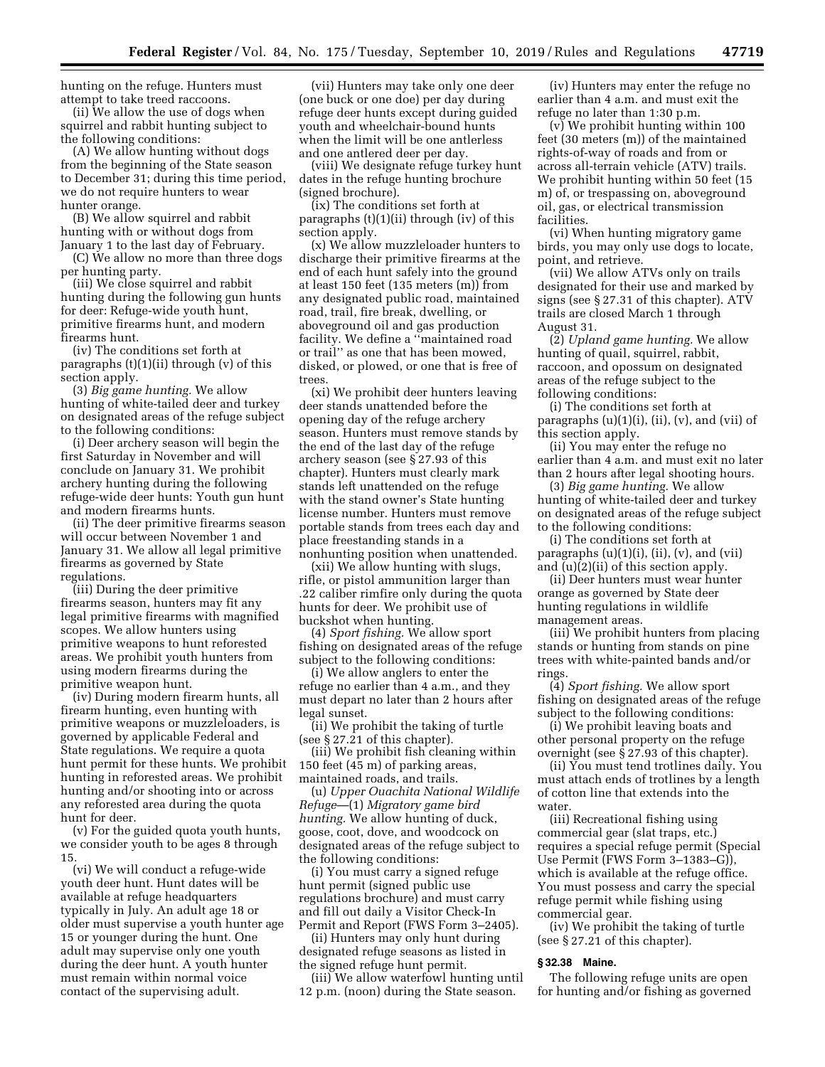hunting on the refuge. Hunters must attempt to take treed raccoons.

(ii) We allow the use of dogs when squirrel and rabbit hunting subject to the following conditions:

(A) We allow hunting without dogs from the beginning of the State season to December 31; during this time period, we do not require hunters to wear hunter orange.

(B) We allow squirrel and rabbit hunting with or without dogs from January 1 to the last day of February.

(C) We allow no more than three dogs per hunting party.

(iii) We close squirrel and rabbit hunting during the following gun hunts for deer: Refuge-wide youth hunt, primitive firearms hunt, and modern firearms hunt.

(iv) The conditions set forth at paragraphs (t)(1)(ii) through (v) of this section apply.

(3) *Big game hunting.* We allow hunting of white-tailed deer and turkey on designated areas of the refuge subject to the following conditions:

(i) Deer archery season will begin the first Saturday in November and will conclude on January 31. We prohibit archery hunting during the following refuge-wide deer hunts: Youth gun hunt and modern firearms hunts.

(ii) The deer primitive firearms season will occur between November 1 and January 31. We allow all legal primitive firearms as governed by State regulations.

(iii) During the deer primitive firearms season, hunters may fit any legal primitive firearms with magnified scopes. We allow hunters using primitive weapons to hunt reforested areas. We prohibit youth hunters from using modern firearms during the primitive weapon hunt.

(iv) During modern firearm hunts, all firearm hunting, even hunting with primitive weapons or muzzleloaders, is governed by applicable Federal and State regulations. We require a quota hunt permit for these hunts. We prohibit hunting in reforested areas. We prohibit hunting and/or shooting into or across any reforested area during the quota hunt for deer.

(v) For the guided quota youth hunts, we consider youth to be ages 8 through 15.

(vi) We will conduct a refuge-wide youth deer hunt. Hunt dates will be available at refuge headquarters typically in July. An adult age 18 or older must supervise a youth hunter age 15 or younger during the hunt. One adult may supervise only one youth during the deer hunt. A youth hunter must remain within normal voice contact of the supervising adult.

(vii) Hunters may take only one deer (one buck or one doe) per day during refuge deer hunts except during guided youth and wheelchair-bound hunts when the limit will be one antlerless and one antlered deer per day.

(viii) We designate refuge turkey hunt dates in the refuge hunting brochure (signed brochure).

(ix) The conditions set forth at paragraphs (t)(1)(ii) through (iv) of this section apply.

(x) We allow muzzleloader hunters to discharge their primitive firearms at the end of each hunt safely into the ground at least 150 feet (135 meters (m)) from any designated public road, maintained road, trail, fire break, dwelling, or aboveground oil and gas production facility. We define a ''maintained road or trail'' as one that has been mowed, disked, or plowed, or one that is free of trees.

(xi) We prohibit deer hunters leaving deer stands unattended before the opening day of the refuge archery season. Hunters must remove stands by the end of the last day of the refuge archery season (see § 27.93 of this chapter). Hunters must clearly mark stands left unattended on the refuge with the stand owner's State hunting license number. Hunters must remove portable stands from trees each day and place freestanding stands in a nonhunting position when unattended.

(xii) We allow hunting with slugs, rifle, or pistol ammunition larger than .22 caliber rimfire only during the quota hunts for deer. We prohibit use of buckshot when hunting.

(4) *Sport fishing.* We allow sport fishing on designated areas of the refuge subject to the following conditions:

(i) We allow anglers to enter the refuge no earlier than 4 a.m., and they must depart no later than 2 hours after legal sunset.

(ii) We prohibit the taking of turtle (see § 27.21 of this chapter).

(iii) We prohibit fish cleaning within 150 feet (45 m) of parking areas, maintained roads, and trails.

(u) *Upper Ouachita National Wildlife Refuge*—(1) *Migratory game bird hunting.* We allow hunting of duck, goose, coot, dove, and woodcock on designated areas of the refuge subject to the following conditions:

(i) You must carry a signed refuge hunt permit (signed public use regulations brochure) and must carry and fill out daily a Visitor Check-In Permit and Report (FWS Form 3–2405).

(ii) Hunters may only hunt during designated refuge seasons as listed in the signed refuge hunt permit.

(iii) We allow waterfowl hunting until 12 p.m. (noon) during the State season.

(iv) Hunters may enter the refuge no earlier than 4 a.m. and must exit the refuge no later than 1:30 p.m.

(v) We prohibit hunting within 100 feet (30 meters (m)) of the maintained rights-of-way of roads and from or across all-terrain vehicle (ATV) trails. We prohibit hunting within 50 feet (15 m) of, or trespassing on, aboveground oil, gas, or electrical transmission facilities.

(vi) When hunting migratory game birds, you may only use dogs to locate, point, and retrieve.

(vii) We allow ATVs only on trails designated for their use and marked by signs (see § 27.31 of this chapter). ATV trails are closed March 1 through August 31.

(2) *Upland game hunting.* We allow hunting of quail, squirrel, rabbit, raccoon, and opossum on designated areas of the refuge subject to the following conditions:

(i) The conditions set forth at paragraphs (u)(1)(i), (ii), (v), and (vii) of this section apply.

(ii) You may enter the refuge no earlier than 4 a.m. and must exit no later than 2 hours after legal shooting hours.

(3) *Big game hunting.* We allow hunting of white-tailed deer and turkey on designated areas of the refuge subject to the following conditions:

(i) The conditions set forth at paragraphs (u)(1)(i), (ii), (v), and (vii) and (u)(2)(ii) of this section apply.

(ii) Deer hunters must wear hunter orange as governed by State deer hunting regulations in wildlife management areas.

(iii) We prohibit hunters from placing stands or hunting from stands on pine trees with white-painted bands and/or rings.

(4) *Sport fishing.* We allow sport fishing on designated areas of the refuge subject to the following conditions:

(i) We prohibit leaving boats and other personal property on the refuge overnight (see § 27.93 of this chapter).

(ii) You must tend trotlines daily. You must attach ends of trotlines by a length of cotton line that extends into the water.

(iii) Recreational fishing using commercial gear (slat traps, etc.) requires a special refuge permit (Special Use Permit (FWS Form 3–1383–G)), which is available at the refuge office. You must possess and carry the special refuge permit while fishing using commercial gear.

(iv) We prohibit the taking of turtle (see § 27.21 of this chapter).

## § 32.38 Maine.

The following refuge units are open for hunting and/or fishing as governed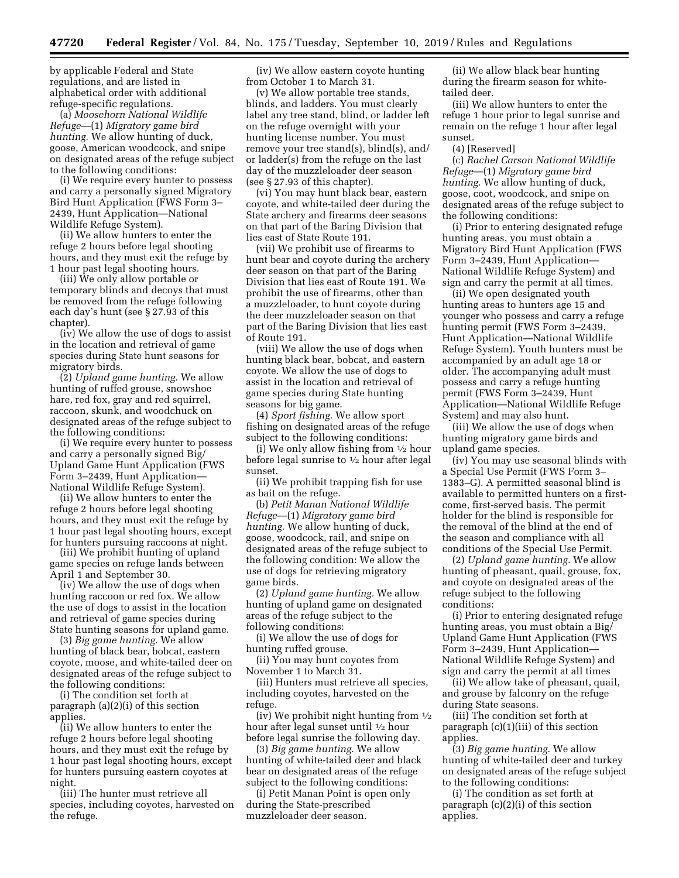by applicable Federal and State regulations, and are listed in alphabetical order with additional refuge-specific regulations.

(a) *Moosehorn National Wildlife Refuge*—(1) *Migratory game bird hunting.* We allow hunting of duck, goose, American woodcock, and snipe on designated areas of the refuge subject to the following conditions:

(i) We require every hunter to possess and carry a personally signed Migratory Bird Hunt Application (FWS Form 3–2439, Hunt Application—National Wildlife Refuge System).

(ii) We allow hunters to enter the refuge 2 hours before legal shooting hours, and they must exit the refuge by 1 hour past legal shooting hours.

(iii) We only allow portable or temporary blinds and decoys that must be removed from the refuge following each day's hunt (see § 27.93 of this chapter).

(iv) We allow the use of dogs to assist in the location and retrieval of game species during State hunt seasons for migratory birds.

(2) *Upland game hunting.* We allow hunting of ruffed grouse, snowshoe hare, red fox, gray and red squirrel, raccoon, skunk, and woodchuck on designated areas of the refuge subject to the following conditions:

(i) We require every hunter to possess and carry a personally signed Big/Upland Game Hunt Application (FWS Form 3–2439, Hunt Application—National Wildlife Refuge System).

(ii) We allow hunters to enter the refuge 2 hours before legal shooting hours, and they must exit the refuge by 1 hour past legal shooting hours, except for hunters pursuing raccoons at night.

(iii) We prohibit hunting of upland game species on refuge lands between April 1 and September 30.

(iv) We allow the use of dogs when hunting raccoon or red fox. We allow the use of dogs to assist in the location and retrieval of game species during State hunting seasons for upland game.

(3) *Big game hunting.* We allow hunting of black bear, bobcat, eastern coyote, moose, and white-tailed deer on designated areas of the refuge subject to the following conditions:

(i) The condition set forth at paragraph (a)(2)(i) of this section applies.

(ii) We allow hunters to enter the refuge 2 hours before legal shooting hours, and they must exit the refuge by 1 hour past legal shooting hours, except for hunters pursuing eastern coyotes at night.

(iii) The hunter must retrieve all species, including coyotes, harvested on the refuge.

(iv) We allow eastern coyote hunting from October 1 to March 31.

(v) We allow portable tree stands, blinds, and ladders. You must clearly label any tree stand, blind, or ladder left on the refuge overnight with your hunting license number. You must remove your tree stand(s), blind(s), and/or ladder(s) from the refuge on the last day of the muzzleloader deer season (see § 27.93 of this chapter).

(vi) You may hunt black bear, eastern coyote, and white-tailed deer during the State archery and firearms deer seasons on that part of the Baring Division that lies east of State Route 191.

(vii) We prohibit use of firearms to hunt bear and coyote during the archery deer season on that part of the Baring Division that lies east of Route 191. We prohibit the use of firearms, other than a muzzleloader, to hunt coyote during the deer muzzleloader season on that part of the Baring Division that lies east of Route 191.

(viii) We allow the use of dogs when hunting black bear, bobcat, and eastern coyote. We allow the use of dogs to assist in the location and retrieval of game species during State hunting seasons for big game.

(4) *Sport fishing.* We allow sport fishing on designated areas of the refuge subject to the following conditions:

(i) We only allow fishing from ½ hour before legal sunrise to ½ hour after legal sunset.

(ii) We prohibit trapping fish for use as bait on the refuge.

(b) *Petit Manan National Wildlife Refuge*—(1) *Migratory game bird hunting.* We allow hunting of duck, goose, woodcock, rail, and snipe on designated areas of the refuge subject to the following condition: We allow the use of dogs for retrieving migratory game birds.

(2) *Upland game hunting.* We allow hunting of upland game on designated areas of the refuge subject to the following conditions:

(i) We allow the use of dogs for hunting ruffed grouse.

(ii) You may hunt coyotes from November 1 to March 31.

(iii) Hunters must retrieve all species, including coyotes, harvested on the refuge.

(iv) We prohibit night hunting from ½ hour after legal sunset until ½ hour before legal sunrise the following day.

(3) *Big game hunting.* We allow hunting of white-tailed deer and black bear on designated areas of the refuge subject to the following conditions:

(i) Petit Manan Point is open only during the State-prescribed muzzleloader deer season.

(ii) We allow black bear hunting during the firearm season for white-tailed deer.

(iii) We allow hunters to enter the refuge 1 hour prior to legal sunrise and remain on the refuge 1 hour after legal sunset.

(4) [Reserved]

(c) *Rachel Carson National Wildlife Refuge*—(1) *Migratory game bird hunting.* We allow hunting of duck, goose, coot, woodcock, and snipe on designated areas of the refuge subject to the following conditions:

(i) Prior to entering designated refuge hunting areas, you must obtain a Migratory Bird Hunt Application (FWS Form 3–2439, Hunt Application—National Wildlife Refuge System) and sign and carry the permit at all times.

(ii) We open designated youth hunting areas to hunters age 15 and younger who possess and carry a refuge hunting permit (FWS Form 3–2439, Hunt Application—National Wildlife Refuge System). Youth hunters must be accompanied by an adult age 18 or older. The accompanying adult must possess and carry a refuge hunting permit (FWS Form 3–2439, Hunt Application—National Wildlife Refuge System) and may also hunt.

(iii) We allow the use of dogs when hunting migratory game birds and upland game species.

(iv) You may use seasonal blinds with a Special Use Permit (FWS Form 3–1383–G). A permitted seasonal blind is available to permitted hunters on a first-come, first-served basis. The permit holder for the blind is responsible for the removal of the blind at the end of the season and compliance with all conditions of the Special Use Permit.

(2) *Upland game hunting.* We allow hunting of pheasant, quail, grouse, fox, and coyote on designated areas of the refuge subject to the following conditions:

(i) Prior to entering designated refuge hunting areas, you must obtain a Big/Upland Game Hunt Application (FWS Form 3–2439, Hunt Application—National Wildlife Refuge System) and sign and carry the permit at all times

(ii) We allow take of pheasant, quail, and grouse by falconry on the refuge during State seasons.

(iii) The condition set forth at paragraph (c)(1)(iii) of this section applies.

(3) *Big game hunting.* We allow hunting of white-tailed deer and turkey on designated areas of the refuge subject to the following conditions:

(i) The condition as set forth at paragraph (c)(2)(i) of this section applies.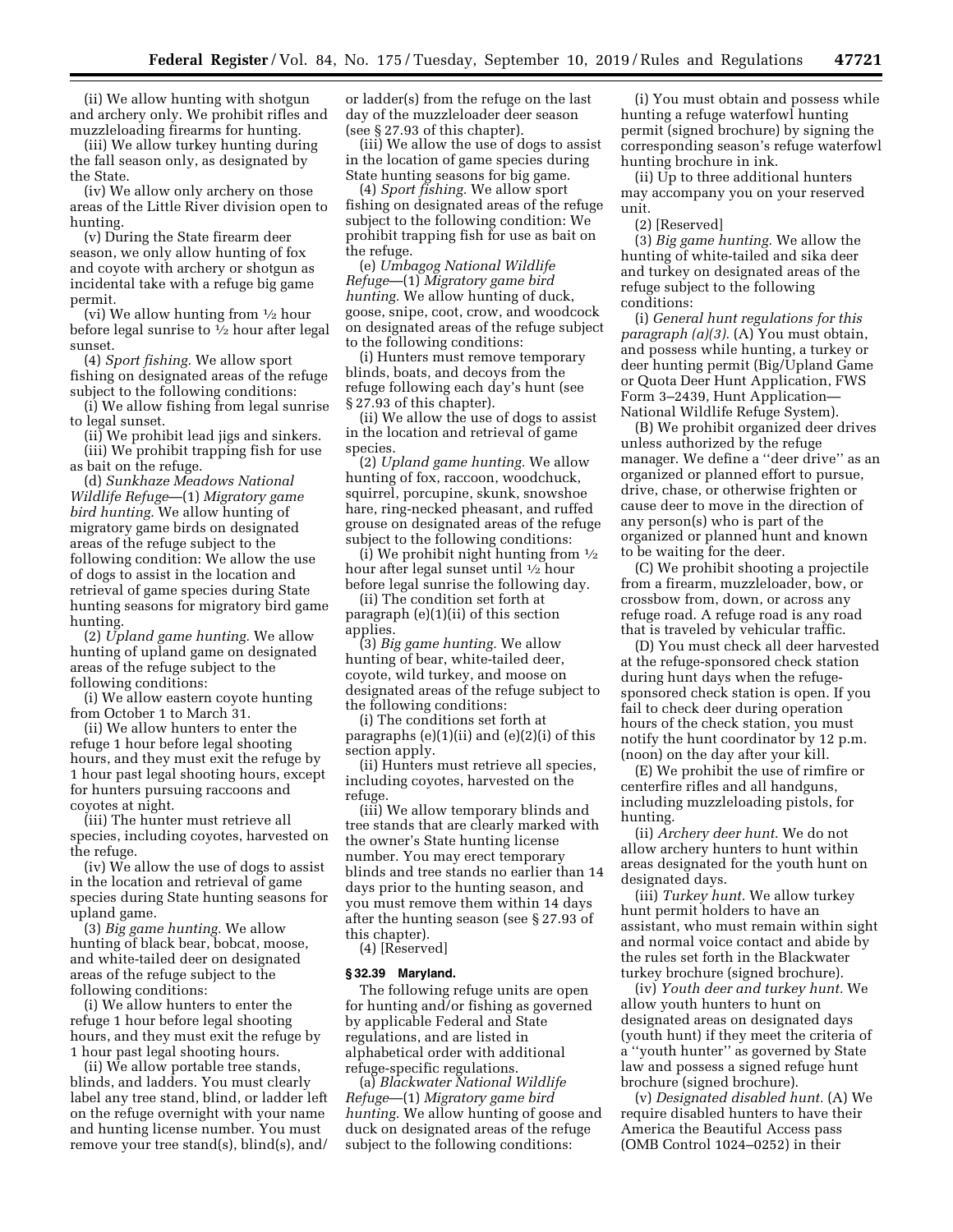(ii) We allow hunting with shotgun and archery only. We prohibit rifles and muzzleloading firearms for hunting.

(iii) We allow turkey hunting during the fall season only, as designated by the State.

(iv) We allow only archery on those areas of the Little River division open to hunting.

(v) During the State firearm deer season, we only allow hunting of fox and coyote with archery or shotgun as incidental take with a refuge big game permit.

(vi) We allow hunting from ½ hour before legal sunrise to ½ hour after legal sunset.

(4) *Sport fishing.* We allow sport fishing on designated areas of the refuge subject to the following conditions:

(i) We allow fishing from legal sunrise to legal sunset.

(ii) We prohibit lead jigs and sinkers.

(iii) We prohibit trapping fish for use as bait on the refuge.

(d) *Sunkhaze Meadows National Wildlife Refuge*—(1) *Migratory game bird hunting.* We allow hunting of migratory game birds on designated areas of the refuge subject to the following condition: We allow the use of dogs to assist in the location and retrieval of game species during State hunting seasons for migratory bird game hunting.

(2) *Upland game hunting.* We allow hunting of upland game on designated areas of the refuge subject to the following conditions:

(i) We allow eastern coyote hunting from October 1 to March 31.

(ii) We allow hunters to enter the refuge 1 hour before legal shooting hours, and they must exit the refuge by 1 hour past legal shooting hours, except for hunters pursuing raccoons and coyotes at night.

(iii) The hunter must retrieve all species, including coyotes, harvested on the refuge.

(iv) We allow the use of dogs to assist in the location and retrieval of game species during State hunting seasons for upland game.

(3) *Big game hunting.* We allow hunting of black bear, bobcat, moose, and white-tailed deer on designated areas of the refuge subject to the following conditions:

(i) We allow hunters to enter the refuge 1 hour before legal shooting hours, and they must exit the refuge by 1 hour past legal shooting hours.

(ii) We allow portable tree stands, blinds, and ladders. You must clearly label any tree stand, blind, or ladder left on the refuge overnight with your name and hunting license number. You must remove your tree stand(s), blind(s), and/or ladder(s) from the refuge on the last day of the muzzleloader deer season (see § 27.93 of this chapter).

(iii) We allow the use of dogs to assist in the location of game species during State hunting seasons for big game.

(4) *Sport fishing.* We allow sport fishing on designated areas of the refuge subject to the following condition: We prohibit trapping fish for use as bait on the refuge.

(e) *Umbagog National Wildlife Refuge*—(1) *Migratory game bird hunting.* We allow hunting of duck, goose, snipe, coot, crow, and woodcock on designated areas of the refuge subject to the following conditions:

(i) Hunters must remove temporary blinds, boats, and decoys from the refuge following each day's hunt (see § 27.93 of this chapter).

(ii) We allow the use of dogs to assist in the location and retrieval of game species.

(2) *Upland game hunting.* We allow hunting of fox, raccoon, woodchuck, squirrel, porcupine, skunk, snowshoe hare, ring-necked pheasant, and ruffed grouse on designated areas of the refuge subject to the following conditions:

(i) We prohibit night hunting from ½ hour after legal sunset until ½ hour before legal sunrise the following day.

(ii) The condition set forth at paragraph (e)(1)(ii) of this section applies.

(3) *Big game hunting.* We allow hunting of bear, white-tailed deer, coyote, wild turkey, and moose on designated areas of the refuge subject to the following conditions:

(i) The conditions set forth at paragraphs (e)(1)(ii) and (e)(2)(i) of this section apply.

(ii) Hunters must retrieve all species, including coyotes, harvested on the refuge.

(iii) We allow temporary blinds and tree stands that are clearly marked with the owner's State hunting license number. You may erect temporary blinds and tree stands no earlier than 14 days prior to the hunting season, and you must remove them within 14 days after the hunting season (see § 27.93 of this chapter).

(4) [Reserved]

### § 32.39 Maryland.

The following refuge units are open for hunting and/or fishing as governed by applicable Federal and State regulations, and are listed in alphabetical order with additional refuge-specific regulations.

(a) *Blackwater National Wildlife Refuge*—(1) *Migratory game bird hunting.* We allow hunting of goose and duck on designated areas of the refuge subject to the following conditions:

(i) You must obtain and possess while hunting a refuge waterfowl hunting permit (signed brochure) by signing the corresponding season's refuge waterfowl hunting brochure in ink.

(ii) Up to three additional hunters may accompany you on your reserved unit.

(2) [Reserved]

(3) *Big game hunting.* We allow the hunting of white-tailed and sika deer and turkey on designated areas of the refuge subject to the following conditions:

(i) *General hunt regulations for this paragraph (a)(3).* (A) You must obtain, and possess while hunting, a turkey or deer hunting permit (Big/Upland Game or Quota Deer Hunt Application, FWS Form 3–2439, Hunt Application—National Wildlife Refuge System).

(B) We prohibit organized deer drives unless authorized by the refuge manager. We define a "deer drive" as an organized or planned effort to pursue, drive, chase, or otherwise frighten or cause deer to move in the direction of any person(s) who is part of the organized or planned hunt and known to be waiting for the deer.

(C) We prohibit shooting a projectile from a firearm, muzzleloader, bow, or crossbow from, down, or across any refuge road. A refuge road is any road that is traveled by vehicular traffic.

(D) You must check all deer harvested at the refuge-sponsored check station during hunt days when the refuge-sponsored check station is open. If you fail to check deer during operation hours of the check station, you must notify the hunt coordinator by 12 p.m. (noon) on the day after your kill.

(E) We prohibit the use of rimfire or centerfire rifles and all handguns, including muzzleloading pistols, for hunting.

(ii) *Archery deer hunt.* We do not allow archery hunters to hunt within areas designated for the youth hunt on designated days.

(iii) *Turkey hunt.* We allow turkey hunt permit holders to have an assistant, who must remain within sight and normal voice contact and abide by the rules set forth in the Blackwater turkey brochure (signed brochure).

(iv) *Youth deer and turkey hunt.* We allow youth hunters to hunt on designated areas on designated days (youth hunt) if they meet the criteria of a "youth hunter" as governed by State law and possess a signed refuge hunt brochure (signed brochure).

(v) *Designated disabled hunt.* (A) We require disabled hunters to have their America the Beautiful Access pass (OMB Control 1024–0252) in their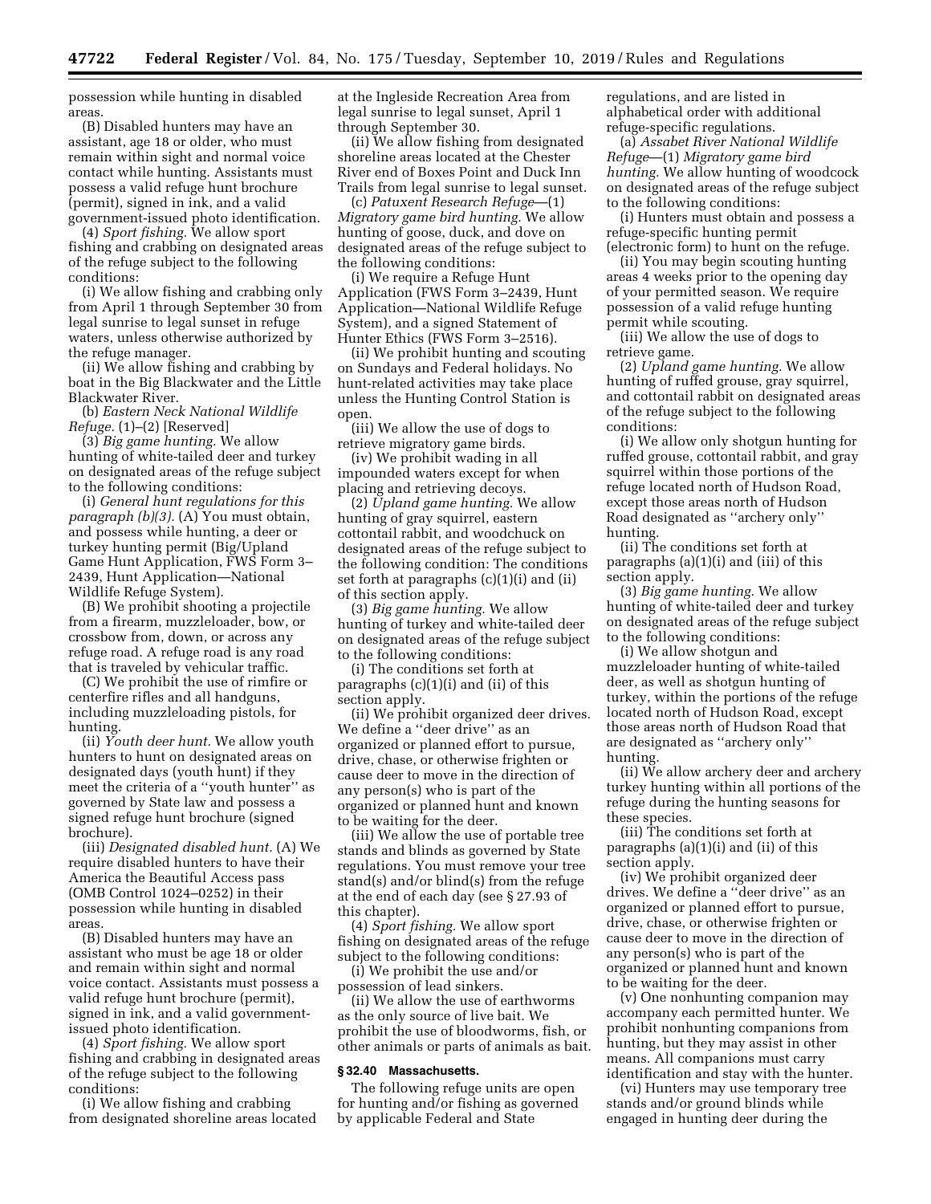possession while hunting in disabled areas.

(B) Disabled hunters may have an assistant, age 18 or older, who must remain within sight and normal voice contact while hunting. Assistants must possess a valid refuge hunt brochure (permit), signed in ink, and a valid government-issued photo identification.

(4) *Sport fishing.* We allow sport fishing and crabbing on designated areas of the refuge subject to the following conditions:

(i) We allow fishing and crabbing only from April 1 through September 30 from legal sunrise to legal sunset in refuge waters, unless otherwise authorized by the refuge manager.

(ii) We allow fishing and crabbing by boat in the Big Blackwater and the Little Blackwater River.

(b) *Eastern Neck National Wildlife Refuge.* (1)–(2) [Reserved]

(3) *Big game hunting.* We allow hunting of white-tailed deer and turkey on designated areas of the refuge subject to the following conditions:

(i) *General hunt regulations for this paragraph (b)(3).* (A) You must obtain, and possess while hunting, a deer or turkey hunting permit (Big/Upland Game Hunt Application, FWS Form 3–2439, Hunt Application—National Wildlife Refuge System).

(B) We prohibit shooting a projectile from a firearm, muzzleloader, bow, or crossbow from, down, or across any refuge road. A refuge road is any road that is traveled by vehicular traffic.

(C) We prohibit the use of rimfire or centerfire rifles and all handguns, including muzzleloading pistols, for hunting.

(ii) *Youth deer hunt.* We allow youth hunters to hunt on designated areas on designated days (youth hunt) if they meet the criteria of a ''youth hunter'' as governed by State law and possess a signed refuge hunt brochure (signed brochure).

(iii) *Designated disabled hunt.* (A) We require disabled hunters to have their America the Beautiful Access pass (OMB Control 1024–0252) in their possession while hunting in disabled areas.

(B) Disabled hunters may have an assistant who must be age 18 or older and remain within sight and normal voice contact. Assistants must possess a valid refuge hunt brochure (permit), signed in ink, and a valid government-issued photo identification.

(4) *Sport fishing.* We allow sport fishing and crabbing in designated areas of the refuge subject to the following conditions:

(i) We allow fishing and crabbing from designated shoreline areas located at the Ingleside Recreation Area from legal sunrise to legal sunset, April 1 through September 30.

(ii) We allow fishing from designated shoreline areas located at the Chester River end of Boxes Point and Duck Inn Trails from legal sunrise to legal sunset.

(c) *Patuxent Research Refuge*—(1) *Migratory game bird hunting.* We allow hunting of goose, duck, and dove on designated areas of the refuge subject to the following conditions:

(i) We require a Refuge Hunt Application (FWS Form 3–2439, Hunt Application—National Wildlife Refuge System), and a signed Statement of Hunter Ethics (FWS Form 3–2516).

(ii) We prohibit hunting and scouting on Sundays and Federal holidays. No hunt-related activities may take place unless the Hunting Control Station is open.

(iii) We allow the use of dogs to retrieve migratory game birds.

(iv) We prohibit wading in all impounded waters except for when placing and retrieving decoys.

(2) *Upland game hunting.* We allow hunting of gray squirrel, eastern cottontail rabbit, and woodchuck on designated areas of the refuge subject to the following condition: The conditions set forth at paragraphs (c)(1)(i) and (ii) of this section apply.

(3) *Big game hunting.* We allow hunting of turkey and white-tailed deer on designated areas of the refuge subject to the following conditions:

(i) The conditions set forth at paragraphs (c)(1)(i) and (ii) of this section apply.

(ii) We prohibit organized deer drives. We define a ''deer drive'' as an organized or planned effort to pursue, drive, chase, or otherwise frighten or cause deer to move in the direction of any person(s) who is part of the organized or planned hunt and known to be waiting for the deer.

(iii) We allow the use of portable tree stands and blinds as governed by State regulations. You must remove your tree stand(s) and/or blind(s) from the refuge at the end of each day (see § 27.93 of this chapter).

(4) *Sport fishing.* We allow sport fishing on designated areas of the refuge subject to the following conditions:

(i) We prohibit the use and/or possession of lead sinkers.

(ii) We allow the use of earthworms as the only source of live bait. We prohibit the use of bloodworms, fish, or other animals or parts of animals as bait.

## § 32.40 Massachusetts.

The following refuge units are open for hunting and/or fishing as governed by applicable Federal and State regulations, and are listed in alphabetical order with additional refuge-specific regulations.

(a) *Assabet River National Wildlife Refuge*—(1) *Migratory game bird hunting.* We allow hunting of woodcock on designated areas of the refuge subject to the following conditions:

(i) Hunters must obtain and possess a refuge-specific hunting permit (electronic form) to hunt on the refuge.

(ii) You may begin scouting hunting areas 4 weeks prior to the opening day of your permitted season. We require possession of a valid refuge hunting permit while scouting.

(iii) We allow the use of dogs to retrieve game.

(2) *Upland game hunting.* We allow hunting of ruffed grouse, gray squirrel, and cottontail rabbit on designated areas of the refuge subject to the following conditions:

(i) We allow only shotgun hunting for ruffed grouse, cottontail rabbit, and gray squirrel within those portions of the refuge located north of Hudson Road, except those areas north of Hudson Road designated as ''archery only'' hunting.

(ii) The conditions set forth at paragraphs (a)(1)(i) and (iii) of this section apply.

(3) *Big game hunting.* We allow hunting of white-tailed deer and turkey on designated areas of the refuge subject to the following conditions:

(i) We allow shotgun and muzzleloader hunting of white-tailed deer, as well as shotgun hunting of turkey, within the portions of the refuge located north of Hudson Road, except those areas north of Hudson Road that are designated as ''archery only'' hunting.

(ii) We allow archery deer and archery turkey hunting within all portions of the refuge during the hunting seasons for these species.

(iii) The conditions set forth at paragraphs (a)(1)(i) and (ii) of this section apply.

(iv) We prohibit organized deer drives. We define a ''deer drive'' as an organized or planned effort to pursue, drive, chase, or otherwise frighten or cause deer to move in the direction of any person(s) who is part of the organized or planned hunt and known to be waiting for the deer.

(v) One nonhunting companion may accompany each permitted hunter. We prohibit nonhunting companions from hunting, but they may assist in other means. All companions must carry identification and stay with the hunter.

(vi) Hunters may use temporary tree stands and/or ground blinds while engaged in hunting deer during the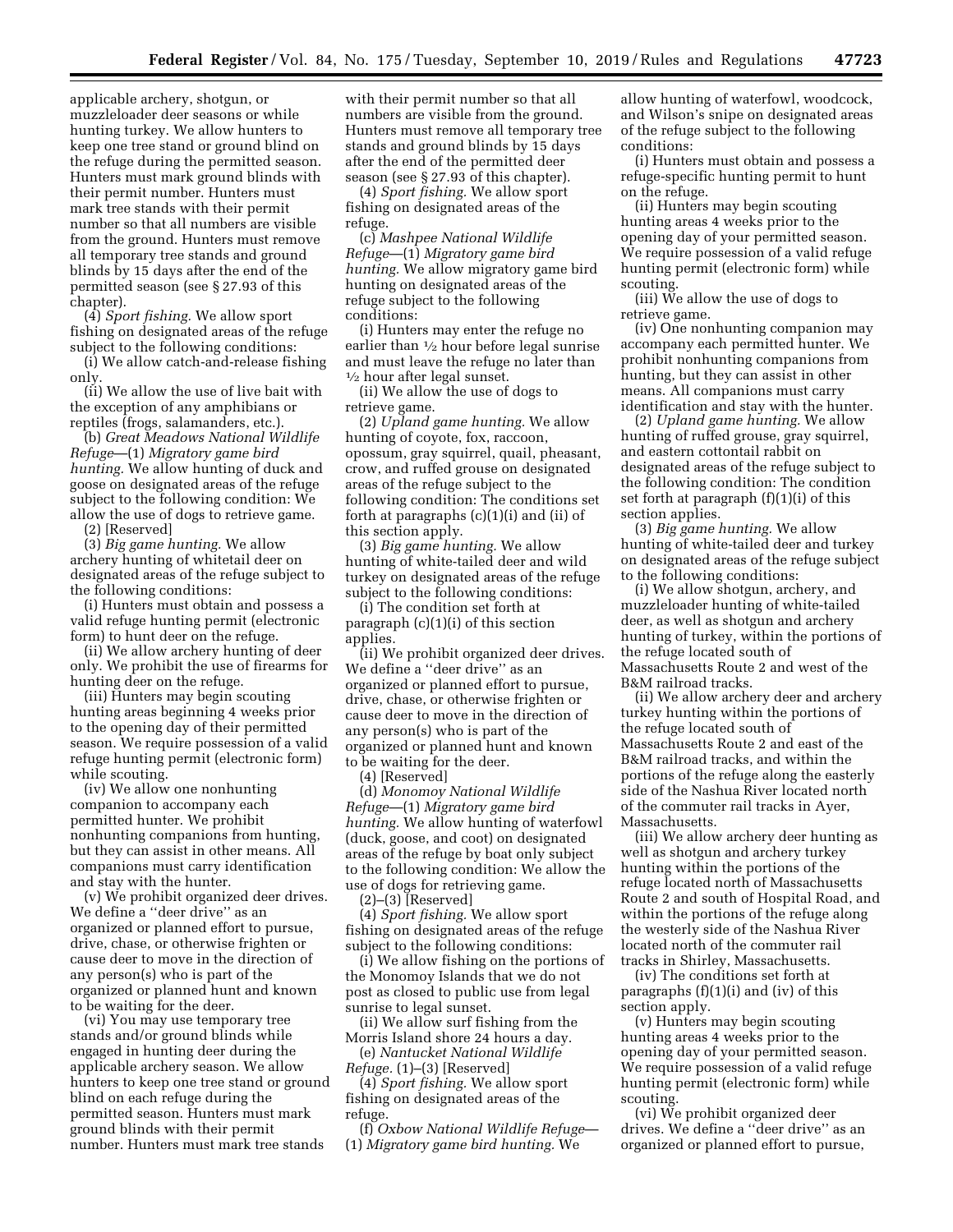applicable archery, shotgun, or muzzleloader deer seasons or while hunting turkey. We allow hunters to keep one tree stand or ground blind on the refuge during the permitted season. Hunters must mark ground blinds with their permit number. Hunters must mark tree stands with their permit number so that all numbers are visible from the ground. Hunters must remove all temporary tree stands and ground blinds by 15 days after the end of the permitted season (see § 27.93 of this chapter).

(4) *Sport fishing.* We allow sport fishing on designated areas of the refuge subject to the following conditions:

(i) We allow catch-and-release fishing only.

(ii) We allow the use of live bait with the exception of any amphibians or reptiles (frogs, salamanders, etc.).

(b) *Great Meadows National Wildlife Refuge*—(1) *Migratory game bird hunting.* We allow hunting of duck and goose on designated areas of the refuge subject to the following condition: We allow the use of dogs to retrieve game.

(2) [Reserved]

(3) *Big game hunting.* We allow archery hunting of whitetail deer on designated areas of the refuge subject to the following conditions:

(i) Hunters must obtain and possess a valid refuge hunting permit (electronic form) to hunt deer on the refuge.

(ii) We allow archery hunting of deer only. We prohibit the use of firearms for hunting deer on the refuge.

(iii) Hunters may begin scouting hunting areas beginning 4 weeks prior to the opening day of their permitted season. We require possession of a valid refuge hunting permit (electronic form) while scouting.

(iv) We allow one nonhunting companion to accompany each permitted hunter. We prohibit nonhunting companions from hunting, but they can assist in other means. All companions must carry identification and stay with the hunter.

(v) We prohibit organized deer drives. We define a ''deer drive'' as an organized or planned effort to pursue, drive, chase, or otherwise frighten or cause deer to move in the direction of any person(s) who is part of the organized or planned hunt and known to be waiting for the deer.

(vi) You may use temporary tree stands and/or ground blinds while engaged in hunting deer during the applicable archery season. We allow hunters to keep one tree stand or ground blind on each refuge during the permitted season. Hunters must mark ground blinds with their permit number. Hunters must mark tree stands with their permit number so that all numbers are visible from the ground. Hunters must remove all temporary tree stands and ground blinds by 15 days after the end of the permitted deer season (see § 27.93 of this chapter).

(4) *Sport fishing.* We allow sport fishing on designated areas of the refuge.

(c) *Mashpee National Wildlife Refuge*—(1) *Migratory game bird hunting.* We allow migratory game bird hunting on designated areas of the refuge subject to the following conditions:

(i) Hunters may enter the refuge no earlier than ½ hour before legal sunrise and must leave the refuge no later than ½ hour after legal sunset.

(ii) We allow the use of dogs to retrieve game.

(2) *Upland game hunting.* We allow hunting of coyote, fox, raccoon, opossum, gray squirrel, quail, pheasant, crow, and ruffed grouse on designated areas of the refuge subject to the following condition: The conditions set forth at paragraphs (c)(1)(i) and (ii) of this section apply.

(3) *Big game hunting.* We allow hunting of white-tailed deer and wild turkey on designated areas of the refuge subject to the following conditions:

(i) The condition set forth at paragraph (c)(1)(i) of this section applies.

(ii) We prohibit organized deer drives. We define a ''deer drive'' as an organized or planned effort to pursue, drive, chase, or otherwise frighten or cause deer to move in the direction of any person(s) who is part of the organized or planned hunt and known to be waiting for the deer.

(4) [Reserved]

(d) *Monomoy National Wildlife Refuge*—(1) *Migratory game bird hunting.* We allow hunting of waterfowl (duck, goose, and coot) on designated areas of the refuge by boat only subject to the following condition: We allow the use of dogs for retrieving game.

(2)–(3) [Reserved]

(4) *Sport fishing.* We allow sport fishing on designated areas of the refuge subject to the following conditions:

(i) We allow fishing on the portions of the Monomoy Islands that we do not post as closed to public use from legal sunrise to legal sunset.

(ii) We allow surf fishing from the Morris Island shore 24 hours a day.

(e) *Nantucket National Wildlife Refuge.* (1)–(3) [Reserved]

(4) *Sport fishing.* We allow sport fishing on designated areas of the refuge.

(f) *Oxbow National Wildlife Refuge*—(1) *Migratory game bird hunting.* We allow hunting of waterfowl, woodcock, and Wilson's snipe on designated areas of the refuge subject to the following conditions:

(i) Hunters must obtain and possess a refuge-specific hunting permit to hunt on the refuge.

(ii) Hunters may begin scouting hunting areas 4 weeks prior to the opening day of your permitted season. We require possession of a valid refuge hunting permit (electronic form) while scouting.

(iii) We allow the use of dogs to retrieve game.

(iv) One nonhunting companion may accompany each permitted hunter. We prohibit nonhunting companions from hunting, but they can assist in other means. All companions must carry identification and stay with the hunter.

(2) *Upland game hunting.* We allow hunting of ruffed grouse, gray squirrel, and eastern cottontail rabbit on designated areas of the refuge subject to the following condition: The condition set forth at paragraph (f)(1)(i) of this section applies.

(3) *Big game hunting.* We allow hunting of white-tailed deer and turkey on designated areas of the refuge subject to the following conditions:

(i) We allow shotgun, archery, and muzzleloader hunting of white-tailed deer, as well as shotgun and archery hunting of turkey, within the portions of the refuge located south of Massachusetts Route 2 and west of the B&M railroad tracks.

(ii) We allow archery deer and archery turkey hunting within the portions of the refuge located south of Massachusetts Route 2 and east of the B&M railroad tracks, and within the portions of the refuge along the easterly side of the Nashua River located north of the commuter rail tracks in Ayer, Massachusetts.

(iii) We allow archery deer hunting as well as shotgun and archery turkey hunting within the portions of the refuge located north of Massachusetts Route 2 and south of Hospital Road, and within the portions of the refuge along the westerly side of the Nashua River located north of the commuter rail tracks in Shirley, Massachusetts.

(iv) The conditions set forth at paragraphs (f)(1)(i) and (iv) of this section apply.

(v) Hunters may begin scouting hunting areas 4 weeks prior to the opening day of your permitted season. We require possession of a valid refuge hunting permit (electronic form) while scouting.

(vi) We prohibit organized deer drives. We define a ''deer drive'' as an organized or planned effort to pursue,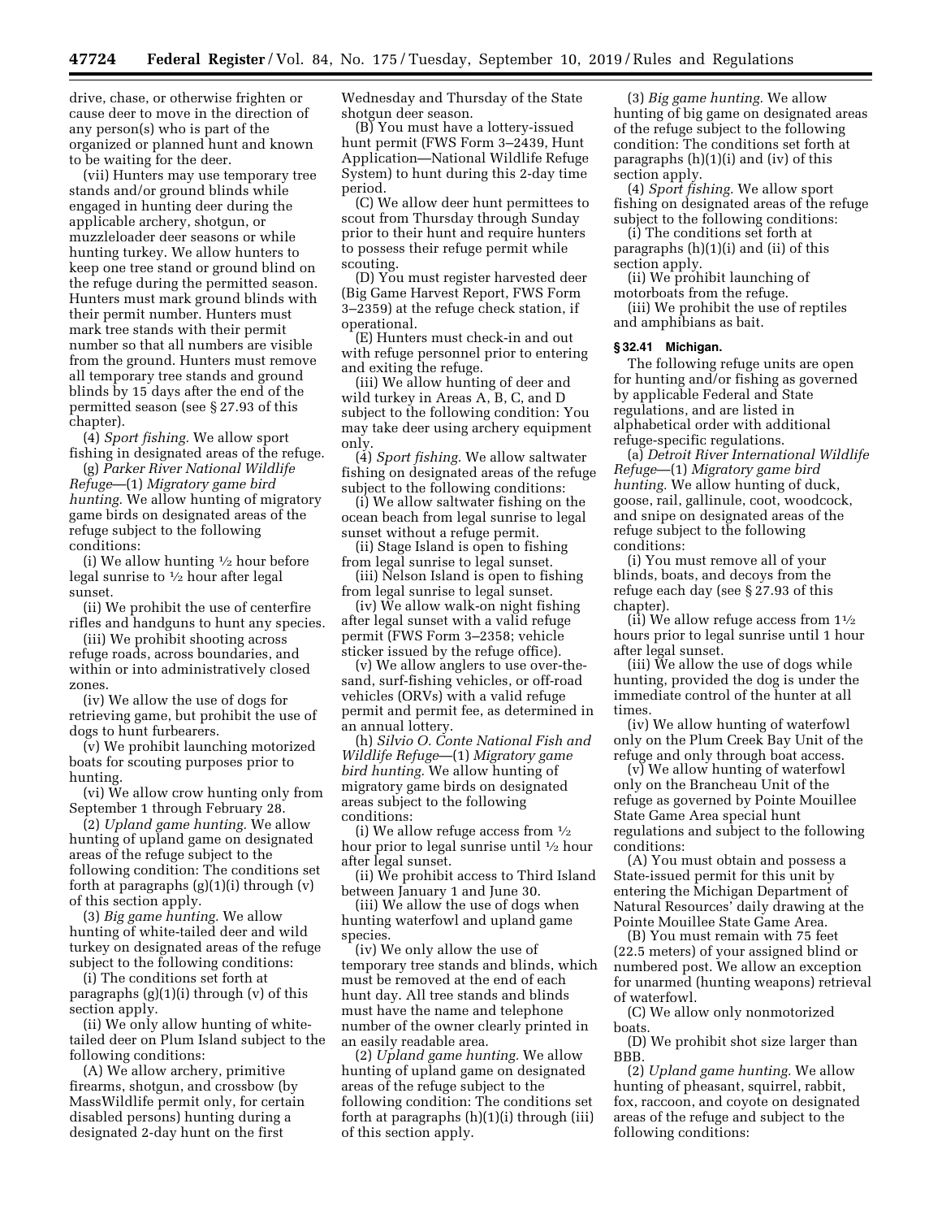drive, chase, or otherwise frighten or cause deer to move in the direction of any person(s) who is part of the organized or planned hunt and known to be waiting for the deer.

(vii) Hunters may use temporary tree stands and/or ground blinds while engaged in hunting deer during the applicable archery, shotgun, or muzzleloader deer seasons or while hunting turkey. We allow hunters to keep one tree stand or ground blind on the refuge during the permitted season. Hunters must mark ground blinds with their permit number. Hunters must mark tree stands with their permit number so that all numbers are visible from the ground. Hunters must remove all temporary tree stands and ground blinds by 15 days after the end of the permitted season (see § 27.93 of this chapter).

(4) *Sport fishing.* We allow sport fishing in designated areas of the refuge.

(g) *Parker River National Wildlife Refuge*—(1) *Migratory game bird hunting.* We allow hunting of migratory game birds on designated areas of the refuge subject to the following conditions:

(i) We allow hunting ½ hour before legal sunrise to ½ hour after legal sunset.

(ii) We prohibit the use of centerfire rifles and handguns to hunt any species.

(iii) We prohibit shooting across refuge roads, across boundaries, and within or into administratively closed zones.

(iv) We allow the use of dogs for retrieving game, but prohibit the use of dogs to hunt furbearers.

(v) We prohibit launching motorized boats for scouting purposes prior to hunting.

(vi) We allow crow hunting only from September 1 through February 28.

(2) *Upland game hunting.* We allow hunting of upland game on designated areas of the refuge subject to the following condition: The conditions set forth at paragraphs (g)(1)(i) through (v) of this section apply.

(3) *Big game hunting.* We allow hunting of white-tailed deer and wild turkey on designated areas of the refuge subject to the following conditions:

(i) The conditions set forth at paragraphs (g)(1)(i) through (v) of this section apply.

(ii) We only allow hunting of white-tailed deer on Plum Island subject to the following conditions:

(A) We allow archery, primitive firearms, shotgun, and crossbow (by MassWildlife permit only, for certain disabled persons) hunting during a designated 2-day hunt on the first Wednesday and Thursday of the State shotgun deer season.

(B) You must have a lottery-issued hunt permit (FWS Form 3–2439, Hunt Application—National Wildlife Refuge System) to hunt during this 2-day time period.

(C) We allow deer hunt permittees to scout from Thursday through Sunday prior to their hunt and require hunters to possess their refuge permit while scouting.

(D) You must register harvested deer (Big Game Harvest Report, FWS Form 3–2359) at the refuge check station, if operational.

(E) Hunters must check-in and out with refuge personnel prior to entering and exiting the refuge.

(iii) We allow hunting of deer and wild turkey in Areas A, B, C, and D subject to the following condition: You may take deer using archery equipment only.

(4) *Sport fishing.* We allow saltwater fishing on designated areas of the refuge subject to the following conditions:

(i) We allow saltwater fishing on the ocean beach from legal sunrise to legal sunset without a refuge permit.

(ii) Stage Island is open to fishing from legal sunrise to legal sunset.

(iii) Nelson Island is open to fishing from legal sunrise to legal sunset.

(iv) We allow walk-on night fishing after legal sunset with a valid refuge permit (FWS Form 3–2358; vehicle sticker issued by the refuge office).

(v) We allow anglers to use over-the-sand, surf-fishing vehicles, or off-road vehicles (ORVs) with a valid refuge permit and permit fee, as determined in an annual lottery.

(h) *Silvio O. Conte National Fish and Wildlife Refuge*—(1) *Migratory game bird hunting.* We allow hunting of migratory game birds on designated areas subject to the following conditions:

(i) We allow refuge access from ½ hour prior to legal sunrise until ½ hour after legal sunset.

(ii) We prohibit access to Third Island between January 1 and June 30.

(iii) We allow the use of dogs when hunting waterfowl and upland game species.

(iv) We only allow the use of temporary tree stands and blinds, which must be removed at the end of each hunt day. All tree stands and blinds must have the name and telephone number of the owner clearly printed in an easily readable area.

(2) *Upland game hunting.* We allow hunting of upland game on designated areas of the refuge subject to the following condition: The conditions set forth at paragraphs (h)(1)(i) through (iii) of this section apply.

(3) *Big game hunting.* We allow hunting of big game on designated areas of the refuge subject to the following condition: The conditions set forth at paragraphs (h)(1)(i) and (iv) of this section apply.

(4) *Sport fishing.* We allow sport fishing on designated areas of the refuge subject to the following conditions:

(i) The conditions set forth at paragraphs (h)(1)(i) and (ii) of this section apply.

(ii) We prohibit launching of motorboats from the refuge.

(iii) We prohibit the use of reptiles and amphibians as bait.

**§ 32.41 Michigan.**

The following refuge units are open for hunting and/or fishing as governed by applicable Federal and State regulations, and are listed in alphabetical order with additional refuge-specific regulations.

(a) *Detroit River International Wildlife Refuge*—(1) *Migratory game bird hunting.* We allow hunting of duck, goose, rail, gallinule, coot, woodcock, and snipe on designated areas of the refuge subject to the following conditions:

(i) You must remove all of your blinds, boats, and decoys from the refuge each day (see § 27.93 of this chapter).

(ii) We allow refuge access from 1½ hours prior to legal sunrise until 1 hour after legal sunset.

(iii) We allow the use of dogs while hunting, provided the dog is under the immediate control of the hunter at all times.

(iv) We allow hunting of waterfowl only on the Plum Creek Bay Unit of the refuge and only through boat access.

(v) We allow hunting of waterfowl only on the Brancheau Unit of the refuge as governed by Pointe Mouillee State Game Area special hunt regulations and subject to the following conditions:

(A) You must obtain and possess a State-issued permit for this unit by entering the Michigan Department of Natural Resources' daily drawing at the Pointe Mouillee State Game Area.

(B) You must remain with 75 feet (22.5 meters) of your assigned blind or numbered post. We allow an exception for unarmed (hunting weapons) retrieval of waterfowl.

(C) We allow only nonmotorized boats.

(D) We prohibit shot size larger than BBB.

(2) *Upland game hunting.* We allow hunting of pheasant, squirrel, rabbit, fox, raccoon, and coyote on designated areas of the refuge and subject to the following conditions: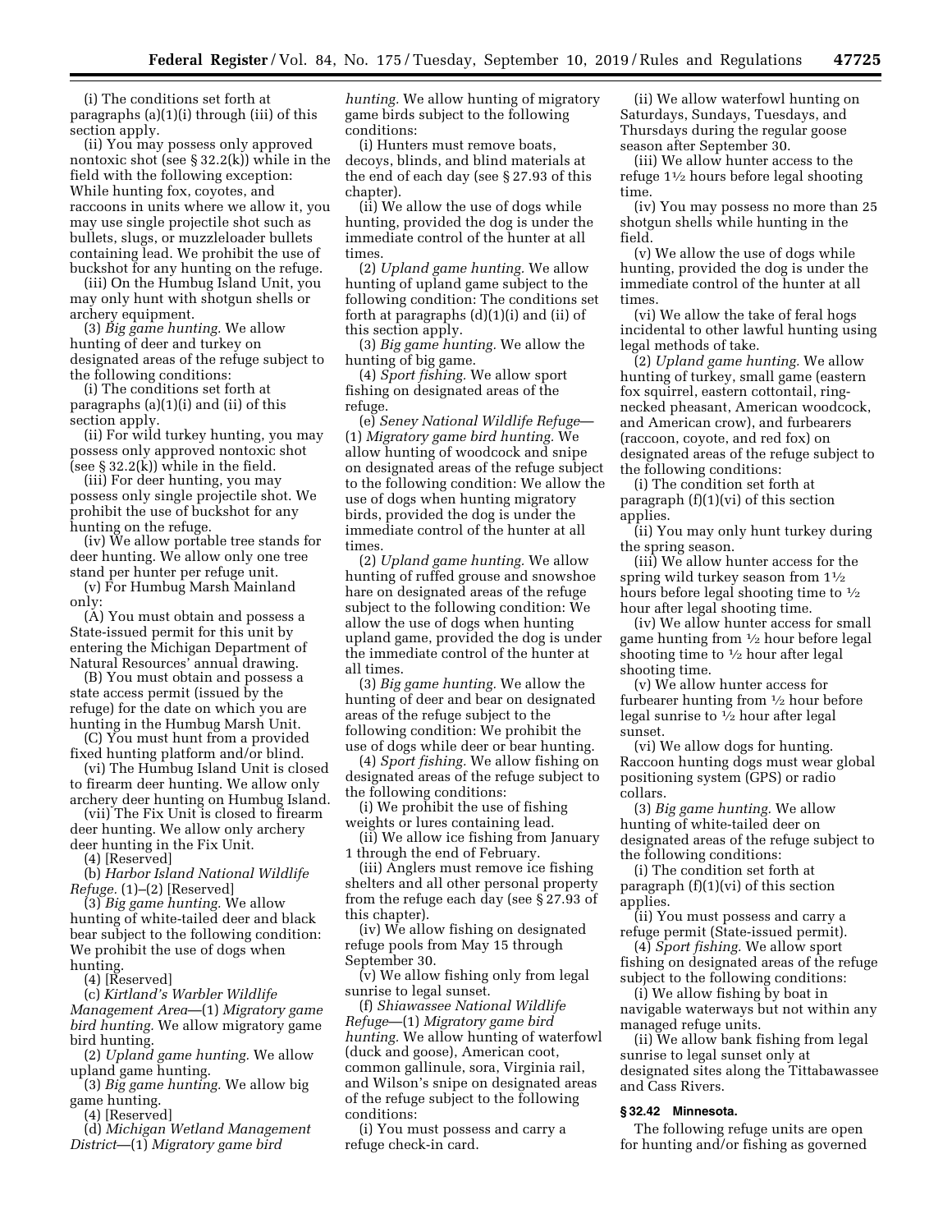(i) The conditions set forth at paragraphs (a)(1)(i) through (iii) of this section apply.

(ii) You may possess only approved nontoxic shot (see § 32.2(k)) while in the field with the following exception: While hunting fox, coyotes, and raccoons in units where we allow it, you may use single projectile shot such as bullets, slugs, or muzzleloader bullets containing lead. We prohibit the use of buckshot for any hunting on the refuge.

(iii) On the Humbug Island Unit, you may only hunt with shotgun shells or archery equipment.

(3) *Big game hunting.* We allow hunting of deer and turkey on designated areas of the refuge subject to the following conditions:

(i) The conditions set forth at paragraphs (a)(1)(i) and (ii) of this section apply.

(ii) For wild turkey hunting, you may possess only approved nontoxic shot (see § 32.2(k)) while in the field.

(iii) For deer hunting, you may possess only single projectile shot. We prohibit the use of buckshot for any hunting on the refuge.

(iv) We allow portable tree stands for deer hunting. We allow only one tree stand per hunter per refuge unit.

(v) For Humbug Marsh Mainland only:

(A) You must obtain and possess a State-issued permit for this unit by entering the Michigan Department of Natural Resources' annual drawing.

(B) You must obtain and possess a state access permit (issued by the refuge) for the date on which you are hunting in the Humbug Marsh Unit.

(C) You must hunt from a provided fixed hunting platform and/or blind.

(vi) The Humbug Island Unit is closed to firearm deer hunting. We allow only archery deer hunting on Humbug Island.

(vii) The Fix Unit is closed to firearm deer hunting. We allow only archery deer hunting in the Fix Unit.

(4) [Reserved]

(b) *Harbor Island National Wildlife Refuge.* (1)–(2) [Reserved]

(3) *Big game hunting.* We allow hunting of white-tailed deer and black bear subject to the following condition: We prohibit the use of dogs when hunting.

(4) [Reserved]

(c) *Kirtland's Warbler Wildlife Management Area*—(1) *Migratory game bird hunting.* We allow migratory game bird hunting.

(2) *Upland game hunting.* We allow upland game hunting.

(3) *Big game hunting.* We allow big game hunting.

(4) [Reserved]

(d) *Michigan Wetland Management District*—(1) *Migratory game bird hunting.* We allow hunting of migratory game birds subject to the following conditions:

(i) Hunters must remove boats, decoys, blinds, and blind materials at the end of each day (see § 27.93 of this chapter).

(ii) We allow the use of dogs while hunting, provided the dog is under the immediate control of the hunter at all times.

(2) *Upland game hunting.* We allow hunting of upland game subject to the following condition: The conditions set forth at paragraphs (d)(1)(i) and (ii) of this section apply.

(3) *Big game hunting.* We allow the hunting of big game.

(4) *Sport fishing.* We allow sport fishing on designated areas of the refuge.

(e) *Seney National Wildlife Refuge*—(1) *Migratory game bird hunting.* We allow hunting of woodcock and snipe on designated areas of the refuge subject to the following condition: We allow the use of dogs when hunting migratory birds, provided the dog is under the immediate control of the hunter at all times.

(2) *Upland game hunting.* We allow hunting of ruffed grouse and snowshoe hare on designated areas of the refuge subject to the following condition: We allow the use of dogs when hunting upland game, provided the dog is under the immediate control of the hunter at all times.

(3) *Big game hunting.* We allow the hunting of deer and bear on designated areas of the refuge subject to the following condition: We prohibit the use of dogs while deer or bear hunting.

(4) *Sport fishing.* We allow fishing on designated areas of the refuge subject to the following conditions:

(i) We prohibit the use of fishing weights or lures containing lead.

(ii) We allow ice fishing from January 1 through the end of February.

(iii) Anglers must remove ice fishing shelters and all other personal property from the refuge each day (see § 27.93 of this chapter).

(iv) We allow fishing on designated refuge pools from May 15 through September 30.

(v) We allow fishing only from legal sunrise to legal sunset.

(f) *Shiawassee National Wildlife Refuge*—(1) *Migratory game bird hunting.* We allow hunting of waterfowl (duck and goose), American coot, common gallinule, sora, Virginia rail, and Wilson's snipe on designated areas of the refuge subject to the following conditions:

(i) You must possess and carry a refuge check-in card.

(ii) We allow waterfowl hunting on Saturdays, Sundays, Tuesdays, and Thursdays during the regular goose season after September 30.

(iii) We allow hunter access to the refuge 1½ hours before legal shooting time.

(iv) You may possess no more than 25 shotgun shells while hunting in the field.

(v) We allow the use of dogs while hunting, provided the dog is under the immediate control of the hunter at all times.

(vi) We allow the take of feral hogs incidental to other lawful hunting using legal methods of take.

(2) *Upland game hunting.* We allow hunting of turkey, small game (eastern fox squirrel, eastern cottontail, ring-necked pheasant, American woodcock, and American crow), and furbearers (raccoon, coyote, and red fox) on designated areas of the refuge subject to the following conditions:

(i) The condition set forth at paragraph (f)(1)(vi) of this section applies.

(ii) You may only hunt turkey during the spring season.

(iii) We allow hunter access for the spring wild turkey season from 1½ hours before legal shooting time to ½ hour after legal shooting time.

(iv) We allow hunter access for small game hunting from ½ hour before legal shooting time to ½ hour after legal shooting time.

(v) We allow hunter access for furbearer hunting from ½ hour before legal sunrise to ½ hour after legal sunset.

(vi) We allow dogs for hunting. Raccoon hunting dogs must wear global positioning system (GPS) or radio collars.

(3) *Big game hunting.* We allow hunting of white-tailed deer on designated areas of the refuge subject to the following conditions:

(i) The condition set forth at paragraph (f)(1)(vi) of this section applies.

(ii) You must possess and carry a refuge permit (State-issued permit).

(4) *Sport fishing.* We allow sport fishing on designated areas of the refuge subject to the following conditions:

(i) We allow fishing by boat in navigable waterways but not within any managed refuge units.

(ii) We allow bank fishing from legal sunrise to legal sunset only at designated sites along the Tittabawassee and Cass Rivers.

**§ 32.42 Minnesota.**

The following refuge units are open for hunting and/or fishing as governed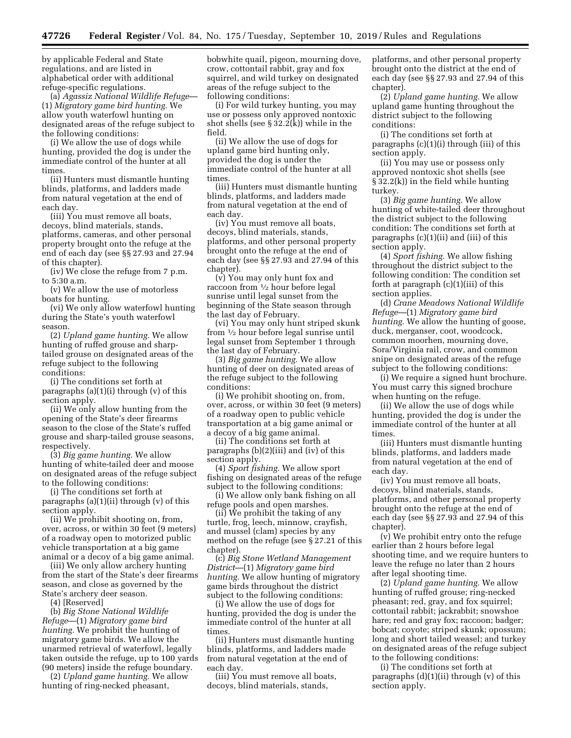by applicable Federal and State regulations, and are listed in alphabetical order with additional refuge-specific regulations.

(a) *Agassiz National Wildlife Refuge*—(1) *Migratory game bird hunting.* We allow youth waterfowl hunting on designated areas of the refuge subject to the following conditions:

(i) We allow the use of dogs while hunting, provided the dog is under the immediate control of the hunter at all times.

(ii) Hunters must dismantle hunting blinds, platforms, and ladders made from natural vegetation at the end of each day.

(iii) You must remove all boats, decoys, blind materials, stands, platforms, cameras, and other personal property brought onto the refuge at the end of each day (see §§ 27.93 and 27.94 of this chapter).

(iv) We close the refuge from 7 p.m. to 5:30 a.m.

(v) We allow the use of motorless boats for hunting.

(vi) We only allow waterfowl hunting during the State's youth waterfowl season.

(2) *Upland game hunting.* We allow hunting of ruffed grouse and sharp-tailed grouse on designated areas of the refuge subject to the following conditions:

(i) The conditions set forth at paragraphs (a)(1)(i) through (v) of this section apply.

(ii) We only allow hunting from the opening of the State's deer firearms season to the close of the State's ruffed grouse and sharp-tailed grouse seasons, respectively.

(3) *Big game hunting.* We allow hunting of white-tailed deer and moose on designated areas of the refuge subject to the following conditions:

(i) The conditions set forth at paragraphs (a)(1)(ii) through (v) of this section apply.

(ii) We prohibit shooting on, from, over, across, or within 30 feet (9 meters) of a roadway open to motorized public vehicle transportation at a big game animal or a decoy of a big game animal.

(iii) We only allow archery hunting from the start of the State's deer firearms season, and close as governed by the State's archery deer season.

(4) [Reserved]

(b) *Big Stone National Wildlife Refuge*—(1) *Migratory game bird hunting.* We prohibit the hunting of migratory game birds. We allow the unarmed retrieval of waterfowl, legally taken outside the refuge, up to 100 yards (90 meters) inside the refuge boundary.

(2) *Upland game hunting.* We allow hunting of ring-necked pheasant, bobwhite quail, pigeon, mourning dove, crow, cottontail rabbit, gray and fox squirrel, and wild turkey on designated areas of the refuge subject to the following conditions:

(i) For wild turkey hunting, you may use or possess only approved nontoxic shot shells (see § 32.2(k)) while in the field.

(ii) We allow the use of dogs for upland game bird hunting only, provided the dog is under the immediate control of the hunter at all times.

(iii) Hunters must dismantle hunting blinds, platforms, and ladders made from natural vegetation at the end of each day.

(iv) You must remove all boats, decoys, blind materials, stands, platforms, and other personal property brought onto the refuge at the end of each day (see §§ 27.93 and 27.94 of this chapter).

(v) You may only hunt fox and raccoon from ½ hour before legal sunrise until legal sunset from the beginning of the State season through the last day of February.

(vi) You may only hunt striped skunk from ½ hour before legal sunrise until legal sunset from September 1 through the last day of February.

(3) *Big game hunting.* We allow hunting of deer on designated areas of the refuge subject to the following conditions:

(i) We prohibit shooting on, from, over, across, or within 30 feet (9 meters) of a roadway open to public vehicle transportation at a big game animal or a decoy of a big game animal.

(ii) The conditions set forth at paragraphs (b)(2)(iii) and (iv) of this section apply.

(4) *Sport fishing.* We allow sport fishing on designated areas of the refuge subject to the following conditions:

(i) We allow only bank fishing on all refuge pools and open marshes.

(ii) We prohibit the taking of any turtle, frog, leech, minnow, crayfish, and mussel (clam) species by any method on the refuge (see § 27.21 of this chapter).

(c) *Big Stone Wetland Management District*—(1) *Migratory game bird hunting.* We allow hunting of migratory game birds throughout the district subject to the following conditions:

(i) We allow the use of dogs for hunting, provided the dog is under the immediate control of the hunter at all times.

(ii) Hunters must dismantle hunting blinds, platforms, and ladders made from natural vegetation at the end of each day.

(iii) You must remove all boats, decoys, blind materials, stands, platforms, and other personal property brought onto the district at the end of each day (see §§ 27.93 and 27.94 of this chapter).

(2) *Upland game hunting.* We allow upland game hunting throughout the district subject to the following conditions:

(i) The conditions set forth at paragraphs (c)(1)(i) through (iii) of this section apply.

(ii) You may use or possess only approved nontoxic shot shells (see § 32.2(k)) in the field while hunting turkey.

(3) *Big game hunting.* We allow hunting of white-tailed deer throughout the district subject to the following condition: The conditions set forth at paragraphs (c)(1)(ii) and (iii) of this section apply.

(4) *Sport fishing.* We allow fishing throughout the district subject to the following condition: The condition set forth at paragraph (c)(1)(iii) of this section applies.

(d) *Crane Meadows National Wildlife Refuge*—(1) *Migratory game bird hunting.* We allow the hunting of goose, duck, merganser, coot, woodcock, common moorhen, mourning dove, Sora/Virginia rail, crow, and common snipe on designated areas of the refuge subject to the following conditions:

(i) We require a signed hunt brochure. You must carry this signed brochure when hunting on the refuge.

(ii) We allow the use of dogs while hunting, provided the dog is under the immediate control of the hunter at all times.

(iii) Hunters must dismantle hunting blinds, platforms, and ladders made from natural vegetation at the end of each day.

(iv) You must remove all boats, decoys, blind materials, stands, platforms, and other personal property brought onto the refuge at the end of each day (see §§ 27.93 and 27.94 of this chapter).

(v) We prohibit entry onto the refuge earlier than 2 hours before legal shooting time, and we require hunters to leave the refuge no later than 2 hours after legal shooting time.

(2) *Upland game hunting.* We allow hunting of ruffed grouse; ring-necked pheasant; red, gray, and fox squirrel; cottontail rabbit; jackrabbit; snowshoe hare; red and gray fox; raccoon; badger; bobcat; coyote; striped skunk; opossum; long and short tailed weasel; and turkey on designated areas of the refuge subject to the following conditions:

(i) The conditions set forth at paragraphs (d)(1)(ii) through (v) of this section apply.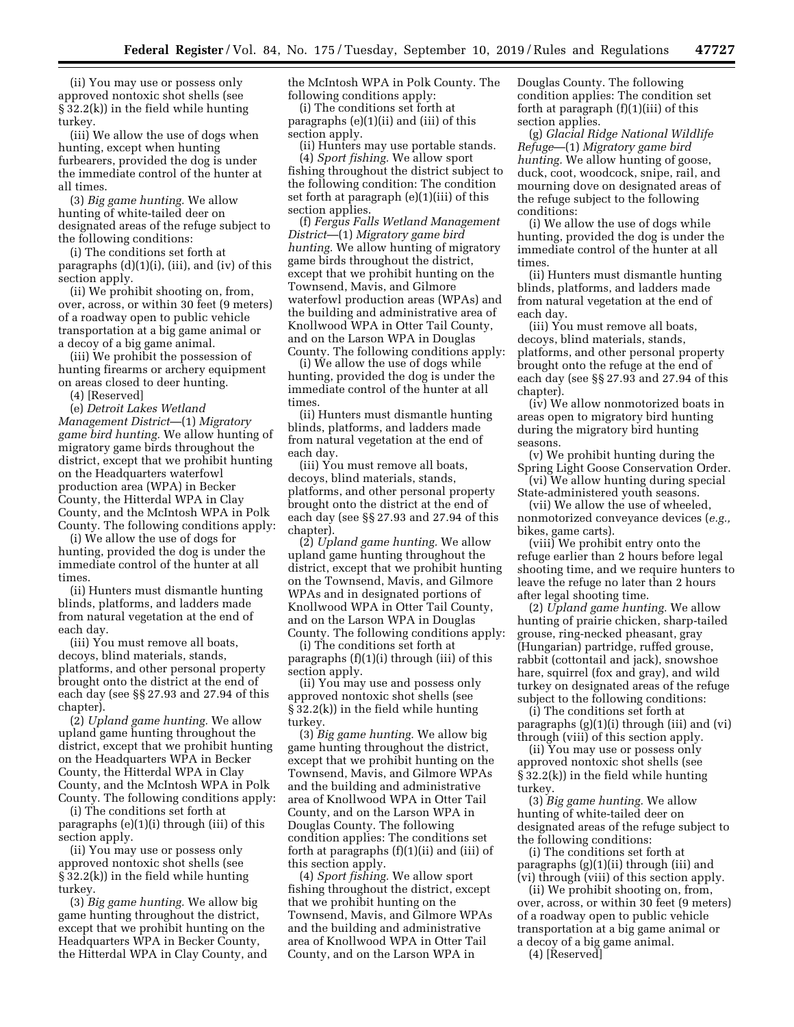(ii) You may use or possess only approved nontoxic shot shells (see § 32.2(k)) in the field while hunting turkey.

(iii) We allow the use of dogs when hunting, except when hunting furbearers, provided the dog is under the immediate control of the hunter at all times.

(3) *Big game hunting.* We allow hunting of white-tailed deer on designated areas of the refuge subject to the following conditions:

(i) The conditions set forth at paragraphs (d)(1)(i), (iii), and (iv) of this section apply.

(ii) We prohibit shooting on, from, over, across, or within 30 feet (9 meters) of a roadway open to public vehicle transportation at a big game animal or a decoy of a big game animal.

(iii) We prohibit the possession of hunting firearms or archery equipment on areas closed to deer hunting.

(4) [Reserved]

(e) *Detroit Lakes Wetland Management District*—(1) *Migratory game bird hunting.* We allow hunting of migratory game birds throughout the district, except that we prohibit hunting on the Headquarters waterfowl production area (WPA) in Becker County, the Hitterdal WPA in Clay County, and the McIntosh WPA in Polk County. The following conditions apply:

(i) We allow the use of dogs for hunting, provided the dog is under the immediate control of the hunter at all times.

(ii) Hunters must dismantle hunting blinds, platforms, and ladders made from natural vegetation at the end of each day.

(iii) You must remove all boats, decoys, blind materials, stands, platforms, and other personal property brought onto the district at the end of each day (see §§ 27.93 and 27.94 of this chapter).

(2) *Upland game hunting.* We allow upland game hunting throughout the district, except that we prohibit hunting on the Headquarters WPA in Becker County, the Hitterdal WPA in Clay County, and the McIntosh WPA in Polk County. The following conditions apply:

(i) The conditions set forth at paragraphs (e)(1)(i) through (iii) of this section apply.

(ii) You may use or possess only approved nontoxic shot shells (see § 32.2(k)) in the field while hunting turkey.

(3) *Big game hunting.* We allow big game hunting throughout the district, except that we prohibit hunting on the Headquarters WPA in Becker County, the Hitterdal WPA in Clay County, and the McIntosh WPA in Polk County. The following conditions apply:

(i) The conditions set forth at paragraphs (e)(1)(ii) and (iii) of this section apply.

(ii) Hunters may use portable stands.

(4) *Sport fishing.* We allow sport fishing throughout the district subject to the following condition: The condition set forth at paragraph (e)(1)(iii) of this section applies.

(f) *Fergus Falls Wetland Management District*—(1) *Migratory game bird hunting.* We allow hunting of migratory game birds throughout the district, except that we prohibit hunting on the Townsend, Mavis, and Gilmore waterfowl production areas (WPAs) and the building and administrative area of Knollwood WPA in Otter Tail County, and on the Larson WPA in Douglas County. The following conditions apply:

(i) We allow the use of dogs while hunting, provided the dog is under the immediate control of the hunter at all times.

(ii) Hunters must dismantle hunting blinds, platforms, and ladders made from natural vegetation at the end of each day.

(iii) You must remove all boats, decoys, blind materials, stands, platforms, and other personal property brought onto the district at the end of each day (see §§ 27.93 and 27.94 of this chapter).

(2) *Upland game hunting.* We allow upland game hunting throughout the district, except that we prohibit hunting on the Townsend, Mavis, and Gilmore WPAs and in designated portions of Knollwood WPA in Otter Tail County, and on the Larson WPA in Douglas County. The following conditions apply:

(i) The conditions set forth at paragraphs (f)(1)(i) through (iii) of this section apply.

(ii) You may use and possess only approved nontoxic shot shells (see § 32.2(k)) in the field while hunting turkey.

(3) *Big game hunting.* We allow big game hunting throughout the district, except that we prohibit hunting on the Townsend, Mavis, and Gilmore WPAs and the building and administrative area of Knollwood WPA in Otter Tail County, and on the Larson WPA in Douglas County. The following condition applies: The conditions set forth at paragraphs (f)(1)(ii) and (iii) of this section apply.

(4) *Sport fishing.* We allow sport fishing throughout the district, except that we prohibit hunting on the Townsend, Mavis, and Gilmore WPAs and the building and administrative area of Knollwood WPA in Otter Tail County, and on the Larson WPA in Douglas County. The following condition applies: The condition set forth at paragraph (f)(1)(iii) of this section applies.

(g) *Glacial Ridge National Wildlife Refuge*—(1) *Migratory game bird hunting.* We allow hunting of goose, duck, coot, woodcock, snipe, rail, and mourning dove on designated areas of the refuge subject to the following conditions:

(i) We allow the use of dogs while hunting, provided the dog is under the immediate control of the hunter at all times.

(ii) Hunters must dismantle hunting blinds, platforms, and ladders made from natural vegetation at the end of each day.

(iii) You must remove all boats, decoys, blind materials, stands, platforms, and other personal property brought onto the refuge at the end of each day (see §§ 27.93 and 27.94 of this chapter).

(iv) We allow nonmotorized boats in areas open to migratory bird hunting during the migratory bird hunting seasons.

(v) We prohibit hunting during the Spring Light Goose Conservation Order.

(vi) We allow hunting during special State-administered youth seasons.

(vii) We allow the use of wheeled, nonmotorized conveyance devices (*e.g.,* bikes, game carts).

(viii) We prohibit entry onto the refuge earlier than 2 hours before legal shooting time, and we require hunters to leave the refuge no later than 2 hours after legal shooting time.

(2) *Upland game hunting.* We allow hunting of prairie chicken, sharp-tailed grouse, ring-necked pheasant, gray (Hungarian) partridge, ruffed grouse, rabbit (cottontail and jack), snowshoe hare, squirrel (fox and gray), and wild turkey on designated areas of the refuge subject to the following conditions:

(i) The conditions set forth at paragraphs (g)(1)(i) through (iii) and (vi) through (viii) of this section apply.

(ii) You may use or possess only approved nontoxic shot shells (see § 32.2(k)) in the field while hunting turkey.

(3) *Big game hunting.* We allow hunting of white-tailed deer on designated areas of the refuge subject to the following conditions:

(i) The conditions set forth at paragraphs (g)(1)(ii) through (iii) and (vi) through (viii) of this section apply.

(ii) We prohibit shooting on, from, over, across, or within 30 feet (9 meters) of a roadway open to public vehicle transportation at a big game animal or a decoy of a big game animal.

(4) [Reserved]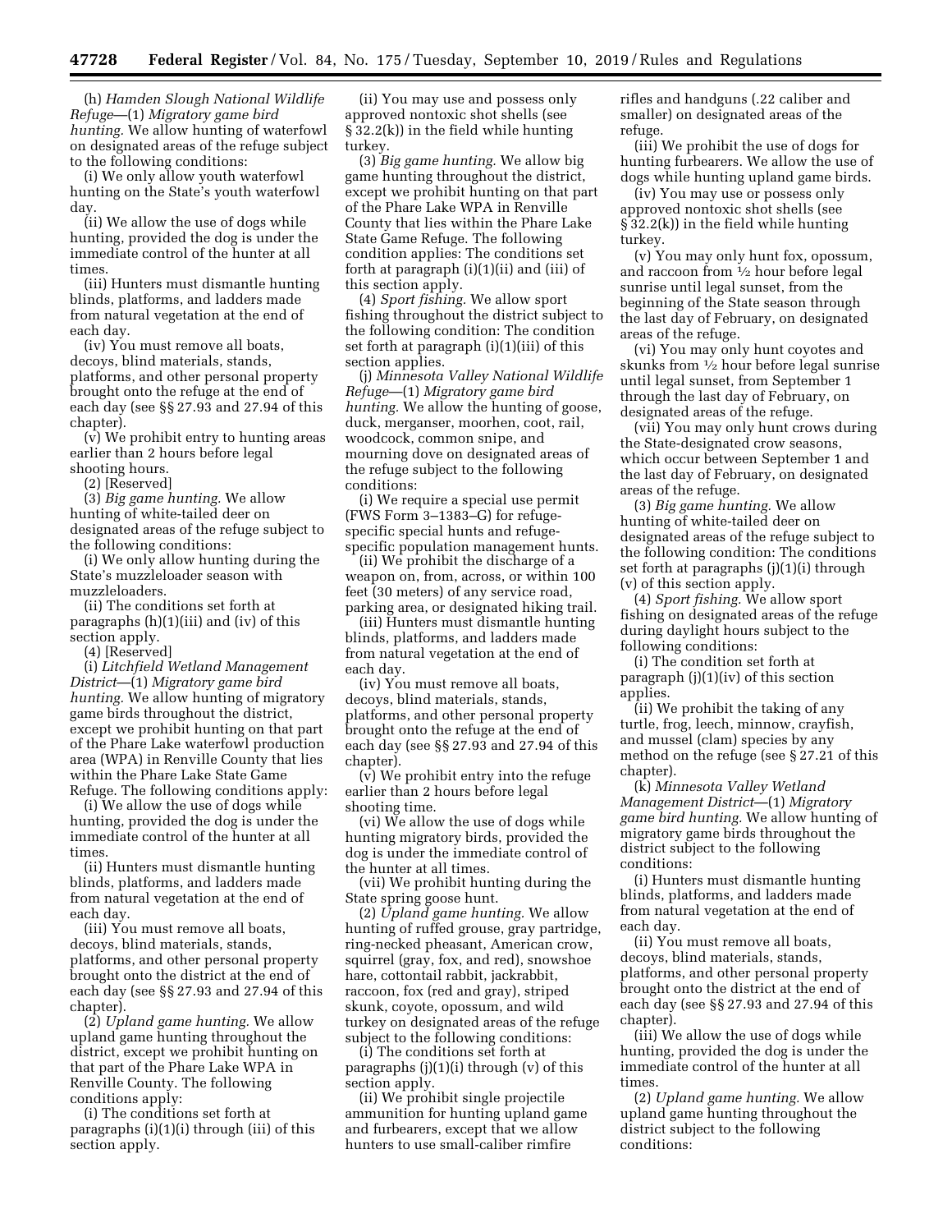(h) *Hamden Slough National Wildlife Refuge*—(1) *Migratory game bird hunting.* We allow hunting of waterfowl on designated areas of the refuge subject to the following conditions:

(i) We only allow youth waterfowl hunting on the State's youth waterfowl day.

(ii) We allow the use of dogs while hunting, provided the dog is under the immediate control of the hunter at all times.

(iii) Hunters must dismantle hunting blinds, platforms, and ladders made from natural vegetation at the end of each day.

(iv) You must remove all boats, decoys, blind materials, stands, platforms, and other personal property brought onto the refuge at the end of each day (see §§ 27.93 and 27.94 of this chapter).

(v) We prohibit entry to hunting areas earlier than 2 hours before legal shooting hours.

(2) [Reserved]

(3) *Big game hunting.* We allow hunting of white-tailed deer on designated areas of the refuge subject to the following conditions:

(i) We only allow hunting during the State's muzzleloader season with muzzleloaders.

(ii) The conditions set forth at paragraphs (h)(1)(iii) and (iv) of this section apply.

(4) [Reserved]

(i) *Litchfield Wetland Management District*—(1) *Migratory game bird hunting.* We allow hunting of migratory game birds throughout the district, except we prohibit hunting on that part of the Phare Lake waterfowl production area (WPA) in Renville County that lies within the Phare Lake State Game Refuge. The following conditions apply:

(i) We allow the use of dogs while hunting, provided the dog is under the immediate control of the hunter at all times.

(ii) Hunters must dismantle hunting blinds, platforms, and ladders made from natural vegetation at the end of each day.

(iii) You must remove all boats, decoys, blind materials, stands, platforms, and other personal property brought onto the district at the end of each day (see §§ 27.93 and 27.94 of this chapter).

(2) *Upland game hunting.* We allow upland game hunting throughout the district, except we prohibit hunting on that part of the Phare Lake WPA in Renville County. The following conditions apply:

(i) The conditions set forth at paragraphs (i)(1)(i) through (iii) of this section apply.

(ii) You may use and possess only approved nontoxic shot shells (see § 32.2(k)) in the field while hunting turkey.

(3) *Big game hunting.* We allow big game hunting throughout the district, except we prohibit hunting on that part of the Phare Lake WPA in Renville County that lies within the Phare Lake State Game Refuge. The following condition applies: The conditions set forth at paragraph (i)(1)(ii) and (iii) of this section apply.

(4) *Sport fishing.* We allow sport fishing throughout the district subject to the following condition: The condition set forth at paragraph (i)(1)(iii) of this section applies.

(j) *Minnesota Valley National Wildlife Refuge*—(1) *Migratory game bird hunting.* We allow the hunting of goose, duck, merganser, moorhen, coot, rail, woodcock, common snipe, and mourning dove on designated areas of the refuge subject to the following conditions:

(i) We require a special use permit (FWS Form 3–1383–G) for refuge-specific special hunts and refuge-specific population management hunts.

(ii) We prohibit the discharge of a weapon on, from, across, or within 100 feet (30 meters) of any service road, parking area, or designated hiking trail.

(iii) Hunters must dismantle hunting blinds, platforms, and ladders made from natural vegetation at the end of each day.

(iv) You must remove all boats, decoys, blind materials, stands, platforms, and other personal property brought onto the refuge at the end of each day (see §§ 27.93 and 27.94 of this chapter).

(v) We prohibit entry into the refuge earlier than 2 hours before legal shooting time.

(vi) We allow the use of dogs while hunting migratory birds, provided the dog is under the immediate control of the hunter at all times.

(vii) We prohibit hunting during the State spring goose hunt.

(2) *Upland game hunting.* We allow hunting of ruffed grouse, gray partridge, ring-necked pheasant, American crow, squirrel (gray, fox, and red), snowshoe hare, cottontail rabbit, jackrabbit, raccoon, fox (red and gray), striped skunk, coyote, opossum, and wild turkey on designated areas of the refuge subject to the following conditions:

(i) The conditions set forth at paragraphs (j)(1)(i) through (v) of this section apply.

(ii) We prohibit single projectile ammunition for hunting upland game and furbearers, except that we allow hunters to use small-caliber rimfire rifles and handguns (.22 caliber and smaller) on designated areas of the refuge.

(iii) We prohibit the use of dogs for hunting furbearers. We allow the use of dogs while hunting upland game birds.

(iv) You may use or possess only approved nontoxic shot shells (see § 32.2(k)) in the field while hunting turkey.

(v) You may only hunt fox, opossum, and raccoon from ½ hour before legal sunrise until legal sunset, from the beginning of the State season through the last day of February, on designated areas of the refuge.

(vi) You may only hunt coyotes and skunks from ½ hour before legal sunrise until legal sunset, from September 1 through the last day of February, on designated areas of the refuge.

(vii) You may only hunt crows during the State-designated crow seasons, which occur between September 1 and the last day of February, on designated areas of the refuge.

(3) *Big game hunting.* We allow hunting of white-tailed deer on designated areas of the refuge subject to the following condition: The conditions set forth at paragraphs (j)(1)(i) through (v) of this section apply.

(4) *Sport fishing.* We allow sport fishing on designated areas of the refuge during daylight hours subject to the following conditions:

(i) The condition set forth at paragraph (j)(1)(iv) of this section applies.

(ii) We prohibit the taking of any turtle, frog, leech, minnow, crayfish, and mussel (clam) species by any method on the refuge (see § 27.21 of this chapter).

(k) *Minnesota Valley Wetland Management District*—(1) *Migratory game bird hunting.* We allow hunting of migratory game birds throughout the district subject to the following conditions:

(i) Hunters must dismantle hunting blinds, platforms, and ladders made from natural vegetation at the end of each day.

(ii) You must remove all boats, decoys, blind materials, stands, platforms, and other personal property brought onto the district at the end of each day (see §§ 27.93 and 27.94 of this chapter).

(iii) We allow the use of dogs while hunting, provided the dog is under the immediate control of the hunter at all times.

(2) *Upland game hunting.* We allow upland game hunting throughout the district subject to the following conditions: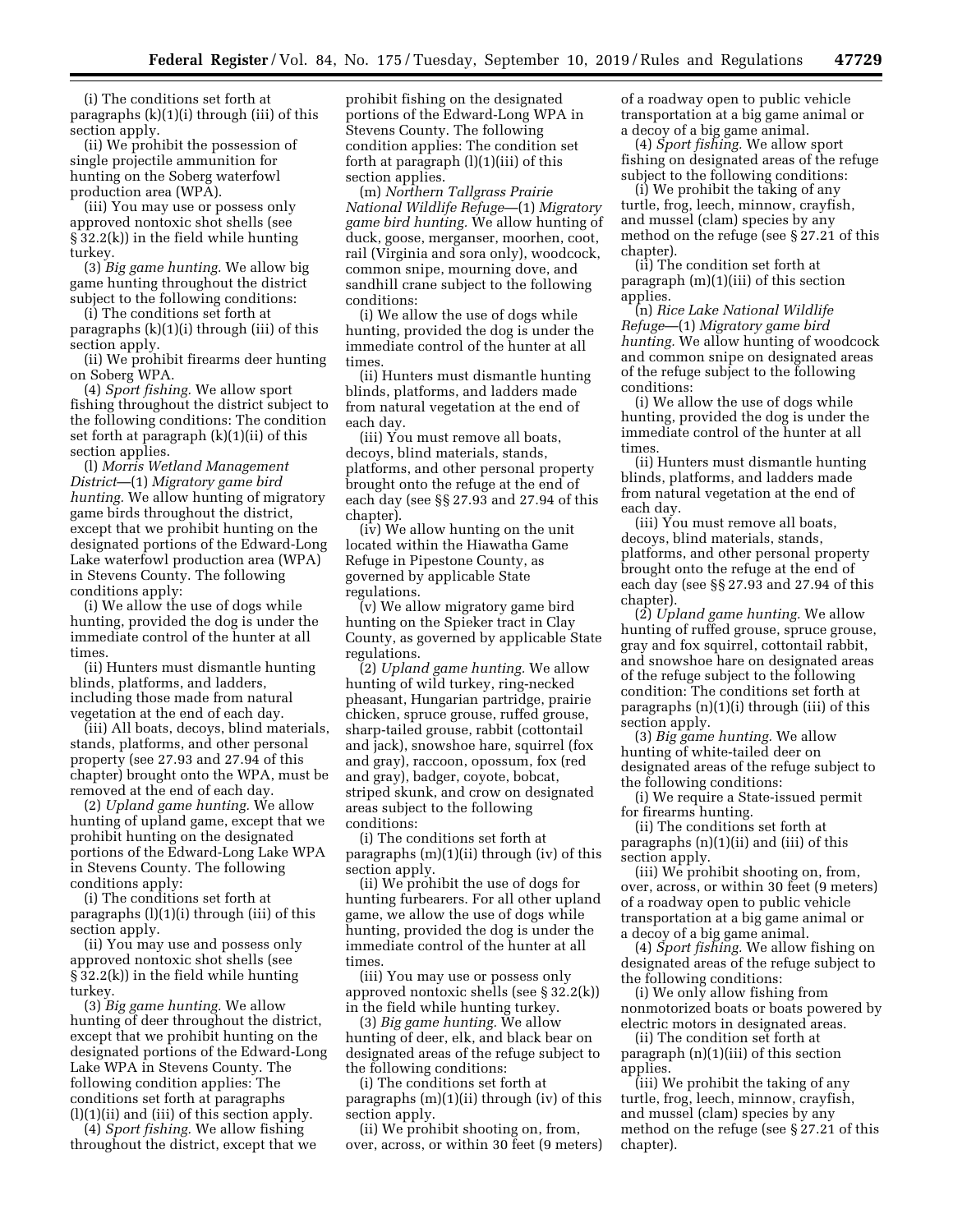(i) The conditions set forth at paragraphs (k)(1)(i) through (iii) of this section apply.

(ii) We prohibit the possession of single projectile ammunition for hunting on the Soberg waterfowl production area (WPA).

(iii) You may use or possess only approved nontoxic shot shells (see § 32.2(k)) in the field while hunting turkey.

(3) *Big game hunting.* We allow big game hunting throughout the district subject to the following conditions:

(i) The conditions set forth at paragraphs (k)(1)(i) through (iii) of this section apply.

(ii) We prohibit firearms deer hunting on Soberg WPA.

(4) *Sport fishing.* We allow sport fishing throughout the district subject to the following conditions: The condition set forth at paragraph (k)(1)(ii) of this section applies.

(l) *Morris Wetland Management District*—(1) *Migratory game bird hunting.* We allow hunting of migratory game birds throughout the district, except that we prohibit hunting on the designated portions of the Edward-Long Lake waterfowl production area (WPA) in Stevens County. The following conditions apply:

(i) We allow the use of dogs while hunting, provided the dog is under the immediate control of the hunter at all times.

(ii) Hunters must dismantle hunting blinds, platforms, and ladders, including those made from natural vegetation at the end of each day.

(iii) All boats, decoys, blind materials, stands, platforms, and other personal property (see 27.93 and 27.94 of this chapter) brought onto the WPA, must be removed at the end of each day.

(2) *Upland game hunting.* We allow hunting of upland game, except that we prohibit hunting on the designated portions of the Edward-Long Lake WPA in Stevens County. The following conditions apply:

(i) The conditions set forth at paragraphs (l)(1)(i) through (iii) of this section apply.

(ii) You may use and possess only approved nontoxic shot shells (see § 32.2(k)) in the field while hunting turkey.

(3) *Big game hunting.* We allow hunting of deer throughout the district, except that we prohibit hunting on the designated portions of the Edward-Long Lake WPA in Stevens County. The following condition applies: The conditions set forth at paragraphs (l)(1)(ii) and (iii) of this section apply.

(4) *Sport fishing.* We allow fishing throughout the district, except that we prohibit fishing on the designated portions of the Edward-Long WPA in Stevens County. The following condition applies: The condition set forth at paragraph (l)(1)(iii) of this section applies.

(m) *Northern Tallgrass Prairie National Wildlife Refuge*—(1) *Migratory game bird hunting.* We allow hunting of duck, goose, merganser, moorhen, coot, rail (Virginia and sora only), woodcock, common snipe, mourning dove, and sandhill crane subject to the following conditions:

(i) We allow the use of dogs while hunting, provided the dog is under the immediate control of the hunter at all times.

(ii) Hunters must dismantle hunting blinds, platforms, and ladders made from natural vegetation at the end of each day.

(iii) You must remove all boats, decoys, blind materials, stands, platforms, and other personal property brought onto the refuge at the end of each day (see §§ 27.93 and 27.94 of this chapter).

(iv) We allow hunting on the unit located within the Hiawatha Game Refuge in Pipestone County, as governed by applicable State regulations.

(v) We allow migratory game bird hunting on the Spieker tract in Clay County, as governed by applicable State regulations.

(2) *Upland game hunting.* We allow hunting of wild turkey, ring-necked pheasant, Hungarian partridge, prairie chicken, spruce grouse, ruffed grouse, sharp-tailed grouse, rabbit (cottontail and jack), snowshoe hare, squirrel (fox and gray), raccoon, opossum, fox (red and gray), badger, coyote, bobcat, striped skunk, and crow on designated areas subject to the following conditions:

(i) The conditions set forth at paragraphs (m)(1)(ii) through (iv) of this section apply.

(ii) We prohibit the use of dogs for hunting furbearers. For all other upland game, we allow the use of dogs while hunting, provided the dog is under the immediate control of the hunter at all times.

(iii) You may use or possess only approved nontoxic shells (see § 32.2(k)) in the field while hunting turkey.

(3) *Big game hunting.* We allow hunting of deer, elk, and black bear on designated areas of the refuge subject to the following conditions:

(i) The conditions set forth at paragraphs (m)(1)(ii) through (iv) of this section apply.

(ii) We prohibit shooting on, from, over, across, or within 30 feet (9 meters) of a roadway open to public vehicle transportation at a big game animal or a decoy of a big game animal.

(4) *Sport fishing.* We allow sport fishing on designated areas of the refuge subject to the following conditions:

(i) We prohibit the taking of any turtle, frog, leech, minnow, crayfish, and mussel (clam) species by any method on the refuge (see § 27.21 of this chapter).

(ii) The condition set forth at paragraph (m)(1)(iii) of this section applies.

(n) *Rice Lake National Wildlife Refuge*—(1) *Migratory game bird hunting.* We allow hunting of woodcock and common snipe on designated areas of the refuge subject to the following conditions:

(i) We allow the use of dogs while hunting, provided the dog is under the immediate control of the hunter at all times.

(ii) Hunters must dismantle hunting blinds, platforms, and ladders made from natural vegetation at the end of each day.

(iii) You must remove all boats, decoys, blind materials, stands, platforms, and other personal property brought onto the refuge at the end of each day (see §§ 27.93 and 27.94 of this chapter).

(2) *Upland game hunting.* We allow hunting of ruffed grouse, spruce grouse, gray and fox squirrel, cottontail rabbit, and snowshoe hare on designated areas of the refuge subject to the following condition: The conditions set forth at paragraphs (n)(1)(i) through (iii) of this section apply.

(3) *Big game hunting.* We allow hunting of white-tailed deer on designated areas of the refuge subject to the following conditions:

(i) We require a State-issued permit for firearms hunting.

(ii) The conditions set forth at paragraphs (n)(1)(ii) and (iii) of this section apply.

(iii) We prohibit shooting on, from, over, across, or within 30 feet (9 meters) of a roadway open to public vehicle transportation at a big game animal or a decoy of a big game animal.

(4) *Sport fishing.* We allow fishing on designated areas of the refuge subject to the following conditions:

(i) We only allow fishing from nonmotorized boats or boats powered by electric motors in designated areas.

(ii) The condition set forth at paragraph (n)(1)(iii) of this section applies.

(iii) We prohibit the taking of any turtle, frog, leech, minnow, crayfish, and mussel (clam) species by any method on the refuge (see § 27.21 of this chapter).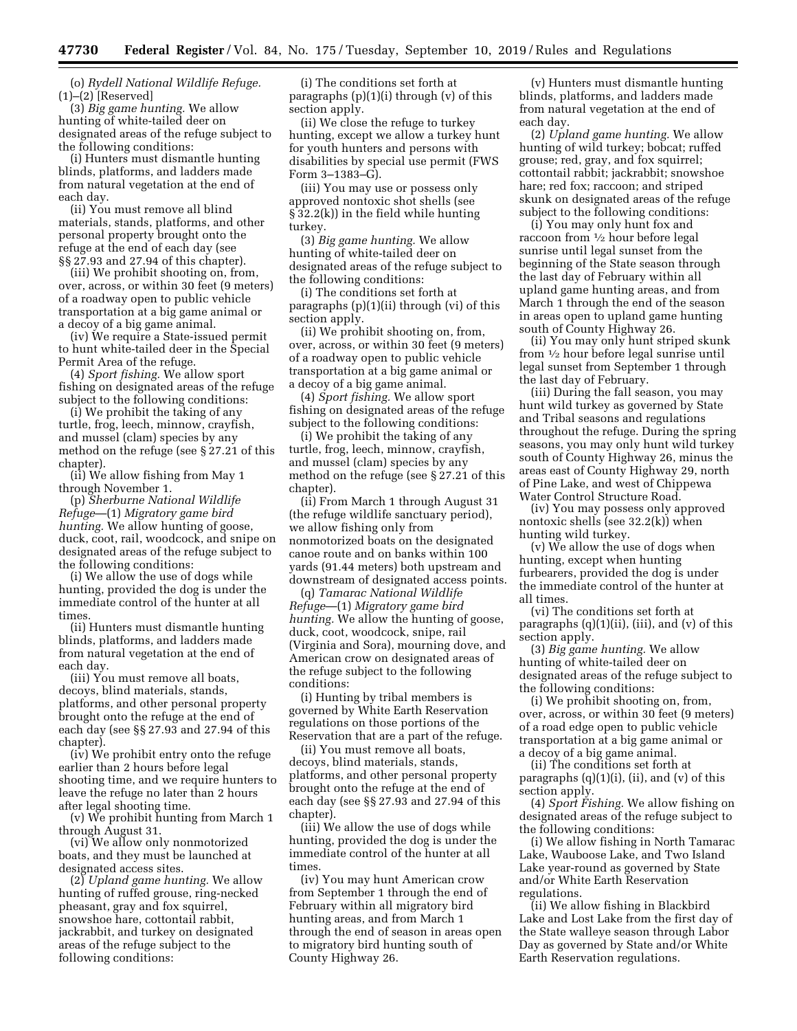(o) *Rydell National Wildlife Refuge.* (1)–(2) [Reserved]

(3) *Big game hunting.* We allow hunting of white-tailed deer on designated areas of the refuge subject to the following conditions:

(i) Hunters must dismantle hunting blinds, platforms, and ladders made from natural vegetation at the end of each day.

(ii) You must remove all blind materials, stands, platforms, and other personal property brought onto the refuge at the end of each day (see §§ 27.93 and 27.94 of this chapter).

(iii) We prohibit shooting on, from, over, across, or within 30 feet (9 meters) of a roadway open to public vehicle transportation at a big game animal or a decoy of a big game animal.

(iv) We require a State-issued permit to hunt white-tailed deer in the Special Permit Area of the refuge.

(4) *Sport fishing.* We allow sport fishing on designated areas of the refuge subject to the following conditions:

(i) We prohibit the taking of any turtle, frog, leech, minnow, crayfish, and mussel (clam) species by any method on the refuge (see § 27.21 of this chapter).

(ii) We allow fishing from May 1 through November 1.

(p) *Sherburne National Wildlife Refuge*—(1) *Migratory game bird hunting.* We allow hunting of goose, duck, coot, rail, woodcock, and snipe on designated areas of the refuge subject to the following conditions:

(i) We allow the use of dogs while hunting, provided the dog is under the immediate control of the hunter at all times.

(ii) Hunters must dismantle hunting blinds, platforms, and ladders made from natural vegetation at the end of each day.

(iii) You must remove all boats, decoys, blind materials, stands, platforms, and other personal property brought onto the refuge at the end of each day (see §§ 27.93 and 27.94 of this chapter).

(iv) We prohibit entry onto the refuge earlier than 2 hours before legal shooting time, and we require hunters to leave the refuge no later than 2 hours after legal shooting time.

(v) We prohibit hunting from March 1 through August 31.

(vi) We allow only nonmotorized boats, and they must be launched at designated access sites.

(2) *Upland game hunting.* We allow hunting of ruffed grouse, ring-necked pheasant, gray and fox squirrel, snowshoe hare, cottontail rabbit, jackrabbit, and turkey on designated areas of the refuge subject to the following conditions:

(i) The conditions set forth at paragraphs (p)(1)(i) through (v) of this section apply.

(ii) We close the refuge to turkey hunting, except we allow a turkey hunt for youth hunters and persons with disabilities by special use permit (FWS Form 3–1383–G).

(iii) You may use or possess only approved nontoxic shot shells (see § 32.2(k)) in the field while hunting turkey.

(3) *Big game hunting.* We allow hunting of white-tailed deer on designated areas of the refuge subject to the following conditions:

(i) The conditions set forth at paragraphs (p)(1)(ii) through (vi) of this section apply.

(ii) We prohibit shooting on, from, over, across, or within 30 feet (9 meters) of a roadway open to public vehicle transportation at a big game animal or a decoy of a big game animal.

(4) *Sport fishing.* We allow sport fishing on designated areas of the refuge subject to the following conditions:

(i) We prohibit the taking of any turtle, frog, leech, minnow, crayfish, and mussel (clam) species by any method on the refuge (see § 27.21 of this chapter).

(ii) From March 1 through August 31 (the refuge wildlife sanctuary period), we allow fishing only from nonmotorized boats on the designated canoe route and on banks within 100 yards (91.44 meters) both upstream and downstream of designated access points.

(q) *Tamarac National Wildlife Refuge*—(1) *Migratory game bird hunting.* We allow the hunting of goose, duck, coot, woodcock, snipe, rail (Virginia and Sora), mourning dove, and American crow on designated areas of the refuge subject to the following conditions:

(i) Hunting by tribal members is governed by White Earth Reservation regulations on those portions of the Reservation that are a part of the refuge.

(ii) You must remove all boats, decoys, blind materials, stands, platforms, and other personal property brought onto the refuge at the end of each day (see §§ 27.93 and 27.94 of this chapter).

(iii) We allow the use of dogs while hunting, provided the dog is under the immediate control of the hunter at all times.

(iv) You may hunt American crow from September 1 through the end of February within all migratory bird hunting areas, and from March 1 through the end of season in areas open to migratory bird hunting south of County Highway 26.

(v) Hunters must dismantle hunting blinds, platforms, and ladders made from natural vegetation at the end of each day.

(2) *Upland game hunting.* We allow hunting of wild turkey; bobcat; ruffed grouse; red, gray, and fox squirrel; cottontail rabbit; jackrabbit; snowshoe hare; red fox; raccoon; and striped skunk on designated areas of the refuge subject to the following conditions:

(i) You may only hunt fox and raccoon from ½ hour before legal sunrise until legal sunset from the beginning of the State season through the last day of February within all upland game hunting areas, and from March 1 through the end of the season in areas open to upland game hunting south of County Highway 26.

(ii) You may only hunt striped skunk from ½ hour before legal sunrise until legal sunset from September 1 through the last day of February.

(iii) During the fall season, you may hunt wild turkey as governed by State and Tribal seasons and regulations throughout the refuge. During the spring seasons, you may only hunt wild turkey south of County Highway 26, minus the areas east of County Highway 29, north of Pine Lake, and west of Chippewa Water Control Structure Road.

(iv) You may possess only approved nontoxic shells (see 32.2(k)) when hunting wild turkey.

(v) We allow the use of dogs when hunting, except when hunting furbearers, provided the dog is under the immediate control of the hunter at all times.

(vi) The conditions set forth at paragraphs (q)(1)(ii), (iii), and (v) of this section apply.

(3) *Big game hunting.* We allow hunting of white-tailed deer on designated areas of the refuge subject to the following conditions:

(i) We prohibit shooting on, from, over, across, or within 30 feet (9 meters) of a road edge open to public vehicle transportation at a big game animal or a decoy of a big game animal.

(ii) The conditions set forth at paragraphs (q)(1)(i), (ii), and (v) of this section apply.

(4) *Sport Fishing.* We allow fishing on designated areas of the refuge subject to the following conditions:

(i) We allow fishing in North Tamarac Lake, Wauboose Lake, and Two Island Lake year-round as governed by State and/or White Earth Reservation regulations.

(ii) We allow fishing in Blackbird Lake and Lost Lake from the first day of the State walleye season through Labor Day as governed by State and/or White Earth Reservation regulations.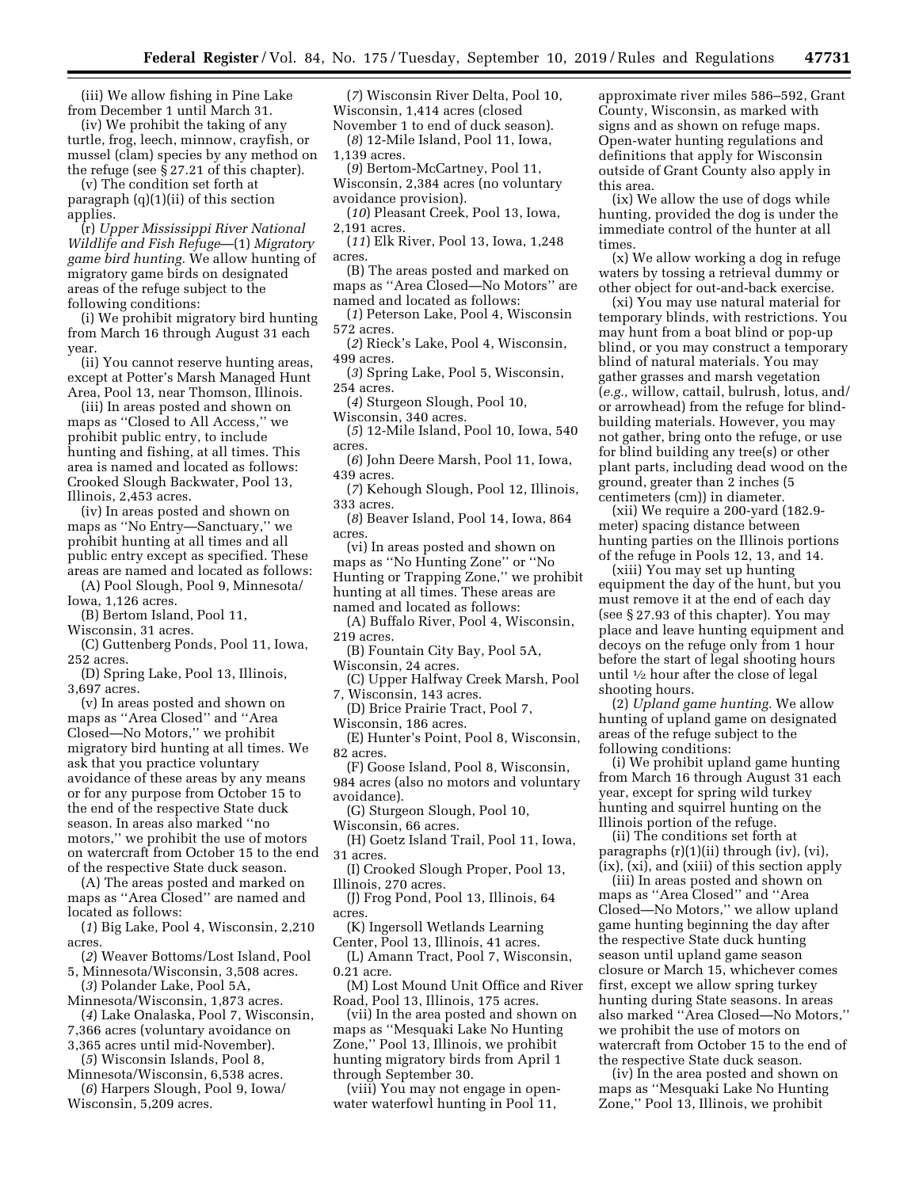(iii) We allow fishing in Pine Lake from December 1 until March 31.

(iv) We prohibit the taking of any turtle, frog, leech, minnow, crayfish, or mussel (clam) species by any method on the refuge (see § 27.21 of this chapter).

(v) The condition set forth at paragraph (q)(1)(ii) of this section applies.

(r) *Upper Mississippi River National Wildlife and Fish Refuge*—(1) *Migratory game bird hunting.* We allow hunting of migratory game birds on designated areas of the refuge subject to the following conditions:

(i) We prohibit migratory bird hunting from March 16 through August 31 each year.

(ii) You cannot reserve hunting areas, except at Potter's Marsh Managed Hunt Area, Pool 13, near Thomson, Illinois.

(iii) In areas posted and shown on maps as ''Closed to All Access,'' we prohibit public entry, to include hunting and fishing, at all times. This area is named and located as follows: Crooked Slough Backwater, Pool 13, Illinois, 2,453 acres.

(iv) In areas posted and shown on maps as ''No Entry—Sanctuary,'' we prohibit hunting at all times and all public entry except as specified. These areas are named and located as follows:

(A) Pool Slough, Pool 9, Minnesota/Iowa, 1,126 acres.

(B) Bertom Island, Pool 11, Wisconsin, 31 acres.

(C) Guttenberg Ponds, Pool 11, Iowa, 252 acres.

(D) Spring Lake, Pool 13, Illinois, 3,697 acres.

(v) In areas posted and shown on maps as ''Area Closed'' and ''Area Closed—No Motors,'' we prohibit migratory bird hunting at all times. We ask that you practice voluntary avoidance of these areas by any means or for any purpose from October 15 to the end of the respective State duck season. In areas also marked ''no motors,'' we prohibit the use of motors on watercraft from October 15 to the end of the respective State duck season.

(A) The areas posted and marked on maps as ''Area Closed'' are named and located as follows:

(*1*) Big Lake, Pool 4, Wisconsin, 2,210 acres.

(*2*) Weaver Bottoms/Lost Island, Pool 5, Minnesota/Wisconsin, 3,508 acres.

(*3*) Polander Lake, Pool 5A, Minnesota/Wisconsin, 1,873 acres.

(*4*) Lake Onalaska, Pool 7, Wisconsin, 7,366 acres (voluntary avoidance on 3,365 acres until mid-November).

(*5*) Wisconsin Islands, Pool 8, Minnesota/Wisconsin, 6,538 acres.

(*6*) Harpers Slough, Pool 9, Iowa/Wisconsin, 5,209 acres.

(*7*) Wisconsin River Delta, Pool 10, Wisconsin, 1,414 acres (closed November 1 to end of duck season).

(*8*) 12-Mile Island, Pool 11, Iowa, 1,139 acres.

(*9*) Bertom-McCartney, Pool 11, Wisconsin, 2,384 acres (no voluntary avoidance provision).

(*10*) Pleasant Creek, Pool 13, Iowa, 2,191 acres.

(*11*) Elk River, Pool 13, Iowa, 1,248 acres.

(B) The areas posted and marked on maps as ''Area Closed—No Motors'' are named and located as follows:

(*1*) Peterson Lake, Pool 4, Wisconsin 572 acres.

(*2*) Rieck's Lake, Pool 4, Wisconsin, 499 acres.

(*3*) Spring Lake, Pool 5, Wisconsin, 254 acres.

(*4*) Sturgeon Slough, Pool 10, Wisconsin, 340 acres.

(*5*) 12-Mile Island, Pool 10, Iowa, 540 acres.

(*6*) John Deere Marsh, Pool 11, Iowa, 439 acres.

(*7*) Kehough Slough, Pool 12, Illinois, 333 acres.

(*8*) Beaver Island, Pool 14, Iowa, 864 acres.

(vi) In areas posted and shown on maps as ''No Hunting Zone'' or ''No Hunting or Trapping Zone,'' we prohibit hunting at all times. These areas are named and located as follows:

(A) Buffalo River, Pool 4, Wisconsin, 219 acres.

(B) Fountain City Bay, Pool 5A, Wisconsin, 24 acres.

(C) Upper Halfway Creek Marsh, Pool 7, Wisconsin, 143 acres.

(D) Brice Prairie Tract, Pool 7, Wisconsin, 186 acres.

(E) Hunter's Point, Pool 8, Wisconsin, 82 acres.

(F) Goose Island, Pool 8, Wisconsin, 984 acres (also no motors and voluntary avoidance).

(G) Sturgeon Slough, Pool 10, Wisconsin, 66 acres.

(H) Goetz Island Trail, Pool 11, Iowa, 31 acres.

(I) Crooked Slough Proper, Pool 13, Illinois, 270 acres.

(J) Frog Pond, Pool 13, Illinois, 64 acres.

(K) Ingersoll Wetlands Learning Center, Pool 13, Illinois, 41 acres.

(L) Amann Tract, Pool 7, Wisconsin, 0.21 acre.

(M) Lost Mound Unit Office and River Road, Pool 13, Illinois, 175 acres.

(vii) In the area posted and shown on maps as ''Mesquaki Lake No Hunting Zone,'' Pool 13, Illinois, we prohibit hunting migratory birds from April 1 through September 30.

(viii) You may not engage in open-water waterfowl hunting in Pool 11, approximate river miles 586–592, Grant County, Wisconsin, as marked with signs and as shown on refuge maps. Open-water hunting regulations and definitions that apply for Wisconsin outside of Grant County also apply in this area.

(ix) We allow the use of dogs while hunting, provided the dog is under the immediate control of the hunter at all times.

(x) We allow working a dog in refuge waters by tossing a retrieval dummy or other object for out-and-back exercise.

(xi) You may use natural material for temporary blinds, with restrictions. You may hunt from a boat blind or pop-up blind, or you may construct a temporary blind of natural materials. You may gather grasses and marsh vegetation (*e.g.,* willow, cattail, bulrush, lotus, and/or arrowhead) from the refuge for blind-building materials. However, you may not gather, bring onto the refuge, or use for blind building any tree(s) or other plant parts, including dead wood on the ground, greater than 2 inches (5 centimeters (cm)) in diameter.

(xii) We require a 200-yard (182.9-meter) spacing distance between hunting parties on the Illinois portions of the refuge in Pools 12, 13, and 14.

(xiii) You may set up hunting equipment the day of the hunt, but you must remove it at the end of each day (see § 27.93 of this chapter). You may place and leave hunting equipment and decoys on the refuge only from 1 hour before the start of legal shooting hours until ½ hour after the close of legal shooting hours.

(2) *Upland game hunting.* We allow hunting of upland game on designated areas of the refuge subject to the following conditions:

(i) We prohibit upland game hunting from March 16 through August 31 each year, except for spring wild turkey hunting and squirrel hunting on the Illinois portion of the refuge.

(ii) The conditions set forth at paragraphs (r)(1)(ii) through (iv), (vi), (ix), (xi), and (xiii) of this section apply

(iii) In areas posted and shown on maps as ''Area Closed'' and ''Area Closed—No Motors,'' we allow upland game hunting beginning the day after the respective State duck hunting season until upland game season closure or March 15, whichever comes first, except we allow spring turkey hunting during State seasons. In areas also marked ''Area Closed—No Motors,'' we prohibit the use of motors on watercraft from October 15 to the end of the respective State duck season.

(iv) In the area posted and shown on maps as ''Mesquaki Lake No Hunting Zone,'' Pool 13, Illinois, we prohibit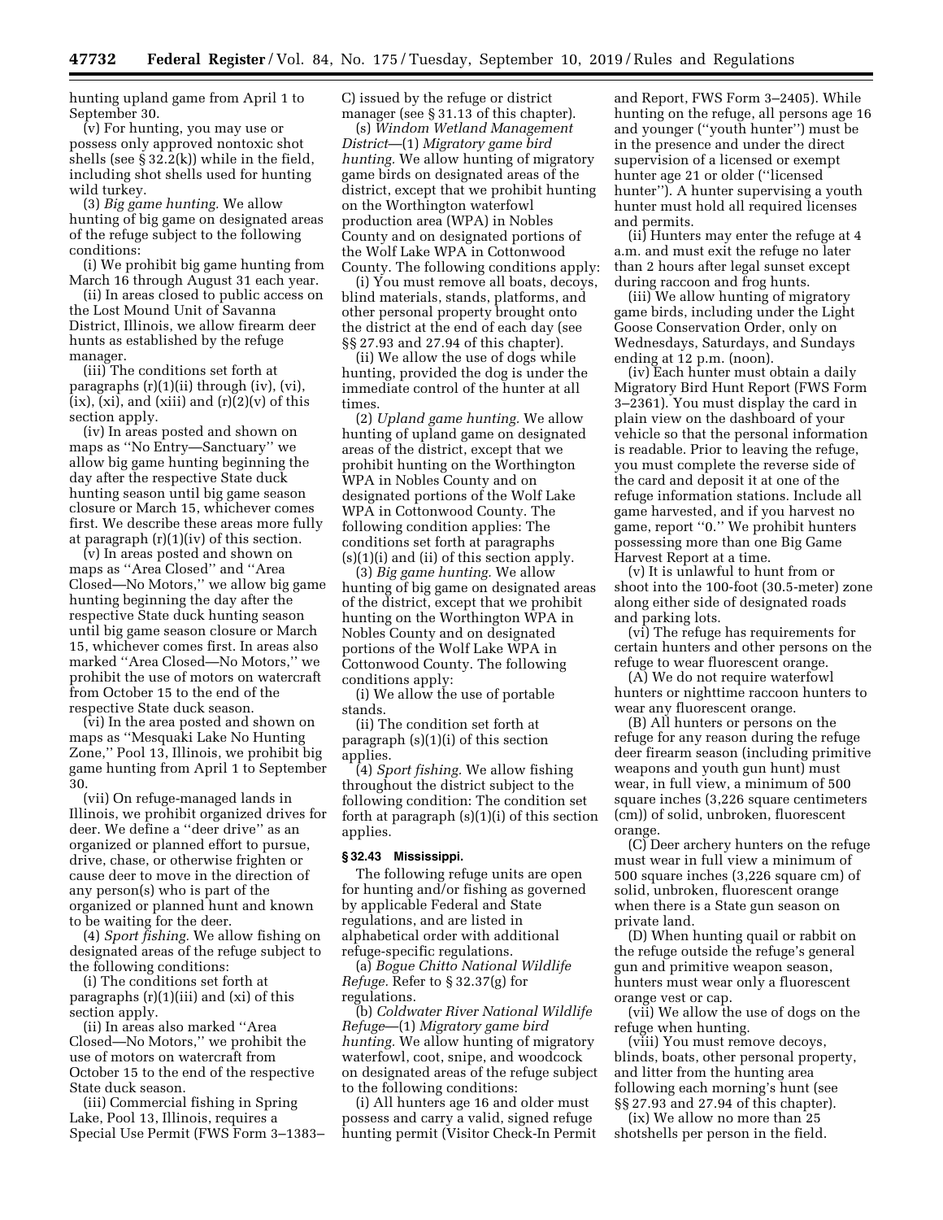hunting upland game from April 1 to September 30.

(v) For hunting, you may use or possess only approved nontoxic shot shells (see § 32.2(k)) while in the field, including shot shells used for hunting wild turkey.

(3) *Big game hunting.* We allow hunting of big game on designated areas of the refuge subject to the following conditions:

(i) We prohibit big game hunting from March 16 through August 31 each year.

(ii) In areas closed to public access on the Lost Mound Unit of Savanna District, Illinois, we allow firearm deer hunts as established by the refuge manager.

(iii) The conditions set forth at paragraphs (r)(1)(ii) through (iv), (vi), (ix), (xi), and (xiii) and (r)(2)(v) of this section apply.

(iv) In areas posted and shown on maps as ''No Entry—Sanctuary'' we allow big game hunting beginning the day after the respective State duck hunting season until big game season closure or March 15, whichever comes first. We describe these areas more fully at paragraph (r)(1)(iv) of this section.

(v) In areas posted and shown on maps as ''Area Closed'' and ''Area Closed—No Motors,'' we allow big game hunting beginning the day after the respective State duck hunting season until big game season closure or March 15, whichever comes first. In areas also marked ''Area Closed—No Motors,'' we prohibit the use of motors on watercraft from October 15 to the end of the respective State duck season.

(vi) In the area posted and shown on maps as ''Mesquaki Lake No Hunting Zone,'' Pool 13, Illinois, we prohibit big game hunting from April 1 to September 30.

(vii) On refuge-managed lands in Illinois, we prohibit organized drives for deer. We define a ''deer drive'' as an organized or planned effort to pursue, drive, chase, or otherwise frighten or cause deer to move in the direction of any person(s) who is part of the organized or planned hunt and known to be waiting for the deer.

(4) *Sport fishing.* We allow fishing on designated areas of the refuge subject to the following conditions:

(i) The conditions set forth at paragraphs (r)(1)(iii) and (xi) of this section apply.

(ii) In areas also marked ''Area Closed—No Motors,'' we prohibit the use of motors on watercraft from October 15 to the end of the respective State duck season.

(iii) Commercial fishing in Spring Lake, Pool 13, Illinois, requires a Special Use Permit (FWS Form 3–1383–C) issued by the refuge or district manager (see § 31.13 of this chapter).

(s) *Windom Wetland Management District*—(1) *Migratory game bird hunting.* We allow hunting of migratory game birds on designated areas of the district, except that we prohibit hunting on the Worthington waterfowl production area (WPA) in Nobles County and on designated portions of the Wolf Lake WPA in Cottonwood County. The following conditions apply:

(i) You must remove all boats, decoys, blind materials, stands, platforms, and other personal property brought onto the district at the end of each day (see §§ 27.93 and 27.94 of this chapter).

(ii) We allow the use of dogs while hunting, provided the dog is under the immediate control of the hunter at all times.

(2) *Upland game hunting.* We allow hunting of upland game on designated areas of the district, except that we prohibit hunting on the Worthington WPA in Nobles County and on designated portions of the Wolf Lake WPA in Cottonwood County. The following condition applies: The conditions set forth at paragraphs (s)(1)(i) and (ii) of this section apply.

(3) *Big game hunting.* We allow hunting of big game on designated areas of the district, except that we prohibit hunting on the Worthington WPA in Nobles County and on designated portions of the Wolf Lake WPA in Cottonwood County. The following conditions apply:

(i) We allow the use of portable stands.

(ii) The condition set forth at paragraph (s)(1)(i) of this section applies.

(4) *Sport fishing.* We allow fishing throughout the district subject to the following condition: The condition set forth at paragraph (s)(1)(i) of this section applies.

## § 32.43 Mississippi.

The following refuge units are open for hunting and/or fishing as governed by applicable Federal and State regulations, and are listed in alphabetical order with additional refuge-specific regulations.

(a) *Bogue Chitto National Wildlife Refuge.* Refer to § 32.37(g) for regulations.

(b) *Coldwater River National Wildlife Refuge*—(1) *Migratory game bird hunting.* We allow hunting of migratory waterfowl, coot, snipe, and woodcock on designated areas of the refuge subject to the following conditions:

(i) All hunters age 16 and older must possess and carry a valid, signed refuge hunting permit (Visitor Check-In Permit and Report, FWS Form 3–2405). While hunting on the refuge, all persons age 16 and younger (''youth hunter'') must be in the presence and under the direct supervision of a licensed or exempt hunter age 21 or older (''licensed hunter''). A hunter supervising a youth hunter must hold all required licenses and permits.

(ii) Hunters may enter the refuge at 4 a.m. and must exit the refuge no later than 2 hours after legal sunset except during raccoon and frog hunts.

(iii) We allow hunting of migratory game birds, including under the Light Goose Conservation Order, only on Wednesdays, Saturdays, and Sundays ending at 12 p.m. (noon).

(iv) Each hunter must obtain a daily Migratory Bird Hunt Report (FWS Form 3–2361). You must display the card in plain view on the dashboard of your vehicle so that the personal information is readable. Prior to leaving the refuge, you must complete the reverse side of the card and deposit it at one of the refuge information stations. Include all game harvested, and if you harvest no game, report ''0.'' We prohibit hunters possessing more than one Big Game Harvest Report at a time.

(v) It is unlawful to hunt from or shoot into the 100-foot (30.5-meter) zone along either side of designated roads and parking lots.

(vi) The refuge has requirements for certain hunters and other persons on the refuge to wear fluorescent orange.

(A) We do not require waterfowl hunters or nighttime raccoon hunters to wear any fluorescent orange.

(B) All hunters or persons on the refuge for any reason during the refuge deer firearm season (including primitive weapons and youth gun hunt) must wear, in full view, a minimum of 500 square inches (3,226 square centimeters (cm)) of solid, unbroken, fluorescent orange.

(C) Deer archery hunters on the refuge must wear in full view a minimum of 500 square inches (3,226 square cm) of solid, unbroken, fluorescent orange when there is a State gun season on private land.

(D) When hunting quail or rabbit on the refuge outside the refuge's general gun and primitive weapon season, hunters must wear only a fluorescent orange vest or cap.

(vii) We allow the use of dogs on the refuge when hunting.

(viii) You must remove decoys, blinds, boats, other personal property, and litter from the hunting area following each morning's hunt (see §§ 27.93 and 27.94 of this chapter).

(ix) We allow no more than 25 shotshells per person in the field.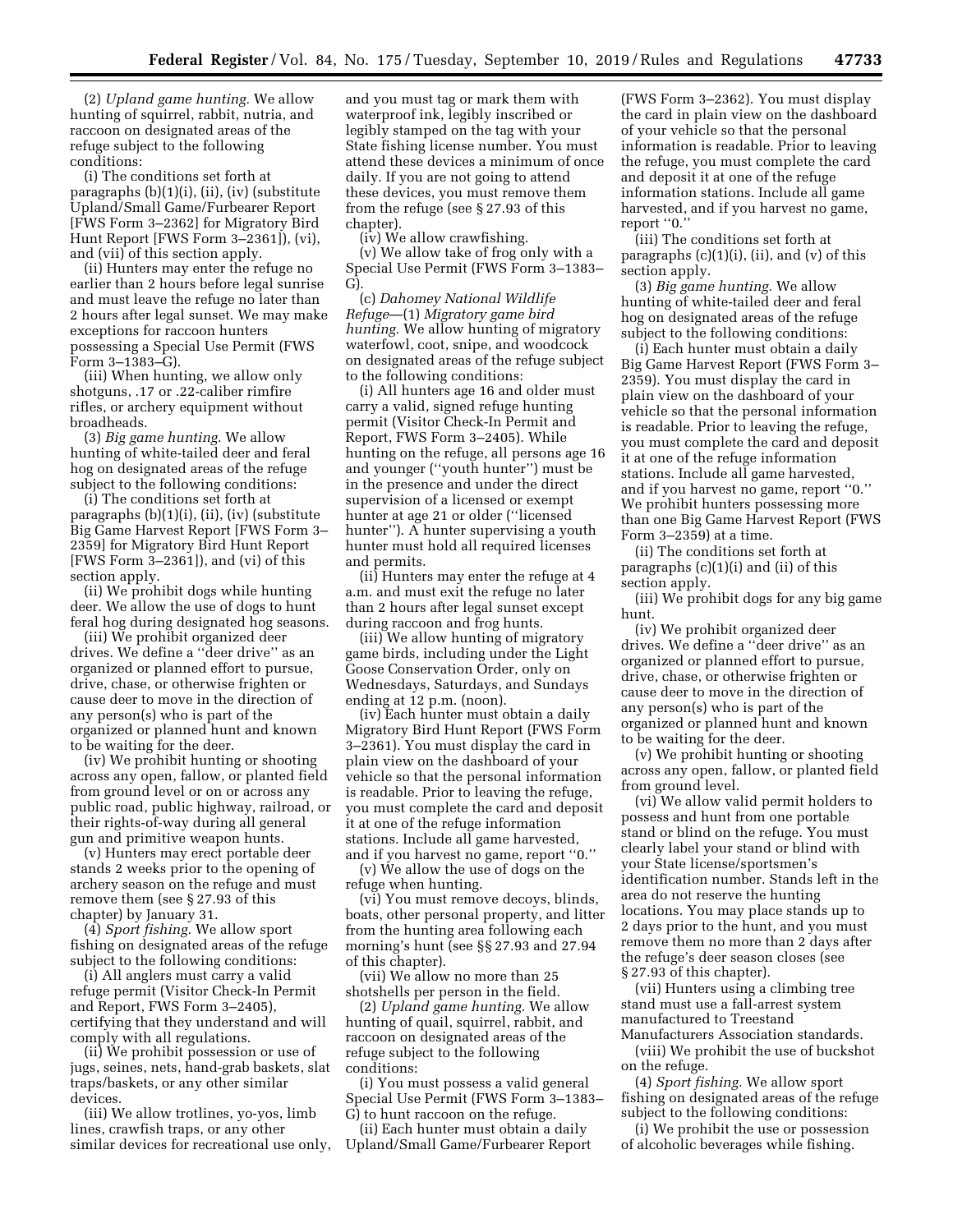(2) *Upland game hunting.* We allow hunting of squirrel, rabbit, nutria, and raccoon on designated areas of the refuge subject to the following conditions:

(i) The conditions set forth at paragraphs (b)(1)(i), (ii), (iv) (substitute Upland/Small Game/Furbearer Report [FWS Form 3–2362] for Migratory Bird Hunt Report [FWS Form 3–2361]), (vi), and (vii) of this section apply.

(ii) Hunters may enter the refuge no earlier than 2 hours before legal sunrise and must leave the refuge no later than 2 hours after legal sunset. We may make exceptions for raccoon hunters possessing a Special Use Permit (FWS Form 3–1383–G).

(iii) When hunting, we allow only shotguns, .17 or .22-caliber rimfire rifles, or archery equipment without broadheads.

(3) *Big game hunting.* We allow hunting of white-tailed deer and feral hog on designated areas of the refuge subject to the following conditions:

(i) The conditions set forth at paragraphs (b)(1)(i), (ii), (iv) (substitute Big Game Harvest Report [FWS Form 3–2359] for Migratory Bird Hunt Report [FWS Form 3–2361]), and (vi) of this section apply.

(ii) We prohibit dogs while hunting deer. We allow the use of dogs to hunt feral hog during designated hog seasons.

(iii) We prohibit organized deer drives. We define a ''deer drive'' as an organized or planned effort to pursue, drive, chase, or otherwise frighten or cause deer to move in the direction of any person(s) who is part of the organized or planned hunt and known to be waiting for the deer.

(iv) We prohibit hunting or shooting across any open, fallow, or planted field from ground level or on or across any public road, public highway, railroad, or their rights-of-way during all general gun and primitive weapon hunts.

(v) Hunters may erect portable deer stands 2 weeks prior to the opening of archery season on the refuge and must remove them (see § 27.93 of this chapter) by January 31.

(4) *Sport fishing.* We allow sport fishing on designated areas of the refuge subject to the following conditions:

(i) All anglers must carry a valid refuge permit (Visitor Check-In Permit and Report, FWS Form 3–2405), certifying that they understand and will comply with all regulations.

(ii) We prohibit possession or use of jugs, seines, nets, hand-grab baskets, slat traps/baskets, or any other similar devices.

(iii) We allow trotlines, yo-yos, limb lines, crawfish traps, or any other similar devices for recreational use only, and you must tag or mark them with waterproof ink, legibly inscribed or legibly stamped on the tag with your State fishing license number. You must attend these devices a minimum of once daily. If you are not going to attend these devices, you must remove them from the refuge (see § 27.93 of this chapter).

(iv) We allow crawfishing.

(v) We allow take of frog only with a Special Use Permit (FWS Form 3–1383–G).

(c) *Dahomey National Wildlife Refuge*—(1) *Migratory game bird hunting.* We allow hunting of migratory waterfowl, coot, snipe, and woodcock on designated areas of the refuge subject to the following conditions:

(i) All hunters age 16 and older must carry a valid, signed refuge hunting permit (Visitor Check-In Permit and Report, FWS Form 3–2405). While hunting on the refuge, all persons age 16 and younger (''youth hunter'') must be in the presence and under the direct supervision of a licensed or exempt hunter at age 21 or older (''licensed hunter''). A hunter supervising a youth hunter must hold all required licenses and permits.

(ii) Hunters may enter the refuge at 4 a.m. and must exit the refuge no later than 2 hours after legal sunset except during raccoon and frog hunts.

(iii) We allow hunting of migratory game birds, including under the Light Goose Conservation Order, only on Wednesdays, Saturdays, and Sundays ending at 12 p.m. (noon).

(iv) Each hunter must obtain a daily Migratory Bird Hunt Report (FWS Form 3–2361). You must display the card in plain view on the dashboard of your vehicle so that the personal information is readable. Prior to leaving the refuge, you must complete the card and deposit it at one of the refuge information stations. Include all game harvested, and if you harvest no game, report ''0.''

(v) We allow the use of dogs on the refuge when hunting.

(vi) You must remove decoys, blinds, boats, other personal property, and litter from the hunting area following each morning's hunt (see §§ 27.93 and 27.94 of this chapter).

(vii) We allow no more than 25 shotshells per person in the field.

(2) *Upland game hunting.* We allow hunting of quail, squirrel, rabbit, and raccoon on designated areas of the refuge subject to the following conditions:

(i) You must possess a valid general Special Use Permit (FWS Form 3–1383–G) to hunt raccoon on the refuge.

(ii) Each hunter must obtain a daily Upland/Small Game/Furbearer Report (FWS Form 3–2362). You must display the card in plain view on the dashboard of your vehicle so that the personal information is readable. Prior to leaving the refuge, you must complete the card and deposit it at one of the refuge information stations. Include all game harvested, and if you harvest no game, report ''0.''

(iii) The conditions set forth at paragraphs (c)(1)(i), (ii), and (v) of this section apply.

(3) *Big game hunting.* We allow hunting of white-tailed deer and feral hog on designated areas of the refuge subject to the following conditions:

(i) Each hunter must obtain a daily Big Game Harvest Report (FWS Form 3–2359). You must display the card in plain view on the dashboard of your vehicle so that the personal information is readable. Prior to leaving the refuge, you must complete the card and deposit it at one of the refuge information stations. Include all game harvested, and if you harvest no game, report ''0.'' We prohibit hunters possessing more than one Big Game Harvest Report (FWS Form 3–2359) at a time.

(ii) The conditions set forth at paragraphs (c)(1)(i) and (ii) of this section apply.

(iii) We prohibit dogs for any big game hunt.

(iv) We prohibit organized deer drives. We define a ''deer drive'' as an organized or planned effort to pursue, drive, chase, or otherwise frighten or cause deer to move in the direction of any person(s) who is part of the organized or planned hunt and known to be waiting for the deer.

(v) We prohibit hunting or shooting across any open, fallow, or planted field from ground level.

(vi) We allow valid permit holders to possess and hunt from one portable stand or blind on the refuge. You must clearly label your stand or blind with your State license/sportsmen's identification number. Stands left in the area do not reserve the hunting locations. You may place stands up to 2 days prior to the hunt, and you must remove them no more than 2 days after the refuge's deer season closes (see § 27.93 of this chapter).

(vii) Hunters using a climbing tree stand must use a fall-arrest system manufactured to Treestand Manufacturers Association standards.

(viii) We prohibit the use of buckshot on the refuge.

(4) *Sport fishing.* We allow sport fishing on designated areas of the refuge subject to the following conditions:

(i) We prohibit the use or possession of alcoholic beverages while fishing.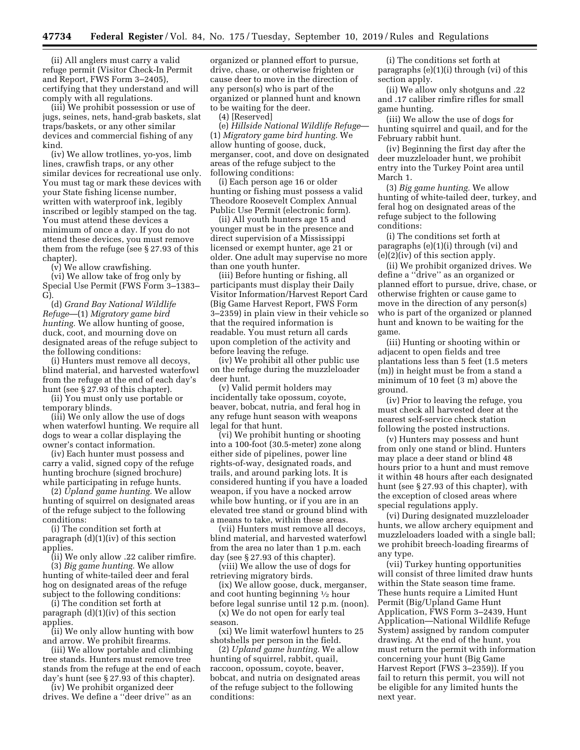(ii) All anglers must carry a valid refuge permit (Visitor Check-In Permit and Report, FWS Form 3–2405), certifying that they understand and will comply with all regulations.

(iii) We prohibit possession or use of jugs, seines, nets, hand-grab baskets, slat traps/baskets, or any other similar devices and commercial fishing of any kind.

(iv) We allow trotlines, yo-yos, limb lines, crawfish traps, or any other similar devices for recreational use only. You must tag or mark these devices with your State fishing license number, written with waterproof ink, legibly inscribed or legibly stamped on the tag. You must attend these devices a minimum of once a day. If you do not attend these devices, you must remove them from the refuge (see § 27.93 of this chapter).

(v) We allow crawfishing.

(vi) We allow take of frog only by Special Use Permit (FWS Form 3–1383–G).

(d) *Grand Bay National Wildlife Refuge*—(1) *Migratory game bird hunting.* We allow hunting of goose, duck, coot, and mourning dove on designated areas of the refuge subject to the following conditions:

(i) Hunters must remove all decoys, blind material, and harvested waterfowl from the refuge at the end of each day's hunt (see § 27.93 of this chapter).

(ii) You must only use portable or temporary blinds.

(iii) We only allow the use of dogs when waterfowl hunting. We require all dogs to wear a collar displaying the owner's contact information.

(iv) Each hunter must possess and carry a valid, signed copy of the refuge hunting brochure (signed brochure) while participating in refuge hunts.

(2) *Upland game hunting.* We allow hunting of squirrel on designated areas of the refuge subject to the following conditions:

(i) The condition set forth at paragraph (d)(1)(iv) of this section applies.

(ii) We only allow .22 caliber rimfire.

(3) *Big game hunting.* We allow hunting of white-tailed deer and feral hog on designated areas of the refuge subject to the following conditions:

(i) The condition set forth at paragraph (d)(1)(iv) of this section applies.

(ii) We only allow hunting with bow and arrow. We prohibit firearms.

(iii) We allow portable and climbing tree stands. Hunters must remove tree stands from the refuge at the end of each day's hunt (see § 27.93 of this chapter).

(iv) We prohibit organized deer drives. We define a ''deer drive'' as an organized or planned effort to pursue, drive, chase, or otherwise frighten or cause deer to move in the direction of any person(s) who is part of the organized or planned hunt and known to be waiting for the deer.

(4) [Reserved]

(e) *Hillside National Wildlife Refuge*—(1) *Migratory game bird hunting.* We allow hunting of goose, duck, merganser, coot, and dove on designated areas of the refuge subject to the following conditions:

(i) Each person age 16 or older hunting or fishing must possess a valid Theodore Roosevelt Complex Annual Public Use Permit (electronic form).

(ii) All youth hunters age 15 and younger must be in the presence and direct supervision of a Mississippi licensed or exempt hunter, age 21 or older. One adult may supervise no more than one youth hunter.

(iii) Before hunting or fishing, all participants must display their Daily Visitor Information/Harvest Report Card (Big Game Harvest Report, FWS Form 3–2359) in plain view in their vehicle so that the required information is readable. You must return all cards upon completion of the activity and before leaving the refuge.

(iv) We prohibit all other public use on the refuge during the muzzleloader deer hunt.

(v) Valid permit holders may incidentally take opossum, coyote, beaver, bobcat, nutria, and feral hog in any refuge hunt season with weapons legal for that hunt.

(vi) We prohibit hunting or shooting into a 100-foot (30.5-meter) zone along either side of pipelines, power line rights-of-way, designated roads, and trails, and around parking lots. It is considered hunting if you have a loaded weapon, if you have a nocked arrow while bow hunting, or if you are in an elevated tree stand or ground blind with a means to take, within these areas.

(vii) Hunters must remove all decoys, blind material, and harvested waterfowl from the area no later than 1 p.m. each day (see § 27.93 of this chapter).

(viii) We allow the use of dogs for retrieving migratory birds.

(ix) We allow goose, duck, merganser, and coot hunting beginning ½ hour before legal sunrise until 12 p.m. (noon).

(x) We do not open for early teal season.

(xi) We limit waterfowl hunters to 25 shotshells per person in the field.

(2) *Upland game hunting.* We allow hunting of squirrel, rabbit, quail, raccoon, opossum, coyote, beaver, bobcat, and nutria on designated areas of the refuge subject to the following conditions:

(i) The conditions set forth at paragraphs (e)(1)(i) through (vi) of this section apply.

(ii) We allow only shotguns and .22 and .17 caliber rimfire rifles for small game hunting.

(iii) We allow the use of dogs for hunting squirrel and quail, and for the February rabbit hunt.

(iv) Beginning the first day after the deer muzzleloader hunt, we prohibit entry into the Turkey Point area until March 1.

(3) *Big game hunting.* We allow hunting of white-tailed deer, turkey, and feral hog on designated areas of the refuge subject to the following conditions:

(i) The conditions set forth at paragraphs (e)(1)(i) through (vi) and (e)(2)(iv) of this section apply.

(ii) We prohibit organized drives. We define a ''drive'' as an organized or planned effort to pursue, drive, chase, or otherwise frighten or cause game to move in the direction of any person(s) who is part of the organized or planned hunt and known to be waiting for the game.

(iii) Hunting or shooting within or adjacent to open fields and tree plantations less than 5 feet (1.5 meters (m)) in height must be from a stand a minimum of 10 feet (3 m) above the ground.

(iv) Prior to leaving the refuge, you must check all harvested deer at the nearest self-service check station following the posted instructions.

(v) Hunters may possess and hunt from only one stand or blind. Hunters may place a deer stand or blind 48 hours prior to a hunt and must remove it within 48 hours after each designated hunt (see § 27.93 of this chapter), with the exception of closed areas where special regulations apply.

(vi) During designated muzzleloader hunts, we allow archery equipment and muzzleloaders loaded with a single ball; we prohibit breech-loading firearms of any type.

(vii) Turkey hunting opportunities will consist of three limited draw hunts within the State season time frame. These hunts require a Limited Hunt Permit (Big/Upland Game Hunt Application, FWS Form 3–2439, Hunt Application—National Wildlife Refuge System) assigned by random computer drawing. At the end of the hunt, you must return the permit with information concerning your hunt (Big Game Harvest Report (FWS 3–2359)). If you fail to return this permit, you will not be eligible for any limited hunts the next year.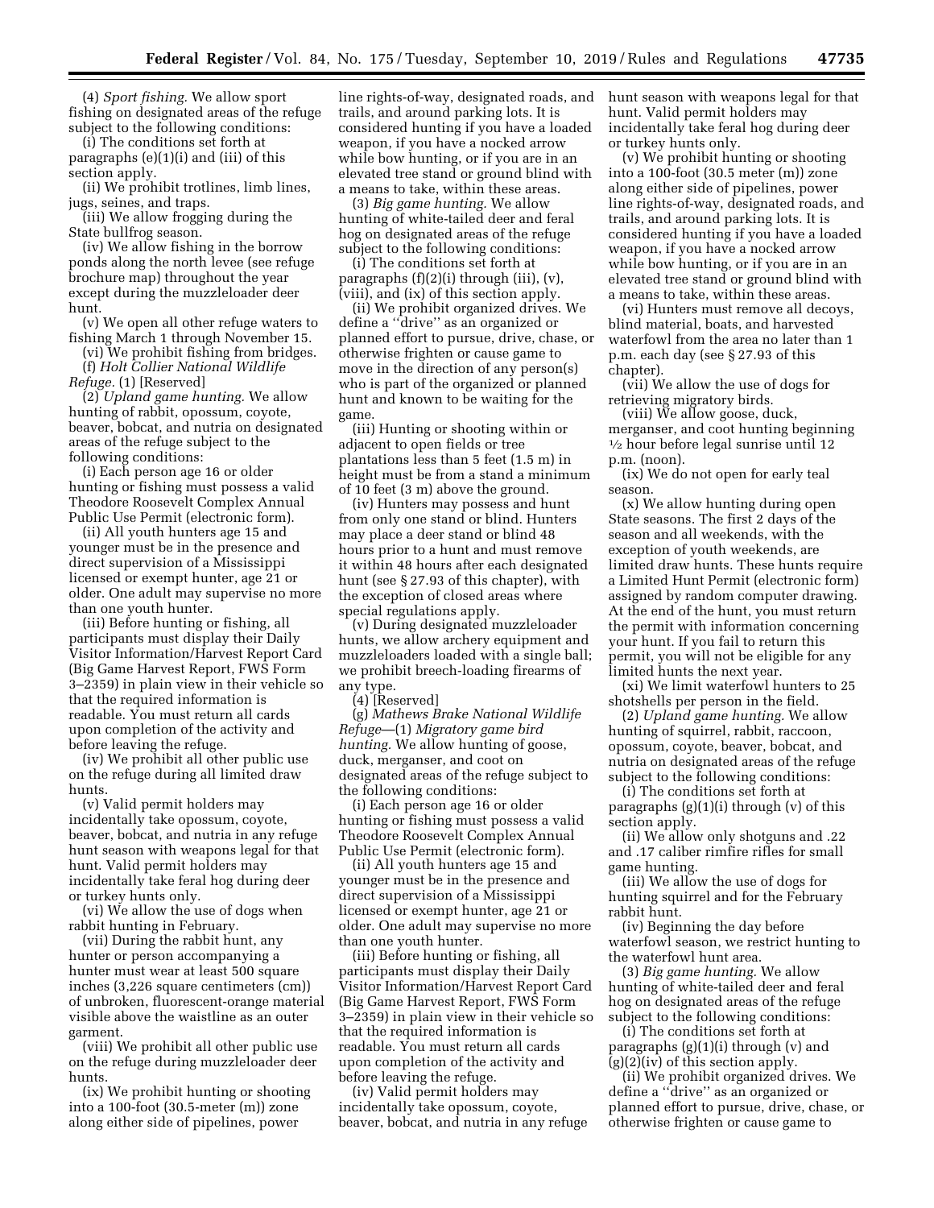(4) *Sport fishing.* We allow sport fishing on designated areas of the refuge subject to the following conditions:

(i) The conditions set forth at paragraphs (e)(1)(i) and (iii) of this section apply.

(ii) We prohibit trotlines, limb lines, jugs, seines, and traps.

(iii) We allow frogging during the State bullfrog season.

(iv) We allow fishing in the borrow ponds along the north levee (see refuge brochure map) throughout the year except during the muzzleloader deer hunt.

(v) We open all other refuge waters to fishing March 1 through November 15.

(vi) We prohibit fishing from bridges.

(f) *Holt Collier National Wildlife Refuge.* (1) [Reserved]

(2) *Upland game hunting.* We allow hunting of rabbit, opossum, coyote, beaver, bobcat, and nutria on designated areas of the refuge subject to the following conditions:

(i) Each person age 16 or older hunting or fishing must possess a valid Theodore Roosevelt Complex Annual Public Use Permit (electronic form).

(ii) All youth hunters age 15 and younger must be in the presence and direct supervision of a Mississippi licensed or exempt hunter, age 21 or older. One adult may supervise no more than one youth hunter.

(iii) Before hunting or fishing, all participants must display their Daily Visitor Information/Harvest Report Card (Big Game Harvest Report, FWS Form 3–2359) in plain view in their vehicle so that the required information is readable. You must return all cards upon completion of the activity and before leaving the refuge.

(iv) We prohibit all other public use on the refuge during all limited draw hunts.

(v) Valid permit holders may incidentally take opossum, coyote, beaver, bobcat, and nutria in any refuge hunt season with weapons legal for that hunt. Valid permit holders may incidentally take feral hog during deer or turkey hunts only.

(vi) We allow the use of dogs when rabbit hunting in February.

(vii) During the rabbit hunt, any hunter or person accompanying a hunter must wear at least 500 square inches (3,226 square centimeters (cm)) of unbroken, fluorescent-orange material visible above the waistline as an outer garment.

(viii) We prohibit all other public use on the refuge during muzzleloader deer hunts.

(ix) We prohibit hunting or shooting into a 100-foot (30.5-meter (m)) zone along either side of pipelines, power line rights-of-way, designated roads, and trails, and around parking lots. It is considered hunting if you have a loaded weapon, if you have a nocked arrow while bow hunting, or if you are in an elevated tree stand or ground blind with a means to take, within these areas.

(3) *Big game hunting.* We allow hunting of white-tailed deer and feral hog on designated areas of the refuge subject to the following conditions:

(i) The conditions set forth at paragraphs (f)(2)(i) through (iii), (v), (viii), and (ix) of this section apply.

(ii) We prohibit organized drives. We define a "drive" as an organized or planned effort to pursue, drive, chase, or otherwise frighten or cause game to move in the direction of any person(s) who is part of the organized or planned hunt and known to be waiting for the game.

(iii) Hunting or shooting within or adjacent to open fields or tree plantations less than 5 feet (1.5 m) in height must be from a stand a minimum of 10 feet (3 m) above the ground.

(iv) Hunters may possess and hunt from only one stand or blind. Hunters may place a deer stand or blind 48 hours prior to a hunt and must remove it within 48 hours after each designated hunt (see § 27.93 of this chapter), with the exception of closed areas where special regulations apply.

(v) During designated muzzleloader hunts, we allow archery equipment and muzzleloaders loaded with a single ball; we prohibit breech-loading firearms of any type.

(4) [Reserved]

(g) *Mathews Brake National Wildlife Refuge*—(1) *Migratory game bird hunting.* We allow hunting of goose, duck, merganser, and coot on designated areas of the refuge subject to the following conditions:

(i) Each person age 16 or older hunting or fishing must possess a valid Theodore Roosevelt Complex Annual Public Use Permit (electronic form).

(ii) All youth hunters age 15 and younger must be in the presence and direct supervision of a Mississippi licensed or exempt hunter, age 21 or older. One adult may supervise no more than one youth hunter.

(iii) Before hunting or fishing, all participants must display their Daily Visitor Information/Harvest Report Card (Big Game Harvest Report, FWS Form 3–2359) in plain view in their vehicle so that the required information is readable. You must return all cards upon completion of the activity and before leaving the refuge.

(iv) Valid permit holders may incidentally take opossum, coyote, beaver, bobcat, and nutria in any refuge hunt season with weapons legal for that hunt. Valid permit holders may incidentally take feral hog during deer or turkey hunts only.

(v) We prohibit hunting or shooting into a 100-foot (30.5 meter (m)) zone along either side of pipelines, power line rights-of-way, designated roads, and trails, and around parking lots. It is considered hunting if you have a loaded weapon, if you have a nocked arrow while bow hunting, or if you are in an elevated tree stand or ground blind with a means to take, within these areas.

(vi) Hunters must remove all decoys, blind material, boats, and harvested waterfowl from the area no later than 1 p.m. each day (see § 27.93 of this chapter).

(vii) We allow the use of dogs for retrieving migratory birds.

(viii) We allow goose, duck, merganser, and coot hunting beginning ½ hour before legal sunrise until 12 p.m. (noon).

(ix) We do not open for early teal season.

(x) We allow hunting during open State seasons. The first 2 days of the season and all weekends, with the exception of youth weekends, are limited draw hunts. These hunts require a Limited Hunt Permit (electronic form) assigned by random computer drawing. At the end of the hunt, you must return the permit with information concerning your hunt. If you fail to return this permit, you will not be eligible for any limited hunts the next year.

(xi) We limit waterfowl hunters to 25 shotshells per person in the field.

(2) *Upland game hunting.* We allow hunting of squirrel, rabbit, raccoon, opossum, coyote, beaver, bobcat, and nutria on designated areas of the refuge subject to the following conditions:

(i) The conditions set forth at paragraphs (g)(1)(i) through (v) of this section apply.

(ii) We allow only shotguns and .22 and .17 caliber rimfire rifles for small game hunting.

(iii) We allow the use of dogs for hunting squirrel and for the February rabbit hunt.

(iv) Beginning the day before waterfowl season, we restrict hunting to the waterfowl hunt area.

(3) *Big game hunting.* We allow hunting of white-tailed deer and feral hog on designated areas of the refuge subject to the following conditions:

(i) The conditions set forth at paragraphs (g)(1)(i) through (v) and (g)(2)(iv) of this section apply.

(ii) We prohibit organized drives. We define a "drive" as an organized or planned effort to pursue, drive, chase, or otherwise frighten or cause game to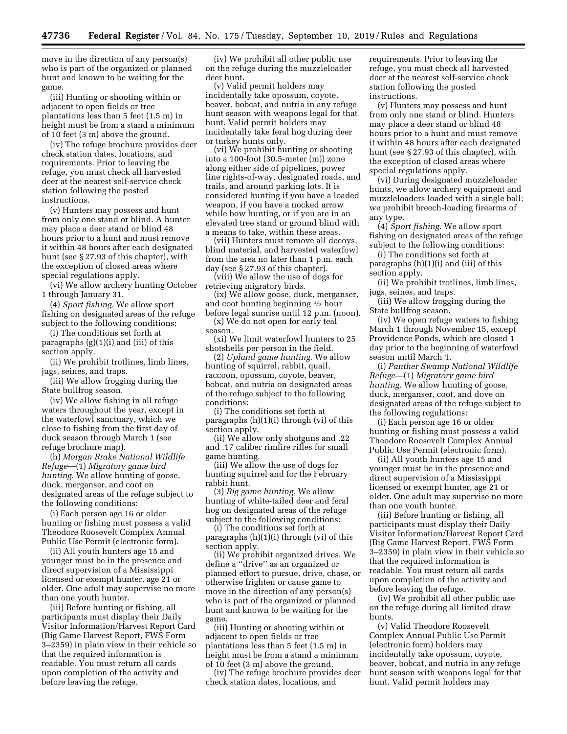move in the direction of any person(s) who is part of the organized or planned hunt and known to be waiting for the game.

(iii) Hunting or shooting within or adjacent to open fields or tree plantations less than 5 feet (1.5 m) in height must be from a stand a minimum of 10 feet (3 m) above the ground.

(iv) The refuge brochure provides deer check station dates, locations, and requirements. Prior to leaving the refuge, you must check all harvested deer at the nearest self-service check station following the posted instructions.

(v) Hunters may possess and hunt from only one stand or blind. A hunter may place a deer stand or blind 48 hours prior to a hunt and must remove it within 48 hours after each designated hunt (see § 27.93 of this chapter), with the exception of closed areas where special regulations apply.

(vi) We allow archery hunting October 1 through January 31.

(4) *Sport fishing.* We allow sport fishing on designated areas of the refuge subject to the following conditions:

(i) The conditions set forth at paragraphs (g)(1)(i) and (iii) of this section apply.

(ii) We prohibit trotlines, limb lines, jugs, seines, and traps.

(iii) We allow frogging during the State bullfrog season.

(iv) We allow fishing in all refuge waters throughout the year, except in the waterfowl sanctuary, which we close to fishing from the first day of duck season through March 1 (see refuge brochure map).

(h) *Morgan Brake National Wildlife Refuge*—(1) *Migratory game bird hunting.* We allow hunting of goose, duck, merganser, and coot on designated areas of the refuge subject to the following conditions:

(i) Each person age 16 or older hunting or fishing must possess a valid Theodore Roosevelt Complex Annual Public Use Permit (electronic form).

(ii) All youth hunters age 15 and younger must be in the presence and direct supervision of a Mississippi licensed or exempt hunter, age 21 or older. One adult may supervise no more than one youth hunter.

(iii) Before hunting or fishing, all participants must display their Daily Visitor Information/Harvest Report Card (Big Game Harvest Report, FWS Form 3–2359) in plain view in their vehicle so that the required information is readable. You must return all cards upon completion of the activity and before leaving the refuge.

(iv) We prohibit all other public use on the refuge during the muzzleloader deer hunt.

(v) Valid permit holders may incidentally take opossum, coyote, beaver, bobcat, and nutria in any refuge hunt season with weapons legal for that hunt. Valid permit holders may incidentally take feral hog during deer or turkey hunts only.

(vi) We prohibit hunting or shooting into a 100-foot (30.5-meter (m)) zone along either side of pipelines, power line rights-of-way, designated roads, and trails, and around parking lots. It is considered hunting if you have a loaded weapon, if you have a nocked arrow while bow hunting, or if you are in an elevated tree stand or ground blind with a means to take, within these areas.

(vii) Hunters must remove all decoys, blind material, and harvested waterfowl from the area no later than 1 p.m. each day (see § 27.93 of this chapter).

(viii) We allow the use of dogs for retrieving migratory birds.

(ix) We allow goose, duck, merganser, and coot hunting beginning ½ hour before legal sunrise until 12 p.m. (noon).

(x) We do not open for early teal season.

(xi) We limit waterfowl hunters to 25 shotshells per person in the field.

(2) *Upland game hunting.* We allow hunting of squirrel, rabbit, quail, raccoon, opossum, coyote, beaver, bobcat, and nutria on designated areas of the refuge subject to the following conditions:

(i) The conditions set forth at paragraphs (h)(1)(i) through (vi) of this section apply.

(ii) We allow only shotguns and .22 and .17 caliber rimfire rifles for small game hunting.

(iii) We allow the use of dogs for hunting squirrel and for the February rabbit hunt.

(3) *Big game hunting.* We allow hunting of white-tailed deer and feral hog on designated areas of the refuge subject to the following conditions:

(i) The conditions set forth at paragraphs (h)(1)(i) through (vi) of this section apply.

(ii) We prohibit organized drives. We define a ''drive'' as an organized or planned effort to pursue, drive, chase, or otherwise frighten or cause game to move in the direction of any person(s) who is part of the organized or planned hunt and known to be waiting for the game.

(iii) Hunting or shooting within or adjacent to open fields or tree plantations less than 5 feet (1.5 m) in height must be from a stand a minimum of 10 feet (3 m) above the ground.

(iv) The refuge brochure provides deer check station dates, locations, and requirements. Prior to leaving the refuge, you must check all harvested deer at the nearest self-service check station following the posted instructions.

(v) Hunters may possess and hunt from only one stand or blind. Hunters may place a deer stand or blind 48 hours prior to a hunt and must remove it within 48 hours after each designated hunt (see § 27.93 of this chapter), with the exception of closed areas where special regulations apply.

(vi) During designated muzzleloader hunts, we allow archery equipment and muzzleloaders loaded with a single ball; we prohibit breech-loading firearms of any type.

(4) *Sport fishing.* We allow sport fishing on designated areas of the refuge subject to the following conditions:

(i) The conditions set forth at paragraphs (h)(1)(i) and (iii) of this section apply.

(ii) We prohibit trotlines, limb lines, jugs, seines, and traps.

(iii) We allow frogging during the State bullfrog season.

(iv) We open refuge waters to fishing March 1 through November 15, except Providence Ponds, which are closed 1 day prior to the beginning of waterfowl season until March 1.

(i) *Panther Swamp National Wildlife Refuge*—(1) *Migratory game bird hunting.* We allow hunting of goose, duck, merganser, coot, and dove on designated areas of the refuge subject to the following regulations:

(i) Each person age 16 or older hunting or fishing must possess a valid Theodore Roosevelt Complex Annual Public Use Permit (electronic form).

(ii) All youth hunters age 15 and younger must be in the presence and direct supervision of a Mississippi licensed or exempt hunter, age 21 or older. One adult may supervise no more than one youth hunter.

(iii) Before hunting or fishing, all participants must display their Daily Visitor Information/Harvest Report Card (Big Game Harvest Report, FWS Form 3–2359) in plain view in their vehicle so that the required information is readable. You must return all cards upon completion of the activity and before leaving the refuge.

(iv) We prohibit all other public use on the refuge during all limited draw hunts.

(v) Valid Theodore Roosevelt Complex Annual Public Use Permit (electronic form) holders may incidentally take opossum, coyote, beaver, bobcat, and nutria in any refuge hunt season with weapons legal for that hunt. Valid permit holders may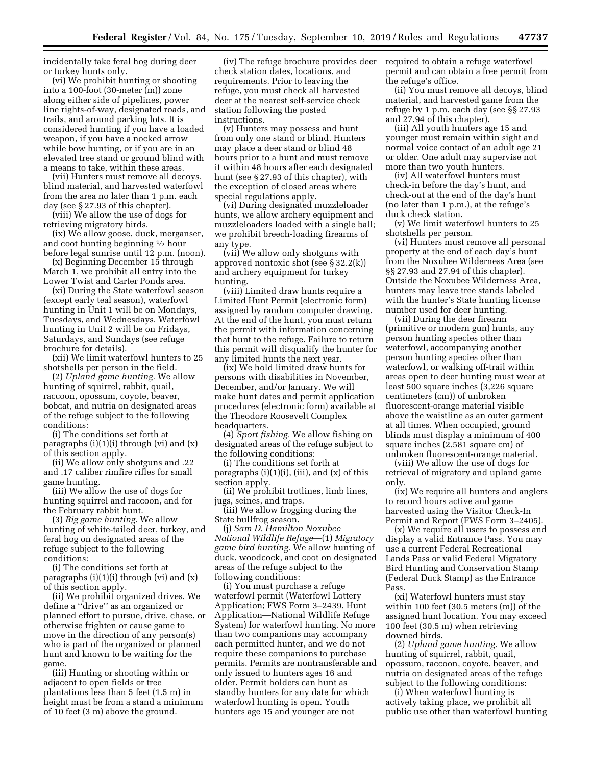incidentally take feral hog during deer or turkey hunts only.

(vi) We prohibit hunting or shooting into a 100-foot (30-meter (m)) zone along either side of pipelines, power line rights-of-way, designated roads, and trails, and around parking lots. It is considered hunting if you have a loaded weapon, if you have a nocked arrow while bow hunting, or if you are in an elevated tree stand or ground blind with a means to take, within these areas.

(vii) Hunters must remove all decoys, blind material, and harvested waterfowl from the area no later than 1 p.m. each day (see § 27.93 of this chapter).

(viii) We allow the use of dogs for retrieving migratory birds.

(ix) We allow goose, duck, merganser, and coot hunting beginning ½ hour before legal sunrise until 12 p.m. (noon).

(x) Beginning December 15 through March 1, we prohibit all entry into the Lower Twist and Carter Ponds area.

(xi) During the State waterfowl season (except early teal season), waterfowl hunting in Unit 1 will be on Mondays, Tuesdays, and Wednesdays. Waterfowl hunting in Unit 2 will be on Fridays, Saturdays, and Sundays (see refuge brochure for details).

(xii) We limit waterfowl hunters to 25 shotshells per person in the field.

(2) *Upland game hunting.* We allow hunting of squirrel, rabbit, quail, raccoon, opossum, coyote, beaver, bobcat, and nutria on designated areas of the refuge subject to the following conditions:

(i) The conditions set forth at paragraphs (i)(1)(i) through (vi) and (x) of this section apply.

(ii) We allow only shotguns and .22 and .17 caliber rimfire rifles for small game hunting.

(iii) We allow the use of dogs for hunting squirrel and raccoon, and for the February rabbit hunt.

(3) *Big game hunting.* We allow hunting of white-tailed deer, turkey, and feral hog on designated areas of the refuge subject to the following conditions:

(i) The conditions set forth at paragraphs (i)(1)(i) through (vi) and (x) of this section apply.

(ii) We prohibit organized drives. We define a "drive" as an organized or planned effort to pursue, drive, chase, or otherwise frighten or cause game to move in the direction of any person(s) who is part of the organized or planned hunt and known to be waiting for the game.

(iii) Hunting or shooting within or adjacent to open fields or tree plantations less than 5 feet (1.5 m) in height must be from a stand a minimum of 10 feet (3 m) above the ground.

(iv) The refuge brochure provides deer check station dates, locations, and requirements. Prior to leaving the refuge, you must check all harvested deer at the nearest self-service check station following the posted instructions.

(v) Hunters may possess and hunt from only one stand or blind. Hunters may place a deer stand or blind 48 hours prior to a hunt and must remove it within 48 hours after each designated hunt (see § 27.93 of this chapter), with the exception of closed areas where special regulations apply.

(vi) During designated muzzleloader hunts, we allow archery equipment and muzzleloaders loaded with a single ball; we prohibit breech-loading firearms of any type.

(vii) We allow only shotguns with approved nontoxic shot (see § 32.2(k)) and archery equipment for turkey hunting.

(viii) Limited draw hunts require a Limited Hunt Permit (electronic form) assigned by random computer drawing. At the end of the hunt, you must return the permit with information concerning that hunt to the refuge. Failure to return this permit will disqualify the hunter for any limited hunts the next year.

(ix) We hold limited draw hunts for persons with disabilities in November, December, and/or January. We will make hunt dates and permit application procedures (electronic form) available at the Theodore Roosevelt Complex headquarters.

(4) *Sport fishing.* We allow fishing on designated areas of the refuge subject to the following conditions:

(i) The conditions set forth at paragraphs (i)(1)(i), (iii), and (x) of this section apply.

(ii) We prohibit trotlines, limb lines, jugs, seines, and traps.

(iii) We allow frogging during the State bullfrog season.

(j) *Sam D. Hamilton Noxubee National Wildlife Refuge*—(1) *Migratory game bird hunting.* We allow hunting of duck, woodcock, and coot on designated areas of the refuge subject to the following conditions:

(i) You must purchase a refuge waterfowl permit (Waterfowl Lottery Application; FWS Form 3–2439, Hunt Application—National Wildlife Refuge System) for waterfowl hunting. No more than two companions may accompany each permitted hunter, and we do not require these companions to purchase permits. Permits are nontransferable and only issued to hunters ages 16 and older. Permit holders can hunt as standby hunters for any date for which waterfowl hunting is open. Youth hunters age 15 and younger are not required to obtain a refuge waterfowl permit and can obtain a free permit from the refuge's office.

(ii) You must remove all decoys, blind material, and harvested game from the refuge by 1 p.m. each day (see §§ 27.93 and 27.94 of this chapter).

(iii) All youth hunters age 15 and younger must remain within sight and normal voice contact of an adult age 21 or older. One adult may supervise not more than two youth hunters.

(iv) All waterfowl hunters must check-in before the day's hunt, and check-out at the end of the day's hunt (no later than 1 p.m.), at the refuge's duck check station.

(v) We limit waterfowl hunters to 25 shotshells per person.

(vi) Hunters must remove all personal property at the end of each day's hunt from the Noxubee Wilderness Area (see §§ 27.93 and 27.94 of this chapter). Outside the Noxubee Wilderness Area, hunters may leave tree stands labeled with the hunter's State hunting license number used for deer hunting.

(vii) During the deer firearm (primitive or modern gun) hunts, any person hunting species other than waterfowl, accompanying another person hunting species other than waterfowl, or walking off-trail within areas open to deer hunting must wear at least 500 square inches (3,226 square centimeters (cm)) of unbroken fluorescent-orange material visible above the waistline as an outer garment at all times. When occupied, ground blinds must display a minimum of 400 square inches (2,581 square cm) of unbroken fluorescent-orange material.

(viii) We allow the use of dogs for retrieval of migratory and upland game only.

(ix) We require all hunters and anglers to record hours active and game harvested using the Visitor Check-In Permit and Report (FWS Form 3–2405).

(x) We require all users to possess and display a valid Entrance Pass. You may use a current Federal Recreational Lands Pass or valid Federal Migratory Bird Hunting and Conservation Stamp (Federal Duck Stamp) as the Entrance Pass.

(xi) Waterfowl hunters must stay within 100 feet (30.5 meters (m)) of the assigned hunt location. You may exceed 100 feet (30.5 m) when retrieving downed birds.

(2) *Upland game hunting.* We allow hunting of squirrel, rabbit, quail, opossum, raccoon, coyote, beaver, and nutria on designated areas of the refuge subject to the following conditions:

(i) When waterfowl hunting is actively taking place, we prohibit all public use other than waterfowl hunting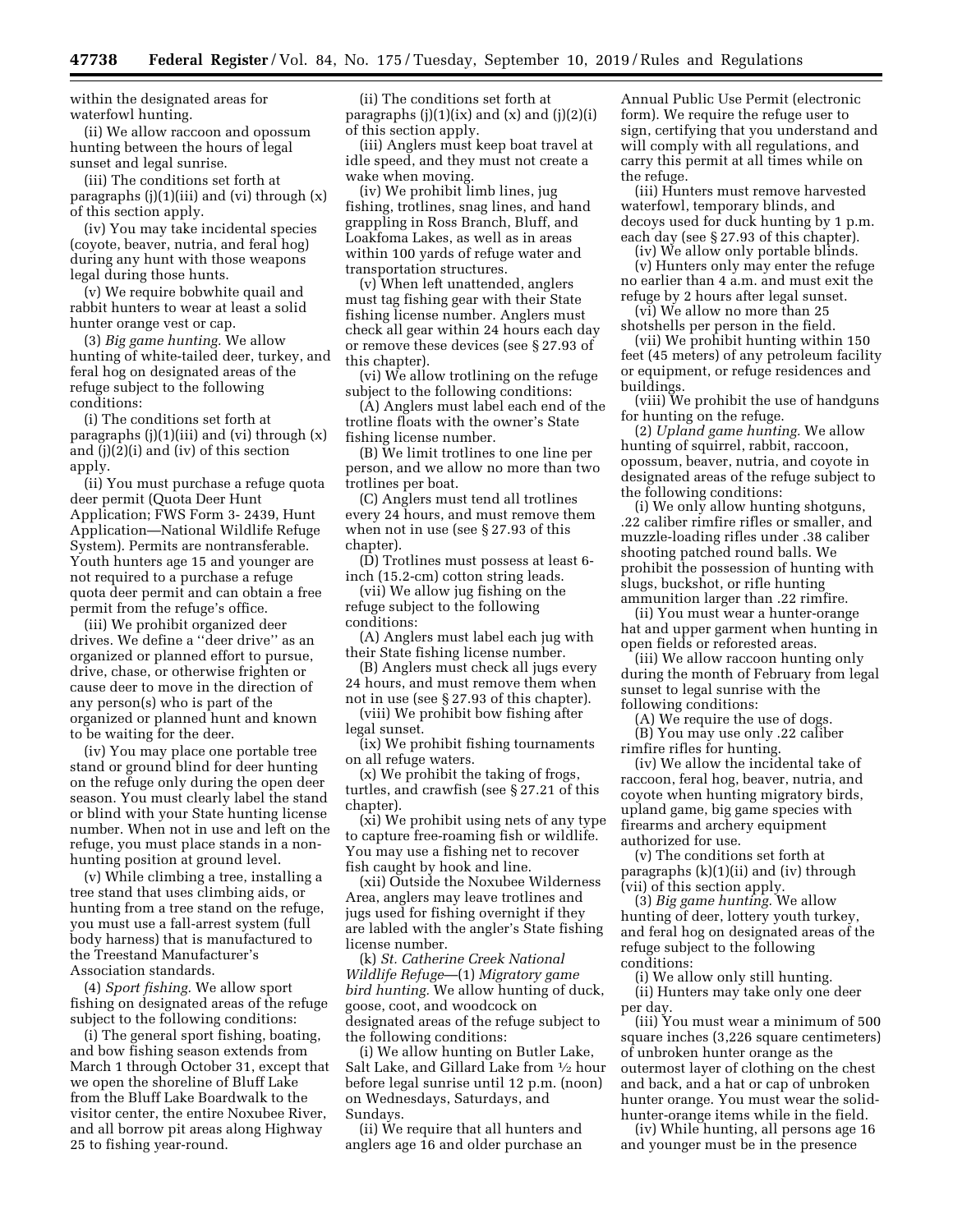within the designated areas for waterfowl hunting.

(ii) We allow raccoon and opossum hunting between the hours of legal sunset and legal sunrise.

(iii) The conditions set forth at paragraphs (j)(1)(iii) and (vi) through (x) of this section apply.

(iv) You may take incidental species (coyote, beaver, nutria, and feral hog) during any hunt with those weapons legal during those hunts.

(v) We require bobwhite quail and rabbit hunters to wear at least a solid hunter orange vest or cap.

(3) *Big game hunting.* We allow hunting of white-tailed deer, turkey, and feral hog on designated areas of the refuge subject to the following conditions:

(i) The conditions set forth at paragraphs (j)(1)(iii) and (vi) through (x) and (j)(2)(i) and (iv) of this section apply.

(ii) You must purchase a refuge quota deer permit (Quota Deer Hunt Application; FWS Form 3- 2439, Hunt Application—National Wildlife Refuge System). Permits are nontransferable. Youth hunters age 15 and younger are not required to a purchase a refuge quota deer permit and can obtain a free permit from the refuge's office.

(iii) We prohibit organized deer drives. We define a ''deer drive'' as an organized or planned effort to pursue, drive, chase, or otherwise frighten or cause deer to move in the direction of any person(s) who is part of the organized or planned hunt and known to be waiting for the deer.

(iv) You may place one portable tree stand or ground blind for deer hunting on the refuge only during the open deer season. You must clearly label the stand or blind with your State hunting license number. When not in use and left on the refuge, you must place stands in a non-hunting position at ground level.

(v) While climbing a tree, installing a tree stand that uses climbing aids, or hunting from a tree stand on the refuge, you must use a fall-arrest system (full body harness) that is manufactured to the Treestand Manufacturer's Association standards.

(4) *Sport fishing.* We allow sport fishing on designated areas of the refuge subject to the following conditions:

(i) The general sport fishing, boating, and bow fishing season extends from March 1 through October 31, except that we open the shoreline of Bluff Lake from the Bluff Lake Boardwalk to the visitor center, the entire Noxubee River, and all borrow pit areas along Highway 25 to fishing year-round.

(ii) The conditions set forth at paragraphs (j)(1)(ix) and (x) and (j)(2)(i) of this section apply.

(iii) Anglers must keep boat travel at idle speed, and they must not create a wake when moving.

(iv) We prohibit limb lines, jug fishing, trotlines, snag lines, and hand grappling in Ross Branch, Bluff, and Loakfoma Lakes, as well as in areas within 100 yards of refuge water and transportation structures.

(v) When left unattended, anglers must tag fishing gear with their State fishing license number. Anglers must check all gear within 24 hours each day or remove these devices (see § 27.93 of this chapter).

(vi) We allow trotlining on the refuge subject to the following conditions:

(A) Anglers must label each end of the trotline floats with the owner's State fishing license number.

(B) We limit trotlines to one line per person, and we allow no more than two trotlines per boat.

(C) Anglers must tend all trotlines every 24 hours, and must remove them when not in use (see § 27.93 of this chapter).

(D) Trotlines must possess at least 6-inch (15.2-cm) cotton string leads.

(vii) We allow jug fishing on the refuge subject to the following conditions:

(A) Anglers must label each jug with their State fishing license number.

(B) Anglers must check all jugs every 24 hours, and must remove them when not in use (see § 27.93 of this chapter).

(viii) We prohibit bow fishing after legal sunset.

(ix) We prohibit fishing tournaments on all refuge waters.

(x) We prohibit the taking of frogs, turtles, and crawfish (see § 27.21 of this chapter).

(xi) We prohibit using nets of any type to capture free-roaming fish or wildlife. You may use a fishing net to recover fish caught by hook and line.

(xii) Outside the Noxubee Wilderness Area, anglers may leave trotlines and jugs used for fishing overnight if they are labled with the angler's State fishing license number.

(k) *St. Catherine Creek National Wildlife Refuge*—(1) *Migratory game bird hunting.* We allow hunting of duck, goose, coot, and woodcock on designated areas of the refuge subject to the following conditions:

(i) We allow hunting on Butler Lake, Salt Lake, and Gillard Lake from ½ hour before legal sunrise until 12 p.m. (noon) on Wednesdays, Saturdays, and Sundays.

(ii) We require that all hunters and anglers age 16 and older purchase an Annual Public Use Permit (electronic form). We require the refuge user to sign, certifying that you understand and will comply with all regulations, and carry this permit at all times while on the refuge.

(iii) Hunters must remove harvested waterfowl, temporary blinds, and decoys used for duck hunting by 1 p.m. each day (see § 27.93 of this chapter).

(iv) We allow only portable blinds.

(v) Hunters only may enter the refuge no earlier than 4 a.m. and must exit the refuge by 2 hours after legal sunset.

(vi) We allow no more than 25 shotshells per person in the field.

(vii) We prohibit hunting within 150 feet (45 meters) of any petroleum facility or equipment, or refuge residences and buildings.

(viii) We prohibit the use of handguns for hunting on the refuge.

(2) *Upland game hunting.* We allow hunting of squirrel, rabbit, raccoon, opossum, beaver, nutria, and coyote in designated areas of the refuge subject to the following conditions:

(i) We only allow hunting shotguns, .22 caliber rimfire rifles or smaller, and muzzle-loading rifles under .38 caliber shooting patched round balls. We prohibit the possession of hunting with slugs, buckshot, or rifle hunting ammunition larger than .22 rimfire.

(ii) You must wear a hunter-orange hat and upper garment when hunting in open fields or reforested areas.

(iii) We allow raccoon hunting only during the month of February from legal sunset to legal sunrise with the following conditions:

(A) We require the use of dogs.

(B) You may use only .22 caliber rimfire rifles for hunting.

(iv) We allow the incidental take of raccoon, feral hog, beaver, nutria, and coyote when hunting migratory birds, upland game, big game species with firearms and archery equipment authorized for use.

(v) The conditions set forth at paragraphs (k)(1)(ii) and (iv) through (vii) of this section apply.

(3) *Big game hunting.* We allow hunting of deer, lottery youth turkey, and feral hog on designated areas of the refuge subject to the following conditions:

(i) We allow only still hunting.

(ii) Hunters may take only one deer per day.

(iii) You must wear a minimum of 500 square inches (3,226 square centimeters) of unbroken hunter orange as the outermost layer of clothing on the chest and back, and a hat or cap of unbroken hunter orange. You must wear the solid-hunter-orange items while in the field.

(iv) While hunting, all persons age 16 and younger must be in the presence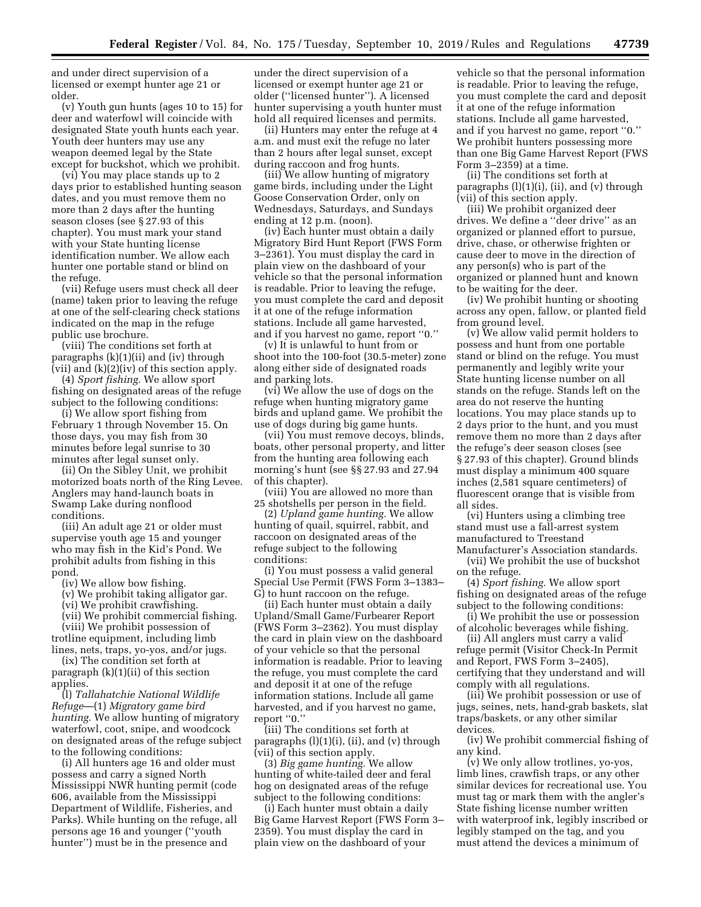and under direct supervision of a licensed or exempt hunter age 21 or older.

(v) Youth gun hunts (ages 10 to 15) for deer and waterfowl will coincide with designated State youth hunts each year. Youth deer hunters may use any weapon deemed legal by the State except for buckshot, which we prohibit.

(vi) You may place stands up to 2 days prior to established hunting season dates, and you must remove them no more than 2 days after the hunting season closes (see § 27.93 of this chapter). You must mark your stand with your State hunting license identification number. We allow each hunter one portable stand or blind on the refuge.

(vii) Refuge users must check all deer (name) taken prior to leaving the refuge at one of the self-clearing check stations indicated on the map in the refuge public use brochure.

(viii) The conditions set forth at paragraphs (k)(1)(ii) and (iv) through (vii) and (k)(2)(iv) of this section apply.

(4) *Sport fishing.* We allow sport fishing on designated areas of the refuge subject to the following conditions:

(i) We allow sport fishing from February 1 through November 15. On those days, you may fish from 30 minutes before legal sunrise to 30 minutes after legal sunset only.

(ii) On the Sibley Unit, we prohibit motorized boats north of the Ring Levee. Anglers may hand-launch boats in Swamp Lake during nonflood conditions.

(iii) An adult age 21 or older must supervise youth age 15 and younger who may fish in the Kid's Pond. We prohibit adults from fishing in this pond.

(iv) We allow bow fishing.

(v) We prohibit taking alligator gar.

(vi) We prohibit crawfishing.

(vii) We prohibit commercial fishing.

(viii) We prohibit possession of trotline equipment, including limb lines, nets, traps, yo-yos, and/or jugs.

(ix) The condition set forth at paragraph (k)(1)(ii) of this section applies.

(l) *Tallahatchie National Wildlife Refuge*—(1) *Migratory game bird hunting.* We allow hunting of migratory waterfowl, coot, snipe, and woodcock on designated areas of the refuge subject to the following conditions:

(i) All hunters age 16 and older must possess and carry a signed North Mississippi NWR hunting permit (code 606, available from the Mississippi Department of Wildlife, Fisheries, and Parks). While hunting on the refuge, all persons age 16 and younger ("youth hunter") must be in the presence and under the direct supervision of a licensed or exempt hunter age 21 or older ("licensed hunter"). A licensed hunter supervising a youth hunter must hold all required licenses and permits.

(ii) Hunters may enter the refuge at 4 a.m. and must exit the refuge no later than 2 hours after legal sunset, except during raccoon and frog hunts.

(iii) We allow hunting of migratory game birds, including under the Light Goose Conservation Order, only on Wednesdays, Saturdays, and Sundays ending at 12 p.m. (noon).

(iv) Each hunter must obtain a daily Migratory Bird Hunt Report (FWS Form 3–2361). You must display the card in plain view on the dashboard of your vehicle so that the personal information is readable. Prior to leaving the refuge, you must complete the card and deposit it at one of the refuge information stations. Include all game harvested, and if you harvest no game, report "0."

(v) It is unlawful to hunt from or shoot into the 100-foot (30.5-meter) zone along either side of designated roads and parking lots.

(vi) We allow the use of dogs on the refuge when hunting migratory game birds and upland game. We prohibit the use of dogs during big game hunts.

(vii) You must remove decoys, blinds, boats, other personal property, and litter from the hunting area following each morning's hunt (see §§ 27.93 and 27.94 of this chapter).

(viii) You are allowed no more than 25 shotshells per person in the field.

(2) *Upland game hunting.* We allow hunting of quail, squirrel, rabbit, and raccoon on designated areas of the refuge subject to the following conditions:

(i) You must possess a valid general Special Use Permit (FWS Form 3–1383–G) to hunt raccoon on the refuge.

(ii) Each hunter must obtain a daily Upland/Small Game/Furbearer Report (FWS Form 3–2362). You must display the card in plain view on the dashboard of your vehicle so that the personal information is readable. Prior to leaving the refuge, you must complete the card and deposit it at one of the refuge information stations. Include all game harvested, and if you harvest no game, report "0."

(iii) The conditions set forth at paragraphs (l)(1)(i), (ii), and (v) through (vii) of this section apply.

(3) *Big game hunting.* We allow hunting of white-tailed deer and feral hog on designated areas of the refuge subject to the following conditions:

(i) Each hunter must obtain a daily Big Game Harvest Report (FWS Form 3–2359). You must display the card in plain view on the dashboard of your vehicle so that the personal information is readable. Prior to leaving the refuge, you must complete the card and deposit it at one of the refuge information stations. Include all game harvested, and if you harvest no game, report "0." We prohibit hunters possessing more than one Big Game Harvest Report (FWS Form 3–2359) at a time.

(ii) The conditions set forth at paragraphs (l)(1)(i), (ii), and (v) through (vii) of this section apply.

(iii) We prohibit organized deer drives. We define a "deer drive" as an organized or planned effort to pursue, drive, chase, or otherwise frighten or cause deer to move in the direction of any person(s) who is part of the organized or planned hunt and known to be waiting for the deer.

(iv) We prohibit hunting or shooting across any open, fallow, or planted field from ground level.

(v) We allow valid permit holders to possess and hunt from one portable stand or blind on the refuge. You must permanently and legibly write your State hunting license number on all stands on the refuge. Stands left on the area do not reserve the hunting locations. You may place stands up to 2 days prior to the hunt, and you must remove them no more than 2 days after the refuge's deer season closes (see § 27.93 of this chapter). Ground blinds must display a minimum 400 square inches (2,581 square centimeters) of fluorescent orange that is visible from all sides.

(vi) Hunters using a climbing tree stand must use a fall-arrest system manufactured to Treestand Manufacturer's Association standards.

(vii) We prohibit the use of buckshot on the refuge.

(4) *Sport fishing.* We allow sport fishing on designated areas of the refuge subject to the following conditions:

(i) We prohibit the use or possession of alcoholic beverages while fishing.

(ii) All anglers must carry a valid refuge permit (Visitor Check-In Permit and Report, FWS Form 3–2405), certifying that they understand and will comply with all regulations.

(iii) We prohibit possession or use of jugs, seines, nets, hand-grab baskets, slat traps/baskets, or any other similar devices.

(iv) We prohibit commercial fishing of any kind.

(v) We only allow trotlines, yo-yos, limb lines, crawfish traps, or any other similar devices for recreational use. You must tag or mark them with the angler's State fishing license number written with waterproof ink, legibly inscribed or legibly stamped on the tag, and you must attend the devices a minimum of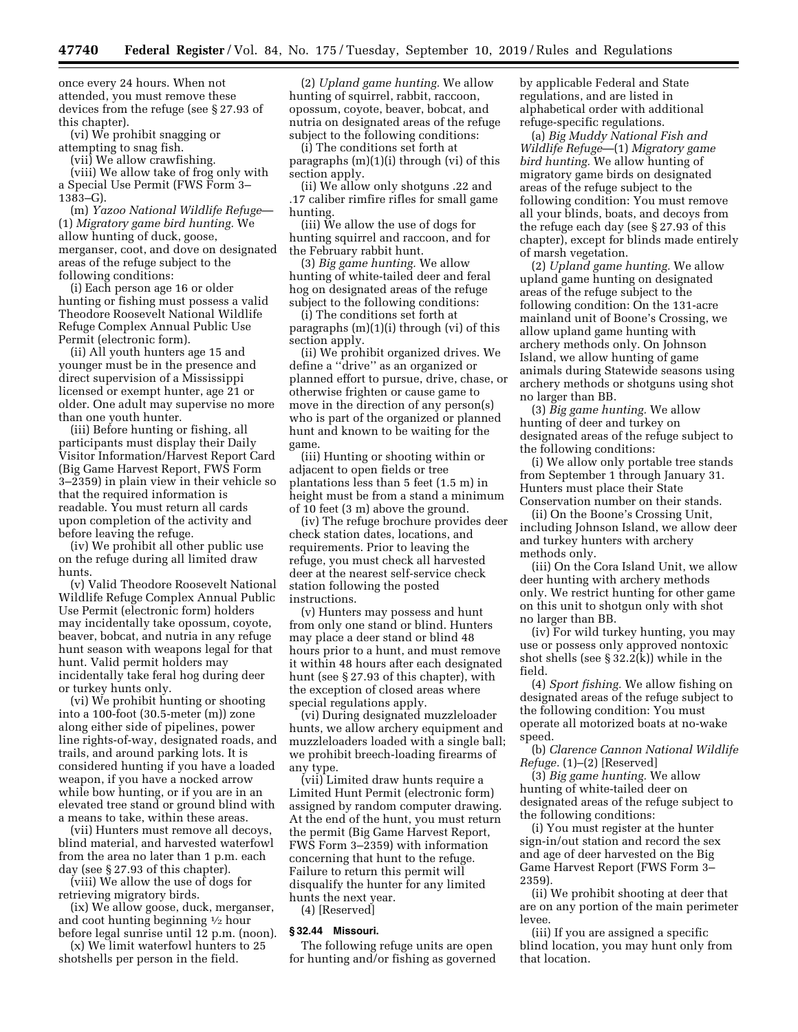once every 24 hours. When not attended, you must remove these devices from the refuge (see § 27.93 of this chapter).

(vi) We prohibit snagging or attempting to snag fish.

(vii) We allow crawfishing.

(viii) We allow take of frog only with a Special Use Permit (FWS Form 3–1383–G).

(m) *Yazoo National Wildlife Refuge*—(1) *Migratory game bird hunting.* We allow hunting of duck, goose, merganser, coot, and dove on designated areas of the refuge subject to the following conditions:

(i) Each person age 16 or older hunting or fishing must possess a valid Theodore Roosevelt National Wildlife Refuge Complex Annual Public Use Permit (electronic form).

(ii) All youth hunters ages 15 and younger must be in the presence and direct supervision of a Mississippi licensed or exempt hunter, age 21 or older. One adult may supervise no more than one youth hunter.

(iii) Before hunting or fishing, all participants must display their Daily Visitor Information/Harvest Report Card (Big Game Harvest Report, FWS Form 3–2359) in plain view in their vehicle so that the required information is readable. You must return all cards upon completion of the activity and before leaving the refuge.

(iv) We prohibit all other public use on the refuge during all limited draw hunts.

(v) Valid Theodore Roosevelt National Wildlife Refuge Complex Annual Public Use Permit (electronic form) holders may incidentally take opossum, coyote, beaver, bobcat, and nutria in any refuge hunt season with weapons legal for that hunt. Valid permit holders may incidentally take feral hog during deer or turkey hunts only.

(vi) We prohibit hunting or shooting into a 100-foot (30.5-meter (m)) zone along either side of pipelines, power line rights-of-way, designated roads, and trails, and around parking lots. It is considered hunting if you have a loaded weapon, if you have a nocked arrow while bow hunting, or if you are in an elevated tree stand or ground blind with a means to take, within these areas.

(vii) Hunters must remove all decoys, blind material, and harvested waterfowl from the area no later than 1 p.m. each day (see § 27.93 of this chapter).

(viii) We allow the use of dogs for retrieving migratory birds.

(ix) We allow goose, duck, merganser, and coot hunting beginning ½ hour before legal sunrise until 12 p.m. (noon).

(x) We limit waterfowl hunters to 25 shotshells per person in the field.

(2) *Upland game hunting.* We allow hunting of squirrel, rabbit, raccoon, opossum, coyote, beaver, bobcat, and nutria on designated areas of the refuge subject to the following conditions:

(i) The conditions set forth at paragraphs (m)(1)(i) through (vi) of this section apply.

(ii) We allow only shotguns .22 and .17 caliber rimfire rifles for small game hunting.

(iii) We allow the use of dogs for hunting squirrel and raccoon, and for the February rabbit hunt.

(3) *Big game hunting.* We allow hunting of white-tailed deer and feral hog on designated areas of the refuge subject to the following conditions:

(i) The conditions set forth at paragraphs (m)(1)(i) through (vi) of this section apply.

(ii) We prohibit organized drives. We define a ''drive'' as an organized or planned effort to pursue, drive, chase, or otherwise frighten or cause game to move in the direction of any person(s) who is part of the organized or planned hunt and known to be waiting for the game.

(iii) Hunting or shooting within or adjacent to open fields or tree plantations less than 5 feet (1.5 m) in height must be from a stand a minimum of 10 feet (3 m) above the ground.

(iv) The refuge brochure provides deer check station dates, locations, and requirements. Prior to leaving the refuge, you must check all harvested deer at the nearest self-service check station following the posted instructions.

(v) Hunters may possess and hunt from only one stand or blind. Hunters may place a deer stand or blind 48 hours prior to a hunt, and must remove it within 48 hours after each designated hunt (see § 27.93 of this chapter), with the exception of closed areas where special regulations apply.

(vi) During designated muzzleloader hunts, we allow archery equipment and muzzleloaders loaded with a single ball; we prohibit breech-loading firearms of any type.

(vii) Limited draw hunts require a Limited Hunt Permit (electronic form) assigned by random computer drawing. At the end of the hunt, you must return the permit (Big Game Harvest Report, FWS Form 3–2359) with information concerning that hunt to the refuge. Failure to return this permit will disqualify the hunter for any limited hunts the next year.

(4) [Reserved]

**§ 32.44 Missouri.**

The following refuge units are open for hunting and/or fishing as governed by applicable Federal and State regulations, and are listed in alphabetical order with additional refuge-specific regulations.

(a) *Big Muddy National Fish and Wildlife Refuge*—(1) *Migratory game bird hunting.* We allow hunting of migratory game birds on designated areas of the refuge subject to the following condition: You must remove all your blinds, boats, and decoys from the refuge each day (see § 27.93 of this chapter), except for blinds made entirely of marsh vegetation.

(2) *Upland game hunting.* We allow upland game hunting on designated areas of the refuge subject to the following condition: On the 131-acre mainland unit of Boone's Crossing, we allow upland game hunting with archery methods only. On Johnson Island, we allow hunting of game animals during Statewide seasons using archery methods or shotguns using shot no larger than BB.

(3) *Big game hunting.* We allow hunting of deer and turkey on designated areas of the refuge subject to the following conditions:

(i) We allow only portable tree stands from September 1 through January 31. Hunters must place their State Conservation number on their stands.

(ii) On the Boone's Crossing Unit, including Johnson Island, we allow deer and turkey hunters with archery methods only.

(iii) On the Cora Island Unit, we allow deer hunting with archery methods only. We restrict hunting for other game on this unit to shotgun only with shot no larger than BB.

(iv) For wild turkey hunting, you may use or possess only approved nontoxic shot shells (see § 32.2(k)) while in the field.

(4) *Sport fishing.* We allow fishing on designated areas of the refuge subject to the following condition: You must operate all motorized boats at no-wake speed.

(b) *Clarence Cannon National Wildlife Refuge.* (1)–(2) [Reserved]

(3) *Big game hunting.* We allow hunting of white-tailed deer on designated areas of the refuge subject to the following conditions:

(i) You must register at the hunter sign-in/out station and record the sex and age of deer harvested on the Big Game Harvest Report (FWS Form 3–2359).

(ii) We prohibit shooting at deer that are on any portion of the main perimeter levee.

(iii) If you are assigned a specific blind location, you may hunt only from that location.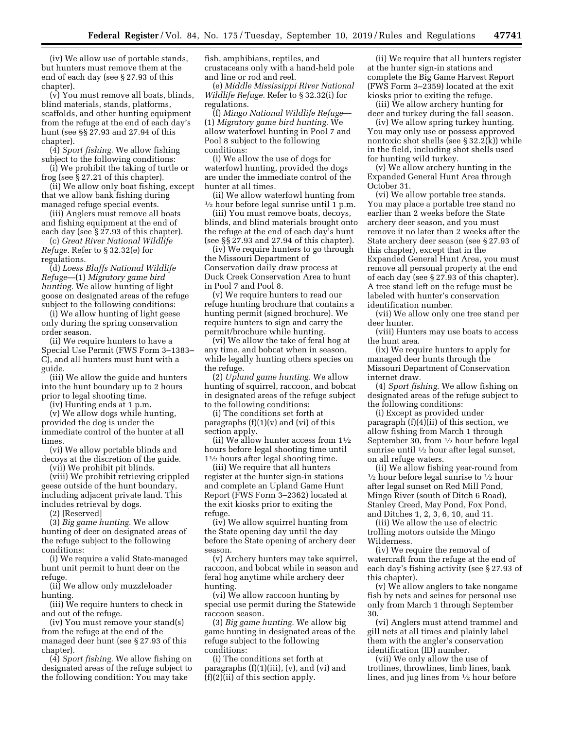(iv) We allow use of portable stands, but hunters must remove them at the end of each day (see § 27.93 of this chapter).

(v) You must remove all boats, blinds, blind materials, stands, platforms, scaffolds, and other hunting equipment from the refuge at the end of each day's hunt (see §§ 27.93 and 27.94 of this chapter).

(4) *Sport fishing.* We allow fishing subject to the following conditions:

(i) We prohibit the taking of turtle or frog (see § 27.21 of this chapter).

(ii) We allow only boat fishing, except that we allow bank fishing during managed refuge special events.

(iii) Anglers must remove all boats and fishing equipment at the end of each day (see § 27.93 of this chapter).

(c) *Great River National Wildlife Refuge.* Refer to § 32.32(e) for regulations.

(d) *Loess Bluffs National Wildlife Refuge*—(1) *Migratory game bird hunting.* We allow hunting of light goose on designated areas of the refuge subject to the following conditions:

(i) We allow hunting of light geese only during the spring conservation order season.

(ii) We require hunters to have a Special Use Permit (FWS Form 3–1383–C), and all hunters must hunt with a guide.

(iii) We allow the guide and hunters into the hunt boundary up to 2 hours prior to legal shooting time.

(iv) Hunting ends at 1 p.m.

(v) We allow dogs while hunting, provided the dog is under the immediate control of the hunter at all times.

(vi) We allow portable blinds and decoys at the discretion of the guide.

(vii) We prohibit pit blinds.

(viii) We prohibit retrieving crippled geese outside of the hunt boundary, including adjacent private land. This includes retrieval by dogs.

(2) [Reserved]

(3) *Big game hunting.* We allow hunting of deer on designated areas of the refuge subject to the following conditions:

(i) We require a valid State-managed hunt unit permit to hunt deer on the refuge.

(ii) We allow only muzzleloader hunting.

(iii) We require hunters to check in and out of the refuge.

(iv) You must remove your stand(s) from the refuge at the end of the managed deer hunt (see § 27.93 of this chapter).

(4) *Sport fishing.* We allow fishing on designated areas of the refuge subject to the following condition: You may take fish, amphibians, reptiles, and crustaceans only with a hand-held pole and line or rod and reel.

(e) *Middle Mississippi River National Wildlife Refuge.* Refer to § 32.32(i) for regulations.

(f) *Mingo National Wildlife Refuge*—(1) *Migratory game bird hunting.* We allow waterfowl hunting in Pool 7 and Pool 8 subject to the following conditions:

(i) We allow the use of dogs for waterfowl hunting, provided the dogs are under the immediate control of the hunter at all times.

(ii) We allow waterfowl hunting from ½ hour before legal sunrise until 1 p.m.

(iii) You must remove boats, decoys, blinds, and blind materials brought onto the refuge at the end of each day's hunt (see §§ 27.93 and 27.94 of this chapter).

(iv) We require hunters to go through the Missouri Department of Conservation daily draw process at Duck Creek Conservation Area to hunt in Pool 7 and Pool 8.

(v) We require hunters to read our refuge hunting brochure that contains a hunting permit (signed brochure). We require hunters to sign and carry the permit/brochure while hunting.

(vi) We allow the take of feral hog at any time, and bobcat when in season, while legally hunting others species on the refuge.

(2) *Upland game hunting.* We allow hunting of squirrel, raccoon, and bobcat in designated areas of the refuge subject to the following conditions:

(i) The conditions set forth at paragraphs (f)(1)(v) and (vi) of this section apply.

(ii) We allow hunter access from 1½ hours before legal shooting time until 1½ hours after legal shooting time.

(iii) We require that all hunters register at the hunter sign-in stations and complete an Upland Game Hunt Report (FWS Form 3–2362) located at the exit kiosks prior to exiting the refuge.

(iv) We allow squirrel hunting from the State opening day until the day before the State opening of archery deer season.

(v) Archery hunters may take squirrel, raccoon, and bobcat while in season and feral hog anytime while archery deer hunting.

(vi) We allow raccoon hunting by special use permit during the Statewide raccoon season.

(3) *Big game hunting.* We allow big game hunting in designated areas of the refuge subject to the following conditions:

(i) The conditions set forth at paragraphs (f)(1)(iii), (v), and (vi) and (f)(2)(ii) of this section apply.

(ii) We require that all hunters register at the hunter sign-in stations and complete the Big Game Harvest Report (FWS Form 3–2359) located at the exit kiosks prior to exiting the refuge.

(iii) We allow archery hunting for deer and turkey during the fall season.

(iv) We allow spring turkey hunting. You may only use or possess approved nontoxic shot shells (see § 32.2(k)) while in the field, including shot shells used for hunting wild turkey.

(v) We allow archery hunting in the Expanded General Hunt Area through October 31.

(vi) We allow portable tree stands. You may place a portable tree stand no earlier than 2 weeks before the State archery deer season, and you must remove it no later than 2 weeks after the State archery deer season (see § 27.93 of this chapter), except that in the Expanded General Hunt Area, you must remove all personal property at the end of each day (see § 27.93 of this chapter). A tree stand left on the refuge must be labeled with hunter's conservation identification number.

(vii) We allow only one tree stand per deer hunter.

(viii) Hunters may use boats to access the hunt area.

(ix) We require hunters to apply for managed deer hunts through the Missouri Department of Conservation internet draw.

(4) *Sport fishing.* We allow fishing on designated areas of the refuge subject to the following conditions:

(i) Except as provided under paragraph (f)(4)(ii) of this section, we allow fishing from March 1 through September 30, from ½ hour before legal sunrise until ½ hour after legal sunset, on all refuge waters.

(ii) We allow fishing year-round from ½ hour before legal sunrise to ½ hour after legal sunset on Red Mill Pond, Mingo River (south of Ditch 6 Road), Stanley Creed, May Pond, Fox Pond, and Ditches 1, 2, 3, 6, 10, and 11.

(iii) We allow the use of electric trolling motors outside the Mingo Wilderness.

(iv) We require the removal of watercraft from the refuge at the end of each day's fishing activity (see § 27.93 of this chapter).

(v) We allow anglers to take nongame fish by nets and seines for personal use only from March 1 through September 30.

(vi) Anglers must attend trammel and gill nets at all times and plainly label them with the angler's conservation identification (ID) number.

(vii) We only allow the use of trotlines, throwlines, limb lines, bank lines, and jug lines from ½ hour before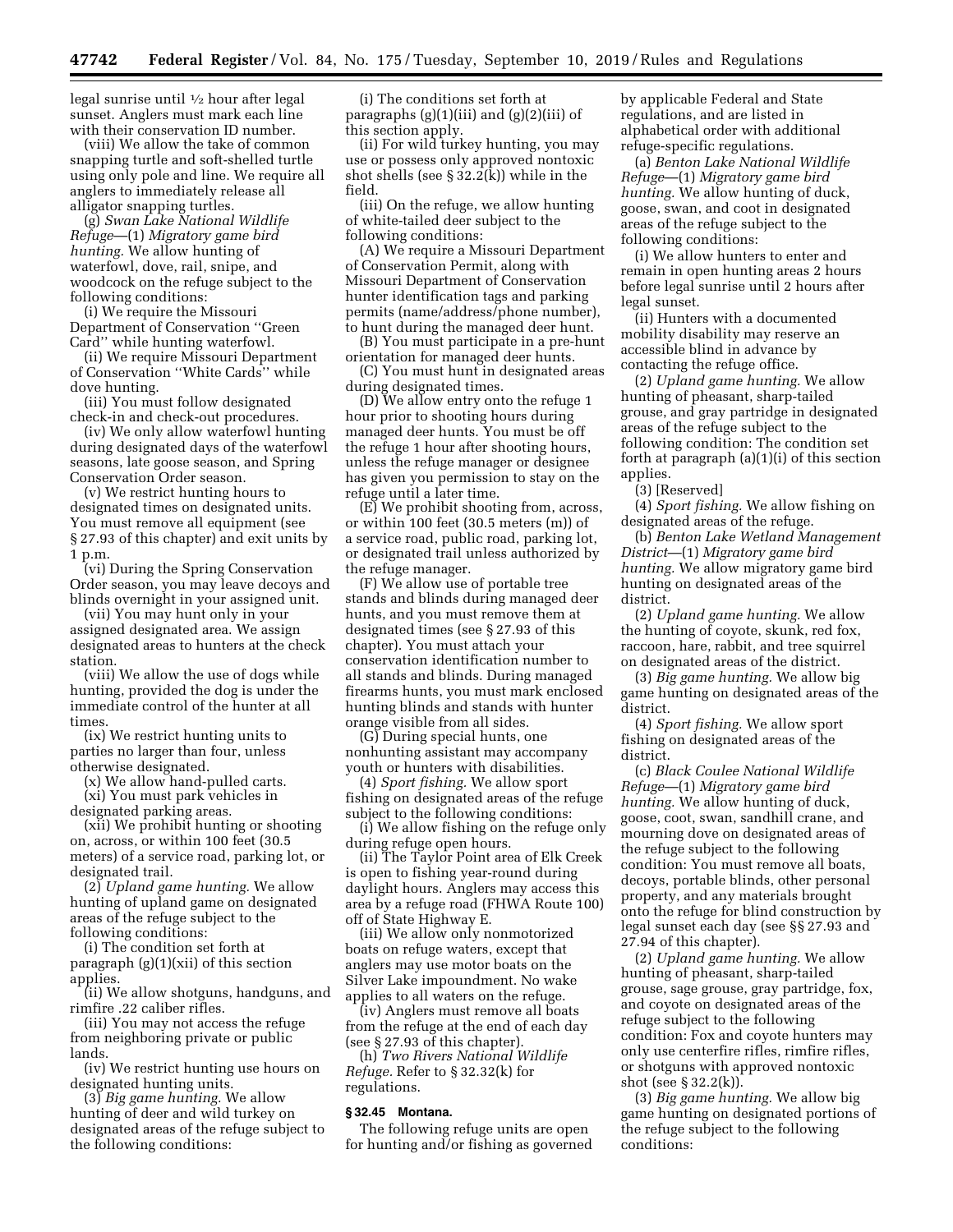legal sunrise until ½ hour after legal sunset. Anglers must mark each line with their conservation ID number.

(viii) We allow the take of common snapping turtle and soft-shelled turtle using only pole and line. We require all anglers to immediately release all alligator snapping turtles.

(g) *Swan Lake National Wildlife Refuge*—(1) *Migratory game bird hunting.* We allow hunting of waterfowl, dove, rail, snipe, and woodcock on the refuge subject to the following conditions:

(i) We require the Missouri Department of Conservation ''Green Card'' while hunting waterfowl.

(ii) We require Missouri Department of Conservation ''White Cards'' while dove hunting.

(iii) You must follow designated check-in and check-out procedures.

(iv) We only allow waterfowl hunting during designated days of the waterfowl seasons, late goose season, and Spring Conservation Order season.

(v) We restrict hunting hours to designated times on designated units. You must remove all equipment (see § 27.93 of this chapter) and exit units by 1 p.m.

(vi) During the Spring Conservation Order season, you may leave decoys and blinds overnight in your assigned unit.

(vii) You may hunt only in your assigned designated area. We assign designated areas to hunters at the check station.

(viii) We allow the use of dogs while hunting, provided the dog is under the immediate control of the hunter at all times.

(ix) We restrict hunting units to parties no larger than four, unless otherwise designated.

(x) We allow hand-pulled carts.

(xi) You must park vehicles in designated parking areas.

(xii) We prohibit hunting or shooting on, across, or within 100 feet (30.5 meters) of a service road, parking lot, or designated trail.

(2) *Upland game hunting.* We allow hunting of upland game on designated areas of the refuge subject to the following conditions:

(i) The condition set forth at paragraph (g)(1)(xii) of this section applies.

(ii) We allow shotguns, handguns, and rimfire .22 caliber rifles.

(iii) You may not access the refuge from neighboring private or public lands.

(iv) We restrict hunting use hours on designated hunting units.

(3) *Big game hunting.* We allow hunting of deer and wild turkey on designated areas of the refuge subject to the following conditions:

(i) The conditions set forth at paragraphs (g)(1)(iii) and (g)(2)(iii) of this section apply.

(ii) For wild turkey hunting, you may use or possess only approved nontoxic shot shells (see § 32.2(k)) while in the field.

(iii) On the refuge, we allow hunting of white-tailed deer subject to the following conditions:

(A) We require a Missouri Department of Conservation Permit, along with Missouri Department of Conservation hunter identification tags and parking permits (name/address/phone number), to hunt during the managed deer hunt.

(B) You must participate in a pre-hunt orientation for managed deer hunts.

(C) You must hunt in designated areas during designated times.

(D) We allow entry onto the refuge 1 hour prior to shooting hours during managed deer hunts. You must be off the refuge 1 hour after shooting hours, unless the refuge manager or designee has given you permission to stay on the refuge until a later time.

(E) We prohibit shooting from, across, or within 100 feet (30.5 meters (m)) of a service road, public road, parking lot, or designated trail unless authorized by the refuge manager.

(F) We allow use of portable tree stands and blinds during managed deer hunts, and you must remove them at designated times (see § 27.93 of this chapter). You must attach your conservation identification number to all stands and blinds. During managed firearms hunts, you must mark enclosed hunting blinds and stands with hunter orange visible from all sides.

(G) During special hunts, one nonhunting assistant may accompany youth or hunters with disabilities.

(4) *Sport fishing.* We allow sport fishing on designated areas of the refuge subject to the following conditions:

(i) We allow fishing on the refuge only during refuge open hours.

(ii) The Taylor Point area of Elk Creek is open to fishing year-round during daylight hours. Anglers may access this area by a refuge road (FHWA Route 100) off of State Highway E.

(iii) We allow only nonmotorized boats on refuge waters, except that anglers may use motor boats on the Silver Lake impoundment. No wake applies to all waters on the refuge.

(iv) Anglers must remove all boats from the refuge at the end of each day (see § 27.93 of this chapter).

(h) *Two Rivers National Wildlife Refuge.* Refer to § 32.32(k) for regulations.

## § 32.45 Montana.

The following refuge units are open for hunting and/or fishing as governed by applicable Federal and State regulations, and are listed in alphabetical order with additional refuge-specific regulations.

(a) *Benton Lake National Wildlife Refuge*—(1) *Migratory game bird hunting.* We allow hunting of duck, goose, swan, and coot in designated areas of the refuge subject to the following conditions:

(i) We allow hunters to enter and remain in open hunting areas 2 hours before legal sunrise until 2 hours after legal sunset.

(ii) Hunters with a documented mobility disability may reserve an accessible blind in advance by contacting the refuge office.

(2) *Upland game hunting.* We allow hunting of pheasant, sharp-tailed grouse, and gray partridge in designated areas of the refuge subject to the following condition: The condition set forth at paragraph (a)(1)(i) of this section applies.

(3) [Reserved]

(4) *Sport fishing.* We allow fishing on designated areas of the refuge.

(b) *Benton Lake Wetland Management District*—(1) *Migratory game bird hunting.* We allow migratory game bird hunting on designated areas of the district.

(2) *Upland game hunting.* We allow the hunting of coyote, skunk, red fox, raccoon, hare, rabbit, and tree squirrel on designated areas of the district.

(3) *Big game hunting.* We allow big game hunting on designated areas of the district.

(4) *Sport fishing.* We allow sport fishing on designated areas of the district.

(c) *Black Coulee National Wildlife Refuge*—(1) *Migratory game bird hunting.* We allow hunting of duck, goose, coot, swan, sandhill crane, and mourning dove on designated areas of the refuge subject to the following condition: You must remove all boats, decoys, portable blinds, other personal property, and any materials brought onto the refuge for blind construction by legal sunset each day (see §§ 27.93 and 27.94 of this chapter).

(2) *Upland game hunting.* We allow hunting of pheasant, sharp-tailed grouse, sage grouse, gray partridge, fox, and coyote on designated areas of the refuge subject to the following condition: Fox and coyote hunters may only use centerfire rifles, rimfire rifles, or shotguns with approved nontoxic shot (see § 32.2(k)).

(3) *Big game hunting.* We allow big game hunting on designated portions of the refuge subject to the following conditions: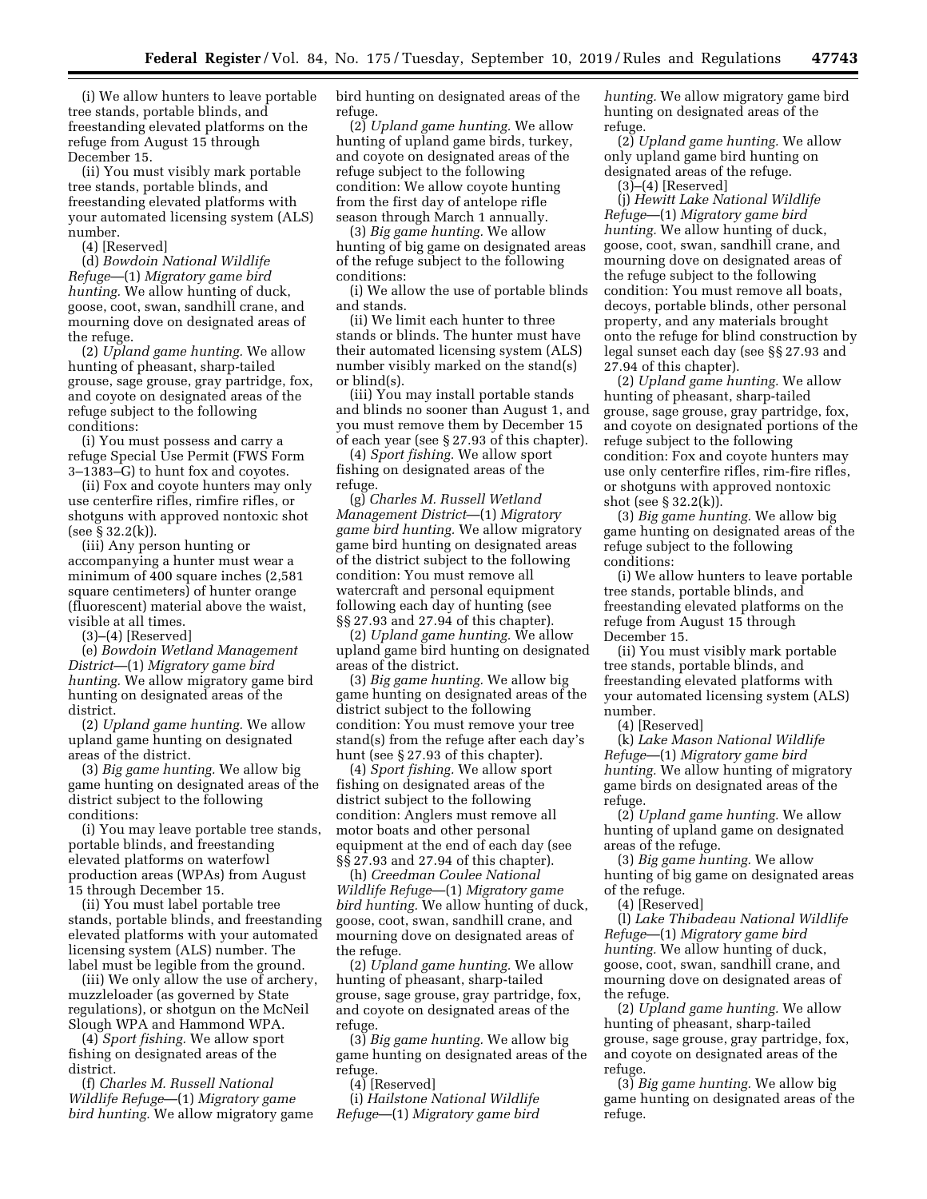(i) We allow hunters to leave portable tree stands, portable blinds, and freestanding elevated platforms on the refuge from August 15 through December 15.

(ii) You must visibly mark portable tree stands, portable blinds, and freestanding elevated platforms with your automated licensing system (ALS) number.

(4) [Reserved]

(d) *Bowdoin National Wildlife Refuge*—(1) *Migratory game bird hunting.* We allow hunting of duck, goose, coot, swan, sandhill crane, and mourning dove on designated areas of the refuge.

(2) *Upland game hunting.* We allow hunting of pheasant, sharp-tailed grouse, sage grouse, gray partridge, fox, and coyote on designated areas of the refuge subject to the following conditions:

(i) You must possess and carry a refuge Special Use Permit (FWS Form 3–1383–G) to hunt fox and coyotes.

(ii) Fox and coyote hunters may only use centerfire rifles, rimfire rifles, or shotguns with approved nontoxic shot (see § 32.2(k)).

(iii) Any person hunting or accompanying a hunter must wear a minimum of 400 square inches (2,581 square centimeters) of hunter orange (fluorescent) material above the waist, visible at all times.

(3)–(4) [Reserved]

(e) *Bowdoin Wetland Management District*—(1) *Migratory game bird hunting.* We allow migratory game bird hunting on designated areas of the district.

(2) *Upland game hunting.* We allow upland game hunting on designated areas of the district.

(3) *Big game hunting.* We allow big game hunting on designated areas of the district subject to the following conditions:

(i) You may leave portable tree stands, portable blinds, and freestanding elevated platforms on waterfowl production areas (WPAs) from August 15 through December 15.

(ii) You must label portable tree stands, portable blinds, and freestanding elevated platforms with your automated licensing system (ALS) number. The label must be legible from the ground.

(iii) We only allow the use of archery, muzzleloader (as governed by State regulations), or shotgun on the McNeil Slough WPA and Hammond WPA.

(4) *Sport fishing.* We allow sport fishing on designated areas of the district.

(f) *Charles M. Russell National Wildlife Refuge*—(1) *Migratory game bird hunting.* We allow migratory game bird hunting on designated areas of the refuge.

(2) *Upland game hunting.* We allow hunting of upland game birds, turkey, and coyote on designated areas of the refuge subject to the following condition: We allow coyote hunting from the first day of antelope rifle season through March 1 annually.

(3) *Big game hunting.* We allow hunting of big game on designated areas of the refuge subject to the following conditions:

(i) We allow the use of portable blinds and stands.

(ii) We limit each hunter to three stands or blinds. The hunter must have their automated licensing system (ALS) number visibly marked on the stand(s) or blind(s).

(iii) You may install portable stands and blinds no sooner than August 1, and you must remove them by December 15 of each year (see § 27.93 of this chapter).

(4) *Sport fishing.* We allow sport fishing on designated areas of the refuge.

(g) *Charles M. Russell Wetland Management District*—(1) *Migratory game bird hunting.* We allow migratory game bird hunting on designated areas of the district subject to the following condition: You must remove all watercraft and personal equipment following each day of hunting (see §§ 27.93 and 27.94 of this chapter).

(2) *Upland game hunting.* We allow upland game bird hunting on designated areas of the district.

(3) *Big game hunting.* We allow big game hunting on designated areas of the district subject to the following condition: You must remove your tree stand(s) from the refuge after each day's hunt (see § 27.93 of this chapter).

(4) *Sport fishing.* We allow sport fishing on designated areas of the district subject to the following condition: Anglers must remove all motor boats and other personal equipment at the end of each day (see §§ 27.93 and 27.94 of this chapter).

(h) *Creedman Coulee National Wildlife Refuge*—(1) *Migratory game bird hunting.* We allow hunting of duck, goose, coot, swan, sandhill crane, and mourning dove on designated areas of the refuge.

(2) *Upland game hunting.* We allow hunting of pheasant, sharp-tailed grouse, sage grouse, gray partridge, fox, and coyote on designated areas of the refuge.

(3) *Big game hunting.* We allow big game hunting on designated areas of the refuge.

(4) [Reserved]

(i) *Hailstone National Wildlife Refuge*—(1) *Migratory game bird hunting.* We allow migratory game bird hunting on designated areas of the refuge.

(2) *Upland game hunting.* We allow only upland game bird hunting on designated areas of the refuge.

(3)–(4) [Reserved]

(j) *Hewitt Lake National Wildlife Refuge*—(1) *Migratory game bird hunting.* We allow hunting of duck, goose, coot, swan, sandhill crane, and mourning dove on designated areas of the refuge subject to the following condition: You must remove all boats, decoys, portable blinds, other personal property, and any materials brought onto the refuge for blind construction by legal sunset each day (see §§ 27.93 and 27.94 of this chapter).

(2) *Upland game hunting.* We allow hunting of pheasant, sharp-tailed grouse, sage grouse, gray partridge, fox, and coyote on designated portions of the refuge subject to the following condition: Fox and coyote hunters may use only centerfire rifles, rim-fire rifles, or shotguns with approved nontoxic shot (see § 32.2(k)).

(3) *Big game hunting.* We allow big game hunting on designated areas of the refuge subject to the following conditions:

(i) We allow hunters to leave portable tree stands, portable blinds, and freestanding elevated platforms on the refuge from August 15 through December 15.

(ii) You must visibly mark portable tree stands, portable blinds, and freestanding elevated platforms with your automated licensing system (ALS) number.

(4) [Reserved]

(k) *Lake Mason National Wildlife Refuge*—(1) *Migratory game bird hunting.* We allow hunting of migratory game birds on designated areas of the refuge.

(2) *Upland game hunting.* We allow hunting of upland game on designated areas of the refuge.

(3) *Big game hunting.* We allow hunting of big game on designated areas of the refuge.

(4) [Reserved]

(l) *Lake Thibadeau National Wildlife Refuge*—(1) *Migratory game bird hunting.* We allow hunting of duck, goose, coot, swan, sandhill crane, and mourning dove on designated areas of the refuge.

(2) *Upland game hunting.* We allow hunting of pheasant, sharp-tailed grouse, sage grouse, gray partridge, fox, and coyote on designated areas of the refuge.

(3) *Big game hunting.* We allow big game hunting on designated areas of the refuge.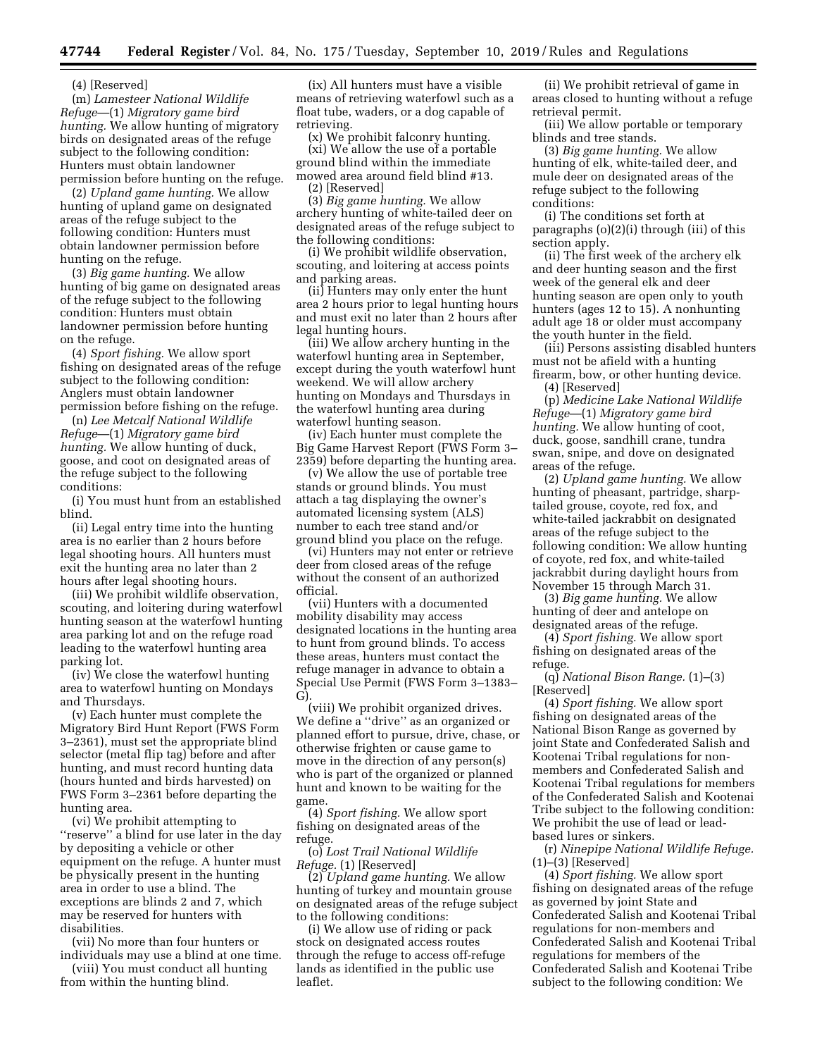(4) [Reserved]

(m) *Lamesteer National Wildlife Refuge*—(1) *Migratory game bird hunting.* We allow hunting of migratory birds on designated areas of the refuge subject to the following condition: Hunters must obtain landowner permission before hunting on the refuge.

(2) *Upland game hunting.* We allow hunting of upland game on designated areas of the refuge subject to the following condition: Hunters must obtain landowner permission before hunting on the refuge.

(3) *Big game hunting.* We allow hunting of big game on designated areas of the refuge subject to the following condition: Hunters must obtain landowner permission before hunting on the refuge.

(4) *Sport fishing.* We allow sport fishing on designated areas of the refuge subject to the following condition: Anglers must obtain landowner permission before fishing on the refuge.

(n) *Lee Metcalf National Wildlife Refuge*—(1) *Migratory game bird hunting.* We allow hunting of duck, goose, and coot on designated areas of the refuge subject to the following conditions:

(i) You must hunt from an established blind.

(ii) Legal entry time into the hunting area is no earlier than 2 hours before legal shooting hours. All hunters must exit the hunting area no later than 2 hours after legal shooting hours.

(iii) We prohibit wildlife observation, scouting, and loitering during waterfowl hunting season at the waterfowl hunting area parking lot and on the refuge road leading to the waterfowl hunting area parking lot.

(iv) We close the waterfowl hunting area to waterfowl hunting on Mondays and Thursdays.

(v) Each hunter must complete the Migratory Bird Hunt Report (FWS Form 3–2361), must set the appropriate blind selector (metal flip tag) before and after hunting, and must record hunting data (hours hunted and birds harvested) on FWS Form 3–2361 before departing the hunting area.

(vi) We prohibit attempting to ''reserve'' a blind for use later in the day by depositing a vehicle or other equipment on the refuge. A hunter must be physically present in the hunting area in order to use a blind. The exceptions are blinds 2 and 7, which may be reserved for hunters with disabilities.

(vii) No more than four hunters or individuals may use a blind at one time.

(viii) You must conduct all hunting from within the hunting blind.

(ix) All hunters must have a visible means of retrieving waterfowl such as a float tube, waders, or a dog capable of retrieving.

(x) We prohibit falconry hunting.

(xi) We allow the use of a portable ground blind within the immediate mowed area around field blind #13.

(2) [Reserved]

(3) *Big game hunting.* We allow archery hunting of white-tailed deer on designated areas of the refuge subject to the following conditions:

(i) We prohibit wildlife observation, scouting, and loitering at access points and parking areas.

(ii) Hunters may only enter the hunt area 2 hours prior to legal hunting hours and must exit no later than 2 hours after legal hunting hours.

(iii) We allow archery hunting in the waterfowl hunting area in September, except during the youth waterfowl hunt weekend. We will allow archery hunting on Mondays and Thursdays in the waterfowl hunting area during waterfowl hunting season.

(iv) Each hunter must complete the Big Game Harvest Report (FWS Form 3–2359) before departing the hunting area.

(v) We allow the use of portable tree stands or ground blinds. You must attach a tag displaying the owner's automated licensing system (ALS) number to each tree stand and/or ground blind you place on the refuge.

(vi) Hunters may not enter or retrieve deer from closed areas of the refuge without the consent of an authorized official.

(vii) Hunters with a documented mobility disability may access designated locations in the hunting area to hunt from ground blinds. To access these areas, hunters must contact the refuge manager in advance to obtain a Special Use Permit (FWS Form 3–1383–G).

(viii) We prohibit organized drives. We define a ''drive'' as an organized or planned effort to pursue, drive, chase, or otherwise frighten or cause game to move in the direction of any person(s) who is part of the organized or planned hunt and known to be waiting for the game.

(4) *Sport fishing.* We allow sport fishing on designated areas of the refuge.

(o) *Lost Trail National Wildlife Refuge.* (1) [Reserved]

(2) *Upland game hunting.* We allow hunting of turkey and mountain grouse on designated areas of the refuge subject to the following conditions:

(i) We allow use of riding or pack stock on designated access routes through the refuge to access off-refuge lands as identified in the public use leaflet.

(ii) We prohibit retrieval of game in areas closed to hunting without a refuge retrieval permit.

(iii) We allow portable or temporary blinds and tree stands.

(3) *Big game hunting.* We allow hunting of elk, white-tailed deer, and mule deer on designated areas of the refuge subject to the following conditions:

(i) The conditions set forth at paragraphs (o)(2)(i) through (iii) of this section apply.

(ii) The first week of the archery elk and deer hunting season and the first week of the general elk and deer hunting season are open only to youth hunters (ages 12 to 15). A nonhunting adult age 18 or older must accompany the youth hunter in the field.

(iii) Persons assisting disabled hunters must not be afield with a hunting firearm, bow, or other hunting device.

(4) [Reserved]

(p) *Medicine Lake National Wildlife Refuge*—(1) *Migratory game bird hunting.* We allow hunting of coot, duck, goose, sandhill crane, tundra swan, snipe, and dove on designated areas of the refuge.

(2) *Upland game hunting.* We allow hunting of pheasant, partridge, sharp-tailed grouse, coyote, red fox, and white-tailed jackrabbit on designated areas of the refuge subject to the following condition: We allow hunting of coyote, red fox, and white-tailed jackrabbit during daylight hours from November 15 through March 31.

(3) *Big game hunting.* We allow hunting of deer and antelope on designated areas of the refuge.

(4) *Sport fishing.* We allow sport fishing on designated areas of the refuge.

(q) *National Bison Range.* (1)–(3) [Reserved]

(4) *Sport fishing.* We allow sport fishing on designated areas of the National Bison Range as governed by joint State and Confederated Salish and Kootenai Tribal regulations for non-members and Confederated Salish and Kootenai Tribal regulations for members of the Confederated Salish and Kootenai Tribe subject to the following condition: We prohibit the use of lead or lead-based lures or sinkers.

(r) *Ninepipe National Wildlife Refuge.* (1)–(3) [Reserved]

(4) *Sport fishing.* We allow sport fishing on designated areas of the refuge as governed by joint State and Confederated Salish and Kootenai Tribal regulations for non-members and Confederated Salish and Kootenai Tribal regulations for members of the Confederated Salish and Kootenai Tribe subject to the following condition: We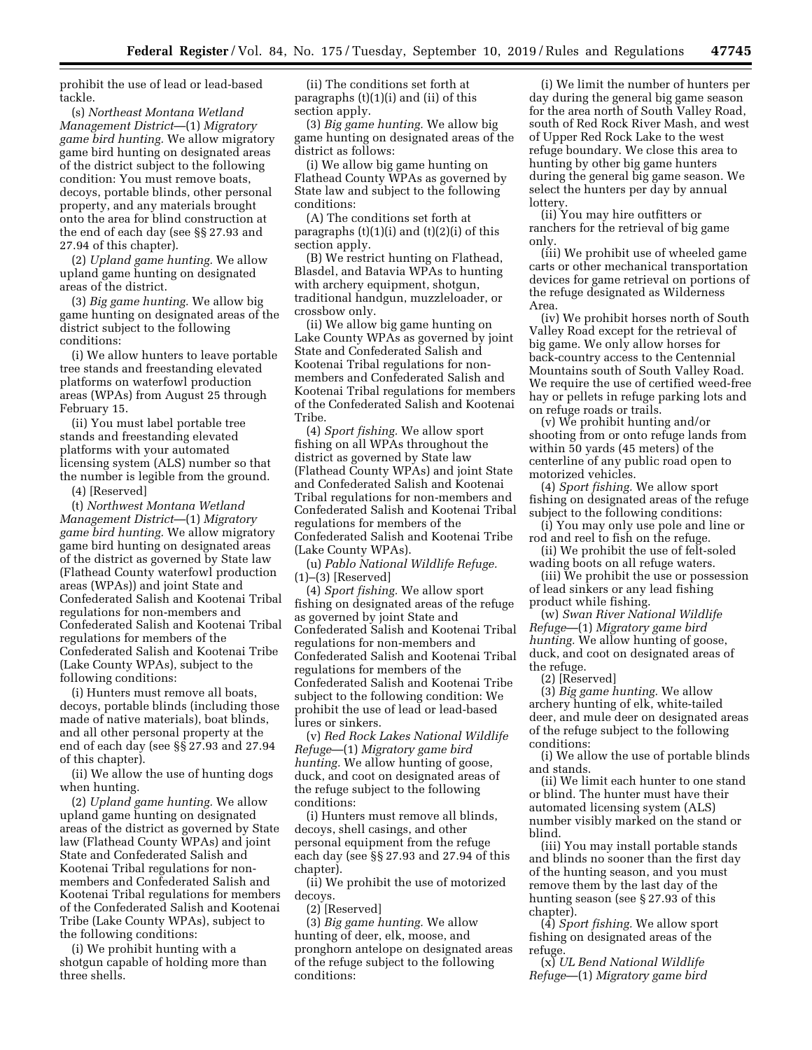prohibit the use of lead or lead-based tackle.

(s) *Northeast Montana Wetland Management District*—(1) *Migratory game bird hunting.* We allow migratory game bird hunting on designated areas of the district subject to the following condition: You must remove boats, decoys, portable blinds, other personal property, and any materials brought onto the area for blind construction at the end of each day (see §§ 27.93 and 27.94 of this chapter).

(2) *Upland game hunting.* We allow upland game hunting on designated areas of the district.

(3) *Big game hunting.* We allow big game hunting on designated areas of the district subject to the following conditions:

(i) We allow hunters to leave portable tree stands and freestanding elevated platforms on waterfowl production areas (WPAs) from August 25 through February 15.

(ii) You must label portable tree stands and freestanding elevated platforms with your automated licensing system (ALS) number so that the number is legible from the ground.

(4) [Reserved]

(t) *Northwest Montana Wetland Management District*—(1) *Migratory game bird hunting.* We allow migratory game bird hunting on designated areas of the district as governed by State law (Flathead County waterfowl production areas (WPAs)) and joint State and Confederated Salish and Kootenai Tribal regulations for non-members and Confederated Salish and Kootenai Tribal regulations for members of the Confederated Salish and Kootenai Tribe (Lake County WPAs), subject to the following conditions:

(i) Hunters must remove all boats, decoys, portable blinds (including those made of native materials), boat blinds, and all other personal property at the end of each day (see §§ 27.93 and 27.94 of this chapter).

(ii) We allow the use of hunting dogs when hunting.

(2) *Upland game hunting.* We allow upland game hunting on designated areas of the district as governed by State law (Flathead County WPAs) and joint State and Confederated Salish and Kootenai Tribal regulations for non-members and Confederated Salish and Kootenai Tribal regulations for members of the Confederated Salish and Kootenai Tribe (Lake County WPAs), subject to the following conditions:

(i) We prohibit hunting with a shotgun capable of holding more than three shells.

(ii) The conditions set forth at paragraphs (t)(1)(i) and (ii) of this section apply.

(3) *Big game hunting.* We allow big game hunting on designated areas of the district as follows:

(i) We allow big game hunting on Flathead County WPAs as governed by State law and subject to the following conditions:

(A) The conditions set forth at paragraphs (t)(1)(i) and (t)(2)(i) of this section apply.

(B) We restrict hunting on Flathead, Blasdel, and Batavia WPAs to hunting with archery equipment, shotgun, traditional handgun, muzzleloader, or crossbow only.

(ii) We allow big game hunting on Lake County WPAs as governed by joint State and Confederated Salish and Kootenai Tribal regulations for non-members and Confederated Salish and Kootenai Tribal regulations for members of the Confederated Salish and Kootenai Tribe.

(4) *Sport fishing.* We allow sport fishing on all WPAs throughout the district as governed by State law (Flathead County WPAs) and joint State and Confederated Salish and Kootenai Tribal regulations for non-members and Confederated Salish and Kootenai Tribal regulations for members of the Confederated Salish and Kootenai Tribe (Lake County WPAs).

(u) *Pablo National Wildlife Refuge.* (1)–(3) [Reserved]

(4) *Sport fishing.* We allow sport fishing on designated areas of the refuge as governed by joint State and Confederated Salish and Kootenai Tribal regulations for non-members and Confederated Salish and Kootenai Tribal regulations for members of the Confederated Salish and Kootenai Tribe subject to the following condition: We prohibit the use of lead or lead-based lures or sinkers.

(v) *Red Rock Lakes National Wildlife Refuge*—(1) *Migratory game bird hunting.* We allow hunting of goose, duck, and coot on designated areas of the refuge subject to the following conditions:

(i) Hunters must remove all blinds, decoys, shell casings, and other personal equipment from the refuge each day (see §§ 27.93 and 27.94 of this chapter).

(ii) We prohibit the use of motorized decoys.

(2) [Reserved]

(3) *Big game hunting.* We allow hunting of deer, elk, moose, and pronghorn antelope on designated areas of the refuge subject to the following conditions:

(i) We limit the number of hunters per day during the general big game season for the area north of South Valley Road, south of Red Rock River Mash, and west of Upper Red Rock Lake to the west refuge boundary. We close this area to hunting by other big game hunters during the general big game season. We select the hunters per day by annual lottery.

(ii) You may hire outfitters or ranchers for the retrieval of big game only.

(iii) We prohibit use of wheeled game carts or other mechanical transportation devices for game retrieval on portions of the refuge designated as Wilderness Area.

(iv) We prohibit horses north of South Valley Road except for the retrieval of big game. We only allow horses for back-country access to the Centennial Mountains south of South Valley Road. We require the use of certified weed-free hay or pellets in refuge parking lots and on refuge roads or trails.

(v) We prohibit hunting and/or shooting from or onto refuge lands from within 50 yards (45 meters) of the centerline of any public road open to motorized vehicles.

(4) *Sport fishing.* We allow sport fishing on designated areas of the refuge subject to the following conditions:

(i) You may only use pole and line or rod and reel to fish on the refuge.

(ii) We prohibit the use of felt-soled wading boots on all refuge waters.

(iii) We prohibit the use or possession of lead sinkers or any lead fishing product while fishing.

(w) *Swan River National Wildlife Refuge*—(1) *Migratory game bird hunting.* We allow hunting of goose, duck, and coot on designated areas of the refuge.

(2) [Reserved]

(3) *Big game hunting.* We allow archery hunting of elk, white-tailed deer, and mule deer on designated areas of the refuge subject to the following conditions:

(i) We allow the use of portable blinds and stands.

(ii) We limit each hunter to one stand or blind. The hunter must have their automated licensing system (ALS) number visibly marked on the stand or blind.

(iii) You may install portable stands and blinds no sooner than the first day of the hunting season, and you must remove them by the last day of the hunting season (see § 27.93 of this chapter).

(4) *Sport fishing.* We allow sport fishing on designated areas of the refuge.

(x) *UL Bend National Wildlife Refuge*—(1) *Migratory game bird*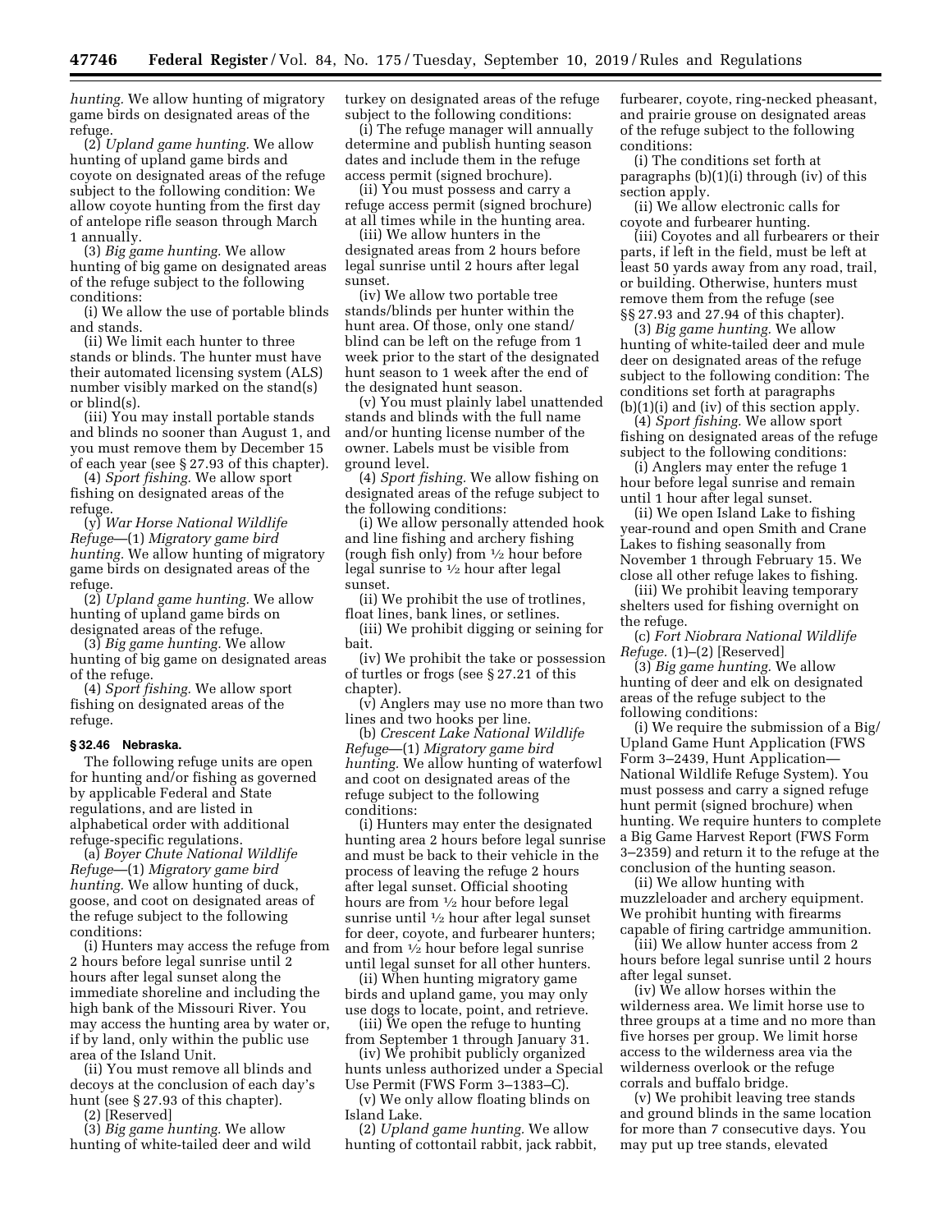*hunting.* We allow hunting of migratory game birds on designated areas of the refuge.

(2) *Upland game hunting.* We allow hunting of upland game birds and coyote on designated areas of the refuge subject to the following condition: We allow coyote hunting from the first day of antelope rifle season through March 1 annually.

(3) *Big game hunting.* We allow hunting of big game on designated areas of the refuge subject to the following conditions:

(i) We allow the use of portable blinds and stands.

(ii) We limit each hunter to three stands or blinds. The hunter must have their automated licensing system (ALS) number visibly marked on the stand(s) or blind(s).

(iii) You may install portable stands and blinds no sooner than August 1, and you must remove them by December 15 of each year (see § 27.93 of this chapter).

(4) *Sport fishing.* We allow sport fishing on designated areas of the refuge.

(y) *War Horse National Wildlife Refuge*—(1) *Migratory game bird hunting.* We allow hunting of migratory game birds on designated areas of the refuge.

(2) *Upland game hunting.* We allow hunting of upland game birds on designated areas of the refuge.

(3) *Big game hunting.* We allow hunting of big game on designated areas of the refuge.

(4) *Sport fishing.* We allow sport fishing on designated areas of the refuge.

## § 32.46 Nebraska.

The following refuge units are open for hunting and/or fishing as governed by applicable Federal and State regulations, and are listed in alphabetical order with additional refuge-specific regulations.

(a) *Boyer Chute National Wildlife Refuge*—(1) *Migratory game bird hunting.* We allow hunting of duck, goose, and coot on designated areas of the refuge subject to the following conditions:

(i) Hunters may access the refuge from 2 hours before legal sunrise until 2 hours after legal sunset along the immediate shoreline and including the high bank of the Missouri River. You may access the hunting area by water or, if by land, only within the public use area of the Island Unit.

(ii) You must remove all blinds and decoys at the conclusion of each day's hunt (see § 27.93 of this chapter).

(2) [Reserved]

(3) *Big game hunting.* We allow hunting of white-tailed deer and wild turkey on designated areas of the refuge subject to the following conditions:

(i) The refuge manager will annually determine and publish hunting season dates and include them in the refuge access permit (signed brochure).

(ii) You must possess and carry a refuge access permit (signed brochure) at all times while in the hunting area.

(iii) We allow hunters in the designated areas from 2 hours before legal sunrise until 2 hours after legal sunset.

(iv) We allow two portable tree stands/blinds per hunter within the hunt area. Of those, only one stand/blind can be left on the refuge from 1 week prior to the start of the designated hunt season to 1 week after the end of the designated hunt season.

(v) You must plainly label unattended stands and blinds with the full name and/or hunting license number of the owner. Labels must be visible from ground level.

(4) *Sport fishing.* We allow fishing on designated areas of the refuge subject to the following conditions:

(i) We allow personally attended hook and line fishing and archery fishing (rough fish only) from ½ hour before legal sunrise to ½ hour after legal sunset.

(ii) We prohibit the use of trotlines, float lines, bank lines, or setlines.

(iii) We prohibit digging or seining for bait.

(iv) We prohibit the take or possession of turtles or frogs (see § 27.21 of this chapter).

(v) Anglers may use no more than two lines and two hooks per line.

(b) *Crescent Lake National Wildlife Refuge*—(1) *Migratory game bird hunting.* We allow hunting of waterfowl and coot on designated areas of the refuge subject to the following conditions:

(i) Hunters may enter the designated hunting area 2 hours before legal sunrise and must be back to their vehicle in the process of leaving the refuge 2 hours after legal sunset. Official shooting hours are from ½ hour before legal sunrise until ½ hour after legal sunset for deer, coyote, and furbearer hunters; and from ½ hour before legal sunrise until legal sunset for all other hunters.

(ii) When hunting migratory game birds and upland game, you may only use dogs to locate, point, and retrieve.

(iii) We open the refuge to hunting from September 1 through January 31.

(iv) We prohibit publicly organized hunts unless authorized under a Special Use Permit (FWS Form 3–1383–C).

(v) We only allow floating blinds on Island Lake.

(2) *Upland game hunting.* We allow hunting of cottontail rabbit, jack rabbit, furbearer, coyote, ring-necked pheasant, and prairie grouse on designated areas of the refuge subject to the following conditions:

(i) The conditions set forth at paragraphs (b)(1)(i) through (iv) of this section apply.

(ii) We allow electronic calls for coyote and furbearer hunting.

(iii) Coyotes and all furbearers or their parts, if left in the field, must be left at least 50 yards away from any road, trail, or building. Otherwise, hunters must remove them from the refuge (see §§ 27.93 and 27.94 of this chapter).

(3) *Big game hunting.* We allow hunting of white-tailed deer and mule deer on designated areas of the refuge subject to the following condition: The conditions set forth at paragraphs (b)(1)(i) and (iv) of this section apply.

(4) *Sport fishing.* We allow sport fishing on designated areas of the refuge subject to the following conditions:

(i) Anglers may enter the refuge 1 hour before legal sunrise and remain until 1 hour after legal sunset.

(ii) We open Island Lake to fishing year-round and open Smith and Crane Lakes to fishing seasonally from November 1 through February 15. We close all other refuge lakes to fishing.

(iii) We prohibit leaving temporary shelters used for fishing overnight on the refuge.

(c) *Fort Niobrara National Wildlife Refuge.* (1)–(2) [Reserved]

(3) *Big game hunting.* We allow hunting of deer and elk on designated areas of the refuge subject to the following conditions:

(i) We require the submission of a Big/Upland Game Hunt Application (FWS Form 3–2439, Hunt Application—National Wildlife Refuge System). You must possess and carry a signed refuge hunt permit (signed brochure) when hunting. We require hunters to complete a Big Game Harvest Report (FWS Form 3–2359) and return it to the refuge at the conclusion of the hunting season.

(ii) We allow hunting with muzzleloader and archery equipment. We prohibit hunting with firearms capable of firing cartridge ammunition.

(iii) We allow hunter access from 2 hours before legal sunrise until 2 hours after legal sunset.

(iv) We allow horses within the wilderness area. We limit horse use to three groups at a time and no more than five horses per group. We limit horse access to the wilderness area via the wilderness overlook or the refuge corrals and buffalo bridge.

(v) We prohibit leaving tree stands and ground blinds in the same location for more than 7 consecutive days. You may put up tree stands, elevated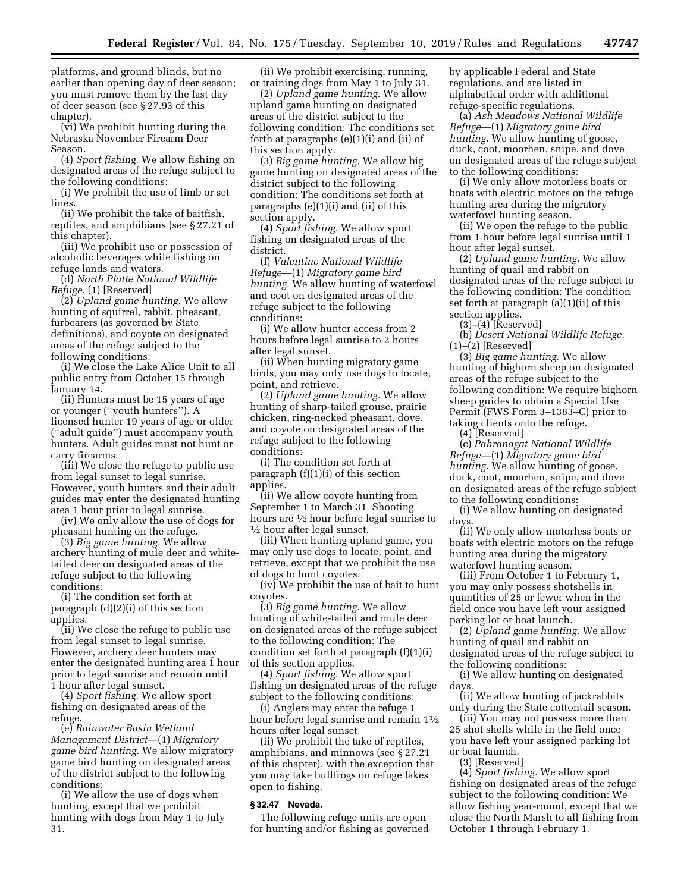platforms, and ground blinds, but no earlier than opening day of deer season; you must remove them by the last day of deer season (see § 27.93 of this chapter).

(vi) We prohibit hunting during the Nebraska November Firearm Deer Season.

(4) *Sport fishing.* We allow fishing on designated areas of the refuge subject to the following conditions:

(i) We prohibit the use of limb or set lines.

(ii) We prohibit the take of baitfish, reptiles, and amphibians (see § 27.21 of this chapter).

(iii) We prohibit use or possession of alcoholic beverages while fishing on refuge lands and waters.

(d) *North Platte National Wildlife Refuge.* (1) [Reserved]

(2) *Upland game hunting.* We allow hunting of squirrel, rabbit, pheasant, furbearers (as governed by State definitions), and coyote on designated areas of the refuge subject to the following conditions:

(i) We close the Lake Alice Unit to all public entry from October 15 through January 14.

(ii) Hunters must be 15 years of age or younger (''youth hunters''). A licensed hunter 19 years of age or older (''adult guide'') must accompany youth hunters. Adult guides must not hunt or carry firearms.

(iii) We close the refuge to public use from legal sunset to legal sunrise. However, youth hunters and their adult guides may enter the designated hunting area 1 hour prior to legal sunrise.

(iv) We only allow the use of dogs for pheasant hunting on the refuge.

(3) *Big game hunting.* We allow archery hunting of mule deer and white-tailed deer on designated areas of the refuge subject to the following conditions:

(i) The condition set forth at paragraph (d)(2)(i) of this section applies.

(ii) We close the refuge to public use from legal sunset to legal sunrise. However, archery deer hunters may enter the designated hunting area 1 hour prior to legal sunrise and remain until 1 hour after legal sunset.

(4) *Sport fishing.* We allow sport fishing on designated areas of the refuge.

(e) *Rainwater Basin Wetland Management District*—(1) *Migratory game bird hunting.* We allow migratory game bird hunting on designated areas of the district subject to the following conditions:

(i) We allow the use of dogs when hunting, except that we prohibit hunting with dogs from May 1 to July 31.

(ii) We prohibit exercising, running, or training dogs from May 1 to July 31.

(2) *Upland game hunting.* We allow upland game hunting on designated areas of the district subject to the following condition: The conditions set forth at paragraphs (e)(1)(i) and (ii) of this section apply.

(3) *Big game hunting.* We allow big game hunting on designated areas of the district subject to the following condition: The conditions set forth at paragraphs (e)(1)(i) and (ii) of this section apply.

(4) *Sport fishing.* We allow sport fishing on designated areas of the district.

(f) *Valentine National Wildlife Refuge*—(1) *Migratory game bird hunting.* We allow hunting of waterfowl and coot on designated areas of the refuge subject to the following conditions:

(i) We allow hunter access from 2 hours before legal sunrise to 2 hours after legal sunset.

(ii) When hunting migratory game birds, you may only use dogs to locate, point, and retrieve.

(2) *Upland game hunting.* We allow hunting of sharp-tailed grouse, prairie chicken, ring-necked pheasant, dove, and coyote on designated areas of the refuge subject to the following conditions:

(i) The condition set forth at paragraph (f)(1)(i) of this section applies.

(ii) We allow coyote hunting from September 1 to March 31. Shooting hours are ½ hour before legal sunrise to ½ hour after legal sunset.

(iii) When hunting upland game, you may only use dogs to locate, point, and retrieve, except that we prohibit the use of dogs to hunt coyotes.

(iv) We prohibit the use of bait to hunt coyotes.

(3) *Big game hunting.* We allow hunting of white-tailed and mule deer on designated areas of the refuge subject to the following condition: The condition set forth at paragraph (f)(1)(i) of this section applies.

(4) *Sport fishing.* We allow sport fishing on designated areas of the refuge subject to the following conditions:

(i) Anglers may enter the refuge 1 hour before legal sunrise and remain 1½ hours after legal sunset.

(ii) We prohibit the take of reptiles, amphibians, and minnows (see § 27.21 of this chapter), with the exception that you may take bullfrogs on refuge lakes open to fishing.

### § 32.47 Nevada.

The following refuge units are open for hunting and/or fishing as governed by applicable Federal and State regulations, and are listed in alphabetical order with additional refuge-specific regulations.

(a) *Ash Meadows National Wildlife Refuge*—(1) *Migratory game bird hunting.* We allow hunting of goose, duck, coot, moorhen, snipe, and dove on designated areas of the refuge subject to the following conditions:

(i) We only allow motorless boats or boats with electric motors on the refuge hunting area during the migratory waterfowl hunting season.

(ii) We open the refuge to the public from 1 hour before legal sunrise until 1 hour after legal sunset.

(2) *Upland game hunting.* We allow hunting of quail and rabbit on designated areas of the refuge subject to the following condition: The condition set forth at paragraph (a)(1)(ii) of this section applies.

(3)–(4) [Reserved]

(b) *Desert National Wildlife Refuge.* (1)–(2) [Reserved]

(3) *Big game hunting.* We allow hunting of bighorn sheep on designated areas of the refuge subject to the following condition: We require bighorn sheep guides to obtain a Special Use Permit (FWS Form 3–1383–C) prior to taking clients onto the refuge.

(4) [Reserved]

(c) *Pahranagat National Wildlife Refuge*—(1) *Migratory game bird hunting.* We allow hunting of goose, duck, coot, moorhen, snipe, and dove on designated areas of the refuge subject to the following conditions:

(i) We allow hunting on designated days.

(ii) We only allow motorless boats or boats with electric motors on the refuge hunting area during the migratory waterfowl hunting season.

(iii) From October 1 to February 1, you may only possess shotshells in quantities of 25 or fewer when in the field once you have left your assigned parking lot or boat launch.

(2) *Upland game hunting.* We allow hunting of quail and rabbit on designated areas of the refuge subject to the following conditions:

(i) We allow hunting on designated days.

(ii) We allow hunting of jackrabbits only during the State cottontail season.

(iii) You may not possess more than 25 shot shells while in the field once you have left your assigned parking lot or boat launch.

(3) [Reserved]

(4) *Sport fishing.* We allow sport fishing on designated areas of the refuge subject to the following condition: We allow fishing year-round, except that we close the North Marsh to all fishing from October 1 through February 1.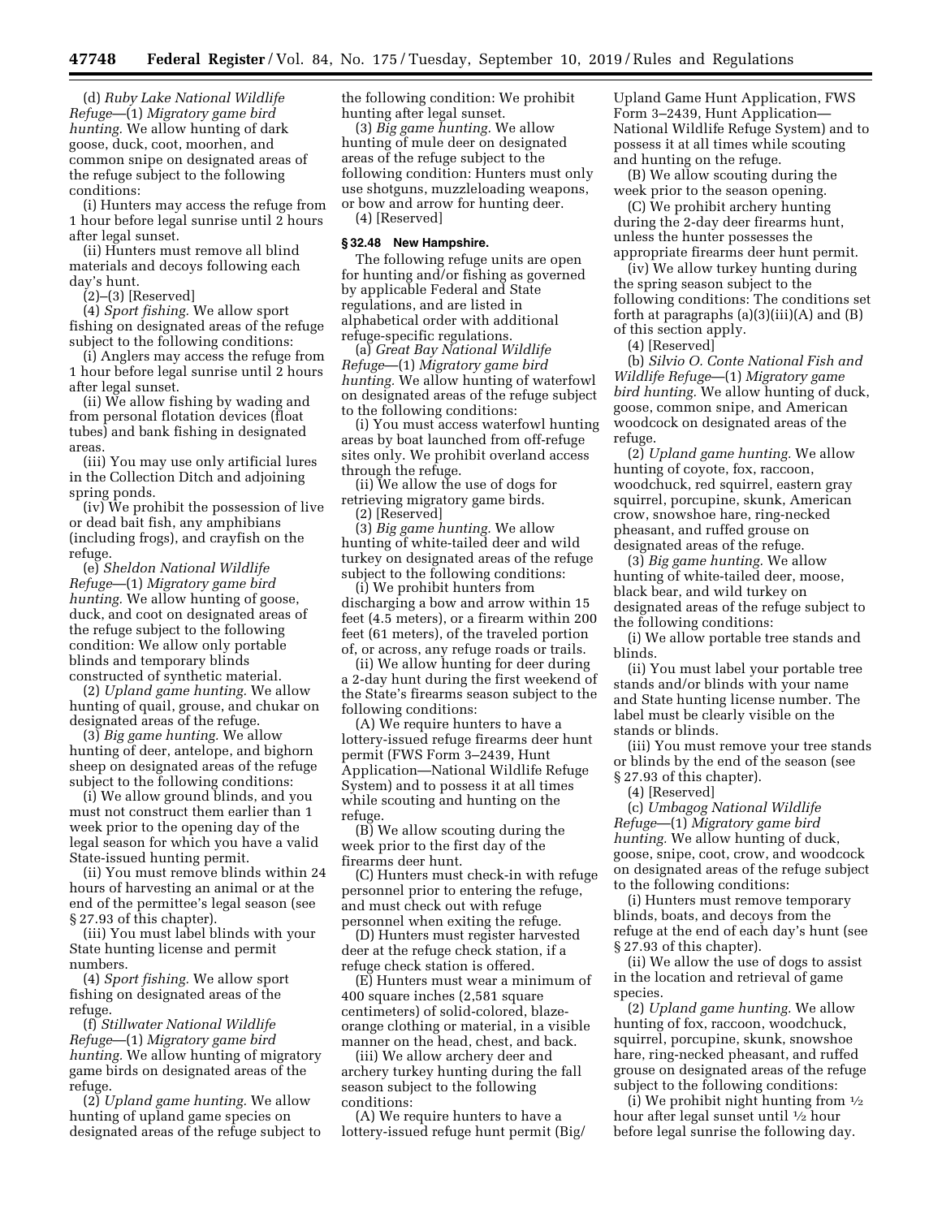(d) *Ruby Lake National Wildlife Refuge*—(1) *Migratory game bird hunting.* We allow hunting of dark goose, duck, coot, moorhen, and common snipe on designated areas of the refuge subject to the following conditions:

(i) Hunters may access the refuge from 1 hour before legal sunrise until 2 hours after legal sunset.

(ii) Hunters must remove all blind materials and decoys following each day's hunt.

(2)–(3) [Reserved]

(4) *Sport fishing.* We allow sport fishing on designated areas of the refuge subject to the following conditions:

(i) Anglers may access the refuge from 1 hour before legal sunrise until 2 hours after legal sunset.

(ii) We allow fishing by wading and from personal flotation devices (float tubes) and bank fishing in designated areas.

(iii) You may use only artificial lures in the Collection Ditch and adjoining spring ponds.

(iv) We prohibit the possession of live or dead bait fish, any amphibians (including frogs), and crayfish on the refuge.

(e) *Sheldon National Wildlife Refuge*—(1) *Migratory game bird hunting.* We allow hunting of goose, duck, and coot on designated areas of the refuge subject to the following condition: We allow only portable blinds and temporary blinds constructed of synthetic material.

(2) *Upland game hunting.* We allow hunting of quail, grouse, and chukar on designated areas of the refuge.

(3) *Big game hunting.* We allow hunting of deer, antelope, and bighorn sheep on designated areas of the refuge subject to the following conditions:

(i) We allow ground blinds, and you must not construct them earlier than 1 week prior to the opening day of the legal season for which you have a valid State-issued hunting permit.

(ii) You must remove blinds within 24 hours of harvesting an animal or at the end of the permittee's legal season (see § 27.93 of this chapter).

(iii) You must label blinds with your State hunting license and permit numbers.

(4) *Sport fishing.* We allow sport fishing on designated areas of the refuge.

(f) *Stillwater National Wildlife Refuge*—(1) *Migratory game bird hunting.* We allow hunting of migratory game birds on designated areas of the refuge.

(2) *Upland game hunting.* We allow hunting of upland game species on designated areas of the refuge subject to the following condition: We prohibit hunting after legal sunset.

(3) *Big game hunting.* We allow hunting of mule deer on designated areas of the refuge subject to the following condition: Hunters must only use shotguns, muzzleloading weapons, or bow and arrow for hunting deer.

(4) [Reserved]

### § 32.48 New Hampshire.

The following refuge units are open for hunting and/or fishing as governed by applicable Federal and State regulations, and are listed in alphabetical order with additional refuge-specific regulations.

(a) *Great Bay National Wildlife Refuge*—(1) *Migratory game bird hunting.* We allow hunting of waterfowl on designated areas of the refuge subject to the following conditions:

(i) You must access waterfowl hunting areas by boat launched from off-refuge sites only. We prohibit overland access through the refuge.

(ii) We allow the use of dogs for retrieving migratory game birds.

(2) [Reserved]

(3) *Big game hunting.* We allow hunting of white-tailed deer and wild turkey on designated areas of the refuge subject to the following conditions:

(i) We prohibit hunters from discharging a bow and arrow within 15 feet (4.5 meters), or a firearm within 200 feet (61 meters), of the traveled portion of, or across, any refuge roads or trails.

(ii) We allow hunting for deer during a 2-day hunt during the first weekend of the State's firearms season subject to the following conditions:

(A) We require hunters to have a lottery-issued refuge firearms deer hunt permit (FWS Form 3–2439, Hunt Application—National Wildlife Refuge System) and to possess it at all times while scouting and hunting on the refuge.

(B) We allow scouting during the week prior to the first day of the firearms deer hunt.

(C) Hunters must check-in with refuge personnel prior to entering the refuge, and must check out with refuge personnel when exiting the refuge.

(D) Hunters must register harvested deer at the refuge check station, if a refuge check station is offered.

(E) Hunters must wear a minimum of 400 square inches (2,581 square centimeters) of solid-colored, blaze-orange clothing or material, in a visible manner on the head, chest, and back.

(iii) We allow archery deer and archery turkey hunting during the fall season subject to the following conditions:

(A) We require hunters to have a lottery-issued refuge hunt permit (Big/Upland Game Hunt Application, FWS Form 3–2439, Hunt Application—National Wildlife Refuge System) and to possess it at all times while scouting and hunting on the refuge.

(B) We allow scouting during the week prior to the season opening.

(C) We prohibit archery hunting during the 2-day deer firearms hunt, unless the hunter possesses the appropriate firearms deer hunt permit.

(iv) We allow turkey hunting during the spring season subject to the following conditions: The conditions set forth at paragraphs (a)(3)(iii)(A) and (B) of this section apply.

(4) [Reserved]

(b) *Silvio O. Conte National Fish and Wildlife Refuge*—(1) *Migratory game bird hunting.* We allow hunting of duck, goose, common snipe, and American woodcock on designated areas of the refuge.

(2) *Upland game hunting.* We allow hunting of coyote, fox, raccoon, woodchuck, red squirrel, eastern gray squirrel, porcupine, skunk, American crow, snowshoe hare, ring-necked pheasant, and ruffed grouse on designated areas of the refuge.

(3) *Big game hunting.* We allow hunting of white-tailed deer, moose, black bear, and wild turkey on designated areas of the refuge subject to the following conditions:

(i) We allow portable tree stands and blinds.

(ii) You must label your portable tree stands and/or blinds with your name and State hunting license number. The label must be clearly visible on the stands or blinds.

(iii) You must remove your tree stands or blinds by the end of the season (see § 27.93 of this chapter).

(4) [Reserved]

(c) *Umbagog National Wildlife Refuge*—(1) *Migratory game bird hunting.* We allow hunting of duck, goose, snipe, coot, crow, and woodcock on designated areas of the refuge subject to the following conditions:

(i) Hunters must remove temporary blinds, boats, and decoys from the refuge at the end of each day's hunt (see § 27.93 of this chapter).

(ii) We allow the use of dogs to assist in the location and retrieval of game species.

(2) *Upland game hunting.* We allow hunting of fox, raccoon, woodchuck, squirrel, porcupine, skunk, snowshoe hare, ring-necked pheasant, and ruffed grouse on designated areas of the refuge subject to the following conditions:

(i) We prohibit night hunting from ½ hour after legal sunset until ½ hour before legal sunrise the following day.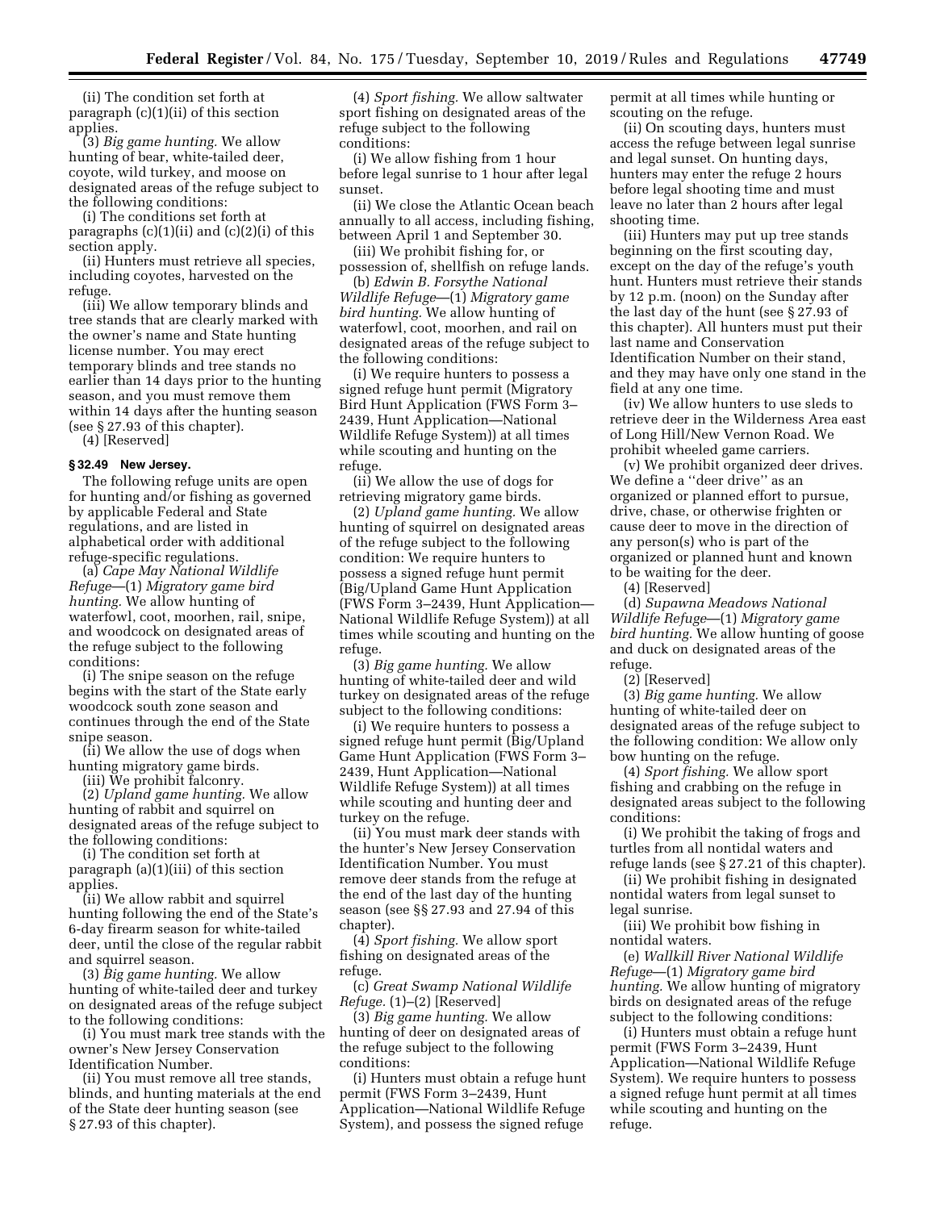(ii) The condition set forth at paragraph (c)(1)(ii) of this section applies.

(3) *Big game hunting.* We allow hunting of bear, white-tailed deer, coyote, wild turkey, and moose on designated areas of the refuge subject to the following conditions:

(i) The conditions set forth at paragraphs (c)(1)(ii) and (c)(2)(i) of this section apply.

(ii) Hunters must retrieve all species, including coyotes, harvested on the refuge.

(iii) We allow temporary blinds and tree stands that are clearly marked with the owner's name and State hunting license number. You may erect temporary blinds and tree stands no earlier than 14 days prior to the hunting season, and you must remove them within 14 days after the hunting season (see § 27.93 of this chapter).

(4) [Reserved]

### § 32.49 New Jersey.

The following refuge units are open for hunting and/or fishing as governed by applicable Federal and State regulations, and are listed in alphabetical order with additional refuge-specific regulations.

(a) *Cape May National Wildlife Refuge*—(1) *Migratory game bird hunting.* We allow hunting of waterfowl, coot, moorhen, rail, snipe, and woodcock on designated areas of the refuge subject to the following conditions:

(i) The snipe season on the refuge begins with the start of the State early woodcock south zone season and continues through the end of the State snipe season.

(ii) We allow the use of dogs when hunting migratory game birds.

(iii) We prohibit falconry.

(2) *Upland game hunting.* We allow hunting of rabbit and squirrel on designated areas of the refuge subject to the following conditions:

(i) The condition set forth at paragraph (a)(1)(iii) of this section applies.

(ii) We allow rabbit and squirrel hunting following the end of the State's 6-day firearm season for white-tailed deer, until the close of the regular rabbit and squirrel season.

(3) *Big game hunting.* We allow hunting of white-tailed deer and turkey on designated areas of the refuge subject to the following conditions:

(i) You must mark tree stands with the owner's New Jersey Conservation Identification Number.

(ii) You must remove all tree stands, blinds, and hunting materials at the end of the State deer hunting season (see § 27.93 of this chapter).

(4) *Sport fishing.* We allow saltwater sport fishing on designated areas of the refuge subject to the following conditions:

(i) We allow fishing from 1 hour before legal sunrise to 1 hour after legal sunset.

(ii) We close the Atlantic Ocean beach annually to all access, including fishing, between April 1 and September 30.

(iii) We prohibit fishing for, or possession of, shellfish on refuge lands.

(b) *Edwin B. Forsythe National Wildlife Refuge*—(1) *Migratory game bird hunting.* We allow hunting of waterfowl, coot, moorhen, and rail on designated areas of the refuge subject to the following conditions:

(i) We require hunters to possess a signed refuge hunt permit (Migratory Bird Hunt Application (FWS Form 3–2439, Hunt Application—National Wildlife Refuge System)) at all times while scouting and hunting on the refuge.

(ii) We allow the use of dogs for retrieving migratory game birds.

(2) *Upland game hunting.* We allow hunting of squirrel on designated areas of the refuge subject to the following condition: We require hunters to possess a signed refuge hunt permit (Big/Upland Game Hunt Application (FWS Form 3–2439, Hunt Application—National Wildlife Refuge System)) at all times while scouting and hunting on the refuge.

(3) *Big game hunting.* We allow hunting of white-tailed deer and wild turkey on designated areas of the refuge subject to the following conditions:

(i) We require hunters to possess a signed refuge hunt permit (Big/Upland Game Hunt Application (FWS Form 3–2439, Hunt Application—National Wildlife Refuge System)) at all times while scouting and hunting deer and turkey on the refuge.

(ii) You must mark deer stands with the hunter's New Jersey Conservation Identification Number. You must remove deer stands from the refuge at the end of the last day of the hunting season (see §§ 27.93 and 27.94 of this chapter).

(4) *Sport fishing.* We allow sport fishing on designated areas of the refuge.

(c) *Great Swamp National Wildlife Refuge.* (1)–(2) [Reserved]

(3) *Big game hunting.* We allow hunting of deer on designated areas of the refuge subject to the following conditions:

(i) Hunters must obtain a refuge hunt permit (FWS Form 3–2439, Hunt Application—National Wildlife Refuge System), and possess the signed refuge permit at all times while hunting or scouting on the refuge.

(ii) On scouting days, hunters must access the refuge between legal sunrise and legal sunset. On hunting days, hunters may enter the refuge 2 hours before legal shooting time and must leave no later than 2 hours after legal shooting time.

(iii) Hunters may put up tree stands beginning on the first scouting day, except on the day of the refuge's youth hunt. Hunters must retrieve their stands by 12 p.m. (noon) on the Sunday after the last day of the hunt (see § 27.93 of this chapter). All hunters must put their last name and Conservation Identification Number on their stand, and they may have only one stand in the field at any one time.

(iv) We allow hunters to use sleds to retrieve deer in the Wilderness Area east of Long Hill/New Vernon Road. We prohibit wheeled game carriers.

(v) We prohibit organized deer drives. We define a ''deer drive'' as an organized or planned effort to pursue, drive, chase, or otherwise frighten or cause deer to move in the direction of any person(s) who is part of the organized or planned hunt and known to be waiting for the deer.

(4) [Reserved]

(d) *Supawna Meadows National Wildlife Refuge*—(1) *Migratory game bird hunting.* We allow hunting of goose and duck on designated areas of the refuge.

(2) [Reserved]

(3) *Big game hunting.* We allow hunting of white-tailed deer on designated areas of the refuge subject to the following condition: We allow only bow hunting on the refuge.

(4) *Sport fishing.* We allow sport fishing and crabbing on the refuge in designated areas subject to the following conditions:

(i) We prohibit the taking of frogs and turtles from all nontidal waters and refuge lands (see § 27.21 of this chapter).

(ii) We prohibit fishing in designated nontidal waters from legal sunset to legal sunrise.

(iii) We prohibit bow fishing in nontidal waters.

(e) *Wallkill River National Wildlife Refuge*—(1) *Migratory game bird hunting.* We allow hunting of migratory birds on designated areas of the refuge subject to the following conditions:

(i) Hunters must obtain a refuge hunt permit (FWS Form 3–2439, Hunt Application—National Wildlife Refuge System). We require hunters to possess a signed refuge hunt permit at all times while scouting and hunting on the refuge.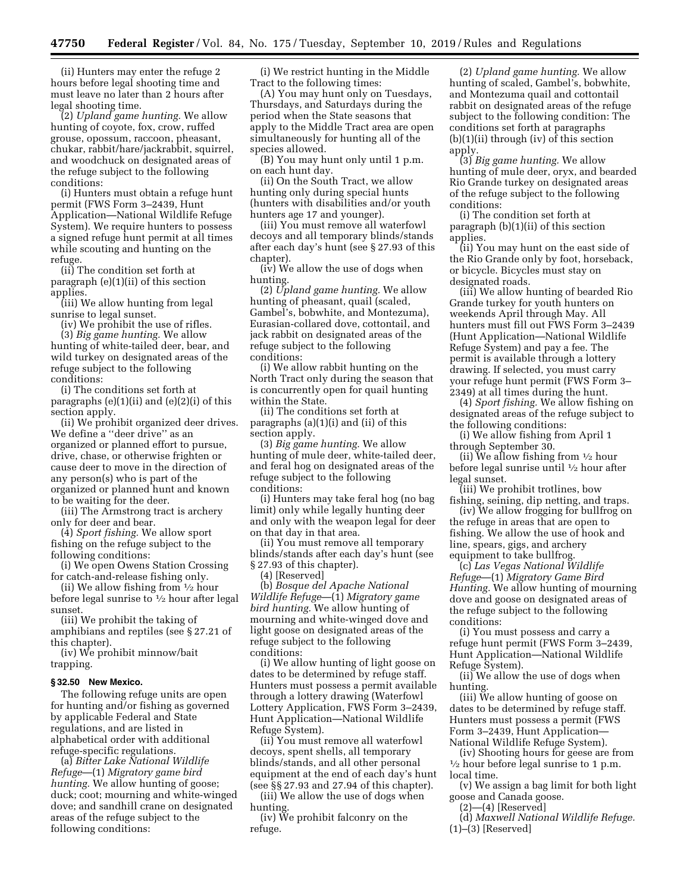(ii) Hunters may enter the refuge 2 hours before legal shooting time and must leave no later than 2 hours after legal shooting time.

(2) *Upland game hunting.* We allow hunting of coyote, fox, crow, ruffed grouse, opossum, raccoon, pheasant, chukar, rabbit/hare/jackrabbit, squirrel, and woodchuck on designated areas of the refuge subject to the following conditions:

(i) Hunters must obtain a refuge hunt permit (FWS Form 3–2439, Hunt Application—National Wildlife Refuge System). We require hunters to possess a signed refuge hunt permit at all times while scouting and hunting on the refuge.

(ii) The condition set forth at paragraph (e)(1)(ii) of this section applies.

(iii) We allow hunting from legal sunrise to legal sunset.

(iv) We prohibit the use of rifles.

(3) *Big game hunting.* We allow hunting of white-tailed deer, bear, and wild turkey on designated areas of the refuge subject to the following conditions:

(i) The conditions set forth at paragraphs (e)(1)(ii) and (e)(2)(i) of this section apply.

(ii) We prohibit organized deer drives. We define a ''deer drive'' as an organized or planned effort to pursue, drive, chase, or otherwise frighten or cause deer to move in the direction of any person(s) who is part of the organized or planned hunt and known to be waiting for the deer.

(iii) The Armstrong tract is archery only for deer and bear.

(4) *Sport fishing.* We allow sport fishing on the refuge subject to the following conditions:

(i) We open Owens Station Crossing for catch-and-release fishing only.

(ii) We allow fishing from ½ hour before legal sunrise to ½ hour after legal sunset.

(iii) We prohibit the taking of amphibians and reptiles (see § 27.21 of this chapter).

(iv) We prohibit minnow/bait trapping.

**§ 32.50 New Mexico.**

The following refuge units are open for hunting and/or fishing as governed by applicable Federal and State regulations, and are listed in alphabetical order with additional refuge-specific regulations.

(a) *Bitter Lake National Wildlife Refuge*—(1) *Migratory game bird hunting.* We allow hunting of goose; duck; coot; mourning and white-winged dove; and sandhill crane on designated areas of the refuge subject to the following conditions:

(i) We restrict hunting in the Middle Tract to the following times:

(A) You may hunt only on Tuesdays, Thursdays, and Saturdays during the period when the State seasons that apply to the Middle Tract area are open simultaneously for hunting all of the species allowed.

(B) You may hunt only until 1 p.m. on each hunt day.

(ii) On the South Tract, we allow hunting only during special hunts (hunters with disabilities and/or youth hunters age 17 and younger).

(iii) You must remove all waterfowl decoys and all temporary blinds/stands after each day's hunt (see § 27.93 of this chapter).

(iv) We allow the use of dogs when hunting.

(2) *Upland game hunting.* We allow hunting of pheasant, quail (scaled, Gambel's, bobwhite, and Montezuma), Eurasian-collared dove, cottontail, and jack rabbit on designated areas of the refuge subject to the following conditions:

(i) We allow rabbit hunting on the North Tract only during the season that is concurrently open for quail hunting within the State.

(ii) The conditions set forth at paragraphs (a)(1)(i) and (ii) of this section apply.

(3) *Big game hunting.* We allow hunting of mule deer, white-tailed deer, and feral hog on designated areas of the refuge subject to the following conditions:

(i) Hunters may take feral hog (no bag limit) only while legally hunting deer and only with the weapon legal for deer on that day in that area.

(ii) You must remove all temporary blinds/stands after each day's hunt (see § 27.93 of this chapter).

(4) [Reserved]

(b) *Bosque del Apache National Wildlife Refuge*—(1) *Migratory game bird hunting.* We allow hunting of mourning and white-winged dove and light goose on designated areas of the refuge subject to the following conditions:

(i) We allow hunting of light goose on dates to be determined by refuge staff. Hunters must possess a permit available through a lottery drawing (Waterfowl Lottery Application, FWS Form 3–2439, Hunt Application—National Wildlife Refuge System).

(ii) You must remove all waterfowl decoys, spent shells, all temporary blinds/stands, and all other personal equipment at the end of each day's hunt (see §§ 27.93 and 27.94 of this chapter).

(iii) We allow the use of dogs when hunting.

(iv) We prohibit falconry on the refuge.

(2) *Upland game hunting.* We allow hunting of scaled, Gambel's, bobwhite, and Montezuma quail and cottontail rabbit on designated areas of the refuge subject to the following condition: The conditions set forth at paragraphs (b)(1)(ii) through (iv) of this section apply.

(3) *Big game hunting.* We allow hunting of mule deer, oryx, and bearded Rio Grande turkey on designated areas of the refuge subject to the following conditions:

(i) The condition set forth at paragraph (b)(1)(ii) of this section applies.

(ii) You may hunt on the east side of the Rio Grande only by foot, horseback, or bicycle. Bicycles must stay on designated roads.

(iii) We allow hunting of bearded Rio Grande turkey for youth hunters on weekends April through May. All hunters must fill out FWS Form 3–2439 (Hunt Application—National Wildlife Refuge System) and pay a fee. The permit is available through a lottery drawing. If selected, you must carry your refuge hunt permit (FWS Form 3–2349) at all times during the hunt.

(4) *Sport fishing.* We allow fishing on designated areas of the refuge subject to the following conditions:

(i) We allow fishing from April 1 through September 30.

(ii) We allow fishing from ½ hour before legal sunrise until ½ hour after legal sunset.

(iii) We prohibit trotlines, bow fishing, seining, dip netting, and traps.

(iv) We allow frogging for bullfrog on the refuge in areas that are open to fishing. We allow the use of hook and line, spears, gigs, and archery equipment to take bullfrog.

(c) *Las Vegas National Wildlife Refuge*—(1) *Migratory Game Bird Hunting.* We allow hunting of mourning dove and goose on designated areas of the refuge subject to the following conditions:

(i) You must possess and carry a refuge hunt permit (FWS Form 3–2439, Hunt Application—National Wildlife Refuge System).

(ii) We allow the use of dogs when hunting.

(iii) We allow hunting of goose on dates to be determined by refuge staff. Hunters must possess a permit (FWS Form 3–2439, Hunt Application—National Wildlife Refuge System).

(iv) Shooting hours for geese are from ½ hour before legal sunrise to 1 p.m. local time.

(v) We assign a bag limit for both light goose and Canada goose.

(2)—(4) [Reserved]

(d) *Maxwell National Wildlife Refuge.* (1)–(3) [Reserved]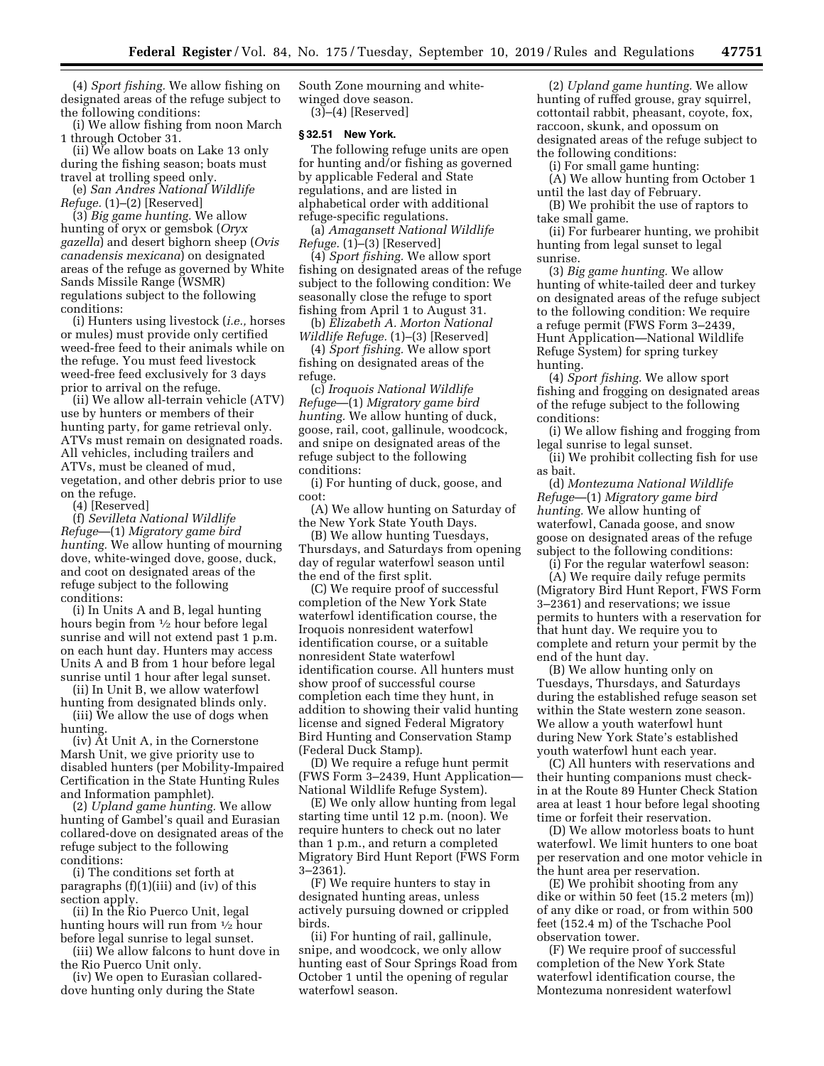(4) *Sport fishing.* We allow fishing on designated areas of the refuge subject to the following conditions:

(i) We allow fishing from noon March 1 through October 31.

(ii) We allow boats on Lake 13 only during the fishing season; boats must travel at trolling speed only.

(e) *San Andres National Wildlife Refuge.* (1)–(2) [Reserved]

(3) *Big game hunting.* We allow hunting of oryx or gemsbok (*Oryx gazella*) and desert bighorn sheep (*Ovis canadensis mexicana*) on designated areas of the refuge as governed by White Sands Missile Range (WSMR) regulations subject to the following conditions:

(i) Hunters using livestock (*i.e.,* horses or mules) must provide only certified weed-free feed to their animals while on the refuge. You must feed livestock weed-free feed exclusively for 3 days prior to arrival on the refuge.

(ii) We allow all-terrain vehicle (ATV) use by hunters or members of their hunting party, for game retrieval only. ATVs must remain on designated roads. All vehicles, including trailers and ATVs, must be cleaned of mud, vegetation, and other debris prior to use on the refuge.

(4) [Reserved]

(f) *Sevilleta National Wildlife Refuge*—(1) *Migratory game bird hunting.* We allow hunting of mourning dove, white-winged dove, goose, duck, and coot on designated areas of the refuge subject to the following conditions:

(i) In Units A and B, legal hunting hours begin from ½ hour before legal sunrise and will not extend past 1 p.m. on each hunt day. Hunters may access Units A and B from 1 hour before legal sunrise until 1 hour after legal sunset.

(ii) In Unit B, we allow waterfowl hunting from designated blinds only.

(iii) We allow the use of dogs when hunting.

(iv) At Unit A, in the Cornerstone Marsh Unit, we give priority use to disabled hunters (per Mobility-Impaired Certification in the State Hunting Rules and Information pamphlet).

(2) *Upland game hunting.* We allow hunting of Gambel's quail and Eurasian collared-dove on designated areas of the refuge subject to the following conditions:

(i) The conditions set forth at paragraphs (f)(1)(iii) and (iv) of this section apply.

(ii) In the Rio Puerco Unit, legal hunting hours will run from ½ hour before legal sunrise to legal sunset.

(iii) We allow falcons to hunt dove in the Rio Puerco Unit only.

(iv) We open to Eurasian collared-dove hunting only during the State South Zone mourning and white-winged dove season.

(3)–(4) [Reserved]

**§ 32.51 New York.**

The following refuge units are open for hunting and/or fishing as governed by applicable Federal and State regulations, and are listed in alphabetical order with additional refuge-specific regulations.

(a) *Amagansett National Wildlife Refuge.* (1)–(3) [Reserved]

(4) *Sport fishing.* We allow sport fishing on designated areas of the refuge subject to the following condition: We seasonally close the refuge to sport fishing from April 1 to August 31.

(b) *Elizabeth A. Morton National Wildlife Refuge.* (1)–(3) [Reserved]

(4) *Sport fishing.* We allow sport fishing on designated areas of the refuge.

(c) *Iroquois National Wildlife Refuge*—(1) *Migratory game bird hunting.* We allow hunting of duck, goose, rail, coot, gallinule, woodcock, and snipe on designated areas of the refuge subject to the following conditions:

(i) For hunting of duck, goose, and coot:

(A) We allow hunting on Saturday of the New York State Youth Days.

(B) We allow hunting Tuesdays, Thursdays, and Saturdays from opening day of regular waterfowl season until the end of the first split.

(C) We require proof of successful completion of the New York State waterfowl identification course, the Iroquois nonresident waterfowl identification course, or a suitable nonresident State waterfowl identification course. All hunters must show proof of successful course completion each time they hunt, in addition to showing their valid hunting license and signed Federal Migratory Bird Hunting and Conservation Stamp (Federal Duck Stamp).

(D) We require a refuge hunt permit (FWS Form 3–2439, Hunt Application—National Wildlife Refuge System).

(E) We only allow hunting from legal starting time until 12 p.m. (noon). We require hunters to check out no later than 1 p.m., and return a completed Migratory Bird Hunt Report (FWS Form 3–2361).

(F) We require hunters to stay in designated hunting areas, unless actively pursuing downed or crippled birds.

(ii) For hunting of rail, gallinule, snipe, and woodcock, we only allow hunting east of Sour Springs Road from October 1 until the opening of regular waterfowl season.

(2) *Upland game hunting.* We allow hunting of ruffed grouse, gray squirrel, cottontail rabbit, pheasant, coyote, fox, raccoon, skunk, and opossum on designated areas of the refuge subject to the following conditions:

(i) For small game hunting:

(A) We allow hunting from October 1 until the last day of February.

(B) We prohibit the use of raptors to take small game.

(ii) For furbearer hunting, we prohibit hunting from legal sunset to legal sunrise.

(3) *Big game hunting.* We allow hunting of white-tailed deer and turkey on designated areas of the refuge subject to the following condition: We require a refuge permit (FWS Form 3–2439, Hunt Application—National Wildlife Refuge System) for spring turkey hunting.

(4) *Sport fishing.* We allow sport fishing and frogging on designated areas of the refuge subject to the following conditions:

(i) We allow fishing and frogging from legal sunrise to legal sunset.

(ii) We prohibit collecting fish for use as bait.

(d) *Montezuma National Wildlife Refuge*—(1) *Migratory game bird hunting.* We allow hunting of waterfowl, Canada goose, and snow goose on designated areas of the refuge subject to the following conditions:

(i) For the regular waterfowl season:

(A) We require daily refuge permits (Migratory Bird Hunt Report, FWS Form 3–2361) and reservations; we issue permits to hunters with a reservation for that hunt day. We require you to complete and return your permit by the end of the hunt day.

(B) We allow hunting only on Tuesdays, Thursdays, and Saturdays during the established refuge season set within the State western zone season. We allow a youth waterfowl hunt during New York State's established youth waterfowl hunt each year.

(C) All hunters with reservations and their hunting companions must check-in at the Route 89 Hunter Check Station area at least 1 hour before legal shooting time or forfeit their reservation.

(D) We allow motorless boats to hunt waterfowl. We limit hunters to one boat per reservation and one motor vehicle in the hunt area per reservation.

(E) We prohibit shooting from any dike or within 50 feet (15.2 meters (m)) of any dike or road, or from within 500 feet (152.4 m) of the Tschache Pool observation tower.

(F) We require proof of successful completion of the New York State waterfowl identification course, the Montezuma nonresident waterfowl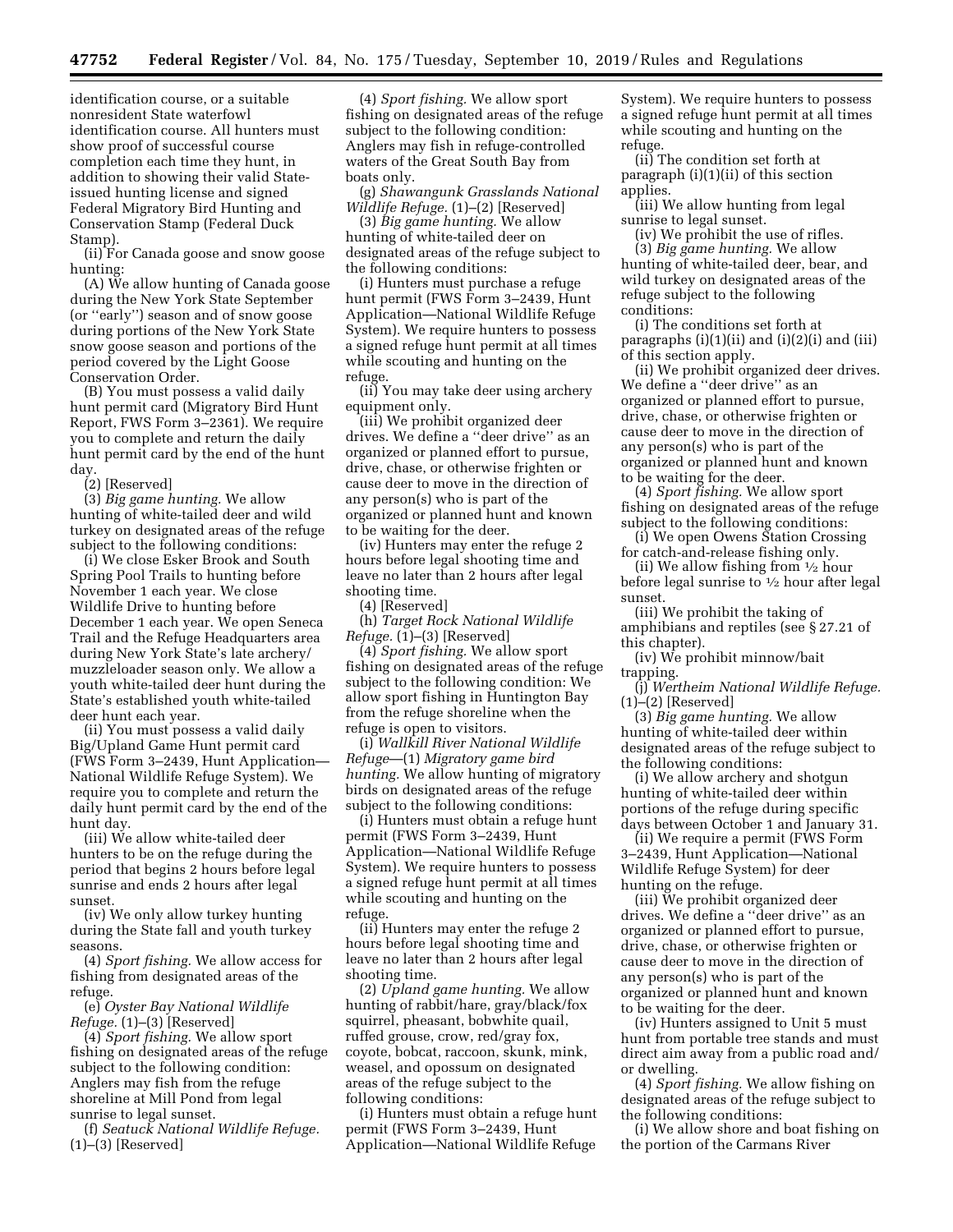identification course, or a suitable nonresident State waterfowl identification course. All hunters must show proof of successful course completion each time they hunt, in addition to showing their valid State-issued hunting license and signed Federal Migratory Bird Hunting and Conservation Stamp (Federal Duck Stamp).

(ii) For Canada goose and snow goose hunting:

(A) We allow hunting of Canada goose during the New York State September (or ''early'') season and of snow goose during portions of the New York State snow goose season and portions of the period covered by the Light Goose Conservation Order.

(B) You must possess a valid daily hunt permit card (Migratory Bird Hunt Report, FWS Form 3–2361). We require you to complete and return the daily hunt permit card by the end of the hunt day.

(2) [Reserved]

(3) *Big game hunting.* We allow hunting of white-tailed deer and wild turkey on designated areas of the refuge subject to the following conditions:

(i) We close Esker Brook and South Spring Pool Trails to hunting before November 1 each year. We close Wildlife Drive to hunting before December 1 each year. We open Seneca Trail and the Refuge Headquarters area during New York State's late archery/muzzleloader season only. We allow a youth white-tailed deer hunt during the State's established youth white-tailed deer hunt each year.

(ii) You must possess a valid daily Big/Upland Game Hunt permit card (FWS Form 3–2439, Hunt Application—National Wildlife Refuge System). We require you to complete and return the daily hunt permit card by the end of the hunt day.

(iii) We allow white-tailed deer hunters to be on the refuge during the period that begins 2 hours before legal sunrise and ends 2 hours after legal sunset.

(iv) We only allow turkey hunting during the State fall and youth turkey seasons.

(4) *Sport fishing.* We allow access for fishing from designated areas of the refuge.

(e) *Oyster Bay National Wildlife Refuge.* (1)–(3) [Reserved]

(4) *Sport fishing.* We allow sport fishing on designated areas of the refuge subject to the following condition: Anglers may fish from the refuge shoreline at Mill Pond from legal sunrise to legal sunset.

(f) *Seatuck National Wildlife Refuge.* (1)–(3) [Reserved]

(4) *Sport fishing.* We allow sport fishing on designated areas of the refuge subject to the following condition: Anglers may fish in refuge-controlled waters of the Great South Bay from boats only.

(g) *Shawangunk Grasslands National Wildlife Refuge.* (1)–(2) [Reserved]

(3) *Big game hunting.* We allow hunting of white-tailed deer on designated areas of the refuge subject to the following conditions:

(i) Hunters must purchase a refuge hunt permit (FWS Form 3–2439, Hunt Application—National Wildlife Refuge System). We require hunters to possess a signed refuge hunt permit at all times while scouting and hunting on the refuge.

(ii) You may take deer using archery equipment only.

(iii) We prohibit organized deer drives. We define a ''deer drive'' as an organized or planned effort to pursue, drive, chase, or otherwise frighten or cause deer to move in the direction of any person(s) who is part of the organized or planned hunt and known to be waiting for the deer.

(iv) Hunters may enter the refuge 2 hours before legal shooting time and leave no later than 2 hours after legal shooting time.

(4) [Reserved]

(h) *Target Rock National Wildlife Refuge.* (1)–(3) [Reserved]

(4) *Sport fishing.* We allow sport fishing on designated areas of the refuge subject to the following condition: We allow sport fishing in Huntington Bay from the refuge shoreline when the refuge is open to visitors.

(i) *Wallkill River National Wildlife Refuge*—(1) *Migratory game bird hunting.* We allow hunting of migratory birds on designated areas of the refuge subject to the following conditions:

(i) Hunters must obtain a refuge hunt permit (FWS Form 3–2439, Hunt Application—National Wildlife Refuge System). We require hunters to possess a signed refuge hunt permit at all times while scouting and hunting on the refuge.

(ii) Hunters may enter the refuge 2 hours before legal shooting time and leave no later than 2 hours after legal shooting time.

(2) *Upland game hunting.* We allow hunting of rabbit/hare, gray/black/fox squirrel, pheasant, bobwhite quail, ruffed grouse, crow, red/gray fox, coyote, bobcat, raccoon, skunk, mink, weasel, and opossum on designated areas of the refuge subject to the following conditions:

(i) Hunters must obtain a refuge hunt permit (FWS Form 3–2439, Hunt Application—National Wildlife Refuge System). We require hunters to possess a signed refuge hunt permit at all times while scouting and hunting on the refuge.

(ii) The condition set forth at paragraph (i)(1)(ii) of this section applies.

(iii) We allow hunting from legal sunrise to legal sunset.

(iv) We prohibit the use of rifles.

(3) *Big game hunting.* We allow hunting of white-tailed deer, bear, and wild turkey on designated areas of the refuge subject to the following conditions:

(i) The conditions set forth at paragraphs (i)(1)(ii) and (i)(2)(i) and (iii) of this section apply.

(ii) We prohibit organized deer drives. We define a ''deer drive'' as an organized or planned effort to pursue, drive, chase, or otherwise frighten or cause deer to move in the direction of any person(s) who is part of the organized or planned hunt and known to be waiting for the deer.

(4) *Sport fishing.* We allow sport fishing on designated areas of the refuge subject to the following conditions:

(i) We open Owens Station Crossing for catch-and-release fishing only.

(ii) We allow fishing from ½ hour before legal sunrise to ½ hour after legal sunset.

(iii) We prohibit the taking of amphibians and reptiles (see § 27.21 of this chapter).

(iv) We prohibit minnow/bait trapping.

(j) *Wertheim National Wildlife Refuge.* (1)–(2) [Reserved]

(3) *Big game hunting.* We allow hunting of white-tailed deer within designated areas of the refuge subject to the following conditions:

(i) We allow archery and shotgun hunting of white-tailed deer within portions of the refuge during specific days between October 1 and January 31.

(ii) We require a permit (FWS Form 3–2439, Hunt Application—National Wildlife Refuge System) for deer hunting on the refuge.

(iii) We prohibit organized deer drives. We define a ''deer drive'' as an organized or planned effort to pursue, drive, chase, or otherwise frighten or cause deer to move in the direction of any person(s) who is part of the organized or planned hunt and known to be waiting for the deer.

(iv) Hunters assigned to Unit 5 must hunt from portable tree stands and must direct aim away from a public road and/or dwelling.

(4) *Sport fishing.* We allow fishing on designated areas of the refuge subject to the following conditions:

(i) We allow shore and boat fishing on the portion of the Carmans River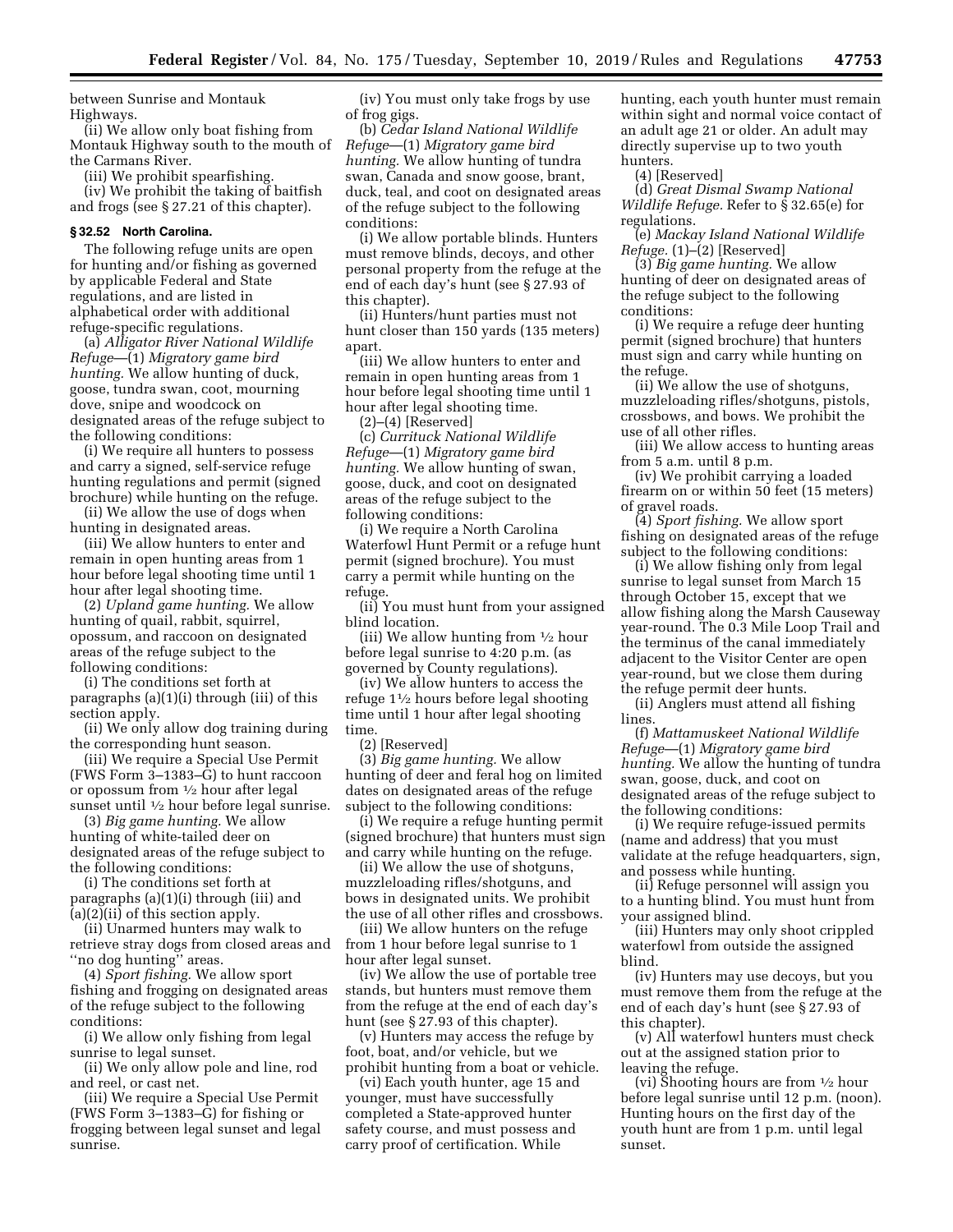between Sunrise and Montauk Highways.

(ii) We allow only boat fishing from Montauk Highway south to the mouth of the Carmans River.

(iii) We prohibit spearfishing.

(iv) We prohibit the taking of baitfish and frogs (see § 27.21 of this chapter).

### § 32.52 North Carolina.

The following refuge units are open for hunting and/or fishing as governed by applicable Federal and State regulations, and are listed in alphabetical order with additional refuge-specific regulations.

(a) *Alligator River National Wildlife Refuge*—(1) *Migratory game bird hunting.* We allow hunting of duck, goose, tundra swan, coot, mourning dove, snipe and woodcock on designated areas of the refuge subject to the following conditions:

(i) We require all hunters to possess and carry a signed, self-service refuge hunting regulations and permit (signed brochure) while hunting on the refuge.

(ii) We allow the use of dogs when hunting in designated areas.

(iii) We allow hunters to enter and remain in open hunting areas from 1 hour before legal shooting time until 1 hour after legal shooting time.

(2) *Upland game hunting.* We allow hunting of quail, rabbit, squirrel, opossum, and raccoon on designated areas of the refuge subject to the following conditions:

(i) The conditions set forth at paragraphs (a)(1)(i) through (iii) of this section apply.

(ii) We only allow dog training during the corresponding hunt season.

(iii) We require a Special Use Permit (FWS Form 3–1383–G) to hunt raccoon or opossum from ½ hour after legal sunset until ½ hour before legal sunrise.

(3) *Big game hunting.* We allow hunting of white-tailed deer on designated areas of the refuge subject to the following conditions:

(i) The conditions set forth at paragraphs (a)(1)(i) through (iii) and (a)(2)(ii) of this section apply.

(ii) Unarmed hunters may walk to retrieve stray dogs from closed areas and ''no dog hunting'' areas.

(4) *Sport fishing.* We allow sport fishing and frogging on designated areas of the refuge subject to the following conditions:

(i) We allow only fishing from legal sunrise to legal sunset.

(ii) We only allow pole and line, rod and reel, or cast net.

(iii) We require a Special Use Permit (FWS Form 3–1383–G) for fishing or frogging between legal sunset and legal sunrise.

(iv) You must only take frogs by use of frog gigs.

(b) *Cedar Island National Wildlife Refuge*—(1) *Migratory game bird hunting.* We allow hunting of tundra swan, Canada and snow goose, brant, duck, teal, and coot on designated areas of the refuge subject to the following conditions:

(i) We allow portable blinds. Hunters must remove blinds, decoys, and other personal property from the refuge at the end of each day's hunt (see § 27.93 of this chapter).

(ii) Hunters/hunt parties must not hunt closer than 150 yards (135 meters) apart.

(iii) We allow hunters to enter and remain in open hunting areas from 1 hour before legal shooting time until 1 hour after legal shooting time.

(2)–(4) [Reserved]

(c) *Currituck National Wildlife Refuge*—(1) *Migratory game bird hunting.* We allow hunting of swan, goose, duck, and coot on designated areas of the refuge subject to the following conditions:

(i) We require a North Carolina Waterfowl Hunt Permit or a refuge hunt permit (signed brochure). You must carry a permit while hunting on the refuge.

(ii) You must hunt from your assigned blind location.

(iii) We allow hunting from ½ hour before legal sunrise to 4:20 p.m. (as governed by County regulations).

(iv) We allow hunters to access the refuge 1½ hours before legal shooting time until 1 hour after legal shooting time.

(2) [Reserved]

(3) *Big game hunting.* We allow hunting of deer and feral hog on limited dates on designated areas of the refuge subject to the following conditions:

(i) We require a refuge hunting permit (signed brochure) that hunters must sign and carry while hunting on the refuge.

(ii) We allow the use of shotguns, muzzleloading rifles/shotguns, and bows in designated units. We prohibit the use of all other rifles and crossbows.

(iii) We allow hunters on the refuge from 1 hour before legal sunrise to 1 hour after legal sunset.

(iv) We allow the use of portable tree stands, but hunters must remove them from the refuge at the end of each day's hunt (see § 27.93 of this chapter).

(v) Hunters may access the refuge by foot, boat, and/or vehicle, but we prohibit hunting from a boat or vehicle.

(vi) Each youth hunter, age 15 and younger, must have successfully completed a State-approved hunter safety course, and must possess and carry proof of certification. While hunting, each youth hunter must remain within sight and normal voice contact of an adult age 21 or older. An adult may directly supervise up to two youth hunters.

(4) [Reserved]

(d) *Great Dismal Swamp National Wildlife Refuge.* Refer to § 32.65(e) for regulations.

(e) *Mackay Island National Wildlife Refuge.* (1)–(2) [Reserved]

(3) *Big game hunting.* We allow hunting of deer on designated areas of the refuge subject to the following conditions:

(i) We require a refuge deer hunting permit (signed brochure) that hunters must sign and carry while hunting on the refuge.

(ii) We allow the use of shotguns, muzzleloading rifles/shotguns, pistols, crossbows, and bows. We prohibit the use of all other rifles.

(iii) We allow access to hunting areas from 5 a.m. until 8 p.m.

(iv) We prohibit carrying a loaded firearm on or within 50 feet (15 meters) of gravel roads.

(4) *Sport fishing.* We allow sport fishing on designated areas of the refuge subject to the following conditions:

(i) We allow fishing only from legal sunrise to legal sunset from March 15 through October 15, except that we allow fishing along the Marsh Causeway year-round. The 0.3 Mile Loop Trail and the terminus of the canal immediately adjacent to the Visitor Center are open year-round, but we close them during the refuge permit deer hunts.

(ii) Anglers must attend all fishing lines.

(f) *Mattamuskeet National Wildlife Refuge*—(1) *Migratory game bird hunting.* We allow the hunting of tundra swan, goose, duck, and coot on designated areas of the refuge subject to the following conditions:

(i) We require refuge-issued permits (name and address) that you must validate at the refuge headquarters, sign, and possess while hunting.

(ii) Refuge personnel will assign you to a hunting blind. You must hunt from your assigned blind.

(iii) Hunters may only shoot crippled waterfowl from outside the assigned blind.

(iv) Hunters may use decoys, but you must remove them from the refuge at the end of each day's hunt (see § 27.93 of this chapter).

(v) All waterfowl hunters must check out at the assigned station prior to leaving the refuge.

(vi) Shooting hours are from ½ hour before legal sunrise until 12 p.m. (noon). Hunting hours on the first day of the youth hunt are from 1 p.m. until legal sunset.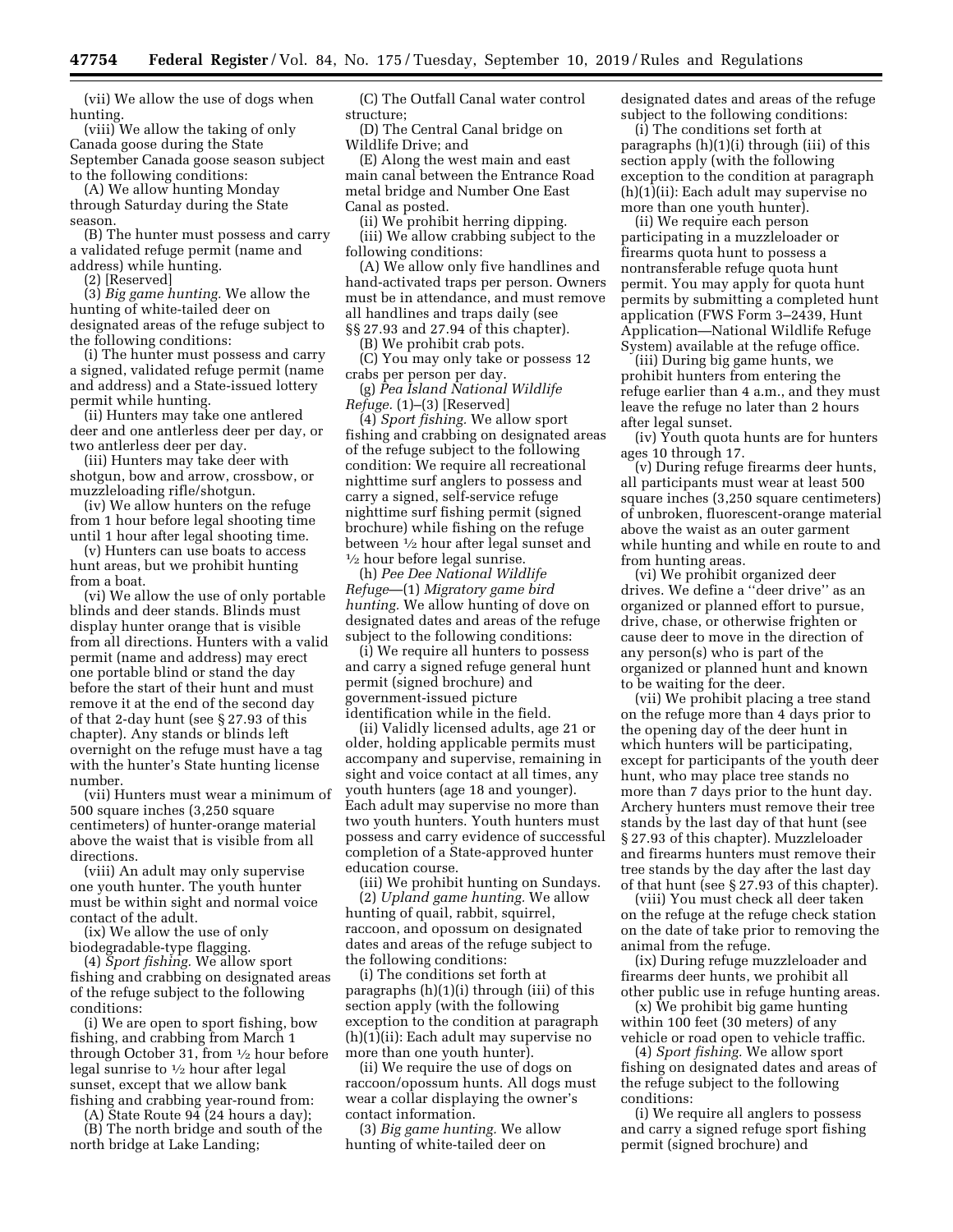(vii) We allow the use of dogs when hunting.

(viii) We allow the taking of only Canada goose during the State September Canada goose season subject to the following conditions:

(A) We allow hunting Monday through Saturday during the State season.

(B) The hunter must possess and carry a validated refuge permit (name and address) while hunting.

(2) [Reserved]

(3) *Big game hunting.* We allow the hunting of white-tailed deer on designated areas of the refuge subject to the following conditions:

(i) The hunter must possess and carry a signed, validated refuge permit (name and address) and a State-issued lottery permit while hunting.

(ii) Hunters may take one antlered deer and one antlerless deer per day, or two antlerless deer per day.

(iii) Hunters may take deer with shotgun, bow and arrow, crossbow, or muzzleloading rifle/shotgun.

(iv) We allow hunters on the refuge from 1 hour before legal shooting time until 1 hour after legal shooting time.

(v) Hunters can use boats to access hunt areas, but we prohibit hunting from a boat.

(vi) We allow the use of only portable blinds and deer stands. Blinds must display hunter orange that is visible from all directions. Hunters with a valid permit (name and address) may erect one portable blind or stand the day before the start of their hunt and must remove it at the end of the second day of that 2-day hunt (see § 27.93 of this chapter). Any stands or blinds left overnight on the refuge must have a tag with the hunter's State hunting license number.

(vii) Hunters must wear a minimum of 500 square inches (3,250 square centimeters) of hunter-orange material above the waist that is visible from all directions.

(viii) An adult may only supervise one youth hunter. The youth hunter must be within sight and normal voice contact of the adult.

(ix) We allow the use of only biodegradable-type flagging.

(4) *Sport fishing.* We allow sport fishing and crabbing on designated areas of the refuge subject to the following conditions:

(i) We are open to sport fishing, bow fishing, and crabbing from March 1 through October 31, from ½ hour before legal sunrise to ½ hour after legal sunset, except that we allow bank fishing and crabbing year-round from:

(A) State Route 94 (24 hours a day);

(B) The north bridge and south of the north bridge at Lake Landing;

(C) The Outfall Canal water control structure;

(D) The Central Canal bridge on Wildlife Drive; and

(E) Along the west main and east main canal between the Entrance Road metal bridge and Number One East Canal as posted.

(ii) We prohibit herring dipping.

(iii) We allow crabbing subject to the following conditions:

(A) We allow only five handlines and hand-activated traps per person. Owners must be in attendance, and must remove all handlines and traps daily (see §§ 27.93 and 27.94 of this chapter).

(B) We prohibit crab pots.

(C) You may only take or possess 12 crabs per person per day.

(g) *Pea Island National Wildlife Refuge.* (1)–(3) [Reserved]

(4) *Sport fishing.* We allow sport fishing and crabbing on designated areas of the refuge subject to the following condition: We require all recreational nighttime surf anglers to possess and carry a signed, self-service refuge nighttime surf fishing permit (signed brochure) while fishing on the refuge between ½ hour after legal sunset and ½ hour before legal sunrise.

(h) *Pee Dee National Wildlife Refuge*—(1) *Migratory game bird hunting.* We allow hunting of dove on designated dates and areas of the refuge subject to the following conditions:

(i) We require all hunters to possess and carry a signed refuge general hunt permit (signed brochure) and government-issued picture identification while in the field.

(ii) Validly licensed adults, age 21 or older, holding applicable permits must accompany and supervise, remaining in sight and voice contact at all times, any youth hunters (age 18 and younger). Each adult may supervise no more than two youth hunters. Youth hunters must possess and carry evidence of successful completion of a State-approved hunter education course.

(iii) We prohibit hunting on Sundays.

(2) *Upland game hunting.* We allow hunting of quail, rabbit, squirrel, raccoon, and opossum on designated dates and areas of the refuge subject to the following conditions:

(i) The conditions set forth at paragraphs (h)(1)(i) through (iii) of this section apply (with the following exception to the condition at paragraph (h)(1)(ii): Each adult may supervise no more than one youth hunter).

(ii) We require the use of dogs on raccoon/opossum hunts. All dogs must wear a collar displaying the owner's contact information.

(3) *Big game hunting.* We allow hunting of white-tailed deer on designated dates and areas of the refuge subject to the following conditions:

(i) The conditions set forth at paragraphs (h)(1)(i) through (iii) of this section apply (with the following exception to the condition at paragraph (h)(1)(ii): Each adult may supervise no more than one youth hunter).

(ii) We require each person participating in a muzzleloader or firearms quota hunt to possess a nontransferable refuge quota hunt permit. You may apply for quota hunt permits by submitting a completed hunt application (FWS Form 3–2439, Hunt Application—National Wildlife Refuge System) available at the refuge office.

(iii) During big game hunts, we prohibit hunters from entering the refuge earlier than 4 a.m., and they must leave the refuge no later than 2 hours after legal sunset.

(iv) Youth quota hunts are for hunters ages 10 through 17.

(v) During refuge firearms deer hunts, all participants must wear at least 500 square inches (3,250 square centimeters) of unbroken, fluorescent-orange material above the waist as an outer garment while hunting and while en route to and from hunting areas.

(vi) We prohibit organized deer drives. We define a ''deer drive'' as an organized or planned effort to pursue, drive, chase, or otherwise frighten or cause deer to move in the direction of any person(s) who is part of the organized or planned hunt and known to be waiting for the deer.

(vii) We prohibit placing a tree stand on the refuge more than 4 days prior to the opening day of the deer hunt in which hunters will be participating, except for participants of the youth deer hunt, who may place tree stands no more than 7 days prior to the hunt day. Archery hunters must remove their tree stands by the last day of that hunt (see § 27.93 of this chapter). Muzzleloader and firearms hunters must remove their tree stands by the day after the last day of that hunt (see § 27.93 of this chapter).

(viii) You must check all deer taken on the refuge at the refuge check station on the date of take prior to removing the animal from the refuge.

(ix) During refuge muzzleloader and firearms deer hunts, we prohibit all other public use in refuge hunting areas.

(x) We prohibit big game hunting within 100 feet (30 meters) of any vehicle or road open to vehicle traffic.

(4) *Sport fishing.* We allow sport fishing on designated dates and areas of the refuge subject to the following conditions:

(i) We require all anglers to possess and carry a signed refuge sport fishing permit (signed brochure) and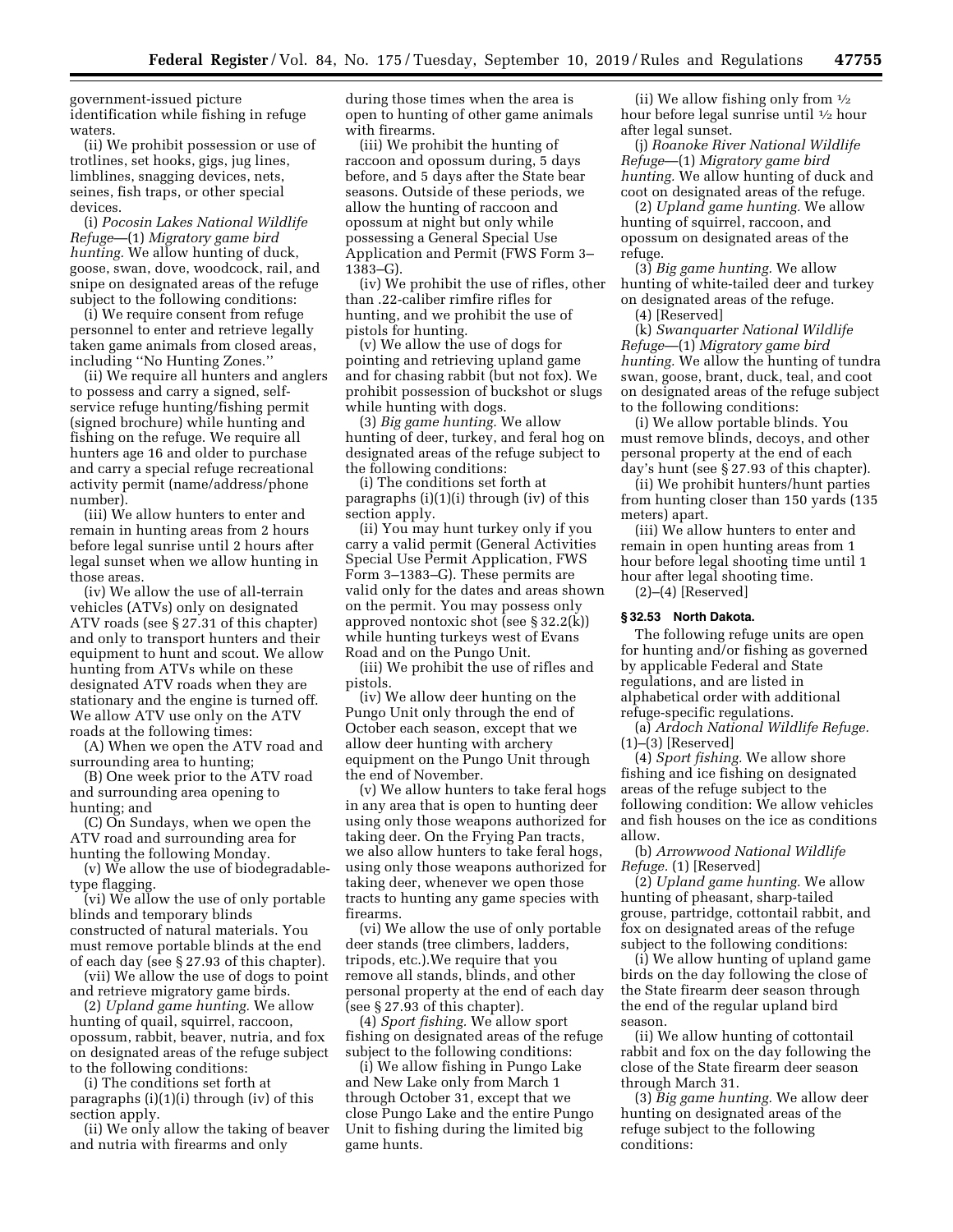government-issued picture identification while fishing in refuge waters.

(ii) We prohibit possession or use of trotlines, set hooks, gigs, jug lines, limblines, snagging devices, nets, seines, fish traps, or other special devices.

(i) *Pocosin Lakes National Wildlife Refuge*—(1) *Migratory game bird hunting.* We allow hunting of duck, goose, swan, dove, woodcock, rail, and snipe on designated areas of the refuge subject to the following conditions:

(i) We require consent from refuge personnel to enter and retrieve legally taken game animals from closed areas, including ''No Hunting Zones.''

(ii) We require all hunters and anglers to possess and carry a signed, self-service refuge hunting/fishing permit (signed brochure) while hunting and fishing on the refuge. We require all hunters age 16 and older to purchase and carry a special refuge recreational activity permit (name/address/phone number).

(iii) We allow hunters to enter and remain in hunting areas from 2 hours before legal sunrise until 2 hours after legal sunset when we allow hunting in those areas.

(iv) We allow the use of all-terrain vehicles (ATVs) only on designated ATV roads (see § 27.31 of this chapter) and only to transport hunters and their equipment to hunt and scout. We allow hunting from ATVs while on these designated ATV roads when they are stationary and the engine is turned off. We allow ATV use only on the ATV roads at the following times:

(A) When we open the ATV road and surrounding area to hunting;

(B) One week prior to the ATV road and surrounding area opening to hunting; and

(C) On Sundays, when we open the ATV road and surrounding area for hunting the following Monday.

(v) We allow the use of biodegradable-type flagging.

(vi) We allow the use of only portable blinds and temporary blinds constructed of natural materials. You must remove portable blinds at the end of each day (see § 27.93 of this chapter).

(vii) We allow the use of dogs to point and retrieve migratory game birds.

(2) *Upland game hunting.* We allow hunting of quail, squirrel, raccoon, opossum, rabbit, beaver, nutria, and fox on designated areas of the refuge subject to the following conditions:

(i) The conditions set forth at paragraphs (i)(1)(i) through (iv) of this section apply.

(ii) We only allow the taking of beaver and nutria with firearms and only during those times when the area is open to hunting of other game animals with firearms.

(iii) We prohibit the hunting of raccoon and opossum during, 5 days before, and 5 days after the State bear seasons. Outside of these periods, we allow the hunting of raccoon and opossum at night but only while possessing a General Special Use Application and Permit (FWS Form 3–1383–G).

(iv) We prohibit the use of rifles, other than .22-caliber rimfire rifles for hunting, and we prohibit the use of pistols for hunting.

(v) We allow the use of dogs for pointing and retrieving upland game and for chasing rabbit (but not fox). We prohibit possession of buckshot or slugs while hunting with dogs.

(3) *Big game hunting.* We allow hunting of deer, turkey, and feral hog on designated areas of the refuge subject to the following conditions:

(i) The conditions set forth at paragraphs (i)(1)(i) through (iv) of this section apply.

(ii) You may hunt turkey only if you carry a valid permit (General Activities Special Use Permit Application, FWS Form 3–1383–G). These permits are valid only for the dates and areas shown on the permit. You may possess only approved nontoxic shot (see § 32.2(k)) while hunting turkeys west of Evans Road and on the Pungo Unit.

(iii) We prohibit the use of rifles and pistols.

(iv) We allow deer hunting on the Pungo Unit only through the end of October each season, except that we allow deer hunting with archery equipment on the Pungo Unit through the end of November.

(v) We allow hunters to take feral hogs in any area that is open to hunting deer using only those weapons authorized for taking deer. On the Frying Pan tracts, we also allow hunters to take feral hogs, using only those weapons authorized for taking deer, whenever we open those tracts to hunting any game species with firearms.

(vi) We allow the use of only portable deer stands (tree climbers, ladders, tripods, etc.).We require that you remove all stands, blinds, and other personal property at the end of each day (see § 27.93 of this chapter).

(4) *Sport fishing.* We allow sport fishing on designated areas of the refuge subject to the following conditions:

(i) We allow fishing in Pungo Lake and New Lake only from March 1 through October 31, except that we close Pungo Lake and the entire Pungo Unit to fishing during the limited big game hunts.

(ii) We allow fishing only from ½ hour before legal sunrise until ½ hour after legal sunset.

(j) *Roanoke River National Wildlife Refuge*—(1) *Migratory game bird hunting.* We allow hunting of duck and coot on designated areas of the refuge.

(2) *Upland game hunting.* We allow hunting of squirrel, raccoon, and opossum on designated areas of the refuge.

(3) *Big game hunting.* We allow hunting of white-tailed deer and turkey on designated areas of the refuge.

(4) [Reserved]

(k) *Swanquarter National Wildlife Refuge*—(1) *Migratory game bird hunting.* We allow the hunting of tundra swan, goose, brant, duck, teal, and coot on designated areas of the refuge subject to the following conditions:

(i) We allow portable blinds. You must remove blinds, decoys, and other personal property at the end of each day's hunt (see § 27.93 of this chapter).

(ii) We prohibit hunters/hunt parties from hunting closer than 150 yards (135 meters) apart.

(iii) We allow hunters to enter and remain in open hunting areas from 1 hour before legal shooting time until 1 hour after legal shooting time.

(2)–(4) [Reserved]

### § 32.53 North Dakota.

The following refuge units are open for hunting and/or fishing as governed by applicable Federal and State regulations, and are listed in alphabetical order with additional refuge-specific regulations.

(a) *Ardoch National Wildlife Refuge.* (1)–(3) [Reserved]

(4) *Sport fishing.* We allow shore fishing and ice fishing on designated areas of the refuge subject to the following condition: We allow vehicles and fish houses on the ice as conditions allow.

(b) *Arrowwood National Wildlife Refuge.* (1) [Reserved]

(2) *Upland game hunting.* We allow hunting of pheasant, sharp-tailed grouse, partridge, cottontail rabbit, and fox on designated areas of the refuge subject to the following conditions:

(i) We allow hunting of upland game birds on the day following the close of the State firearm deer season through the end of the regular upland bird season.

(ii) We allow hunting of cottontail rabbit and fox on the day following the close of the State firearm deer season through March 31.

(3) *Big game hunting.* We allow deer hunting on designated areas of the refuge subject to the following conditions: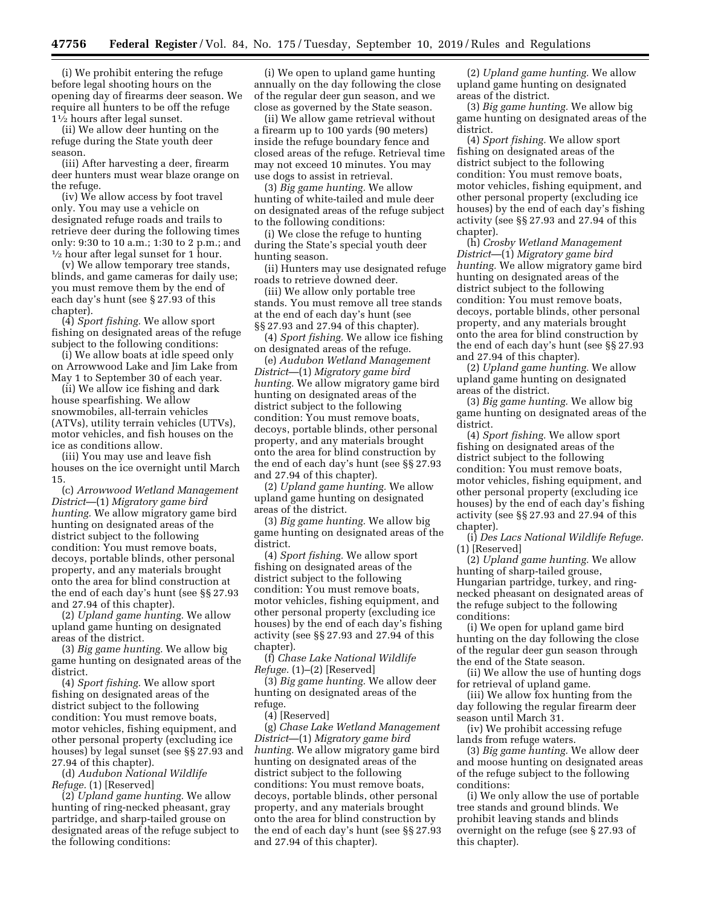(i) We prohibit entering the refuge before legal shooting hours on the opening day of firearms deer season. We require all hunters to be off the refuge 1½ hours after legal sunset.

(ii) We allow deer hunting on the refuge during the State youth deer season.

(iii) After harvesting a deer, firearm deer hunters must wear blaze orange on the refuge.

(iv) We allow access by foot travel only. You may use a vehicle on designated refuge roads and trails to retrieve deer during the following times only: 9:30 to 10 a.m.; 1:30 to 2 p.m.; and ½ hour after legal sunset for 1 hour.

(v) We allow temporary tree stands, blinds, and game cameras for daily use; you must remove them by the end of each day's hunt (see § 27.93 of this chapter).

(4) *Sport fishing.* We allow sport fishing on designated areas of the refuge subject to the following conditions:

(i) We allow boats at idle speed only on Arrowwood Lake and Jim Lake from May 1 to September 30 of each year.

(ii) We allow ice fishing and dark house spearfishing. We allow snowmobiles, all-terrain vehicles (ATVs), utility terrain vehicles (UTVs), motor vehicles, and fish houses on the ice as conditions allow.

(iii) You may use and leave fish houses on the ice overnight until March 15.

(c) *Arrowwood Wetland Management District*—(1) *Migratory game bird hunting.* We allow migratory game bird hunting on designated areas of the district subject to the following condition: You must remove boats, decoys, portable blinds, other personal property, and any materials brought onto the area for blind construction at the end of each day's hunt (see §§ 27.93 and 27.94 of this chapter).

(2) *Upland game hunting.* We allow upland game hunting on designated areas of the district.

(3) *Big game hunting.* We allow big game hunting on designated areas of the district.

(4) *Sport fishing.* We allow sport fishing on designated areas of the district subject to the following condition: You must remove boats, motor vehicles, fishing equipment, and other personal property (excluding ice houses) by legal sunset (see §§ 27.93 and 27.94 of this chapter).

(d) *Audubon National Wildlife Refuge.* (1) [Reserved]

(2) *Upland game hunting.* We allow hunting of ring-necked pheasant, gray partridge, and sharp-tailed grouse on designated areas of the refuge subject to the following conditions:

(i) We open to upland game hunting annually on the day following the close of the regular deer gun season, and we close as governed by the State season.

(ii) We allow game retrieval without a firearm up to 100 yards (90 meters) inside the refuge boundary fence and closed areas of the refuge. Retrieval time may not exceed 10 minutes. You may use dogs to assist in retrieval.

(3) *Big game hunting.* We allow hunting of white-tailed and mule deer on designated areas of the refuge subject to the following conditions:

(i) We close the refuge to hunting during the State's special youth deer hunting season.

(ii) Hunters may use designated refuge roads to retrieve downed deer.

(iii) We allow only portable tree stands. You must remove all tree stands at the end of each day's hunt (see §§ 27.93 and 27.94 of this chapter).

(4) *Sport fishing.* We allow ice fishing on designated areas of the refuge.

(e) *Audubon Wetland Management District*—(1) *Migratory game bird hunting.* We allow migratory game bird hunting on designated areas of the district subject to the following condition: You must remove boats, decoys, portable blinds, other personal property, and any materials brought onto the area for blind construction by the end of each day's hunt (see §§ 27.93 and 27.94 of this chapter).

(2) *Upland game hunting.* We allow upland game hunting on designated areas of the district.

(3) *Big game hunting.* We allow big game hunting on designated areas of the district.

(4) *Sport fishing.* We allow sport fishing on designated areas of the district subject to the following condition: You must remove boats, motor vehicles, fishing equipment, and other personal property (excluding ice houses) by the end of each day's fishing activity (see §§ 27.93 and 27.94 of this chapter).

(f) *Chase Lake National Wildlife Refuge.* (1)–(2) [Reserved]

(3) *Big game hunting.* We allow deer hunting on designated areas of the refuge.

(4) [Reserved]

(g) *Chase Lake Wetland Management District*—(1) *Migratory game bird hunting.* We allow migratory game bird hunting on designated areas of the district subject to the following conditions: You must remove boats, decoys, portable blinds, other personal property, and any materials brought onto the area for blind construction by the end of each day's hunt (see §§ 27.93 and 27.94 of this chapter).

(2) *Upland game hunting.* We allow upland game hunting on designated areas of the district.

(3) *Big game hunting.* We allow big game hunting on designated areas of the district.

(4) *Sport fishing.* We allow sport fishing on designated areas of the district subject to the following condition: You must remove boats, motor vehicles, fishing equipment, and other personal property (excluding ice houses) by the end of each day's fishing activity (see §§ 27.93 and 27.94 of this chapter).

(h) *Crosby Wetland Management District*—(1) *Migratory game bird hunting.* We allow migratory game bird hunting on designated areas of the district subject to the following condition: You must remove boats, decoys, portable blinds, other personal property, and any materials brought onto the area for blind construction by the end of each day's hunt (see §§ 27.93 and 27.94 of this chapter).

(2) *Upland game hunting.* We allow upland game hunting on designated areas of the district.

(3) *Big game hunting.* We allow big game hunting on designated areas of the district.

(4) *Sport fishing.* We allow sport fishing on designated areas of the district subject to the following condition: You must remove boats, motor vehicles, fishing equipment, and other personal property (excluding ice houses) by the end of each day's fishing activity (see §§ 27.93 and 27.94 of this chapter).

(i) *Des Lacs National Wildlife Refuge.* (1) [Reserved]

(2) *Upland game hunting.* We allow hunting of sharp-tailed grouse, Hungarian partridge, turkey, and ring-necked pheasant on designated areas of the refuge subject to the following conditions:

(i) We open for upland game bird hunting on the day following the close of the regular deer gun season through the end of the State season.

(ii) We allow the use of hunting dogs for retrieval of upland game.

(iii) We allow fox hunting from the day following the regular firearm deer season until March 31.

(iv) We prohibit accessing refuge lands from refuge waters.

(3) *Big game hunting.* We allow deer and moose hunting on designated areas of the refuge subject to the following conditions:

(i) We only allow the use of portable tree stands and ground blinds. We prohibit leaving stands and blinds overnight on the refuge (see § 27.93 of this chapter).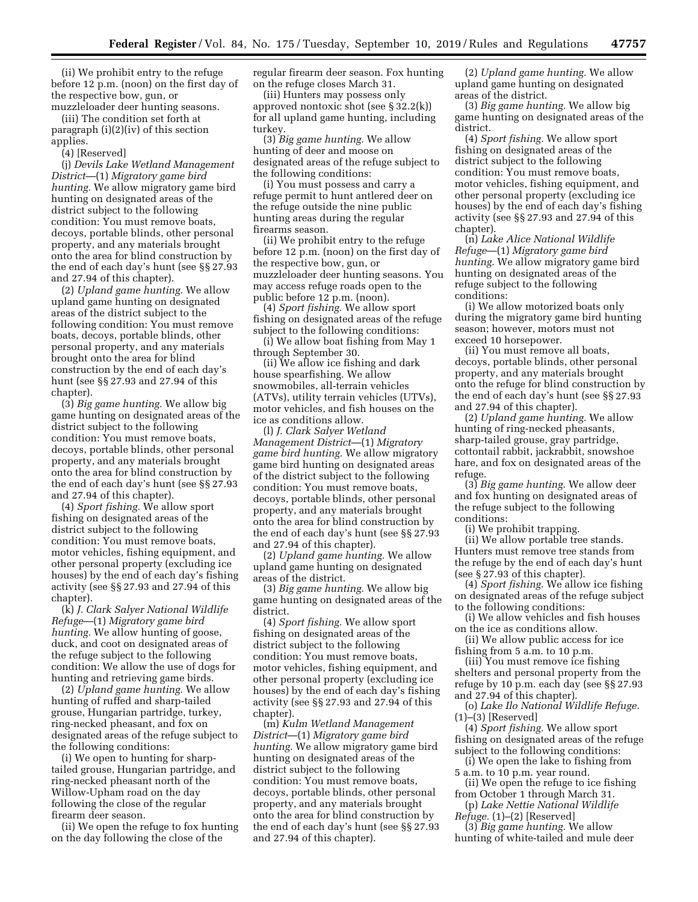(ii) We prohibit entry to the refuge before 12 p.m. (noon) on the first day of the respective bow, gun, or muzzleloader deer hunting seasons.

(iii) The condition set forth at paragraph (i)(2)(iv) of this section applies.

(4) [Reserved]

(j) *Devils Lake Wetland Management District*—(1) *Migratory game bird hunting.* We allow migratory game bird hunting on designated areas of the district subject to the following condition: You must remove boats, decoys, portable blinds, other personal property, and any materials brought onto the area for blind construction by the end of each day's hunt (see §§ 27.93 and 27.94 of this chapter).

(2) *Upland game hunting.* We allow upland game hunting on designated areas of the district subject to the following condition: You must remove boats, decoys, portable blinds, other personal property, and any materials brought onto the area for blind construction by the end of each day's hunt (see §§ 27.93 and 27.94 of this chapter).

(3) *Big game hunting.* We allow big game hunting on designated areas of the district subject to the following condition: You must remove boats, decoys, portable blinds, other personal property, and any materials brought onto the area for blind construction by the end of each day's hunt (see §§ 27.93 and 27.94 of this chapter).

(4) *Sport fishing.* We allow sport fishing on designated areas of the district subject to the following condition: You must remove boats, motor vehicles, fishing equipment, and other personal property (excluding ice houses) by the end of each day's fishing activity (see §§ 27.93 and 27.94 of this chapter).

(k) *J. Clark Salyer National Wildlife Refuge*—(1) *Migratory game bird hunting.* We allow hunting of goose, duck, and coot on designated areas of the refuge subject to the following condition: We allow the use of dogs for hunting and retrieving game birds.

(2) *Upland game hunting.* We allow hunting of ruffed and sharp-tailed grouse, Hungarian partridge, turkey, ring-necked pheasant, and fox on designated areas of the refuge subject to the following conditions:

(i) We open to hunting for sharp-tailed grouse, Hungarian partridge, and ring-necked pheasant north of the Willow-Upham road on the day following the close of the regular firearm deer season.

(ii) We open the refuge to fox hunting on the day following the close of the regular firearm deer season. Fox hunting on the refuge closes March 31.

(iii) Hunters may possess only approved nontoxic shot (see § 32.2(k)) for all upland game hunting, including turkey.

(3) *Big game hunting.* We allow hunting of deer and moose on designated areas of the refuge subject to the following conditions:

(i) You must possess and carry a refuge permit to hunt antlered deer on the refuge outside the nine public hunting areas during the regular firearms season.

(ii) We prohibit entry to the refuge before 12 p.m. (noon) on the first day of the respective bow, gun, or muzzleloader deer hunting seasons. You may access refuge roads open to the public before 12 p.m. (noon).

(4) *Sport fishing.* We allow sport fishing on designated areas of the refuge subject to the following conditions:

(i) We allow boat fishing from May 1 through September 30.

(ii) We allow ice fishing and dark house spearfishing. We allow snowmobiles, all-terrain vehicles (ATVs), utility terrain vehicles (UTVs), motor vehicles, and fish houses on the ice as conditions allow.

(l) *J. Clark Salyer Wetland Management District*—(1) *Migratory game bird hunting.* We allow migratory game bird hunting on designated areas of the district subject to the following condition: You must remove boats, decoys, portable blinds, other personal property, and any materials brought onto the area for blind construction by the end of each day's hunt (see §§ 27.93 and 27.94 of this chapter).

(2) *Upland game hunting.* We allow upland game hunting on designated areas of the district.

(3) *Big game hunting.* We allow big game hunting on designated areas of the district.

(4) *Sport fishing.* We allow sport fishing on designated areas of the district subject to the following condition: You must remove boats, motor vehicles, fishing equipment, and other personal property (excluding ice houses) by the end of each day's fishing activity (see §§ 27.93 and 27.94 of this chapter).

(m) *Kulm Wetland Management District*—(1) *Migratory game bird hunting.* We allow migratory game bird hunting on designated areas of the district subject to the following condition: You must remove boats, decoys, portable blinds, other personal property, and any materials brought onto the area for blind construction by the end of each day's hunt (see §§ 27.93 and 27.94 of this chapter).

(2) *Upland game hunting.* We allow upland game hunting on designated areas of the district.

(3) *Big game hunting.* We allow big game hunting on designated areas of the district.

(4) *Sport fishing.* We allow sport fishing on designated areas of the district subject to the following condition: You must remove boats, motor vehicles, fishing equipment, and other personal property (excluding ice houses) by the end of each day's fishing activity (see §§ 27.93 and 27.94 of this chapter).

(n) *Lake Alice National Wildlife Refuge*—(1) *Migratory game bird hunting.* We allow migratory game bird hunting on designated areas of the refuge subject to the following conditions:

(i) We allow motorized boats only during the migratory game bird hunting season; however, motors must not exceed 10 horsepower.

(ii) You must remove all boats, decoys, portable blinds, other personal property, and any materials brought onto the refuge for blind construction by the end of each day's hunt (see §§ 27.93 and 27.94 of this chapter).

(2) *Upland game hunting.* We allow hunting of ring-necked pheasants, sharp-tailed grouse, gray partridge, cottontail rabbit, jackrabbit, snowshoe hare, and fox on designated areas of the refuge.

(3) *Big game hunting.* We allow deer and fox hunting on designated areas of the refuge subject to the following conditions:

(i) We prohibit trapping.

(ii) We allow portable tree stands. Hunters must remove tree stands from the refuge by the end of each day's hunt (see § 27.93 of this chapter).

(4) *Sport fishing.* We allow ice fishing on designated areas of the refuge subject to the following conditions:

(i) We allow vehicles and fish houses on the ice as conditions allow.

(ii) We allow public access for ice fishing from 5 a.m. to 10 p.m.

(iii) You must remove ice fishing shelters and personal property from the refuge by 10 p.m. each day (see §§ 27.93 and 27.94 of this chapter).

(o) *Lake Ilo National Wildlife Refuge.* (1)–(3) [Reserved]

(4) *Sport fishing.* We allow sport fishing on designated areas of the refuge subject to the following conditions:

(i) We open the lake to fishing from 5 a.m. to 10 p.m. year round.

(ii) We open the refuge to ice fishing from October 1 through March 31.

(p) *Lake Nettie National Wildlife Refuge.* (1)–(2) [Reserved]

(3) *Big game hunting.* We allow hunting of white-tailed and mule deer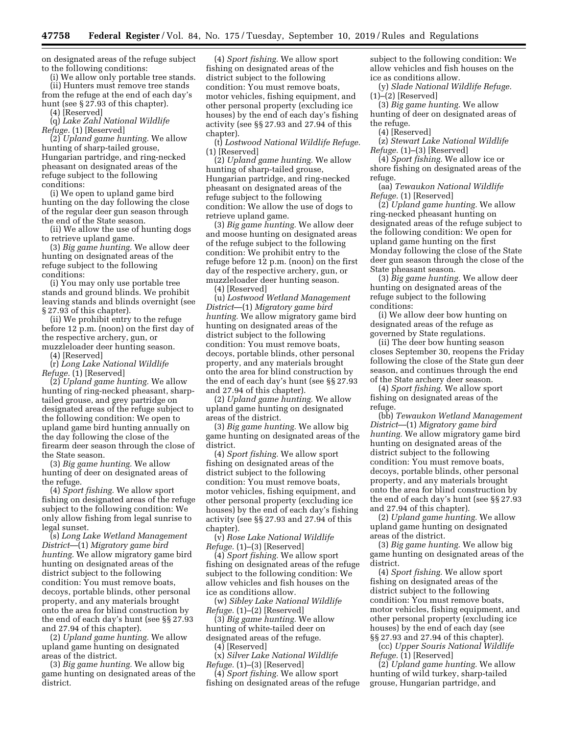on designated areas of the refuge subject to the following conditions:

(i) We allow only portable tree stands.

(ii) Hunters must remove tree stands from the refuge at the end of each day's hunt (see § 27.93 of this chapter).

(4) [Reserved]

(q) *Lake Zahl National Wildlife Refuge.* (1) [Reserved]

(2) *Upland game hunting.* We allow hunting of sharp-tailed grouse, Hungarian partridge, and ring-necked pheasant on designated areas of the refuge subject to the following conditions:

(i) We open to upland game bird hunting on the day following the close of the regular deer gun season through the end of the State season.

(ii) We allow the use of hunting dogs to retrieve upland game.

(3) *Big game hunting.* We allow deer hunting on designated areas of the refuge subject to the following conditions:

(i) You may only use portable tree stands and ground blinds. We prohibit leaving stands and blinds overnight (see § 27.93 of this chapter).

(ii) We prohibit entry to the refuge before 12 p.m. (noon) on the first day of the respective archery, gun, or muzzleloader deer hunting season.

(4) [Reserved]

(r) *Long Lake National Wildlife Refuge.* (1) [Reserved]

(2) *Upland game hunting.* We allow hunting of ring-necked pheasant, sharp-tailed grouse, and grey partridge on designated areas of the refuge subject to the following condition: We open to upland game bird hunting annually on the day following the close of the firearm deer season through the close of the State season.

(3) *Big game hunting.* We allow hunting of deer on designated areas of the refuge.

(4) *Sport fishing.* We allow sport fishing on designated areas of the refuge subject to the following condition: We only allow fishing from legal sunrise to legal sunset.

(s) *Long Lake Wetland Management District*—(1) *Migratory game bird hunting.* We allow migratory game bird hunting on designated areas of the district subject to the following condition: You must remove boats, decoys, portable blinds, other personal property, and any materials brought onto the area for blind construction by the end of each day's hunt (see §§ 27.93 and 27.94 of this chapter).

(2) *Upland game hunting.* We allow upland game hunting on designated areas of the district.

(3) *Big game hunting.* We allow big game hunting on designated areas of the district.

(4) *Sport fishing.* We allow sport fishing on designated areas of the district subject to the following condition: You must remove boats, motor vehicles, fishing equipment, and other personal property (excluding ice houses) by the end of each day's fishing activity (see §§ 27.93 and 27.94 of this chapter).

(t) *Lostwood National Wildlife Refuge.* (1) [Reserved]

(2) *Upland game hunting.* We allow hunting of sharp-tailed grouse, Hungarian partridge, and ring-necked pheasant on designated areas of the refuge subject to the following condition: We allow the use of dogs to retrieve upland game.

(3) *Big game hunting.* We allow deer and moose hunting on designated areas of the refuge subject to the following condition: We prohibit entry to the refuge before 12 p.m. (noon) on the first day of the respective archery, gun, or muzzleloader deer hunting season.

(4) [Reserved]

(u) *Lostwood Wetland Management District*—(1) *Migratory game bird hunting.* We allow migratory game bird hunting on designated areas of the district subject to the following condition: You must remove boats, decoys, portable blinds, other personal property, and any materials brought onto the area for blind construction by the end of each day's hunt (see §§ 27.93 and 27.94 of this chapter).

(2) *Upland game hunting.* We allow upland game hunting on designated areas of the district.

(3) *Big game hunting.* We allow big game hunting on designated areas of the district.

(4) *Sport fishing.* We allow sport fishing on designated areas of the district subject to the following condition: You must remove boats, motor vehicles, fishing equipment, and other personal property (excluding ice houses) by the end of each day's fishing activity (see §§ 27.93 and 27.94 of this chapter).

(v) *Rose Lake National Wildlife Refuge.* (1)–(3) [Reserved]

(4) *Sport fishing.* We allow sport fishing on designated areas of the refuge subject to the following condition: We allow vehicles and fish houses on the ice as conditions allow.

(w) *Sibley Lake National Wildlife Refuge.* (1)–(2) [Reserved]

(3) *Big game hunting.* We allow hunting of white-tailed deer on designated areas of the refuge.

(4) [Reserved]

(x) *Silver Lake National Wildlife Refuge.* (1)–(3) [Reserved]

(4) *Sport fishing.* We allow sport fishing on designated areas of the refuge subject to the following condition: We allow vehicles and fish houses on the ice as conditions allow.

(y) *Slade National Wildlife Refuge.* (1)–(2) [Reserved]

(3) *Big game hunting.* We allow hunting of deer on designated areas of the refuge.

(4) [Reserved]

(z) *Stewart Lake National Wildlife Refuge.* (1)–(3) [Reserved]

(4) *Sport fishing.* We allow ice or shore fishing on designated areas of the refuge.

(aa) *Tewaukon National Wildlife Refuge.* (1) [Reserved]

(2) *Upland game hunting.* We allow ring-necked pheasant hunting on designated areas of the refuge subject to the following condition: We open for upland game hunting on the first Monday following the close of the State deer gun season through the close of the State pheasant season.

(3) *Big game hunting.* We allow deer hunting on designated areas of the refuge subject to the following conditions:

(i) We allow deer bow hunting on designated areas of the refuge as governed by State regulations.

(ii) The deer bow hunting season closes September 30, reopens the Friday following the close of the State gun deer season, and continues through the end of the State archery deer season.

(4) *Sport fishing.* We allow sport fishing on designated areas of the refuge.

(bb) *Tewaukon Wetland Management District*—(1) *Migratory game bird hunting.* We allow migratory game bird hunting on designated areas of the district subject to the following condition: You must remove boats, decoys, portable blinds, other personal property, and any materials brought onto the area for blind construction by the end of each day's hunt (see §§ 27.93 and 27.94 of this chapter).

(2) *Upland game hunting.* We allow upland game hunting on designated areas of the district.

(3) *Big game hunting.* We allow big game hunting on designated areas of the district.

(4) *Sport fishing.* We allow sport fishing on designated areas of the district subject to the following condition: You must remove boats, motor vehicles, fishing equipment, and other personal property (excluding ice houses) by the end of each day (see §§ 27.93 and 27.94 of this chapter).

(cc) *Upper Souris National Wildlife Refuge.* (1) [Reserved]

(2) *Upland game hunting.* We allow hunting of wild turkey, sharp-tailed grouse, Hungarian partridge, and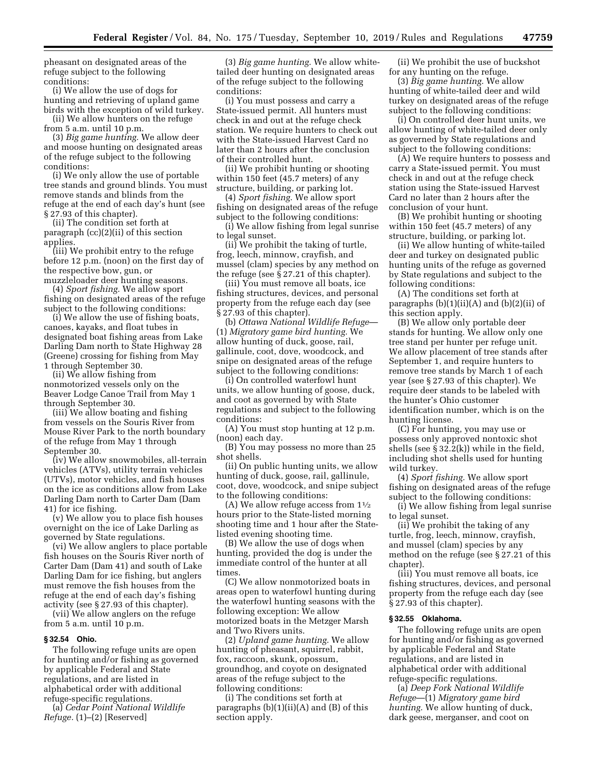pheasant on designated areas of the refuge subject to the following conditions:

(i) We allow the use of dogs for hunting and retrieving of upland game birds with the exception of wild turkey.

(ii) We allow hunters on the refuge from 5 a.m. until 10 p.m.

(3) *Big game hunting.* We allow deer and moose hunting on designated areas of the refuge subject to the following conditions:

(i) We only allow the use of portable tree stands and ground blinds. You must remove stands and blinds from the refuge at the end of each day's hunt (see § 27.93 of this chapter).

(ii) The condition set forth at paragraph (cc)(2)(ii) of this section applies.

(iii) We prohibit entry to the refuge before 12 p.m. (noon) on the first day of the respective bow, gun, or muzzleloader deer hunting seasons.

(4) *Sport fishing.* We allow sport fishing on designated areas of the refuge subject to the following conditions:

(i) We allow the use of fishing boats, canoes, kayaks, and float tubes in designated boat fishing areas from Lake Darling Dam north to State Highway 28 (Greene) crossing for fishing from May 1 through September 30.

(ii) We allow fishing from nonmotorized vessels only on the Beaver Lodge Canoe Trail from May 1 through September 30.

(iii) We allow boating and fishing from vessels on the Souris River from Mouse River Park to the north boundary of the refuge from May 1 through September 30.

(iv) We allow snowmobiles, all-terrain vehicles (ATVs), utility terrain vehicles (UTVs), motor vehicles, and fish houses on the ice as conditions allow from Lake Darling Dam north to Carter Dam (Dam 41) for ice fishing.

(v) We allow you to place fish houses overnight on the ice of Lake Darling as governed by State regulations.

(vi) We allow anglers to place portable fish houses on the Souris River north of Carter Dam (Dam 41) and south of Lake Darling Dam for ice fishing, but anglers must remove the fish houses from the refuge at the end of each day's fishing activity (see § 27.93 of this chapter).

(vii) We allow anglers on the refuge from 5 a.m. until 10 p.m.

### § 32.54 Ohio.

The following refuge units are open for hunting and/or fishing as governed by applicable Federal and State regulations, and are listed in alphabetical order with additional refuge-specific regulations.

(a) *Cedar Point National Wildlife Refuge.* (1)–(2) [Reserved]

(3) *Big game hunting.* We allow white-tailed deer hunting on designated areas of the refuge subject to the following conditions:

(i) You must possess and carry a State-issued permit. All hunters must check in and out at the refuge check station. We require hunters to check out with the State-issued Harvest Card no later than 2 hours after the conclusion of their controlled hunt.

(ii) We prohibit hunting or shooting within 150 feet (45.7 meters) of any structure, building, or parking lot.

(4) *Sport fishing.* We allow sport fishing on designated areas of the refuge subject to the following conditions:

(i) We allow fishing from legal sunrise to legal sunset.

(ii) We prohibit the taking of turtle, frog, leech, minnow, crayfish, and mussel (clam) species by any method on the refuge (see § 27.21 of this chapter).

(iii) You must remove all boats, ice fishing structures, devices, and personal property from the refuge each day (see § 27.93 of this chapter).

(b) *Ottawa National Wildlife Refuge*—(1) *Migratory game bird hunting.* We allow hunting of duck, goose, rail, gallinule, coot, dove, woodcock, and snipe on designated areas of the refuge subject to the following conditions:

(i) On controlled waterfowl hunt units, we allow hunting of goose, duck, and coot as governed by with State regulations and subject to the following conditions:

(A) You must stop hunting at 12 p.m. (noon) each day.

(B) You may possess no more than 25 shot shells.

(ii) On public hunting units, we allow hunting of duck, goose, rail, gallinule, coot, dove, woodcock, and snipe subject to the following conditions:

(A) We allow refuge access from 1½ hours prior to the State-listed morning shooting time and 1 hour after the State-listed evening shooting time.

(B) We allow the use of dogs when hunting, provided the dog is under the immediate control of the hunter at all times.

(C) We allow nonmotorized boats in areas open to waterfowl hunting during the waterfowl hunting seasons with the following exception: We allow motorized boats in the Metzger Marsh and Two Rivers units.

(2) *Upland game hunting.* We allow hunting of pheasant, squirrel, rabbit, fox, raccoon, skunk, opossum, groundhog, and coyote on designated areas of the refuge subject to the following conditions:

(i) The conditions set forth at paragraphs (b)(1)(ii)(A) and (B) of this section apply.

(ii) We prohibit the use of buckshot for any hunting on the refuge.

(3) *Big game hunting.* We allow hunting of white-tailed deer and wild turkey on designated areas of the refuge subject to the following conditions:

(i) On controlled deer hunt units, we allow hunting of white-tailed deer only as governed by State regulations and subject to the following conditions:

(A) We require hunters to possess and carry a State-issued permit. You must check in and out at the refuge check station using the State-issued Harvest Card no later than 2 hours after the conclusion of your hunt.

(B) We prohibit hunting or shooting within 150 feet (45.7 meters) of any structure, building, or parking lot.

(ii) We allow hunting of white-tailed deer and turkey on designated public hunting units of the refuge as governed by State regulations and subject to the following conditions:

(A) The conditions set forth at paragraphs (b)(1)(ii)(A) and (b)(2)(ii) of this section apply.

(B) We allow only portable deer stands for hunting. We allow only one tree stand per hunter per refuge unit. We allow placement of tree stands after September 1, and require hunters to remove tree stands by March 1 of each year (see § 27.93 of this chapter). We require deer stands to be labeled with the hunter's Ohio customer identification number, which is on the hunting license.

(C) For hunting, you may use or possess only approved nontoxic shot shells (see § 32.2(k)) while in the field, including shot shells used for hunting wild turkey.

(4) *Sport fishing.* We allow sport fishing on designated areas of the refuge subject to the following conditions:

(i) We allow fishing from legal sunrise to legal sunset.

(ii) We prohibit the taking of any turtle, frog, leech, minnow, crayfish, and mussel (clam) species by any method on the refuge (see § 27.21 of this chapter).

(iii) You must remove all boats, ice fishing structures, devices, and personal property from the refuge each day (see § 27.93 of this chapter).

### § 32.55 Oklahoma.

The following refuge units are open for hunting and/or fishing as governed by applicable Federal and State regulations, and are listed in alphabetical order with additional refuge-specific regulations.

(a) *Deep Fork National Wildlife Refuge*—(1) *Migratory game bird hunting.* We allow hunting of duck, dark geese, merganser, and coot on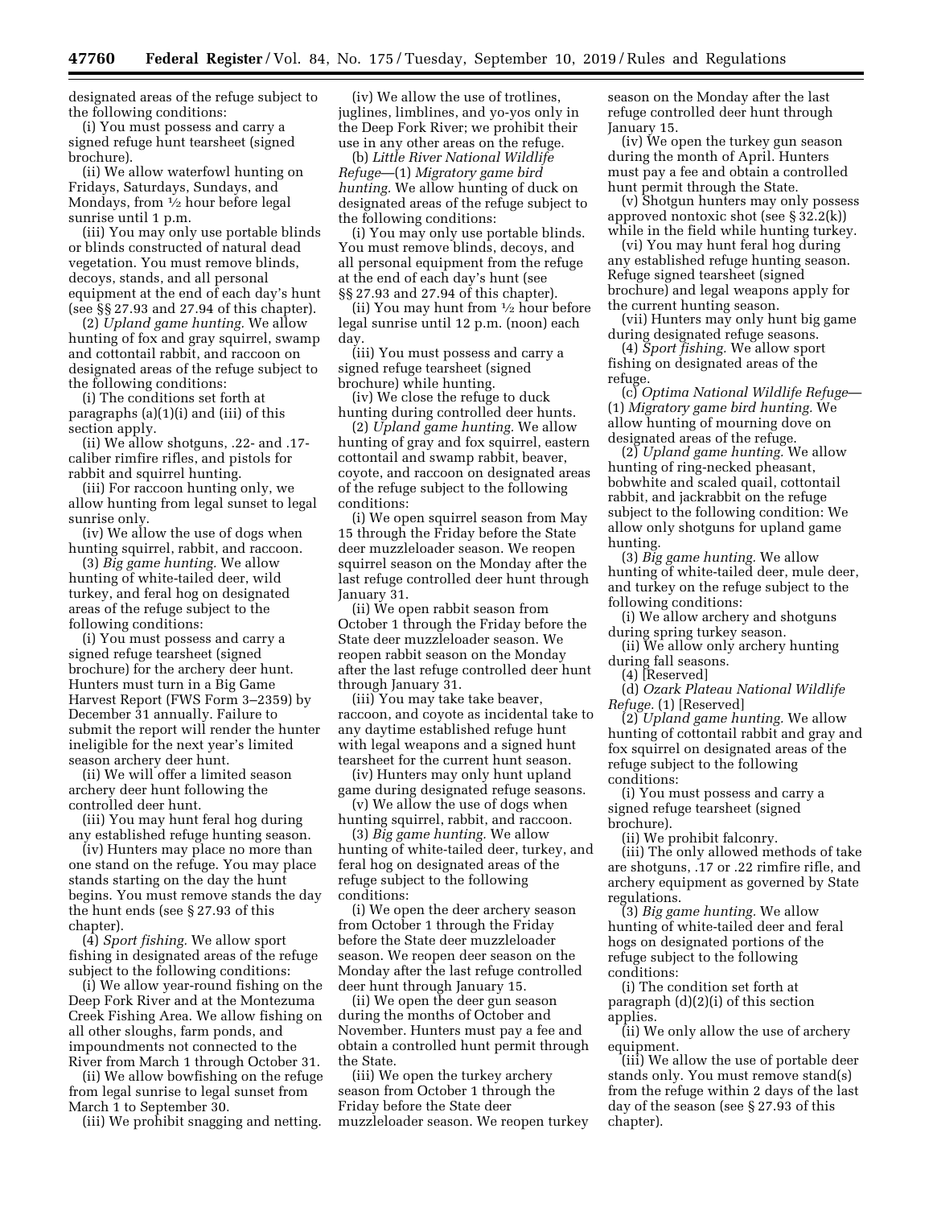designated areas of the refuge subject to the following conditions:

(i) You must possess and carry a signed refuge hunt tearsheet (signed brochure).

(ii) We allow waterfowl hunting on Fridays, Saturdays, Sundays, and Mondays, from ½ hour before legal sunrise until 1 p.m.

(iii) You may only use portable blinds or blinds constructed of natural dead vegetation. You must remove blinds, decoys, stands, and all personal equipment at the end of each day's hunt (see §§ 27.93 and 27.94 of this chapter).

(2) *Upland game hunting.* We allow hunting of fox and gray squirrel, swamp and cottontail rabbit, and raccoon on designated areas of the refuge subject to the following conditions:

(i) The conditions set forth at paragraphs (a)(1)(i) and (iii) of this section apply.

(ii) We allow shotguns, .22- and .17-caliber rimfire rifles, and pistols for rabbit and squirrel hunting.

(iii) For raccoon hunting only, we allow hunting from legal sunset to legal sunrise only.

(iv) We allow the use of dogs when hunting squirrel, rabbit, and raccoon.

(3) *Big game hunting.* We allow hunting of white-tailed deer, wild turkey, and feral hog on designated areas of the refuge subject to the following conditions:

(i) You must possess and carry a signed refuge tearsheet (signed brochure) for the archery deer hunt. Hunters must turn in a Big Game Harvest Report (FWS Form 3–2359) by December 31 annually. Failure to submit the report will render the hunter ineligible for the next year's limited season archery deer hunt.

(ii) We will offer a limited season archery deer hunt following the controlled deer hunt.

(iii) You may hunt feral hog during any established refuge hunting season.

(iv) Hunters may place no more than one stand on the refuge. You may place stands starting on the day the hunt begins. You must remove stands the day the hunt ends (see § 27.93 of this chapter).

(4) *Sport fishing.* We allow sport fishing in designated areas of the refuge subject to the following conditions:

(i) We allow year-round fishing on the Deep Fork River and at the Montezuma Creek Fishing Area. We allow fishing on all other sloughs, farm ponds, and impoundments not connected to the River from March 1 through October 31.

(ii) We allow bowfishing on the refuge from legal sunrise to legal sunset from March 1 to September 30.

(iii) We prohibit snagging and netting.

(iv) We allow the use of trotlines, juglines, limblines, and yo-yos only in the Deep Fork River; we prohibit their use in any other areas on the refuge.

(b) *Little River National Wildlife Refuge*—(1) *Migratory game bird hunting.* We allow hunting of duck on designated areas of the refuge subject to the following conditions:

(i) You may only use portable blinds. You must remove blinds, decoys, and all personal equipment from the refuge at the end of each day's hunt (see §§ 27.93 and 27.94 of this chapter).

(ii) You may hunt from ½ hour before legal sunrise until 12 p.m. (noon) each day.

(iii) You must possess and carry a signed refuge tearsheet (signed brochure) while hunting.

(iv) We close the refuge to duck hunting during controlled deer hunts.

(2) *Upland game hunting.* We allow hunting of gray and fox squirrel, eastern cottontail and swamp rabbit, beaver, coyote, and raccoon on designated areas of the refuge subject to the following conditions:

(i) We open squirrel season from May 15 through the Friday before the State deer muzzleloader season. We reopen squirrel season on the Monday after the last refuge controlled deer hunt through January 31.

(ii) We open rabbit season from October 1 through the Friday before the State deer muzzleloader season. We reopen rabbit season on the Monday after the last refuge controlled deer hunt through January 31.

(iii) You may take take beaver, raccoon, and coyote as incidental take to any daytime established refuge hunt with legal weapons and a signed hunt tearsheet for the current hunt season.

(iv) Hunters may only hunt upland game during designated refuge seasons.

(v) We allow the use of dogs when hunting squirrel, rabbit, and raccoon.

(3) *Big game hunting.* We allow hunting of white-tailed deer, turkey, and feral hog on designated areas of the refuge subject to the following conditions:

(i) We open the deer archery season from October 1 through the Friday before the State deer muzzleloader season. We reopen deer season on the Monday after the last refuge controlled deer hunt through January 15.

(ii) We open the deer gun season during the months of October and November. Hunters must pay a fee and obtain a controlled hunt permit through the State.

(iii) We open the turkey archery season from October 1 through the Friday before the State deer muzzleloader season. We reopen turkey season on the Monday after the last refuge controlled deer hunt through January 15.

(iv) We open the turkey gun season during the month of April. Hunters must pay a fee and obtain a controlled hunt permit through the State.

(v) Shotgun hunters may only possess approved nontoxic shot (see § 32.2(k)) while in the field while hunting turkey.

(vi) You may hunt feral hog during any established refuge hunting season. Refuge signed tearsheet (signed brochure) and legal weapons apply for the current hunting season.

(vii) Hunters may only hunt big game during designated refuge seasons.

(4) *Sport fishing.* We allow sport fishing on designated areas of the refuge.

(c) *Optima National Wildlife Refuge*—(1) *Migratory game bird hunting.* We allow hunting of mourning dove on designated areas of the refuge.

(2) *Upland game hunting.* We allow hunting of ring-necked pheasant, bobwhite and scaled quail, cottontail rabbit, and jackrabbit on the refuge subject to the following condition: We allow only shotguns for upland game hunting.

(3) *Big game hunting.* We allow hunting of white-tailed deer, mule deer, and turkey on the refuge subject to the following conditions:

(i) We allow archery and shotguns during spring turkey season.

(ii) We allow only archery hunting during fall seasons.

(4) [Reserved]

(d) *Ozark Plateau National Wildlife Refuge.* (1) [Reserved]

(2) *Upland game hunting.* We allow hunting of cottontail rabbit and gray and fox squirrel on designated areas of the refuge subject to the following conditions:

(i) You must possess and carry a signed refuge tearsheet (signed brochure).

(ii) We prohibit falconry.

(iii) The only allowed methods of take are shotguns, .17 or .22 rimfire rifle, and archery equipment as governed by State regulations.

(3) *Big game hunting.* We allow hunting of white-tailed deer and feral hogs on designated portions of the refuge subject to the following conditions:

(i) The condition set forth at paragraph (d)(2)(i) of this section applies.

(ii) We only allow the use of archery equipment.

(iii) We allow the use of portable deer stands only. You must remove stand(s) from the refuge within 2 days of the last day of the season (see § 27.93 of this chapter).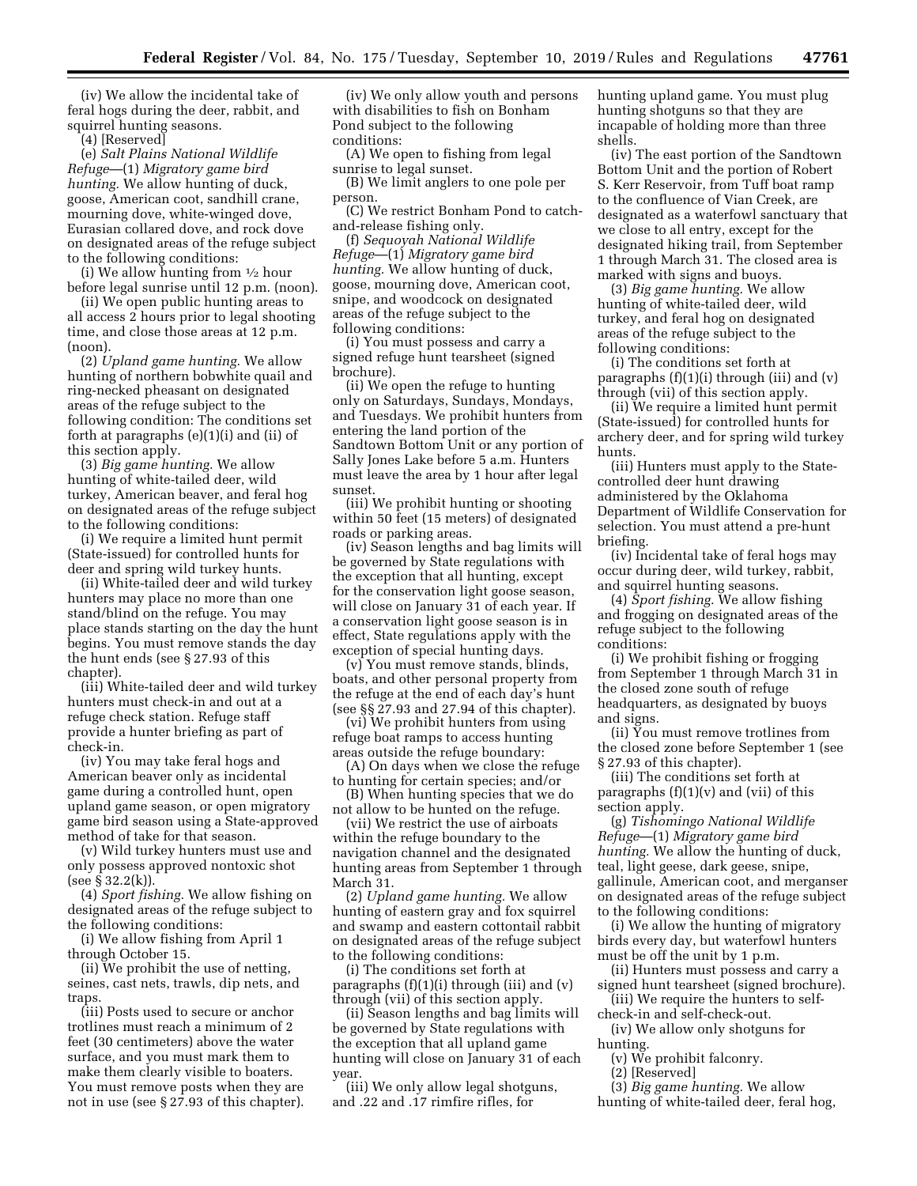(iv) We allow the incidental take of feral hogs during the deer, rabbit, and squirrel hunting seasons.

(4) [Reserved]

(e) *Salt Plains National Wildlife Refuge*—(1) *Migratory game bird hunting.* We allow hunting of duck, goose, American coot, sandhill crane, mourning dove, white-winged dove, Eurasian collared dove, and rock dove on designated areas of the refuge subject to the following conditions:

(i) We allow hunting from ½ hour before legal sunrise until 12 p.m. (noon).

(ii) We open public hunting areas to all access 2 hours prior to legal shooting time, and close those areas at 12 p.m. (noon).

(2) *Upland game hunting.* We allow hunting of northern bobwhite quail and ring-necked pheasant on designated areas of the refuge subject to the following condition: The conditions set forth at paragraphs (e)(1)(i) and (ii) of this section apply.

(3) *Big game hunting.* We allow hunting of white-tailed deer, wild turkey, American beaver, and feral hog on designated areas of the refuge subject to the following conditions:

(i) We require a limited hunt permit (State-issued) for controlled hunts for deer and spring wild turkey hunts.

(ii) White-tailed deer and wild turkey hunters may place no more than one stand/blind on the refuge. You may place stands starting on the day the hunt begins. You must remove stands the day the hunt ends (see § 27.93 of this chapter).

(iii) White-tailed deer and wild turkey hunters must check-in and out at a refuge check station. Refuge staff provide a hunter briefing as part of check-in.

(iv) You may take feral hogs and American beaver only as incidental game during a controlled hunt, open upland game season, or open migratory game bird season using a State-approved method of take for that season.

(v) Wild turkey hunters must use and only possess approved nontoxic shot (see § 32.2(k)).

(4) *Sport fishing.* We allow fishing on designated areas of the refuge subject to the following conditions:

(i) We allow fishing from April 1 through October 15.

(ii) We prohibit the use of netting, seines, cast nets, trawls, dip nets, and traps.

(iii) Posts used to secure or anchor trotlines must reach a minimum of 2 feet (30 centimeters) above the water surface, and you must mark them to make them clearly visible to boaters. You must remove posts when they are not in use (see § 27.93 of this chapter).

(iv) We only allow youth and persons with disabilities to fish on Bonham Pond subject to the following conditions:

(A) We open to fishing from legal sunrise to legal sunset.

(B) We limit anglers to one pole per person.

(C) We restrict Bonham Pond to catch-and-release fishing only.

(f) *Sequoyah National Wildlife Refuge*—(1) *Migratory game bird hunting.* We allow hunting of duck, goose, mourning dove, American coot, snipe, and woodcock on designated areas of the refuge subject to the following conditions:

(i) You must possess and carry a signed refuge hunt tearsheet (signed brochure).

(ii) We open the refuge to hunting only on Saturdays, Sundays, Mondays, and Tuesdays. We prohibit hunters from entering the land portion of the Sandtown Bottom Unit or any portion of Sally Jones Lake before 5 a.m. Hunters must leave the area by 1 hour after legal sunset.

(iii) We prohibit hunting or shooting within 50 feet (15 meters) of designated roads or parking areas.

(iv) Season lengths and bag limits will be governed by State regulations with the exception that all hunting, except for the conservation light goose season, will close on January 31 of each year. If a conservation light goose season is in effect, State regulations apply with the exception of special hunting days.

(v) You must remove stands, blinds, boats, and other personal property from the refuge at the end of each day's hunt (see §§ 27.93 and 27.94 of this chapter).

(vi) We prohibit hunters from using refuge boat ramps to access hunting areas outside the refuge boundary:

(A) On days when we close the refuge to hunting for certain species; and/or

(B) When hunting species that we do not allow to be hunted on the refuge.

(vii) We restrict the use of airboats within the refuge boundary to the navigation channel and the designated hunting areas from September 1 through March 31.

(2) *Upland game hunting.* We allow hunting of eastern gray and fox squirrel and swamp and eastern cottontail rabbit on designated areas of the refuge subject to the following conditions:

(i) The conditions set forth at paragraphs (f)(1)(i) through (iii) and (v) through (vii) of this section apply.

(ii) Season lengths and bag limits will be governed by State regulations with the exception that all upland game hunting will close on January 31 of each year.

(iii) We only allow legal shotguns, and .22 and .17 rimfire rifles, for hunting upland game. You must plug hunting shotguns so that they are incapable of holding more than three shells.

(iv) The east portion of the Sandtown Bottom Unit and the portion of Robert S. Kerr Reservoir, from Tuff boat ramp to the confluence of Vian Creek, are designated as a waterfowl sanctuary that we close to all entry, except for the designated hiking trail, from September 1 through March 31. The closed area is marked with signs and buoys.

(3) *Big game hunting.* We allow hunting of white-tailed deer, wild turkey, and feral hog on designated areas of the refuge subject to the following conditions:

(i) The conditions set forth at paragraphs (f)(1)(i) through (iii) and (v) through (vii) of this section apply.

(ii) We require a limited hunt permit (State-issued) for controlled hunts for archery deer, and for spring wild turkey hunts.

(iii) Hunters must apply to the State-controlled deer hunt drawing administered by the Oklahoma Department of Wildlife Conservation for selection. You must attend a pre-hunt briefing.

(iv) Incidental take of feral hogs may occur during deer, wild turkey, rabbit, and squirrel hunting seasons.

(4) *Sport fishing.* We allow fishing and frogging on designated areas of the refuge subject to the following conditions:

(i) We prohibit fishing or frogging from September 1 through March 31 in the closed zone south of refuge headquarters, as designated by buoys and signs.

(ii) You must remove trotlines from the closed zone before September 1 (see § 27.93 of this chapter).

(iii) The conditions set forth at paragraphs (f)(1)(v) and (vii) of this section apply.

(g) *Tishomingo National Wildlife Refuge*—(1) *Migratory game bird hunting.* We allow the hunting of duck, teal, light geese, dark geese, snipe, gallinule, American coot, and merganser on designated areas of the refuge subject to the following conditions:

(i) We allow the hunting of migratory birds every day, but waterfowl hunters must be off the unit by 1 p.m.

(ii) Hunters must possess and carry a signed hunt tearsheet (signed brochure).

(iii) We require the hunters to self-check-in and self-check-out.

(iv) We allow only shotguns for hunting.

(v) We prohibit falconry.

(2) [Reserved]

(3) *Big game hunting.* We allow hunting of white-tailed deer, feral hog,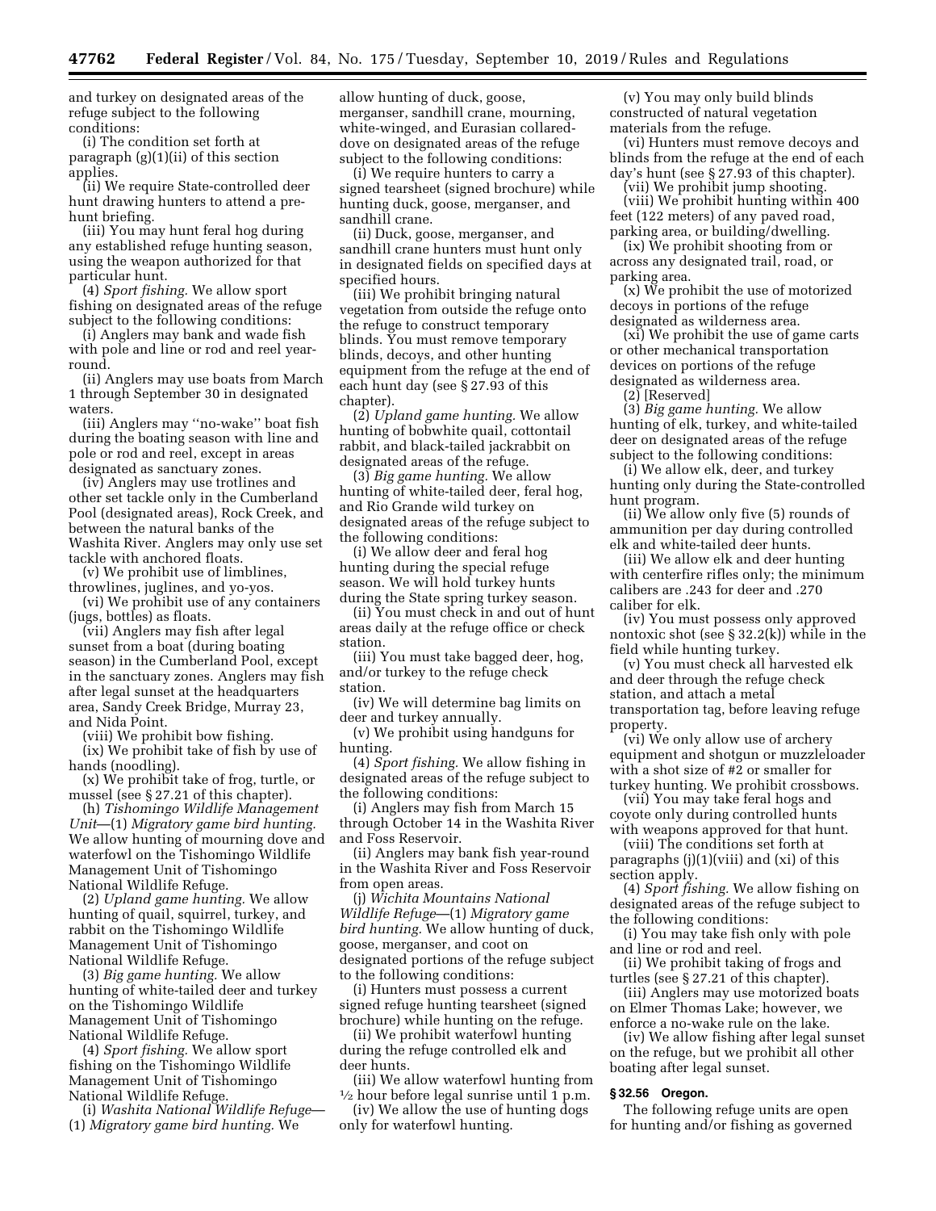and turkey on designated areas of the refuge subject to the following conditions:

(i) The condition set forth at paragraph (g)(1)(ii) of this section applies.

(ii) We require State-controlled deer drawing hunters to attend a pre-hunt briefing.

(iii) You may hunt feral hog during any established refuge hunting season, using the weapon authorized for that particular hunt.

(4) *Sport fishing.* We allow sport fishing on designated areas of the refuge subject to the following conditions:

(i) Anglers may bank and wade fish with pole and line or rod and reel year-round.

(ii) Anglers may use boats from March 1 through September 30 in designated waters.

(iii) Anglers may "no-wake" boat fish during the boating season with line and pole or rod and reel, except in areas designated as sanctuary zones.

(iv) Anglers may use trotlines and other set tackle only in the Cumberland Pool (designated areas), Rock Creek, and between the natural banks of the Washita River. Anglers may only use set tackle with anchored floats.

(v) We prohibit use of limblines, throwlines, juglines, and yo-yos.

(vi) We prohibit use of any containers (jugs, bottles) as floats.

(vii) Anglers may fish after legal sunset from a boat (during boating season) in the Cumberland Pool, except in the sanctuary zones. Anglers may fish after legal sunset at the headquarters area, Sandy Creek Bridge, Murray 23, and Nida Point.

(viii) We prohibit bow fishing.

(ix) We prohibit take of fish by use of hands (noodling).

(x) We prohibit take of frog, turtle, or mussel (see § 27.21 of this chapter).

(h) *Tishomingo Wildlife Management Unit*—(1) *Migratory game bird hunting.* We allow hunting of mourning dove and waterfowl on the Tishomingo Wildlife Management Unit of Tishomingo National Wildlife Refuge.

(2) *Upland game hunting.* We allow hunting of quail, squirrel, turkey, and rabbit on the Tishomingo Wildlife Management Unit of Tishomingo National Wildlife Refuge.

(3) *Big game hunting.* We allow hunting of white-tailed deer and turkey on the Tishomingo Wildlife Management Unit of Tishomingo National Wildlife Refuge.

(4) *Sport fishing.* We allow sport fishing on the Tishomingo Wildlife Management Unit of Tishomingo National Wildlife Refuge.

(i) *Washita National Wildlife Refuge*—(1) *Migratory game bird hunting.* We allow hunting of duck, goose, merganser, sandhill crane, mourning, white-winged, and Eurasian collared-dove on designated areas of the refuge subject to the following conditions:

(i) We require hunters to carry a signed tearsheet (signed brochure) while hunting duck, goose, merganser, and sandhill crane.

(ii) Duck, goose, merganser, and sandhill crane hunters must hunt only in designated fields on specified days at specified hours.

(iii) We prohibit bringing natural vegetation from outside the refuge onto the refuge to construct temporary blinds. You must remove temporary blinds, decoys, and other hunting equipment from the refuge at the end of each hunt day (see § 27.93 of this chapter).

(2) *Upland game hunting.* We allow hunting of bobwhite quail, cottontail rabbit, and black-tailed jackrabbit on designated areas of the refuge.

(3) *Big game hunting.* We allow hunting of white-tailed deer, feral hog, and Rio Grande wild turkey on designated areas of the refuge subject to the following conditions:

(i) We allow deer and feral hog hunting during the special refuge season. We will hold turkey hunts during the State spring turkey season.

(ii) You must check in and out of hunt areas daily at the refuge office or check station.

(iii) You must take bagged deer, hog, and/or turkey to the refuge check station.

(iv) We will determine bag limits on deer and turkey annually.

(v) We prohibit using handguns for hunting.

(4) *Sport fishing.* We allow fishing in designated areas of the refuge subject to the following conditions:

(i) Anglers may fish from March 15 through October 14 in the Washita River and Foss Reservoir.

(ii) Anglers may bank fish year-round in the Washita River and Foss Reservoir from open areas.

(j) *Wichita Mountains National Wildlife Refuge*—(1) *Migratory game bird hunting.* We allow hunting of duck, goose, merganser, and coot on designated portions of the refuge subject to the following conditions:

(i) Hunters must possess a current signed refuge hunting tearsheet (signed brochure) while hunting on the refuge.

(ii) We prohibit waterfowl hunting during the refuge controlled elk and deer hunts.

(iii) We allow waterfowl hunting from ½ hour before legal sunrise until 1 p.m.

(iv) We allow the use of hunting dogs only for waterfowl hunting.

(v) You may only build blinds constructed of natural vegetation materials from the refuge.

(vi) Hunters must remove decoys and blinds from the refuge at the end of each day's hunt (see § 27.93 of this chapter).

(vii) We prohibit jump shooting.

(viii) We prohibit hunting within 400 feet (122 meters) of any paved road, parking area, or building/dwelling.

(ix) We prohibit shooting from or across any designated trail, road, or parking area.

(x) We prohibit the use of motorized decoys in portions of the refuge designated as wilderness area.

(xi) We prohibit the use of game carts or other mechanical transportation devices on portions of the refuge designated as wilderness area.

(2) [Reserved]

(3) *Big game hunting.* We allow hunting of elk, turkey, and white-tailed deer on designated areas of the refuge subject to the following conditions:

(i) We allow elk, deer, and turkey hunting only during the State-controlled hunt program.

(ii) We allow only five (5) rounds of ammunition per day during controlled elk and white-tailed deer hunts.

(iii) We allow elk and deer hunting with centerfire rifles only; the minimum calibers are .243 for deer and .270 caliber for elk.

(iv) You must possess only approved nontoxic shot (see § 32.2(k)) while in the field while hunting turkey.

(v) You must check all harvested elk and deer through the refuge check station, and attach a metal transportation tag, before leaving refuge property.

(vi) We only allow use of archery equipment and shotgun or muzzleloader with a shot size of #2 or smaller for turkey hunting. We prohibit crossbows.

(vii) You may take feral hogs and coyote only during controlled hunts with weapons approved for that hunt.

(viii) The conditions set forth at paragraphs (j)(1)(viii) and (xi) of this section apply.

(4) *Sport fishing.* We allow fishing on designated areas of the refuge subject to the following conditions:

(i) You may take fish only with pole and line or rod and reel.

(ii) We prohibit taking of frogs and turtles (see § 27.21 of this chapter).

(iii) Anglers may use motorized boats on Elmer Thomas Lake; however, we enforce a no-wake rule on the lake.

(iv) We allow fishing after legal sunset on the refuge, but we prohibit all other boating after legal sunset.

### § 32.56 Oregon.

The following refuge units are open for hunting and/or fishing as governed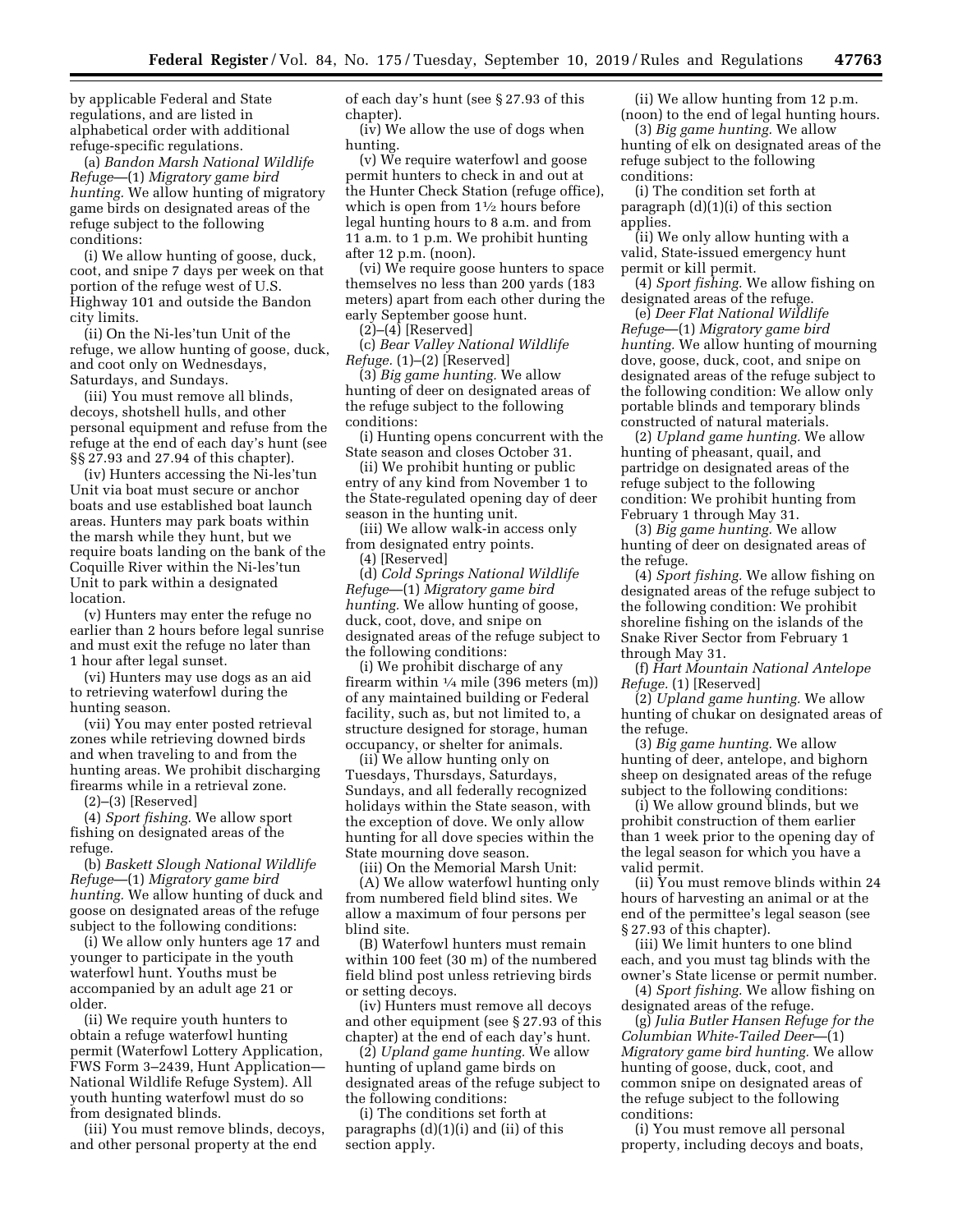by applicable Federal and State regulations, and are listed in alphabetical order with additional refuge-specific regulations.

(a) *Bandon Marsh National Wildlife Refuge*—(1) *Migratory game bird hunting.* We allow hunting of migratory game birds on designated areas of the refuge subject to the following conditions:

(i) We allow hunting of goose, duck, coot, and snipe 7 days per week on that portion of the refuge west of U.S. Highway 101 and outside the Bandon city limits.

(ii) On the Ni-les'tun Unit of the refuge, we allow hunting of goose, duck, and coot only on Wednesdays, Saturdays, and Sundays.

(iii) You must remove all blinds, decoys, shotshell hulls, and other personal equipment and refuse from the refuge at the end of each day's hunt (see §§ 27.93 and 27.94 of this chapter).

(iv) Hunters accessing the Ni-les'tun Unit via boat must secure or anchor boats and use established boat launch areas. Hunters may park boats within the marsh while they hunt, but we require boats landing on the bank of the Coquille River within the Ni-les'tun Unit to park within a designated location.

(v) Hunters may enter the refuge no earlier than 2 hours before legal sunrise and must exit the refuge no later than 1 hour after legal sunset.

(vi) Hunters may use dogs as an aid to retrieving waterfowl during the hunting season.

(vii) You may enter posted retrieval zones while retrieving downed birds and when traveling to and from the hunting areas. We prohibit discharging firearms while in a retrieval zone.

(2)–(3) [Reserved]

(4) *Sport fishing.* We allow sport fishing on designated areas of the refuge.

(b) *Baskett Slough National Wildlife Refuge*—(1) *Migratory game bird hunting.* We allow hunting of duck and goose on designated areas of the refuge subject to the following conditions:

(i) We allow only hunters age 17 and younger to participate in the youth waterfowl hunt. Youths must be accompanied by an adult age 21 or older.

(ii) We require youth hunters to obtain a refuge waterfowl hunting permit (Waterfowl Lottery Application, FWS Form 3–2439, Hunt Application—National Wildlife Refuge System). All youth hunting waterfowl must do so from designated blinds.

(iii) You must remove blinds, decoys, and other personal property at the end of each day's hunt (see § 27.93 of this chapter).

(iv) We allow the use of dogs when hunting.

(v) We require waterfowl and goose permit hunters to check in and out at the Hunter Check Station (refuge office), which is open from 1½ hours before legal hunting hours to 8 a.m. and from 11 a.m. to 1 p.m. We prohibit hunting after 12 p.m. (noon).

(vi) We require goose hunters to space themselves no less than 200 yards (183 meters) apart from each other during the early September goose hunt.

(2)–(4) [Reserved]

(c) *Bear Valley National Wildlife Refuge.* (1)–(2) [Reserved]

(3) *Big game hunting.* We allow hunting of deer on designated areas of the refuge subject to the following conditions:

(i) Hunting opens concurrent with the State season and closes October 31.

(ii) We prohibit hunting or public entry of any kind from November 1 to the State-regulated opening day of deer season in the hunting unit.

(iii) We allow walk-in access only from designated entry points.

(4) [Reserved]

(d) *Cold Springs National Wildlife Refuge*—(1) *Migratory game bird hunting.* We allow hunting of goose, duck, coot, dove, and snipe on designated areas of the refuge subject to the following conditions:

(i) We prohibit discharge of any firearm within ¼ mile (396 meters (m)) of any maintained building or Federal facility, such as, but not limited to, a structure designed for storage, human occupancy, or shelter for animals.

(ii) We allow hunting only on Tuesdays, Thursdays, Saturdays, Sundays, and all federally recognized holidays within the State season, with the exception of dove. We only allow hunting for all dove species within the State mourning dove season.

(iii) On the Memorial Marsh Unit:

(A) We allow waterfowl hunting only from numbered field blind sites. We allow a maximum of four persons per blind site.

(B) Waterfowl hunters must remain within 100 feet (30 m) of the numbered field blind post unless retrieving birds or setting decoys.

(iv) Hunters must remove all decoys and other equipment (see § 27.93 of this chapter) at the end of each day's hunt.

(2) *Upland game hunting.* We allow hunting of upland game birds on designated areas of the refuge subject to the following conditions:

(i) The conditions set forth at paragraphs (d)(1)(i) and (ii) of this section apply.

(ii) We allow hunting from 12 p.m. (noon) to the end of legal hunting hours.

(3) *Big game hunting.* We allow hunting of elk on designated areas of the refuge subject to the following conditions:

(i) The condition set forth at paragraph (d)(1)(i) of this section applies.

(ii) We only allow hunting with a valid, State-issued emergency hunt permit or kill permit.

(4) *Sport fishing.* We allow fishing on designated areas of the refuge.

(e) *Deer Flat National Wildlife Refuge*—(1) *Migratory game bird hunting.* We allow hunting of mourning dove, goose, duck, coot, and snipe on designated areas of the refuge subject to the following condition: We allow only portable blinds and temporary blinds constructed of natural materials.

(2) *Upland game hunting.* We allow hunting of pheasant, quail, and partridge on designated areas of the refuge subject to the following condition: We prohibit hunting from February 1 through May 31.

(3) *Big game hunting.* We allow hunting of deer on designated areas of the refuge.

(4) *Sport fishing.* We allow fishing on designated areas of the refuge subject to the following condition: We prohibit shoreline fishing on the islands of the Snake River Sector from February 1 through May 31.

(f) *Hart Mountain National Antelope Refuge.* (1) [Reserved]

(2) *Upland game hunting.* We allow hunting of chukar on designated areas of the refuge.

(3) *Big game hunting.* We allow hunting of deer, antelope, and bighorn sheep on designated areas of the refuge subject to the following conditions:

(i) We allow ground blinds, but we prohibit construction of them earlier than 1 week prior to the opening day of the legal season for which you have a valid permit.

(ii) You must remove blinds within 24 hours of harvesting an animal or at the end of the permittee's legal season (see § 27.93 of this chapter).

(iii) We limit hunters to one blind each, and you must tag blinds with the owner's State license or permit number.

(4) *Sport fishing.* We allow fishing on designated areas of the refuge.

(g) *Julia Butler Hansen Refuge for the Columbian White-Tailed Deer*—(1) *Migratory game bird hunting.* We allow hunting of goose, duck, coot, and common snipe on designated areas of the refuge subject to the following conditions:

(i) You must remove all personal property, including decoys and boats,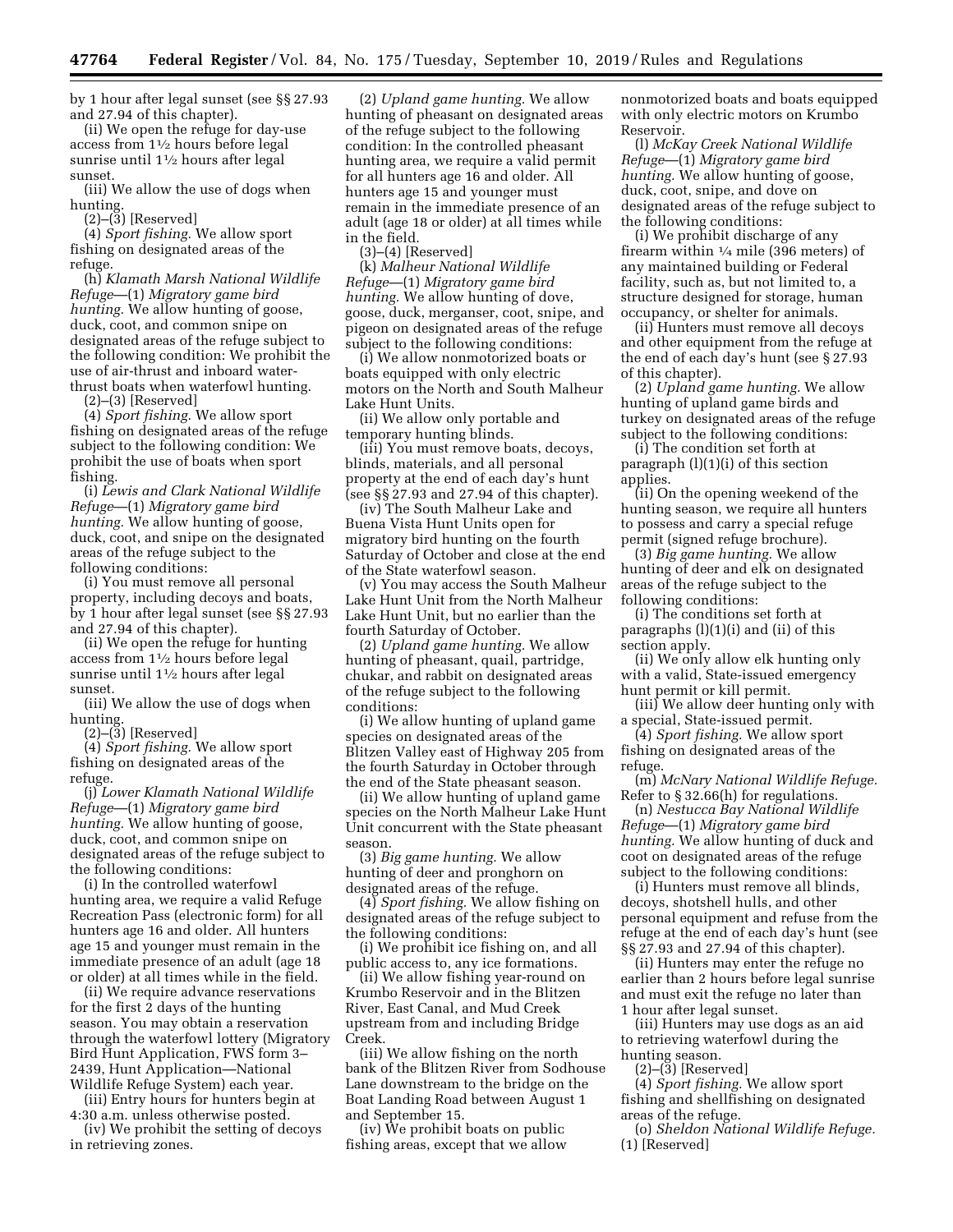by 1 hour after legal sunset (see §§ 27.93 and 27.94 of this chapter).

(ii) We open the refuge for day-use access from 1½ hours before legal sunrise until 1½ hours after legal sunset.

(iii) We allow the use of dogs when hunting.

(2)–(3) [Reserved]

(4) *Sport fishing.* We allow sport fishing on designated areas of the refuge.

(h) *Klamath Marsh National Wildlife Refuge*—(1) *Migratory game bird hunting.* We allow hunting of goose, duck, coot, and common snipe on designated areas of the refuge subject to the following condition: We prohibit the use of air-thrust and inboard water-thrust boats when waterfowl hunting.

(2)–(3) [Reserved]

(4) *Sport fishing.* We allow sport fishing on designated areas of the refuge subject to the following condition: We prohibit the use of boats when sport fishing.

(i) *Lewis and Clark National Wildlife Refuge*—(1) *Migratory game bird hunting.* We allow hunting of goose, duck, coot, and snipe on the designated areas of the refuge subject to the following conditions:

(i) You must remove all personal property, including decoys and boats, by 1 hour after legal sunset (see §§ 27.93 and 27.94 of this chapter).

(ii) We open the refuge for hunting access from 1½ hours before legal sunrise until 1½ hours after legal sunset.

(iii) We allow the use of dogs when hunting.

(2)–(3) [Reserved]

(4) *Sport fishing.* We allow sport fishing on designated areas of the refuge.

(j) *Lower Klamath National Wildlife Refuge*—(1) *Migratory game bird hunting.* We allow hunting of goose, duck, coot, and common snipe on designated areas of the refuge subject to the following conditions:

(i) In the controlled waterfowl hunting area, we require a valid Refuge Recreation Pass (electronic form) for all hunters age 16 and older. All hunters age 15 and younger must remain in the immediate presence of an adult (age 18 or older) at all times while in the field.

(ii) We require advance reservations for the first 2 days of the hunting season. You may obtain a reservation through the waterfowl lottery (Migratory Bird Hunt Application, FWS form 3–2439, Hunt Application—National Wildlife Refuge System) each year.

(iii) Entry hours for hunters begin at 4:30 a.m. unless otherwise posted.

(iv) We prohibit the setting of decoys in retrieving zones.

(2) *Upland game hunting.* We allow hunting of pheasant on designated areas of the refuge subject to the following condition: In the controlled pheasant hunting area, we require a valid permit for all hunters age 16 and older. All hunters age 15 and younger must remain in the immediate presence of an adult (age 18 or older) at all times while in the field.

(3)–(4) [Reserved]

(k) *Malheur National Wildlife Refuge*—(1) *Migratory game bird hunting.* We allow hunting of dove, goose, duck, merganser, coot, snipe, and pigeon on designated areas of the refuge subject to the following conditions:

(i) We allow nonmotorized boats or boats equipped with only electric motors on the North and South Malheur Lake Hunt Units.

(ii) We allow only portable and temporary hunting blinds.

(iii) You must remove boats, decoys, blinds, materials, and all personal property at the end of each day's hunt (see §§ 27.93 and 27.94 of this chapter).

(iv) The South Malheur Lake and Buena Vista Hunt Units open for migratory bird hunting on the fourth Saturday of October and close at the end of the State waterfowl season.

(v) You may access the South Malheur Lake Hunt Unit from the North Malheur Lake Hunt Unit, but no earlier than the fourth Saturday of October.

(2) *Upland game hunting.* We allow hunting of pheasant, quail, partridge, chukar, and rabbit on designated areas of the refuge subject to the following conditions:

(i) We allow hunting of upland game species on designated areas of the Blitzen Valley east of Highway 205 from the fourth Saturday in October through the end of the State pheasant season.

(ii) We allow hunting of upland game species on the North Malheur Lake Hunt Unit concurrent with the State pheasant season.

(3) *Big game hunting.* We allow hunting of deer and pronghorn on designated areas of the refuge.

(4) *Sport fishing.* We allow fishing on designated areas of the refuge subject to the following conditions:

(i) We prohibit ice fishing on, and all public access to, any ice formations.

(ii) We allow fishing year-round on Krumbo Reservoir and in the Blitzen River, East Canal, and Mud Creek upstream from and including Bridge Creek.

(iii) We allow fishing on the north bank of the Blitzen River from Sodhouse Lane downstream to the bridge on the Boat Landing Road between August 1 and September 15.

(iv) We prohibit boats on public fishing areas, except that we allow nonmotorized boats and boats equipped with only electric motors on Krumbo Reservoir.

(l) *McKay Creek National Wildlife Refuge*—(1) *Migratory game bird hunting.* We allow hunting of goose, duck, coot, snipe, and dove on designated areas of the refuge subject to the following conditions:

(i) We prohibit discharge of any firearm within ¼ mile (396 meters) of any maintained building or Federal facility, such as, but not limited to, a structure designed for storage, human occupancy, or shelter for animals.

(ii) Hunters must remove all decoys and other equipment from the refuge at the end of each day's hunt (see § 27.93 of this chapter).

(2) *Upland game hunting.* We allow hunting of upland game birds and turkey on designated areas of the refuge subject to the following conditions:

(i) The condition set forth at paragraph (l)(1)(i) of this section applies.

(ii) On the opening weekend of the hunting season, we require all hunters to possess and carry a special refuge permit (signed refuge brochure).

(3) *Big game hunting.* We allow hunting of deer and elk on designated areas of the refuge subject to the following conditions:

(i) The conditions set forth at paragraphs (l)(1)(i) and (ii) of this section apply.

(ii) We only allow elk hunting only with a valid, State-issued emergency hunt permit or kill permit.

(iii) We allow deer hunting only with a special, State-issued permit.

(4) *Sport fishing.* We allow sport fishing on designated areas of the refuge.

(m) *McNary National Wildlife Refuge.* Refer to § 32.66(h) for regulations.

(n) *Nestucca Bay National Wildlife Refuge*—(1) *Migratory game bird hunting.* We allow hunting of duck and coot on designated areas of the refuge subject to the following conditions:

(i) Hunters must remove all blinds, decoys, shotshell hulls, and other personal equipment and refuse from the refuge at the end of each day's hunt (see §§ 27.93 and 27.94 of this chapter).

(ii) Hunters may enter the refuge no earlier than 2 hours before legal sunrise and must exit the refuge no later than 1 hour after legal sunset.

(iii) Hunters may use dogs as an aid to retrieving waterfowl during the hunting season.

(2)–(3) [Reserved]

(4) *Sport fishing.* We allow sport fishing and shellfishing on designated areas of the refuge.

(o) *Sheldon National Wildlife Refuge.* (1) [Reserved]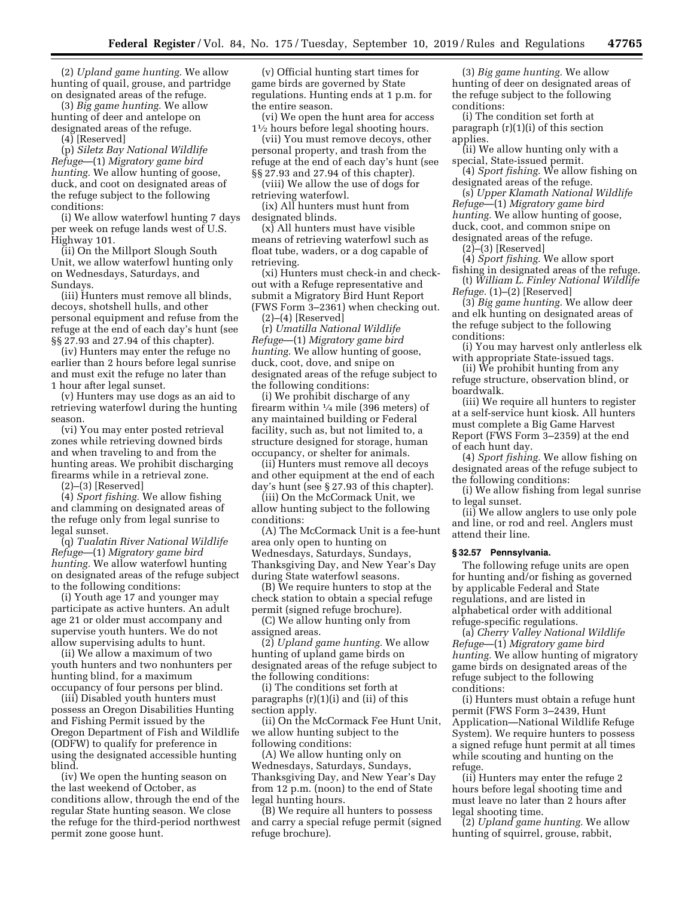(2) *Upland game hunting.* We allow hunting of quail, grouse, and partridge on designated areas of the refuge.

(3) *Big game hunting.* We allow hunting of deer and antelope on designated areas of the refuge.

(4) [Reserved]

(p) *Siletz Bay National Wildlife Refuge*—(1) *Migratory game bird hunting.* We allow hunting of goose, duck, and coot on designated areas of the refuge subject to the following conditions:

(i) We allow waterfowl hunting 7 days per week on refuge lands west of U.S. Highway 101.

(ii) On the Millport Slough South Unit, we allow waterfowl hunting only on Wednesdays, Saturdays, and Sundays.

(iii) Hunters must remove all blinds, decoys, shotshell hulls, and other personal equipment and refuse from the refuge at the end of each day's hunt (see §§ 27.93 and 27.94 of this chapter).

(iv) Hunters may enter the refuge no earlier than 2 hours before legal sunrise and must exit the refuge no later than 1 hour after legal sunset.

(v) Hunters may use dogs as an aid to retrieving waterfowl during the hunting season.

(vi) You may enter posted retrieval zones while retrieving downed birds and when traveling to and from the hunting areas. We prohibit discharging firearms while in a retrieval zone.

(2)–(3) [Reserved]

(4) *Sport fishing.* We allow fishing and clamming on designated areas of the refuge only from legal sunrise to legal sunset.

(q) *Tualatin River National Wildlife Refuge*—(1) *Migratory game bird hunting.* We allow waterfowl hunting on designated areas of the refuge subject to the following conditions:

(i) Youth age 17 and younger may participate as active hunters. An adult age 21 or older must accompany and supervise youth hunters. We do not allow supervising adults to hunt.

(ii) We allow a maximum of two youth hunters and two nonhunters per hunting blind, for a maximum occupancy of four persons per blind.

(iii) Disabled youth hunters must possess an Oregon Disabilities Hunting and Fishing Permit issued by the Oregon Department of Fish and Wildlife (ODFW) to qualify for preference in using the designated accessible hunting blind.

(iv) We open the hunting season on the last weekend of October, as conditions allow, through the end of the regular State hunting season. We close the refuge for the third-period northwest permit zone goose hunt.

(v) Official hunting start times for game birds are governed by State regulations. Hunting ends at 1 p.m. for the entire season.

(vi) We open the hunt area for access 1½ hours before legal shooting hours.

(vii) You must remove decoys, other personal property, and trash from the refuge at the end of each day's hunt (see §§ 27.93 and 27.94 of this chapter).

(viii) We allow the use of dogs for retrieving waterfowl.

(ix) All hunters must hunt from designated blinds.

(x) All hunters must have visible means of retrieving waterfowl such as float tube, waders, or a dog capable of retrieving.

(xi) Hunters must check-in and check-out with a Refuge representative and submit a Migratory Bird Hunt Report (FWS Form 3–2361) when checking out.

(2)–(4) [Reserved]

(r) *Umatilla National Wildlife Refuge*—(1) *Migratory game bird hunting.* We allow hunting of goose, duck, coot, dove, and snipe on designated areas of the refuge subject to the following conditions:

(i) We prohibit discharge of any firearm within ¼ mile (396 meters) of any maintained building or Federal facility, such as, but not limited to, a structure designed for storage, human occupancy, or shelter for animals.

(ii) Hunters must remove all decoys and other equipment at the end of each day's hunt (see § 27.93 of this chapter).

(iii) On the McCormack Unit, we allow hunting subject to the following conditions:

(A) The McCormack Unit is a fee-hunt area only open to hunting on Wednesdays, Saturdays, Sundays, Thanksgiving Day, and New Year's Day during State waterfowl seasons.

(B) We require hunters to stop at the check station to obtain a special refuge permit (signed refuge brochure).

(C) We allow hunting only from assigned areas.

(2) *Upland game hunting.* We allow hunting of upland game birds on designated areas of the refuge subject to the following conditions:

(i) The conditions set forth at paragraphs (r)(1)(i) and (ii) of this section apply.

(ii) On the McCormack Fee Hunt Unit, we allow hunting subject to the following conditions:

(A) We allow hunting only on Wednesdays, Saturdays, Sundays, Thanksgiving Day, and New Year's Day from 12 p.m. (noon) to the end of State legal hunting hours.

(B) We require all hunters to possess and carry a special refuge permit (signed refuge brochure).

(3) *Big game hunting.* We allow hunting of deer on designated areas of the refuge subject to the following conditions:

(i) The condition set forth at paragraph (r)(1)(i) of this section applies.

(ii) We allow hunting only with a special, State-issued permit.

(4) *Sport fishing.* We allow fishing on designated areas of the refuge.

(s) *Upper Klamath National Wildlife Refuge*—(1) *Migratory game bird hunting.* We allow hunting of goose, duck, coot, and common snipe on designated areas of the refuge.

(2)–(3) [Reserved]

(4) *Sport fishing.* We allow sport fishing in designated areas of the refuge.

(t) *William L. Finley National Wildlife Refuge.* (1)–(2) [Reserved]

(3) *Big game hunting.* We allow deer and elk hunting on designated areas of the refuge subject to the following conditions:

(i) You may harvest only antlerless elk with appropriate State-issued tags.

(ii) We prohibit hunting from any refuge structure, observation blind, or boardwalk.

(iii) We require all hunters to register at a self-service hunt kiosk. All hunters must complete a Big Game Harvest Report (FWS Form 3–2359) at the end of each hunt day.

(4) *Sport fishing.* We allow fishing on designated areas of the refuge subject to the following conditions:

(i) We allow fishing from legal sunrise to legal sunset.

(ii) We allow anglers to use only pole and line, or rod and reel. Anglers must attend their line.

### § 32.57 Pennsylvania.

The following refuge units are open for hunting and/or fishing as governed by applicable Federal and State regulations, and are listed in alphabetical order with additional refuge-specific regulations.

(a) *Cherry Valley National Wildlife Refuge*—(1) *Migratory game bird hunting.* We allow hunting of migratory game birds on designated areas of the refuge subject to the following conditions:

(i) Hunters must obtain a refuge hunt permit (FWS Form 3–2439, Hunt Application—National Wildlife Refuge System). We require hunters to possess a signed refuge hunt permit at all times while scouting and hunting on the refuge.

(ii) Hunters may enter the refuge 2 hours before legal shooting time and must leave no later than 2 hours after legal shooting time.

(2) *Upland game hunting.* We allow hunting of squirrel, grouse, rabbit,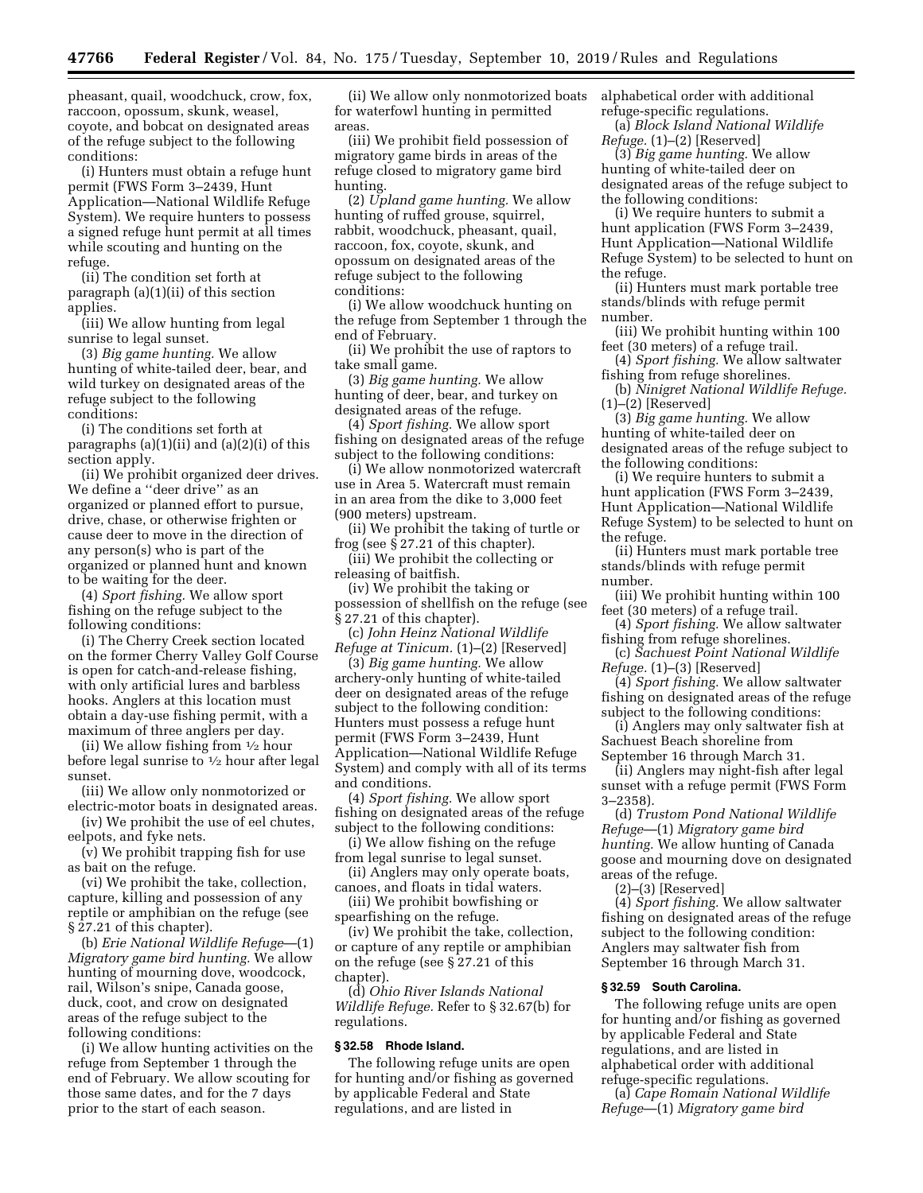pheasant, quail, woodchuck, crow, fox, raccoon, opossum, skunk, weasel, coyote, and bobcat on designated areas of the refuge subject to the following conditions:

(i) Hunters must obtain a refuge hunt permit (FWS Form 3–2439, Hunt Application—National Wildlife Refuge System). We require hunters to possess a signed refuge hunt permit at all times while scouting and hunting on the refuge.

(ii) The condition set forth at paragraph (a)(1)(ii) of this section applies.

(iii) We allow hunting from legal sunrise to legal sunset.

(3) *Big game hunting.* We allow hunting of white-tailed deer, bear, and wild turkey on designated areas of the refuge subject to the following conditions:

(i) The conditions set forth at paragraphs (a)(1)(ii) and (a)(2)(i) of this section apply.

(ii) We prohibit organized deer drives. We define a ''deer drive'' as an organized or planned effort to pursue, drive, chase, or otherwise frighten or cause deer to move in the direction of any person(s) who is part of the organized or planned hunt and known to be waiting for the deer.

(4) *Sport fishing.* We allow sport fishing on the refuge subject to the following conditions:

(i) The Cherry Creek section located on the former Cherry Valley Golf Course is open for catch-and-release fishing, with only artificial lures and barbless hooks. Anglers at this location must obtain a day-use fishing permit, with a maximum of three anglers per day.

(ii) We allow fishing from ½ hour before legal sunrise to ½ hour after legal sunset.

(iii) We allow only nonmotorized or electric-motor boats in designated areas.

(iv) We prohibit the use of eel chutes, eelpots, and fyke nets.

(v) We prohibit trapping fish for use as bait on the refuge.

(vi) We prohibit the take, collection, capture, killing and possession of any reptile or amphibian on the refuge (see § 27.21 of this chapter).

(b) *Erie National Wildlife Refuge*—(1) *Migratory game bird hunting.* We allow hunting of mourning dove, woodcock, rail, Wilson's snipe, Canada goose, duck, coot, and crow on designated areas of the refuge subject to the following conditions:

(i) We allow hunting activities on the refuge from September 1 through the end of February. We allow scouting for those same dates, and for the 7 days prior to the start of each season.

(ii) We allow only nonmotorized boats for waterfowl hunting in permitted areas.

(iii) We prohibit field possession of migratory game birds in areas of the refuge closed to migratory game bird hunting.

(2) *Upland game hunting.* We allow hunting of ruffed grouse, squirrel, rabbit, woodchuck, pheasant, quail, raccoon, fox, coyote, skunk, and opossum on designated areas of the refuge subject to the following conditions:

(i) We allow woodchuck hunting on the refuge from September 1 through the end of February.

(ii) We prohibit the use of raptors to take small game.

(3) *Big game hunting.* We allow hunting of deer, bear, and turkey on designated areas of the refuge.

(4) *Sport fishing.* We allow sport fishing on designated areas of the refuge subject to the following conditions:

(i) We allow nonmotorized watercraft use in Area 5. Watercraft must remain in an area from the dike to 3,000 feet (900 meters) upstream.

(ii) We prohibit the taking of turtle or frog (see § 27.21 of this chapter).

(iii) We prohibit the collecting or releasing of baitfish.

(iv) We prohibit the taking or possession of shellfish on the refuge (see § 27.21 of this chapter).

(c) *John Heinz National Wildlife Refuge at Tinicum.* (1)–(2) [Reserved]

(3) *Big game hunting.* We allow archery-only hunting of white-tailed deer on designated areas of the refuge subject to the following condition: Hunters must possess a refuge hunt permit (FWS Form 3–2439, Hunt Application—National Wildlife Refuge System) and comply with all of its terms and conditions.

(4) *Sport fishing.* We allow sport fishing on designated areas of the refuge subject to the following conditions:

(i) We allow fishing on the refuge from legal sunrise to legal sunset.

(ii) Anglers may only operate boats, canoes, and floats in tidal waters.

(iii) We prohibit bowfishing or spearfishing on the refuge.

(iv) We prohibit the take, collection, or capture of any reptile or amphibian on the refuge (see § 27.21 of this chapter).

(d) *Ohio River Islands National Wildlife Refuge.* Refer to § 32.67(b) for regulations.

## § 32.58 Rhode Island.

The following refuge units are open for hunting and/or fishing as governed by applicable Federal and State regulations, and are listed in alphabetical order with additional refuge-specific regulations.

(a) *Block Island National Wildlife Refuge.* (1)–(2) [Reserved]

(3) *Big game hunting.* We allow hunting of white-tailed deer on designated areas of the refuge subject to the following conditions:

(i) We require hunters to submit a hunt application (FWS Form 3–2439, Hunt Application—National Wildlife Refuge System) to be selected to hunt on the refuge.

(ii) Hunters must mark portable tree stands/blinds with refuge permit number.

(iii) We prohibit hunting within 100 feet (30 meters) of a refuge trail.

(4) *Sport fishing.* We allow saltwater fishing from refuge shorelines.

(b) *Ninigret National Wildlife Refuge.* (1)–(2) [Reserved]

(3) *Big game hunting.* We allow hunting of white-tailed deer on designated areas of the refuge subject to the following conditions:

(i) We require hunters to submit a hunt application (FWS Form 3–2439, Hunt Application—National Wildlife Refuge System) to be selected to hunt on the refuge.

(ii) Hunters must mark portable tree stands/blinds with refuge permit number.

(iii) We prohibit hunting within 100 feet (30 meters) of a refuge trail.

(4) *Sport fishing.* We allow saltwater fishing from refuge shorelines.

(c) *Sachuest Point National Wildlife Refuge.* (1)–(3) [Reserved]

(4) *Sport fishing.* We allow saltwater fishing on designated areas of the refuge subject to the following conditions:

(i) Anglers may only saltwater fish at Sachuest Beach shoreline from September 16 through March 31.

(ii) Anglers may night-fish after legal sunset with a refuge permit (FWS Form 3–2358).

(d) *Trustom Pond National Wildlife Refuge*—(1) *Migratory game bird hunting.* We allow hunting of Canada goose and mourning dove on designated areas of the refuge.

(2)–(3) [Reserved]

(4) *Sport fishing.* We allow saltwater fishing on designated areas of the refuge subject to the following condition: Anglers may saltwater fish from September 16 through March 31.

## § 32.59 South Carolina.

The following refuge units are open for hunting and/or fishing as governed by applicable Federal and State regulations, and are listed in alphabetical order with additional refuge-specific regulations.

(a) *Cape Romain National Wildlife Refuge*—(1) *Migratory game bird*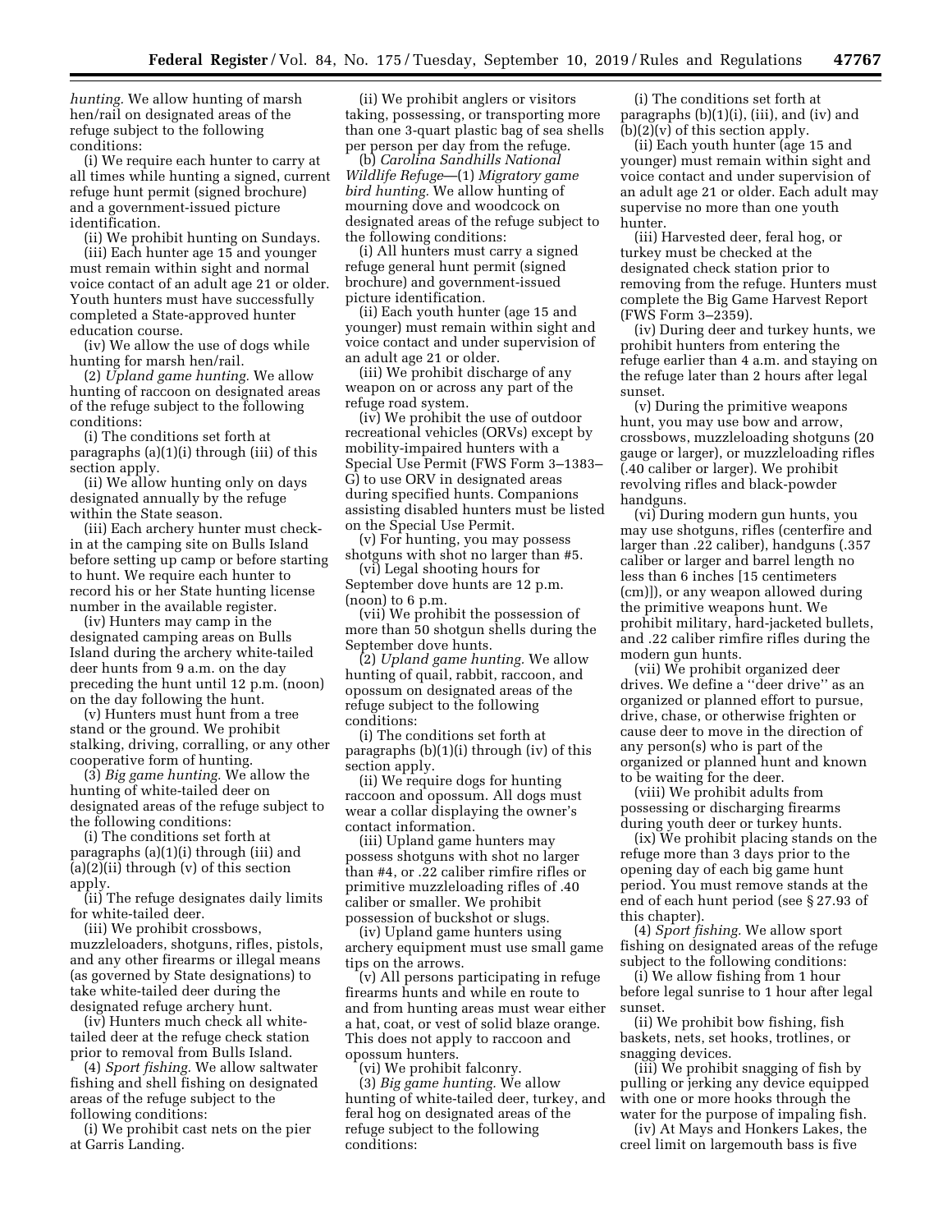*hunting.* We allow hunting of marsh hen/rail on designated areas of the refuge subject to the following conditions:

(i) We require each hunter to carry at all times while hunting a signed, current refuge hunt permit (signed brochure) and a government-issued picture identification.

(ii) We prohibit hunting on Sundays.

(iii) Each hunter age 15 and younger must remain within sight and normal voice contact of an adult age 21 or older. Youth hunters must have successfully completed a State-approved hunter education course.

(iv) We allow the use of dogs while hunting for marsh hen/rail.

(2) *Upland game hunting.* We allow hunting of raccoon on designated areas of the refuge subject to the following conditions:

(i) The conditions set forth at paragraphs (a)(1)(i) through (iii) of this section apply.

(ii) We allow hunting only on days designated annually by the refuge within the State season.

(iii) Each archery hunter must check-in at the camping site on Bulls Island before setting up camp or before starting to hunt. We require each hunter to record his or her State hunting license number in the available register.

(iv) Hunters may camp in the designated camping areas on Bulls Island during the archery white-tailed deer hunts from 9 a.m. on the day preceding the hunt until 12 p.m. (noon) on the day following the hunt.

(v) Hunters must hunt from a tree stand or the ground. We prohibit stalking, driving, corralling, or any other cooperative form of hunting.

(3) *Big game hunting.* We allow the hunting of white-tailed deer on designated areas of the refuge subject to the following conditions:

(i) The conditions set forth at paragraphs (a)(1)(i) through (iii) and (a)(2)(ii) through (v) of this section apply.

(ii) The refuge designates daily limits for white-tailed deer.

(iii) We prohibit crossbows, muzzleloaders, shotguns, rifles, pistols, and any other firearms or illegal means (as governed by State designations) to take white-tailed deer during the designated refuge archery hunt.

(iv) Hunters much check all white-tailed deer at the refuge check station prior to removal from Bulls Island.

(4) *Sport fishing.* We allow saltwater fishing and shell fishing on designated areas of the refuge subject to the following conditions:

(i) We prohibit cast nets on the pier at Garris Landing.

(ii) We prohibit anglers or visitors taking, possessing, or transporting more than one 3-quart plastic bag of sea shells per person per day from the refuge.

(b) *Carolina Sandhills National Wildlife Refuge*—(1) *Migratory game bird hunting.* We allow hunting of mourning dove and woodcock on designated areas of the refuge subject to the following conditions:

(i) All hunters must carry a signed refuge general hunt permit (signed brochure) and government-issued picture identification.

(ii) Each youth hunter (age 15 and younger) must remain within sight and voice contact and under supervision of an adult age 21 or older.

(iii) We prohibit discharge of any weapon on or across any part of the refuge road system.

(iv) We prohibit the use of outdoor recreational vehicles (ORVs) except by mobility-impaired hunters with a Special Use Permit (FWS Form 3–1383–G) to use ORV in designated areas during specified hunts. Companions assisting disabled hunters must be listed on the Special Use Permit.

(v) For hunting, you may possess shotguns with shot no larger than #5.

(vi) Legal shooting hours for September dove hunts are 12 p.m. (noon) to 6 p.m.

(vii) We prohibit the possession of more than 50 shotgun shells during the September dove hunts.

(2) *Upland game hunting.* We allow hunting of quail, rabbit, raccoon, and opossum on designated areas of the refuge subject to the following conditions:

(i) The conditions set forth at paragraphs (b)(1)(i) through (iv) of this section apply.

(ii) We require dogs for hunting raccoon and opossum. All dogs must wear a collar displaying the owner's contact information.

(iii) Upland game hunters may possess shotguns with shot no larger than #4, or .22 caliber rimfire rifles or primitive muzzleloading rifles of .40 caliber or smaller. We prohibit possession of buckshot or slugs.

(iv) Upland game hunters using archery equipment must use small game tips on the arrows.

(v) All persons participating in refuge firearms hunts and while en route to and from hunting areas must wear either a hat, coat, or vest of solid blaze orange. This does not apply to raccoon and opossum hunters.

(vi) We prohibit falconry.

(3) *Big game hunting.* We allow hunting of white-tailed deer, turkey, and feral hog on designated areas of the refuge subject to the following conditions:

(i) The conditions set forth at paragraphs (b)(1)(i), (iii), and (iv) and (b)(2)(v) of this section apply.

(ii) Each youth hunter (age 15 and younger) must remain within sight and voice contact and under supervision of an adult age 21 or older. Each adult may supervise no more than one youth hunter.

(iii) Harvested deer, feral hog, or turkey must be checked at the designated check station prior to removing from the refuge. Hunters must complete the Big Game Harvest Report (FWS Form 3–2359).

(iv) During deer and turkey hunts, we prohibit hunters from entering the refuge earlier than 4 a.m. and staying on the refuge later than 2 hours after legal sunset.

(v) During the primitive weapons hunt, you may use bow and arrow, crossbows, muzzleloading shotguns (20 gauge or larger), or muzzleloading rifles (.40 caliber or larger). We prohibit revolving rifles and black-powder handguns.

(vi) During modern gun hunts, you may use shotguns, rifles (centerfire and larger than .22 caliber), handguns (.357 caliber or larger and barrel length no less than 6 inches [15 centimeters (cm)]), or any weapon allowed during the primitive weapons hunt. We prohibit military, hard-jacketed bullets, and .22 caliber rimfire rifles during the modern gun hunts.

(vii) We prohibit organized deer drives. We define a "deer drive" as an organized or planned effort to pursue, drive, chase, or otherwise frighten or cause deer to move in the direction of any person(s) who is part of the organized or planned hunt and known to be waiting for the deer.

(viii) We prohibit adults from possessing or discharging firearms during youth deer or turkey hunts.

(ix) We prohibit placing stands on the refuge more than 3 days prior to the opening day of each big game hunt period. You must remove stands at the end of each hunt period (see § 27.93 of this chapter).

(4) *Sport fishing.* We allow sport fishing on designated areas of the refuge subject to the following conditions:

(i) We allow fishing from 1 hour before legal sunrise to 1 hour after legal sunset.

(ii) We prohibit bow fishing, fish baskets, nets, set hooks, trotlines, or snagging devices.

(iii) We prohibit snagging of fish by pulling or jerking any device equipped with one or more hooks through the water for the purpose of impaling fish.

(iv) At Mays and Honkers Lakes, the creel limit on largemouth bass is five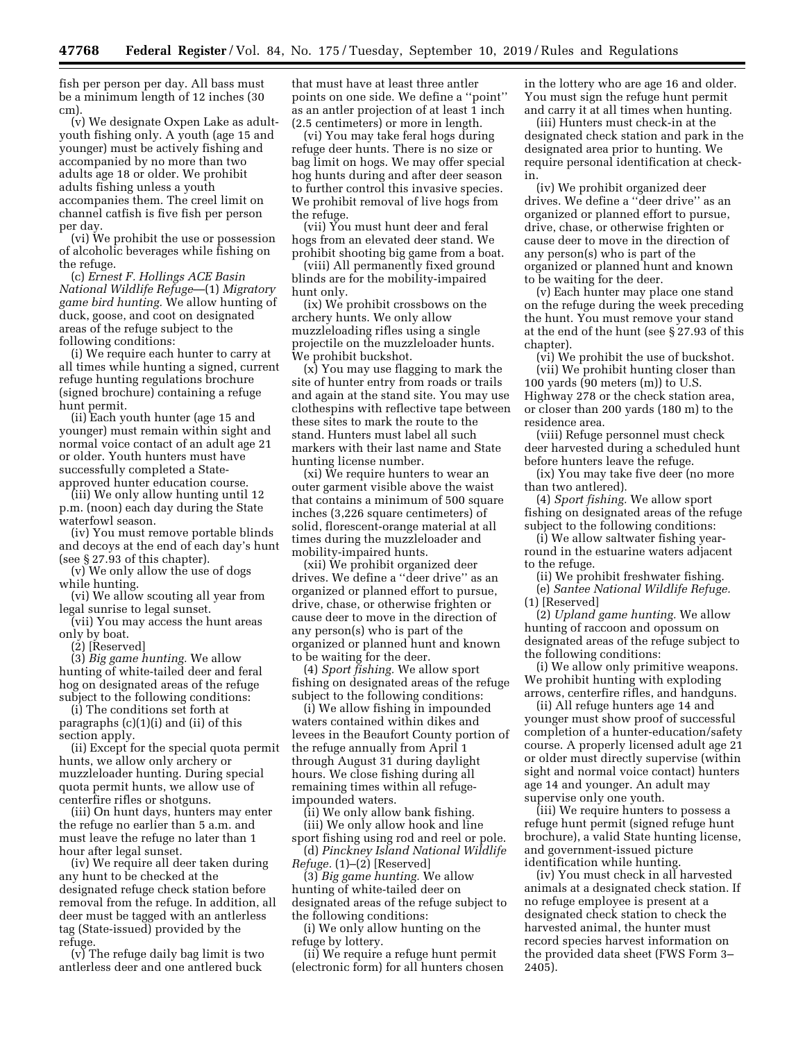fish per person per day. All bass must be a minimum length of 12 inches (30 cm).

(v) We designate Oxpen Lake as adult-youth fishing only. A youth (age 15 and younger) must be actively fishing and accompanied by no more than two adults age 18 or older. We prohibit adults fishing unless a youth accompanies them. The creel limit on channel catfish is five fish per person per day.

(vi) We prohibit the use or possession of alcoholic beverages while fishing on the refuge.

(c) *Ernest F. Hollings ACE Basin National Wildlife Refuge*—(1) *Migratory game bird hunting.* We allow hunting of duck, goose, and coot on designated areas of the refuge subject to the following conditions:

(i) We require each hunter to carry at all times while hunting a signed, current refuge hunting regulations brochure (signed brochure) containing a refuge hunt permit.

(ii) Each youth hunter (age 15 and younger) must remain within sight and normal voice contact of an adult age 21 or older. Youth hunters must have successfully completed a State-approved hunter education course.

(iii) We only allow hunting until 12 p.m. (noon) each day during the State waterfowl season.

(iv) You must remove portable blinds and decoys at the end of each day's hunt (see § 27.93 of this chapter).

(v) We only allow the use of dogs while hunting.

(vi) We allow scouting all year from legal sunrise to legal sunset.

(vii) You may access the hunt areas only by boat.

(2) [Reserved]

(3) *Big game hunting.* We allow hunting of white-tailed deer and feral hog on designated areas of the refuge subject to the following conditions:

(i) The conditions set forth at paragraphs (c)(1)(i) and (ii) of this section apply.

(ii) Except for the special quota permit hunts, we allow only archery or muzzleloader hunting. During special quota permit hunts, we allow use of centerfire rifles or shotguns.

(iii) On hunt days, hunters may enter the refuge no earlier than 5 a.m. and must leave the refuge no later than 1 hour after legal sunset.

(iv) We require all deer taken during any hunt to be checked at the designated refuge check station before removal from the refuge. In addition, all deer must be tagged with an antlerless tag (State-issued) provided by the refuge.

(v) The refuge daily bag limit is two antlerless deer and one antlered buck that must have at least three antler points on one side. We define a ''point'' as an antler projection of at least 1 inch (2.5 centimeters) or more in length.

(vi) You may take feral hogs during refuge deer hunts. There is no size or bag limit on hogs. We may offer special hog hunts during and after deer season to further control this invasive species. We prohibit removal of live hogs from the refuge.

(vii) You must hunt deer and feral hogs from an elevated deer stand. We prohibit shooting big game from a boat.

(viii) All permanently fixed ground blinds are for the mobility-impaired hunt only.

(ix) We prohibit crossbows on the archery hunts. We only allow muzzleloading rifles using a single projectile on the muzzleloader hunts. We prohibit buckshot.

(x) You may use flagging to mark the site of hunter entry from roads or trails and again at the stand site. You may use clothespins with reflective tape between these sites to mark the route to the stand. Hunters must label all such markers with their last name and State hunting license number.

(xi) We require hunters to wear an outer garment visible above the waist that contains a minimum of 500 square inches (3,226 square centimeters) of solid, florescent-orange material at all times during the muzzleloader and mobility-impaired hunts.

(xii) We prohibit organized deer drives. We define a ''deer drive'' as an organized or planned effort to pursue, drive, chase, or otherwise frighten or cause deer to move in the direction of any person(s) who is part of the organized or planned hunt and known to be waiting for the deer.

(4) *Sport fishing.* We allow sport fishing on designated areas of the refuge subject to the following conditions:

(i) We allow fishing in impounded waters contained within dikes and levees in the Beaufort County portion of the refuge annually from April 1 through August 31 during daylight hours. We close fishing during all remaining times within all refuge-impounded waters.

(ii) We only allow bank fishing.

(iii) We only allow hook and line sport fishing using rod and reel or pole.

(d) *Pinckney Island National Wildlife Refuge.* (1)–(2) [Reserved]

(3) *Big game hunting.* We allow hunting of white-tailed deer on designated areas of the refuge subject to the following conditions:

(i) We only allow hunting on the refuge by lottery.

(ii) We require a refuge hunt permit (electronic form) for all hunters chosen in the lottery who are age 16 and older. You must sign the refuge hunt permit and carry it at all times when hunting.

(iii) Hunters must check-in at the designated check station and park in the designated area prior to hunting. We require personal identification at check-in.

(iv) We prohibit organized deer drives. We define a ''deer drive'' as an organized or planned effort to pursue, drive, chase, or otherwise frighten or cause deer to move in the direction of any person(s) who is part of the organized or planned hunt and known to be waiting for the deer.

(v) Each hunter may place one stand on the refuge during the week preceding the hunt. You must remove your stand at the end of the hunt (see § 27.93 of this chapter).

(vi) We prohibit the use of buckshot.

(vii) We prohibit hunting closer than 100 yards (90 meters (m)) to U.S. Highway 278 or the check station area, or closer than 200 yards (180 m) to the residence area.

(viii) Refuge personnel must check deer harvested during a scheduled hunt before hunters leave the refuge.

(ix) You may take five deer (no more than two antlered).

(4) *Sport fishing.* We allow sport fishing on designated areas of the refuge subject to the following conditions:

(i) We allow saltwater fishing year-round in the estuarine waters adjacent to the refuge.

(ii) We prohibit freshwater fishing.

(e) *Santee National Wildlife Refuge.* (1) [Reserved]

(2) *Upland game hunting.* We allow hunting of raccoon and opossum on designated areas of the refuge subject to the following conditions:

(i) We allow only primitive weapons. We prohibit hunting with exploding arrows, centerfire rifles, and handguns.

(ii) All refuge hunters age 14 and younger must show proof of successful completion of a hunter-education/safety course. A properly licensed adult age 21 or older must directly supervise (within sight and normal voice contact) hunters age 14 and younger. An adult may supervise only one youth.

(iii) We require hunters to possess a refuge hunt permit (signed refuge hunt brochure), a valid State hunting license, and government-issued picture identification while hunting.

(iv) You must check in all harvested animals at a designated check station. If no refuge employee is present at a designated check station to check the harvested animal, the hunter must record species harvest information on the provided data sheet (FWS Form 3–2405).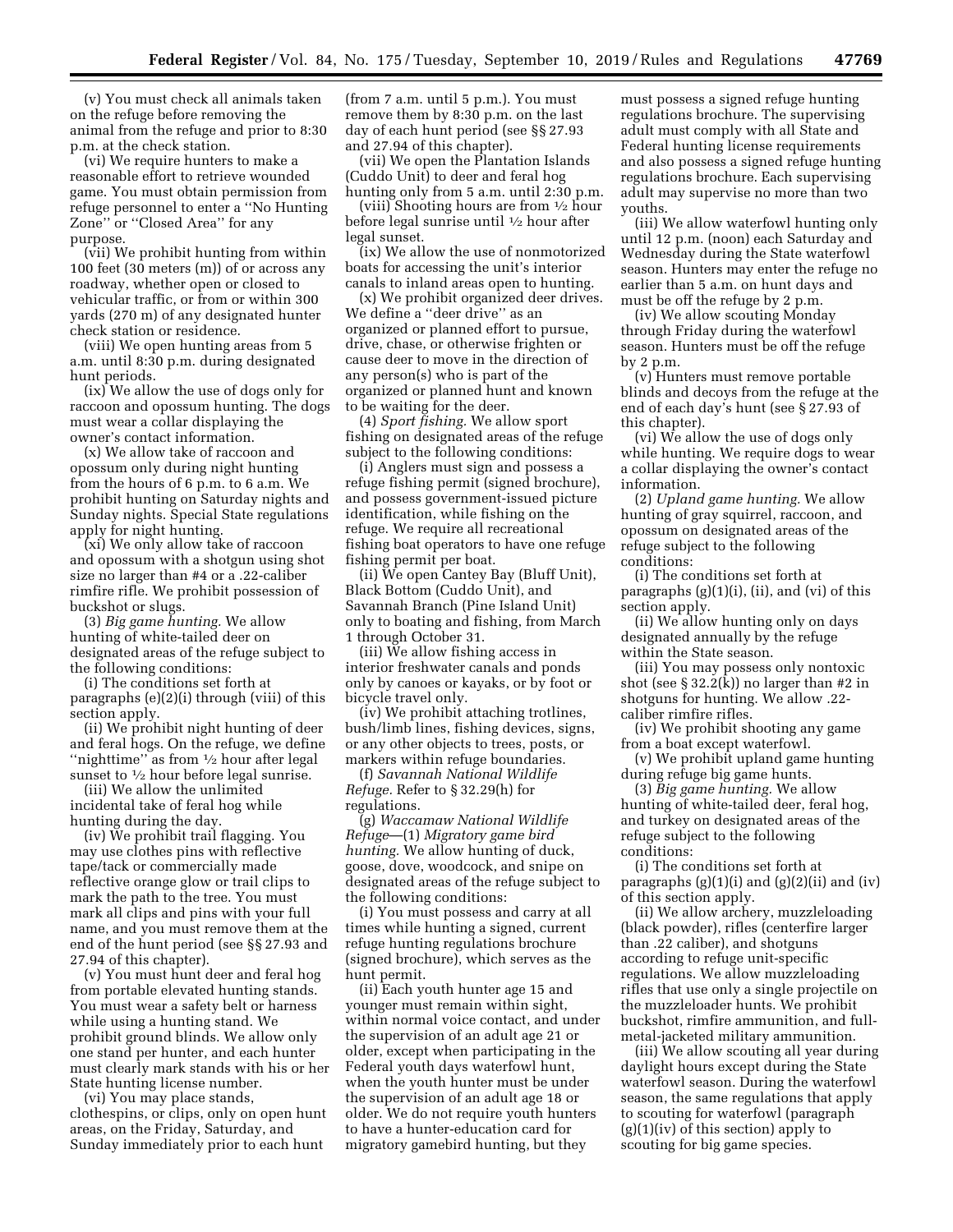(v) You must check all animals taken on the refuge before removing the animal from the refuge and prior to 8:30 p.m. at the check station.

(vi) We require hunters to make a reasonable effort to retrieve wounded game. You must obtain permission from refuge personnel to enter a ''No Hunting Zone'' or ''Closed Area'' for any purpose.

(vii) We prohibit hunting from within 100 feet (30 meters (m)) of or across any roadway, whether open or closed to vehicular traffic, or from or within 300 yards (270 m) of any designated hunter check station or residence.

(viii) We open hunting areas from 5 a.m. until 8:30 p.m. during designated hunt periods.

(ix) We allow the use of dogs only for raccoon and opossum hunting. The dogs must wear a collar displaying the owner's contact information.

(x) We allow take of raccoon and opossum only during night hunting from the hours of 6 p.m. to 6 a.m. We prohibit hunting on Saturday nights and Sunday nights. Special State regulations apply for night hunting.

(xi) We only allow take of raccoon and opossum with a shotgun using shot size no larger than #4 or a .22-caliber rimfire rifle. We prohibit possession of buckshot or slugs.

(3) *Big game hunting.* We allow hunting of white-tailed deer on designated areas of the refuge subject to the following conditions:

(i) The conditions set forth at paragraphs (e)(2)(i) through (viii) of this section apply.

(ii) We prohibit night hunting of deer and feral hogs. On the refuge, we define ''nighttime'' as from ½ hour after legal sunset to ½ hour before legal sunrise.

(iii) We allow the unlimited incidental take of feral hog while hunting during the day.

(iv) We prohibit trail flagging. You may use clothes pins with reflective tape/tack or commercially made reflective orange glow or trail clips to mark the path to the tree. You must mark all clips and pins with your full name, and you must remove them at the end of the hunt period (see §§ 27.93 and 27.94 of this chapter).

(v) You must hunt deer and feral hog from portable elevated hunting stands. You must wear a safety belt or harness while using a hunting stand. We prohibit ground blinds. We allow only one stand per hunter, and each hunter must clearly mark stands with his or her State hunting license number.

(vi) You may place stands, clothespins, or clips, only on open hunt areas, on the Friday, Saturday, and Sunday immediately prior to each hunt (from 7 a.m. until 5 p.m.). You must remove them by 8:30 p.m. on the last day of each hunt period (see §§ 27.93 and 27.94 of this chapter).

(vii) We open the Plantation Islands (Cuddo Unit) to deer and feral hog hunting only from 5 a.m. until 2:30 p.m.

(viii) Shooting hours are from ½ hour before legal sunrise until ½ hour after legal sunset.

(ix) We allow the use of nonmotorized boats for accessing the unit's interior canals to inland areas open to hunting.

(x) We prohibit organized deer drives. We define a ''deer drive'' as an organized or planned effort to pursue, drive, chase, or otherwise frighten or cause deer to move in the direction of any person(s) who is part of the organized or planned hunt and known to be waiting for the deer.

(4) *Sport fishing.* We allow sport fishing on designated areas of the refuge subject to the following conditions:

(i) Anglers must sign and possess a refuge fishing permit (signed brochure), and possess government-issued picture identification, while fishing on the refuge. We require all recreational fishing boat operators to have one refuge fishing permit per boat.

(ii) We open Cantey Bay (Bluff Unit), Black Bottom (Cuddo Unit), and Savannah Branch (Pine Island Unit) only to boating and fishing, from March 1 through October 31.

(iii) We allow fishing access in interior freshwater canals and ponds only by canoes or kayaks, or by foot or bicycle travel only.

(iv) We prohibit attaching trotlines, bush/limb lines, fishing devices, signs, or any other objects to trees, posts, or markers within refuge boundaries.

(f) *Savannah National Wildlife Refuge.* Refer to § 32.29(h) for regulations.

(g) *Waccamaw National Wildlife Refuge*—(1) *Migratory game bird hunting.* We allow hunting of duck, goose, dove, woodcock, and snipe on designated areas of the refuge subject to the following conditions:

(i) You must possess and carry at all times while hunting a signed, current refuge hunting regulations brochure (signed brochure), which serves as the hunt permit.

(ii) Each youth hunter age 15 and younger must remain within sight, within normal voice contact, and under the supervision of an adult age 21 or older, except when participating in the Federal youth days waterfowl hunt, when the youth hunter must be under the supervision of an adult age 18 or older. We do not require youth hunters to have a hunter-education card for migratory gamebird hunting, but they must possess a signed refuge hunting regulations brochure. The supervising adult must comply with all State and Federal hunting license requirements and also possess a signed refuge hunting regulations brochure. Each supervising adult may supervise no more than two youths.

(iii) We allow waterfowl hunting only until 12 p.m. (noon) each Saturday and Wednesday during the State waterfowl season. Hunters may enter the refuge no earlier than 5 a.m. on hunt days and must be off the refuge by 2 p.m.

(iv) We allow scouting Monday through Friday during the waterfowl season. Hunters must be off the refuge by 2 p.m.

(v) Hunters must remove portable blinds and decoys from the refuge at the end of each day's hunt (see § 27.93 of this chapter).

(vi) We allow the use of dogs only while hunting. We require dogs to wear a collar displaying the owner's contact information.

(2) *Upland game hunting.* We allow hunting of gray squirrel, raccoon, and opossum on designated areas of the refuge subject to the following conditions:

(i) The conditions set forth at paragraphs (g)(1)(i), (ii), and (vi) of this section apply.

(ii) We allow hunting only on days designated annually by the refuge within the State season.

(iii) You may possess only nontoxic shot (see § 32.2(k)) no larger than #2 in shotguns for hunting. We allow .22-caliber rimfire rifles.

(iv) We prohibit shooting any game from a boat except waterfowl.

(v) We prohibit upland game hunting during refuge big game hunts.

(3) *Big game hunting.* We allow hunting of white-tailed deer, feral hog, and turkey on designated areas of the refuge subject to the following conditions:

(i) The conditions set forth at paragraphs (g)(1)(i) and (g)(2)(ii) and (iv) of this section apply.

(ii) We allow archery, muzzleloading (black powder), rifles (centerfire larger than .22 caliber), and shotguns according to refuge unit-specific regulations. We allow muzzleloading rifles that use only a single projectile on the muzzleloader hunts. We prohibit buckshot, rimfire ammunition, and full-metal-jacketed military ammunition.

(iii) We allow scouting all year during daylight hours except during the State waterfowl season. During the waterfowl season, the same regulations that apply to scouting for waterfowl (paragraph (g)(1)(iv) of this section) apply to scouting for big game species.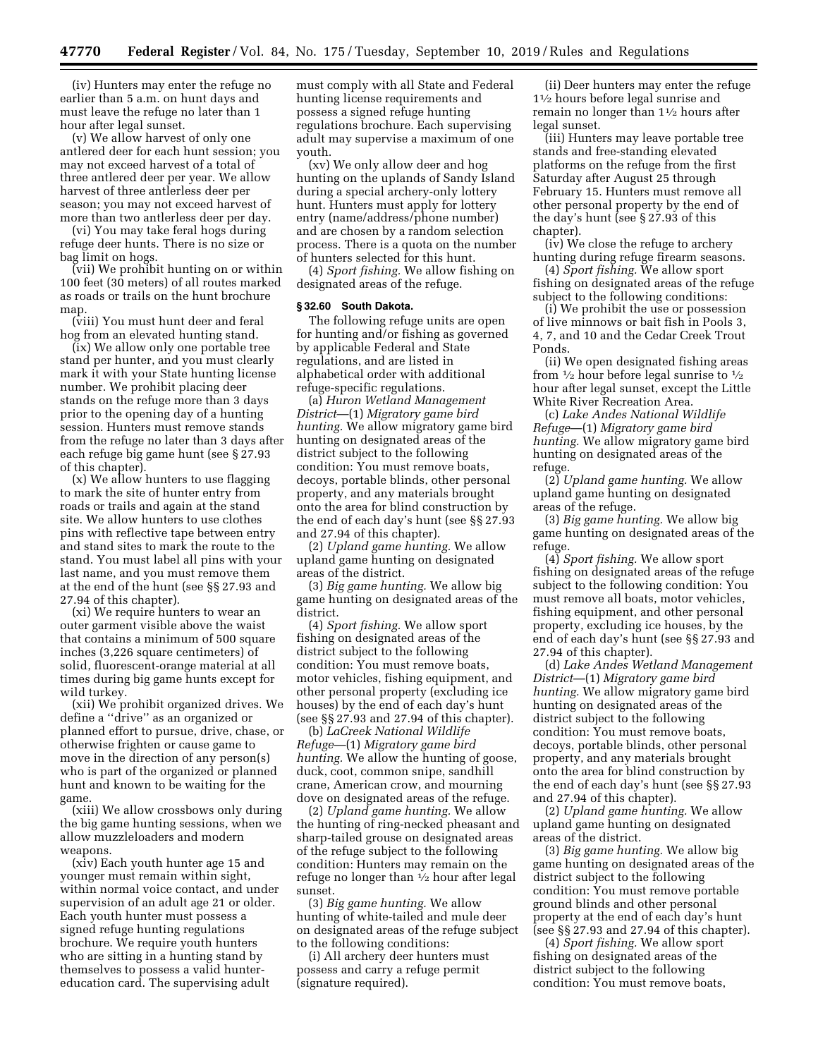(iv) Hunters may enter the refuge no earlier than 5 a.m. on hunt days and must leave the refuge no later than 1 hour after legal sunset.

(v) We allow harvest of only one antlered deer for each hunt session; you may not exceed harvest of a total of three antlered deer per year. We allow harvest of three antlerless deer per season; you may not exceed harvest of more than two antlerless deer per day.

(vi) You may take feral hogs during refuge deer hunts. There is no size or bag limit on hogs.

(vii) We prohibit hunting on or within 100 feet (30 meters) of all routes marked as roads or trails on the hunt brochure map.

(viii) You must hunt deer and feral hog from an elevated hunting stand.

(ix) We allow only one portable tree stand per hunter, and you must clearly mark it with your State hunting license number. We prohibit placing deer stands on the refuge more than 3 days prior to the opening day of a hunting session. Hunters must remove stands from the refuge no later than 3 days after each refuge big game hunt (see § 27.93 of this chapter).

(x) We allow hunters to use flagging to mark the site of hunter entry from roads or trails and again at the stand site. We allow hunters to use clothes pins with reflective tape between entry and stand sites to mark the route to the stand. You must label all pins with your last name, and you must remove them at the end of the hunt (see §§ 27.93 and 27.94 of this chapter).

(xi) We require hunters to wear an outer garment visible above the waist that contains a minimum of 500 square inches (3,226 square centimeters) of solid, fluorescent-orange material at all times during big game hunts except for wild turkey.

(xii) We prohibit organized drives. We define a ''drive'' as an organized or planned effort to pursue, drive, chase, or otherwise frighten or cause game to move in the direction of any person(s) who is part of the organized or planned hunt and known to be waiting for the game.

(xiii) We allow crossbows only during the big game hunting sessions, when we allow muzzleloaders and modern weapons.

(xiv) Each youth hunter age 15 and younger must remain within sight, within normal voice contact, and under supervision of an adult age 21 or older. Each youth hunter must possess a signed refuge hunting regulations brochure. We require youth hunters who are sitting in a hunting stand by themselves to possess a valid hunter-education card. The supervising adult must comply with all State and Federal hunting license requirements and possess a signed refuge hunting regulations brochure. Each supervising adult may supervise a maximum of one youth.

(xv) We only allow deer and hog hunting on the uplands of Sandy Island during a special archery-only lottery hunt. Hunters must apply for lottery entry (name/address/phone number) and are chosen by a random selection process. There is a quota on the number of hunters selected for this hunt.

(4) *Sport fishing.* We allow fishing on designated areas of the refuge.

**§ 32.60 South Dakota.**

The following refuge units are open for hunting and/or fishing as governed by applicable Federal and State regulations, and are listed in alphabetical order with additional refuge-specific regulations.

(a) *Huron Wetland Management District*—(1) *Migratory game bird hunting.* We allow migratory game bird hunting on designated areas of the district subject to the following condition: You must remove boats, decoys, portable blinds, other personal property, and any materials brought onto the area for blind construction by the end of each day's hunt (see §§ 27.93 and 27.94 of this chapter).

(2) *Upland game hunting.* We allow upland game hunting on designated areas of the district.

(3) *Big game hunting.* We allow big game hunting on designated areas of the district.

(4) *Sport fishing.* We allow sport fishing on designated areas of the district subject to the following condition: You must remove boats, motor vehicles, fishing equipment, and other personal property (excluding ice houses) by the end of each day's hunt (see §§ 27.93 and 27.94 of this chapter).

(b) *LaCreek National Wildlife Refuge*—(1) *Migratory game bird hunting.* We allow the hunting of goose, duck, coot, common snipe, sandhill crane, American crow, and mourning dove on designated areas of the refuge.

(2) *Upland game hunting.* We allow the hunting of ring-necked pheasant and sharp-tailed grouse on designated areas of the refuge subject to the following condition: Hunters may remain on the refuge no longer than ½ hour after legal sunset.

(3) *Big game hunting.* We allow hunting of white-tailed and mule deer on designated areas of the refuge subject to the following conditions:

(i) All archery deer hunters must possess and carry a refuge permit (signature required).

(ii) Deer hunters may enter the refuge 1½ hours before legal sunrise and remain no longer than 1½ hours after legal sunset.

(iii) Hunters may leave portable tree stands and free-standing elevated platforms on the refuge from the first Saturday after August 25 through February 15. Hunters must remove all other personal property by the end of the day's hunt (see § 27.93 of this chapter).

(iv) We close the refuge to archery hunting during refuge firearm seasons.

(4) *Sport fishing.* We allow sport fishing on designated areas of the refuge subject to the following conditions:

(i) We prohibit the use or possession of live minnows or bait fish in Pools 3, 4, 7, and 10 and the Cedar Creek Trout Ponds.

(ii) We open designated fishing areas from ½ hour before legal sunrise to ½ hour after legal sunset, except the Little White River Recreation Area.

(c) *Lake Andes National Wildlife Refuge*—(1) *Migratory game bird hunting.* We allow migratory game bird hunting on designated areas of the refuge.

(2) *Upland game hunting.* We allow upland game hunting on designated areas of the refuge.

(3) *Big game hunting.* We allow big game hunting on designated areas of the refuge.

(4) *Sport fishing.* We allow sport fishing on designated areas of the refuge subject to the following condition: You must remove all boats, motor vehicles, fishing equipment, and other personal property, excluding ice houses, by the end of each day's hunt (see §§ 27.93 and 27.94 of this chapter).

(d) *Lake Andes Wetland Management District*—(1) *Migratory game bird hunting.* We allow migratory game bird hunting on designated areas of the district subject to the following condition: You must remove boats, decoys, portable blinds, other personal property, and any materials brought onto the area for blind construction by the end of each day's hunt (see §§ 27.93 and 27.94 of this chapter).

(2) *Upland game hunting.* We allow upland game hunting on designated areas of the district.

(3) *Big game hunting.* We allow big game hunting on designated areas of the district subject to the following condition: You must remove portable ground blinds and other personal property at the end of each day's hunt (see §§ 27.93 and 27.94 of this chapter).

(4) *Sport fishing.* We allow sport fishing on designated areas of the district subject to the following condition: You must remove boats,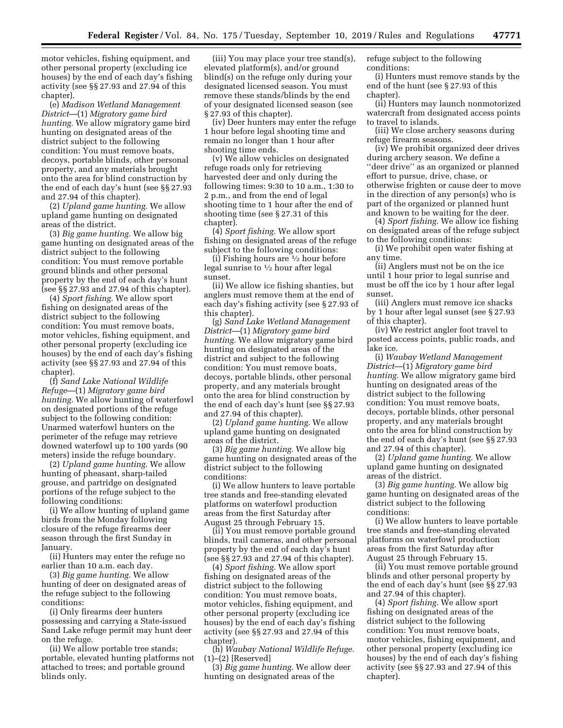motor vehicles, fishing equipment, and other personal property (excluding ice houses) by the end of each day's fishing activity (see §§ 27.93 and 27.94 of this chapter).

(e) *Madison Wetland Management District*—(1) *Migratory game bird hunting.* We allow migratory game bird hunting on designated areas of the district subject to the following condition: You must remove boats, decoys, portable blinds, other personal property, and any materials brought onto the area for blind construction by the end of each day's hunt (see §§ 27.93 and 27.94 of this chapter).

(2) *Upland game hunting.* We allow upland game hunting on designated areas of the district.

(3) *Big game hunting.* We allow big game hunting on designated areas of the district subject to the following condition: You must remove portable ground blinds and other personal property by the end of each day's hunt (see §§ 27.93 and 27.94 of this chapter).

(4) *Sport fishing.* We allow sport fishing on designated areas of the district subject to the following condition: You must remove boats, motor vehicles, fishing equipment, and other personal property (excluding ice houses) by the end of each day's fishing activity (see §§ 27.93 and 27.94 of this chapter).

(f) *Sand Lake National Wildlife Refuge*—(1) *Migratory game bird hunting.* We allow hunting of waterfowl on designated portions of the refuge subject to the following condition: Unarmed waterfowl hunters on the perimeter of the refuge may retrieve downed waterfowl up to 100 yards (90 meters) inside the refuge boundary.

(2) *Upland game hunting.* We allow hunting of pheasant, sharp-tailed grouse, and partridge on designated portions of the refuge subject to the following conditions:

(i) We allow hunting of upland game birds from the Monday following closure of the refuge firearms deer season through the first Sunday in January.

(ii) Hunters may enter the refuge no earlier than 10 a.m. each day.

(3) *Big game hunting.* We allow hunting of deer on designated areas of the refuge subject to the following conditions:

(i) Only firearms deer hunters possessing and carrying a State-issued Sand Lake refuge permit may hunt deer on the refuge.

(ii) We allow portable tree stands; portable, elevated hunting platforms not attached to trees; and portable ground blinds only.

(iii) You may place your tree stand(s), elevated platform(s), and/or ground blind(s) on the refuge only during your designated licensed season. You must remove these stands/blinds by the end of your designated licensed season (see § 27.93 of this chapter).

(iv) Deer hunters may enter the refuge 1 hour before legal shooting time and remain no longer than 1 hour after shooting time ends.

(v) We allow vehicles on designated refuge roads only for retrieving harvested deer and only during the following times: 9:30 to 10 a.m., 1:30 to 2 p.m., and from the end of legal shooting time to 1 hour after the end of shooting time (see § 27.31 of this chapter).

(4) *Sport fishing.* We allow sport fishing on designated areas of the refuge subject to the following conditions:

(i) Fishing hours are ½ hour before legal sunrise to ½ hour after legal sunset.

(ii) We allow ice fishing shanties, but anglers must remove them at the end of each day's fishing activity (see § 27.93 of this chapter).

(g) *Sand Lake Wetland Management District*—(1) *Migratory game bird hunting.* We allow migratory game bird hunting on designated areas of the district and subject to the following condition: You must remove boats, decoys, portable blinds, other personal property, and any materials brought onto the area for blind construction by the end of each day's hunt (see §§ 27.93 and 27.94 of this chapter).

(2) *Upland game hunting.* We allow upland game hunting on designated areas of the district.

(3) *Big game hunting.* We allow big game hunting on designated areas of the district subject to the following conditions:

(i) We allow hunters to leave portable tree stands and free-standing elevated platforms on waterfowl production areas from the first Saturday after August 25 through February 15.

(ii) You must remove portable ground blinds, trail cameras, and other personal property by the end of each day's hunt (see §§ 27.93 and 27.94 of this chapter).

(4) *Sport fishing.* We allow sport fishing on designated areas of the district subject to the following condition: You must remove boats, motor vehicles, fishing equipment, and other personal property (excluding ice houses) by the end of each day's fishing activity (see §§ 27.93 and 27.94 of this chapter).

(h) *Waubay National Wildlife Refuge.* (1)–(2) [Reserved]

(3) *Big game hunting.* We allow deer hunting on designated areas of the refuge subject to the following conditions:

(i) Hunters must remove stands by the end of the hunt (see § 27.93 of this chapter).

(ii) Hunters may launch nonmotorized watercraft from designated access points to travel to islands.

(iii) We close archery seasons during refuge firearm seasons.

(iv) We prohibit organized deer drives during archery season. We define a ''deer drive'' as an organized or planned effort to pursue, drive, chase, or otherwise frighten or cause deer to move in the direction of any person(s) who is part of the organized or planned hunt and known to be waiting for the deer.

(4) *Sport fishing.* We allow ice fishing on designated areas of the refuge subject to the following conditions:

(i) We prohibit open water fishing at any time.

(ii) Anglers must not be on the ice until 1 hour prior to legal sunrise and must be off the ice by 1 hour after legal sunset.

(iii) Anglers must remove ice shacks by 1 hour after legal sunset (see § 27.93 of this chapter).

(iv) We restrict angler foot travel to posted access points, public roads, and lake ice.

(i) *Waubay Wetland Management District*—(1) *Migratory game bird hunting.* We allow migratory game bird hunting on designated areas of the district subject to the following condition: You must remove boats, decoys, portable blinds, other personal property, and any materials brought onto the area for blind construction by the end of each day's hunt (see §§ 27.93 and 27.94 of this chapter).

(2) *Upland game hunting.* We allow upland game hunting on designated areas of the district.

(3) *Big game hunting.* We allow big game hunting on designated areas of the district subject to the following conditions:

(i) We allow hunters to leave portable tree stands and free-standing elevated platforms on waterfowl production areas from the first Saturday after August 25 through February 15.

(ii) You must remove portable ground blinds and other personal property by the end of each day's hunt (see §§ 27.93 and 27.94 of this chapter).

(4) *Sport fishing.* We allow sport fishing on designated areas of the district subject to the following condition: You must remove boats, motor vehicles, fishing equipment, and other personal property (excluding ice houses) by the end of each day's fishing activity (see §§ 27.93 and 27.94 of this chapter).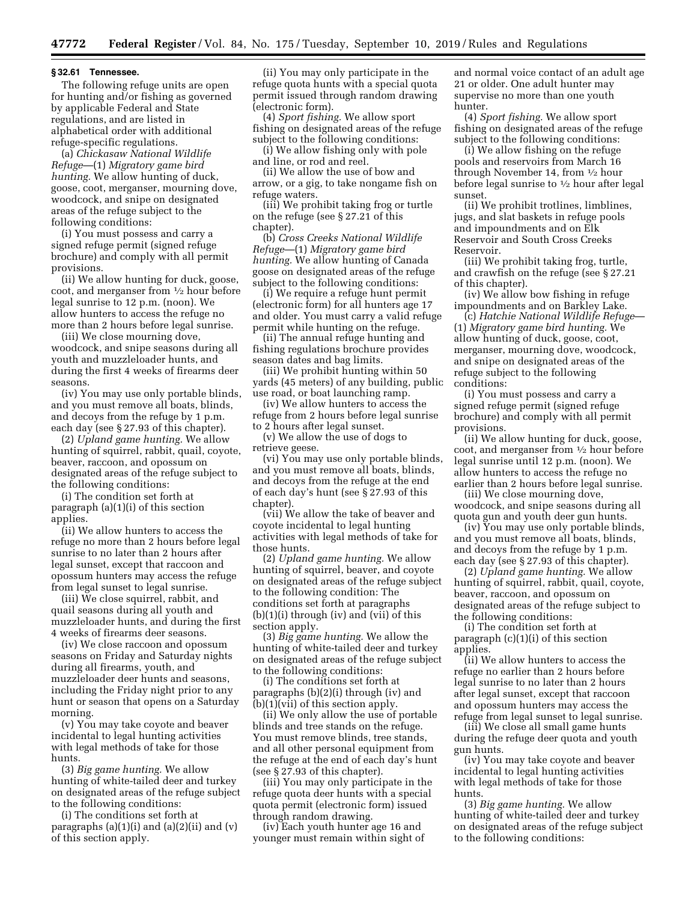**§ 32.61 Tennessee.**

The following refuge units are open for hunting and/or fishing as governed by applicable Federal and State regulations, and are listed in alphabetical order with additional refuge-specific regulations.

(a) *Chickasaw National Wildlife Refuge*—(1) *Migratory game bird hunting.* We allow hunting of duck, goose, coot, merganser, mourning dove, woodcock, and snipe on designated areas of the refuge subject to the following conditions:

(i) You must possess and carry a signed refuge permit (signed refuge brochure) and comply with all permit provisions.

(ii) We allow hunting for duck, goose, coot, and merganser from ½ hour before legal sunrise to 12 p.m. (noon). We allow hunters to access the refuge no more than 2 hours before legal sunrise.

(iii) We close mourning dove, woodcock, and snipe seasons during all youth and muzzleloader hunts, and during the first 4 weeks of firearms deer seasons.

(iv) You may use only portable blinds, and you must remove all boats, blinds, and decoys from the refuge by 1 p.m. each day (see § 27.93 of this chapter).

(2) *Upland game hunting.* We allow hunting of squirrel, rabbit, quail, coyote, beaver, raccoon, and opossum on designated areas of the refuge subject to the following conditions:

(i) The condition set forth at paragraph (a)(1)(i) of this section applies.

(ii) We allow hunters to access the refuge no more than 2 hours before legal sunrise to no later than 2 hours after legal sunset, except that raccoon and opossum hunters may access the refuge from legal sunset to legal sunrise.

(iii) We close squirrel, rabbit, and quail seasons during all youth and muzzleloader hunts, and during the first 4 weeks of firearms deer seasons.

(iv) We close raccoon and opossum seasons on Friday and Saturday nights during all firearms, youth, and muzzleloader deer hunts and seasons, including the Friday night prior to any hunt or season that opens on a Saturday morning.

(v) You may take coyote and beaver incidental to legal hunting activities with legal methods of take for those hunts.

(3) *Big game hunting.* We allow hunting of white-tailed deer and turkey on designated areas of the refuge subject to the following conditions:

(i) The conditions set forth at paragraphs (a)(1)(i) and (a)(2)(ii) and (v) of this section apply.

(ii) You may only participate in the refuge quota hunts with a special quota permit issued through random drawing (electronic form).

(4) *Sport fishing.* We allow sport fishing on designated areas of the refuge subject to the following conditions:

(i) We allow fishing only with pole and line, or rod and reel.

(ii) We allow the use of bow and arrow, or a gig, to take nongame fish on refuge waters.

(iii) We prohibit taking frog or turtle on the refuge (see § 27.21 of this chapter).

(b) *Cross Creeks National Wildlife Refuge*—(1) *Migratory game bird hunting.* We allow hunting of Canada goose on designated areas of the refuge subject to the following conditions:

(i) We require a refuge hunt permit (electronic form) for all hunters age 17 and older. You must carry a valid refuge permit while hunting on the refuge.

(ii) The annual refuge hunting and fishing regulations brochure provides season dates and bag limits.

(iii) We prohibit hunting within 50 yards (45 meters) of any building, public use road, or boat launching ramp.

(iv) We allow hunters to access the refuge from 2 hours before legal sunrise to 2 hours after legal sunset.

(v) We allow the use of dogs to retrieve geese.

(vi) You may use only portable blinds, and you must remove all boats, blinds, and decoys from the refuge at the end of each day's hunt (see § 27.93 of this chapter).

(vii) We allow the take of beaver and coyote incidental to legal hunting activities with legal methods of take for those hunts.

(2) *Upland game hunting.* We allow hunting of squirrel, beaver, and coyote on designated areas of the refuge subject to the following condition: The conditions set forth at paragraphs (b)(1)(i) through (iv) and (vii) of this section apply.

(3) *Big game hunting.* We allow the hunting of white-tailed deer and turkey on designated areas of the refuge subject to the following conditions:

(i) The conditions set forth at paragraphs (b)(2)(i) through (iv) and (b)(1)(vii) of this section apply.

(ii) We only allow the use of portable blinds and tree stands on the refuge. You must remove blinds, tree stands, and all other personal equipment from the refuge at the end of each day's hunt (see § 27.93 of this chapter).

(iii) You may only participate in the refuge quota deer hunts with a special quota permit (electronic form) issued through random drawing.

(iv) Each youth hunter age 16 and younger must remain within sight of and normal voice contact of an adult age 21 or older. One adult hunter may supervise no more than one youth hunter.

(4) *Sport fishing.* We allow sport fishing on designated areas of the refuge subject to the following conditions:

(i) We allow fishing on the refuge pools and reservoirs from March 16 through November 14, from ½ hour before legal sunrise to ½ hour after legal sunset.

(ii) We prohibit trotlines, limblines, jugs, and slat baskets in refuge pools and impoundments and on Elk Reservoir and South Cross Creeks Reservoir.

(iii) We prohibit taking frog, turtle, and crawfish on the refuge (see § 27.21 of this chapter).

(iv) We allow bow fishing in refuge impoundments and on Barkley Lake.

(c) *Hatchie National Wildlife Refuge*—(1) *Migratory game bird hunting.* We allow hunting of duck, goose, coot, merganser, mourning dove, woodcock, and snipe on designated areas of the refuge subject to the following conditions:

(i) You must possess and carry a signed refuge permit (signed refuge brochure) and comply with all permit provisions.

(ii) We allow hunting for duck, goose, coot, and merganser from ½ hour before legal sunrise until 12 p.m. (noon). We allow hunters to access the refuge no earlier than 2 hours before legal sunrise.

(iii) We close mourning dove, woodcock, and snipe seasons during all quota gun and youth deer gun hunts.

(iv) You may use only portable blinds, and you must remove all boats, blinds, and decoys from the refuge by 1 p.m. each day (see § 27.93 of this chapter).

(2) *Upland game hunting.* We allow hunting of squirrel, rabbit, quail, coyote, beaver, raccoon, and opossum on designated areas of the refuge subject to the following conditions:

(i) The condition set forth at paragraph (c)(1)(i) of this section applies.

(ii) We allow hunters to access the refuge no earlier than 2 hours before legal sunrise to no later than 2 hours after legal sunset, except that raccoon and opossum hunters may access the refuge from legal sunset to legal sunrise.

(iii) We close all small game hunts during the refuge deer quota and youth gun hunts.

(iv) You may take coyote and beaver incidental to legal hunting activities with legal methods of take for those hunts.

(3) *Big game hunting.* We allow hunting of white-tailed deer and turkey on designated areas of the refuge subject to the following conditions: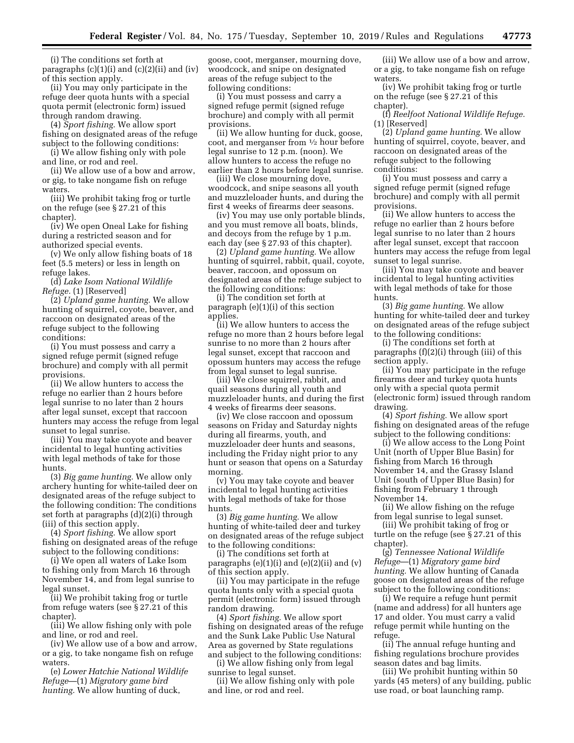(i) The conditions set forth at paragraphs (c)(1)(i) and (c)(2)(ii) and (iv) of this section apply.

(ii) You may only participate in the refuge deer quota hunts with a special quota permit (electronic form) issued through random drawing.

(4) *Sport fishing.* We allow sport fishing on designated areas of the refuge subject to the following conditions:

(i) We allow fishing only with pole and line, or rod and reel.

(ii) We allow use of a bow and arrow, or gig, to take nongame fish on refuge waters.

(iii) We prohibit taking frog or turtle on the refuge (see § 27.21 of this chapter).

(iv) We open Oneal Lake for fishing during a restricted season and for authorized special events.

(v) We only allow fishing boats of 18 feet (5.5 meters) or less in length on refuge lakes.

(d) *Lake Isom National Wildlife Refuge.* (1) [Reserved]

(2) *Upland game hunting.* We allow hunting of squirrel, coyote, beaver, and raccoon on designated areas of the refuge subject to the following conditions:

(i) You must possess and carry a signed refuge permit (signed refuge brochure) and comply with all permit provisions.

(ii) We allow hunters to access the refuge no earlier than 2 hours before legal sunrise to no later than 2 hours after legal sunset, except that raccoon hunters may access the refuge from legal sunset to legal sunrise.

(iii) You may take coyote and beaver incidental to legal hunting activities with legal methods of take for those hunts.

(3) *Big game hunting.* We allow only archery hunting for white-tailed deer on designated areas of the refuge subject to the following condition: The conditions set forth at paragraphs (d)(2)(i) through (iii) of this section apply.

(4) *Sport fishing.* We allow sport fishing on designated areas of the refuge subject to the following conditions:

(i) We open all waters of Lake Isom to fishing only from March 16 through November 14, and from legal sunrise to legal sunset.

(ii) We prohibit taking frog or turtle from refuge waters (see § 27.21 of this chapter).

(iii) We allow fishing only with pole and line, or rod and reel.

(iv) We allow use of a bow and arrow, or a gig, to take nongame fish on refuge waters.

(e) *Lower Hatchie National Wildlife Refuge*—(1) *Migratory game bird hunting.* We allow hunting of duck, goose, coot, merganser, mourning dove, woodcock, and snipe on designated areas of the refuge subject to the following conditions:

(i) You must possess and carry a signed refuge permit (signed refuge brochure) and comply with all permit provisions.

(ii) We allow hunting for duck, goose, coot, and merganser from ½ hour before legal sunrise to 12 p.m. (noon). We allow hunters to access the refuge no earlier than 2 hours before legal sunrise.

(iii) We close mourning dove, woodcock, and snipe seasons all youth and muzzleloader hunts, and during the first 4 weeks of firearms deer seasons.

(iv) You may use only portable blinds, and you must remove all boats, blinds, and decoys from the refuge by 1 p.m. each day (see § 27.93 of this chapter).

(2) *Upland game hunting.* We allow hunting of squirrel, rabbit, quail, coyote, beaver, raccoon, and opossum on designated areas of the refuge subject to the following conditions:

(i) The condition set forth at paragraph (e)(1)(i) of this section applies.

(ii) We allow hunters to access the refuge no more than 2 hours before legal sunrise to no more than 2 hours after legal sunset, except that raccoon and opossum hunters may access the refuge from legal sunset to legal sunrise.

(iii) We close squirrel, rabbit, and quail seasons during all youth and muzzleloader hunts, and during the first 4 weeks of firearms deer seasons.

(iv) We close raccoon and opossum seasons on Friday and Saturday nights during all firearms, youth, and muzzleloader deer hunts and seasons, including the Friday night prior to any hunt or season that opens on a Saturday morning.

(v) You may take coyote and beaver incidental to legal hunting activities with legal methods of take for those hunts.

(3) *Big game hunting.* We allow hunting of white-tailed deer and turkey on designated areas of the refuge subject to the following conditions:

(i) The conditions set forth at paragraphs (e)(1)(i) and (e)(2)(ii) and (v) of this section apply.

(ii) You may participate in the refuge quota hunts only with a special quota permit (electronic form) issued through random drawing.

(4) *Sport fishing.* We allow sport fishing on designated areas of the refuge and the Sunk Lake Public Use Natural Area as governed by State regulations and subject to the following conditions:

(i) We allow fishing only from legal sunrise to legal sunset.

(ii) We allow fishing only with pole and line, or rod and reel.

(iii) We allow use of a bow and arrow, or a gig, to take nongame fish on refuge waters.

(iv) We prohibit taking frog or turtle on the refuge (see § 27.21 of this chapter).

(f) *Reelfoot National Wildlife Refuge.* (1) [Reserved]

(2) *Upland game hunting.* We allow hunting of squirrel, coyote, beaver, and raccoon on designated areas of the refuge subject to the following conditions:

(i) You must possess and carry a signed refuge permit (signed refuge brochure) and comply with all permit provisions.

(ii) We allow hunters to access the refuge no earlier than 2 hours before legal sunrise to no later than 2 hours after legal sunset, except that raccoon hunters may access the refuge from legal sunset to legal sunrise.

(iii) You may take coyote and beaver incidental to legal hunting activities with legal methods of take for those hunts.

(3) *Big game hunting.* We allow hunting for white-tailed deer and turkey on designated areas of the refuge subject to the following conditions:

(i) The conditions set forth at paragraphs (f)(2)(i) through (iii) of this section apply.

(ii) You may participate in the refuge firearms deer and turkey quota hunts only with a special quota permit (electronic form) issued through random drawing.

(4) *Sport fishing.* We allow sport fishing on designated areas of the refuge subject to the following conditions:

(i) We allow access to the Long Point Unit (north of Upper Blue Basin) for fishing from March 16 through November 14, and the Grassy Island Unit (south of Upper Blue Basin) for fishing from February 1 through November 14.

(ii) We allow fishing on the refuge from legal sunrise to legal sunset.

(iii) We prohibit taking of frog or turtle on the refuge (see § 27.21 of this chapter).

(g) *Tennessee National Wildlife Refuge*—(1) *Migratory game bird hunting.* We allow hunting of Canada goose on designated areas of the refuge subject to the following conditions:

(i) We require a refuge hunt permit (name and address) for all hunters age 17 and older. You must carry a valid refuge permit while hunting on the refuge.

(ii) The annual refuge hunting and fishing regulations brochure provides season dates and bag limits.

(iii) We prohibit hunting within 50 yards (45 meters) of any building, public use road, or boat launching ramp.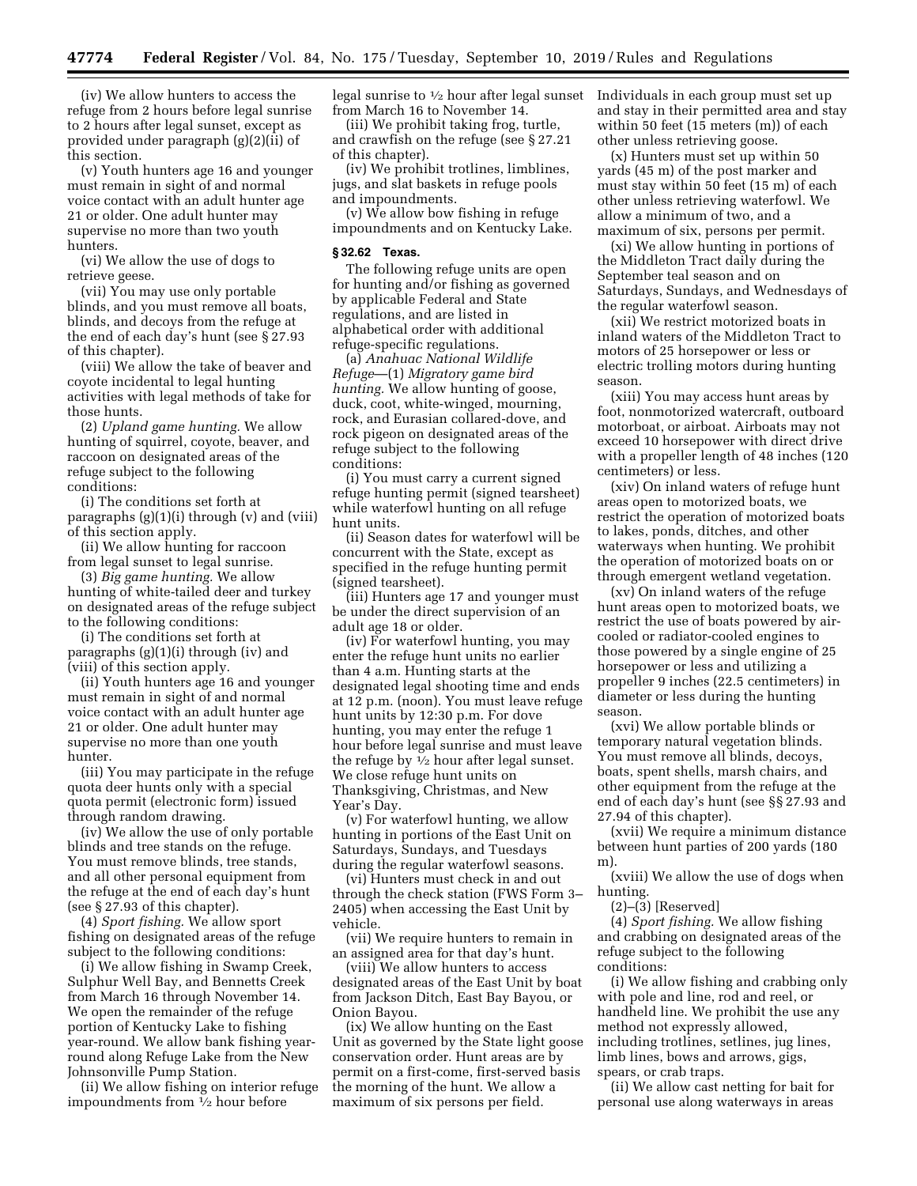(iv) We allow hunters to access the refuge from 2 hours before legal sunrise to 2 hours after legal sunset, except as provided under paragraph (g)(2)(ii) of this section.

(v) Youth hunters age 16 and younger must remain in sight of and normal voice contact with an adult hunter age 21 or older. One adult hunter may supervise no more than two youth hunters.

(vi) We allow the use of dogs to retrieve geese.

(vii) You may use only portable blinds, and you must remove all boats, blinds, and decoys from the refuge at the end of each day's hunt (see § 27.93 of this chapter).

(viii) We allow the take of beaver and coyote incidental to legal hunting activities with legal methods of take for those hunts.

(2) *Upland game hunting.* We allow hunting of squirrel, coyote, beaver, and raccoon on designated areas of the refuge subject to the following conditions:

(i) The conditions set forth at paragraphs (g)(1)(i) through (v) and (viii) of this section apply.

(ii) We allow hunting for raccoon from legal sunset to legal sunrise.

(3) *Big game hunting.* We allow hunting of white-tailed deer and turkey on designated areas of the refuge subject to the following conditions:

(i) The conditions set forth at paragraphs (g)(1)(i) through (iv) and (viii) of this section apply.

(ii) Youth hunters age 16 and younger must remain in sight of and normal voice contact with an adult hunter age 21 or older. One adult hunter may supervise no more than one youth hunter.

(iii) You may participate in the refuge quota deer hunts only with a special quota permit (electronic form) issued through random drawing.

(iv) We allow the use of only portable blinds and tree stands on the refuge. You must remove blinds, tree stands, and all other personal equipment from the refuge at the end of each day's hunt (see § 27.93 of this chapter).

(4) *Sport fishing.* We allow sport fishing on designated areas of the refuge subject to the following conditions:

(i) We allow fishing in Swamp Creek, Sulphur Well Bay, and Bennetts Creek from March 16 through November 14. We open the remainder of the refuge portion of Kentucky Lake to fishing year-round. We allow bank fishing year-round along Refuge Lake from the New Johnsonville Pump Station.

(ii) We allow fishing on interior refuge impoundments from ½ hour before legal sunrise to ½ hour after legal sunset from March 16 to November 14.

(iii) We prohibit taking frog, turtle, and crawfish on the refuge (see § 27.21 of this chapter).

(iv) We prohibit trotlines, limblines, jugs, and slat baskets in refuge pools and impoundments.

(v) We allow bow fishing in refuge impoundments and on Kentucky Lake.

## § 32.62 Texas.

The following refuge units are open for hunting and/or fishing as governed by applicable Federal and State regulations, and are listed in alphabetical order with additional refuge-specific regulations.

(a) *Anahuac National Wildlife Refuge*—(1) *Migratory game bird hunting.* We allow hunting of goose, duck, coot, white-winged, mourning, rock, and Eurasian collared-dove, and rock pigeon on designated areas of the refuge subject to the following conditions:

(i) You must carry a current signed refuge hunting permit (signed tearsheet) while waterfowl hunting on all refuge hunt units.

(ii) Season dates for waterfowl will be concurrent with the State, except as specified in the refuge hunting permit (signed tearsheet).

(iii) Hunters age 17 and younger must be under the direct supervision of an adult age 18 or older.

(iv) For waterfowl hunting, you may enter the refuge hunt units no earlier than 4 a.m. Hunting starts at the designated legal shooting time and ends at 12 p.m. (noon). You must leave refuge hunt units by 12:30 p.m. For dove hunting, you may enter the refuge 1 hour before legal sunrise and must leave the refuge by ½ hour after legal sunset. We close refuge hunt units on Thanksgiving, Christmas, and New Year's Day.

(v) For waterfowl hunting, we allow hunting in portions of the East Unit on Saturdays, Sundays, and Tuesdays during the regular waterfowl seasons.

(vi) Hunters must check in and out through the check station (FWS Form 3–2405) when accessing the East Unit by vehicle.

(vii) We require hunters to remain in an assigned area for that day's hunt.

(viii) We allow hunters to access designated areas of the East Unit by boat from Jackson Ditch, East Bay Bayou, or Onion Bayou.

(ix) We allow hunting on the East Unit as governed by the State light goose conservation order. Hunt areas are by permit on a first-come, first-served basis the morning of the hunt. We allow a maximum of six persons per field. Individuals in each group must set up and stay in their permitted area and stay within 50 feet (15 meters (m)) of each other unless retrieving goose.

(x) Hunters must set up within 50 yards (45 m) of the post marker and must stay within 50 feet (15 m) of each other unless retrieving waterfowl. We allow a minimum of two, and a maximum of six, persons per permit.

(xi) We allow hunting in portions of the Middleton Tract daily during the September teal season and on Saturdays, Sundays, and Wednesdays of the regular waterfowl season.

(xii) We restrict motorized boats in inland waters of the Middleton Tract to motors of 25 horsepower or less or electric trolling motors during hunting season.

(xiii) You may access hunt areas by foot, nonmotorized watercraft, outboard motorboat, or airboat. Airboats may not exceed 10 horsepower with direct drive with a propeller length of 48 inches (120 centimeters) or less.

(xiv) On inland waters of refuge hunt areas open to motorized boats, we restrict the operation of motorized boats to lakes, ponds, ditches, and other waterways when hunting. We prohibit the operation of motorized boats on or through emergent wetland vegetation.

(xv) On inland waters of the refuge hunt areas open to motorized boats, we restrict the use of boats powered by air-cooled or radiator-cooled engines to those powered by a single engine of 25 horsepower or less and utilizing a propeller 9 inches (22.5 centimeters) in diameter or less during the hunting season.

(xvi) We allow portable blinds or temporary natural vegetation blinds. You must remove all blinds, decoys, boats, spent shells, marsh chairs, and other equipment from the refuge at the end of each day's hunt (see §§ 27.93 and 27.94 of this chapter).

(xvii) We require a minimum distance between hunt parties of 200 yards (180 m).

(xviii) We allow the use of dogs when hunting.

(2)–(3) [Reserved]

(4) *Sport fishing.* We allow fishing and crabbing on designated areas of the refuge subject to the following conditions:

(i) We allow fishing and crabbing only with pole and line, rod and reel, or handheld line. We prohibit the use any method not expressly allowed, including trotlines, setlines, jug lines, limb lines, bows and arrows, gigs, spears, or crab traps.

(ii) We allow cast netting for bait for personal use along waterways in areas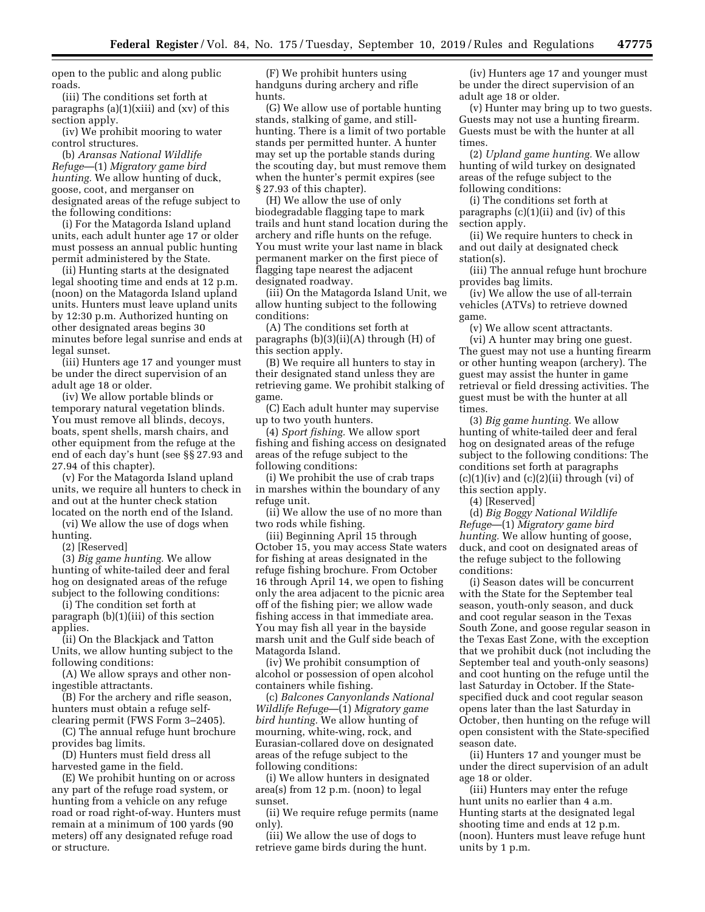open to the public and along public roads.

(iii) The conditions set forth at paragraphs (a)(1)(xiii) and (xv) of this section apply.

(iv) We prohibit mooring to water control structures.

(b) *Aransas National Wildlife Refuge*—(1) *Migratory game bird hunting.* We allow hunting of duck, goose, coot, and merganser on designated areas of the refuge subject to the following conditions:

(i) For the Matagorda Island upland units, each adult hunter age 17 or older must possess an annual public hunting permit administered by the State.

(ii) Hunting starts at the designated legal shooting time and ends at 12 p.m. (noon) on the Matagorda Island upland units. Hunters must leave upland units by 12:30 p.m. Authorized hunting on other designated areas begins 30 minutes before legal sunrise and ends at legal sunset.

(iii) Hunters age 17 and younger must be under the direct supervision of an adult age 18 or older.

(iv) We allow portable blinds or temporary natural vegetation blinds. You must remove all blinds, decoys, boats, spent shells, marsh chairs, and other equipment from the refuge at the end of each day's hunt (see §§ 27.93 and 27.94 of this chapter).

(v) For the Matagorda Island upland units, we require all hunters to check in and out at the hunter check station located on the north end of the Island.

(vi) We allow the use of dogs when hunting.

(2) [Reserved]

(3) *Big game hunting.* We allow hunting of white-tailed deer and feral hog on designated areas of the refuge subject to the following conditions:

(i) The condition set forth at paragraph (b)(1)(iii) of this section applies.

(ii) On the Blackjack and Tatton Units, we allow hunting subject to the following conditions:

(A) We allow sprays and other non-ingestible attractants.

(B) For the archery and rifle season, hunters must obtain a refuge self-clearing permit (FWS Form 3–2405).

(C) The annual refuge hunt brochure provides bag limits.

(D) Hunters must field dress all harvested game in the field.

(E) We prohibit hunting on or across any part of the refuge road system, or hunting from a vehicle on any refuge road or road right-of-way. Hunters must remain at a minimum of 100 yards (90 meters) off any designated refuge road or structure.

(F) We prohibit hunters using handguns during archery and rifle hunts.

(G) We allow use of portable hunting stands, stalking of game, and still-hunting. There is a limit of two portable stands per permitted hunter. A hunter may set up the portable stands during the scouting day, but must remove them when the hunter's permit expires (see § 27.93 of this chapter).

(H) We allow the use of only biodegradable flagging tape to mark trails and hunt stand location during the archery and rifle hunts on the refuge. You must write your last name in black permanent marker on the first piece of flagging tape nearest the adjacent designated roadway.

(iii) On the Matagorda Island Unit, we allow hunting subject to the following conditions:

(A) The conditions set forth at paragraphs (b)(3)(ii)(A) through (H) of this section apply.

(B) We require all hunters to stay in their designated stand unless they are retrieving game. We prohibit stalking of game.

(C) Each adult hunter may supervise up to two youth hunters.

(4) *Sport fishing.* We allow sport fishing and fishing access on designated areas of the refuge subject to the following conditions:

(i) We prohibit the use of crab traps in marshes within the boundary of any refuge unit.

(ii) We allow the use of no more than two rods while fishing.

(iii) Beginning April 15 through October 15, you may access State waters for fishing at areas designated in the refuge fishing brochure. From October 16 through April 14, we open to fishing only the area adjacent to the picnic area off of the fishing pier; we allow wade fishing access in that immediate area. You may fish all year in the bayside marsh unit and the Gulf side beach of Matagorda Island.

(iv) We prohibit consumption of alcohol or possession of open alcohol containers while fishing.

(c) *Balcones Canyonlands National Wildlife Refuge*—(1) *Migratory game bird hunting.* We allow hunting of mourning, white-wing, rock, and Eurasian-collared dove on designated areas of the refuge subject to the following conditions:

(i) We allow hunters in designated area(s) from 12 p.m. (noon) to legal sunset.

(ii) We require refuge permits (name only).

(iii) We allow the use of dogs to retrieve game birds during the hunt.

(iv) Hunters age 17 and younger must be under the direct supervision of an adult age 18 or older.

(v) Hunter may bring up to two guests. Guests may not use a hunting firearm. Guests must be with the hunter at all times.

(2) *Upland game hunting.* We allow hunting of wild turkey on designated areas of the refuge subject to the following conditions:

(i) The conditions set forth at paragraphs (c)(1)(ii) and (iv) of this section apply.

(ii) We require hunters to check in and out daily at designated check station(s).

(iii) The annual refuge hunt brochure provides bag limits.

(iv) We allow the use of all-terrain vehicles (ATVs) to retrieve downed game.

(v) We allow scent attractants.

(vi) A hunter may bring one guest. The guest may not use a hunting firearm or other hunting weapon (archery). The guest may assist the hunter in game retrieval or field dressing activities. The guest must be with the hunter at all times.

(3) *Big game hunting.* We allow hunting of white-tailed deer and feral hog on designated areas of the refuge subject to the following conditions: The conditions set forth at paragraphs (c)(1)(iv) and (c)(2)(ii) through (vi) of this section apply.

(4) [Reserved]

(d) *Big Boggy National Wildlife Refuge*—(1) *Migratory game bird hunting.* We allow hunting of goose, duck, and coot on designated areas of the refuge subject to the following conditions:

(i) Season dates will be concurrent with the State for the September teal season, youth-only season, and duck and coot regular season in the Texas South Zone, and goose regular season in the Texas East Zone, with the exception that we prohibit duck (not including the September teal and youth-only seasons) and coot hunting on the refuge until the last Saturday in October. If the State-specified duck and coot regular season opens later than the last Saturday in October, then hunting on the refuge will open consistent with the State-specified season date.

(ii) Hunters 17 and younger must be under the direct supervision of an adult age 18 or older.

(iii) Hunters may enter the refuge hunt units no earlier than 4 a.m. Hunting starts at the designated legal shooting time and ends at 12 p.m. (noon). Hunters must leave refuge hunt units by 1 p.m.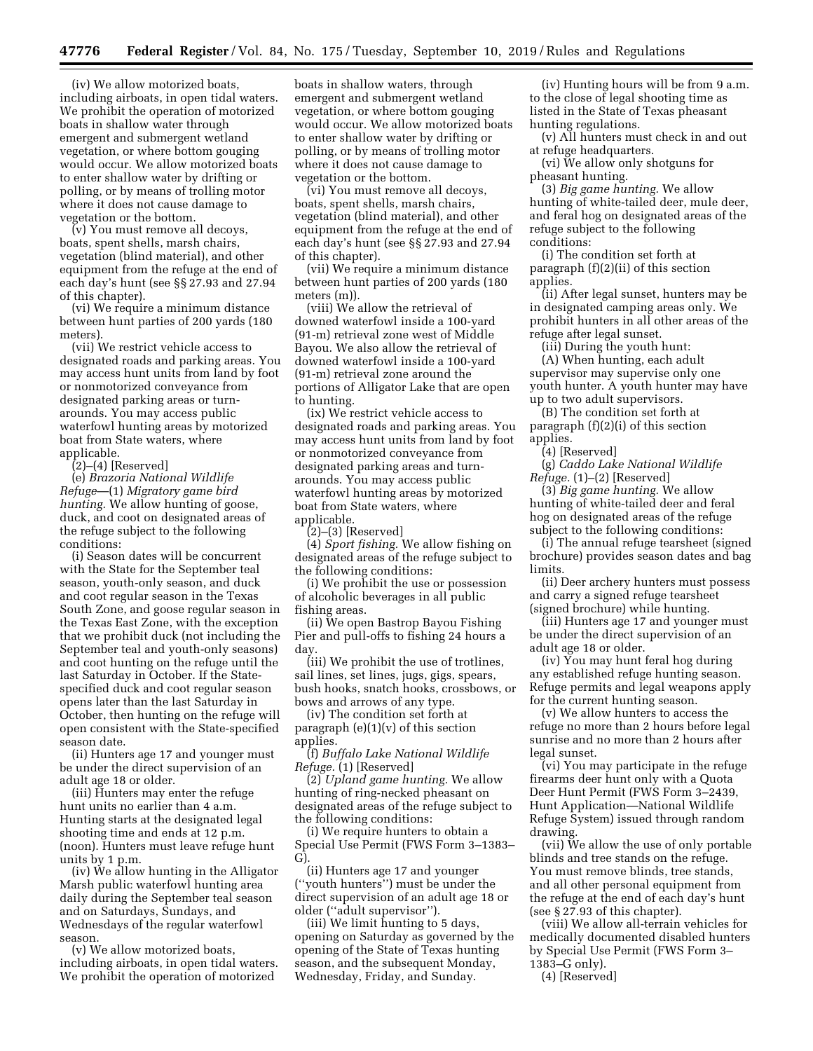(iv) We allow motorized boats, including airboats, in open tidal waters. We prohibit the operation of motorized boats in shallow water through emergent and submergent wetland vegetation, or where bottom gouging would occur. We allow motorized boats to enter shallow water by drifting or polling, or by means of trolling motor where it does not cause damage to vegetation or the bottom.

(v) You must remove all decoys, boats, spent shells, marsh chairs, vegetation (blind material), and other equipment from the refuge at the end of each day's hunt (see §§ 27.93 and 27.94 of this chapter).

(vi) We require a minimum distance between hunt parties of 200 yards (180 meters).

(vii) We restrict vehicle access to designated roads and parking areas. You may access hunt units from land by foot or nonmotorized conveyance from designated parking areas or turn-arounds. You may access public waterfowl hunting areas by motorized boat from State waters, where applicable.

(2)–(4) [Reserved]

(e) *Brazoria National Wildlife Refuge*—(1) *Migratory game bird hunting.* We allow hunting of goose, duck, and coot on designated areas of the refuge subject to the following conditions:

(i) Season dates will be concurrent with the State for the September teal season, youth-only season, and duck and coot regular season in the Texas South Zone, and goose regular season in the Texas East Zone, with the exception that we prohibit duck (not including the September teal and youth-only seasons) and coot hunting on the refuge until the last Saturday in October. If the State-specified duck and coot regular season opens later than the last Saturday in October, then hunting on the refuge will open consistent with the State-specified season date.

(ii) Hunters age 17 and younger must be under the direct supervision of an adult age 18 or older.

(iii) Hunters may enter the refuge hunt units no earlier than 4 a.m. Hunting starts at the designated legal shooting time and ends at 12 p.m. (noon). Hunters must leave refuge hunt units by 1 p.m.

(iv) We allow hunting in the Alligator Marsh public waterfowl hunting area daily during the September teal season and on Saturdays, Sundays, and Wednesdays of the regular waterfowl season.

(v) We allow motorized boats, including airboats, in open tidal waters. We prohibit the operation of motorized boats in shallow waters, through emergent and submergent wetland vegetation, or where bottom gouging would occur. We allow motorized boats to enter shallow water by drifting or polling, or by means of trolling motor where it does not cause damage to vegetation or the bottom.

(vi) You must remove all decoys, boats, spent shells, marsh chairs, vegetation (blind material), and other equipment from the refuge at the end of each day's hunt (see §§ 27.93 and 27.94 of this chapter).

(vii) We require a minimum distance between hunt parties of 200 yards (180 meters (m)).

(viii) We allow the retrieval of downed waterfowl inside a 100-yard (91-m) retrieval zone west of Middle Bayou. We also allow the retrieval of downed waterfowl inside a 100-yard (91-m) retrieval zone around the portions of Alligator Lake that are open to hunting.

(ix) We restrict vehicle access to designated roads and parking areas. You may access hunt units from land by foot or nonmotorized conveyance from designated parking areas and turn-arounds. You may access public waterfowl hunting areas by motorized boat from State waters, where applicable.

(2)–(3) [Reserved]

(4) *Sport fishing.* We allow fishing on designated areas of the refuge subject to the following conditions:

(i) We prohibit the use or possession of alcoholic beverages in all public fishing areas.

(ii) We open Bastrop Bayou Fishing Pier and pull-offs to fishing 24 hours a day.

(iii) We prohibit the use of trotlines, sail lines, set lines, jugs, gigs, spears, bush hooks, snatch hooks, crossbows, or bows and arrows of any type.

(iv) The condition set forth at paragraph (e)(1)(v) of this section applies.

(f) *Buffalo Lake National Wildlife Refuge.* (1) [Reserved]

(2) *Upland game hunting.* We allow hunting of ring-necked pheasant on designated areas of the refuge subject to the following conditions:

(i) We require hunters to obtain a Special Use Permit (FWS Form 3–1383–G).

(ii) Hunters age 17 and younger (''youth hunters'') must be under the direct supervision of an adult age 18 or older (''adult supervisor'').

(iii) We limit hunting to 5 days, opening on Saturday as governed by the opening of the State of Texas hunting season, and the subsequent Monday, Wednesday, Friday, and Sunday.

(iv) Hunting hours will be from 9 a.m. to the close of legal shooting time as listed in the State of Texas pheasant hunting regulations.

(v) All hunters must check in and out at refuge headquarters.

(vi) We allow only shotguns for pheasant hunting.

(3) *Big game hunting.* We allow hunting of white-tailed deer, mule deer, and feral hog on designated areas of the refuge subject to the following conditions:

(i) The condition set forth at paragraph (f)(2)(ii) of this section applies.

(ii) After legal sunset, hunters may be in designated camping areas only. We prohibit hunters in all other areas of the refuge after legal sunset.

(iii) During the youth hunt:

(A) When hunting, each adult supervisor may supervise only one youth hunter. A youth hunter may have up to two adult supervisors.

(B) The condition set forth at paragraph (f)(2)(i) of this section applies.

(4) [Reserved]

(g) *Caddo Lake National Wildlife Refuge.* (1)–(2) [Reserved]

(3) *Big game hunting.* We allow hunting of white-tailed deer and feral hog on designated areas of the refuge subject to the following conditions:

(i) The annual refuge tearsheet (signed brochure) provides season dates and bag limits.

(ii) Deer archery hunters must possess and carry a signed refuge tearsheet (signed brochure) while hunting.

(iii) Hunters age 17 and younger must be under the direct supervision of an adult age 18 or older.

(iv) You may hunt feral hog during any established refuge hunting season. Refuge permits and legal weapons apply for the current hunting season.

(v) We allow hunters to access the refuge no more than 2 hours before legal sunrise and no more than 2 hours after legal sunset.

(vi) You may participate in the refuge firearms deer hunt only with a Quota Deer Hunt Permit (FWS Form 3–2439, Hunt Application—National Wildlife Refuge System) issued through random drawing.

(vii) We allow the use of only portable blinds and tree stands on the refuge. You must remove blinds, tree stands, and all other personal equipment from the refuge at the end of each day's hunt (see § 27.93 of this chapter).

(viii) We allow all-terrain vehicles for medically documented disabled hunters by Special Use Permit (FWS Form 3–1383–G only).

(4) [Reserved]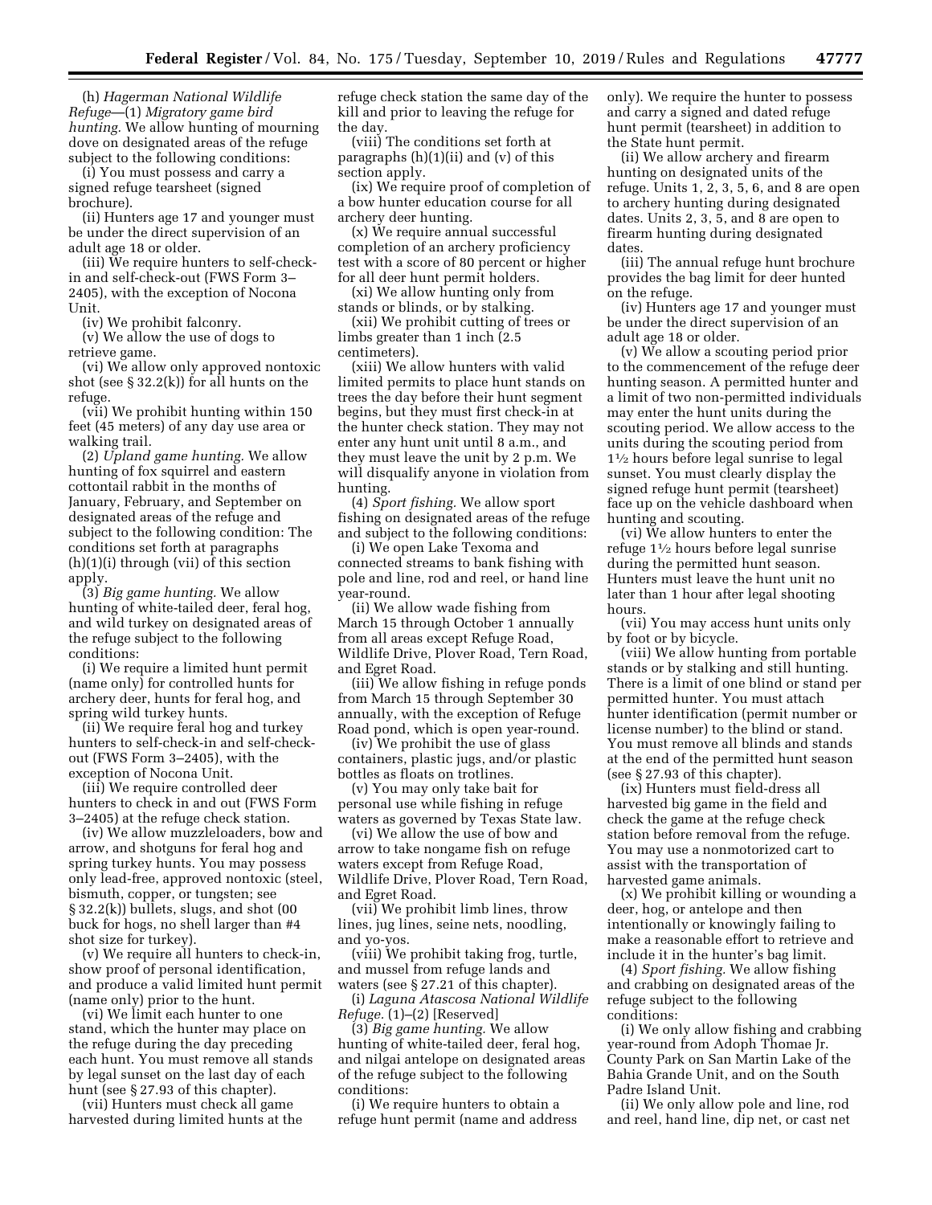(h) *Hagerman National Wildlife Refuge*—(1) *Migratory game bird hunting.* We allow hunting of mourning dove on designated areas of the refuge subject to the following conditions:

(i) You must possess and carry a signed refuge tearsheet (signed brochure).

(ii) Hunters age 17 and younger must be under the direct supervision of an adult age 18 or older.

(iii) We require hunters to self-check-in and self-check-out (FWS Form 3–2405), with the exception of Nocona Unit.

(iv) We prohibit falconry.

(v) We allow the use of dogs to retrieve game.

(vi) We allow only approved nontoxic shot (see § 32.2(k)) for all hunts on the refuge.

(vii) We prohibit hunting within 150 feet (45 meters) of any day use area or walking trail.

(2) *Upland game hunting.* We allow hunting of fox squirrel and eastern cottontail rabbit in the months of January, February, and September on designated areas of the refuge and subject to the following condition: The conditions set forth at paragraphs (h)(1)(i) through (vii) of this section apply.

(3) *Big game hunting.* We allow hunting of white-tailed deer, feral hog, and wild turkey on designated areas of the refuge subject to the following conditions:

(i) We require a limited hunt permit (name only) for controlled hunts for archery deer, hunts for feral hog, and spring wild turkey hunts.

(ii) We require feral hog and turkey hunters to self-check-in and self-check-out (FWS Form 3–2405), with the exception of Nocona Unit.

(iii) We require controlled deer hunters to check in and out (FWS Form 3–2405) at the refuge check station.

(iv) We allow muzzleloaders, bow and arrow, and shotguns for feral hog and spring turkey hunts. You may possess only lead-free, approved nontoxic (steel, bismuth, copper, or tungsten; see § 32.2(k)) bullets, slugs, and shot (00 buck for hogs, no shell larger than #4 shot size for turkey).

(v) We require all hunters to check-in, show proof of personal identification, and produce a valid limited hunt permit (name only) prior to the hunt.

(vi) We limit each hunter to one stand, which the hunter may place on the refuge during the day preceding each hunt. You must remove all stands by legal sunset on the last day of each hunt (see § 27.93 of this chapter).

(vii) Hunters must check all game harvested during limited hunts at the refuge check station the same day of the kill and prior to leaving the refuge for the day.

(viii) The conditions set forth at paragraphs (h)(1)(ii) and (v) of this section apply.

(ix) We require proof of completion of a bow hunter education course for all archery deer hunting.

(x) We require annual successful completion of an archery proficiency test with a score of 80 percent or higher for all deer hunt permit holders.

(xi) We allow hunting only from stands or blinds, or by stalking.

(xii) We prohibit cutting of trees or limbs greater than 1 inch (2.5 centimeters).

(xiii) We allow hunters with valid limited permits to place hunt stands on trees the day before their hunt segment begins, but they must first check-in at the hunter check station. They may not enter any hunt unit until 8 a.m., and they must leave the unit by 2 p.m. We will disqualify anyone in violation from hunting.

(4) *Sport fishing.* We allow sport fishing on designated areas of the refuge and subject to the following conditions:

(i) We open Lake Texoma and connected streams to bank fishing with pole and line, rod and reel, or hand line year-round.

(ii) We allow wade fishing from March 15 through October 1 annually from all areas except Refuge Road, Wildlife Drive, Plover Road, Tern Road, and Egret Road.

(iii) We allow fishing in refuge ponds from March 15 through September 30 annually, with the exception of Refuge Road pond, which is open year-round.

(iv) We prohibit the use of glass containers, plastic jugs, and/or plastic bottles as floats on trotlines.

(v) You may only take bait for personal use while fishing in refuge waters as governed by Texas State law.

(vi) We allow the use of bow and arrow to take nongame fish on refuge waters except from Refuge Road, Wildlife Drive, Plover Road, Tern Road, and Egret Road.

(vii) We prohibit limb lines, throw lines, jug lines, seine nets, noodling, and yo-yos.

(viii) We prohibit taking frog, turtle, and mussel from refuge lands and waters (see § 27.21 of this chapter).

(i) *Laguna Atascosa National Wildlife Refuge.* (1)–(2) [Reserved]

(3) *Big game hunting.* We allow hunting of white-tailed deer, feral hog, and nilgai antelope on designated areas of the refuge subject to the following conditions:

(i) We require hunters to obtain a refuge hunt permit (name and address only). We require the hunter to possess and carry a signed and dated refuge hunt permit (tearsheet) in addition to the State hunt permit.

(ii) We allow archery and firearm hunting on designated units of the refuge. Units 1, 2, 3, 5, 6, and 8 are open to archery hunting during designated dates. Units 2, 3, 5, and 8 are open to firearm hunting during designated dates.

(iii) The annual refuge hunt brochure provides the bag limit for deer hunted on the refuge.

(iv) Hunters age 17 and younger must be under the direct supervision of an adult age 18 or older.

(v) We allow a scouting period prior to the commencement of the refuge deer hunting season. A permitted hunter and a limit of two non-permitted individuals may enter the hunt units during the scouting period. We allow access to the units during the scouting period from 1½ hours before legal sunrise to legal sunset. You must clearly display the signed refuge hunt permit (tearsheet) face up on the vehicle dashboard when hunting and scouting.

(vi) We allow hunters to enter the refuge 1½ hours before legal sunrise during the permitted hunt season. Hunters must leave the hunt unit no later than 1 hour after legal shooting hours.

(vii) You may access hunt units only by foot or by bicycle.

(viii) We allow hunting from portable stands or by stalking and still hunting. There is a limit of one blind or stand per permitted hunter. You must attach hunter identification (permit number or license number) to the blind or stand. You must remove all blinds and stands at the end of the permitted hunt season (see § 27.93 of this chapter).

(ix) Hunters must field-dress all harvested big game in the field and check the game at the refuge check station before removal from the refuge. You may use a nonmotorized cart to assist with the transportation of harvested game animals.

(x) We prohibit killing or wounding a deer, hog, or antelope and then intentionally or knowingly failing to make a reasonable effort to retrieve and include it in the hunter's bag limit.

(4) *Sport fishing.* We allow fishing and crabbing on designated areas of the refuge subject to the following conditions:

(i) We only allow fishing and crabbing year-round from Adoph Thomae Jr. County Park on San Martin Lake of the Bahia Grande Unit, and on the South Padre Island Unit.

(ii) We only allow pole and line, rod and reel, hand line, dip net, or cast net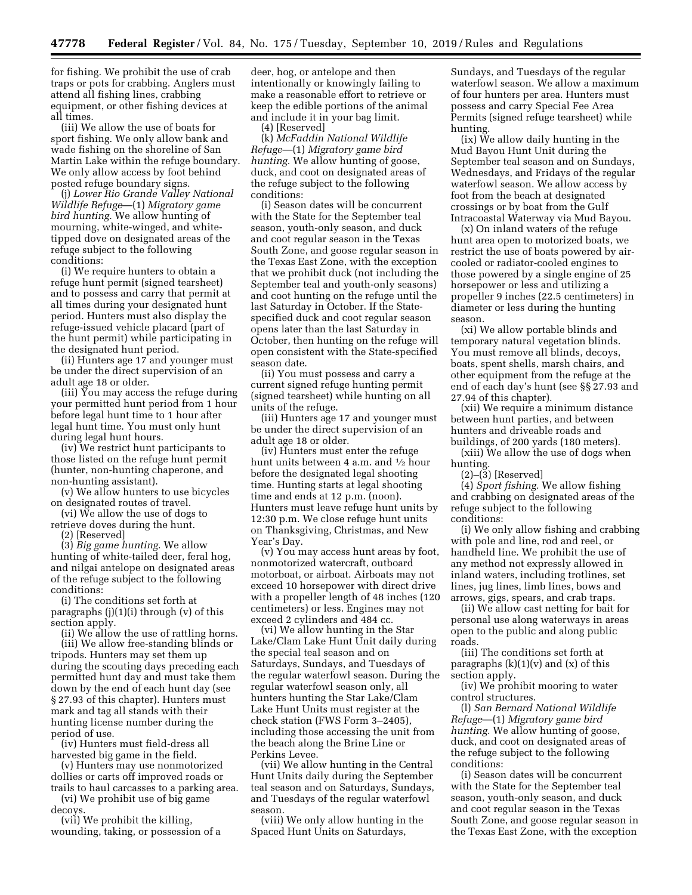for fishing. We prohibit the use of crab traps or pots for crabbing. Anglers must attend all fishing lines, crabbing equipment, or other fishing devices at all times.

(iii) We allow the use of boats for sport fishing. We only allow bank and wade fishing on the shoreline of San Martin Lake within the refuge boundary. We only allow access by foot behind posted refuge boundary signs.

(j) *Lower Rio Grande Valley National Wildlife Refuge*—(1) *Migratory game bird hunting.* We allow hunting of mourning, white-winged, and white-tipped dove on designated areas of the refuge subject to the following conditions:

(i) We require hunters to obtain a refuge hunt permit (signed tearsheet) and to possess and carry that permit at all times during your designated hunt period. Hunters must also display the refuge-issued vehicle placard (part of the hunt permit) while participating in the designated hunt period.

(ii) Hunters age 17 and younger must be under the direct supervision of an adult age 18 or older.

(iii) You may access the refuge during your permitted hunt period from 1 hour before legal hunt time to 1 hour after legal hunt time. You must only hunt during legal hunt hours.

(iv) We restrict hunt participants to those listed on the refuge hunt permit (hunter, non-hunting chaperone, and non-hunting assistant).

(v) We allow hunters to use bicycles on designated routes of travel.

(vi) We allow the use of dogs to retrieve doves during the hunt.

(2) [Reserved]

(3) *Big game hunting.* We allow hunting of white-tailed deer, feral hog, and nilgai antelope on designated areas of the refuge subject to the following conditions:

(i) The conditions set forth at paragraphs (j)(1)(i) through (v) of this section apply.

(ii) We allow the use of rattling horns.

(iii) We allow free-standing blinds or tripods. Hunters may set them up during the scouting days preceding each permitted hunt day and must take them down by the end of each hunt day (see § 27.93 of this chapter). Hunters must mark and tag all stands with their hunting license number during the period of use.

(iv) Hunters must field-dress all harvested big game in the field.

(v) Hunters may use nonmotorized dollies or carts off improved roads or trails to haul carcasses to a parking area.

(vi) We prohibit use of big game decoys.

(vii) We prohibit the killing, wounding, taking, or possession of a deer, hog, or antelope and then intentionally or knowingly failing to make a reasonable effort to retrieve or keep the edible portions of the animal and include it in your bag limit.

(4) [Reserved]

(k) *McFaddin National Wildlife Refuge*—(1) *Migratory game bird hunting.* We allow hunting of goose, duck, and coot on designated areas of the refuge subject to the following conditions:

(i) Season dates will be concurrent with the State for the September teal season, youth-only season, and duck and coot regular season in the Texas South Zone, and goose regular season in the Texas East Zone, with the exception that we prohibit duck (not including the September teal and youth-only seasons) and coot hunting on the refuge until the last Saturday in October. If the State-specified duck and coot regular season opens later than the last Saturday in October, then hunting on the refuge will open consistent with the State-specified season date.

(ii) You must possess and carry a current signed refuge hunting permit (signed tearsheet) while hunting on all units of the refuge.

(iii) Hunters age 17 and younger must be under the direct supervision of an adult age 18 or older.

(iv) Hunters must enter the refuge hunt units between 4 a.m. and ½ hour before the designated legal shooting time. Hunting starts at legal shooting time and ends at 12 p.m. (noon). Hunters must leave refuge hunt units by 12:30 p.m. We close refuge hunt units on Thanksgiving, Christmas, and New Year's Day.

(v) You may access hunt areas by foot, nonmotorized watercraft, outboard motorboat, or airboat. Airboats may not exceed 10 horsepower with direct drive with a propeller length of 48 inches (120 centimeters) or less. Engines may not exceed 2 cylinders and 484 cc.

(vi) We allow hunting in the Star Lake/Clam Lake Hunt Unit daily during the special teal season and on Saturdays, Sundays, and Tuesdays of the regular waterfowl season. During the regular waterfowl season only, all hunters hunting the Star Lake/Clam Lake Hunt Units must register at the check station (FWS Form 3–2405), including those accessing the unit from the beach along the Brine Line or Perkins Levee.

(vii) We allow hunting in the Central Hunt Units daily during the September teal season and on Saturdays, Sundays, and Tuesdays of the regular waterfowl season.

(viii) We only allow hunting in the Spaced Hunt Units on Saturdays, Sundays, and Tuesdays of the regular waterfowl season. We allow a maximum of four hunters per area. Hunters must possess and carry Special Fee Area Permits (signed refuge tearsheet) while hunting.

(ix) We allow daily hunting in the Mud Bayou Hunt Unit during the September teal season and on Sundays, Wednesdays, and Fridays of the regular waterfowl season. We allow access by foot from the beach at designated crossings or by boat from the Gulf Intracoastal Waterway via Mud Bayou.

(x) On inland waters of the refuge hunt area open to motorized boats, we restrict the use of boats powered by air-cooled or radiator-cooled engines to those powered by a single engine of 25 horsepower or less and utilizing a propeller 9 inches (22.5 centimeters) in diameter or less during the hunting season.

(xi) We allow portable blinds and temporary natural vegetation blinds. You must remove all blinds, decoys, boats, spent shells, marsh chairs, and other equipment from the refuge at the end of each day's hunt (see §§ 27.93 and 27.94 of this chapter).

(xii) We require a minimum distance between hunt parties, and between hunters and driveable roads and buildings, of 200 yards (180 meters).

(xiii) We allow the use of dogs when hunting.

(2)–(3) [Reserved]

(4) *Sport fishing.* We allow fishing and crabbing on designated areas of the refuge subject to the following conditions:

(i) We only allow fishing and crabbing with pole and line, rod and reel, or handheld line. We prohibit the use of any method not expressly allowed in inland waters, including trotlines, set lines, jug lines, limb lines, bows and arrows, gigs, spears, and crab traps.

(ii) We allow cast netting for bait for personal use along waterways in areas open to the public and along public roads.

(iii) The conditions set forth at paragraphs (k)(1)(v) and (x) of this section apply.

(iv) We prohibit mooring to water control structures.

(l) *San Bernard National Wildlife Refuge*—(1) *Migratory game bird hunting.* We allow hunting of goose, duck, and coot on designated areas of the refuge subject to the following conditions:

(i) Season dates will be concurrent with the State for the September teal season, youth-only season, and duck and coot regular season in the Texas South Zone, and goose regular season in the Texas East Zone, with the exception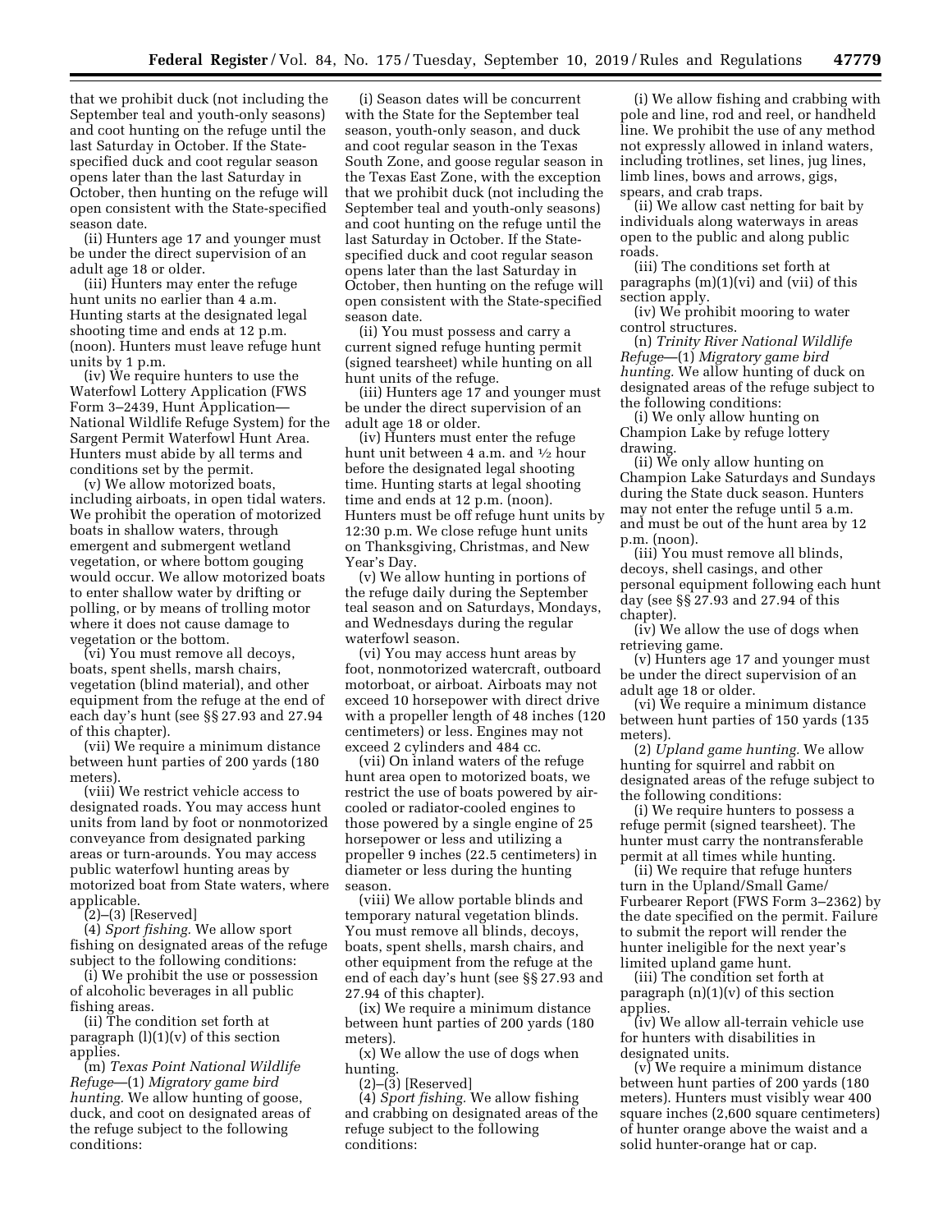that we prohibit duck (not including the September teal and youth-only seasons) and coot hunting on the refuge until the last Saturday in October. If the State-specified duck and coot regular season opens later than the last Saturday in October, then hunting on the refuge will open consistent with the State-specified season date.

(ii) Hunters age 17 and younger must be under the direct supervision of an adult age 18 or older.

(iii) Hunters may enter the refuge hunt units no earlier than 4 a.m. Hunting starts at the designated legal shooting time and ends at 12 p.m. (noon). Hunters must leave refuge hunt units by 1 p.m.

(iv) We require hunters to use the Waterfowl Lottery Application (FWS Form 3–2439, Hunt Application—National Wildlife Refuge System) for the Sargent Permit Waterfowl Hunt Area. Hunters must abide by all terms and conditions set by the permit.

(v) We allow motorized boats, including airboats, in open tidal waters. We prohibit the operation of motorized boats in shallow waters, through emergent and submergent wetland vegetation, or where bottom gouging would occur. We allow motorized boats to enter shallow water by drifting or polling, or by means of trolling motor where it does not cause damage to vegetation or the bottom.

(vi) You must remove all decoys, boats, spent shells, marsh chairs, vegetation (blind material), and other equipment from the refuge at the end of each day's hunt (see §§ 27.93 and 27.94 of this chapter).

(vii) We require a minimum distance between hunt parties of 200 yards (180 meters).

(viii) We restrict vehicle access to designated roads. You may access hunt units from land by foot or nonmotorized conveyance from designated parking areas or turn-arounds. You may access public waterfowl hunting areas by motorized boat from State waters, where applicable.

(2)–(3) [Reserved]

(4) *Sport fishing.* We allow sport fishing on designated areas of the refuge subject to the following conditions:

(i) We prohibit the use or possession of alcoholic beverages in all public fishing areas.

(ii) The condition set forth at paragraph (l)(1)(v) of this section applies.

(m) *Texas Point National Wildlife Refuge*—(1) *Migratory game bird hunting.* We allow hunting of goose, duck, and coot on designated areas of the refuge subject to the following conditions:

(i) Season dates will be concurrent with the State for the September teal season, youth-only season, and duck and coot regular season in the Texas South Zone, and goose regular season in the Texas East Zone, with the exception that we prohibit duck (not including the September teal and youth-only seasons) and coot hunting on the refuge until the last Saturday in October. If the State-specified duck and coot regular season opens later than the last Saturday in October, then hunting on the refuge will open consistent with the State-specified season date.

(ii) You must possess and carry a current signed refuge hunting permit (signed tearsheet) while hunting on all hunt units of the refuge.

(iii) Hunters age 17 and younger must be under the direct supervision of an adult age 18 or older.

(iv) Hunters must enter the refuge hunt unit between 4 a.m. and ½ hour before the designated legal shooting time. Hunting starts at legal shooting time and ends at 12 p.m. (noon). Hunters must be off refuge hunt units by 12:30 p.m. We close refuge hunt units on Thanksgiving, Christmas, and New Year's Day.

(v) We allow hunting in portions of the refuge daily during the September teal season and on Saturdays, Mondays, and Wednesdays during the regular waterfowl season.

(vi) You may access hunt areas by foot, nonmotorized watercraft, outboard motorboat, or airboat. Airboats may not exceed 10 horsepower with direct drive with a propeller length of 48 inches (120 centimeters) or less. Engines may not exceed 2 cylinders and 484 cc.

(vii) On inland waters of the refuge hunt area open to motorized boats, we restrict the use of boats powered by air-cooled or radiator-cooled engines to those powered by a single engine of 25 horsepower or less and utilizing a propeller 9 inches (22.5 centimeters) in diameter or less during the hunting season.

(viii) We allow portable blinds and temporary natural vegetation blinds. You must remove all blinds, decoys, boats, spent shells, marsh chairs, and other equipment from the refuge at the end of each day's hunt (see §§ 27.93 and 27.94 of this chapter).

(ix) We require a minimum distance between hunt parties of 200 yards (180 meters).

(x) We allow the use of dogs when hunting.

(2)–(3) [Reserved]

(4) *Sport fishing.* We allow fishing and crabbing on designated areas of the refuge subject to the following conditions:

(i) We allow fishing and crabbing with pole and line, rod and reel, or handheld line. We prohibit the use of any method not expressly allowed in inland waters, including trotlines, set lines, jug lines, limb lines, bows and arrows, gigs, spears, and crab traps.

(ii) We allow cast netting for bait by individuals along waterways in areas open to the public and along public roads.

(iii) The conditions set forth at paragraphs (m)(1)(vi) and (vii) of this section apply.

(iv) We prohibit mooring to water control structures.

(n) *Trinity River National Wildlife Refuge*—(1) *Migratory game bird hunting.* We allow hunting of duck on designated areas of the refuge subject to the following conditions:

(i) We only allow hunting on Champion Lake by refuge lottery drawing.

(ii) We only allow hunting on Champion Lake Saturdays and Sundays during the State duck season. Hunters may not enter the refuge until 5 a.m. and must be out of the hunt area by 12 p.m. (noon).

(iii) You must remove all blinds, decoys, shell casings, and other personal equipment following each hunt day (see §§ 27.93 and 27.94 of this chapter).

(iv) We allow the use of dogs when retrieving game.

(v) Hunters age 17 and younger must be under the direct supervision of an adult age 18 or older.

(vi) We require a minimum distance between hunt parties of 150 yards (135 meters).

(2) *Upland game hunting.* We allow hunting for squirrel and rabbit on designated areas of the refuge subject to the following conditions:

(i) We require hunters to possess a refuge permit (signed tearsheet). The hunter must carry the nontransferable permit at all times while hunting.

(ii) We require that refuge hunters turn in the Upland/Small Game/Furbearer Report (FWS Form 3–2362) by the date specified on the permit. Failure to submit the report will render the hunter ineligible for the next year's limited upland game hunt.

(iii) The condition set forth at paragraph (n)(1)(v) of this section applies.

(iv) We allow all-terrain vehicle use for hunters with disabilities in designated units.

(v) We require a minimum distance between hunt parties of 200 yards (180 meters). Hunters must visibly wear 400 square inches (2,600 square centimeters) of hunter orange above the waist and a solid hunter-orange hat or cap.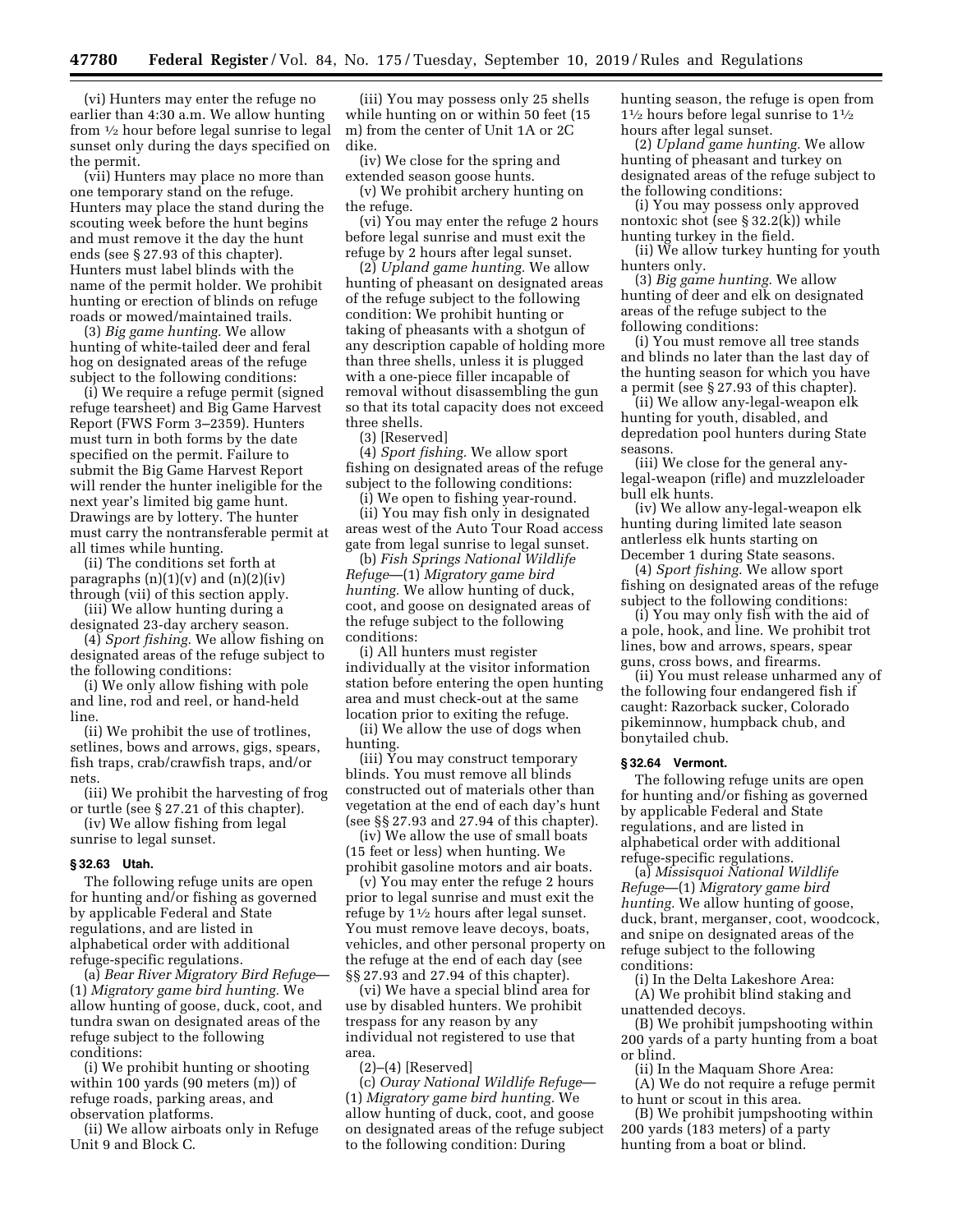(vi) Hunters may enter the refuge no earlier than 4:30 a.m. We allow hunting from ½ hour before legal sunrise to legal sunset only during the days specified on the permit.

(vii) Hunters may place no more than one temporary stand on the refuge. Hunters may place the stand during the scouting week before the hunt begins and must remove it the day the hunt ends (see § 27.93 of this chapter). Hunters must label blinds with the name of the permit holder. We prohibit hunting or erection of blinds on refuge roads or mowed/maintained trails.

(3) *Big game hunting.* We allow hunting of white-tailed deer and feral hog on designated areas of the refuge subject to the following conditions:

(i) We require a refuge permit (signed refuge tearsheet) and Big Game Harvest Report (FWS Form 3–2359). Hunters must turn in both forms by the date specified on the permit. Failure to submit the Big Game Harvest Report will render the hunter ineligible for the next year's limited big game hunt. Drawings are by lottery. The hunter must carry the nontransferable permit at all times while hunting.

(ii) The conditions set forth at paragraphs (n)(1)(v) and (n)(2)(iv) through (vii) of this section apply.

(iii) We allow hunting during a designated 23-day archery season.

(4) *Sport fishing.* We allow fishing on designated areas of the refuge subject to the following conditions:

(i) We only allow fishing with pole and line, rod and reel, or hand-held line.

(ii) We prohibit the use of trotlines, setlines, bows and arrows, gigs, spears, fish traps, crab/crawfish traps, and/or nets.

(iii) We prohibit the harvesting of frog or turtle (see § 27.21 of this chapter).

(iv) We allow fishing from legal sunrise to legal sunset.

### § 32.63 Utah.

The following refuge units are open for hunting and/or fishing as governed by applicable Federal and State regulations, and are listed in alphabetical order with additional refuge-specific regulations.

(a) *Bear River Migratory Bird Refuge*—(1) *Migratory game bird hunting.* We allow hunting of goose, duck, coot, and tundra swan on designated areas of the refuge subject to the following conditions:

(i) We prohibit hunting or shooting within 100 yards (90 meters (m)) of refuge roads, parking areas, and observation platforms.

(ii) We allow airboats only in Refuge Unit 9 and Block C.

(iii) You may possess only 25 shells while hunting on or within 50 feet (15 m) from the center of Unit 1A or 2C dike.

(iv) We close for the spring and extended season goose hunts.

(v) We prohibit archery hunting on the refuge.

(vi) You may enter the refuge 2 hours before legal sunrise and must exit the refuge by 2 hours after legal sunset.

(2) *Upland game hunting.* We allow hunting of pheasant on designated areas of the refuge subject to the following condition: We prohibit hunting or taking of pheasants with a shotgun of any description capable of holding more than three shells, unless it is plugged with a one-piece filler incapable of removal without disassembling the gun so that its total capacity does not exceed three shells.

(3) [Reserved]

(4) *Sport fishing.* We allow sport fishing on designated areas of the refuge subject to the following conditions:

(i) We open to fishing year-round.

(ii) You may fish only in designated areas west of the Auto Tour Road access gate from legal sunrise to legal sunset.

(b) *Fish Springs National Wildlife Refuge*—(1) *Migratory game bird hunting.* We allow hunting of duck, coot, and goose on designated areas of the refuge subject to the following conditions:

(i) All hunters must register individually at the visitor information station before entering the open hunting area and must check-out at the same location prior to exiting the refuge.

(ii) We allow the use of dogs when hunting.

(iii) You may construct temporary blinds. You must remove all blinds constructed out of materials other than vegetation at the end of each day's hunt (see §§ 27.93 and 27.94 of this chapter).

(iv) We allow the use of small boats (15 feet or less) when hunting. We prohibit gasoline motors and air boats.

(v) You may enter the refuge 2 hours prior to legal sunrise and must exit the refuge by 1½ hours after legal sunset. You must remove leave decoys, boats, vehicles, and other personal property on the refuge at the end of each day (see §§ 27.93 and 27.94 of this chapter).

(vi) We have a special blind area for use by disabled hunters. We prohibit trespass for any reason by any individual not registered to use that area.

(2)–(4) [Reserved]

(c) *Ouray National Wildlife Refuge*—(1) *Migratory game bird hunting.* We allow hunting of duck, coot, and goose on designated areas of the refuge subject to the following condition: During hunting season, the refuge is open from 1½ hours before legal sunrise to 1½ hours after legal sunset.

(2) *Upland game hunting.* We allow hunting of pheasant and turkey on designated areas of the refuge subject to the following conditions:

(i) You may possess only approved nontoxic shot (see § 32.2(k)) while hunting turkey in the field.

(ii) We allow turkey hunting for youth hunters only.

(3) *Big game hunting.* We allow hunting of deer and elk on designated areas of the refuge subject to the following conditions:

(i) You must remove all tree stands and blinds no later than the last day of the hunting season for which you have a permit (see § 27.93 of this chapter).

(ii) We allow any-legal-weapon elk hunting for youth, disabled, and depredation pool hunters during State seasons.

(iii) We close for the general any-legal-weapon (rifle) and muzzleloader bull elk hunts.

(iv) We allow any-legal-weapon elk hunting during limited late season antlerless elk hunts starting on December 1 during State seasons.

(4) *Sport fishing.* We allow sport fishing on designated areas of the refuge subject to the following conditions:

(i) You may only fish with the aid of a pole, hook, and line. We prohibit trot lines, bow and arrows, spears, spear guns, cross bows, and firearms.

(ii) You must release unharmed any of the following four endangered fish if caught: Razorback sucker, Colorado pikeminnow, humpback chub, and bonytailed chub.

### § 32.64 Vermont.

The following refuge units are open for hunting and/or fishing as governed by applicable Federal and State regulations, and are listed in alphabetical order with additional refuge-specific regulations.

(a) *Missisquoi National Wildlife Refuge*—(1) *Migratory game bird hunting.* We allow hunting of goose, duck, brant, merganser, coot, woodcock, and snipe on designated areas of the refuge subject to the following conditions:

(i) In the Delta Lakeshore Area:

(A) We prohibit blind staking and unattended decoys.

(B) We prohibit jumpshooting within 200 yards of a party hunting from a boat or blind.

(ii) In the Maquam Shore Area:

(A) We do not require a refuge permit to hunt or scout in this area.

(B) We prohibit jumpshooting within 200 yards (183 meters) of a party hunting from a boat or blind.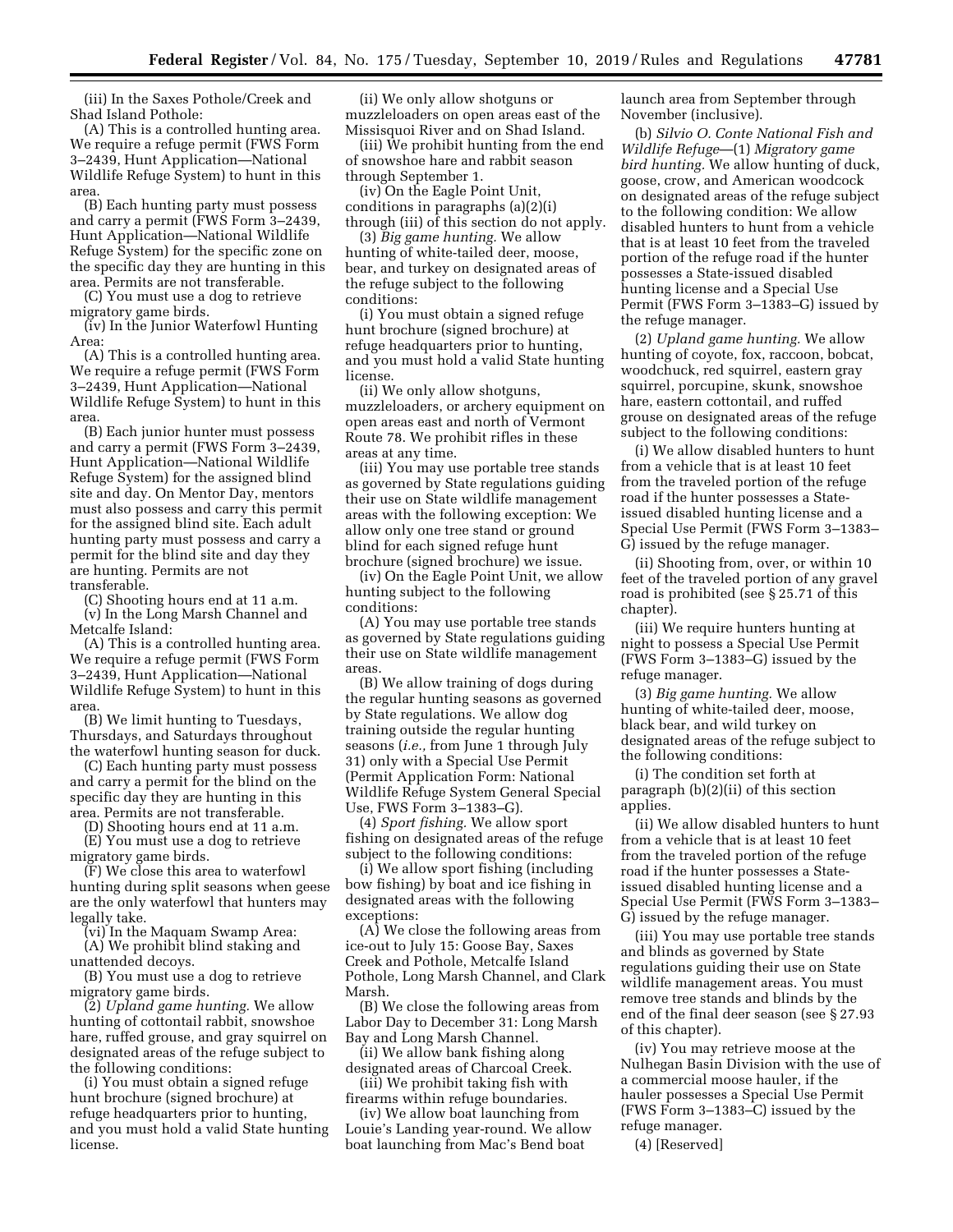(iii) In the Saxes Pothole/Creek and Shad Island Pothole:

(A) This is a controlled hunting area. We require a refuge permit (FWS Form 3–2439, Hunt Application—National Wildlife Refuge System) to hunt in this area.

(B) Each hunting party must possess and carry a permit (FWS Form 3–2439, Hunt Application—National Wildlife Refuge System) for the specific zone on the specific day they are hunting in this area. Permits are not transferable.

(C) You must use a dog to retrieve migratory game birds.

(iv) In the Junior Waterfowl Hunting Area:

(A) This is a controlled hunting area. We require a refuge permit (FWS Form 3–2439, Hunt Application—National Wildlife Refuge System) to hunt in this area.

(B) Each junior hunter must possess and carry a permit (FWS Form 3–2439, Hunt Application—National Wildlife Refuge System) for the assigned blind site and day. On Mentor Day, mentors must also possess and carry this permit for the assigned blind site. Each adult hunting party must possess and carry a permit for the blind site and day they are hunting. Permits are not transferable.

(C) Shooting hours end at 11 a.m.

(v) In the Long Marsh Channel and Metcalfe Island:

(A) This is a controlled hunting area. We require a refuge permit (FWS Form 3–2439, Hunt Application—National Wildlife Refuge System) to hunt in this area.

(B) We limit hunting to Tuesdays, Thursdays, and Saturdays throughout the waterfowl hunting season for duck.

(C) Each hunting party must possess and carry a permit for the blind on the specific day they are hunting in this area. Permits are not transferable.

(D) Shooting hours end at 11 a.m.

(E) You must use a dog to retrieve migratory game birds.

(F) We close this area to waterfowl hunting during split seasons when geese are the only waterfowl that hunters may legally take.

(vi) In the Maquam Swamp Area:

(A) We prohibit blind staking and unattended decoys.

(B) You must use a dog to retrieve migratory game birds.

(2) *Upland game hunting.* We allow hunting of cottontail rabbit, snowshoe hare, ruffed grouse, and gray squirrel on designated areas of the refuge subject to the following conditions:

(i) You must obtain a signed refuge hunt brochure (signed brochure) at refuge headquarters prior to hunting, and you must hold a valid State hunting license.

(ii) We only allow shotguns or muzzleloaders on open areas east of the Missisquoi River and on Shad Island.

(iii) We prohibit hunting from the end of snowshoe hare and rabbit season through September 1.

(iv) On the Eagle Point Unit, conditions in paragraphs (a)(2)(i) through (iii) of this section do not apply.

(3) *Big game hunting.* We allow hunting of white-tailed deer, moose, bear, and turkey on designated areas of the refuge subject to the following conditions:

(i) You must obtain a signed refuge hunt brochure (signed brochure) at refuge headquarters prior to hunting, and you must hold a valid State hunting license.

(ii) We only allow shotguns, muzzleloaders, or archery equipment on open areas east and north of Vermont Route 78. We prohibit rifles in these areas at any time.

(iii) You may use portable tree stands as governed by State regulations guiding their use on State wildlife management areas with the following exception: We allow only one tree stand or ground blind for each signed refuge hunt brochure (signed brochure) we issue.

(iv) On the Eagle Point Unit, we allow hunting subject to the following conditions:

(A) You may use portable tree stands as governed by State regulations guiding their use on State wildlife management areas.

(B) We allow training of dogs during the regular hunting seasons as governed by State regulations. We allow dog training outside the regular hunting seasons (*i.e.,* from June 1 through July 31) only with a Special Use Permit (Permit Application Form: National Wildlife Refuge System General Special Use, FWS Form 3–1383–G).

(4) *Sport fishing.* We allow sport fishing on designated areas of the refuge subject to the following conditions:

(i) We allow sport fishing (including bow fishing) by boat and ice fishing in designated areas with the following exceptions:

(A) We close the following areas from ice-out to July 15: Goose Bay, Saxes Creek and Pothole, Metcalfe Island Pothole, Long Marsh Channel, and Clark Marsh.

(B) We close the following areas from Labor Day to December 31: Long Marsh Bay and Long Marsh Channel.

(ii) We allow bank fishing along designated areas of Charcoal Creek.

(iii) We prohibit taking fish with firearms within refuge boundaries.

(iv) We allow boat launching from Louie's Landing year-round. We allow boat launching from Mac's Bend boat launch area from September through November (inclusive).

(b) *Silvio O. Conte National Fish and Wildlife Refuge*—(1) *Migratory game bird hunting.* We allow hunting of duck, goose, crow, and American woodcock on designated areas of the refuge subject to the following condition: We allow disabled hunters to hunt from a vehicle that is at least 10 feet from the traveled portion of the refuge road if the hunter possesses a State-issued disabled hunting license and a Special Use Permit (FWS Form 3–1383–G) issued by the refuge manager.

(2) *Upland game hunting.* We allow hunting of coyote, fox, raccoon, bobcat, woodchuck, red squirrel, eastern gray squirrel, porcupine, skunk, snowshoe hare, eastern cottontail, and ruffed grouse on designated areas of the refuge subject to the following conditions:

(i) We allow disabled hunters to hunt from a vehicle that is at least 10 feet from the traveled portion of the refuge road if the hunter possesses a State-issued disabled hunting license and a Special Use Permit (FWS Form 3–1383–G) issued by the refuge manager.

(ii) Shooting from, over, or within 10 feet of the traveled portion of any gravel road is prohibited (see § 25.71 of this chapter).

(iii) We require hunters hunting at night to possess a Special Use Permit (FWS Form 3–1383–G) issued by the refuge manager.

(3) *Big game hunting.* We allow hunting of white-tailed deer, moose, black bear, and wild turkey on designated areas of the refuge subject to the following conditions:

(i) The condition set forth at paragraph (b)(2)(ii) of this section applies.

(ii) We allow disabled hunters to hunt from a vehicle that is at least 10 feet from the traveled portion of the refuge road if the hunter possesses a State-issued disabled hunting license and a Special Use Permit (FWS Form 3–1383–G) issued by the refuge manager.

(iii) You may use portable tree stands and blinds as governed by State regulations guiding their use on State wildlife management areas. You must remove tree stands and blinds by the end of the final deer season (see § 27.93 of this chapter).

(iv) You may retrieve moose at the Nulhegan Basin Division with the use of a commercial moose hauler, if the hauler possesses a Special Use Permit (FWS Form 3–1383–C) issued by the refuge manager.

(4) [Reserved]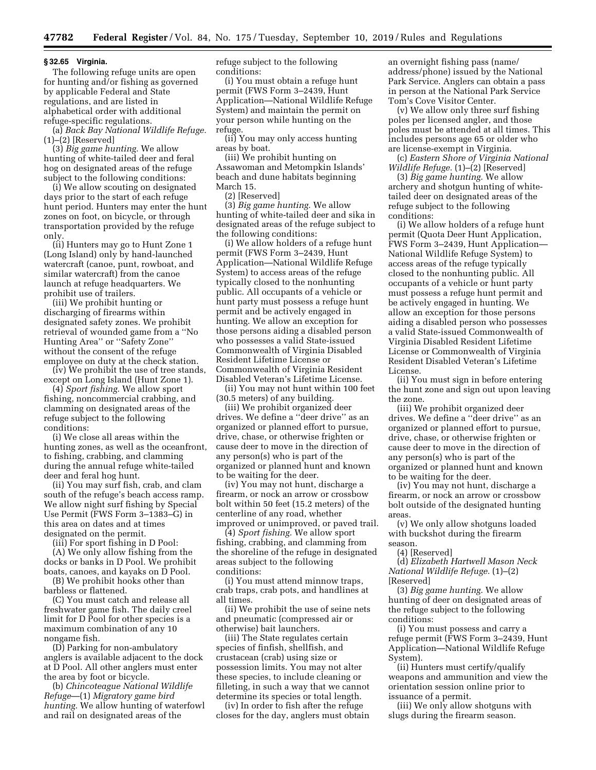**§ 32.65 Virginia.**

The following refuge units are open for hunting and/or fishing as governed by applicable Federal and State regulations, and are listed in alphabetical order with additional refuge-specific regulations.

(a) *Back Bay National Wildlife Refuge.* (1)–(2) [Reserved]

(3) *Big game hunting.* We allow hunting of white-tailed deer and feral hog on designated areas of the refuge subject to the following conditions:

(i) We allow scouting on designated days prior to the start of each refuge hunt period. Hunters may enter the hunt zones on foot, on bicycle, or through transportation provided by the refuge only.

(ii) Hunters may go to Hunt Zone 1 (Long Island) only by hand-launched watercraft (canoe, punt, rowboat, and similar watercraft) from the canoe launch at refuge headquarters. We prohibit use of trailers.

(iii) We prohibit hunting or discharging of firearms within designated safety zones. We prohibit retrieval of wounded game from a ''No Hunting Area'' or ''Safety Zone'' without the consent of the refuge employee on duty at the check station.

(iv) We prohibit the use of tree stands, except on Long Island (Hunt Zone 1).

(4) *Sport fishing.* We allow sport fishing, noncommercial crabbing, and clamming on designated areas of the refuge subject to the following conditions:

(i) We close all areas within the hunting zones, as well as the oceanfront, to fishing, crabbing, and clamming during the annual refuge white-tailed deer and feral hog hunt.

(ii) You may surf fish, crab, and clam south of the refuge's beach access ramp. We allow night surf fishing by Special Use Permit (FWS Form 3–1383–G) in this area on dates and at times designated on the permit.

(iii) For sport fishing in D Pool:

(A) We only allow fishing from the docks or banks in D Pool. We prohibit boats, canoes, and kayaks on D Pool.

(B) We prohibit hooks other than barbless or flattened.

(C) You must catch and release all freshwater game fish. The daily creel limit for D Pool for other species is a maximum combination of any 10 nongame fish.

(D) Parking for non-ambulatory anglers is available adjacent to the dock at D Pool. All other anglers must enter the area by foot or bicycle.

(b) *Chincoteague National Wildlife Refuge*—(1) *Migratory game bird hunting.* We allow hunting of waterfowl and rail on designated areas of the refuge subject to the following conditions:

(i) You must obtain a refuge hunt permit (FWS Form 3–2439, Hunt Application—National Wildlife Refuge System) and maintain the permit on your person while hunting on the refuge.

(ii) You may only access hunting areas by boat.

(iii) We prohibit hunting on Assawoman and Metompkin Islands' beach and dune habitats beginning March 15.

(2) [Reserved]

(3) *Big game hunting.* We allow hunting of white-tailed deer and sika in designated areas of the refuge subject to the following conditions:

(i) We allow holders of a refuge hunt permit (FWS Form 3–2439, Hunt Application—National Wildlife Refuge System) to access areas of the refuge typically closed to the nonhunting public. All occupants of a vehicle or hunt party must possess a refuge hunt permit and be actively engaged in hunting. We allow an exception for those persons aiding a disabled person who possesses a valid State-issued Commonwealth of Virginia Disabled Resident Lifetime License or Commonwealth of Virginia Resident Disabled Veteran's Lifetime License.

(ii) You may not hunt within 100 feet (30.5 meters) of any building.

(iii) We prohibit organized deer drives. We define a ''deer drive'' as an organized or planned effort to pursue, drive, chase, or otherwise frighten or cause deer to move in the direction of any person(s) who is part of the organized or planned hunt and known to be waiting for the deer.

(iv) You may not hunt, discharge a firearm, or nock an arrow or crossbow bolt within 50 feet (15.2 meters) of the centerline of any road, whether improved or unimproved, or paved trail.

(4) *Sport fishing.* We allow sport fishing, crabbing, and clamming from the shoreline of the refuge in designated areas subject to the following conditions:

(i) You must attend minnow traps, crab traps, crab pots, and handlines at all times.

(ii) We prohibit the use of seine nets and pneumatic (compressed air or otherwise) bait launchers.

(iii) The State regulates certain species of finfish, shellfish, and crustacean (crab) using size or possession limits. You may not alter these species, to include cleaning or filleting, in such a way that we cannot determine its species or total length.

(iv) In order to fish after the refuge closes for the day, anglers must obtain an overnight fishing pass (name/address/phone) issued by the National Park Service. Anglers can obtain a pass in person at the National Park Service Tom's Cove Visitor Center.

(v) We allow only three surf fishing poles per licensed angler, and those poles must be attended at all times. This includes persons age 65 or older who are license-exempt in Virginia.

(c) *Eastern Shore of Virginia National Wildlife Refuge.* (1)–(2) [Reserved]

(3) *Big game hunting.* We allow archery and shotgun hunting of white-tailed deer on designated areas of the refuge subject to the following conditions:

(i) We allow holders of a refuge hunt permit (Quota Deer Hunt Application, FWS Form 3–2439, Hunt Application—National Wildlife Refuge System) to access areas of the refuge typically closed to the nonhunting public. All occupants of a vehicle or hunt party must possess a refuge hunt permit and be actively engaged in hunting. We allow an exception for those persons aiding a disabled person who possesses a valid State-issued Commonwealth of Virginia Disabled Resident Lifetime License or Commonwealth of Virginia Resident Disabled Veteran's Lifetime License.

(ii) You must sign in before entering the hunt zone and sign out upon leaving the zone.

(iii) We prohibit organized deer drives. We define a ''deer drive'' as an organized or planned effort to pursue, drive, chase, or otherwise frighten or cause deer to move in the direction of any person(s) who is part of the organized or planned hunt and known to be waiting for the deer.

(iv) You may not hunt, discharge a firearm, or nock an arrow or crossbow bolt outside of the designated hunting areas.

(v) We only allow shotguns loaded with buckshot during the firearm season.

(4) [Reserved]

(d) *Elizabeth Hartwell Mason Neck National Wildlife Refuge.* (1)–(2) [Reserved]

(3) *Big game hunting.* We allow hunting of deer on designated areas of the refuge subject to the following conditions:

(i) You must possess and carry a refuge permit (FWS Form 3–2439, Hunt Application—National Wildlife Refuge System).

(ii) Hunters must certify/qualify weapons and ammunition and view the orientation session online prior to issuance of a permit.

(iii) We only allow shotguns with slugs during the firearm season.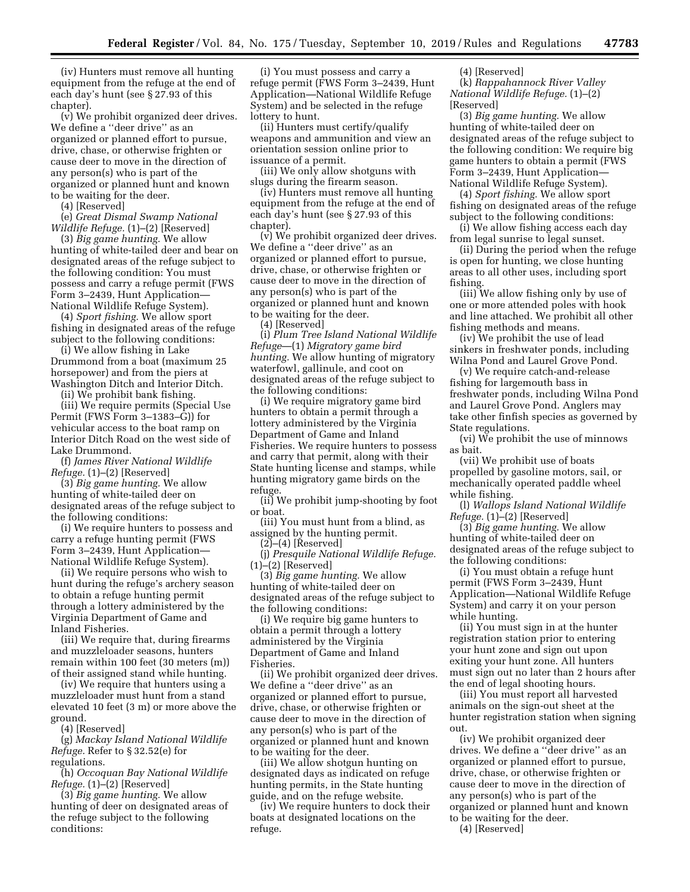(iv) Hunters must remove all hunting equipment from the refuge at the end of each day's hunt (see § 27.93 of this chapter).

(v) We prohibit organized deer drives. We define a ''deer drive'' as an organized or planned effort to pursue, drive, chase, or otherwise frighten or cause deer to move in the direction of any person(s) who is part of the organized or planned hunt and known to be waiting for the deer.

(4) [Reserved]

(e) *Great Dismal Swamp National Wildlife Refuge.* (1)–(2) [Reserved]

(3) *Big game hunting.* We allow hunting of white-tailed deer and bear on designated areas of the refuge subject to the following condition: You must possess and carry a refuge permit (FWS Form 3–2439, Hunt Application—National Wildlife Refuge System).

(4) *Sport fishing.* We allow sport fishing in designated areas of the refuge subject to the following conditions:

(i) We allow fishing in Lake Drummond from a boat (maximum 25 horsepower) and from the piers at Washington Ditch and Interior Ditch.

(ii) We prohibit bank fishing.

(iii) We require permits (Special Use Permit (FWS Form 3–1383–G)) for vehicular access to the boat ramp on Interior Ditch Road on the west side of Lake Drummond.

(f) *James River National Wildlife Refuge.* (1)–(2) [Reserved]

(3) *Big game hunting.* We allow hunting of white-tailed deer on designated areas of the refuge subject to the following conditions:

(i) We require hunters to possess and carry a refuge hunting permit (FWS Form 3–2439, Hunt Application—National Wildlife Refuge System).

(ii) We require persons who wish to hunt during the refuge's archery season to obtain a refuge hunting permit through a lottery administered by the Virginia Department of Game and Inland Fisheries.

(iii) We require that, during firearms and muzzleloader seasons, hunters remain within 100 feet (30 meters (m)) of their assigned stand while hunting.

(iv) We require that hunters using a muzzleloader must hunt from a stand elevated 10 feet (3 m) or more above the ground.

(4) [Reserved]

(g) *Mackay Island National Wildlife Refuge.* Refer to § 32.52(e) for regulations.

(h) *Occoquan Bay National Wildlife Refuge.* (1)–(2) [Reserved]

(3) *Big game hunting.* We allow hunting of deer on designated areas of the refuge subject to the following conditions:

(i) You must possess and carry a refuge permit (FWS Form 3–2439, Hunt Application—National Wildlife Refuge System) and be selected in the refuge lottery to hunt.

(ii) Hunters must certify/qualify weapons and ammunition and view an orientation session online prior to issuance of a permit.

(iii) We only allow shotguns with slugs during the firearm season.

(iv) Hunters must remove all hunting equipment from the refuge at the end of each day's hunt (see § 27.93 of this chapter).

(v) We prohibit organized deer drives. We define a ''deer drive'' as an organized or planned effort to pursue, drive, chase, or otherwise frighten or cause deer to move in the direction of any person(s) who is part of the organized or planned hunt and known to be waiting for the deer.

(4) [Reserved]

(i) *Plum Tree Island National Wildlife Refuge*—(1) *Migratory game bird hunting.* We allow hunting of migratory waterfowl, gallinule, and coot on designated areas of the refuge subject to the following conditions:

(i) We require migratory game bird hunters to obtain a permit through a lottery administered by the Virginia Department of Game and Inland Fisheries. We require hunters to possess and carry that permit, along with their State hunting license and stamps, while hunting migratory game birds on the refuge.

(ii) We prohibit jump-shooting by foot or boat.

(iii) You must hunt from a blind, as assigned by the hunting permit.

(2)–(4) [Reserved]

(j) *Presquile National Wildlife Refuge.* (1)–(2) [Reserved]

(3) *Big game hunting.* We allow hunting of white-tailed deer on designated areas of the refuge subject to the following conditions:

(i) We require big game hunters to obtain a permit through a lottery administered by the Virginia Department of Game and Inland Fisheries.

(ii) We prohibit organized deer drives. We define a ''deer drive'' as an organized or planned effort to pursue, drive, chase, or otherwise frighten or cause deer to move in the direction of any person(s) who is part of the organized or planned hunt and known to be waiting for the deer.

(iii) We allow shotgun hunting on designated days as indicated on refuge hunting permits, in the State hunting guide, and on the refuge website.

(iv) We require hunters to dock their boats at designated locations on the refuge.

(4) [Reserved]

(k) *Rappahannock River Valley National Wildlife Refuge.* (1)–(2) [Reserved]

(3) *Big game hunting.* We allow hunting of white-tailed deer on designated areas of the refuge subject to the following condition: We require big game hunters to obtain a permit (FWS Form 3–2439, Hunt Application—National Wildlife Refuge System).

(4) *Sport fishing.* We allow sport fishing on designated areas of the refuge subject to the following conditions:

(i) We allow fishing access each day from legal sunrise to legal sunset.

(ii) During the period when the refuge is open for hunting, we close hunting areas to all other uses, including sport fishing.

(iii) We allow fishing only by use of one or more attended poles with hook and line attached. We prohibit all other fishing methods and means.

(iv) We prohibit the use of lead sinkers in freshwater ponds, including Wilna Pond and Laurel Grove Pond.

(v) We require catch-and-release fishing for largemouth bass in freshwater ponds, including Wilna Pond and Laurel Grove Pond. Anglers may take other finfish species as governed by State regulations.

(vi) We prohibit the use of minnows as bait.

(vii) We prohibit use of boats propelled by gasoline motors, sail, or mechanically operated paddle wheel while fishing.

(l) *Wallops Island National Wildlife Refuge.* (1)–(2) [Reserved]

(3) *Big game hunting.* We allow hunting of white-tailed deer on designated areas of the refuge subject to the following conditions:

(i) You must obtain a refuge hunt permit (FWS Form 3–2439, Hunt Application—National Wildlife Refuge System) and carry it on your person while hunting.

(ii) You must sign in at the hunter registration station prior to entering your hunt zone and sign out upon exiting your hunt zone. All hunters must sign out no later than 2 hours after the end of legal shooting hours.

(iii) You must report all harvested animals on the sign-out sheet at the hunter registration station when signing out.

(iv) We prohibit organized deer drives. We define a ''deer drive'' as an organized or planned effort to pursue, drive, chase, or otherwise frighten or cause deer to move in the direction of any person(s) who is part of the organized or planned hunt and known to be waiting for the deer.

(4) [Reserved]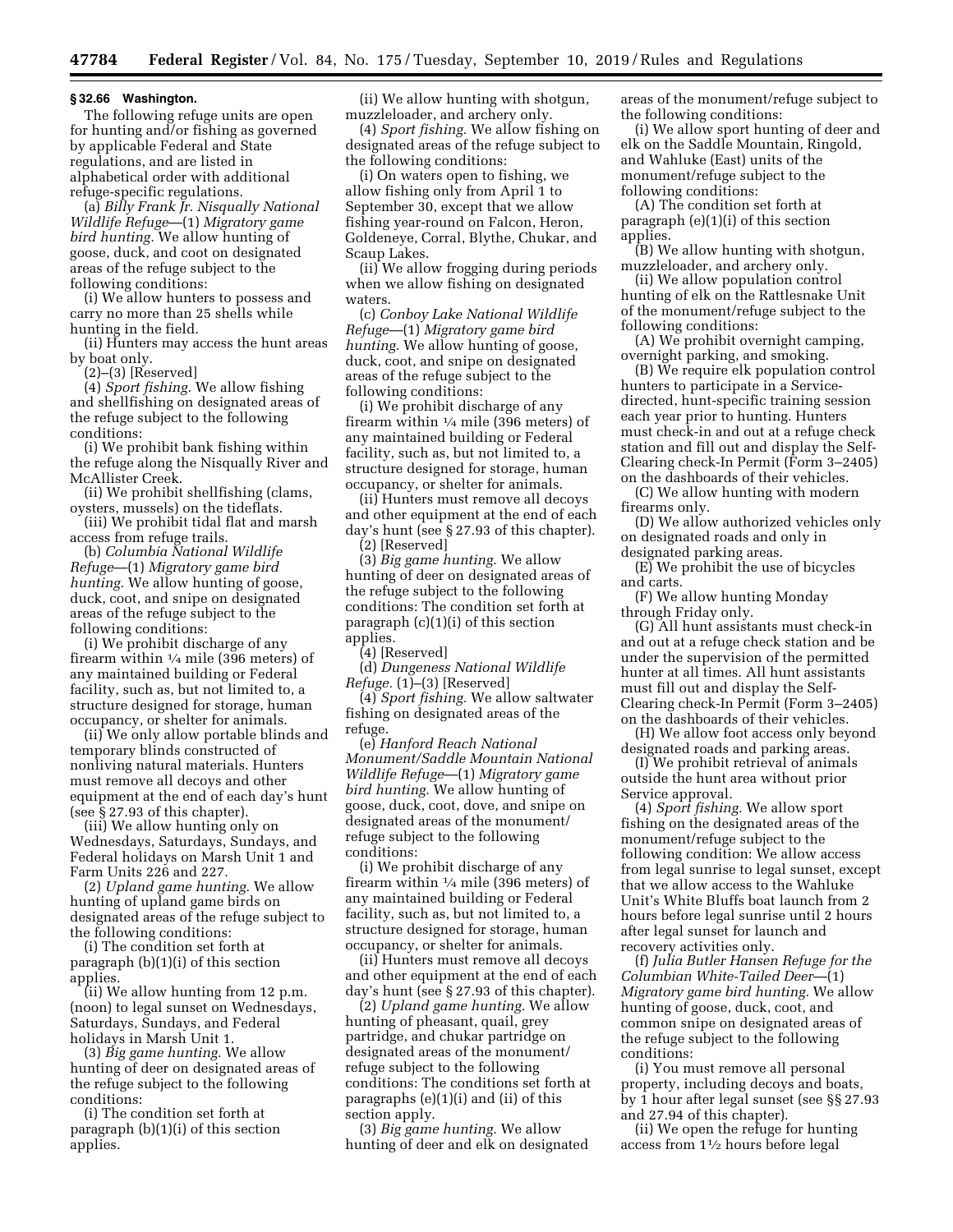### § 32.66 Washington.

The following refuge units are open for hunting and/or fishing as governed by applicable Federal and State regulations, and are listed in alphabetical order with additional refuge-specific regulations.

(a) *Billy Frank Jr. Nisqually National Wildlife Refuge*—(1) *Migratory game bird hunting.* We allow hunting of goose, duck, and coot on designated areas of the refuge subject to the following conditions:

(i) We allow hunters to possess and carry no more than 25 shells while hunting in the field.

(ii) Hunters may access the hunt areas by boat only.

(2)–(3) [Reserved]

(4) *Sport fishing.* We allow fishing and shellfishing on designated areas of the refuge subject to the following conditions:

(i) We prohibit bank fishing within the refuge along the Nisqually River and McAllister Creek.

(ii) We prohibit shellfishing (clams, oysters, mussels) on the tideflats.

(iii) We prohibit tidal flat and marsh access from refuge trails.

(b) *Columbia National Wildlife Refuge*—(1) *Migratory game bird hunting.* We allow hunting of goose, duck, coot, and snipe on designated areas of the refuge subject to the following conditions:

(i) We prohibit discharge of any firearm within ¼ mile (396 meters) of any maintained building or Federal facility, such as, but not limited to, a structure designed for storage, human occupancy, or shelter for animals.

(ii) We only allow portable blinds and temporary blinds constructed of nonliving natural materials. Hunters must remove all decoys and other equipment at the end of each day's hunt (see § 27.93 of this chapter).

(iii) We allow hunting only on Wednesdays, Saturdays, Sundays, and Federal holidays on Marsh Unit 1 and Farm Units 226 and 227.

(2) *Upland game hunting.* We allow hunting of upland game birds on designated areas of the refuge subject to the following conditions:

(i) The condition set forth at paragraph (b)(1)(i) of this section applies.

(ii) We allow hunting from 12 p.m. (noon) to legal sunset on Wednesdays, Saturdays, Sundays, and Federal holidays in Marsh Unit 1.

(3) *Big game hunting.* We allow hunting of deer on designated areas of the refuge subject to the following conditions:

(i) The condition set forth at paragraph (b)(1)(i) of this section applies.

(ii) We allow hunting with shotgun, muzzleloader, and archery only.

(4) *Sport fishing.* We allow fishing on designated areas of the refuge subject to the following conditions:

(i) On waters open to fishing, we allow fishing only from April 1 to September 30, except that we allow fishing year-round on Falcon, Heron, Goldeneye, Corral, Blythe, Chukar, and Scaup Lakes.

(ii) We allow frogging during periods when we allow fishing on designated waters.

(c) *Conboy Lake National Wildlife Refuge*—(1) *Migratory game bird hunting.* We allow hunting of goose, duck, coot, and snipe on designated areas of the refuge subject to the following conditions:

(i) We prohibit discharge of any firearm within ¼ mile (396 meters) of any maintained building or Federal facility, such as, but not limited to, a structure designed for storage, human occupancy, or shelter for animals.

(ii) Hunters must remove all decoys and other equipment at the end of each day's hunt (see § 27.93 of this chapter).

(2) [Reserved]

(3) *Big game hunting.* We allow hunting of deer on designated areas of the refuge subject to the following conditions: The condition set forth at paragraph (c)(1)(i) of this section applies.

(4) [Reserved]

(d) *Dungeness National Wildlife Refuge.* (1)–(3) [Reserved]

(4) *Sport fishing.* We allow saltwater fishing on designated areas of the refuge.

(e) *Hanford Reach National Monument/Saddle Mountain National Wildlife Refuge*—(1) *Migratory game bird hunting.* We allow hunting of goose, duck, coot, dove, and snipe on designated areas of the monument/refuge subject to the following conditions:

(i) We prohibit discharge of any firearm within ¼ mile (396 meters) of any maintained building or Federal facility, such as, but not limited to, a structure designed for storage, human occupancy, or shelter for animals.

(ii) Hunters must remove all decoys and other equipment at the end of each day's hunt (see § 27.93 of this chapter).

(2) *Upland game hunting.* We allow hunting of pheasant, quail, grey partridge, and chukar partridge on designated areas of the monument/refuge subject to the following conditions: The conditions set forth at paragraphs (e)(1)(i) and (ii) of this section apply.

(3) *Big game hunting.* We allow hunting of deer and elk on designated areas of the monument/refuge subject to the following conditions:

(i) We allow sport hunting of deer and elk on the Saddle Mountain, Ringold, and Wahluke (East) units of the monument/refuge subject to the following conditions:

(A) The condition set forth at paragraph (e)(1)(i) of this section applies.

(B) We allow hunting with shotgun, muzzleloader, and archery only.

(ii) We allow population control hunting of elk on the Rattlesnake Unit of the monument/refuge subject to the following conditions:

(A) We prohibit overnight camping, overnight parking, and smoking.

(B) We require elk population control hunters to participate in a Service-directed, hunt-specific training session each year prior to hunting. Hunters must check-in and out at a refuge check station and fill out and display the Self-Clearing check-In Permit (Form 3–2405) on the dashboards of their vehicles.

(C) We allow hunting with modern firearms only.

(D) We allow authorized vehicles only on designated roads and only in designated parking areas.

(E) We prohibit the use of bicycles and carts.

(F) We allow hunting Monday through Friday only.

(G) All hunt assistants must check-in and out at a refuge check station and be under the supervision of the permitted hunter at all times. All hunt assistants must fill out and display the Self-Clearing check-In Permit (Form 3–2405) on the dashboards of their vehicles.

(H) We allow foot access only beyond designated roads and parking areas.

(I) We prohibit retrieval of animals outside the hunt area without prior Service approval.

(4) *Sport fishing.* We allow sport fishing on the designated areas of the monument/refuge subject to the following condition: We allow access from legal sunrise to legal sunset, except that we allow access to the Wahluke Unit's White Bluffs boat launch from 2 hours before legal sunrise until 2 hours after legal sunset for launch and recovery activities only.

(f) *Julia Butler Hansen Refuge for the Columbian White-Tailed Deer*—(1) *Migratory game bird hunting.* We allow hunting of goose, duck, coot, and common snipe on designated areas of the refuge subject to the following conditions:

(i) You must remove all personal property, including decoys and boats, by 1 hour after legal sunset (see §§ 27.93 and 27.94 of this chapter).

(ii) We open the refuge for hunting access from 1½ hours before legal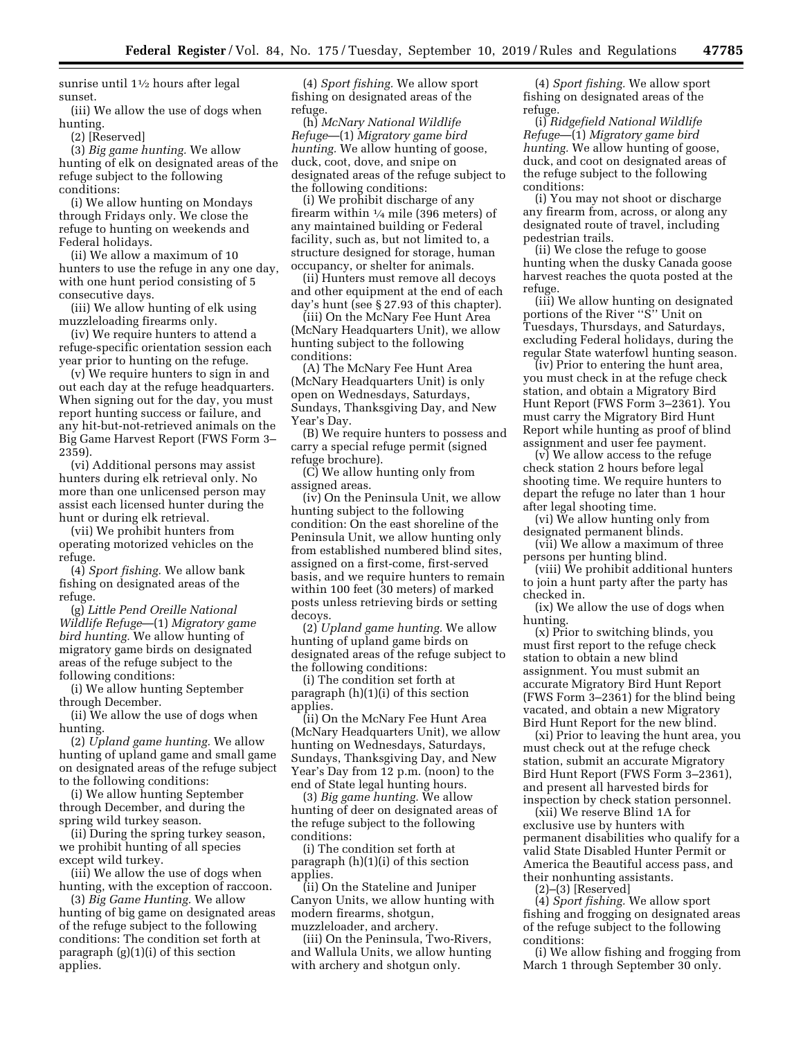sunrise until 1½ hours after legal sunset.

(iii) We allow the use of dogs when hunting.

(2) [Reserved]

(3) *Big game hunting.* We allow hunting of elk on designated areas of the refuge subject to the following conditions:

(i) We allow hunting on Mondays through Fridays only. We close the refuge to hunting on weekends and Federal holidays.

(ii) We allow a maximum of 10 hunters to use the refuge in any one day, with one hunt period consisting of 5 consecutive days.

(iii) We allow hunting of elk using muzzleloading firearms only.

(iv) We require hunters to attend a refuge-specific orientation session each year prior to hunting on the refuge.

(v) We require hunters to sign in and out each day at the refuge headquarters. When signing out for the day, you must report hunting success or failure, and any hit-but-not-retrieved animals on the Big Game Harvest Report (FWS Form 3–2359).

(vi) Additional persons may assist hunters during elk retrieval only. No more than one unlicensed person may assist each licensed hunter during the hunt or during elk retrieval.

(vii) We prohibit hunters from operating motorized vehicles on the refuge.

(4) *Sport fishing.* We allow bank fishing on designated areas of the refuge.

(g) *Little Pend Oreille National Wildlife Refuge*—(1) *Migratory game bird hunting.* We allow hunting of migratory game birds on designated areas of the refuge subject to the following conditions:

(i) We allow hunting September through December.

(ii) We allow the use of dogs when hunting.

(2) *Upland game hunting.* We allow hunting of upland game and small game on designated areas of the refuge subject to the following conditions:

(i) We allow hunting September through December, and during the spring wild turkey season.

(ii) During the spring turkey season, we prohibit hunting of all species except wild turkey.

(iii) We allow the use of dogs when hunting, with the exception of raccoon.

(3) *Big Game Hunting.* We allow hunting of big game on designated areas of the refuge subject to the following conditions: The condition set forth at paragraph (g)(1)(i) of this section applies.

(4) *Sport fishing.* We allow sport fishing on designated areas of the refuge.

(h) *McNary National Wildlife Refuge*—(1) *Migratory game bird hunting.* We allow hunting of goose, duck, coot, dove, and snipe on designated areas of the refuge subject to the following conditions:

(i) We prohibit discharge of any firearm within ¼ mile (396 meters) of any maintained building or Federal facility, such as, but not limited to, a structure designed for storage, human occupancy, or shelter for animals.

(ii) Hunters must remove all decoys and other equipment at the end of each day's hunt (see § 27.93 of this chapter).

(iii) On the McNary Fee Hunt Area (McNary Headquarters Unit), we allow hunting subject to the following conditions:

(A) The McNary Fee Hunt Area (McNary Headquarters Unit) is only open on Wednesdays, Saturdays, Sundays, Thanksgiving Day, and New Year's Day.

(B) We require hunters to possess and carry a special refuge permit (signed refuge brochure).

(C) We allow hunting only from assigned areas.

(iv) On the Peninsula Unit, we allow hunting subject to the following condition: On the east shoreline of the Peninsula Unit, we allow hunting only from established numbered blind sites, assigned on a first-come, first-served basis, and we require hunters to remain within 100 feet (30 meters) of marked posts unless retrieving birds or setting decoys.

(2) *Upland game hunting.* We allow hunting of upland game birds on designated areas of the refuge subject to the following conditions:

(i) The condition set forth at paragraph (h)(1)(i) of this section applies.

(ii) On the McNary Fee Hunt Area (McNary Headquarters Unit), we allow hunting on Wednesdays, Saturdays, Sundays, Thanksgiving Day, and New Year's Day from 12 p.m. (noon) to the end of State legal hunting hours.

(3) *Big game hunting.* We allow hunting of deer on designated areas of the refuge subject to the following conditions:

(i) The condition set forth at paragraph (h)(1)(i) of this section applies.

(ii) On the Stateline and Juniper Canyon Units, we allow hunting with modern firearms, shotgun, muzzleloader, and archery.

(iii) On the Peninsula, Two-Rivers, and Wallula Units, we allow hunting with archery and shotgun only.

(4) *Sport fishing.* We allow sport fishing on designated areas of the refuge.

(i) *Ridgefield National Wildlife Refuge*—(1) *Migratory game bird hunting.* We allow hunting of goose, duck, and coot on designated areas of the refuge subject to the following conditions:

(i) You may not shoot or discharge any firearm from, across, or along any designated route of travel, including pedestrian trails.

(ii) We close the refuge to goose hunting when the dusky Canada goose harvest reaches the quota posted at the refuge.

(iii) We allow hunting on designated portions of the River "S" Unit on Tuesdays, Thursdays, and Saturdays, excluding Federal holidays, during the regular State waterfowl hunting season.

(iv) Prior to entering the hunt area, you must check in at the refuge check station, and obtain a Migratory Bird Hunt Report (FWS Form 3–2361). You must carry the Migratory Bird Hunt Report while hunting as proof of blind assignment and user fee payment.

(v) We allow access to the refuge check station 2 hours before legal shooting time. We require hunters to depart the refuge no later than 1 hour after legal shooting time.

(vi) We allow hunting only from designated permanent blinds.

(vii) We allow a maximum of three persons per hunting blind.

(viii) We prohibit additional hunters to join a hunt party after the party has checked in.

(ix) We allow the use of dogs when hunting.

(x) Prior to switching blinds, you must first report to the refuge check station to obtain a new blind assignment. You must submit an accurate Migratory Bird Hunt Report (FWS Form 3–2361) for the blind being vacated, and obtain a new Migratory Bird Hunt Report for the new blind.

(xi) Prior to leaving the hunt area, you must check out at the refuge check station, submit an accurate Migratory Bird Hunt Report (FWS Form 3–2361), and present all harvested birds for inspection by check station personnel.

(xii) We reserve Blind 1A for exclusive use by hunters with permanent disabilities who qualify for a valid State Disabled Hunter Permit or America the Beautiful access pass, and their nonhunting assistants.

(2)–(3) [Reserved]

(4) *Sport fishing.* We allow sport fishing and frogging on designated areas of the refuge subject to the following conditions:

(i) We allow fishing and frogging from March 1 through September 30 only.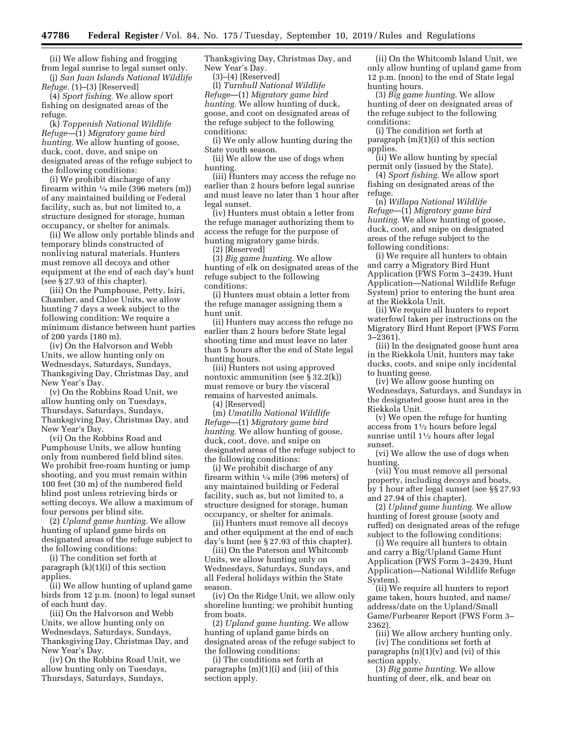(ii) We allow fishing and frogging from legal sunrise to legal sunset only.

(j) *San Juan Islands National Wildlife Refuge.* (1)–(3) [Reserved]

(4) *Sport fishing.* We allow sport fishing on designated areas of the refuge.

(k) *Toppenish National Wildlife Refuge*—(1) *Migratory game bird hunting.* We allow hunting of goose, duck, coot, dove, and snipe on designated areas of the refuge subject to the following conditions:

(i) We prohibit discharge of any firearm within ¼ mile (396 meters (m)) of any maintained building or Federal facility, such as, but not limited to, a structure designed for storage, human occupancy, or shelter for animals.

(ii) We allow only portable blinds and temporary blinds constructed of nonliving natural materials. Hunters must remove all decoys and other equipment at the end of each day's hunt (see § 27.93 of this chapter).

(iii) On the Pumphouse, Petty, Isiri, Chamber, and Chloe Units, we allow hunting 7 days a week subject to the following condition: We require a minimum distance between hunt parties of 200 yards (180 m).

(iv) On the Halvorson and Webb Units, we allow hunting only on Wednesdays, Saturdays, Sundays, Thanksgiving Day, Christmas Day, and New Year's Day.

(v) On the Robbins Road Unit, we allow hunting only on Tuesdays, Thursdays, Saturdays, Sundays, Thanksgiving Day, Christmas Day, and New Year's Day.

(vi) On the Robbins Road and Pumphouse Units, we allow hunting only from numbered field blind sites. We prohibit free-roam hunting or jump shooting, and you must remain within 100 feet (30 m) of the numbered field blind post unless retrieving birds or setting decoys. We allow a maximum of four persons per blind site.

(2) *Upland game hunting.* We allow hunting of upland game birds on designated areas of the refuge subject to the following conditions:

(i) The condition set forth at paragraph (k)(1)(i) of this section applies.

(ii) We allow hunting of upland game birds from 12 p.m. (noon) to legal sunset of each hunt day.

(iii) On the Halvorson and Webb Units, we allow hunting only on Wednesdays, Saturdays, Sundays, Thanksgiving Day, Christmas Day, and New Year's Day.

(iv) On the Robbins Road Unit, we allow hunting only on Tuesdays, Thursdays, Saturdays, Sundays, Thanksgiving Day, Christmas Day, and New Year's Day.

(3)–(4) [Reserved]

(l) *Turnbull National Wildlife Refuge*—(1) *Migratory game bird hunting.* We allow hunting of duck, goose, and coot on designated areas of the refuge subject to the following conditions:

(i) We only allow hunting during the State youth season.

(ii) We allow the use of dogs when hunting.

(iii) Hunters may access the refuge no earlier than 2 hours before legal sunrise and must leave no later than 1 hour after legal sunset.

(iv) Hunters must obtain a letter from the refuge manager authorizing them to access the refuge for the purpose of hunting migratory game birds.

(2) [Reserved]

(3) *Big game hunting.* We allow hunting of elk on designated areas of the refuge subject to the following conditions:

(i) Hunters must obtain a letter from the refuge manager assigning them a hunt unit.

(ii) Hunters may access the refuge no earlier than 2 hours before State legal shooting time and must leave no later than 5 hours after the end of State legal hunting hours.

(iii) Hunters not using approved nontoxic ammunition (see § 32.2(k)) must remove or bury the visceral remains of harvested animals.

(4) [Reserved]

(m) *Umatilla National Wildlife Refuge*—(1) *Migratory game bird hunting.* We allow hunting of goose, duck, coot, dove, and snipe on designated areas of the refuge subject to the following conditions:

(i) We prohibit discharge of any firearm within ¼ mile (396 meters) of any maintained building or Federal facility, such as, but not limited to, a structure designed for storage, human occupancy, or shelter for animals.

(ii) Hunters must remove all decoys and other equipment at the end of each day's hunt (see § 27.93 of this chapter).

(iii) On the Paterson and Whitcomb Units, we allow hunting only on Wednesdays, Saturdays, Sundays, and all Federal holidays within the State season.

(iv) On the Ridge Unit, we allow only shoreline hunting; we prohibit hunting from boats.

(2) *Upland game hunting.* We allow hunting of upland game birds on designated areas of the refuge subject to the following conditions:

(i) The conditions set forth at paragraphs (m)(1)(i) and (iii) of this section apply.

(ii) On the Whitcomb Island Unit, we only allow hunting of upland game from 12 p.m. (noon) to the end of State legal hunting hours.

(3) *Big game hunting.* We allow hunting of deer on designated areas of the refuge subject to the following conditions:

(i) The condition set forth at paragraph (m)(1)(i) of this section applies.

(ii) We allow hunting by special permit only (issued by the State).

(4) *Sport fishing.* We allow sport fishing on designated areas of the refuge.

(n) *Willapa National Wildlife Refuge*—(1) *Migratory game bird hunting.* We allow hunting of goose, duck, coot, and snipe on designated areas of the refuge subject to the following conditions:

(i) We require all hunters to obtain and carry a Migratory Bird Hunt Application (FWS Form 3–2439, Hunt Application—National Wildlife Refuge System) prior to entering the hunt area at the Riekkola Unit.

(ii) We require all hunters to report waterfowl taken per instructions on the Migratory Bird Hunt Report (FWS Form 3–2361).

(iii) In the designated goose hunt area in the Riekkola Unit, hunters may take ducks, coots, and snipe only incidental to hunting geese.

(iv) We allow goose hunting on Wednesdays, Saturdays, and Sundays in the designated goose hunt area in the Riekkola Unit.

(v) We open the refuge for hunting access from 1½ hours before legal sunrise until 1½ hours after legal sunset.

(vi) We allow the use of dogs when hunting.

(vii) You must remove all personal property, including decoys and boats, by 1 hour after legal sunset (see §§ 27.93 and 27.94 of this chapter).

(2) *Upland game hunting.* We allow hunting of forest grouse (sooty and ruffed) on designated areas of the refuge subject to the following conditions:

(i) We require all hunters to obtain and carry a Big/Upland Game Hunt Application (FWS Form 3–2439, Hunt Application—National Wildlife Refuge System).

(ii) We require all hunters to report game taken, hours hunted, and name/address/date on the Upland/Small Game/Furbearer Report (FWS Form 3–2362).

(iii) We allow archery hunting only.

(iv) The conditions set forth at paragraphs (n)(1)(v) and (vi) of this section apply.

(3) *Big game hunting.* We allow hunting of deer, elk, and bear on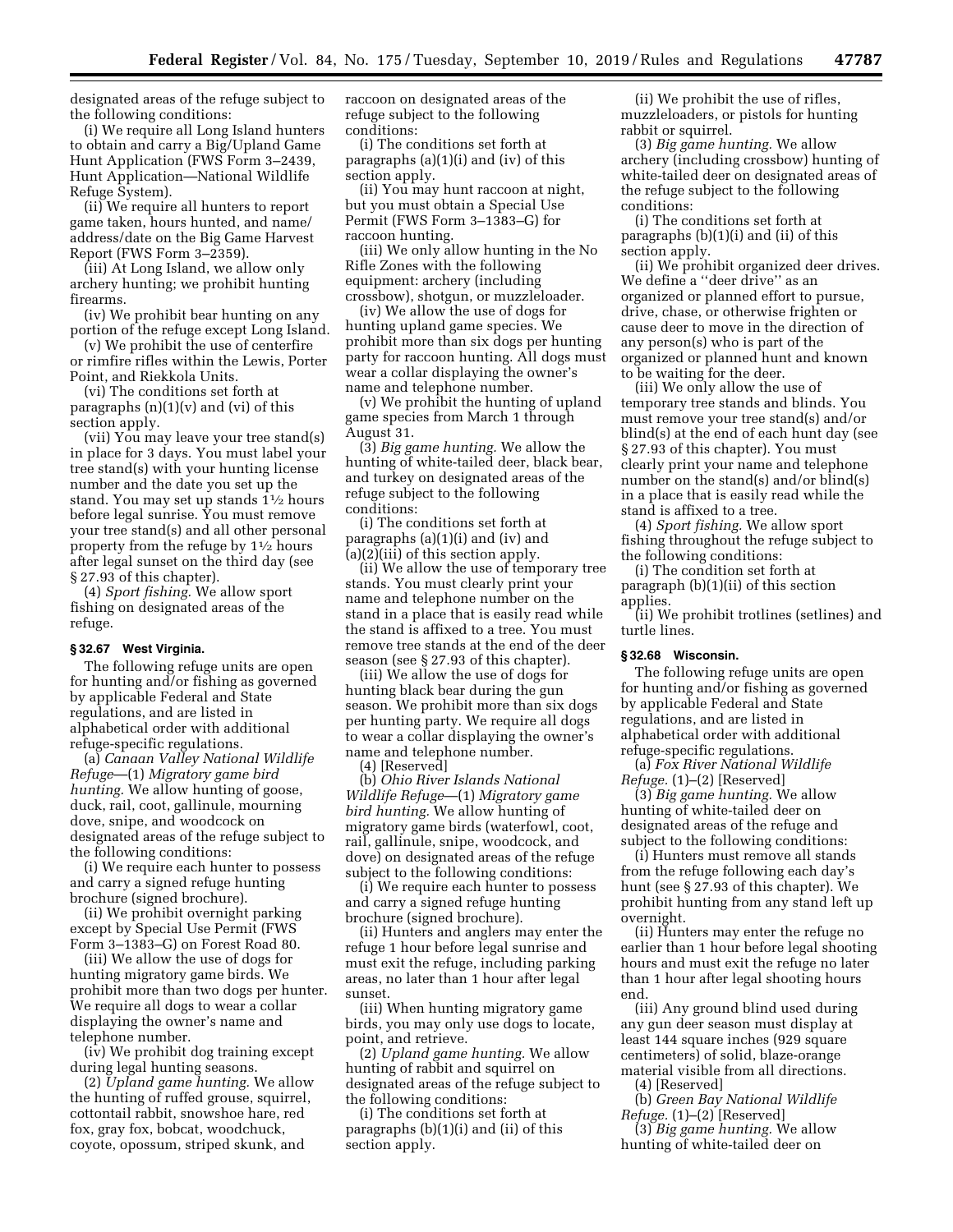designated areas of the refuge subject to the following conditions:

(i) We require all Long Island hunters to obtain and carry a Big/Upland Game Hunt Application (FWS Form 3–2439, Hunt Application—National Wildlife Refuge System).

(ii) We require all hunters to report game taken, hours hunted, and name/address/date on the Big Game Harvest Report (FWS Form 3–2359).

(iii) At Long Island, we allow only archery hunting; we prohibit hunting firearms.

(iv) We prohibit bear hunting on any portion of the refuge except Long Island.

(v) We prohibit the use of centerfire or rimfire rifles within the Lewis, Porter Point, and Riekkola Units.

(vi) The conditions set forth at paragraphs (n)(1)(v) and (vi) of this section apply.

(vii) You may leave your tree stand(s) in place for 3 days. You must label your tree stand(s) with your hunting license number and the date you set up the stand. You may set up stands 1½ hours before legal sunrise. You must remove your tree stand(s) and all other personal property from the refuge by 1½ hours after legal sunset on the third day (see § 27.93 of this chapter).

(4) *Sport fishing.* We allow sport fishing on designated areas of the refuge.

**§ 32.67 West Virginia.**

The following refuge units are open for hunting and/or fishing as governed by applicable Federal and State regulations, and are listed in alphabetical order with additional refuge-specific regulations.

(a) *Canaan Valley National Wildlife Refuge*—(1) *Migratory game bird hunting.* We allow hunting of goose, duck, rail, coot, gallinule, mourning dove, snipe, and woodcock on designated areas of the refuge subject to the following conditions:

(i) We require each hunter to possess and carry a signed refuge hunting brochure (signed brochure).

(ii) We prohibit overnight parking except by Special Use Permit (FWS Form 3–1383–G) on Forest Road 80.

(iii) We allow the use of dogs for hunting migratory game birds. We prohibit more than two dogs per hunter. We require all dogs to wear a collar displaying the owner's name and telephone number.

(iv) We prohibit dog training except during legal hunting seasons.

(2) *Upland game hunting.* We allow the hunting of ruffed grouse, squirrel, cottontail rabbit, snowshoe hare, red fox, gray fox, bobcat, woodchuck, coyote, opossum, striped skunk, and raccoon on designated areas of the refuge subject to the following conditions:

(i) The conditions set forth at paragraphs (a)(1)(i) and (iv) of this section apply.

(ii) You may hunt raccoon at night, but you must obtain a Special Use Permit (FWS Form 3–1383–G) for raccoon hunting.

(iii) We only allow hunting in the No Rifle Zones with the following equipment: archery (including crossbow), shotgun, or muzzleloader.

(iv) We allow the use of dogs for hunting upland game species. We prohibit more than six dogs per hunting party for raccoon hunting. All dogs must wear a collar displaying the owner's name and telephone number.

(v) We prohibit the hunting of upland game species from March 1 through August 31.

(3) *Big game hunting.* We allow the hunting of white-tailed deer, black bear, and turkey on designated areas of the refuge subject to the following conditions:

(i) The conditions set forth at paragraphs (a)(1)(i) and (iv) and (a)(2)(iii) of this section apply.

(ii) We allow the use of temporary tree stands. You must clearly print your name and telephone number on the stand in a place that is easily read while the stand is affixed to a tree. You must remove tree stands at the end of the deer season (see § 27.93 of this chapter).

(iii) We allow the use of dogs for hunting black bear during the gun season. We prohibit more than six dogs per hunting party. We require all dogs to wear a collar displaying the owner's name and telephone number.

(4) [Reserved]

(b) *Ohio River Islands National Wildlife Refuge*—(1) *Migratory game bird hunting.* We allow hunting of migratory game birds (waterfowl, coot, rail, gallinule, snipe, woodcock, and dove) on designated areas of the refuge subject to the following conditions:

(i) We require each hunter to possess and carry a signed refuge hunting brochure (signed brochure).

(ii) Hunters and anglers may enter the refuge 1 hour before legal sunrise and must exit the refuge, including parking areas, no later than 1 hour after legal sunset.

(iii) When hunting migratory game birds, you may only use dogs to locate, point, and retrieve.

(2) *Upland game hunting.* We allow hunting of rabbit and squirrel on designated areas of the refuge subject to the following conditions:

(i) The conditions set forth at paragraphs (b)(1)(i) and (ii) of this section apply.

(ii) We prohibit the use of rifles, muzzleloaders, or pistols for hunting rabbit or squirrel.

(3) *Big game hunting.* We allow archery (including crossbow) hunting of white-tailed deer on designated areas of the refuge subject to the following conditions:

(i) The conditions set forth at paragraphs (b)(1)(i) and (ii) of this section apply.

(ii) We prohibit organized deer drives. We define a ''deer drive'' as an organized or planned effort to pursue, drive, chase, or otherwise frighten or cause deer to move in the direction of any person(s) who is part of the organized or planned hunt and known to be waiting for the deer.

(iii) We only allow the use of temporary tree stands and blinds. You must remove your tree stand(s) and/or blind(s) at the end of each hunt day (see § 27.93 of this chapter). You must clearly print your name and telephone number on the stand(s) and/or blind(s) in a place that is easily read while the stand is affixed to a tree.

(4) *Sport fishing.* We allow sport fishing throughout the refuge subject to the following conditions:

(i) The condition set forth at paragraph (b)(1)(ii) of this section applies.

(ii) We prohibit trotlines (setlines) and turtle lines.

**§ 32.68 Wisconsin.**

The following refuge units are open for hunting and/or fishing as governed by applicable Federal and State regulations, and are listed in alphabetical order with additional refuge-specific regulations.

(a) *Fox River National Wildlife Refuge.* (1)–(2) [Reserved]

(3) *Big game hunting.* We allow hunting of white-tailed deer on designated areas of the refuge and subject to the following conditions:

(i) Hunters must remove all stands from the refuge following each day's hunt (see § 27.93 of this chapter). We prohibit hunting from any stand left up overnight.

(ii) Hunters may enter the refuge no earlier than 1 hour before legal shooting hours and must exit the refuge no later than 1 hour after legal shooting hours end.

(iii) Any ground blind used during any gun deer season must display at least 144 square inches (929 square centimeters) of solid, blaze-orange material visible from all directions.

(4) [Reserved]

(b) *Green Bay National Wildlife Refuge.* (1)–(2) [Reserved]

(3) *Big game hunting.* We allow hunting of white-tailed deer on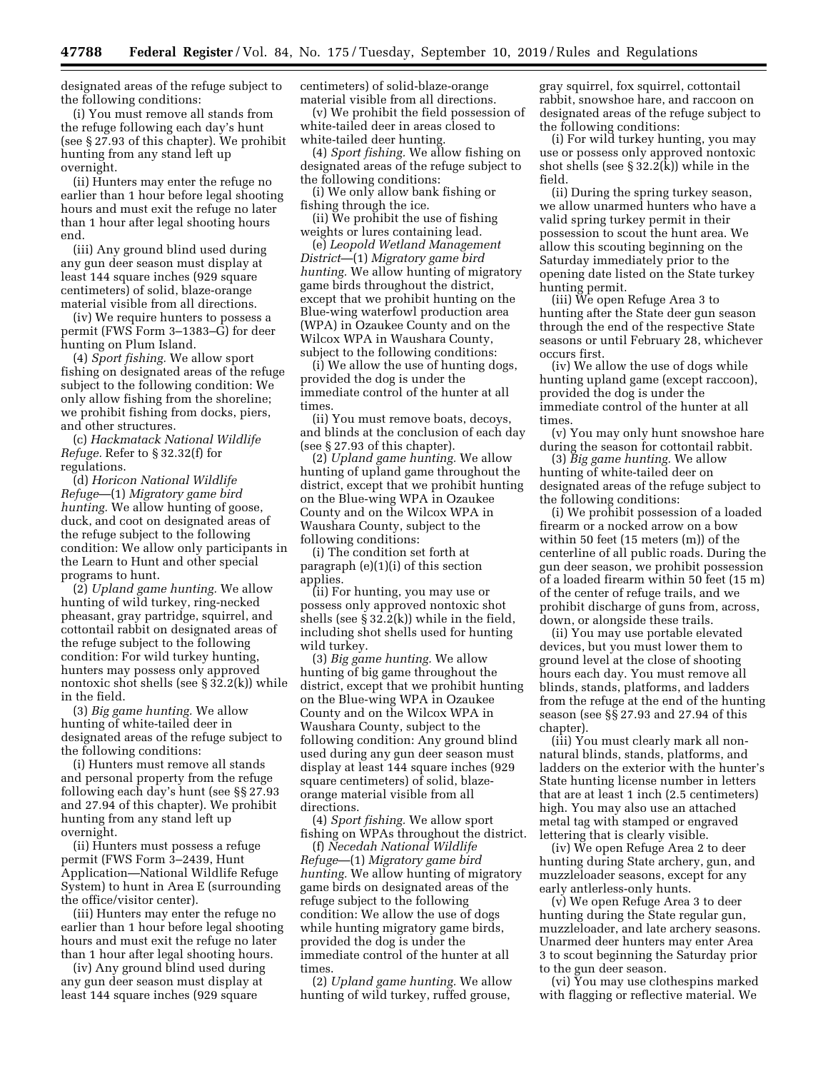designated areas of the refuge subject to the following conditions:

(i) You must remove all stands from the refuge following each day's hunt (see § 27.93 of this chapter). We prohibit hunting from any stand left up overnight.

(ii) Hunters may enter the refuge no earlier than 1 hour before legal shooting hours and must exit the refuge no later than 1 hour after legal shooting hours end.

(iii) Any ground blind used during any gun deer season must display at least 144 square inches (929 square centimeters) of solid, blaze-orange material visible from all directions.

(iv) We require hunters to possess a permit (FWS Form 3–1383–G) for deer hunting on Plum Island.

(4) *Sport fishing.* We allow sport fishing on designated areas of the refuge subject to the following condition: We only allow fishing from the shoreline; we prohibit fishing from docks, piers, and other structures.

(c) *Hackmatack National Wildlife Refuge.* Refer to § 32.32(f) for regulations.

(d) *Horicon National Wildlife Refuge*—(1) *Migratory game bird hunting.* We allow hunting of goose, duck, and coot on designated areas of the refuge subject to the following condition: We allow only participants in the Learn to Hunt and other special programs to hunt.

(2) *Upland game hunting.* We allow hunting of wild turkey, ring-necked pheasant, gray partridge, squirrel, and cottontail rabbit on designated areas of the refuge subject to the following condition: For wild turkey hunting, hunters may possess only approved nontoxic shot shells (see § 32.2(k)) while in the field.

(3) *Big game hunting.* We allow hunting of white-tailed deer in designated areas of the refuge subject to the following conditions:

(i) Hunters must remove all stands and personal property from the refuge following each day's hunt (see §§ 27.93 and 27.94 of this chapter). We prohibit hunting from any stand left up overnight.

(ii) Hunters must possess a refuge permit (FWS Form 3–2439, Hunt Application—National Wildlife Refuge System) to hunt in Area E (surrounding the office/visitor center).

(iii) Hunters may enter the refuge no earlier than 1 hour before legal shooting hours and must exit the refuge no later than 1 hour after legal shooting hours.

(iv) Any ground blind used during any gun deer season must display at least 144 square inches (929 square centimeters) of solid-blaze-orange material visible from all directions.

(v) We prohibit the field possession of white-tailed deer in areas closed to white-tailed deer hunting.

(4) *Sport fishing.* We allow fishing on designated areas of the refuge subject to the following conditions:

(i) We only allow bank fishing or fishing through the ice.

(ii) We prohibit the use of fishing weights or lures containing lead.

(e) *Leopold Wetland Management District*—(1) *Migratory game bird hunting.* We allow hunting of migratory game birds throughout the district, except that we prohibit hunting on the Blue-wing waterfowl production area (WPA) in Ozaukee County and on the Wilcox WPA in Waushara County, subject to the following conditions:

(i) We allow the use of hunting dogs, provided the dog is under the immediate control of the hunter at all times.

(ii) You must remove boats, decoys, and blinds at the conclusion of each day (see § 27.93 of this chapter).

(2) *Upland game hunting.* We allow hunting of upland game throughout the district, except that we prohibit hunting on the Blue-wing WPA in Ozaukee County and on the Wilcox WPA in Waushara County, subject to the following conditions:

(i) The condition set forth at paragraph (e)(1)(i) of this section applies.

(ii) For hunting, you may use or possess only approved nontoxic shot shells (see § 32.2(k)) while in the field, including shot shells used for hunting wild turkey.

(3) *Big game hunting.* We allow hunting of big game throughout the district, except that we prohibit hunting on the Blue-wing WPA in Ozaukee County and on the Wilcox WPA in Waushara County, subject to the following condition: Any ground blind used during any gun deer season must display at least 144 square inches (929 square centimeters) of solid, blaze-orange material visible from all directions.

(4) *Sport fishing.* We allow sport fishing on WPAs throughout the district.

(f) *Necedah National Wildlife Refuge*—(1) *Migratory game bird hunting.* We allow hunting of migratory game birds on designated areas of the refuge subject to the following condition: We allow the use of dogs while hunting migratory game birds, provided the dog is under the immediate control of the hunter at all times.

(2) *Upland game hunting.* We allow hunting of wild turkey, ruffed grouse, gray squirrel, fox squirrel, cottontail rabbit, snowshoe hare, and raccoon on designated areas of the refuge subject to the following conditions:

(i) For wild turkey hunting, you may use or possess only approved nontoxic shot shells (see § 32.2(k)) while in the field.

(ii) During the spring turkey season, we allow unarmed hunters who have a valid spring turkey permit in their possession to scout the hunt area. We allow this scouting beginning on the Saturday immediately prior to the opening date listed on the State turkey hunting permit.

(iii) We open Refuge Area 3 to hunting after the State deer gun season through the end of the respective State seasons or until February 28, whichever occurs first.

(iv) We allow the use of dogs while hunting upland game (except raccoon), provided the dog is under the immediate control of the hunter at all times.

(v) You may only hunt snowshoe hare during the season for cottontail rabbit.

(3) *Big game hunting.* We allow hunting of white-tailed deer on designated areas of the refuge subject to the following conditions:

(i) We prohibit possession of a loaded firearm or a nocked arrow on a bow within 50 feet (15 meters (m)) of the centerline of all public roads. During the gun deer season, we prohibit possession of a loaded firearm within 50 feet (15 m) of the center of refuge trails, and we prohibit discharge of guns from, across, down, or alongside these trails.

(ii) You may use portable elevated devices, but you must lower them to ground level at the close of shooting hours each day. You must remove all blinds, stands, platforms, and ladders from the refuge at the end of the hunting season (see §§ 27.93 and 27.94 of this chapter).

(iii) You must clearly mark all non-natural blinds, stands, platforms, and ladders on the exterior with the hunter's State hunting license number in letters that are at least 1 inch (2.5 centimeters) high. You may also use an attached metal tag with stamped or engraved lettering that is clearly visible.

(iv) We open Refuge Area 2 to deer hunting during State archery, gun, and muzzleloader seasons, except for any early antlerless-only hunts.

(v) We open Refuge Area 3 to deer hunting during the State regular gun, muzzleloader, and late archery seasons. Unarmed deer hunters may enter Area 3 to scout beginning the Saturday prior to the gun deer season.

(vi) You may use clothespins marked with flagging or reflective material. We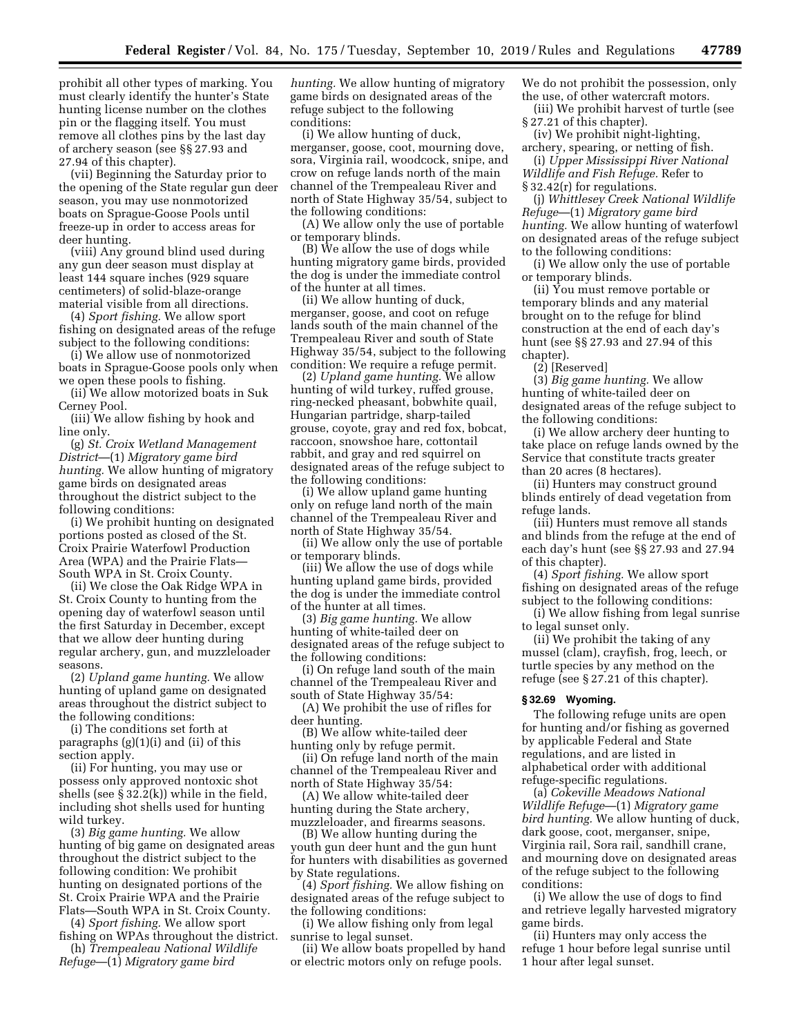prohibit all other types of marking. You must clearly identify the hunter's State hunting license number on the clothes pin or the flagging itself. You must remove all clothes pins by the last day of archery season (see §§ 27.93 and 27.94 of this chapter).

(vii) Beginning the Saturday prior to the opening of the State regular gun deer season, you may use nonmotorized boats on Sprague-Goose Pools until freeze-up in order to access areas for deer hunting.

(viii) Any ground blind used during any gun deer season must display at least 144 square inches (929 square centimeters) of solid-blaze-orange material visible from all directions.

(4) *Sport fishing.* We allow sport fishing on designated areas of the refuge subject to the following conditions:

(i) We allow use of nonmotorized boats in Sprague-Goose pools only when we open these pools to fishing.

(ii) We allow motorized boats in Suk Cerney Pool.

(iii) We allow fishing by hook and line only.

(g) *St. Croix Wetland Management District*—(1) *Migratory game bird hunting.* We allow hunting of migratory game birds on designated areas throughout the district subject to the following conditions:

(i) We prohibit hunting on designated portions posted as closed of the St. Croix Prairie Waterfowl Production Area (WPA) and the Prairie Flats—South WPA in St. Croix County.

(ii) We close the Oak Ridge WPA in St. Croix County to hunting from the opening day of waterfowl season until the first Saturday in December, except that we allow deer hunting during regular archery, gun, and muzzleloader seasons.

(2) *Upland game hunting.* We allow hunting of upland game on designated areas throughout the district subject to the following conditions:

(i) The conditions set forth at paragraphs (g)(1)(i) and (ii) of this section apply.

(ii) For hunting, you may use or possess only approved nontoxic shot shells (see § 32.2(k)) while in the field, including shot shells used for hunting wild turkey.

(3) *Big game hunting.* We allow hunting of big game on designated areas throughout the district subject to the following condition: We prohibit hunting on designated portions of the St. Croix Prairie WPA and the Prairie Flats—South WPA in St. Croix County.

(4) *Sport fishing.* We allow sport fishing on WPAs throughout the district.

(h) *Trempealeau National Wildlife Refuge*—(1) *Migratory game bird hunting.* We allow hunting of migratory game birds on designated areas of the refuge subject to the following conditions:

(i) We allow hunting of duck, merganser, goose, coot, mourning dove, sora, Virginia rail, woodcock, snipe, and crow on refuge lands north of the main channel of the Trempealeau River and north of State Highway 35/54, subject to the following conditions:

(A) We allow only the use of portable or temporary blinds.

(B) We allow the use of dogs while hunting migratory game birds, provided the dog is under the immediate control of the hunter at all times.

(ii) We allow hunting of duck, merganser, goose, and coot on refuge lands south of the main channel of the Trempealeau River and south of State Highway 35/54, subject to the following condition: We require a refuge permit.

(2) *Upland game hunting.* We allow hunting of wild turkey, ruffed grouse, ring-necked pheasant, bobwhite quail, Hungarian partridge, sharp-tailed grouse, coyote, gray and red fox, bobcat, raccoon, snowshoe hare, cottontail rabbit, and gray and red squirrel on designated areas of the refuge subject to the following conditions:

(i) We allow upland game hunting only on refuge land north of the main channel of the Trempealeau River and north of State Highway 35/54.

(ii) We allow only the use of portable or temporary blinds.

(iii) We allow the use of dogs while hunting upland game birds, provided the dog is under the immediate control of the hunter at all times.

(3) *Big game hunting.* We allow hunting of white-tailed deer on designated areas of the refuge subject to the following conditions:

(i) On refuge land south of the main channel of the Trempealeau River and south of State Highway 35/54:

(A) We prohibit the use of rifles for deer hunting.

(B) We allow white-tailed deer hunting only by refuge permit.

(ii) On refuge land north of the main channel of the Trempealeau River and north of State Highway 35/54:

(A) We allow white-tailed deer hunting during the State archery, muzzleloader, and firearms seasons.

(B) We allow hunting during the youth gun deer hunt and the gun hunt for hunters with disabilities as governed by State regulations.

(4) *Sport fishing.* We allow fishing on designated areas of the refuge subject to the following conditions:

(i) We allow fishing only from legal sunrise to legal sunset.

(ii) We allow boats propelled by hand or electric motors only on refuge pools. We do not prohibit the possession, only the use, of other watercraft motors.

(iii) We prohibit harvest of turtle (see § 27.21 of this chapter).

(iv) We prohibit night-lighting, archery, spearing, or netting of fish.

(i) *Upper Mississippi River National Wildlife and Fish Refuge.* Refer to § 32.42(r) for regulations.

(j) *Whittlesey Creek National Wildlife Refuge*—(1) *Migratory game bird hunting.* We allow hunting of waterfowl on designated areas of the refuge subject to the following conditions:

(i) We allow only the use of portable or temporary blinds.

(ii) You must remove portable or temporary blinds and any material brought on to the refuge for blind construction at the end of each day's hunt (see §§ 27.93 and 27.94 of this chapter).

(2) [Reserved]

(3) *Big game hunting.* We allow hunting of white-tailed deer on designated areas of the refuge subject to the following conditions:

(i) We allow archery deer hunting to take place on refuge lands owned by the Service that constitute tracts greater than 20 acres (8 hectares).

(ii) Hunters may construct ground blinds entirely of dead vegetation from refuge lands.

(iii) Hunters must remove all stands and blinds from the refuge at the end of each day's hunt (see §§ 27.93 and 27.94 of this chapter).

(4) *Sport fishing.* We allow sport fishing on designated areas of the refuge subject to the following conditions:

(i) We allow fishing from legal sunrise to legal sunset only.

(ii) We prohibit the taking of any mussel (clam), crayfish, frog, leech, or turtle species by any method on the refuge (see § 27.21 of this chapter).

## § 32.69 Wyoming.

The following refuge units are open for hunting and/or fishing as governed by applicable Federal and State regulations, and are listed in alphabetical order with additional refuge-specific regulations.

(a) *Cokeville Meadows National Wildlife Refuge*—(1) *Migratory game bird hunting.* We allow hunting of duck, dark goose, coot, merganser, snipe, Virginia rail, Sora rail, sandhill crane, and mourning dove on designated areas of the refuge subject to the following conditions:

(i) We allow the use of dogs to find and retrieve legally harvested migratory game birds.

(ii) Hunters may only access the refuge 1 hour before legal sunrise until 1 hour after legal sunset.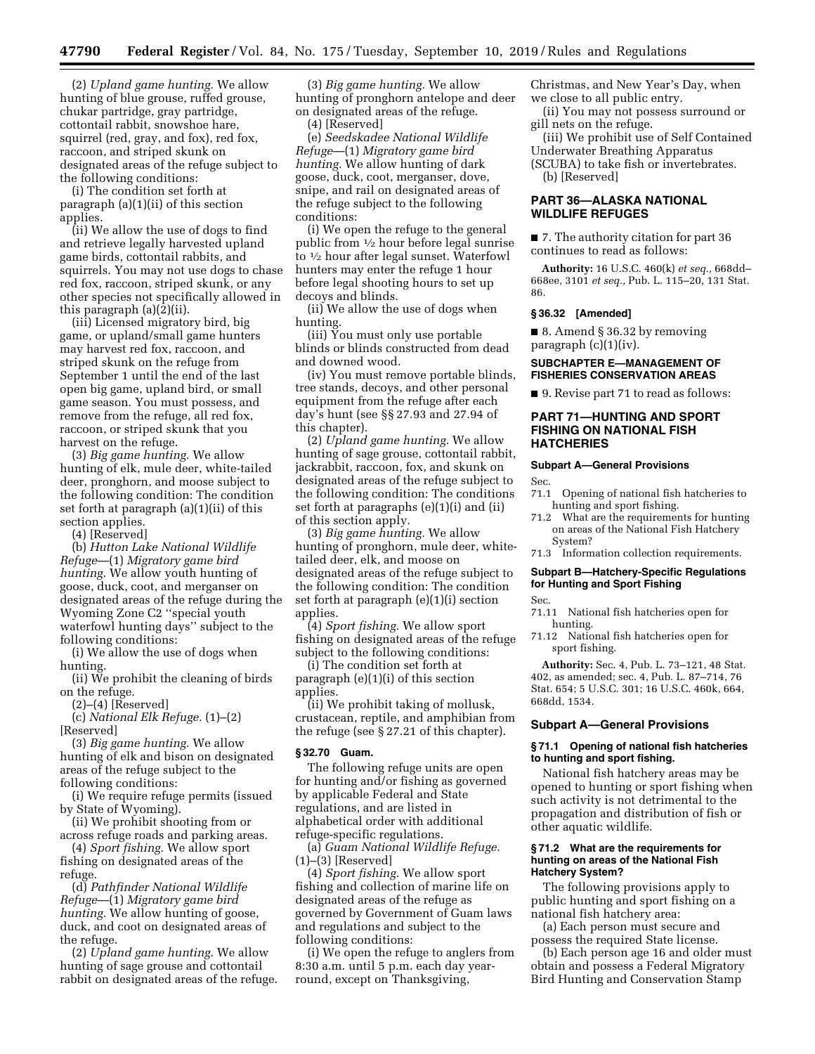(2) *Upland game hunting.* We allow hunting of blue grouse, ruffed grouse, chukar partridge, gray partridge, cottontail rabbit, snowshoe hare, squirrel (red, gray, and fox), red fox, raccoon, and striped skunk on designated areas of the refuge subject to the following conditions:

(i) The condition set forth at paragraph (a)(1)(ii) of this section applies.

(ii) We allow the use of dogs to find and retrieve legally harvested upland game birds, cottontail rabbits, and squirrels. You may not use dogs to chase red fox, raccoon, striped skunk, or any other species not specifically allowed in this paragraph (a)(2)(ii).

(iii) Licensed migratory bird, big game, or upland/small game hunters may harvest red fox, raccoon, and striped skunk on the refuge from September 1 until the end of the last open big game, upland bird, or small game season. You must possess, and remove from the refuge, all red fox, raccoon, or striped skunk that you harvest on the refuge.

(3) *Big game hunting.* We allow hunting of elk, mule deer, white-tailed deer, pronghorn, and moose subject to the following condition: The condition set forth at paragraph (a)(1)(ii) of this section applies.

(4) [Reserved]

(b) *Hutton Lake National Wildlife Refuge*—(1) *Migratory game bird hunting.* We allow youth hunting of goose, duck, coot, and merganser on designated areas of the refuge during the Wyoming Zone C2 ''special youth waterfowl hunting days'' subject to the following conditions:

(i) We allow the use of dogs when hunting.

(ii) We prohibit the cleaning of birds on the refuge.

(2)–(4) [Reserved]

(c) *National Elk Refuge.* (1)–(2) [Reserved]

(3) *Big game hunting.* We allow hunting of elk and bison on designated areas of the refuge subject to the following conditions:

(i) We require refuge permits (issued by State of Wyoming).

(ii) We prohibit shooting from or across refuge roads and parking areas.

(4) *Sport fishing.* We allow sport fishing on designated areas of the refuge.

(d) *Pathfinder National Wildlife Refuge*—(1) *Migratory game bird hunting.* We allow hunting of goose, duck, and coot on designated areas of the refuge.

(2) *Upland game hunting.* We allow hunting of sage grouse and cottontail rabbit on designated areas of the refuge.

(3) *Big game hunting.* We allow hunting of pronghorn antelope and deer on designated areas of the refuge.

(4) [Reserved]

(e) *Seedskadee National Wildlife Refuge*—(1) *Migratory game bird hunting.* We allow hunting of dark goose, duck, coot, merganser, dove, snipe, and rail on designated areas of the refuge subject to the following conditions:

(i) We open the refuge to the general public from ½ hour before legal sunrise to ½ hour after legal sunset. Waterfowl hunters may enter the refuge 1 hour before legal shooting hours to set up decoys and blinds.

(ii) We allow the use of dogs when hunting.

(iii) You must only use portable blinds or blinds constructed from dead and downed wood.

(iv) You must remove portable blinds, tree stands, decoys, and other personal equipment from the refuge after each day's hunt (see §§ 27.93 and 27.94 of this chapter).

(2) *Upland game hunting.* We allow hunting of sage grouse, cottontail rabbit, jackrabbit, raccoon, fox, and skunk on designated areas of the refuge subject to the following condition: The conditions set forth at paragraphs (e)(1)(i) and (ii) of this section apply.

(3) *Big game hunting.* We allow hunting of pronghorn, mule deer, white-tailed deer, elk, and moose on designated areas of the refuge subject to the following condition: The condition set forth at paragraph (e)(1)(i) section applies.

(4) *Sport fishing.* We allow sport fishing on designated areas of the refuge subject to the following conditions:

(i) The condition set forth at paragraph (e)(1)(i) of this section applies.

(ii) We prohibit taking of mollusk, crustacean, reptile, and amphibian from the refuge (see § 27.21 of this chapter).

**§ 32.70 Guam.**

The following refuge units are open for hunting and/or fishing as governed by applicable Federal and State regulations, and are listed in alphabetical order with additional refuge-specific regulations.

(a) *Guam National Wildlife Refuge.* (1)–(3) [Reserved]

(4) *Sport fishing.* We allow sport fishing and collection of marine life on designated areas of the refuge as governed by Government of Guam laws and regulations and subject to the following conditions:

(i) We open the refuge to anglers from 8:30 a.m. until 5 p.m. each day year-round, except on Thanksgiving, Christmas, and New Year's Day, when we close to all public entry.

(ii) You may not possess surround or gill nets on the refuge.

(iii) We prohibit use of Self Contained Underwater Breathing Apparatus (SCUBA) to take fish or invertebrates.

(b) [Reserved]

## PART 36—ALASKA NATIONAL WILDLIFE REFUGES

■ 7. The authority citation for part 36 continues to read as follows:

**Authority:** 16 U.S.C. 460(k) *et seq.,* 668dd–668ee, 3101 *et seq.,* Pub. L. 115–20, 131 Stat. 86.

**§ 36.32 [Amended]**

■ 8. Amend § 36.32 by removing paragraph (c)(1)(iv).

### SUBCHAPTER E—MANAGEMENT OF FISHERIES CONSERVATION AREAS

■ 9. Revise part 71 to read as follows:

## PART 71—HUNTING AND SPORT FISHING ON NATIONAL FISH HATCHERIES

**Subpart A—General Provisions**

Sec.
71.1 Opening of national fish hatcheries to hunting and sport fishing.
71.2 What are the requirements for hunting on areas of the National Fish Hatchery System?
71.3 Information collection requirements.

**Subpart B—Hatchery-Specific Regulations for Hunting and Sport Fishing**

Sec.
71.11 National fish hatcheries open for hunting.
71.12 National fish hatcheries open for sport fishing.

**Authority:** Sec. 4, Pub. L. 73–121, 48 Stat. 402, as amended; sec. 4, Pub. L. 87–714, 76 Stat. 654; 5 U.S.C. 301; 16 U.S.C. 460k, 664, 668dd, 1534.

### Subpart A—General Provisions

**§ 71.1 Opening of national fish hatcheries to hunting and sport fishing.**

National fish hatchery areas may be opened to hunting or sport fishing when such activity is not detrimental to the propagation and distribution of fish or other aquatic wildlife.

**§ 71.2 What are the requirements for hunting on areas of the National Fish Hatchery System?**

The following provisions apply to public hunting and sport fishing on a national fish hatchery area:

(a) Each person must secure and possess the required State license.

(b) Each person age 16 and older must obtain and possess a Federal Migratory Bird Hunting and Conservation Stamp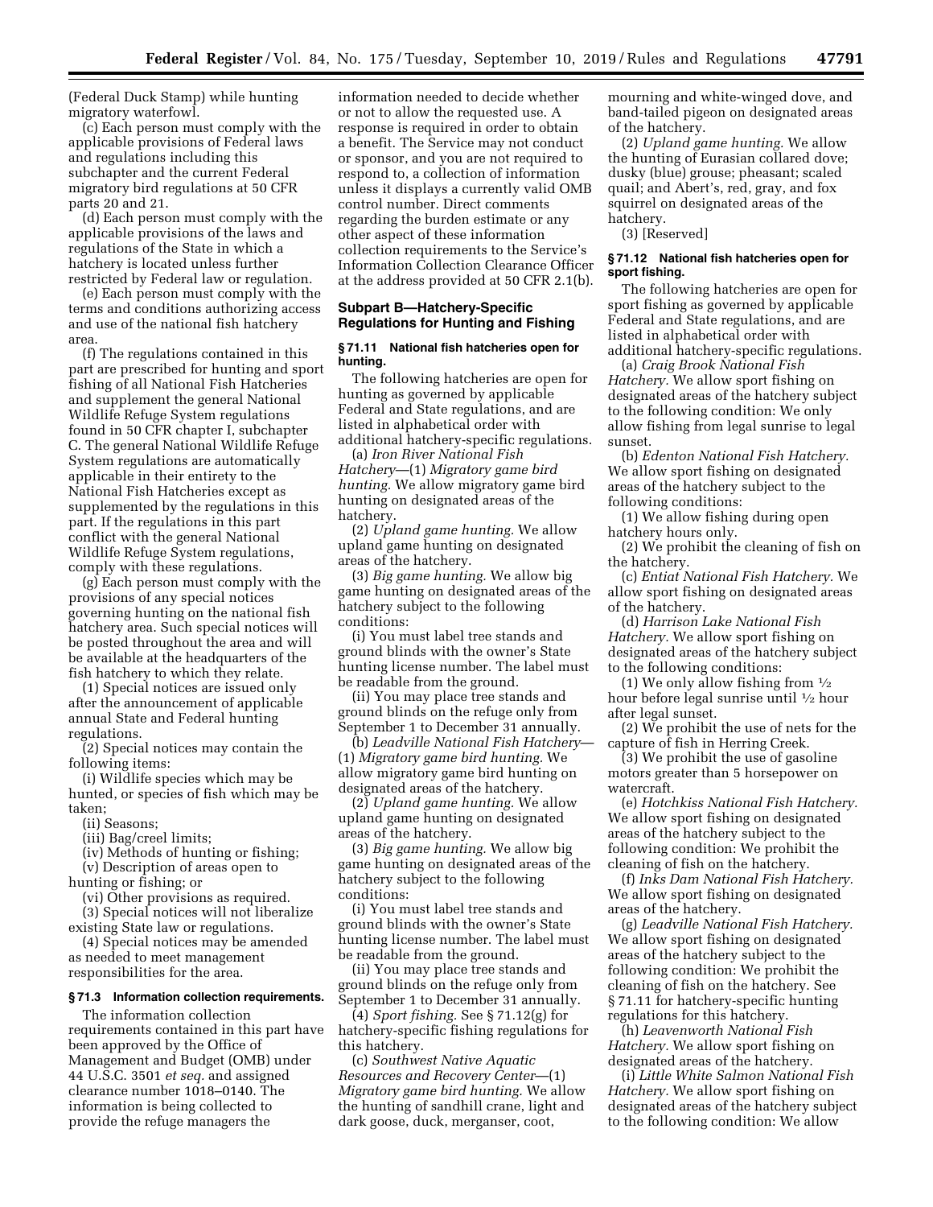(Federal Duck Stamp) while hunting migratory waterfowl.

(c) Each person must comply with the applicable provisions of Federal laws and regulations including this subchapter and the current Federal migratory bird regulations at 50 CFR parts 20 and 21.

(d) Each person must comply with the applicable provisions of the laws and regulations of the State in which a hatchery is located unless further restricted by Federal law or regulation.

(e) Each person must comply with the terms and conditions authorizing access and use of the national fish hatchery area.

(f) The regulations contained in this part are prescribed for hunting and sport fishing of all National Fish Hatcheries and supplement the general National Wildlife Refuge System regulations found in 50 CFR chapter I, subchapter C. The general National Wildlife Refuge System regulations are automatically applicable in their entirety to the National Fish Hatcheries except as supplemented by the regulations in this part. If the regulations in this part conflict with the general National Wildlife Refuge System regulations, comply with these regulations.

(g) Each person must comply with the provisions of any special notices governing hunting on the national fish hatchery area. Such special notices will be posted throughout the area and will be available at the headquarters of the fish hatchery to which they relate.

(1) Special notices are issued only after the announcement of applicable annual State and Federal hunting regulations.

(2) Special notices may contain the following items:

(i) Wildlife species which may be hunted, or species of fish which may be taken;

(ii) Seasons;

(iii) Bag/creel limits;

(iv) Methods of hunting or fishing;

(v) Description of areas open to hunting or fishing; or

(vi) Other provisions as required.

(3) Special notices will not liberalize existing State law or regulations.

(4) Special notices may be amended as needed to meet management responsibilities for the area.

### § 71.3 Information collection requirements.

The information collection requirements contained in this part have been approved by the Office of Management and Budget (OMB) under 44 U.S.C. 3501 *et seq.* and assigned clearance number 1018–0140. The information is being collected to provide the refuge managers the information needed to decide whether or not to allow the requested use. A response is required in order to obtain a benefit. The Service may not conduct or sponsor, and you are not required to respond to, a collection of information unless it displays a currently valid OMB control number. Direct comments regarding the burden estimate or any other aspect of these information collection requirements to the Service's Information Collection Clearance Officer at the address provided at 50 CFR 2.1(b).

## Subpart B—Hatchery-Specific Regulations for Hunting and Fishing

### § 71.11 National fish hatcheries open for hunting.

The following hatcheries are open for hunting as governed by applicable Federal and State regulations, and are listed in alphabetical order with additional hatchery-specific regulations.

(a) *Iron River National Fish Hatchery*—(1) *Migratory game bird hunting.* We allow migratory game bird hunting on designated areas of the hatchery.

(2) *Upland game hunting.* We allow upland game hunting on designated areas of the hatchery.

(3) *Big game hunting.* We allow big game hunting on designated areas of the hatchery subject to the following conditions:

(i) You must label tree stands and ground blinds with the owner's State hunting license number. The label must be readable from the ground.

(ii) You may place tree stands and ground blinds on the refuge only from September 1 to December 31 annually.

(b) *Leadville National Fish Hatchery*—(1) *Migratory game bird hunting.* We allow migratory game bird hunting on designated areas of the hatchery.

(2) *Upland game hunting.* We allow upland game hunting on designated areas of the hatchery.

(3) *Big game hunting.* We allow big game hunting on designated areas of the hatchery subject to the following conditions:

(i) You must label tree stands and ground blinds with the owner's State hunting license number. The label must be readable from the ground.

(ii) You may place tree stands and ground blinds on the refuge only from September 1 to December 31 annually.

(4) *Sport fishing.* See § 71.12(g) for hatchery-specific fishing regulations for this hatchery.

(c) *Southwest Native Aquatic Resources and Recovery Center*—(1) *Migratory game bird hunting.* We allow the hunting of sandhill crane, light and dark goose, duck, merganser, coot, mourning and white-winged dove, and band-tailed pigeon on designated areas of the hatchery.

(2) *Upland game hunting.* We allow the hunting of Eurasian collared dove; dusky (blue) grouse; pheasant; scaled quail; and Abert's, red, gray, and fox squirrel on designated areas of the hatchery.

(3) [Reserved]

### § 71.12 National fish hatcheries open for sport fishing.

The following hatcheries are open for sport fishing as governed by applicable Federal and State regulations, and are listed in alphabetical order with additional hatchery-specific regulations.

(a) *Craig Brook National Fish Hatchery.* We allow sport fishing on designated areas of the hatchery subject to the following condition: We only allow fishing from legal sunrise to legal sunset.

(b) *Edenton National Fish Hatchery.* We allow sport fishing on designated areas of the hatchery subject to the following conditions:

(1) We allow fishing during open hatchery hours only.

(2) We prohibit the cleaning of fish on the hatchery.

(c) *Entiat National Fish Hatchery.* We allow sport fishing on designated areas of the hatchery.

(d) *Harrison Lake National Fish Hatchery.* We allow sport fishing on designated areas of the hatchery subject to the following conditions:

(1) We only allow fishing from ½ hour before legal sunrise until ½ hour after legal sunset.

(2) We prohibit the use of nets for the capture of fish in Herring Creek.

(3) We prohibit the use of gasoline motors greater than 5 horsepower on watercraft.

(e) *Hotchkiss National Fish Hatchery.* We allow sport fishing on designated areas of the hatchery subject to the following condition: We prohibit the cleaning of fish on the hatchery.

(f) *Inks Dam National Fish Hatchery.* We allow sport fishing on designated areas of the hatchery.

(g) *Leadville National Fish Hatchery.* We allow sport fishing on designated areas of the hatchery subject to the following condition: We prohibit the cleaning of fish on the hatchery. See § 71.11 for hatchery-specific hunting regulations for this hatchery.

(h) *Leavenworth National Fish Hatchery.* We allow sport fishing on designated areas of the hatchery.

(i) *Little White Salmon National Fish Hatchery.* We allow sport fishing on designated areas of the hatchery subject to the following condition: We allow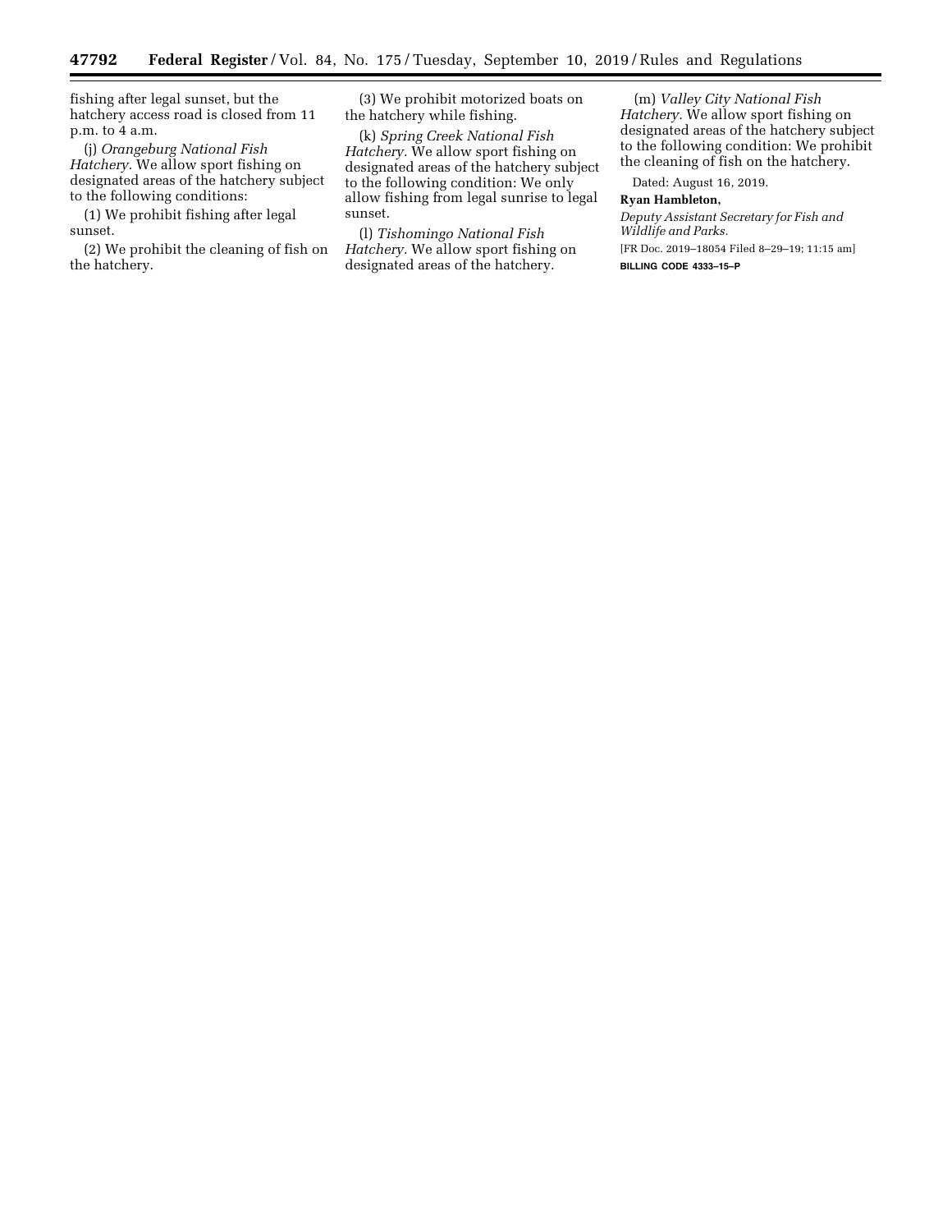fishing after legal sunset, but the hatchery access road is closed from 11 p.m. to 4 a.m.

(j) *Orangeburg National Fish Hatchery.* We allow sport fishing on designated areas of the hatchery subject to the following conditions:

(1) We prohibit fishing after legal sunset.

(2) We prohibit the cleaning of fish on the hatchery.

(3) We prohibit motorized boats on the hatchery while fishing.

(k) *Spring Creek National Fish Hatchery.* We allow sport fishing on designated areas of the hatchery subject to the following condition: We only allow fishing from legal sunrise to legal sunset.

(l) *Tishomingo National Fish Hatchery.* We allow sport fishing on designated areas of the hatchery.

(m) *Valley City National Fish Hatchery.* We allow sport fishing on designated areas of the hatchery subject to the following condition: We prohibit the cleaning of fish on the hatchery.

Dated: August 16, 2019.

**Ryan Hambleton,**

*Deputy Assistant Secretary for Fish and Wildlife and Parks.*

[FR Doc. 2019–18054 Filed 8–29–19; 11:15 am]

**BILLING CODE 4333–15–P**